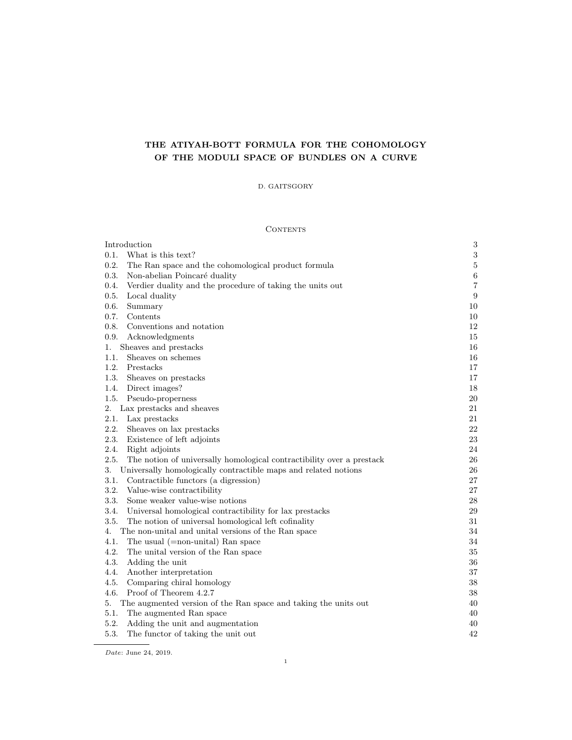# THE ATIYAH-BOTT FORMULA FOR THE COHOMOLOGY OF THE MODULI SPACE OF BUNDLES ON A CURVE

D. GAITSGORY

## Contents

| | |
|---|---|
| Introduction | 3 |
| 0.1. What is this text? | 3 |
| 0.2. The Ran space and the cohomological product formula | 5 |
| 0.3. Non-abelian Poincaré duality | 6 |
| 0.4. Verdier duality and the procedure of taking the units out | 7 |
| 0.5. Local duality | 9 |
| 0.6. Summary | 10 |
| 0.7. Contents | 10 |
| 0.8. Conventions and notation | 12 |
| 0.9. Acknowledgments | 15 |
| 1. Sheaves and prestacks | 16 |
| 1.1. Sheaves on schemes | 16 |
| 1.2. Prestacks | 17 |
| 1.3. Sheaves on prestacks | 17 |
| 1.4. Direct images? | 18 |
| 1.5. Pseudo-properness | 20 |
| 2. Lax prestacks and sheaves | 21 |
| 2.1. Lax prestacks | 21 |
| 2.2. Sheaves on lax prestacks | 22 |
| 2.3. Existence of left adjoints | 23 |
| 2.4. Right adjoints | 24 |
| 2.5. The notion of universally homological contractibility over a prestack | 26 |
| 3. Universally homologically contractible maps and related notions | 26 |
| 3.1. Contractible functors (a digression) | 27 |
| 3.2. Value-wise contractibility | 27 |
| 3.3. Some weaker value-wise notions | 28 |
| 3.4. Universal homological contractibility for lax prestacks | 29 |
| 3.5. The notion of universal homological left cofinality | 31 |
| 4. The non-unital and unital versions of the Ran space | 34 |
| 4.1. The usual (=non-unital) Ran space | 34 |
| 4.2. The unital version of the Ran space | 35 |
| 4.3. Adding the unit | 36 |
| 4.4. Another interpretation | 37 |
| 4.5. Comparing chiral homology | 38 |
| 4.6. Proof of Theorem 4.2.7 | 38 |
| 5. The augmented version of the Ran space and taking the units out | 40 |
| 5.1. The augmented Ran space | 40 |
| 5.2. Adding the unit and augmentation | 40 |
| 5.3. The functor of taking the unit out | 42 |

*Date*: June 24, 2019.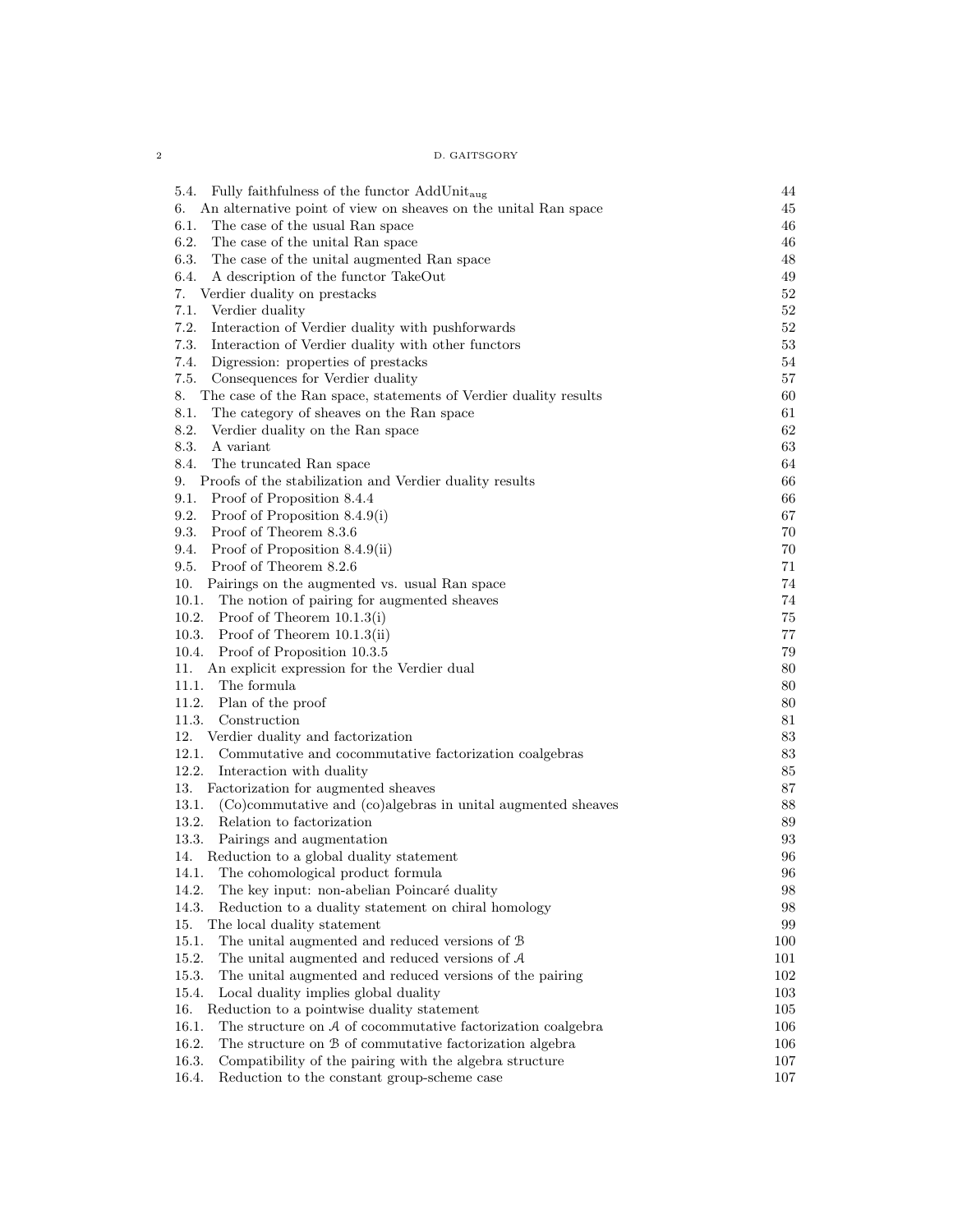5.4. Fully faithfulness of the functor $\mathrm{AddUnit}_{\mathrm{aug}}$ 44
6. An alternative point of view on sheaves on the unital Ran space 45
6.1. The case of the usual Ran space 46
6.2. The case of the unital Ran space 46
6.3. The case of the unital augmented Ran space 48
6.4. A description of the functor TakeOut 49
7. Verdier duality on prestacks 52
7.1. Verdier duality 52
7.2. Interaction of Verdier duality with pushforwards 52
7.3. Interaction of Verdier duality with other functors 53
7.4. Digression: properties of prestacks 54
7.5. Consequences for Verdier duality 57
8. The case of the Ran space, statements of Verdier duality results 60
8.1. The category of sheaves on the Ran space 61
8.2. Verdier duality on the Ran space 62
8.3. A variant 63
8.4. The truncated Ran space 64
9. Proofs of the stabilization and Verdier duality results 66
9.1. Proof of Proposition 8.4.4 66
9.2. Proof of Proposition 8.4.9(i) 67
9.3. Proof of Theorem 8.3.6 70
9.4. Proof of Proposition 8.4.9(ii) 70
9.5. Proof of Theorem 8.2.6 71
10. Pairings on the augmented vs. usual Ran space 74
10.1. The notion of pairing for augmented sheaves 74
10.2. Proof of Theorem 10.1.3(i) 75
10.3. Proof of Theorem 10.1.3(ii) 77
10.4. Proof of Proposition 10.3.5 79
11. An explicit expression for the Verdier dual 80
11.1. The formula 80
11.2. Plan of the proof 80
11.3. Construction 81
12. Verdier duality and factorization 83
12.1. Commutative and cocommutative factorization coalgebras 83
12.2. Interaction with duality 85
13. Factorization for augmented sheaves 87
13.1. (Co)commutative and (co)algebras in unital augmented sheaves 88
13.2. Relation to factorization 89
13.3. Pairings and augmentation 93
14. Reduction to a global duality statement 96
14.1. The cohomological product formula 96
14.2. The key input: non-abelian Poincaré duality 98
14.3. Reduction to a duality statement on chiral homology 98
15. The local duality statement 99
15.1. The unital augmented and reduced versions of $\mathcal{B}$ 100
15.2. The unital augmented and reduced versions of $\mathcal{A}$ 101
15.3. The unital augmented and reduced versions of the pairing 102
15.4. Local duality implies global duality 103
16. Reduction to a pointwise duality statement 105
16.1. The structure on $\mathcal{A}$ of cocommutative factorization coalgebra 106
16.2. The structure on $\mathcal{B}$ of commutative factorization algebra 106
16.3. Compatibility of the pairing with the algebra structure 107
16.4. Reduction to the constant group-scheme case 107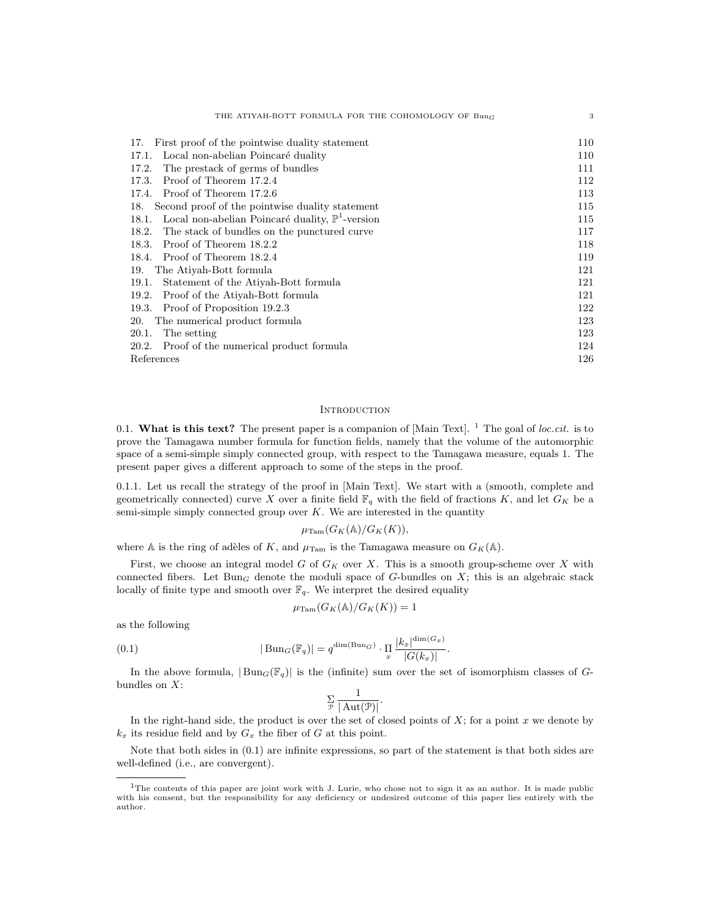| | |
|---|---|
| 17. First proof of the pointwise duality statement | 110 |
| 17.1. Local non-abelian Poincaré duality | 110 |
| 17.2. The prestack of germs of bundles | 111 |
| 17.3. Proof of Theorem 17.2.4 | 112 |
| 17.4. Proof of Theorem 17.2.6 | 113 |
| 18. Second proof of the pointwise duality statement | 115 |
| 18.1. Local non-abelian Poincaré duality, $\mathbb{P}^1$-version | 115 |
| 18.2. The stack of bundles on the punctured curve | 117 |
| 18.3. Proof of Theorem 18.2.2 | 118 |
| 18.4. Proof of Theorem 18.2.4 | 119 |
| 19. The Atiyah-Bott formula | 121 |
| 19.1. Statement of the Atiyah-Bott formula | 121 |
| 19.2. Proof of the Atiyah-Bott formula | 121 |
| 19.3. Proof of Proposition 19.2.3 | 122 |
| 20. The numerical product formula | 123 |
| 20.1. The setting | 123 |
| 20.2. Proof of the numerical product formula | 124 |
| References | 126 |

## Introduction

0.1. **What is this text?** The present paper is a companion of [Main Text]. [1] The goal of *loc.cit.* is to prove the Tamagawa number formula for function fields, namely that the volume of the automorphic space of a semi-simple simply connected group, with respect to the Tamagawa measure, equals 1. The present paper gives a different approach to some of the steps in the proof.

0.1.1. Let us recall the strategy of the proof in [Main Text]. We start with a (smooth, complete and geometrically connected) curve $X$ over a finite field $\mathbb{F}_q$ with the field of fractions $K$, and let $G_K$ be a semi-simple simply connected group over $K$. We are interested in the quantity

$$\mu_{\text{Tam}}(G_K(\mathbb{A})/G_K(K)),$$

where $\mathbb{A}$ is the ring of adèles of $K$, and $\mu_{\text{Tam}}$ is the Tamagawa measure on $G_K(\mathbb{A})$.

First, we choose an integral model $G$ of $G_K$ over $X$. This is a smooth group-scheme over $X$ with connected fibers. Let $\text{Bun}_G$ denote the moduli space of $G$-bundles on $X$; this is an algebraic stack locally of finite type and smooth over $\mathbb{F}_q$. We interpret the desired equality

$$\mu_{\text{Tam}}(G_K(\mathbb{A})/G_K(K)) = 1$$

as the following

$$|\text{Bun}_G(\mathbb{F}_q)| = q^{\dim(\text{Bun}_G)} \cdot \prod_x \frac{|k_x|^{\dim(G_x)}}{|G(k_x)|}. \tag{0.1}$$

In the above formula, $|\text{Bun}_G(\mathbb{F}_q)|$ is the (infinite) sum over the set of isomorphism classes of $G$-bundles on $X$:

$$\sum_{\mathcal{P}} \frac{1}{|\text{Aut}(\mathcal{P})|}.$$

In the right-hand side, the product is over the set of closed points of $X$; for a point $x$ we denote by $k_x$ its residue field and by $G_x$ the fiber of $G$ at this point.

Note that both sides in (0.1) are infinite expressions, so part of the statement is that both sides are well-defined (i.e., are convergent).

[1] The contents of this paper are joint work with J. Lurie, who chose not to sign it as an author. It is made public with his consent, but the responsibility for any deficiency or undesired outcome of this paper lies entirely with the author.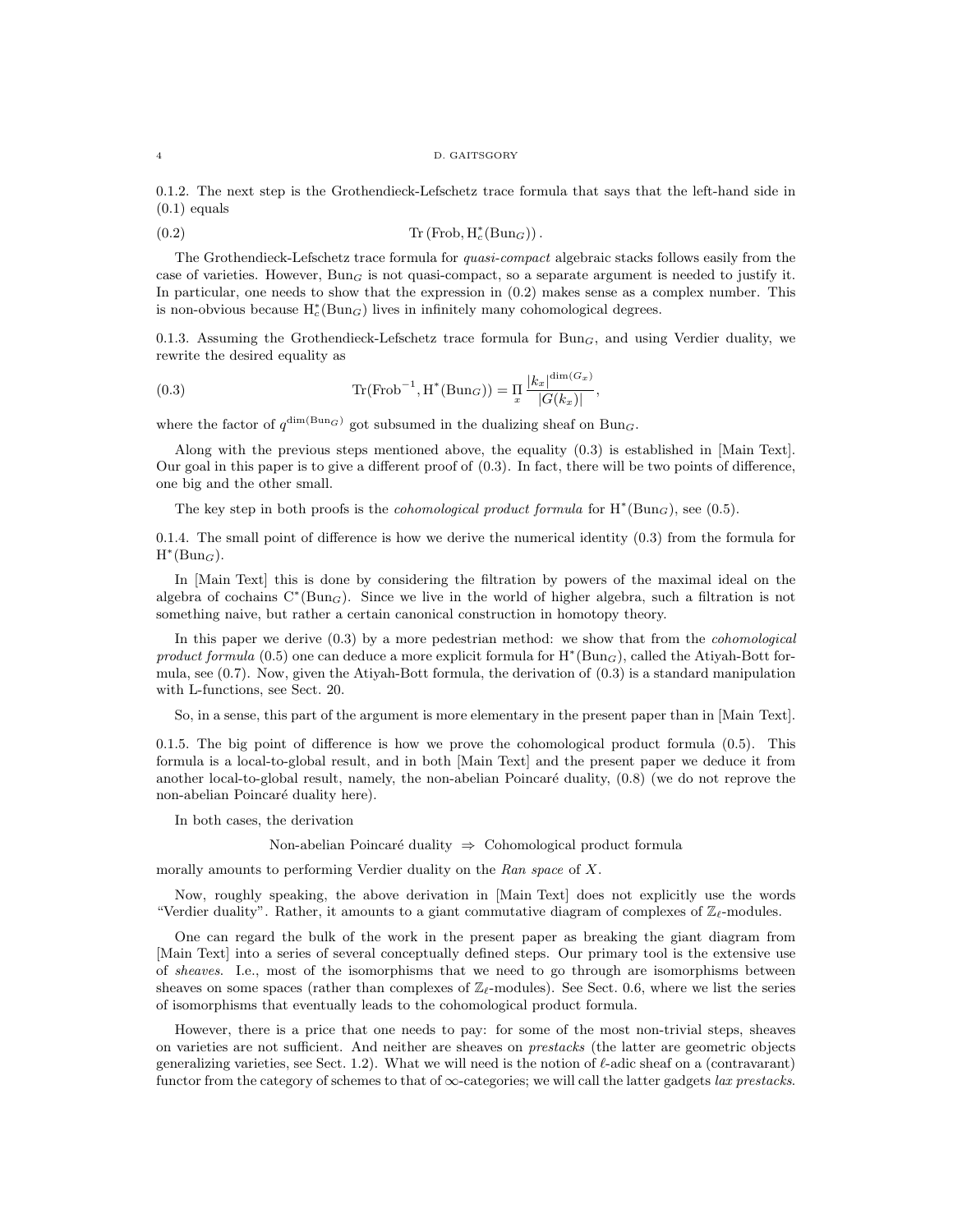0.1.2. The next step is the Grothendieck-Lefschetz trace formula that says that the left-hand side in (0.1) equals

$$\operatorname{Tr}\left(\operatorname{Frob}, \operatorname{H}^*_c(\operatorname{Bun}_G)\right). \tag{0.2}$$

The Grothendieck-Lefschetz trace formula for *quasi-compact* algebraic stacks follows easily from the case of varieties. However, $\operatorname{Bun}_G$ is not quasi-compact, so a separate argument is needed to justify it. In particular, one needs to show that the expression in (0.2) makes sense as a complex number. This is non-obvious because $\operatorname{H}^*_c(\operatorname{Bun}_G)$ lives in infinitely many cohomological degrees.

0.1.3. Assuming the Grothendieck-Lefschetz trace formula for $\operatorname{Bun}_G$, and using Verdier duality, we rewrite the desired equality as

$$\operatorname{Tr}(\operatorname{Frob}^{-1}, \operatorname{H}^*(\operatorname{Bun}_G)) = \prod_x \frac{|k_x|^{\dim(G_x)}}{|G(k_x)|}, \tag{0.3}$$

where the factor of $q^{\dim(\operatorname{Bun}_G)}$ got subsumed in the dualizing sheaf on $\operatorname{Bun}_G$.

Along with the previous steps mentioned above, the equality (0.3) is established in [Main Text]. Our goal in this paper is to give a different proof of (0.3). In fact, there will be two points of difference, one big and the other small.

The key step in both proofs is the *cohomological product formula* for $\operatorname{H}^*(\operatorname{Bun}_G)$, see (0.5).

0.1.4. The small point of difference is how we derive the numerical identity (0.3) from the formula for $\operatorname{H}^*(\operatorname{Bun}_G)$.

In [Main Text] this is done by considering the filtration by powers of the maximal ideal on the algebra of cochains $\operatorname{C}^*(\operatorname{Bun}_G)$. Since we live in the world of higher algebra, such a filtration is not something naive, but rather a certain canonical construction in homotopy theory.

In this paper we derive (0.3) by a more pedestrian method: we show that from the *cohomological product formula* (0.5) one can deduce a more explicit formula for $\operatorname{H}^*(\operatorname{Bun}_G)$, called the Atiyah-Bott formula, see (0.7). Now, given the Atiyah-Bott formula, the derivation of (0.3) is a standard manipulation with L-functions, see Sect. 20.

So, in a sense, this part of the argument is more elementary in the present paper than in [Main Text].

0.1.5. The big point of difference is how we prove the cohomological product formula (0.5). This formula is a local-to-global result, and in both [Main Text] and the present paper we deduce it from another local-to-global result, namely, the non-abelian Poincaré duality, (0.8) (we do not reprove the non-abelian Poincaré duality here).

In both cases, the derivation

$$\text{Non-abelian Poincaré duality} \;\Rightarrow\; \text{Cohomological product formula}$$

morally amounts to performing Verdier duality on the *Ran space* of $X$.

Now, roughly speaking, the above derivation in [Main Text] does not explicitly use the words "Verdier duality". Rather, it amounts to a giant commutative diagram of complexes of $\mathbb{Z}_\ell$-modules.

One can regard the bulk of the work in the present paper as breaking the giant diagram from [Main Text] into a series of several conceptually defined steps. Our primary tool is the extensive use of *sheaves*. I.e., most of the isomorphisms that we need to go through are isomorphisms between sheaves on some spaces (rather than complexes of $\mathbb{Z}_\ell$-modules). See Sect. 0.6, where we list the series of isomorphisms that eventually leads to the cohomological product formula.

However, there is a price that one needs to pay: for some of the most non-trivial steps, sheaves on varieties are not sufficient. And neither are sheaves on *prestacks* (the latter are geometric objects generalizing varieties, see Sect. 1.2). What we will need is the notion of $\ell$-adic sheaf on a (contravariant) functor from the category of schemes to that of $\infty$-categories; we will call the latter gadgets *lax prestacks*.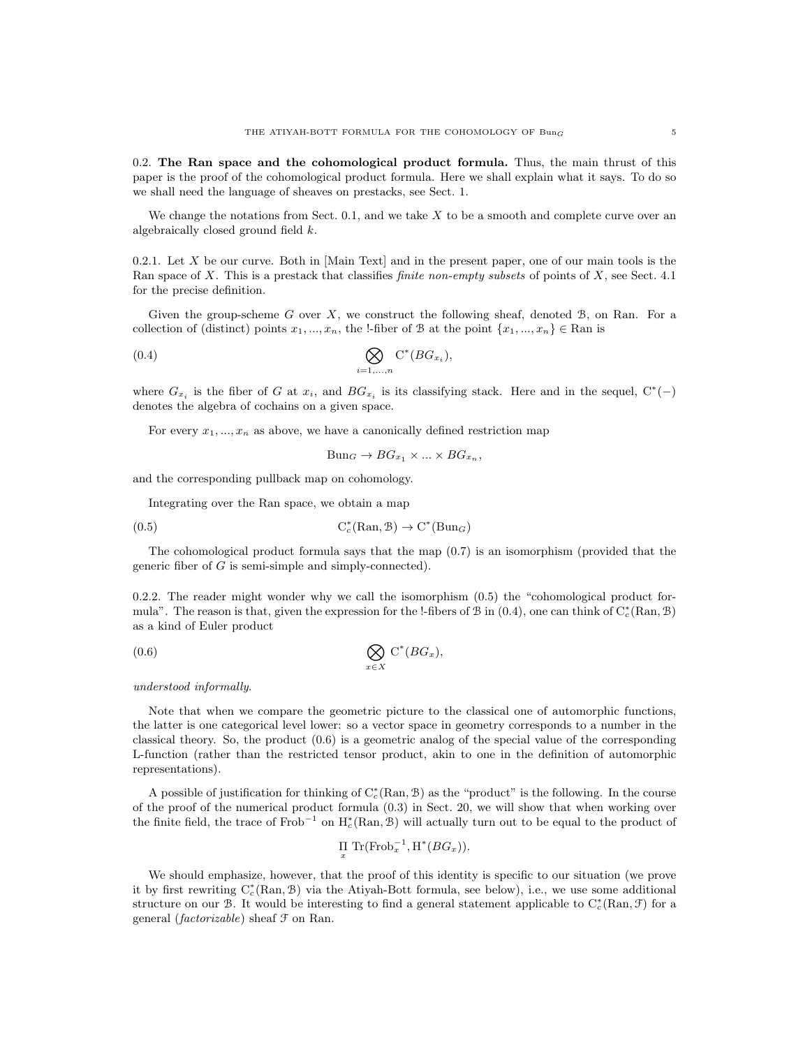0.2. **The Ran space and the cohomological product formula.** Thus, the main thrust of this paper is the proof of the cohomological product formula. Here we shall explain what it says. To do so we shall need the language of sheaves on prestacks, see Sect. 1.

We change the notations from Sect. 0.1, and we take $X$ to be a smooth and complete curve over an algebraically closed ground field $k$.

0.2.1. Let $X$ be our curve. Both in [Main Text] and in the present paper, one of our main tools is the Ran space of $X$. This is a prestack that classifies *finite non-empty subsets* of points of $X$, see Sect. 4.1 for the precise definition.

Given the group-scheme $G$ over $X$, we construct the following sheaf, denoted $\mathcal{B}$, on Ran. For a collection of (distinct) points $x_1, ..., x_n$, the !-fiber of $\mathcal{B}$ at the point $\{x_1, ..., x_n\} \in \text{Ran}$ is

$$\bigotimes_{i=1,...,n} \mathrm{C}^*(BG_{x_i}), \tag{0.4}$$

where $G_{x_i}$ is the fiber of $G$ at $x_i$, and $BG_{x_i}$ is its classifying stack. Here and in the sequel, $\mathrm{C}^*(-)$ denotes the algebra of cochains on a given space.

For every $x_1, ..., x_n$ as above, we have a canonically defined restriction map

$$\text{Bun}_G \to BG_{x_1} \times ... \times BG_{x_n},$$

and the corresponding pullback map on cohomology.

Integrating over the Ran space, we obtain a map

$$\mathrm{C}^*_c(\text{Ran}, \mathcal{B}) \to \mathrm{C}^*(\text{Bun}_G) \tag{0.5}$$

The cohomological product formula says that the map (0.7) is an isomorphism (provided that the generic fiber of $G$ is semi-simple and simply-connected).

0.2.2. The reader might wonder why we call the isomorphism (0.5) the "cohomological product formula". The reason is that, given the expression for the !-fibers of $\mathcal{B}$ in (0.4), one can think of $\mathrm{C}^*_c(\text{Ran}, \mathcal{B})$ as a kind of Euler product

$$\bigotimes_{x \in X} \mathrm{C}^*(BG_x), \tag{0.6}$$

*understood informally.*

Note that when we compare the geometric picture to the classical one of automorphic functions, the latter is one categorical level lower: so a vector space in geometry corresponds to a number in the classical theory. So, the product (0.6) is a geometric analog of the special value of the corresponding L-function (rather than the restricted tensor product, akin to one in the definition of automorphic representations).

A possible of justification for thinking of $\mathrm{C}^*_c(\text{Ran}, \mathcal{B})$ as the "product" is the following. In the course of the proof of the numerical product formula (0.3) in Sect. 20, we will show that when working over the finite field, the trace of $\text{Frob}^{-1}$ on $\mathrm{H}^*_c(\text{Ran}, \mathcal{B})$ will actually turn out to be equal to the product of

$$\prod_x \text{Tr}(\text{Frob}_x^{-1}, \mathrm{H}^*(BG_x)).$$

We should emphasize, however, that the proof of this identity is specific to our situation (we prove it by first rewriting $\mathrm{C}^*_c(\text{Ran}, \mathcal{B})$ via the Atiyah-Bott formula, see below), i.e., we use some additional structure on our $\mathcal{B}$. It would be interesting to find a general statement applicable to $\mathrm{C}^*_c(\text{Ran}, \mathcal{F})$ for a general (*factorizable*) sheaf $\mathcal{F}$ on Ran.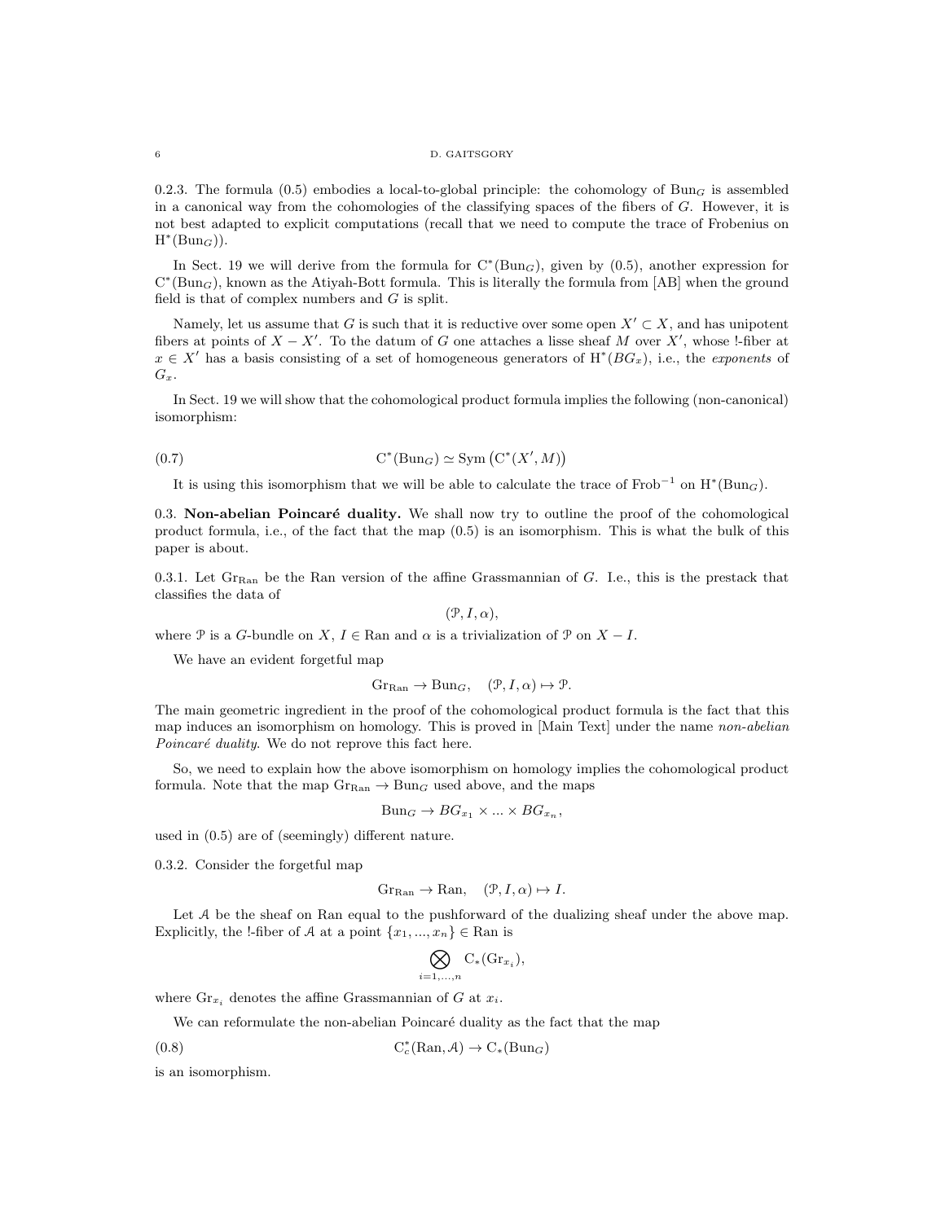0.2.3. The formula (0.5) embodies a local-to-global principle: the cohomology of $\mathrm{Bun}_G$ is assembled in a canonical way from the cohomologies of the classifying spaces of the fibers of $G$. However, it is not best adapted to explicit computations (recall that we need to compute the trace of Frobenius on $\mathrm{H}^*(\mathrm{Bun}_G)$).

In Sect. 19 we will derive from the formula for $\mathrm{C}^*(\mathrm{Bun}_G)$, given by (0.5), another expression for $\mathrm{C}^*(\mathrm{Bun}_G)$, known as the Atiyah-Bott formula. This is literally the formula from [AB] when the ground field is that of complex numbers and $G$ is split.

Namely, let us assume that $G$ is such that it is reductive over some open $X' \subset X$, and has unipotent fibers at points of $X - X'$. To the datum of $G$ one attaches a lisse sheaf $M$ over $X'$, whose !-fiber at $x \in X'$ has a basis consisting of a set of homogeneous generators of $\mathrm{H}^*(BG_x)$, i.e., the *exponents* of $G_x$.

In Sect. 19 we will show that the cohomological product formula implies the following (non-canonical) isomorphism:

$$\mathrm{C}^*(\mathrm{Bun}_G) \simeq \mathrm{Sym}\left(\mathrm{C}^*(X', M)\right) \tag{0.7}$$

It is using this isomorphism that we will be able to calculate the trace of $\mathrm{Frob}^{-1}$ on $\mathrm{H}^*(\mathrm{Bun}_G)$.

## 0.3. Non-abelian Poincaré duality.

We shall now try to outline the proof of the cohomological product formula, i.e., of the fact that the map (0.5) is an isomorphism. This is what the bulk of this paper is about.

0.3.1. Let $\mathrm{Gr}_{\mathrm{Ran}}$ be the Ran version of the affine Grassmannian of $G$. I.e., this is the prestack that classifies the data of

$$(\mathcal{P}, I, \alpha),$$

where $\mathcal{P}$ is a $G$-bundle on $X$, $I \in \mathrm{Ran}$ and $\alpha$ is a trivialization of $\mathcal{P}$ on $X - I$.

We have an evident forgetful map

$$\mathrm{Gr}_{\mathrm{Ran}} \to \mathrm{Bun}_G, \quad (\mathcal{P}, I, \alpha) \mapsto \mathcal{P}.$$

The main geometric ingredient in the proof of the cohomological product formula is the fact that this map induces an isomorphism on homology. This is proved in [Main Text] under the name *non-abelian Poincaré duality*. We do not reprove this fact here.

So, we need to explain how the above isomorphism on homology implies the cohomological product formula. Note that the map $\mathrm{Gr}_{\mathrm{Ran}} \to \mathrm{Bun}_G$ used above, and the maps

$$\mathrm{Bun}_G \to BG_{x_1} \times ... \times BG_{x_n},$$

used in (0.5) are of (seemingly) different nature.

0.3.2. Consider the forgetful map

$$\mathrm{Gr}_{\mathrm{Ran}} \to \mathrm{Ran}, \quad (\mathcal{P}, I, \alpha) \mapsto I.$$

Let $\mathcal{A}$ be the sheaf on Ran equal to the pushforward of the dualizing sheaf under the above map. Explicitly, the !-fiber of $\mathcal{A}$ at a point $\{x_1, ..., x_n\} \in \mathrm{Ran}$ is

$$\bigotimes_{i=1,...,n} \mathrm{C}_*(\mathrm{Gr}_{x_i}),$$

where $\mathrm{Gr}_{x_i}$ denotes the affine Grassmannian of $G$ at $x_i$.

We can reformulate the non-abelian Poincaré duality as the fact that the map

$$\mathrm{C}^*_c(\mathrm{Ran}, \mathcal{A}) \to \mathrm{C}_*(\mathrm{Bun}_G) \tag{0.8}$$

is an isomorphism.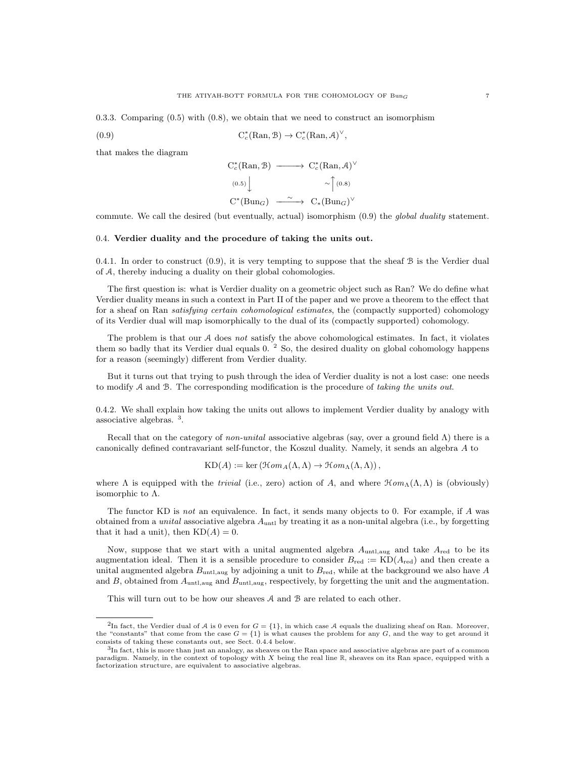0.3.3. Comparing (0.5) with (0.8), we obtain that we need to construct an isomorphism

$$\mathrm{C}^*_c(\mathrm{Ran}, \mathcal{B}) \to \mathrm{C}^*_c(\mathrm{Ran}, \mathcal{A})^\vee, \tag{0.9}$$

that makes the diagram

$$\begin{array}{ccc} \mathrm{C}^*_c(\mathrm{Ran}, \mathcal{B}) & \longrightarrow & \mathrm{C}^*_c(\mathrm{Ran}, \mathcal{A})^\vee \\ {\scriptstyle (0.5)}\downarrow & & \sim\uparrow{\scriptstyle (0.8)} \\ \mathrm{C}^*(\mathrm{Bun}_G) & \xrightarrow{\sim} & \mathrm{C}_*(\mathrm{Bun}_G)^\vee \end{array}$$

commute. We call the desired (but eventually, actual) isomorphism (0.9) the *global duality* statement.

## 0.4. Verdier duality and the procedure of taking the units out.

0.4.1. In order to construct (0.9), it is very tempting to suppose that the sheaf $\mathcal{B}$ is the Verdier dual of $\mathcal{A}$, thereby inducing a duality on their global cohomologies.

The first question is: what is Verdier duality on a geometric object such as Ran? We do define what Verdier duality means in such a context in Part II of the paper and we prove a theorem to the effect that for a sheaf on Ran *satisfying certain cohomological estimates*, the (compactly supported) cohomology of its Verdier dual will map isomorphically to the dual of its (compactly supported) cohomology.

The problem is that our $\mathcal{A}$ does *not* satisfy the above cohomological estimates. In fact, it violates them so badly that its Verdier dual equals 0. [2] So, the desired duality on global cohomology happens for a reason (seemingly) different from Verdier duality.

But it turns out that trying to push through the idea of Verdier duality is not a lost case: one needs to modify $\mathcal{A}$ and $\mathcal{B}$. The corresponding modification is the procedure of *taking the units out*.

0.4.2. We shall explain how taking the units out allows to implement Verdier duality by analogy with associative algebras. [3].

Recall that on the category of *non-unital* associative algebras (say, over a ground field $\Lambda$) there is a canonically defined contravariant self-functor, the Koszul duality. Namely, it sends an algebra $A$ to

$$\mathrm{KD}(A) := \ker\left(\mathcal{H}om_A(\Lambda, \Lambda) \to \mathcal{H}om_\Lambda(\Lambda, \Lambda)\right),$$

where $\Lambda$ is equipped with the *trivial* (i.e., zero) action of $A$, and where $\mathcal{H}om_\Lambda(\Lambda, \Lambda)$ is (obviously) isomorphic to $\Lambda$.

The functor KD is *not* an equivalence. In fact, it sends many objects to 0. For example, if $A$ was obtained from a *unital* associative algebra $A_{\mathrm{untl}}$ by treating it as a non-unital algebra (i.e., by forgetting that it had a unit), then $\mathrm{KD}(A) = 0$.

Now, suppose that we start with a unital augmented algebra $A_{\mathrm{untl,aug}}$ and take $A_{\mathrm{red}}$ to be its augmentation ideal. Then it is a sensible procedure to consider $B_{\mathrm{red}} := \mathrm{KD}(A_{\mathrm{red}})$ and then create a unital augmented algebra $B_{\mathrm{untl,aug}}$ by adjoining a unit to $B_{\mathrm{red}}$, while at the background we also have $A$ and $B$, obtained from $A_{\mathrm{untl,aug}}$ and $B_{\mathrm{untl,aug}}$, respectively, by forgetting the unit and the augmentation.

This will turn out to be how our sheaves $\mathcal{A}$ and $\mathcal{B}$ are related to each other.

---

[2] In fact, the Verdier dual of $\mathcal{A}$ is 0 even for $G = \{1\}$, in which case $\mathcal{A}$ equals the dualizing sheaf on Ran. Moreover, the "constants" that come from the case $G = \{1\}$ is what causes the problem for any $G$, and the way to get around it consists of taking these constants out, see Sect. 0.4.4 below.

[3] In fact, this is more than just an analogy, as sheaves on the Ran space and associative algebras are part of a common paradigm. Namely, in the context of topology with $X$ being the real line $\mathbb{R}$, sheaves on its Ran space, equipped with a factorization structure, are equivalent to associative algebras.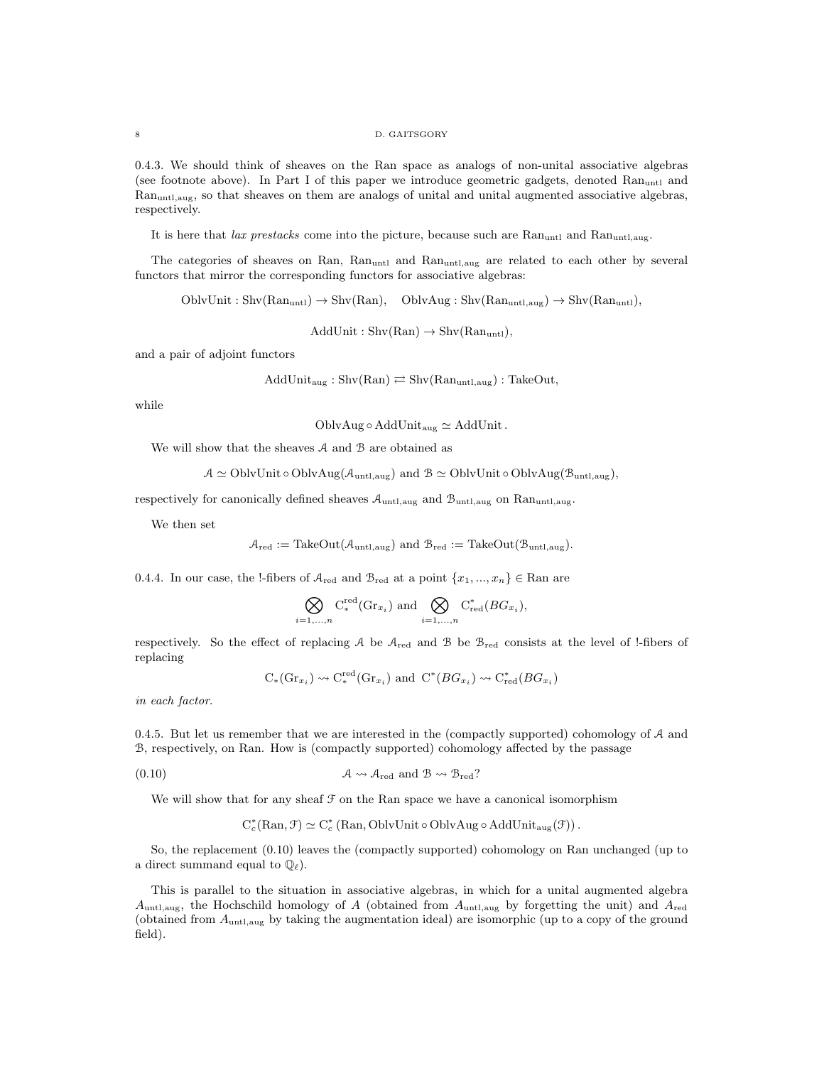0.4.3. We should think of sheaves on the Ran space as analogs of non-unital associative algebras (see footnote above). In Part I of this paper we introduce geometric gadgets, denoted $\mathrm{Ran}_{\mathrm{untl}}$ and $\mathrm{Ran}_{\mathrm{untl,aug}}$, so that sheaves on them are analogs of unital and unital augmented associative algebras, respectively.

It is here that *lax prestacks* come into the picture, because such are $\mathrm{Ran}_{\mathrm{untl}}$ and $\mathrm{Ran}_{\mathrm{untl,aug}}$.

The categories of sheaves on Ran, $\mathrm{Ran}_{\mathrm{untl}}$ and $\mathrm{Ran}_{\mathrm{untl,aug}}$ are related to each other by several functors that mirror the corresponding functors for associative algebras:

$$\mathrm{OblvUnit} : \mathrm{Shv}(\mathrm{Ran}_{\mathrm{untl}}) \to \mathrm{Shv}(\mathrm{Ran}), \quad \mathrm{OblvAug} : \mathrm{Shv}(\mathrm{Ran}_{\mathrm{untl,aug}}) \to \mathrm{Shv}(\mathrm{Ran}_{\mathrm{untl}}),$$

$$\mathrm{AddUnit} : \mathrm{Shv}(\mathrm{Ran}) \to \mathrm{Shv}(\mathrm{Ran}_{\mathrm{untl}}),$$

and a pair of adjoint functors

$$\mathrm{AddUnit}_{\mathrm{aug}} : \mathrm{Shv}(\mathrm{Ran}) \rightleftarrows \mathrm{Shv}(\mathrm{Ran}_{\mathrm{untl,aug}}) : \mathrm{TakeOut},$$

while

$$\mathrm{OblvAug} \circ \mathrm{AddUnit}_{\mathrm{aug}} \simeq \mathrm{AddUnit}.$$

We will show that the sheaves $\mathcal{A}$ and $\mathcal{B}$ are obtained as

$$\mathcal{A} \simeq \mathrm{OblvUnit} \circ \mathrm{OblvAug}(\mathcal{A}_{\mathrm{untl,aug}}) \text{ and } \mathcal{B} \simeq \mathrm{OblvUnit} \circ \mathrm{OblvAug}(\mathcal{B}_{\mathrm{untl,aug}}),$$

respectively for canonically defined sheaves $\mathcal{A}_{\mathrm{untl,aug}}$ and $\mathcal{B}_{\mathrm{untl,aug}}$ on $\mathrm{Ran}_{\mathrm{untl,aug}}$.

We then set

$$\mathcal{A}_{\mathrm{red}} := \mathrm{TakeOut}(\mathcal{A}_{\mathrm{untl,aug}}) \text{ and } \mathcal{B}_{\mathrm{red}} := \mathrm{TakeOut}(\mathcal{B}_{\mathrm{untl,aug}}).$$

0.4.4. In our case, the !-fibers of $\mathcal{A}_{\mathrm{red}}$ and $\mathcal{B}_{\mathrm{red}}$ at a point $\{x_1, ..., x_n\} \in \mathrm{Ran}$ are

$$\bigotimes_{i=1,...,n} \mathrm{C}^{\mathrm{red}}_*(\mathrm{Gr}_{x_i}) \text{ and } \bigotimes_{i=1,...,n} \mathrm{C}^*_{\mathrm{red}}(BG_{x_i}),$$

respectively. So the effect of replacing $\mathcal{A}$ be $\mathcal{A}_{\mathrm{red}}$ and $\mathcal{B}$ be $\mathcal{B}_{\mathrm{red}}$ consists at the level of !-fibers of replacing

$$\mathrm{C}_*(\mathrm{Gr}_{x_i}) \rightsquigarrow \mathrm{C}^{\mathrm{red}}_*(\mathrm{Gr}_{x_i}) \text{ and } \mathrm{C}^*(BG_{x_i}) \rightsquigarrow \mathrm{C}^*_{\mathrm{red}}(BG_{x_i})$$

*in each factor.*

0.4.5. But let us remember that we are interested in the (compactly supported) cohomology of $\mathcal{A}$ and $\mathcal{B}$, respectively, on Ran. How is (compactly supported) cohomology affected by the passage

$$\mathcal{A} \rightsquigarrow \mathcal{A}_{\mathrm{red}} \text{ and } \mathcal{B} \rightsquigarrow \mathcal{B}_{\mathrm{red}}? \tag{0.10}$$

We will show that for any sheaf $\mathcal{F}$ on the Ran space we have a canonical isomorphism

$$\mathrm{C}^*_c(\mathrm{Ran}, \mathcal{F}) \simeq \mathrm{C}^*_c\left(\mathrm{Ran}, \mathrm{OblvUnit} \circ \mathrm{OblvAug} \circ \mathrm{AddUnit}_{\mathrm{aug}}(\mathcal{F})\right).$$

So, the replacement (0.10) leaves the (compactly supported) cohomology on Ran unchanged (up to a direct summand equal to $\mathbb{Q}_\ell$).

This is parallel to the situation in associative algebras, in which for a unital augmented algebra $A_{\mathrm{untl,aug}}$, the Hochschild homology of $A$ (obtained from $A_{\mathrm{untl,aug}}$ by forgetting the unit) and $A_{\mathrm{red}}$ (obtained from $A_{\mathrm{untl,aug}}$ by taking the augmentation ideal) are isomorphic (up to a copy of the ground field).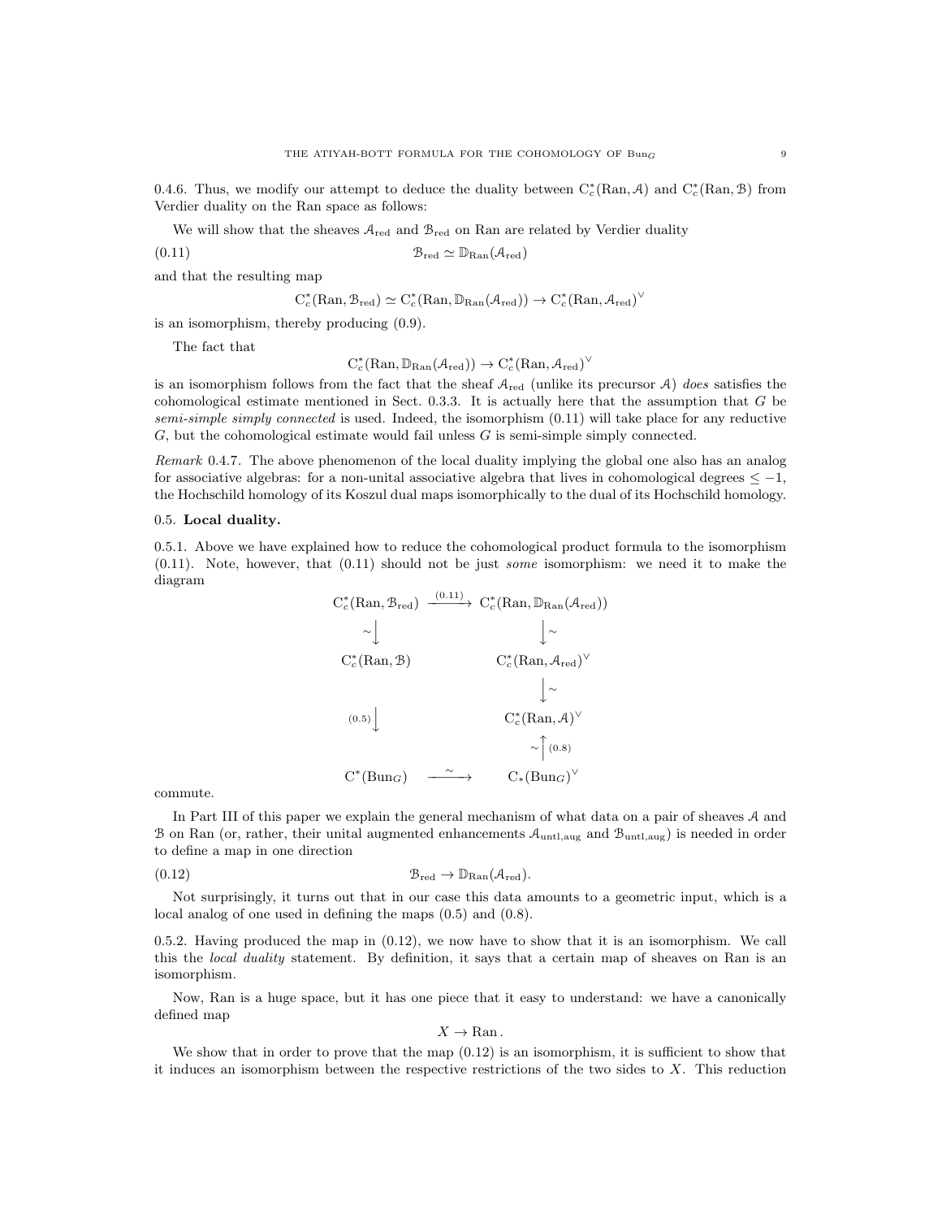0.4.6. Thus, we modify our attempt to deduce the duality between $\mathrm{C}^*_c(\mathrm{Ran}, \mathcal{A})$ and $\mathrm{C}^*_c(\mathrm{Ran}, \mathcal{B})$ from Verdier duality on the Ran space as follows:

We will show that the sheaves $\mathcal{A}_{\mathrm{red}}$ and $\mathcal{B}_{\mathrm{red}}$ on Ran are related by Verdier duality

$$\mathcal{B}_{\mathrm{red}} \simeq \mathbb{D}_{\mathrm{Ran}}(\mathcal{A}_{\mathrm{red}}) \tag{0.11}$$

and that the resulting map

$$\mathrm{C}^*_c(\mathrm{Ran}, \mathcal{B}_{\mathrm{red}}) \simeq \mathrm{C}^*_c(\mathrm{Ran}, \mathbb{D}_{\mathrm{Ran}}(\mathcal{A}_{\mathrm{red}})) \to \mathrm{C}^*_c(\mathrm{Ran}, \mathcal{A}_{\mathrm{red}})^\vee$$

is an isomorphism, thereby producing (0.9).

The fact that

$$\mathrm{C}^*_c(\mathrm{Ran}, \mathbb{D}_{\mathrm{Ran}}(\mathcal{A}_{\mathrm{red}})) \to \mathrm{C}^*_c(\mathrm{Ran}, \mathcal{A}_{\mathrm{red}})^\vee$$

is an isomorphism follows from the fact that the sheaf $\mathcal{A}_{\mathrm{red}}$ (unlike its precursor $\mathcal{A}$) *does* satisfies the cohomological estimate mentioned in Sect. 0.3.3. It is actually here that the assumption that $G$ be *semi-simple simply connected* is used. Indeed, the isomorphism (0.11) will take place for any reductive $G$, but the cohomological estimate would fail unless $G$ is semi-simple simply connected.

*Remark* 0.4.7. The above phenomenon of the local duality implying the global one also has an analog for associative algebras: for a non-unital associative algebra that lives in cohomological degrees $\leq -1$, the Hochschild homology of its Koszul dual maps isomorphically to the dual of its Hochschild homology.

## 0.5. Local duality.

0.5.1. Above we have explained how to reduce the cohomological product formula to the isomorphism (0.11). Note, however, that (0.11) should not be just *some* isomorphism: we need it to make the diagram

$$\begin{array}{ccc}
\mathrm{C}^*_c(\mathrm{Ran}, \mathcal{B}_{\mathrm{red}}) & \xrightarrow{(0.11)} & \mathrm{C}^*_c(\mathrm{Ran}, \mathbb{D}_{\mathrm{Ran}}(\mathcal{A}_{\mathrm{red}})) \\
\sim\downarrow & & \downarrow\sim \\
\mathrm{C}^*_c(\mathrm{Ran}, \mathcal{B}) & & \mathrm{C}^*_c(\mathrm{Ran}, \mathcal{A}_{\mathrm{red}})^\vee \\
 & & \downarrow\sim \\
(0.5)\downarrow & & \mathrm{C}^*_c(\mathrm{Ran}, \mathcal{A})^\vee \\
 & & \sim\uparrow(0.8) \\
\mathrm{C}^*(\mathrm{Bun}_G) & \xrightarrow{\sim} & \mathrm{C}_*(\mathrm{Bun}_G)^\vee
\end{array}$$

commute.

In Part III of this paper we explain the general mechanism of what data on a pair of sheaves $\mathcal{A}$ and $\mathcal{B}$ on Ran (or, rather, their unital augmented enhancements $\mathcal{A}_{\mathrm{untl,aug}}$ and $\mathcal{B}_{\mathrm{untl,aug}}$) is needed in order to define a map in one direction

$$\mathcal{B}_{\mathrm{red}} \to \mathbb{D}_{\mathrm{Ran}}(\mathcal{A}_{\mathrm{red}}). \tag{0.12}$$

Not surprisingly, it turns out that in our case this data amounts to a geometric input, which is a local analog of one used in defining the maps (0.5) and (0.8).

0.5.2. Having produced the map in (0.12), we now have to show that it is an isomorphism. We call this the *local duality* statement. By definition, it says that a certain map of sheaves on Ran is an isomorphism.

Now, Ran is a huge space, but it has one piece that it easy to understand: we have a canonically defined map

$$X \to \mathrm{Ran}\,.$$

We show that in order to prove that the map (0.12) is an isomorphism, it is sufficient to show that it induces an isomorphism between the respective restrictions of the two sides to $X$. This reduction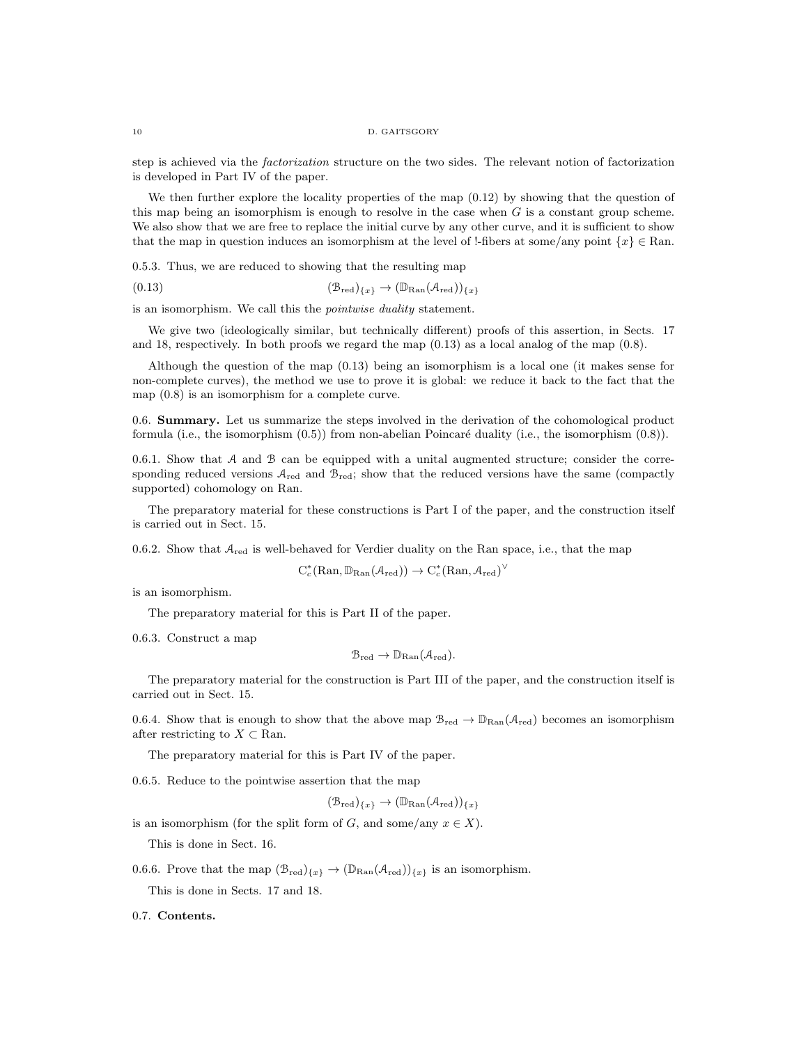step is achieved via the *factorization* structure on the two sides. The relevant notion of factorization is developed in Part IV of the paper.

We then further explore the locality properties of the map (0.12) by showing that the question of this map being an isomorphism is enough to resolve in the case when $G$ is a constant group scheme. We also show that we are free to replace the initial curve by any other curve, and it is sufficient to show that the map in question induces an isomorphism at the level of !-fibers at some/any point $\{x\} \in \mathrm{Ran}$.

0.5.3. Thus, we are reduced to showing that the resulting map

$$(\mathcal{B}_{\mathrm{red}})_{\{x\}} \to (\mathbb{D}_{\mathrm{Ran}}(\mathcal{A}_{\mathrm{red}}))_{\{x\}} \tag{0.13}$$

is an isomorphism. We call this the *pointwise duality* statement.

We give two (ideologically similar, but technically different) proofs of this assertion, in Sects. 17 and 18, respectively. In both proofs we regard the map (0.13) as a local analog of the map (0.8).

Although the question of the map (0.13) being an isomorphism is a local one (it makes sense for non-complete curves), the method we use to prove it is global: we reduce it back to the fact that the map (0.8) is an isomorphism for a complete curve.

0.6. **Summary.** Let us summarize the steps involved in the derivation of the cohomological product formula (i.e., the isomorphism (0.5)) from non-abelian Poincaré duality (i.e., the isomorphism (0.8)).

0.6.1. Show that $\mathcal{A}$ and $\mathcal{B}$ can be equipped with a unital augmented structure; consider the corresponding reduced versions $\mathcal{A}_{\mathrm{red}}$ and $\mathcal{B}_{\mathrm{red}}$; show that the reduced versions have the same (compactly supported) cohomology on Ran.

The preparatory material for these constructions is Part I of the paper, and the construction itself is carried out in Sect. 15.

0.6.2. Show that $\mathcal{A}_{\mathrm{red}}$ is well-behaved for Verdier duality on the Ran space, i.e., that the map

$$\mathrm{C}^*_c(\mathrm{Ran}, \mathbb{D}_{\mathrm{Ran}}(\mathcal{A}_{\mathrm{red}})) \to \mathrm{C}^*_c(\mathrm{Ran}, \mathcal{A}_{\mathrm{red}})^\vee$$

is an isomorphism.

The preparatory material for this is Part II of the paper.

0.6.3. Construct a map

$$\mathcal{B}_{\mathrm{red}} \to \mathbb{D}_{\mathrm{Ran}}(\mathcal{A}_{\mathrm{red}}).$$

The preparatory material for the construction is Part III of the paper, and the construction itself is carried out in Sect. 15.

0.6.4. Show that is enough to show that the above map $\mathcal{B}_{\mathrm{red}} \to \mathbb{D}_{\mathrm{Ran}}(\mathcal{A}_{\mathrm{red}})$ becomes an isomorphism after restricting to $X \subset \mathrm{Ran}$.

The preparatory material for this is Part IV of the paper.

0.6.5. Reduce to the pointwise assertion that the map

$$(\mathcal{B}_{\mathrm{red}})_{\{x\}} \to (\mathbb{D}_{\mathrm{Ran}}(\mathcal{A}_{\mathrm{red}}))_{\{x\}}$$

is an isomorphism (for the split form of $G$, and some/any $x \in X$).

This is done in Sect. 16.

0.6.6. Prove that the map $(\mathcal{B}_{\mathrm{red}})_{\{x\}} \to (\mathbb{D}_{\mathrm{Ran}}(\mathcal{A}_{\mathrm{red}}))_{\{x\}}$ is an isomorphism.

This is done in Sects. 17 and 18.

0.7. **Contents.**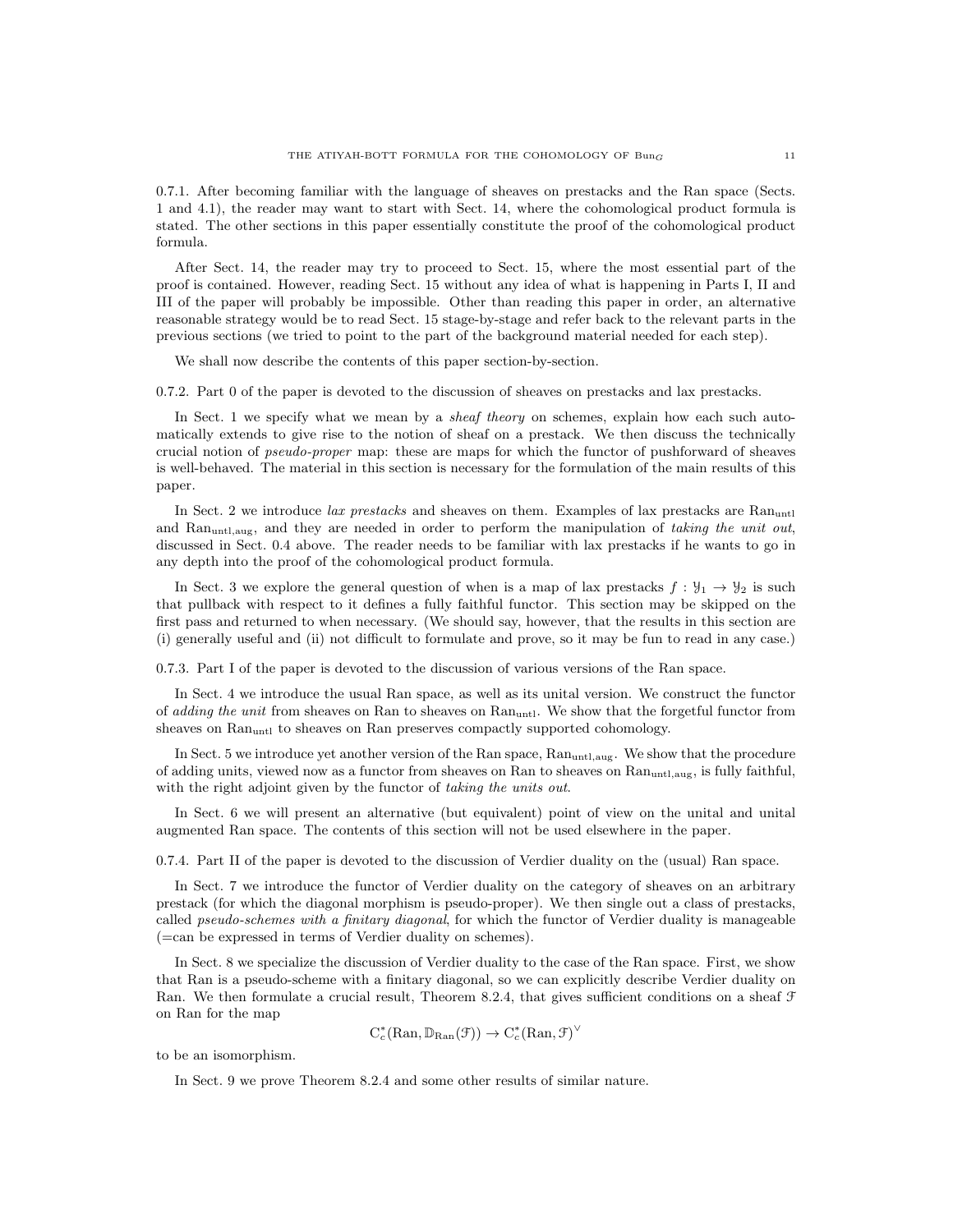0.7.1. After becoming familiar with the language of sheaves on prestacks and the Ran space (Sects. 1 and 4.1), the reader may want to start with Sect. 14, where the cohomological product formula is stated. The other sections in this paper essentially constitute the proof of the cohomological product formula.

After Sect. 14, the reader may try to proceed to Sect. 15, where the most essential part of the proof is contained. However, reading Sect. 15 without any idea of what is happening in Parts I, II and III of the paper will probably be impossible. Other than reading this paper in order, an alternative reasonable strategy would be to read Sect. 15 stage-by-stage and refer back to the relevant parts in the previous sections (we tried to point to the part of the background material needed for each step).

We shall now describe the contents of this paper section-by-section.

0.7.2. Part 0 of the paper is devoted to the discussion of sheaves on prestacks and lax prestacks.

In Sect. 1 we specify what we mean by a *sheaf theory* on schemes, explain how each such automatically extends to give rise to the notion of sheaf on a prestack. We then discuss the technically crucial notion of *pseudo-proper* map: these are maps for which the functor of pushforward of sheaves is well-behaved. The material in this section is necessary for the formulation of the main results of this paper.

In Sect. 2 we introduce *lax prestacks* and sheaves on them. Examples of lax prestacks are $\mathrm{Ran}_{\mathrm{untl}}$ and $\mathrm{Ran}_{\mathrm{untl,aug}}$, and they are needed in order to perform the manipulation of *taking the unit out*, discussed in Sect. 0.4 above. The reader needs to be familiar with lax prestacks if he wants to go in any depth into the proof of the cohomological product formula.

In Sect. 3 we explore the general question of when is a map of lax prestacks $f : \mathcal{Y}_1 \to \mathcal{Y}_2$ is such that pullback with respect to it defines a fully faithful functor. This section may be skipped on the first pass and returned to when necessary. (We should say, however, that the results in this section are (i) generally useful and (ii) not difficult to formulate and prove, so it may be fun to read in any case.)

0.7.3. Part I of the paper is devoted to the discussion of various versions of the Ran space.

In Sect. 4 we introduce the usual Ran space, as well as its unital version. We construct the functor of *adding the unit* from sheaves on Ran to sheaves on $\mathrm{Ran}_{\mathrm{untl}}$. We show that the forgetful functor from sheaves on $\mathrm{Ran}_{\mathrm{untl}}$ to sheaves on Ran preserves compactly supported cohomology.

In Sect. 5 we introduce yet another version of the Ran space, $\mathrm{Ran}_{\mathrm{untl,aug}}$. We show that the procedure of adding units, viewed now as a functor from sheaves on Ran to sheaves on $\mathrm{Ran}_{\mathrm{untl,aug}}$, is fully faithful, with the right adjoint given by the functor of *taking the units out*.

In Sect. 6 we will present an alternative (but equivalent) point of view on the unital and unital augmented Ran space. The contents of this section will not be used elsewhere in the paper.

0.7.4. Part II of the paper is devoted to the discussion of Verdier duality on the (usual) Ran space.

In Sect. 7 we introduce the functor of Verdier duality on the category of sheaves on an arbitrary prestack (for which the diagonal morphism is pseudo-proper). We then single out a class of prestacks, called *pseudo-schemes with a finitary diagonal*, for which the functor of Verdier duality is manageable (=can be expressed in terms of Verdier duality on schemes).

In Sect. 8 we specialize the discussion of Verdier duality to the case of the Ran space. First, we show that Ran is a pseudo-scheme with a finitary diagonal, so we can explicitly describe Verdier duality on Ran. We then formulate a crucial result, Theorem 8.2.4, that gives sufficient conditions on a sheaf $\mathcal{F}$ on Ran for the map

$$\mathrm{C}^*_c(\mathrm{Ran}, \mathbb{D}_{\mathrm{Ran}}(\mathcal{F})) \to \mathrm{C}^*_c(\mathrm{Ran}, \mathcal{F})^\vee$$

to be an isomorphism.

In Sect. 9 we prove Theorem 8.2.4 and some other results of similar nature.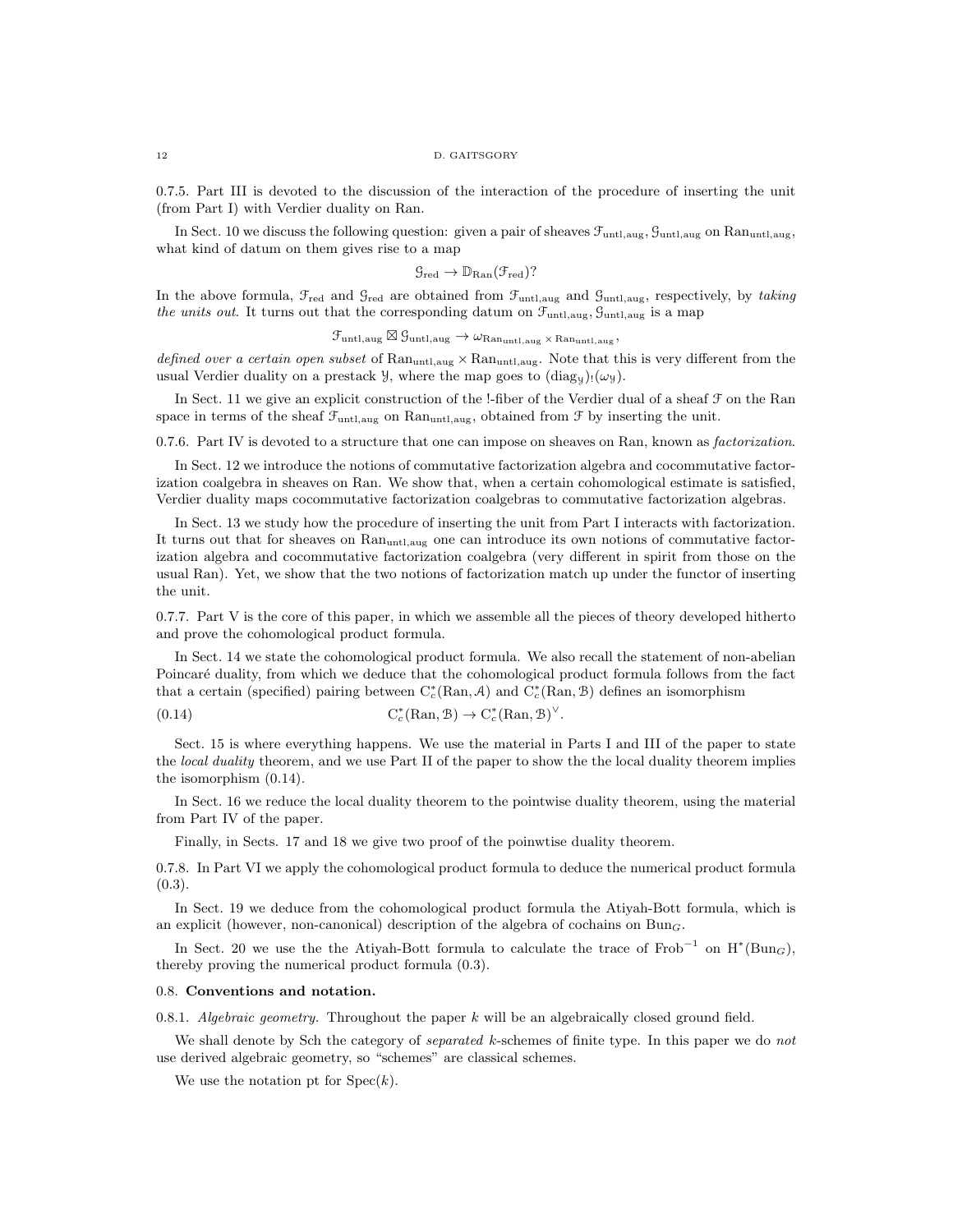0.7.5. Part III is devoted to the discussion of the interaction of the procedure of inserting the unit (from Part I) with Verdier duality on Ran.

In Sect. 10 we discuss the following question: given a pair of sheaves $\mathcal{F}_{\text{untl,aug}}, \mathcal{G}_{\text{untl,aug}}$ on $\text{Ran}_{\text{untl,aug}}$, what kind of datum on them gives rise to a map

$$\mathcal{G}_{\text{red}} \to \mathbb{D}_{\text{Ran}}(\mathcal{F}_{\text{red}})?$$

In the above formula, $\mathcal{F}_{\text{red}}$ and $\mathcal{G}_{\text{red}}$ are obtained from $\mathcal{F}_{\text{untl,aug}}$ and $\mathcal{G}_{\text{untl,aug}}$, respectively, by *taking the units out*. It turns out that the corresponding datum on $\mathcal{F}_{\text{untl,aug}}, \mathcal{G}_{\text{untl,aug}}$ is a map

$$\mathcal{F}_{\text{untl,aug}} \boxtimes \mathcal{G}_{\text{untl,aug}} \to \omega_{\text{Ran}_{\text{untl,aug}} \times \text{Ran}_{\text{untl,aug}}},$$

*defined over a certain open subset* of $\text{Ran}_{\text{untl,aug}} \times \text{Ran}_{\text{untl,aug}}$. Note that this is very different from the usual Verdier duality on a prestack $\mathcal{Y}$, where the map goes to $(\text{diag}_{\mathcal{Y}})_!(\omega_{\mathcal{Y}})$.

In Sect. 11 we give an explicit construction of the !-fiber of the Verdier dual of a sheaf $\mathcal{F}$ on the Ran space in terms of the sheaf $\mathcal{F}_{\text{untl,aug}}$ on $\text{Ran}_{\text{untl,aug}}$, obtained from $\mathcal{F}$ by inserting the unit.

0.7.6. Part IV is devoted to a structure that one can impose on sheaves on Ran, known as *factorization*.

In Sect. 12 we introduce the notions of commutative factorization algebra and cocommutative factorization coalgebra in sheaves on Ran. We show that, when a certain cohomological estimate is satisfied, Verdier duality maps cocommutative factorization coalgebras to commutative factorization algebras.

In Sect. 13 we study how the procedure of inserting the unit from Part I interacts with factorization. It turns out that for sheaves on $\text{Ran}_{\text{untl,aug}}$ one can introduce its own notions of commutative factorization algebra and cocommutative factorization coalgebra (very different in spirit from those on the usual Ran). Yet, we show that the two notions of factorization match up under the functor of inserting the unit.

0.7.7. Part V is the core of this paper, in which we assemble all the pieces of theory developed hitherto and prove the cohomological product formula.

In Sect. 14 we state the cohomological product formula. We also recall the statement of non-abelian Poincaré duality, from which we deduce that the cohomological product formula follows from the fact that a certain (specified) pairing between $\mathrm{C}^*_c(\text{Ran}, \mathcal{A})$ and $\mathrm{C}^*_c(\text{Ran}, \mathcal{B})$ defines an isomorphism

$$\mathrm{C}^*_c(\text{Ran}, \mathcal{B}) \to \mathrm{C}^*_c(\text{Ran}, \mathcal{B})^\vee. \tag{0.14}$$

Sect. 15 is where everything happens. We use the material in Parts I and III of the paper to state the *local duality* theorem, and we use Part II of the paper to show the the local duality theorem implies the isomorphism (0.14).

In Sect. 16 we reduce the local duality theorem to the pointwise duality theorem, using the material from Part IV of the paper.

Finally, in Sects. 17 and 18 we give two proof of the poinwtise duality theorem.

0.7.8. In Part VI we apply the cohomological product formula to deduce the numerical product formula (0.3).

In Sect. 19 we deduce from the cohomological product formula the Atiyah-Bott formula, which is an explicit (however, non-canonical) description of the algebra of cochains on $\text{Bun}_G$.

In Sect. 20 we use the the Atiyah-Bott formula to calculate the trace of $\text{Frob}^{-1}$ on $\mathrm{H}^*(\text{Bun}_G)$, thereby proving the numerical product formula (0.3).

## 0.8. Conventions and notation.

0.8.1. *Algebraic geometry.* Throughout the paper $k$ will be an algebraically closed ground field.

We shall denote by Sch the category of *separated* $k$-schemes of finite type. In this paper we do *not* use derived algebraic geometry, so "schemes" are classical schemes.

We use the notation pt for $\text{Spec}(k)$.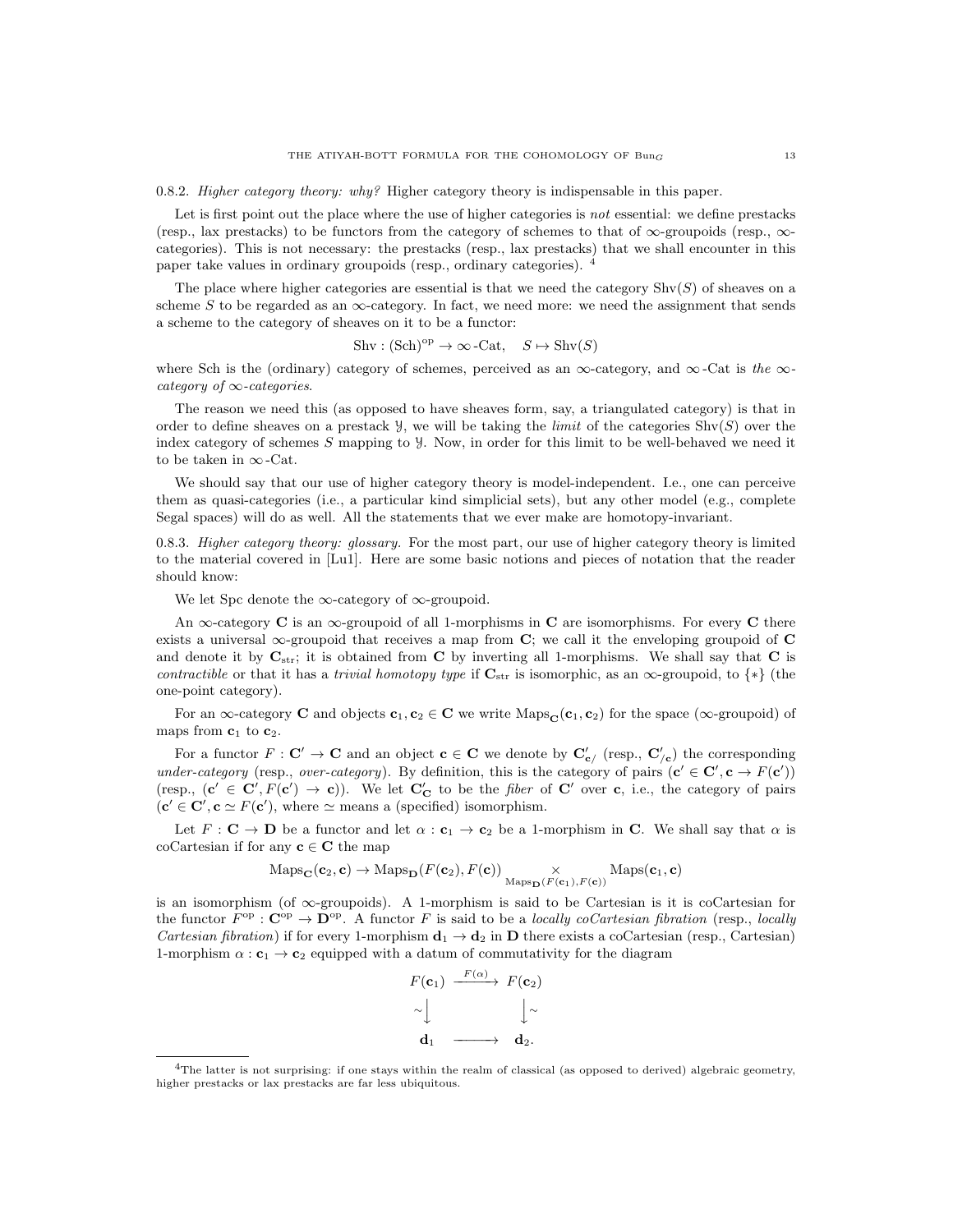0.8.2. *Higher category theory: why?* Higher category theory is indispensable in this paper.

Let is first point out the place where the use of higher categories is *not* essential: we define prestacks (resp., lax prestacks) to be functors from the category of schemes to that of $\infty$-groupoids (resp., $\infty$-categories). This is not necessary: the prestacks (resp., lax prestacks) that we shall encounter in this paper take values in ordinary groupoids (resp., ordinary categories). [4]

The place where higher categories are essential is that we need the category $\mathrm{Shv}(S)$ of sheaves on a scheme $S$ to be regarded as an $\infty$-category. In fact, we need more: we need the assignment that sends a scheme to the category of sheaves on it to be a functor:

$$\mathrm{Shv} : (\mathrm{Sch})^{\mathrm{op}} \to \infty\text{-}\mathrm{Cat}, \quad S \mapsto \mathrm{Shv}(S)$$

where Sch is the (ordinary) category of schemes, perceived as an $\infty$-category, and $\infty$-Cat is *the $\infty$-category of $\infty$-categories*.

The reason we need this (as opposed to have sheaves form, say, a triangulated category) is that in order to define sheaves on a prestack $\mathcal{Y}$, we will be taking the *limit* of the categories $\mathrm{Shv}(S)$ over the index category of schemes $S$ mapping to $\mathcal{Y}$. Now, in order for this limit to be well-behaved we need it to be taken in $\infty$-Cat.

We should say that our use of higher category theory is model-independent. I.e., one can perceive them as quasi-categories (i.e., a particular kind simplicial sets), but any other model (e.g., complete Segal spaces) will do as well. All the statements that we ever make are homotopy-invariant.

0.8.3. *Higher category theory: glossary.* For the most part, our use of higher category theory is limited to the material covered in [Lu1]. Here are some basic notions and pieces of notation that the reader should know:

We let Spc denote the $\infty$-category of $\infty$-groupoid.

An $\infty$-category $\mathbf{C}$ is an $\infty$-groupoid of all 1-morphisms in $\mathbf{C}$ are isomorphisms. For every $\mathbf{C}$ there exists a universal $\infty$-groupoid that receives a map from $\mathbf{C}$; we call it the enveloping groupoid of $\mathbf{C}$ and denote it by $\mathbf{C}_{\mathrm{str}}$; it is obtained from $\mathbf{C}$ by inverting all 1-morphisms. We shall say that $\mathbf{C}$ is *contractible* or that it has a *trivial homotopy type* if $\mathbf{C}_{\mathrm{str}}$ is isomorphic, as an $\infty$-groupoid, to $\{*\}$ (the one-point category).

For an $\infty$-category $\mathbf{C}$ and objects $\mathbf{c}_1, \mathbf{c}_2 \in \mathbf{C}$ we write $\mathrm{Maps}_{\mathbf{C}}(\mathbf{c}_1, \mathbf{c}_2)$ for the space ($\infty$-groupoid) of maps from $\mathbf{c}_1$ to $\mathbf{c}_2$.

For a functor $F : \mathbf{C}' \to \mathbf{C}$ and an object $\mathbf{c} \in \mathbf{C}$ we denote by $\mathbf{C}'_{\mathbf{c}/}$ (resp., $\mathbf{C}'_{/\mathbf{c}}$) the corresponding *under-category* (resp., *over-category*). By definition, this is the category of pairs $(\mathbf{c}' \in \mathbf{C}', \mathbf{c} \to F(\mathbf{c}'))$ (resp., $(\mathbf{c}' \in \mathbf{C}', F(\mathbf{c}') \to \mathbf{c})$). We let $\mathbf{C}'_{\mathbf{C}}$ to be the *fiber* of $\mathbf{C}'$ over $\mathbf{c}$, i.e., the category of pairs $(\mathbf{c}' \in \mathbf{C}', \mathbf{c} \simeq F(\mathbf{c}')$, where $\simeq$ means a (specified) isomorphism.

Let $F : \mathbf{C} \to \mathbf{D}$ be a functor and let $\alpha : \mathbf{c}_1 \to \mathbf{c}_2$ be a 1-morphism in $\mathbf{C}$. We shall say that $\alpha$ is coCartesian if for any $\mathbf{c} \in \mathbf{C}$ the map

$$\mathrm{Maps}_{\mathbf{C}}(\mathbf{c}_2, \mathbf{c}) \to \mathrm{Maps}_{\mathbf{D}}(F(\mathbf{c}_2), F(\mathbf{c})) \underset{\mathrm{Maps}_{\mathbf{D}}(F(\mathbf{c}_1), F(\mathbf{c}))}{\times} \mathrm{Maps}(\mathbf{c}_1, \mathbf{c})$$

is an isomorphism (of $\infty$-groupoids). A 1-morphism is said to be Cartesian is it is coCartesian for the functor $F^{\mathrm{op}} : \mathbf{C}^{\mathrm{op}} \to \mathbf{D}^{\mathrm{op}}$. A functor $F$ is said to be a *locally coCartesian fibration* (resp., *locally Cartesian fibration*) if for every 1-morphism $\mathbf{d}_1 \to \mathbf{d}_2$ in $\mathbf{D}$ there exists a coCartesian (resp., Cartesian) 1-morphism $\alpha : \mathbf{c}_1 \to \mathbf{c}_2$ equipped with a datum of commutativity for the diagram

$$\begin{array}{ccc} F(\mathbf{c}_1) & \xrightarrow{F(\alpha)} & F(\mathbf{c}_2) \\ \sim\downarrow & & \downarrow\sim \\ \mathbf{d}_1 & \longrightarrow & \mathbf{d}_2. \end{array}$$

[4] The latter is not surprising: if one stays within the realm of classical (as opposed to derived) algebraic geometry, higher prestacks or lax prestacks are far less ubiquitous.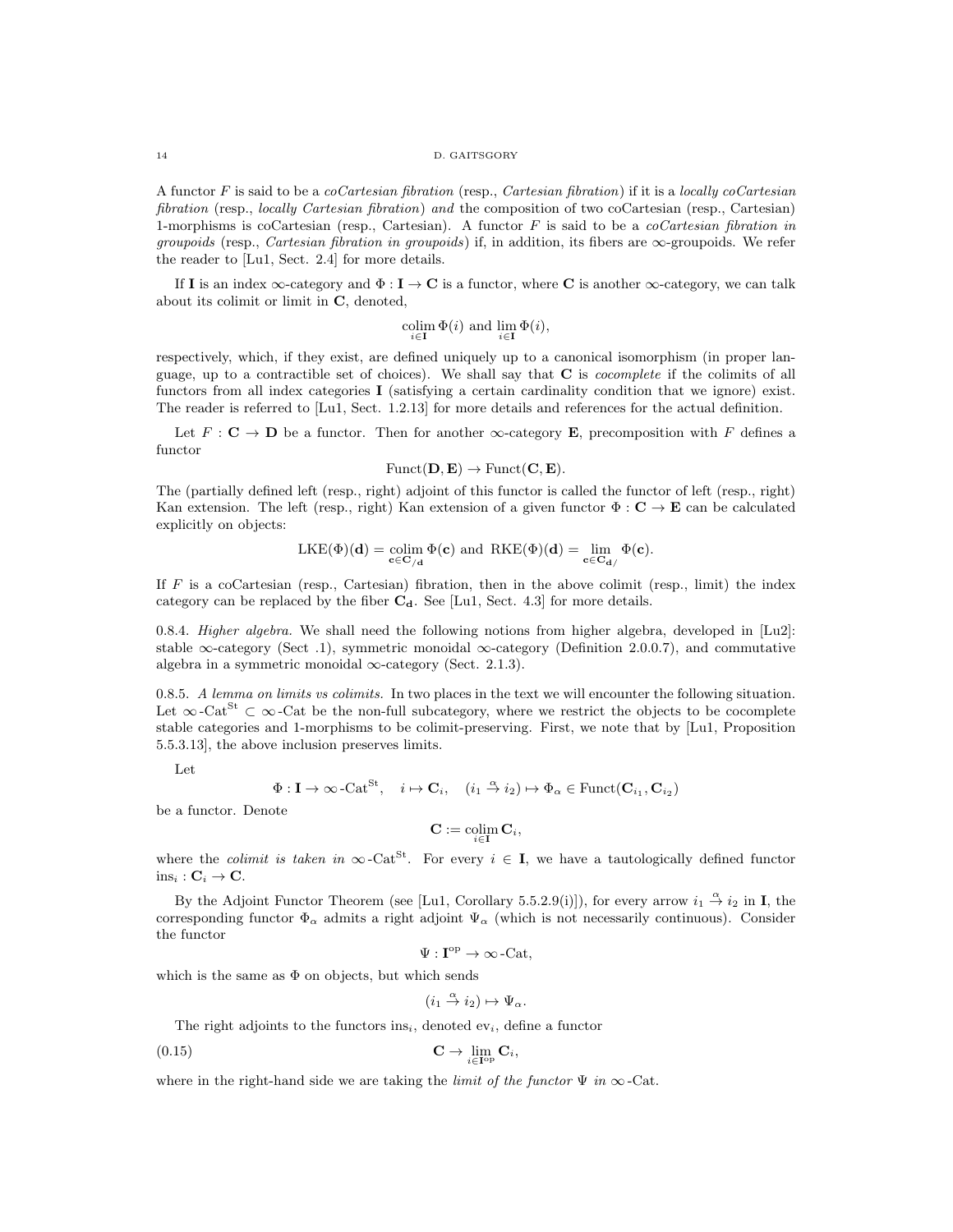A functor $F$ is said to be a *coCartesian fibration* (resp., *Cartesian fibration*) if it is a *locally coCartesian fibration* (resp., *locally Cartesian fibration*) *and* the composition of two coCartesian (resp., Cartesian) 1-morphisms is coCartesian (resp., Cartesian). A functor $F$ is said to be a *coCartesian fibration in groupoids* (resp., *Cartesian fibration in groupoids*) if, in addition, its fibers are $\infty$-groupoids. We refer the reader to [Lu1, Sect. 2.4] for more details.

If $\mathbf{I}$ is an index $\infty$-category and $\Phi : \mathbf{I} \to \mathbf{C}$ is a functor, where $\mathbf{C}$ is another $\infty$-category, we can talk about its colimit or limit in $\mathbf{C}$, denoted,

$$\underset{i\in \mathbf{I}}{\operatorname{colim}}\, \Phi(i) \text{ and } \underset{i\in \mathbf{I}}{\lim}\, \Phi(i),$$

respectively, which, if they exist, are defined uniquely up to a canonical isomorphism (in proper language, up to a contractible set of choices). We shall say that $\mathbf{C}$ is *cocomplete* if the colimits of all functors from all index categories $\mathbf{I}$ (satisfying a certain cardinality condition that we ignore) exist. The reader is referred to [Lu1, Sect. 1.2.13] for more details and references for the actual definition.

Let $F : \mathbf{C} \to \mathbf{D}$ be a functor. Then for another $\infty$-category $\mathbf{E}$, precomposition with $F$ defines a functor

$$\operatorname{Funct}(\mathbf{D}, \mathbf{E}) \to \operatorname{Funct}(\mathbf{C}, \mathbf{E}).$$

The (partially defined left (resp., right) adjoint of this functor is called the functor of left (resp., right) Kan extension. The left (resp., right) Kan extension of a given functor $\Phi : \mathbf{C} \to \mathbf{E}$ can be calculated explicitly on objects:

$$\operatorname{LKE}(\Phi)(\mathbf{d}) = \underset{\mathbf{c}\in \mathbf{C}_{/\mathbf{d}}}{\operatorname{colim}}\, \Phi(\mathbf{c}) \text{ and } \operatorname{RKE}(\Phi)(\mathbf{d}) = \underset{\mathbf{c}\in \mathbf{C}_{\mathbf{d}/}}{\lim}\, \Phi(\mathbf{c}).$$

If $F$ is a coCartesian (resp., Cartesian) fibration, then in the above colimit (resp., limit) the index category can be replaced by the fiber $\mathbf{C}_{\mathbf{d}}$. See [Lu1, Sect. 4.3] for more details.

0.8.4. *Higher algebra.* We shall need the following notions from higher algebra, developed in [Lu2]: stable $\infty$-category (Sect .1), symmetric monoidal $\infty$-category (Definition 2.0.0.7), and commutative algebra in a symmetric monoidal $\infty$-category (Sect. 2.1.3).

0.8.5. *A lemma on limits vs colimits.* In two places in the text we will encounter the following situation. Let $\infty\text{-Cat}^{\mathrm{St}} \subset \infty\text{-Cat}$ be the non-full subcategory, where we restrict the objects to be cocomplete stable categories and 1-morphisms to be colimit-preserving. First, we note that by [Lu1, Proposition 5.5.3.13], the above inclusion preserves limits.

Let

$$\Phi : \mathbf{I} \to \infty\text{-Cat}^{\mathrm{St}}, \quad i \mapsto \mathbf{C}_i, \quad (i_1 \overset{\alpha}{\to} i_2) \mapsto \Phi_\alpha \in \operatorname{Funct}(\mathbf{C}_{i_1}, \mathbf{C}_{i_2})$$

be a functor. Denote

$$\mathbf{C} := \underset{i\in \mathbf{I}}{\operatorname{colim}}\, \mathbf{C}_i,$$

where the *colimit is taken in* $\infty\text{-Cat}^{\mathrm{St}}$. For every $i \in \mathbf{I}$, we have a tautologically defined functor $\operatorname{ins}_i : \mathbf{C}_i \to \mathbf{C}$.

By the Adjoint Functor Theorem (see [Lu1, Corollary 5.5.2.9(i)]), for every arrow $i_1 \overset{\alpha}{\to} i_2$ in $\mathbf{I}$, the corresponding functor $\Phi_\alpha$ admits a right adjoint $\Psi_\alpha$ (which is not necessarily continuous). Consider the functor

$$\Psi : \mathbf{I}^{\mathrm{op}} \to \infty\text{-Cat},$$

which is the same as $\Phi$ on objects, but which sends

$$(i_1 \overset{\alpha}{\to} i_2) \mapsto \Psi_\alpha.$$

The right adjoints to the functors $\operatorname{ins}_i$, denoted $\operatorname{ev}_i$, define a functor

$$\mathbf{C} \to \underset{i\in \mathbf{I}^{\mathrm{op}}}{\lim}\, \mathbf{C}_i, \tag{0.15}$$

where in the right-hand side we are taking the *limit of the functor* $\Psi$ *in* $\infty$-Cat.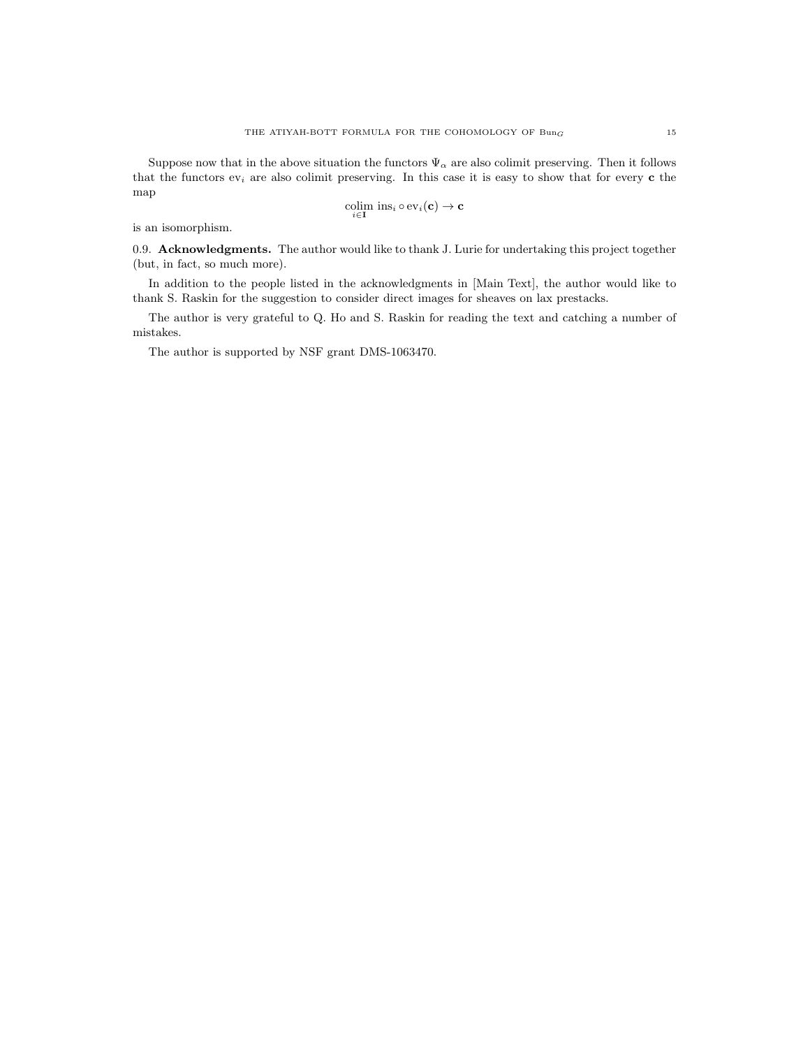Suppose now that in the above situation the functors $\Psi_\alpha$ are also colimit preserving. Then it follows that the functors $\text{ev}_i$ are also colimit preserving. In this case it is easy to show that for every $\mathbf{c}$ the map

$$\underset{i \in \mathbf{I}}{\text{colim}} \ \text{ins}_i \circ \text{ev}_i(\mathbf{c}) \to \mathbf{c}$$

is an isomorphism.

0.9. **Acknowledgments.** The author would like to thank J. Lurie for undertaking this project together (but, in fact, so much more).

In addition to the people listed in the acknowledgments in [Main Text], the author would like to thank S. Raskin for the suggestion to consider direct images for sheaves on lax prestacks.

The author is very grateful to Q. Ho and S. Raskin for reading the text and catching a number of mistakes.

The author is supported by NSF grant DMS-1063470.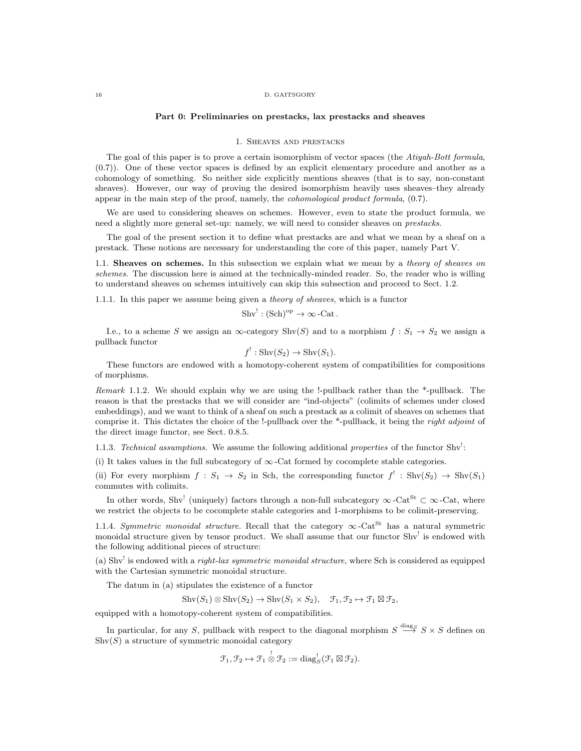## Part 0: Preliminaries on prestacks, lax prestacks and sheaves

### 1. Sheaves and prestacks

The goal of this paper is to prove a certain isomorphism of vector spaces (the *Atiyah-Bott formula*, (0.7)). One of these vector spaces is defined by an explicit elementary procedure and another as a cohomology of something. So neither side explicitly mentions sheaves (that is to say, non-constant sheaves). However, our way of proving the desired isomorphism heavily uses sheaves–they already appear in the main step of the proof, namely, the *cohomological product formula*, (0.7).

We are used to considering sheaves on schemes. However, even to state the product formula, we need a slightly more general set-up: namely, we will need to consider sheaves on *prestacks*.

The goal of the present section it to define what prestacks are and what we mean by a sheaf on a prestack. These notions are necessary for understanding the core of this paper, namely Part V.

1.1. **Sheaves on schemes.** In this subsection we explain what we mean by a *theory of sheaves on schemes*. The discussion here is aimed at the technically-minded reader. So, the reader who is willing to understand sheaves on schemes intuitively can skip this subsection and proceed to Sect. 1.2.

1.1.1. In this paper we assume being given a *theory of sheaves*, which is a functor

$$\mathrm{Shv}^! : (\mathrm{Sch})^{\mathrm{op}} \to \infty\text{-Cat}\,.$$

I.e., to a scheme $S$ we assign an $\infty$-category $\mathrm{Shv}(S)$ and to a morphism $f : S_1 \to S_2$ we assign a pullback functor

$$f^! : \mathrm{Shv}(S_2) \to \mathrm{Shv}(S_1).$$

These functors are endowed with a homotopy-coherent system of compatibilities for compositions of morphisms.

*Remark* 1.1.2. We should explain why we are using the !-pullback rather than the \*-pullback. The reason is that the prestacks that we will consider are "ind-objects" (colimits of schemes under closed embeddings), and we want to think of a sheaf on such a prestack as a colimit of sheaves on schemes that comprise it. This dictates the choice of the !-pullback over the \*-pullback, it being the *right adjoint* of the direct image functor, see Sect. 0.8.5.

1.1.3. *Technical assumptions.* We assume the following additional *properties* of the functor $\mathrm{Shv}^!$:

(i) It takes values in the full subcategory of $\infty$-Cat formed by cocomplete stable categories.

(ii) For every morphism $f : S_1 \to S_2$ in Sch, the corresponding functor $f^! : \mathrm{Shv}(S_2) \to \mathrm{Shv}(S_1)$ commutes with colimits.

In other words, $\mathrm{Shv}^!$ (uniquely) factors through a non-full subcategory $\infty\text{-Cat}^{\mathrm{St}} \subset \infty\text{-Cat}$, where we restrict the objects to be cocomplete stable categories and 1-morphisms to be colimit-preserving.

1.1.4. *Symmetric monoidal structure.* Recall that the category $\infty\text{-Cat}^{\mathrm{St}}$ has a natural symmetric monoidal structure given by tensor product. We shall assume that our functor $\mathrm{Shv}^!$ is endowed with the following additional pieces of structure:

(a) $\mathrm{Shv}^!$ is endowed with a *right-lax symmetric monoidal structure*, where Sch is considered as equipped with the Cartesian symmetric monoidal structure.

The datum in (a) stipulates the existence of a functor

$$\mathrm{Shv}(S_1) \otimes \mathrm{Shv}(S_2) \to \mathrm{Shv}(S_1 \times S_2), \quad \mathcal{F}_1, \mathcal{F}_2 \mapsto \mathcal{F}_1 \boxtimes \mathcal{F}_2,$$

equipped with a homotopy-coherent system of compatibilities.

In particular, for any $S$, pullback with respect to the diagonal morphism $S \overset{\mathrm{diag}_S}{\longrightarrow} S \times S$ defines on $\mathrm{Shv}(S)$ a structure of symmetric monoidal category

$$\mathcal{F}_1, \mathcal{F}_2 \mapsto \mathcal{F}_1 \overset{!}{\otimes} \mathcal{F}_2 := \mathrm{diag}_S^!(\mathcal{F}_1 \boxtimes \mathcal{F}_2).$$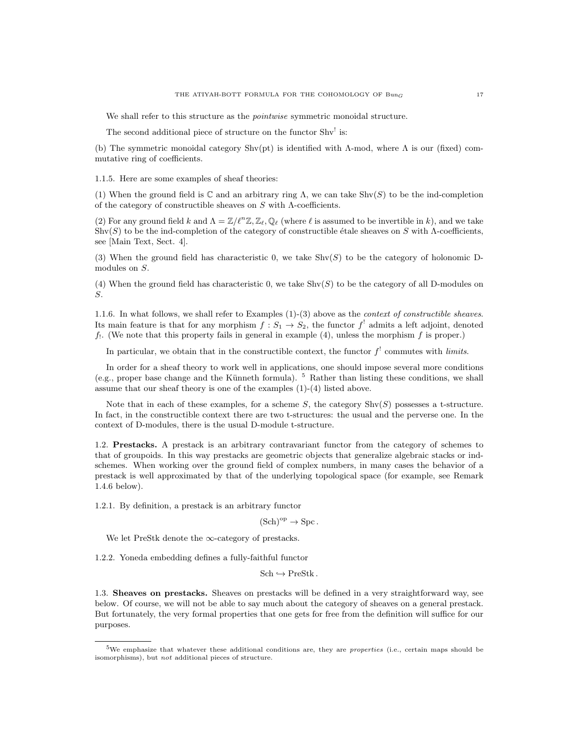We shall refer to this structure as the *pointwise* symmetric monoidal structure.

The second additional piece of structure on the functor $\mathrm{Shv}^!$ is:

(b) The symmetric monoidal category $\mathrm{Shv}(\mathrm{pt})$ is identified with $\Lambda$-mod, where $\Lambda$ is our (fixed) commutative ring of coefficients.

1.1.5. Here are some examples of sheaf theories:

(1) When the ground field is $\mathbb{C}$ and an arbitrary ring $\Lambda$, we can take $\mathrm{Shv}(S)$ to be the ind-completion of the category of constructible sheaves on $S$ with $\Lambda$-coefficients.

(2) For any ground field $k$ and $\Lambda = \mathbb{Z}/\ell^n\mathbb{Z}, \mathbb{Z}_\ell, \mathbb{Q}_\ell$ (where $\ell$ is assumed to be invertible in $k$), and we take $\mathrm{Shv}(S)$ to be the ind-completion of the category of constructible étale sheaves on $S$ with $\Lambda$-coefficients, see [Main Text, Sect. 4].

(3) When the ground field has characteristic 0, we take $\mathrm{Shv}(S)$ to be the category of holonomic D-modules on $S$.

(4) When the ground field has characteristic 0, we take $\mathrm{Shv}(S)$ to be the category of all D-modules on $S$.

1.1.6. In what follows, we shall refer to Examples (1)-(3) above as the *context of constructible sheaves*. Its main feature is that for any morphism $f : S_1 \to S_2$, the functor $f^!$ admits a left adjoint, denoted $f_!$. (We note that this property fails in general in example (4), unless the morphism $f$ is proper.)

In particular, we obtain that in the constructible context, the functor $f^!$ commutes with *limits*.

In order for a sheaf theory to work well in applications, one should impose several more conditions (e.g., proper base change and the Künneth formula). [5] Rather than listing these conditions, we shall assume that our sheaf theory is one of the examples (1)-(4) listed above.

Note that in each of these examples, for a scheme $S$, the category $\mathrm{Shv}(S)$ possesses a t-structure. In fact, in the constructible context there are two t-structures: the usual and the perverse one. In the context of D-modules, there is the usual D-module t-structure.

1.2. **Prestacks.** A prestack is an arbitrary contravariant functor from the category of schemes to that of groupoids. In this way prestacks are geometric objects that generalize algebraic stacks or ind-schemes. When working over the ground field of complex numbers, in many cases the behavior of a prestack is well approximated by that of the underlying topological space (for example, see Remark 1.4.6 below).

1.2.1. By definition, a prestack is an arbitrary functor

$$(\mathrm{Sch})^{\mathrm{op}} \to \mathrm{Spc}\,.$$

We let PreStk denote the $\infty$-category of prestacks.

1.2.2. Yoneda embedding defines a fully-faithful functor

$$\mathrm{Sch} \hookrightarrow \mathrm{PreStk}\,.$$

1.3. **Sheaves on prestacks.** Sheaves on prestacks will be defined in a very straightforward way, see below. Of course, we will not be able to say much about the category of sheaves on a general prestack. But fortunately, the very formal properties that one gets for free from the definition will suffice for our purposes.

[5] We emphasize that whatever these additional conditions are, they are *properties* (i.e., certain maps should be isomorphisms), but *not* additional pieces of structure.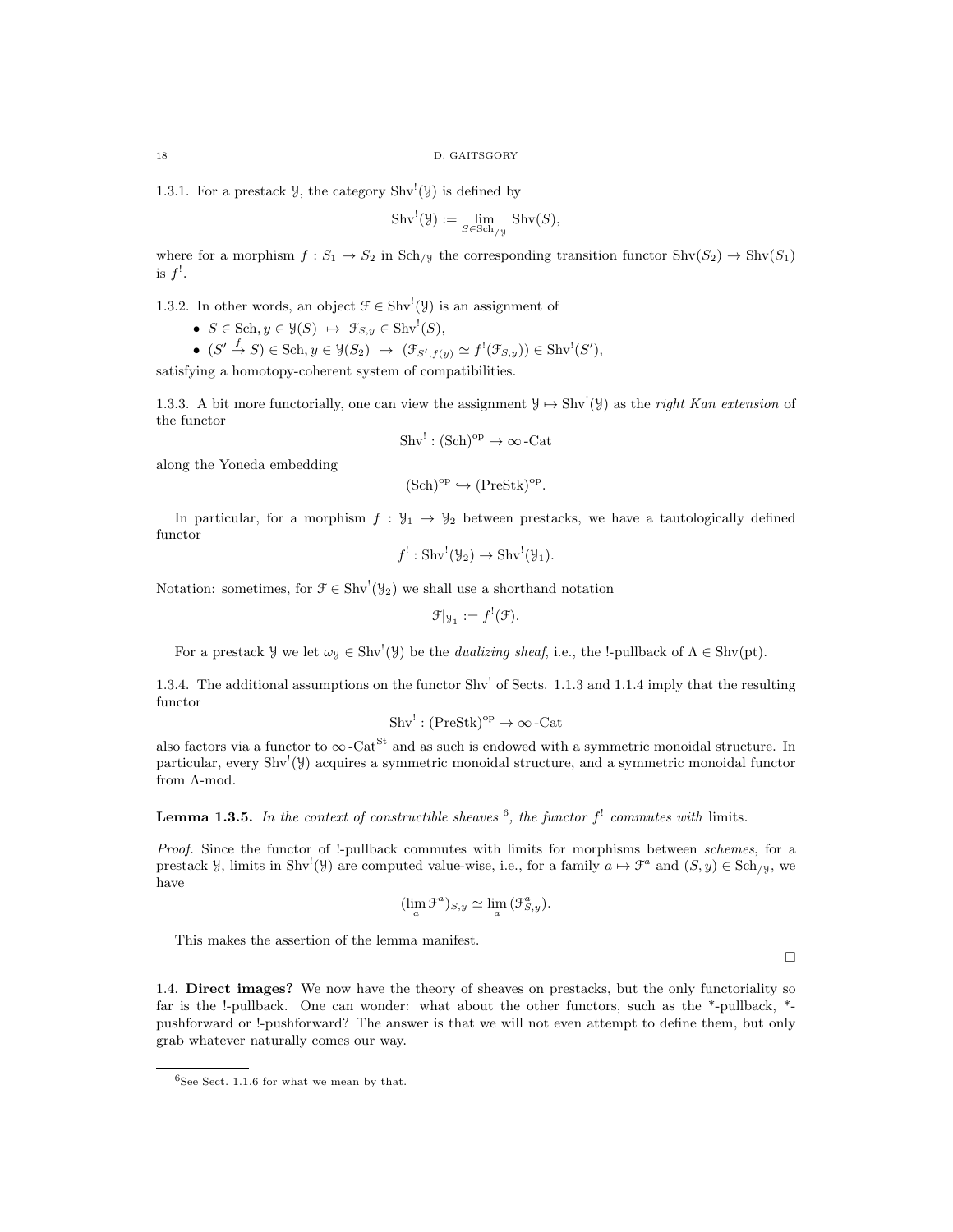1.3.1. For a prestack $\mathcal{Y}$, the category $\text{Shv}^!(\mathcal{Y})$ is defined by

$$\text{Shv}^!(\mathcal{Y}) := \lim_{S \in \text{Sch}_{/\mathcal{Y}}} \text{Shv}(S),$$

where for a morphism $f : S_1 \to S_2$ in $\text{Sch}_{/\mathcal{Y}}$ the corresponding transition functor $\text{Shv}(S_2) \to \text{Shv}(S_1)$ is $f^!$.

1.3.2. In other words, an object $\mathcal{F} \in \text{Shv}^!(\mathcal{Y})$ is an assignment of

- $S \in \text{Sch}, y \in \mathcal{Y}(S) \;\mapsto\; \mathcal{F}_{S,y} \in \text{Shv}^!(S)$,
- $(S' \xrightarrow{f} S) \in \text{Sch}, y \in \mathcal{Y}(S_2) \;\mapsto\; (\mathcal{F}_{S',f(y)} \simeq f^!(\mathcal{F}_{S,y})) \in \text{Shv}^!(S')$,

satisfying a homotopy-coherent system of compatibilities.

1.3.3. A bit more functorially, one can view the assignment $\mathcal{Y} \mapsto \text{Shv}^!(\mathcal{Y})$ as the *right Kan extension* of the functor

$$\text{Shv}^! : (\text{Sch})^{\text{op}} \to \infty\text{-Cat}$$

along the Yoneda embedding

$$(\text{Sch})^{\text{op}} \hookrightarrow (\text{PreStk})^{\text{op}}.$$

In particular, for a morphism $f : \mathcal{Y}_1 \to \mathcal{Y}_2$ between prestacks, we have a tautologically defined functor

$$f^! : \text{Shv}^!(\mathcal{Y}_2) \to \text{Shv}^!(\mathcal{Y}_1).$$

Notation: sometimes, for $\mathcal{F} \in \text{Shv}^!(\mathcal{Y}_2)$ we shall use a shorthand notation

$$\mathcal{F}|_{\mathcal{Y}_1} := f^!(\mathcal{F}).$$

For a prestack $\mathcal{Y}$ we let $\omega_{\mathcal{Y}} \in \text{Shv}^!(\mathcal{Y})$ be the *dualizing sheaf*, i.e., the !-pullback of $\Lambda \in \text{Shv}(\text{pt})$.

1.3.4. The additional assumptions on the functor $\text{Shv}^!$ of Sects. 1.1.3 and 1.1.4 imply that the resulting functor

$$\text{Shv}^! : (\text{PreStk})^{\text{op}} \to \infty\text{-Cat}$$

also factors via a functor to $\infty\text{-Cat}^{\text{St}}$ and as such is endowed with a symmetric monoidal structure. In particular, every $\text{Shv}^!(\mathcal{Y})$ acquires a symmetric monoidal structure, and a symmetric monoidal functor from $\Lambda$-mod.

**Lemma 1.3.5.** *In the context of constructible sheaves* [6]*, the functor $f^!$ commutes with* limits.

*Proof.* Since the functor of !-pullback commutes with limits for morphisms between *schemes*, for a prestack $\mathcal{Y}$, limits in $\text{Shv}^!(\mathcal{Y})$ are computed value-wise, i.e., for a family $a \mapsto \mathcal{F}^a$ and $(S, y) \in \text{Sch}_{/\mathcal{Y}}$, we have

$$(\lim_a \mathcal{F}^a)_{S,y} \simeq \lim_a (\mathcal{F}^a_{S,y}).$$

This makes the assertion of the lemma manifest.

□

1.4. **Direct images?** We now have the theory of sheaves on prestacks, but the only functoriality so far is the !-pullback. One can wonder: what about the other functors, such as the *-pullback, *-pushforward or !-pushforward? The answer is that we will not even attempt to define them, but only grab whatever naturally comes our way.

[6] See Sect. 1.1.6 for what we mean by that.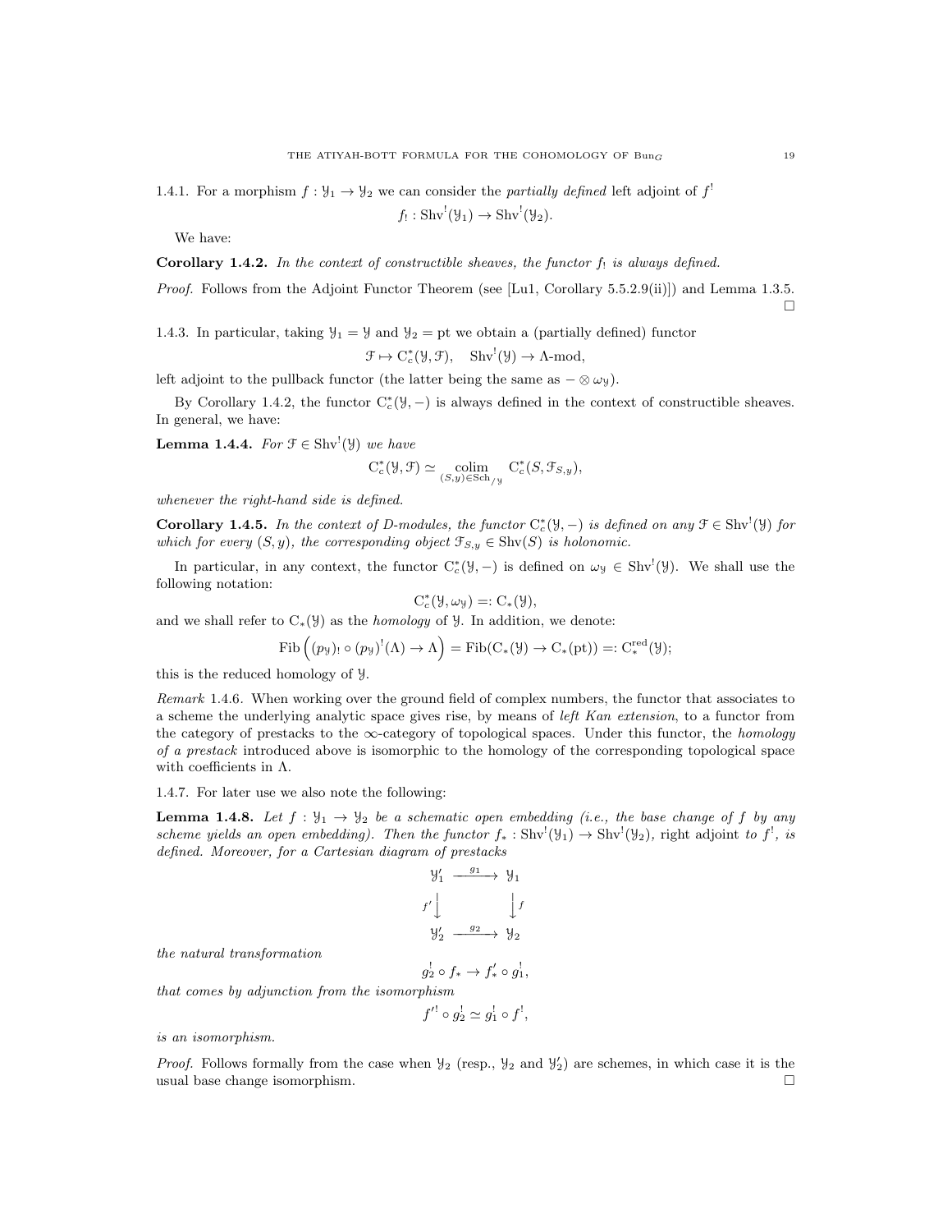1.4.1. For a morphism $f : \mathcal{Y}_1 \to \mathcal{Y}_2$ we can consider the *partially defined* left adjoint of $f^!$

$$f_! : \mathrm{Shv}^!(\mathcal{Y}_1) \to \mathrm{Shv}^!(\mathcal{Y}_2).$$

We have:

**Corollary 1.4.2.** *In the context of constructible sheaves, the functor $f_!$ is always defined.*

*Proof.* Follows from the Adjoint Functor Theorem (see [Lu1, Corollary 5.5.2.9(ii)]) and Lemma 1.3.5. □

1.4.3. In particular, taking $\mathcal{Y}_1 = \mathcal{Y}$ and $\mathcal{Y}_2 = \mathrm{pt}$ we obtain a (partially defined) functor

$$\mathcal{F} \mapsto \mathrm{C}^*_c(\mathcal{Y}, \mathcal{F}), \quad \mathrm{Shv}^!(\mathcal{Y}) \to \Lambda\text{-mod},$$

left adjoint to the pullback functor (the latter being the same as $- \otimes \omega_{\mathcal{Y}}$).

By Corollary 1.4.2, the functor $\mathrm{C}^*_c(\mathcal{Y}, -)$ is always defined in the context of constructible sheaves. In general, we have:

**Lemma 1.4.4.** *For $\mathcal{F} \in \mathrm{Shv}^!(\mathcal{Y})$ we have*

$$\mathrm{C}^*_c(\mathcal{Y}, \mathcal{F}) \simeq \underset{(S,y) \in \mathrm{Sch}_{/\mathcal{Y}}}{\mathrm{colim}} \mathrm{C}^*_c(S, \mathcal{F}_{S,y}),$$

*whenever the right-hand side is defined.*

**Corollary 1.4.5.** *In the context of D-modules, the functor $\mathrm{C}^*_c(\mathcal{Y}, -)$ is defined on any $\mathcal{F} \in \mathrm{Shv}^!(\mathcal{Y})$ for which for every $(S, y)$, the corresponding object $\mathcal{F}_{S,y} \in \mathrm{Shv}(S)$ is holonomic.*

In particular, in any context, the functor $\mathrm{C}^*_c(\mathcal{Y}, -)$ is defined on $\omega_{\mathcal{Y}} \in \mathrm{Shv}^!(\mathcal{Y})$. We shall use the following notation:

$$\mathrm{C}^*_c(\mathcal{Y}, \omega_{\mathcal{Y}}) =: \mathrm{C}_*(\mathcal{Y}),$$

and we shall refer to $\mathrm{C}_*(\mathcal{Y})$ as the *homology* of $\mathcal{Y}$. In addition, we denote:

$$\mathrm{Fib}\left((p_{\mathcal{Y}})_! \circ (p_{\mathcal{Y}})^!(\Lambda) \to \Lambda\right) = \mathrm{Fib}(\mathrm{C}_*(\mathcal{Y}) \to \mathrm{C}_*(\mathrm{pt})) =: \mathrm{C}^{\mathrm{red}}_*(\mathcal{Y});$$

this is the reduced homology of $\mathcal{Y}$.

*Remark* 1.4.6. When working over the ground field of complex numbers, the functor that associates to a scheme the underlying analytic space gives rise, by means of *left Kan extension*, to a functor from the category of prestacks to the $\infty$-category of topological spaces. Under this functor, the *homology of a prestack* introduced above is isomorphic to the homology of the corresponding topological space with coefficients in $\Lambda$.

1.4.7. For later use we also note the following:

**Lemma 1.4.8.** *Let $f : \mathcal{Y}_1 \to \mathcal{Y}_2$ be a schematic open embedding (i.e., the base change of $f$ by any scheme yields an open embedding). Then the functor $f_* : \mathrm{Shv}^!(\mathcal{Y}_1) \to \mathrm{Shv}^!(\mathcal{Y}_2)$, right adjoint to $f^!$, is defined. Moreover, for a Cartesian diagram of prestacks*

$$\begin{array}{ccc} \mathcal{Y}'_1 & \xrightarrow{g_1} & \mathcal{Y}_1 \\ {\scriptstyle f'}\downarrow & & \downarrow{\scriptstyle f} \\ \mathcal{Y}'_2 & \xrightarrow{g_2} & \mathcal{Y}_2 \end{array}$$

*the natural transformation*

$$g_2^! \circ f_* \to f'_* \circ g_1^!,$$

*that comes by adjunction from the isomorphism*

$$f'^! \circ g_2^! \simeq g_1^! \circ f^!,$$

*is an isomorphism.*

*Proof.* Follows formally from the case when $\mathcal{Y}_2$ (resp., $\mathcal{Y}_2$ and $\mathcal{Y}'_2$) are schemes, in which case it is the usual base change isomorphism. □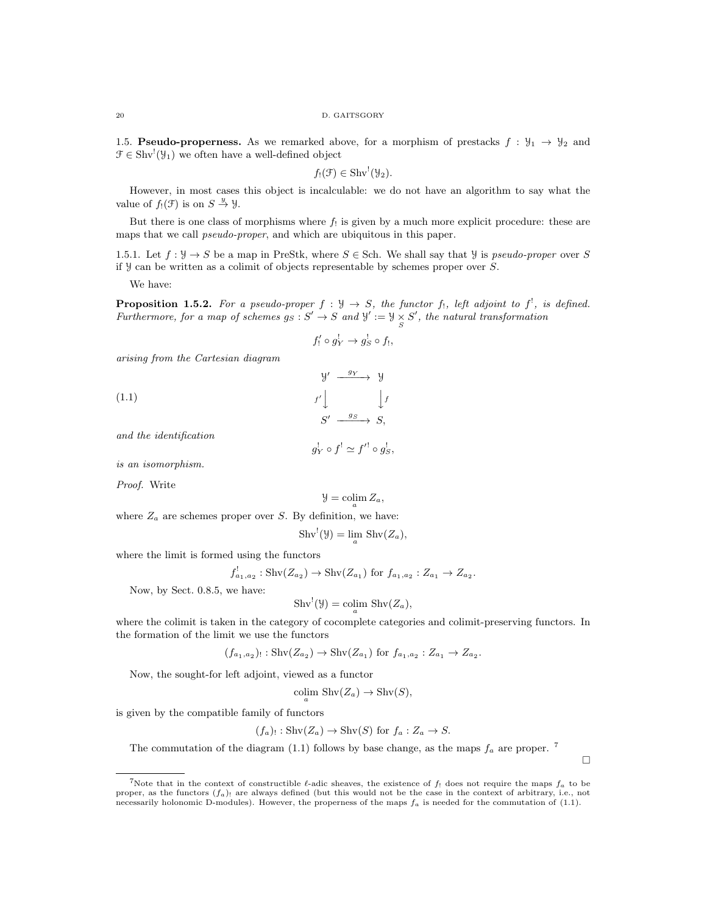1.5. **Pseudo-properness.** As we remarked above, for a morphism of prestacks $f : \mathcal{Y}_1 \to \mathcal{Y}_2$ and $\mathcal{F} \in \operatorname{Shv}^!(\mathcal{Y}_1)$ we often have a well-defined object

$$f_!(\mathcal{F}) \in \operatorname{Shv}^!(\mathcal{Y}_2).$$

However, in most cases this object is incalculable: we do not have an algorithm to say what the value of $f_!(\mathcal{F})$ is on $S \xrightarrow{y} \mathcal{Y}$.

But there is one class of morphisms where $f_!$ is given by a much more explicit procedure: these are maps that we call *pseudo-proper*, and which are ubiquitous in this paper.

1.5.1. Let $f : \mathcal{Y} \to S$ be a map in PreStk, where $S \in \operatorname{Sch}$. We shall say that $\mathcal{Y}$ is *pseudo-proper* over $S$ if $\mathcal{Y}$ can be written as a colimit of objects representable by schemes proper over $S$.

We have:

**Proposition 1.5.2.** *For a pseudo-proper $f : \mathcal{Y} \to S$, the functor $f_!$, left adjoint to $f^!$, is defined. Furthermore, for a map of schemes $g_S : S' \to S$ and $\mathcal{Y}' := \mathcal{Y} \underset{S}{\times} S'$, the natural transformation*

$$f'_! \circ g_Y^! \to g_S^! \circ f_!,$$

*arising from the Cartesian diagram*

$$\begin{array}{ccc} \mathcal{Y}' & \xrightarrow{g_Y} & \mathcal{Y} \\ {\scriptstyle f'}\downarrow & & \downarrow{\scriptstyle f} \\ S' & \xrightarrow{g_S} & S, \end{array} \tag{1.1}$$

*and the identification*

$$g_Y^! \circ f^! \simeq f'^! \circ g_S^!,$$

*is an isomorphism.*

*Proof.* Write

$$\mathcal{Y} = \underset{a}{\operatorname{colim}}\, Z_a,$$

where $Z_a$ are schemes proper over $S$. By definition, we have:

$$\operatorname{Shv}^!(\mathcal{Y}) = \lim_a \operatorname{Shv}(Z_a),$$

where the limit is formed using the functors

$$f^!_{a_1,a_2} : \operatorname{Shv}(Z_{a_2}) \to \operatorname{Shv}(Z_{a_1}) \text{ for } f_{a_1,a_2} : Z_{a_1} \to Z_{a_2}.$$

Now, by Sect. 0.8.5, we have:

$$\operatorname{Shv}^!(\mathcal{Y}) = \underset{a}{\operatorname{colim}}\, \operatorname{Shv}(Z_a),$$

where the colimit is taken in the category of cocomplete categories and colimit-preserving functors. In the formation of the limit we use the functors

$$(f_{a_1,a_2})_! : \operatorname{Shv}(Z_{a_2}) \to \operatorname{Shv}(Z_{a_1}) \text{ for } f_{a_1,a_2} : Z_{a_1} \to Z_{a_2}.$$

Now, the sought-for left adjoint, viewed as a functor

$$\underset{a}{\operatorname{colim}}\, \operatorname{Shv}(Z_a) \to \operatorname{Shv}(S),$$

is given by the compatible family of functors

$$(f_a)_! : \operatorname{Shv}(Z_a) \to \operatorname{Shv}(S) \text{ for } f_a : Z_a \to S.$$

The commutation of the diagram (1.1) follows by base change, as the maps $f_a$ are proper. [7]

□

[7] Note that in the context of constructible $\ell$-adic sheaves, the existence of $f_!$ does not require the maps $f_a$ to be proper, as the functors $(f_a)_!$ are always defined (but this would not be the case in the context of arbitrary, i.e., not necessarily holonomic D-modules). However, the properness of the maps $f_a$ is needed for the commutation of (1.1).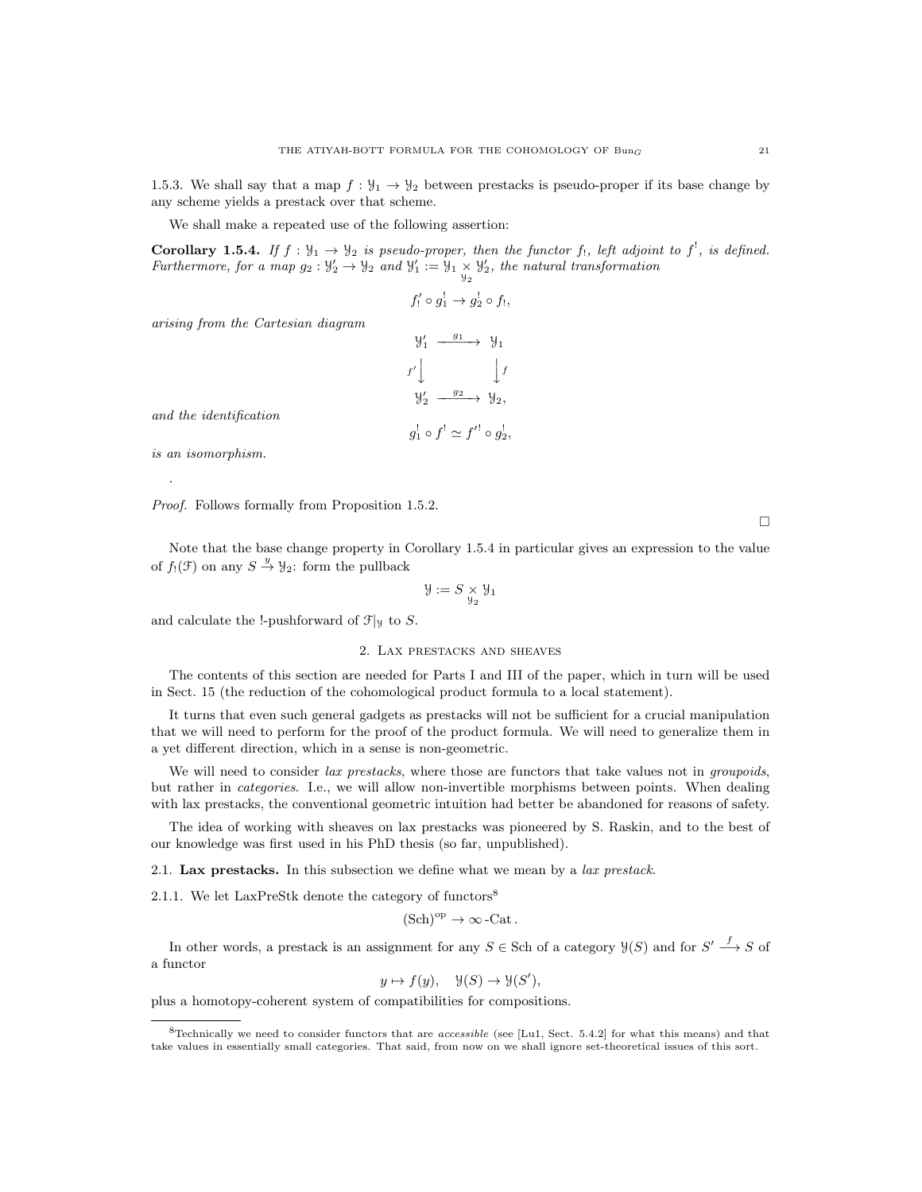1.5.3. We shall say that a map $f : \mathcal{Y}_1 \to \mathcal{Y}_2$ between prestacks is pseudo-proper if its base change by any scheme yields a prestack over that scheme.

We shall make a repeated use of the following assertion:

**Corollary 1.5.4.** *If $f : \mathcal{Y}_1 \to \mathcal{Y}_2$ is pseudo-proper, then the functor $f_!$, left adjoint to $f^!$, is defined. Furthermore, for a map $g_2 : \mathcal{Y}_2' \to \mathcal{Y}_2$ and $\mathcal{Y}_1' := \mathcal{Y}_1 \underset{\mathcal{Y}_2}{\times} \mathcal{Y}_2'$, the natural transformation*

$$f'_! \circ g_1^! \to g_2^! \circ f_!,$$

*arising from the Cartesian diagram*

$$\begin{array}{ccc} \mathcal{Y}_1' & \xrightarrow{g_1} & \mathcal{Y}_1 \\ {\scriptstyle f'}\downarrow & & \downarrow{\scriptstyle f} \\ \mathcal{Y}_2' & \xrightarrow{g_2} & \mathcal{Y}_2, \end{array}$$

*and the identification*

$$g_1^! \circ f^! \simeq f'^! \circ g_2^!,$$

*is an isomorphism.*

.

*Proof.* Follows formally from Proposition 1.5.2. □

Note that the base change property in Corollary 1.5.4 in particular gives an expression to the value of $f_!(\mathcal{F})$ on any $S \overset{y}{\to} \mathcal{Y}_2$: form the pullback

$$\mathcal{Y} := S \underset{\mathcal{Y}_2}{\times} \mathcal{Y}_1$$

and calculate the !-pushforward of $\mathcal{F}|_{\mathcal{Y}}$ to $S$.

## 2. Lax prestacks and sheaves

The contents of this section are needed for Parts I and III of the paper, which in turn will be used in Sect. 15 (the reduction of the cohomological product formula to a local statement).

It turns that even such general gadgets as prestacks will not be sufficient for a crucial manipulation that we will need to perform for the proof of the product formula. We will need to generalize them in a yet different direction, which in a sense is non-geometric.

We will need to consider *lax prestacks*, where those are functors that take values not in *groupoids*, but rather in *categories*. I.e., we will allow non-invertible morphisms between points. When dealing with lax prestacks, the conventional geometric intuition had better be abandoned for reasons of safety.

The idea of working with sheaves on lax prestacks was pioneered by S. Raskin, and to the best of our knowledge was first used in his PhD thesis (so far, unpublished).

### 2.1. Lax prestacks.

In this subsection we define what we mean by a *lax prestack*.

2.1.1. We let LaxPreStk denote the category of functors[8]

$$(\mathrm{Sch})^{\mathrm{op}} \to \infty\text{-Cat}.$$

In other words, a prestack is an assignment for any $S \in \mathrm{Sch}$ of a category $\mathcal{Y}(S)$ and for $S' \xrightarrow{f} S$ of a functor

$$y \mapsto f(y), \quad \mathcal{Y}(S) \to \mathcal{Y}(S'),$$

plus a homotopy-coherent system of compatibilities for compositions.

[8] Technically we need to consider functors that are *accessible* (see [Lu1, Sect. 5.4.2] for what this means) and that take values in essentially small categories. That said, from now on we shall ignore set-theoretical issues of this sort.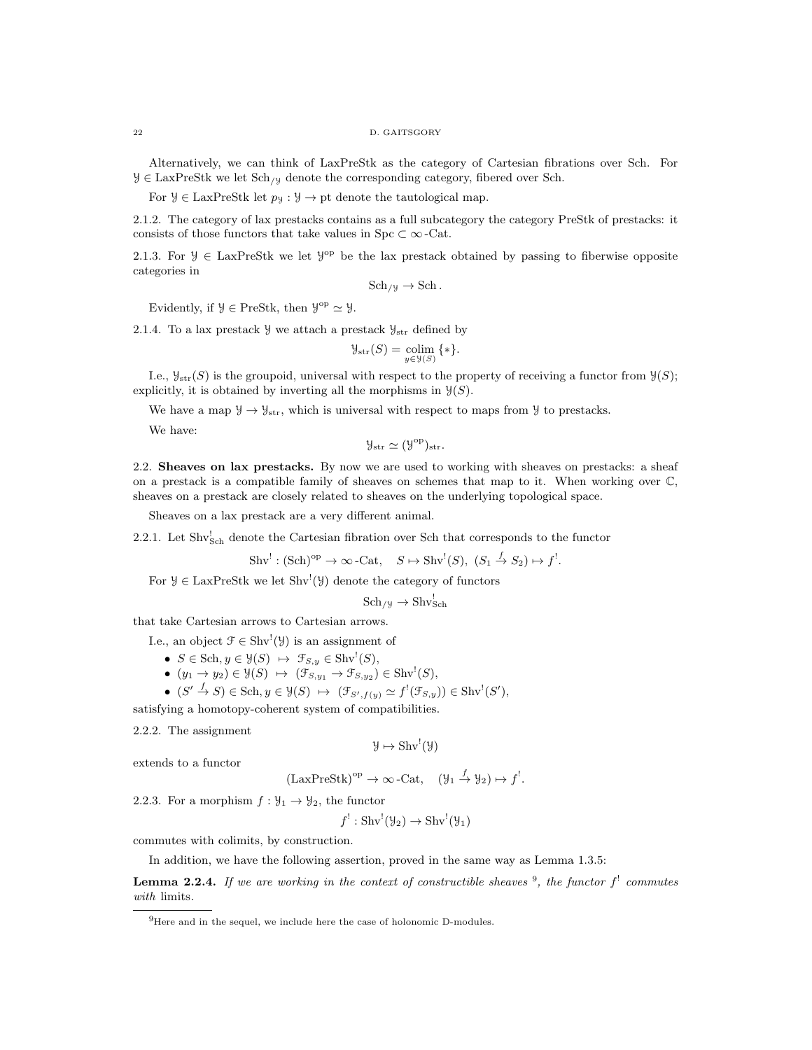Alternatively, we can think of LaxPreStk as the category of Cartesian fibrations over Sch. For $\mathcal{Y} \in \text{LaxPreStk}$ we let $\text{Sch}_{/\mathcal{Y}}$ denote the corresponding category, fibered over Sch.

For $\mathcal{Y} \in \text{LaxPreStk}$ let $p_{\mathcal{Y}} : \mathcal{Y} \to \text{pt}$ denote the tautological map.

2.1.2. The category of lax prestacks contains as a full subcategory the category PreStk of prestacks: it consists of those functors that take values in $\text{Spc} \subset \infty\text{-Cat}$.

2.1.3. For $\mathcal{Y} \in \text{LaxPreStk}$ we let $\mathcal{Y}^{\text{op}}$ be the lax prestack obtained by passing to fiberwise opposite categories in

$$\text{Sch}_{/\mathcal{Y}} \to \text{Sch}.$$

Evidently, if $\mathcal{Y} \in \text{PreStk}$, then $\mathcal{Y}^{\text{op}} \simeq \mathcal{Y}$.

2.1.4. To a lax prestack $\mathcal{Y}$ we attach a prestack $\mathcal{Y}_{\text{str}}$ defined by

$$\mathcal{Y}_{\text{str}}(S) = \underset{y \in \mathcal{Y}(S)}{\text{colim}} \{*\}.$$

I.e., $\mathcal{Y}_{\text{str}}(S)$ is the groupoid, universal with respect to the property of receiving a functor from $\mathcal{Y}(S)$; explicitly, it is obtained by inverting all the morphisms in $\mathcal{Y}(S)$.

We have a map $\mathcal{Y} \to \mathcal{Y}_{\text{str}}$, which is universal with respect to maps from $\mathcal{Y}$ to prestacks.

We have:

$$\mathcal{Y}_{\text{str}} \simeq (\mathcal{Y}^{\text{op}})_{\text{str}}.$$

## 2.2. Sheaves on lax prestacks.

By now we are used to working with sheaves on prestacks: a sheaf on a prestack is a compatible family of sheaves on schemes that map to it. When working over $\mathbb{C}$, sheaves on a prestack are closely related to sheaves on the underlying topological space.

Sheaves on a lax prestack are a very different animal.

2.2.1. Let $\text{Shv}^!_{\text{Sch}}$ denote the Cartesian fibration over Sch that corresponds to the functor

$$\text{Shv}^! : (\text{Sch})^{\text{op}} \to \infty\text{-Cat}, \quad S \mapsto \text{Shv}^!(S), \ (S_1 \xrightarrow{f} S_2) \mapsto f^!.$$

For $\mathcal{Y} \in \text{LaxPreStk}$ we let $\text{Shv}^!(\mathcal{Y})$ denote the category of functors

$$\text{Sch}_{/\mathcal{Y}} \to \text{Shv}^!_{\text{Sch}}$$

that take Cartesian arrows to Cartesian arrows.

I.e., an object $\mathcal{F} \in \text{Shv}^!(\mathcal{Y})$ is an assignment of

- $S \in \text{Sch}, y \in \mathcal{Y}(S) \ \mapsto \ \mathcal{F}_{S,y} \in \text{Shv}^!(S)$,
- $(y_1 \to y_2) \in \mathcal{Y}(S) \ \mapsto \ (\mathcal{F}_{S,y_1} \to \mathcal{F}_{S,y_2}) \in \text{Shv}^!(S)$,
- $(S' \xrightarrow{f} S) \in \text{Sch}, y \in \mathcal{Y}(S) \ \mapsto \ (\mathcal{F}_{S',f(y)} \simeq f^!(\mathcal{F}_{S,y})) \in \text{Shv}^!(S')$,

satisfying a homotopy-coherent system of compatibilities.

2.2.2. The assignment

$$\mathcal{Y} \mapsto \text{Shv}^!(\mathcal{Y})$$

extends to a functor

$$(\text{LaxPreStk})^{\text{op}} \to \infty\text{-Cat}, \quad (\mathcal{Y}_1 \xrightarrow{f} \mathcal{Y}_2) \mapsto f^!.$$

2.2.3. For a morphism $f : \mathcal{Y}_1 \to \mathcal{Y}_2$, the functor

$$f^! : \text{Shv}^!(\mathcal{Y}_2) \to \text{Shv}^!(\mathcal{Y}_1)$$

commutes with colimits, by construction.

In addition, we have the following assertion, proved in the same way as Lemma 1.3.5:

**Lemma 2.2.4.** *If we are working in the context of constructible sheaves* [9]*, the functor $f^!$ commutes with* limits.

[9] Here and in the sequel, we include here the case of holonomic D-modules.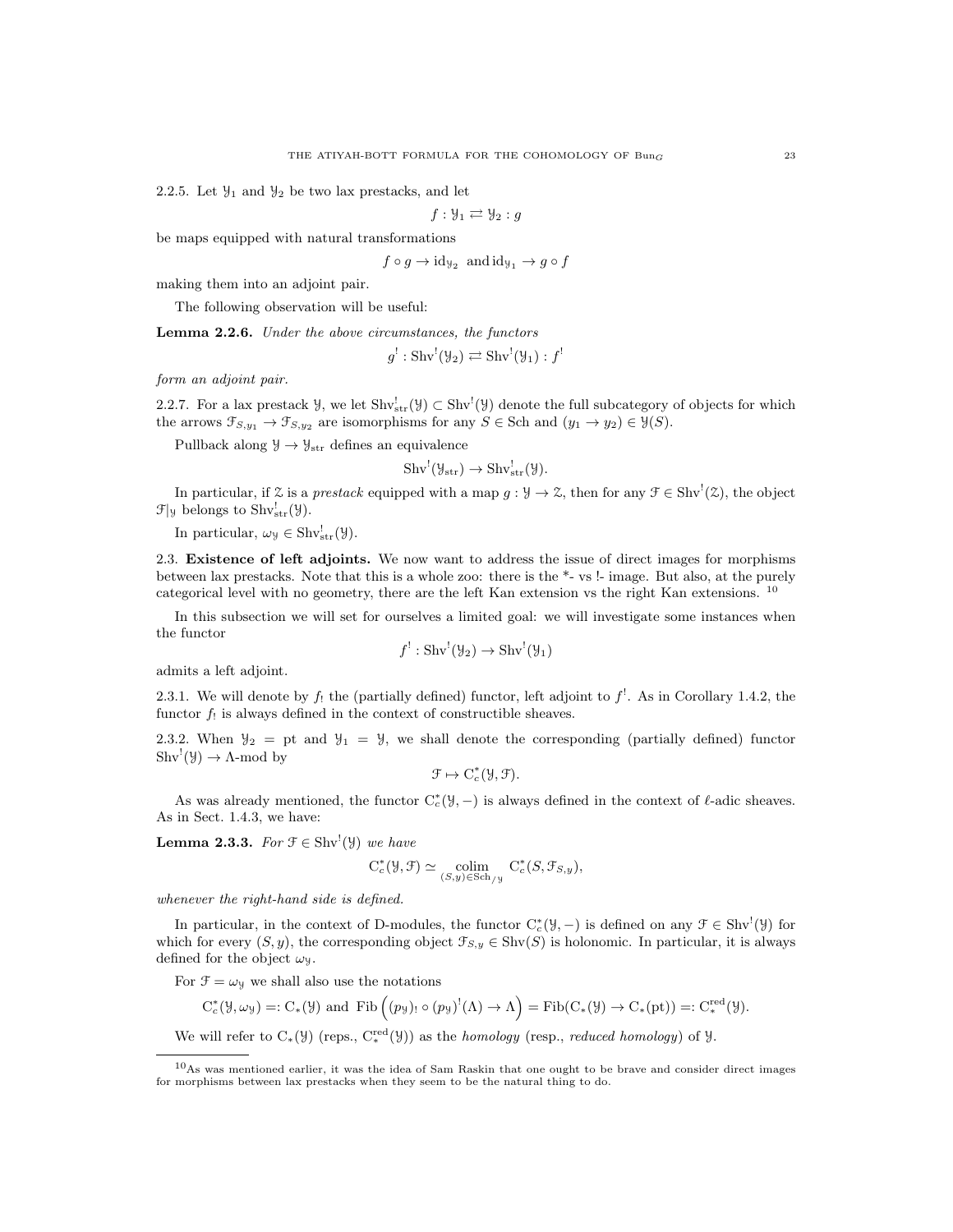2.2.5. Let $\mathcal{Y}_1$ and $\mathcal{Y}_2$ be two lax prestacks, and let

$$f : \mathcal{Y}_1 \rightleftarrows \mathcal{Y}_2 : g$$

be maps equipped with natural transformations

$$f \circ g \to \mathrm{id}_{\mathcal{Y}_2} \text{ and } \mathrm{id}_{\mathcal{Y}_1} \to g \circ f$$

making them into an adjoint pair.

The following observation will be useful:

**Lemma 2.2.6.** *Under the above circumstances, the functors*

$$g^! : \mathrm{Shv}^!(\mathcal{Y}_2) \rightleftarrows \mathrm{Shv}^!(\mathcal{Y}_1) : f^!$$

*form an adjoint pair.*

2.2.7. For a lax prestack $\mathcal{Y}$, we let $\mathrm{Shv}^!_{\mathrm{str}}(\mathcal{Y}) \subset \mathrm{Shv}^!(\mathcal{Y})$ denote the full subcategory of objects for which the arrows $\mathcal{F}_{S,y_1} \to \mathcal{F}_{S,y_2}$ are isomorphisms for any $S \in \mathrm{Sch}$ and $(y_1 \to y_2) \in \mathcal{Y}(S)$.

Pullback along $\mathcal{Y} \to \mathcal{Y}_{\mathrm{str}}$ defines an equivalence

$$\mathrm{Shv}^!(\mathcal{Y}_{\mathrm{str}}) \to \mathrm{Shv}^!_{\mathrm{str}}(\mathcal{Y}).$$

In particular, if $\mathcal{Z}$ is a *prestack* equipped with a map $g : \mathcal{Y} \to \mathcal{Z}$, then for any $\mathcal{F} \in \mathrm{Shv}^!(\mathcal{Z})$, the object $\mathcal{F}|_{\mathcal{Y}}$ belongs to $\mathrm{Shv}^!_{\mathrm{str}}(\mathcal{Y})$.

In particular, $\omega_{\mathcal{Y}} \in \mathrm{Shv}^!_{\mathrm{str}}(\mathcal{Y})$.

## 2.3. Existence of left adjoints.

We now want to address the issue of direct images for morphisms between lax prestacks. Note that this is a whole zoo: there is the *- vs !- image. But also, at the purely categorical level with no geometry, there are the left Kan extension vs the right Kan extensions. [10]

In this subsection we will set for ourselves a limited goal: we will investigate some instances when the functor

$$f^! : \mathrm{Shv}^!(\mathcal{Y}_2) \to \mathrm{Shv}^!(\mathcal{Y}_1)$$

admits a left adjoint.

2.3.1. We will denote by $f_!$ the (partially defined) functor, left adjoint to $f^!$. As in Corollary 1.4.2, the functor $f_!$ is always defined in the context of constructible sheaves.

2.3.2. When $\mathcal{Y}_2 = \mathrm{pt}$ and $\mathcal{Y}_1 = \mathcal{Y}$, we shall denote the corresponding (partially defined) functor $\mathrm{Shv}^!(\mathcal{Y}) \to \Lambda\text{-mod}$ by

$$\mathcal{F} \mapsto \mathrm{C}^*_c(\mathcal{Y}, \mathcal{F}).$$

As was already mentioned, the functor $\mathrm{C}^*_c(\mathcal{Y}, -)$ is always defined in the context of $\ell$-adic sheaves. As in Sect. 1.4.3, we have:

**Lemma 2.3.3.** *For $\mathcal{F} \in \mathrm{Shv}^!(\mathcal{Y})$ we have*

$$\mathrm{C}^*_c(\mathcal{Y}, \mathcal{F}) \simeq \underset{(S,y) \in \mathrm{Sch}_{/\mathcal{Y}}}{\mathrm{colim}} \mathrm{C}^*_c(S, \mathcal{F}_{S,y}),$$

*whenever the right-hand side is defined.*

In particular, in the context of D-modules, the functor $\mathrm{C}^*_c(\mathcal{Y}, -)$ is defined on any $\mathcal{F} \in \mathrm{Shv}^!(\mathcal{Y})$ for which for every $(S, y)$, the corresponding object $\mathcal{F}_{S,y} \in \mathrm{Shv}(S)$ is holonomic. In particular, it is always defined for the object $\omega_{\mathcal{Y}}$.

For $\mathcal{F} = \omega_{\mathcal{Y}}$ we shall also use the notations

$$\mathrm{C}^*_c(\mathcal{Y}, \omega_{\mathcal{Y}}) =: \mathrm{C}_*(\mathcal{Y}) \text{ and } \mathrm{Fib}\left((p_{\mathcal{Y}})_! \circ (p_{\mathcal{Y}})^!(\Lambda) \to \Lambda\right) = \mathrm{Fib}(\mathrm{C}_*(\mathcal{Y}) \to \mathrm{C}_*(\mathrm{pt})) =: \mathrm{C}^{\mathrm{red}}_*(\mathcal{Y}).$$

We will refer to $\mathrm{C}_*(\mathcal{Y})$ (reps., $\mathrm{C}^{\mathrm{red}}_*(\mathcal{Y})$) as the *homology* (resp., *reduced homology*) of $\mathcal{Y}$.

---

[10] As was mentioned earlier, it was the idea of Sam Raskin that one ought to be brave and consider direct images for morphisms between lax prestacks when they seem to be the natural thing to do.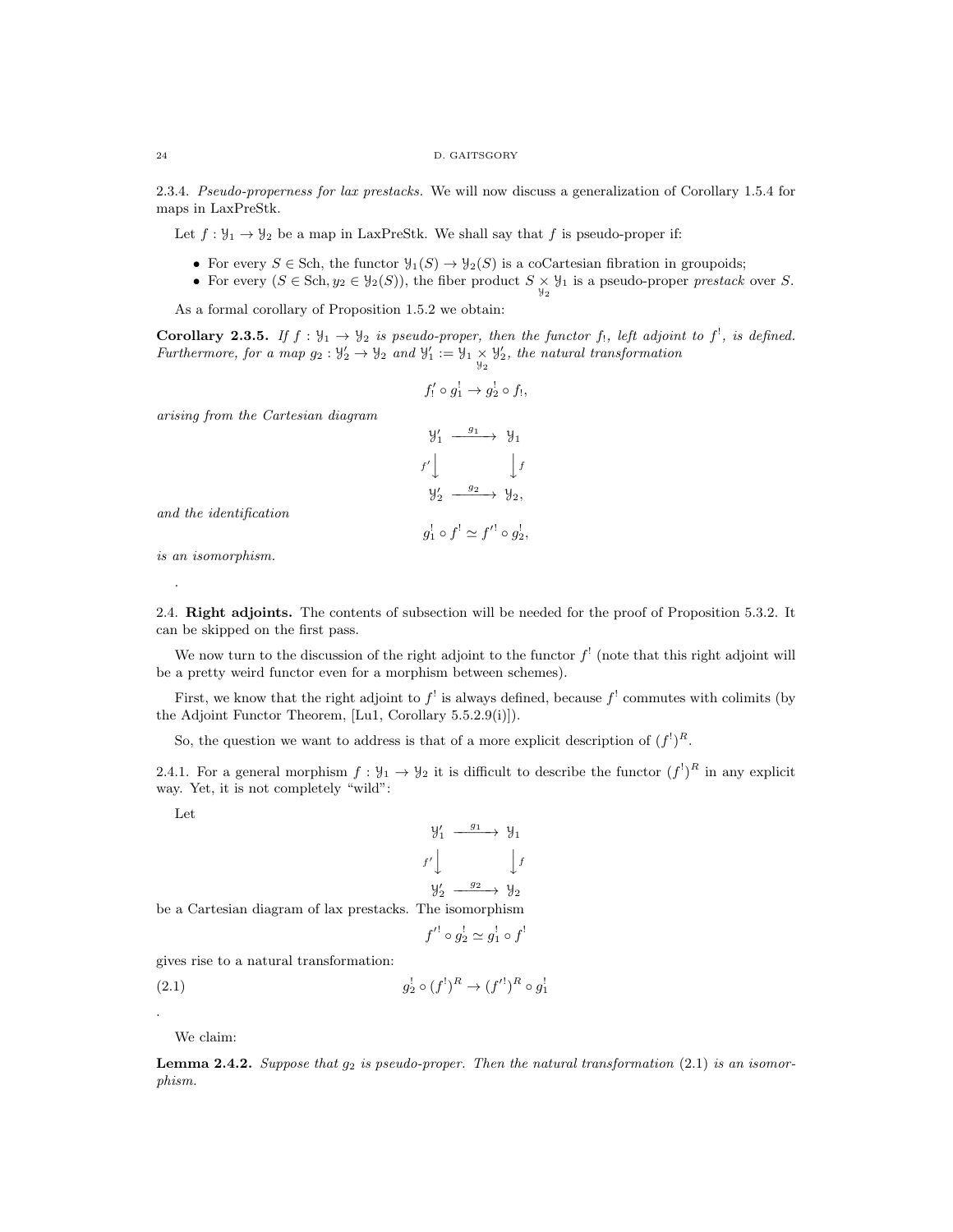2.3.4. *Pseudo-properness for lax prestacks.* We will now discuss a generalization of Corollary 1.5.4 for maps in LaxPreStk.

Let $f : \mathcal{Y}_1 \to \mathcal{Y}_2$ be a map in LaxPreStk. We shall say that $f$ is pseudo-proper if:

- For every $S \in \text{Sch}$, the functor $\mathcal{Y}_1(S) \to \mathcal{Y}_2(S)$ is a coCartesian fibration in groupoids;
- For every $(S \in \text{Sch}, y_2 \in \mathcal{Y}_2(S))$, the fiber product $S \underset{\mathcal{Y}_2}{\times} \mathcal{Y}_1$ is a pseudo-proper *prestack* over $S$.

As a formal corollary of Proposition 1.5.2 we obtain:

**Corollary 2.3.5.** *If $f : \mathcal{Y}_1 \to \mathcal{Y}_2$ is pseudo-proper, then the functor $f_!$, left adjoint to $f^!$, is defined. Furthermore, for a map $g_2 : \mathcal{Y}_2' \to \mathcal{Y}_2$ and $\mathcal{Y}_1' := \mathcal{Y}_1 \underset{\mathcal{Y}_2}{\times} \mathcal{Y}_2'$, the natural transformation*

$$f'_! \circ g_1^! \to g_2^! \circ f_!,$$

*arising from the Cartesian diagram*

$$\begin{array}{ccc} \mathcal{Y}_1' & \xrightarrow{g_1} & \mathcal{Y}_1 \\ {\scriptstyle f'}\downarrow & & \downarrow{\scriptstyle f} \\ \mathcal{Y}_2' & \xrightarrow{g_2} & \mathcal{Y}_2, \end{array}$$

*and the identification*

$$g_1^! \circ f^! \simeq f'^! \circ g_2^!,$$

*is an isomorphism.*

.

2.4. **Right adjoints.** The contents of subsection will be needed for the proof of Proposition 5.3.2. It can be skipped on the first pass.

We now turn to the discussion of the right adjoint to the functor $f^!$ (note that this right adjoint will be a pretty weird functor even for a morphism between schemes).

First, we know that the right adjoint to $f^!$ is always defined, because $f^!$ commutes with colimits (by the Adjoint Functor Theorem, [Lu1, Corollary 5.5.2.9(i)]).

So, the question we want to address is that of a more explicit description of $(f^!)^R$.

2.4.1. For a general morphism $f : \mathcal{Y}_1 \to \mathcal{Y}_2$ it is difficult to describe the functor $(f^!)^R$ in any explicit way. Yet, it is not completely "wild":

Let

$$\begin{array}{ccc} \mathcal{Y}_1' & \xrightarrow{g_1} & \mathcal{Y}_1 \\ {\scriptstyle f'}\downarrow & & \downarrow{\scriptstyle f} \\ \mathcal{Y}_2' & \xrightarrow{g_2} & \mathcal{Y}_2 \end{array}$$

be a Cartesian diagram of lax prestacks. The isomorphism

$$f'^! \circ g_2^! \simeq g_1^! \circ f^!$$

gives rise to a natural transformation:

$$g_2^! \circ (f^!)^R \to (f'^!)^R \circ g_1^! \tag{2.1}$$

.

We claim:

**Lemma 2.4.2.** *Suppose that $g_2$ is pseudo-proper. Then the natural transformation* (2.1) *is an isomorphism.*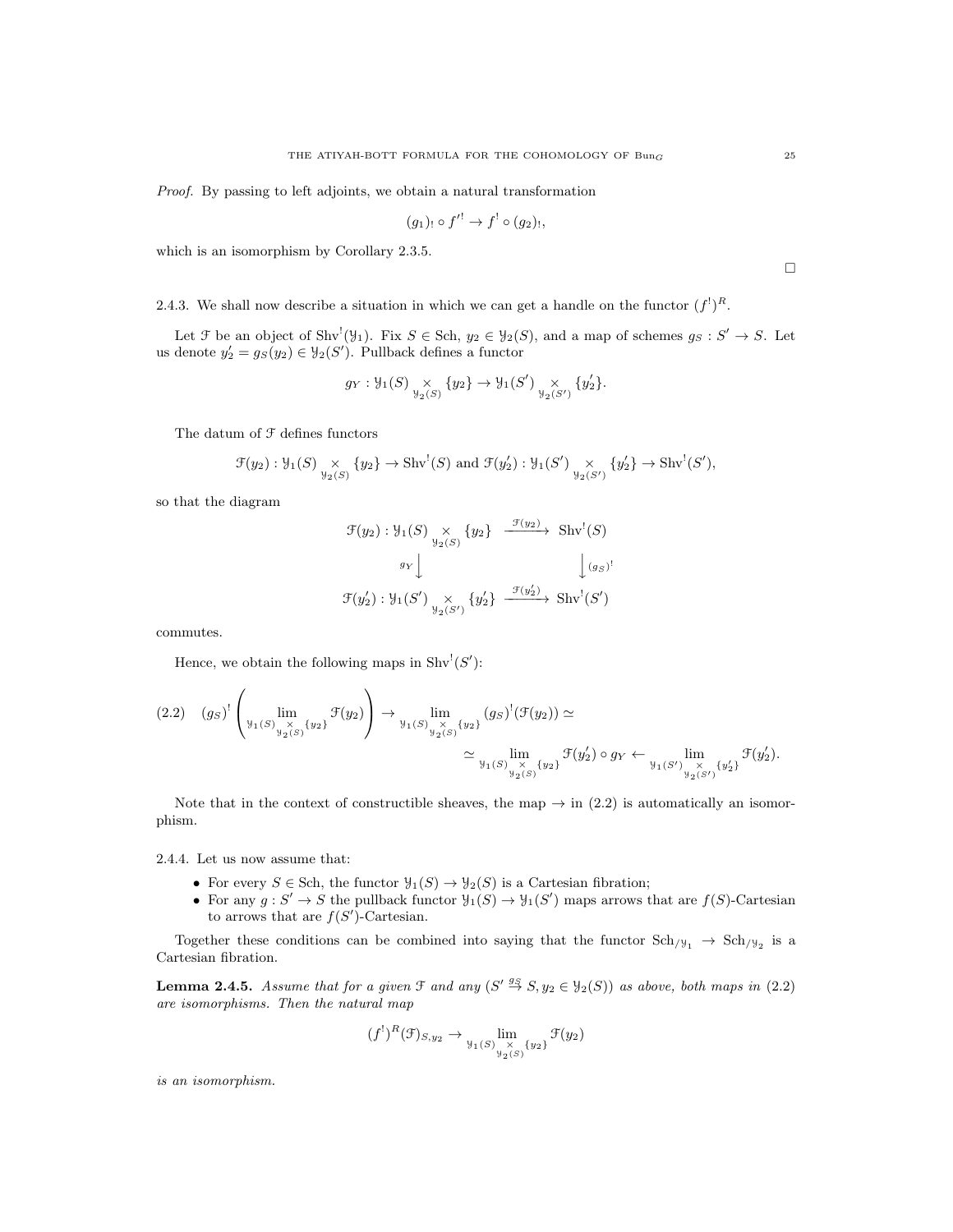*Proof.* By passing to left adjoints, we obtain a natural transformation

$$(g_1)_! \circ f'^! \to f^! \circ (g_2)_!,$$

which is an isomorphism by Corollary 2.3.5.

□

2.4.3. We shall now describe a situation in which we can get a handle on the functor $(f^!)^R$.

Let $\mathcal{F}$ be an object of $\mathrm{Shv}^!(\mathcal{Y}_1)$. Fix $S \in \mathrm{Sch}$, $y_2 \in \mathcal{Y}_2(S)$, and a map of schemes $g_S : S' \to S$. Let us denote $y_2' = g_S(y_2) \in \mathcal{Y}_2(S')$. Pullback defines a functor

$$g_Y : \mathcal{Y}_1(S) \underset{\mathcal{Y}_2(S)}{\times} \{y_2\} \to \mathcal{Y}_1(S') \underset{\mathcal{Y}_2(S')}{\times} \{y_2'\}.$$

The datum of $\mathcal{F}$ defines functors

$$\mathcal{F}(y_2) : \mathcal{Y}_1(S) \underset{\mathcal{Y}_2(S)}{\times} \{y_2\} \to \mathrm{Shv}^!(S) \text{ and } \mathcal{F}(y_2') : \mathcal{Y}_1(S') \underset{\mathcal{Y}_2(S')}{\times} \{y_2'\} \to \mathrm{Shv}^!(S'),$$

so that the diagram

$$\begin{array}{ccc}
\mathcal{F}(y_2) : \mathcal{Y}_1(S) \underset{\mathcal{Y}_2(S)}{\times} \{y_2\} & \xrightarrow{\mathcal{F}(y_2)} & \mathrm{Shv}^!(S) \\
{\scriptstyle g_Y}\downarrow & & \downarrow{\scriptstyle (g_S)^!} \\
\mathcal{F}(y_2') : \mathcal{Y}_1(S') \underset{\mathcal{Y}_2(S')}{\times} \{y_2'\} & \xrightarrow{\mathcal{F}(y_2')} & \mathrm{Shv}^!(S')
\end{array}$$

commutes.

Hence, we obtain the following maps in $\mathrm{Shv}^!(S')$:

$$(2.2) \quad (g_S)^! \left( \lim_{\mathcal{Y}_1(S) \underset{\mathcal{Y}_2(S)}{\times} \{y_2\}} \mathcal{F}(y_2) \right) \to \lim_{\mathcal{Y}_1(S) \underset{\mathcal{Y}_2(S)}{\times} \{y_2\}} (g_S)^!(\mathcal{F}(y_2)) \simeq$$

$$\simeq \lim_{\mathcal{Y}_1(S) \underset{\mathcal{Y}_2(S)}{\times} \{y_2\}} \mathcal{F}(y_2') \circ g_Y \leftarrow \lim_{\mathcal{Y}_1(S') \underset{\mathcal{Y}_2(S')}{\times} \{y_2'\}} \mathcal{F}(y_2').$$

Note that in the context of constructible sheaves, the map $\to$ in (2.2) is automatically an isomorphism.

2.4.4. Let us now assume that:

- For every $S \in \mathrm{Sch}$, the functor $\mathcal{Y}_1(S) \to \mathcal{Y}_2(S)$ is a Cartesian fibration;
- For any $g : S' \to S$ the pullback functor $\mathcal{Y}_1(S) \to \mathcal{Y}_1(S')$ maps arrows that are $f(S)$-Cartesian to arrows that are $f(S')$-Cartesian.

Together these conditions can be combined into saying that the functor $\mathrm{Sch}_{/\mathcal{Y}_1} \to \mathrm{Sch}_{/\mathcal{Y}_2}$ is a Cartesian fibration.

**Lemma 2.4.5.** *Assume that for a given $\mathcal{F}$ and any $(S' \overset{g_S}{\to} S, y_2 \in \mathcal{Y}_2(S))$ as above, both maps in (2.2) are isomorphisms. Then the natural map*

$$(f^!)^R(\mathcal{F})_{S,y_2} \to \lim_{\mathcal{Y}_1(S) \underset{\mathcal{Y}_2(S)}{\times} \{y_2\}} \mathcal{F}(y_2)$$

*is an isomorphism.*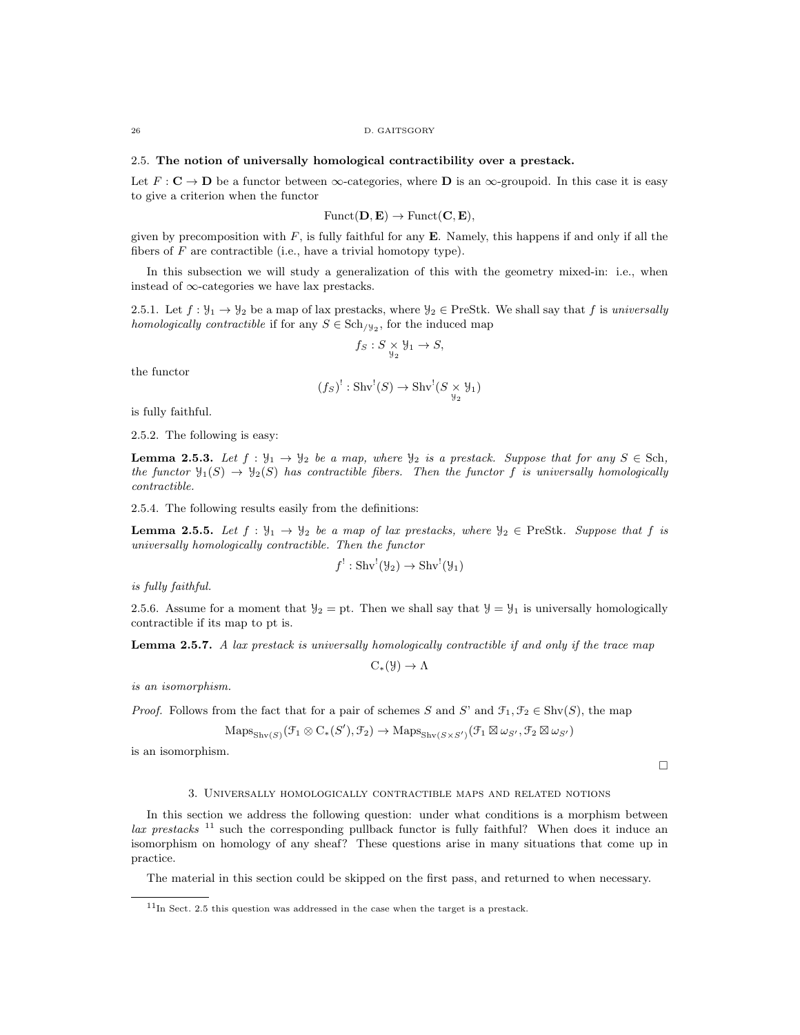### 2.5. The notion of universally homological contractibility over a prestack.

Let $F : \mathbf{C} \to \mathbf{D}$ be a functor between $\infty$-categories, where $\mathbf{D}$ is an $\infty$-groupoid. In this case it is easy to give a criterion when the functor

$$\operatorname{Funct}(\mathbf{D}, \mathbf{E}) \to \operatorname{Funct}(\mathbf{C}, \mathbf{E}),$$

given by precomposition with $F$, is fully faithful for any $\mathbf{E}$. Namely, this happens if and only if all the fibers of $F$ are contractible (i.e., have a trivial homotopy type).

In this subsection we will study a generalization of this with the geometry mixed-in: i.e., when instead of $\infty$-categories we have lax prestacks.

2.5.1. Let $f : \mathcal{Y}_1 \to \mathcal{Y}_2$ be a map of lax prestacks, where $\mathcal{Y}_2 \in \operatorname{PreStk}$. We shall say that $f$ is *universally homologically contractible* if for any $S \in \operatorname{Sch}_{/\mathcal{Y}_2}$, for the induced map

$$f_S : S \underset{\mathcal{Y}_2}{\times} \mathcal{Y}_1 \to S,$$

the functor

$$(f_S)^! : \operatorname{Shv}^!(S) \to \operatorname{Shv}^!(S \underset{\mathcal{Y}_2}{\times} \mathcal{Y}_1)$$

is fully faithful.

2.5.2. The following is easy:

**Lemma 2.5.3.** *Let $f : \mathcal{Y}_1 \to \mathcal{Y}_2$ be a map, where $\mathcal{Y}_2$ is a prestack. Suppose that for any $S \in \operatorname{Sch}$, the functor $\mathcal{Y}_1(S) \to \mathcal{Y}_2(S)$ has contractible fibers. Then the functor $f$ is universally homologically contractible.*

2.5.4. The following results easily from the definitions:

**Lemma 2.5.5.** *Let $f : \mathcal{Y}_1 \to \mathcal{Y}_2$ be a map of lax prestacks, where $\mathcal{Y}_2 \in \operatorname{PreStk}$. Suppose that $f$ is universally homologically contractible. Then the functor*

$$f^! : \operatorname{Shv}^!(\mathcal{Y}_2) \to \operatorname{Shv}^!(\mathcal{Y}_1)$$

*is fully faithful.*

2.5.6. Assume for a moment that $\mathcal{Y}_2 = \operatorname{pt}$. Then we shall say that $\mathcal{Y} = \mathcal{Y}_1$ is universally homologically contractible if its map to pt is.

**Lemma 2.5.7.** *A lax prestack is universally homologically contractible if and only if the trace map*

$$\mathrm{C}_*(\mathcal{Y}) \to \Lambda$$

*is an isomorphism.*

*Proof.* Follows from the fact that for a pair of schemes $S$ and $S'$ and $\mathcal{F}_1, \mathcal{F}_2 \in \operatorname{Shv}(S)$, the map

$$\operatorname{Maps}_{\operatorname{Shv}(S)}(\mathcal{F}_1 \otimes \mathrm{C}_*(S'), \mathcal{F}_2) \to \operatorname{Maps}_{\operatorname{Shv}(S \times S')}(\mathcal{F}_1 \boxtimes \omega_{S'}, \mathcal{F}_2 \boxtimes \omega_{S'})$$

is an isomorphism.

□

## 3. Universally homologically contractible maps and related notions

In this section we address the following question: under what conditions is a morphism between *lax prestacks* [11] such the corresponding pullback functor is fully faithful? When does it induce an isomorphism on homology of any sheaf? These questions arise in many situations that come up in practice.

The material in this section could be skipped on the first pass, and returned to when necessary.

[11] In Sect. 2.5 this question was addressed in the case when the target is a prestack.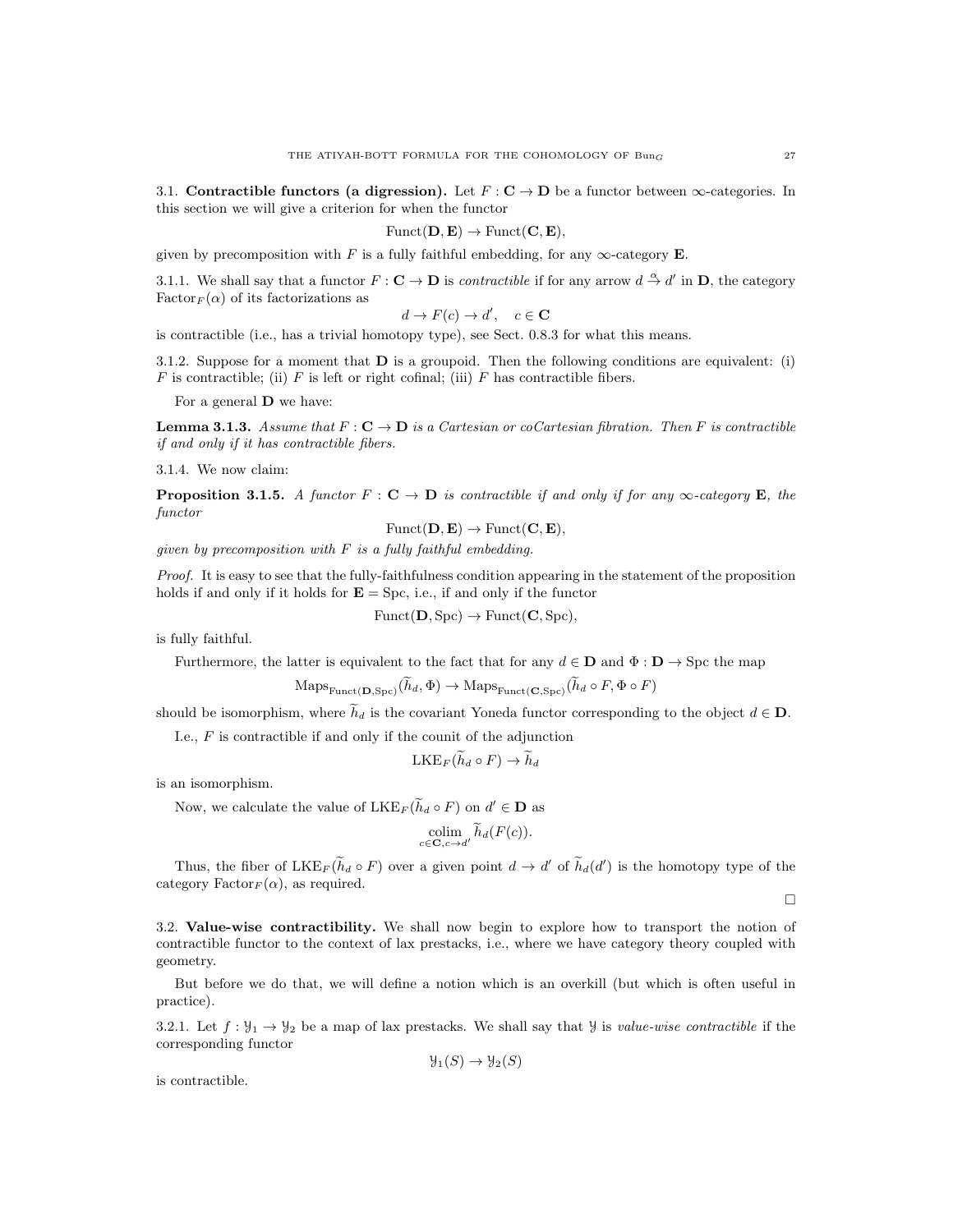3.1. **Contractible functors (a digression).** Let $F : \mathbf{C} \to \mathbf{D}$ be a functor between $\infty$-categories. In this section we will give a criterion for when the functor

$$\mathrm{Funct}(\mathbf{D}, \mathbf{E}) \to \mathrm{Funct}(\mathbf{C}, \mathbf{E}),$$

given by precomposition with $F$ is a fully faithful embedding, for any $\infty$-category $\mathbf{E}$.

3.1.1. We shall say that a functor $F : \mathbf{C} \to \mathbf{D}$ is *contractible* if for any arrow $d \overset{\alpha}{\to} d'$ in $\mathbf{D}$, the category $\mathrm{Factor}_F(\alpha)$ of its factorizations as

$$d \to F(c) \to d', \quad c \in \mathbf{C}$$

is contractible (i.e., has a trivial homotopy type), see Sect. 0.8.3 for what this means.

3.1.2. Suppose for a moment that $\mathbf{D}$ is a groupoid. Then the following conditions are equivalent: (i) $F$ is contractible; (ii) $F$ is left or right cofinal; (iii) $F$ has contractible fibers.

For a general $\mathbf{D}$ we have:

**Lemma 3.1.3.** *Assume that $F : \mathbf{C} \to \mathbf{D}$ is a Cartesian or coCartesian fibration. Then $F$ is contractible if and only if it has contractible fibers.*

3.1.4. We now claim:

**Proposition 3.1.5.** *A functor $F : \mathbf{C} \to \mathbf{D}$ is contractible if and only if for any $\infty$-category $\mathbf{E}$, the functor*

$$\mathrm{Funct}(\mathbf{D}, \mathbf{E}) \to \mathrm{Funct}(\mathbf{C}, \mathbf{E}),$$

*given by precomposition with $F$ is a fully faithful embedding.*

*Proof.* It is easy to see that the fully-faithfulness condition appearing in the statement of the proposition holds if and only if it holds for $\mathbf{E} = \mathrm{Spc}$, i.e., if and only if the functor

$$\mathrm{Funct}(\mathbf{D}, \mathrm{Spc}) \to \mathrm{Funct}(\mathbf{C}, \mathrm{Spc}),$$

is fully faithful.

Furthermore, the latter is equivalent to the fact that for any $d \in \mathbf{D}$ and $\Phi : \mathbf{D} \to \mathrm{Spc}$ the map

$$\mathrm{Maps}_{\mathrm{Funct}(\mathbf{D}, \mathrm{Spc})}(\widetilde{h}_d, \Phi) \to \mathrm{Maps}_{\mathrm{Funct}(\mathbf{C}, \mathrm{Spc})}(\widetilde{h}_d \circ F, \Phi \circ F)$$

should be isomorphism, where $\widetilde{h}_d$ is the covariant Yoneda functor corresponding to the object $d \in \mathbf{D}$.

I.e., $F$ is contractible if and only if the counit of the adjunction

$$\mathrm{LKE}_F(\widetilde{h}_d \circ F) \to \widetilde{h}_d$$

is an isomorphism.

Now, we calculate the value of $\mathrm{LKE}_F(\widetilde{h}_d \circ F)$ on $d' \in \mathbf{D}$ as

$$\underset{c \in \mathbf{C}, c \to d'}{\mathrm{colim}}\ \widetilde{h}_d(F(c)).$$

Thus, the fiber of $\mathrm{LKE}_F(\widetilde{h}_d \circ F)$ over a given point $d \to d'$ of $\widetilde{h}_d(d')$ is the homotopy type of the category $\mathrm{Factor}_F(\alpha)$, as required.

$\square$

3.2. **Value-wise contractibility.** We shall now begin to explore how to transport the notion of contractible functor to the context of lax prestacks, i.e., where we have category theory coupled with geometry.

But before we do that, we will define a notion which is an overkill (but which is often useful in practice).

3.2.1. Let $f : \mathcal{Y}_1 \to \mathcal{Y}_2$ be a map of lax prestacks. We shall say that $\mathcal{Y}$ is *value-wise contractible* if the corresponding functor

$$\mathcal{Y}_1(S) \to \mathcal{Y}_2(S)$$

is contractible.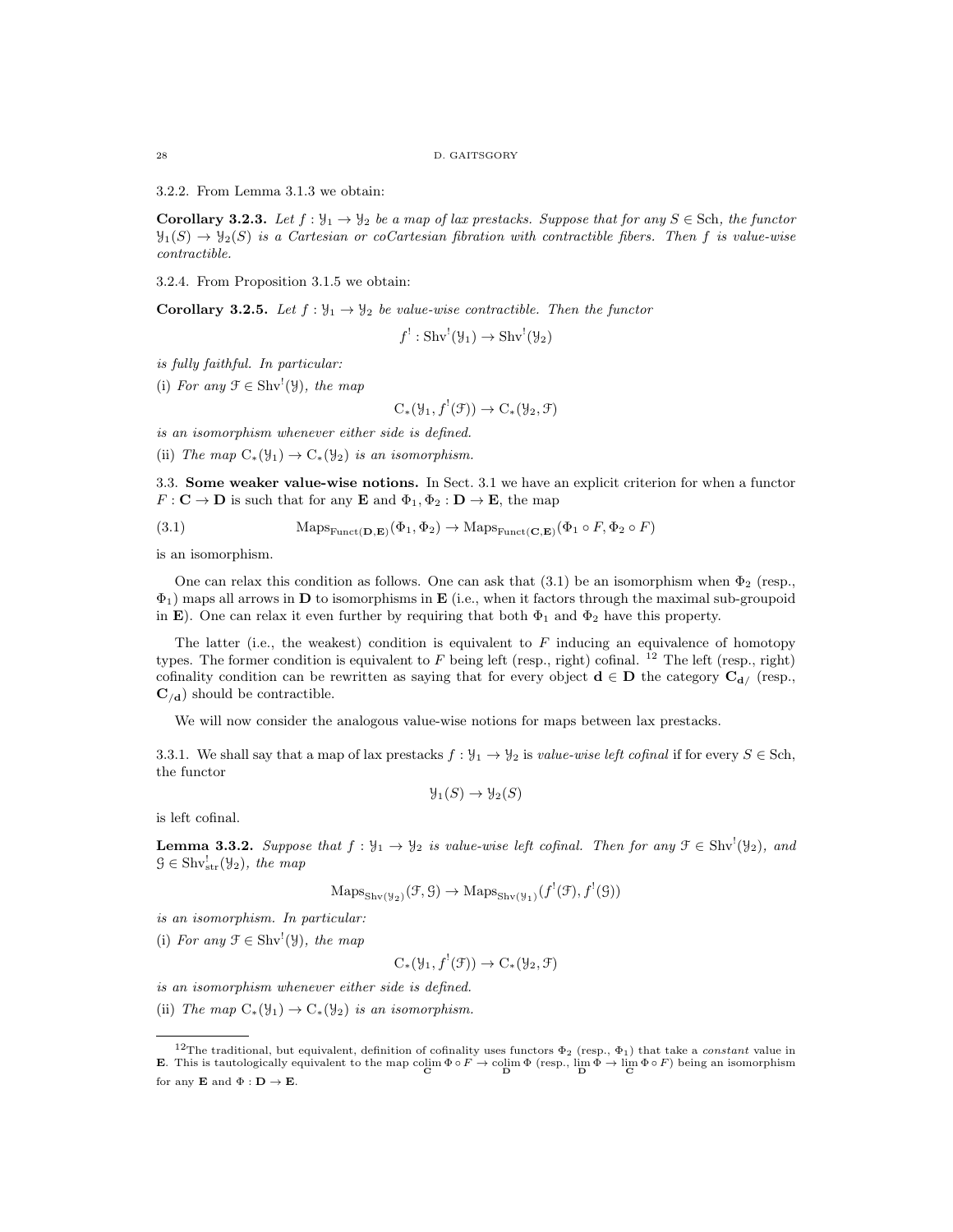3.2.2. From Lemma 3.1.3 we obtain:

**Corollary 3.2.3.** *Let $f : \mathcal{Y}_1 \to \mathcal{Y}_2$ be a map of lax prestacks. Suppose that for any $S \in \text{Sch}$, the functor $\mathcal{Y}_1(S) \to \mathcal{Y}_2(S)$ is a Cartesian or coCartesian fibration with contractible fibers. Then $f$ is value-wise contractible.*

3.2.4. From Proposition 3.1.5 we obtain:

**Corollary 3.2.5.** *Let $f : \mathcal{Y}_1 \to \mathcal{Y}_2$ be value-wise contractible. Then the functor*

$$f^! : \text{Shv}^!(\mathcal{Y}_1) \to \text{Shv}^!(\mathcal{Y}_2)$$

*is fully faithful. In particular:*

(i) *For any $\mathcal{F} \in \text{Shv}^!(\mathcal{Y})$, the map*

$$\text{C}_*(\mathcal{Y}_1, f^!(\mathcal{F})) \to \text{C}_*(\mathcal{Y}_2, \mathcal{F})$$

*is an isomorphism whenever either side is defined.*

(ii) *The map $\text{C}_*(\mathcal{Y}_1) \to \text{C}_*(\mathcal{Y}_2)$ is an isomorphism.*

3.3. **Some weaker value-wise notions.** In Sect. 3.1 we have an explicit criterion for when a functor $F : \mathbf{C} \to \mathbf{D}$ is such that for any $\mathbf{E}$ and $\Phi_1, \Phi_2 : \mathbf{D} \to \mathbf{E}$, the map

$$\text{Maps}_{\text{Funct}(\mathbf{D},\mathbf{E})}(\Phi_1, \Phi_2) \to \text{Maps}_{\text{Funct}(\mathbf{C},\mathbf{E})}(\Phi_1 \circ F, \Phi_2 \circ F) \tag{3.1}$$

is an isomorphism.

One can relax this condition as follows. One can ask that (3.1) be an isomorphism when $\Phi_2$ (resp., $\Phi_1$) maps all arrows in $\mathbf{D}$ to isomorphisms in $\mathbf{E}$ (i.e., when it factors through the maximal sub-groupoid in $\mathbf{E}$). One can relax it even further by requiring that both $\Phi_1$ and $\Phi_2$ have this property.

The latter (i.e., the weakest) condition is equivalent to $F$ inducing an equivalence of homotopy types. The former condition is equivalent to $F$ being left (resp., right) cofinal. [12] The left (resp., right) cofinality condition can be rewritten as saying that for every object $\mathbf{d} \in \mathbf{D}$ the category $\mathbf{C}_{\mathbf{d}/}$ (resp., $\mathbf{C}_{/\mathbf{d}}$) should be contractible.

We will now consider the analogous value-wise notions for maps between lax prestacks.

3.3.1. We shall say that a map of lax prestacks $f : \mathcal{Y}_1 \to \mathcal{Y}_2$ is *value-wise left cofinal* if for every $S \in \text{Sch}$, the functor

$$\mathcal{Y}_1(S) \to \mathcal{Y}_2(S)$$

is left cofinal.

**Lemma 3.3.2.** *Suppose that $f : \mathcal{Y}_1 \to \mathcal{Y}_2$ is value-wise left cofinal. Then for any $\mathcal{F} \in \text{Shv}^!(\mathcal{Y}_2)$, and $\mathcal{G} \in \text{Shv}^!_{\text{str}}(\mathcal{Y}_2)$, the map*

$$\text{Maps}_{\text{Shv}(\mathcal{Y}_2)}(\mathcal{F}, \mathcal{G}) \to \text{Maps}_{\text{Shv}(\mathcal{Y}_1)}(f^!(\mathcal{F}), f^!(\mathcal{G}))$$

*is an isomorphism. In particular:*

(i) *For any $\mathcal{F} \in \text{Shv}^!(\mathcal{Y})$, the map*

$$\text{C}_*(\mathcal{Y}_1, f^!(\mathcal{F})) \to \text{C}_*(\mathcal{Y}_2, \mathcal{F})$$

*is an isomorphism whenever either side is defined.*

(ii) *The map $\text{C}_*(\mathcal{Y}_1) \to \text{C}_*(\mathcal{Y}_2)$ is an isomorphism.*

---

[12] The traditional, but equivalent, definition of cofinality uses functors $\Phi_2$ (resp., $\Phi_1$) that take a *constant* value in $\mathbf{E}$. This is tautologically equivalent to the map $\underset{\mathbf{C}}{\text{colim}}\, \Phi \circ F \to \underset{\mathbf{D}}{\text{colim}}\, \Phi$ (resp., $\underset{\mathbf{D}}{\lim}\, \Phi \to \underset{\mathbf{C}}{\lim}\, \Phi \circ F$) being an isomorphism for any $\mathbf{E}$ and $\Phi : \mathbf{D} \to \mathbf{E}$.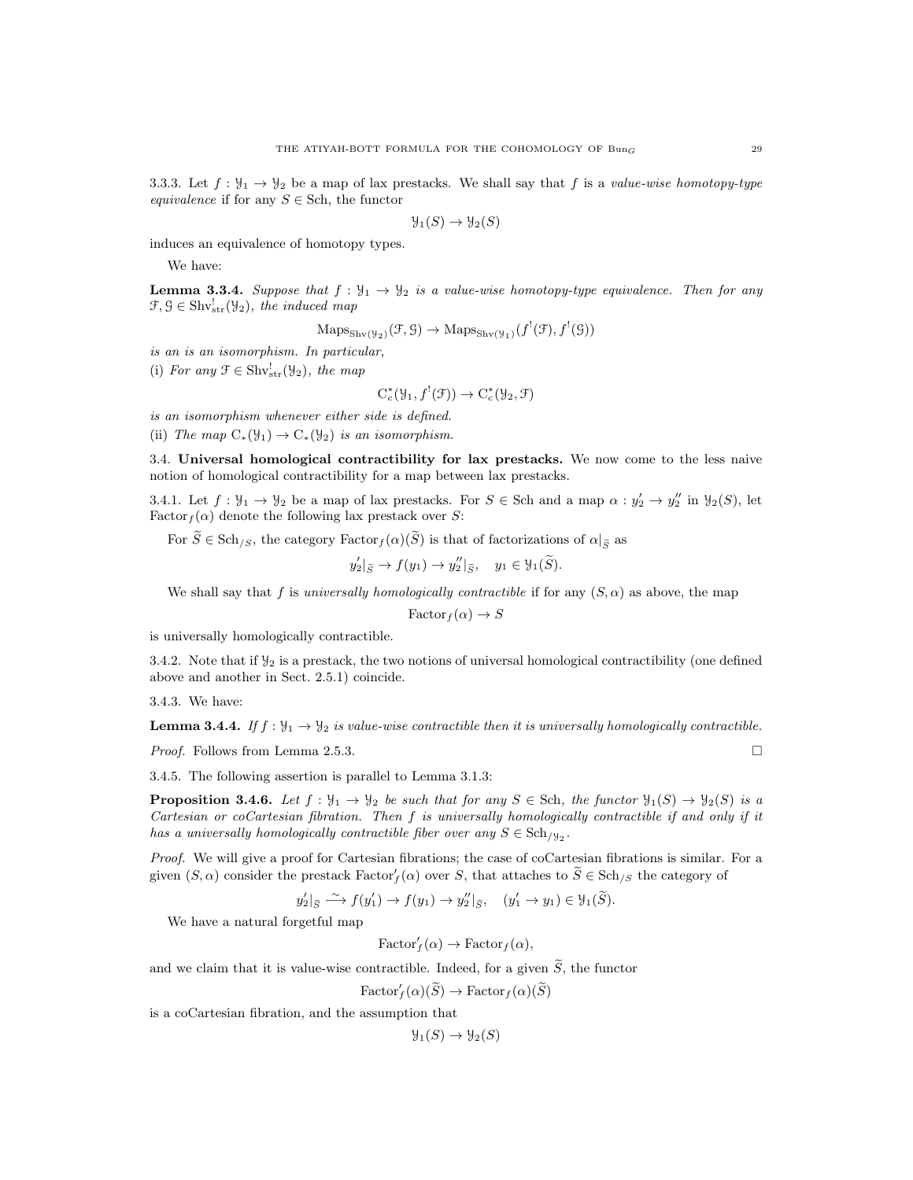3.3.3. Let $f : \mathcal{Y}_1 \to \mathcal{Y}_2$ be a map of lax prestacks. We shall say that $f$ is a *value-wise homotopy-type equivalence* if for any $S \in \text{Sch}$, the functor

$$\mathcal{Y}_1(S) \to \mathcal{Y}_2(S)$$

induces an equivalence of homotopy types.

We have:

**Lemma 3.3.4.** *Suppose that $f : \mathcal{Y}_1 \to \mathcal{Y}_2$ is a value-wise homotopy-type equivalence. Then for any $\mathcal{F}, \mathcal{G} \in \text{Shv}^!_{\text{str}}(\mathcal{Y}_2)$, the induced map*

$$\text{Maps}_{\text{Shv}(\mathcal{Y}_2)}(\mathcal{F}, \mathcal{G}) \to \text{Maps}_{\text{Shv}(\mathcal{Y}_1)}(f^!(\mathcal{F}), f^!(\mathcal{G}))$$

*is an is an isomorphism. In particular,*
(i) *For any $\mathcal{F} \in \text{Shv}^!_{\text{str}}(\mathcal{Y}_2)$, the map*

$$\text{C}^*_c(\mathcal{Y}_1, f^!(\mathcal{F})) \to \text{C}^*_c(\mathcal{Y}_2, \mathcal{F})$$

*is an isomorphism whenever either side is defined.*
(ii) *The map $\text{C}_*(\mathcal{Y}_1) \to \text{C}_*(\mathcal{Y}_2)$ is an isomorphism.*

## 3.4. Universal homological contractibility for lax prestacks.

We now come to the less naive notion of homological contractibility for a map between lax prestacks.

3.4.1. Let $f : \mathcal{Y}_1 \to \mathcal{Y}_2$ be a map of lax prestacks. For $S \in \text{Sch}$ and a map $\alpha : y_2' \to y_2''$ in $\mathcal{Y}_2(S)$, let $\text{Factor}_f(\alpha)$ denote the following lax prestack over $S$:

For $\widetilde{S} \in \text{Sch}_{/S}$, the category $\text{Factor}_f(\alpha)(\widetilde{S})$ is that of factorizations of $\alpha|_{\widetilde{S}}$ as

$$y_2'|_{\widetilde{S}} \to f(y_1) \to y_2''|_{\widetilde{S}}, \quad y_1 \in \mathcal{Y}_1(\widetilde{S}).$$

We shall say that $f$ is *universally homologically contractible* if for any $(S, \alpha)$ as above, the map

$$\text{Factor}_f(\alpha) \to S$$

is universally homologically contractible.

3.4.2. Note that if $\mathcal{Y}_2$ is a prestack, the two notions of universal homological contractibility (one defined above and another in Sect. 2.5.1) coincide.

3.4.3. We have:

**Lemma 3.4.4.** *If $f : \mathcal{Y}_1 \to \mathcal{Y}_2$ is value-wise contractible then it is universally homologically contractible.*

*Proof.* Follows from Lemma 2.5.3. □

3.4.5. The following assertion is parallel to Lemma 3.1.3:

**Proposition 3.4.6.** *Let $f : \mathcal{Y}_1 \to \mathcal{Y}_2$ be such that for any $S \in \text{Sch}$, the functor $\mathcal{Y}_1(S) \to \mathcal{Y}_2(S)$ is a Cartesian or coCartesian fibration. Then $f$ is universally homologically contractible if and only if it has a universally homologically contractible fiber over any $S \in \text{Sch}_{/\mathcal{Y}_2}$.*

*Proof.* We will give a proof for Cartesian fibrations; the case of coCartesian fibrations is similar. For a given $(S, \alpha)$ consider the prestack $\text{Factor}'_f(\alpha)$ over $S$, that attaches to $\widetilde{S} \in \text{Sch}_{/S}$ the category of

$$y_2'|_{\widetilde{S}} \xrightarrow{\sim} f(y_1') \to f(y_1) \to y_2''|_{\widetilde{S}}, \quad (y_1' \to y_1) \in \mathcal{Y}_1(\widetilde{S}).$$

We have a natural forgetful map

$$\text{Factor}'_f(\alpha) \to \text{Factor}_f(\alpha),$$

and we claim that it is value-wise contractible. Indeed, for a given $\widetilde{S}$, the functor

$$\text{Factor}'_f(\alpha)(\widetilde{S}) \to \text{Factor}_f(\alpha)(\widetilde{S})$$

is a coCartesian fibration, and the assumption that

$$\mathcal{Y}_1(S) \to \mathcal{Y}_2(S)$$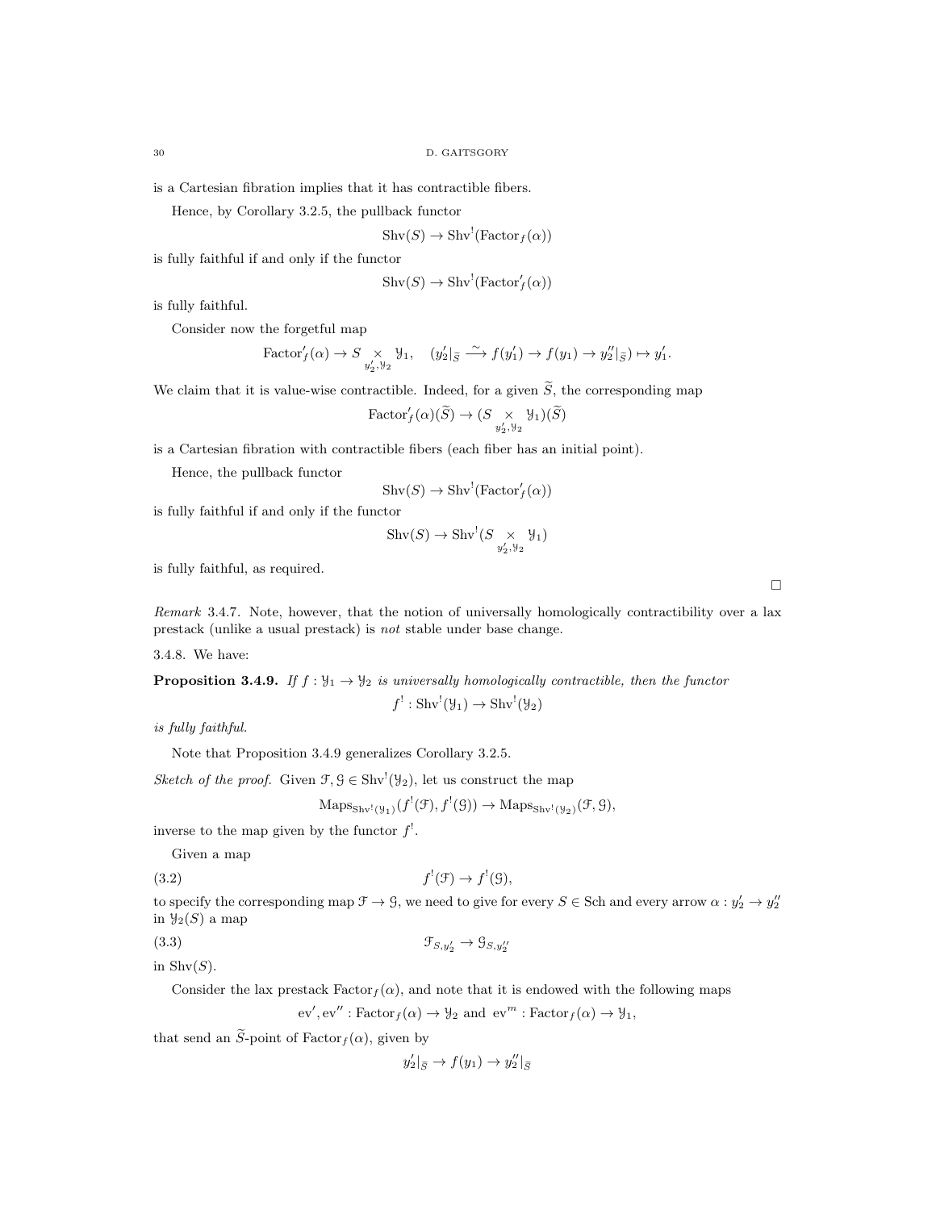is a Cartesian fibration implies that it has contractible fibers.

Hence, by Corollary 3.2.5, the pullback functor

$$\mathrm{Shv}(S) \to \mathrm{Shv}^!(\mathrm{Factor}_f(\alpha))$$

is fully faithful if and only if the functor

$$\mathrm{Shv}(S) \to \mathrm{Shv}^!(\mathrm{Factor}'_f(\alpha))$$

is fully faithful.

Consider now the forgetful map

$$\mathrm{Factor}'_f(\alpha) \to S \underset{y'_2, \mathcal{Y}_2}{\times} \mathcal{Y}_1, \quad (y'_2|_{\widetilde{S}} \overset{\sim}{\longrightarrow} f(y'_1) \to f(y_1) \to y''_2|_{\widetilde{S}}) \mapsto y'_1.$$

We claim that it is value-wise contractible. Indeed, for a given $\widetilde{S}$, the corresponding map

$$\mathrm{Factor}'_f(\alpha)(\widetilde{S}) \to (S \underset{y'_2, \mathcal{Y}_2}{\times} \mathcal{Y}_1)(\widetilde{S})$$

is a Cartesian fibration with contractible fibers (each fiber has an initial point).

Hence, the pullback functor

$$\mathrm{Shv}(S) \to \mathrm{Shv}^!(\mathrm{Factor}'_f(\alpha))$$

is fully faithful if and only if the functor

$$\mathrm{Shv}(S) \to \mathrm{Shv}^!(S \underset{y'_2, \mathcal{Y}_2}{\times} \mathcal{Y}_1)$$

is fully faithful, as required.

□

*Remark* 3.4.7. Note, however, that the notion of universally homologically contractibility over a lax prestack (unlike a usual prestack) is *not* stable under base change.

3.4.8. We have:

**Proposition 3.4.9.** *If $f : \mathcal{Y}_1 \to \mathcal{Y}_2$ is universally homologically contractible, then the functor*

$$f^! : \mathrm{Shv}^!(\mathcal{Y}_1) \to \mathrm{Shv}^!(\mathcal{Y}_2)$$

*is fully faithful.*

Note that Proposition 3.4.9 generalizes Corollary 3.2.5.

*Sketch of the proof.* Given $\mathcal{F}, \mathcal{G} \in \mathrm{Shv}^!(\mathcal{Y}_2)$, let us construct the map

$$\mathrm{Maps}_{\mathrm{Shv}^!(\mathcal{Y}_1)}(f^!(\mathcal{F}), f^!(\mathcal{G})) \to \mathrm{Maps}_{\mathrm{Shv}^!(\mathcal{Y}_2)}(\mathcal{F}, \mathcal{G}),$$

inverse to the map given by the functor $f^!$.

Given a map

$$f^!(\mathcal{F}) \to f^!(\mathcal{G}), \tag{3.2}$$

to specify the corresponding map $\mathcal{F} \to \mathcal{G}$, we need to give for every $S \in \mathrm{Sch}$ and every arrow $\alpha : y'_2 \to y''_2$ in $\mathcal{Y}_2(S)$ a map

$$\mathcal{F}_{S,y'_2} \to \mathcal{G}_{S,y''_2} \tag{3.3}$$

in $\mathrm{Shv}(S)$.

Consider the lax prestack $\mathrm{Factor}_f(\alpha)$, and note that it is endowed with the following maps

$$\mathrm{ev}', \mathrm{ev}'' : \mathrm{Factor}_f(\alpha) \to \mathcal{Y}_2 \text{ and } \mathrm{ev}^m : \mathrm{Factor}_f(\alpha) \to \mathcal{Y}_1,$$

that send an $\widetilde{S}$-point of $\mathrm{Factor}_f(\alpha)$, given by

$$y'_2|_{\widetilde{S}} \to f(y_1) \to y''_2|_{\widetilde{S}}$$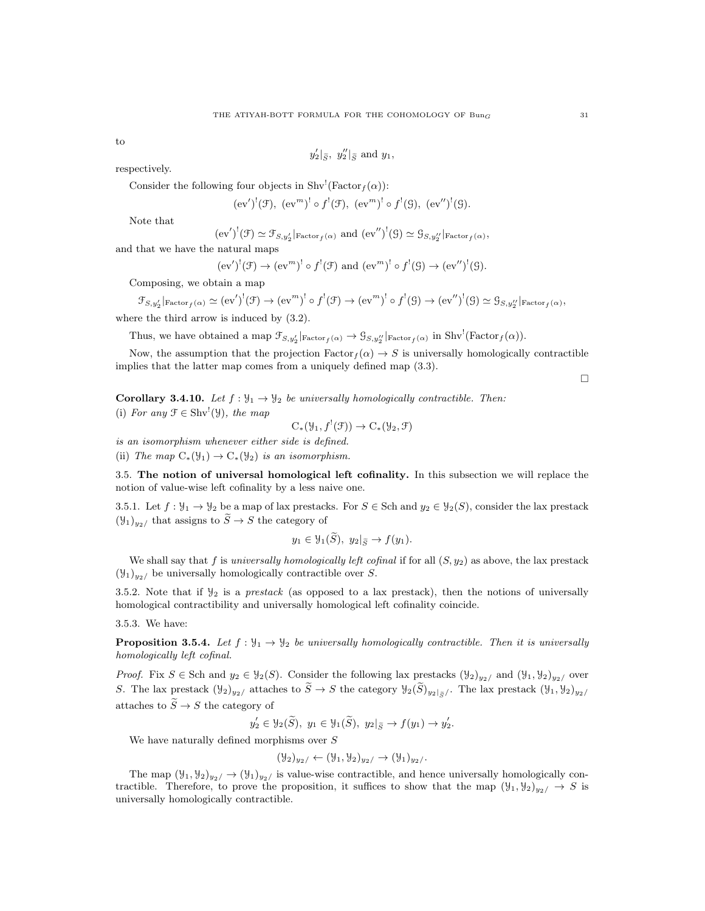to

$$y_2'|_{\widetilde{S}},\ y_2''|_{\widetilde{S}} \text{ and } y_1,$$

respectively.

Consider the following four objects in $\mathrm{Shv}^!(\mathrm{Factor}_f(\alpha))$:

$$(\mathrm{ev}')^!(\mathcal{F}),\ (\mathrm{ev}^m)^! \circ f^!(\mathcal{F}),\ (\mathrm{ev}^m)^! \circ f^!(\mathcal{G}),\ (\mathrm{ev}'')^!(\mathcal{G}).$$

Note that

$$(\mathrm{ev}')^!(\mathcal{F}) \simeq \mathcal{F}_{S,y_2'}|_{\mathrm{Factor}_f(\alpha)} \text{ and } (\mathrm{ev}'')^!(\mathcal{G}) \simeq \mathcal{G}_{S,y_2''}|_{\mathrm{Factor}_f(\alpha)},$$

and that we have the natural maps

$$(\mathrm{ev}')^!(\mathcal{F}) \to (\mathrm{ev}^m)^! \circ f^!(\mathcal{F}) \text{ and } (\mathrm{ev}^m)^! \circ f^!(\mathcal{G}) \to (\mathrm{ev}'')^!(\mathcal{G}).$$

Composing, we obtain a map

$$\mathcal{F}_{S,y_2'}|_{\mathrm{Factor}_f(\alpha)} \simeq (\mathrm{ev}')^!(\mathcal{F}) \to (\mathrm{ev}^m)^! \circ f^!(\mathcal{F}) \to (\mathrm{ev}^m)^! \circ f^!(\mathcal{G}) \to (\mathrm{ev}'')^!(\mathcal{G}) \simeq \mathcal{G}_{S,y_2''}|_{\mathrm{Factor}_f(\alpha)},$$

where the third arrow is induced by (3.2).

Thus, we have obtained a map $\mathcal{F}_{S,y_2'}|_{\mathrm{Factor}_f(\alpha)} \to \mathcal{G}_{S,y_2''}|_{\mathrm{Factor}_f(\alpha)}$ in $\mathrm{Shv}^!(\mathrm{Factor}_f(\alpha))$.

Now, the assumption that the projection $\mathrm{Factor}_f(\alpha) \to S$ is universally homologically contractible implies that the latter map comes from a uniquely defined map (3.3). □

**Corollary 3.4.10.** *Let $f : \mathcal{Y}_1 \to \mathcal{Y}_2$ be universally homologically contractible. Then:*
(i) *For any $\mathcal{F} \in \mathrm{Shv}^!(\mathcal{Y})$, the map*

$$\mathrm{C}_*(\mathcal{Y}_1, f^!(\mathcal{F})) \to \mathrm{C}_*(\mathcal{Y}_2, \mathcal{F})$$

*is an isomorphism whenever either side is defined.*
(ii) *The map $\mathrm{C}_*(\mathcal{Y}_1) \to \mathrm{C}_*(\mathcal{Y}_2)$ is an isomorphism.*

## 3.5. The notion of universal homological left cofinality.

In this subsection we will replace the notion of value-wise left cofinality by a less naive one.

3.5.1. Let $f : \mathcal{Y}_1 \to \mathcal{Y}_2$ be a map of lax prestacks. For $S \in \mathrm{Sch}$ and $y_2 \in \mathcal{Y}_2(S)$, consider the lax prestack $(\mathcal{Y}_1)_{y_2/}$ that assigns to $\widetilde{S} \to S$ the category of

$$y_1 \in \mathcal{Y}_1(\widetilde{S}),\ y_2|_{\widetilde{S}} \to f(y_1).$$

We shall say that $f$ is *universally homologically left cofinal* if for all $(S, y_2)$ as above, the lax prestack $(\mathcal{Y}_1)_{y_2/}$ be universally homologically contractible over $S$.

3.5.2. Note that if $\mathcal{Y}_2$ is a *prestack* (as opposed to a lax prestack), then the notions of universally homological contractibility and universally homological left cofinality coincide.

3.5.3. We have:

**Proposition 3.5.4.** *Let $f : \mathcal{Y}_1 \to \mathcal{Y}_2$ be universally homologically contractible. Then it is universally homologically left cofinal.*

*Proof.* Fix $S \in \mathrm{Sch}$ and $y_2 \in \mathcal{Y}_2(S)$. Consider the following lax prestacks $(\mathcal{Y}_2)_{y_2/}$ and $(\mathcal{Y}_1, \mathcal{Y}_2)_{y_2/}$ over $S$. The lax prestack $(\mathcal{Y}_2)_{y_2/}$ attaches to $\widetilde{S} \to S$ the category $\mathcal{Y}_2(\widetilde{S})_{y_2|_{\widetilde{S}}/}$. The lax prestack $(\mathcal{Y}_1, \mathcal{Y}_2)_{y_2/}$ attaches to $\widetilde{S} \to S$ the category of

$$y_2' \in \mathcal{Y}_2(\widetilde{S}),\ y_1 \in \mathcal{Y}_1(\widetilde{S}),\ y_2|_{\widetilde{S}} \to f(y_1) \to y_2'.$$

We have naturally defined morphisms over $S$

$$(\mathcal{Y}_2)_{y_2/} \leftarrow (\mathcal{Y}_1, \mathcal{Y}_2)_{y_2/} \to (\mathcal{Y}_1)_{y_2/}.$$

The map $(\mathcal{Y}_1, \mathcal{Y}_2)_{y_2/} \to (\mathcal{Y}_1)_{y_2/}$ is value-wise contractible, and hence universally homologically contractible. Therefore, to prove the proposition, it suffices to show that the map $(\mathcal{Y}_1, \mathcal{Y}_2)_{y_2/} \to S$ is universally homologically contractible.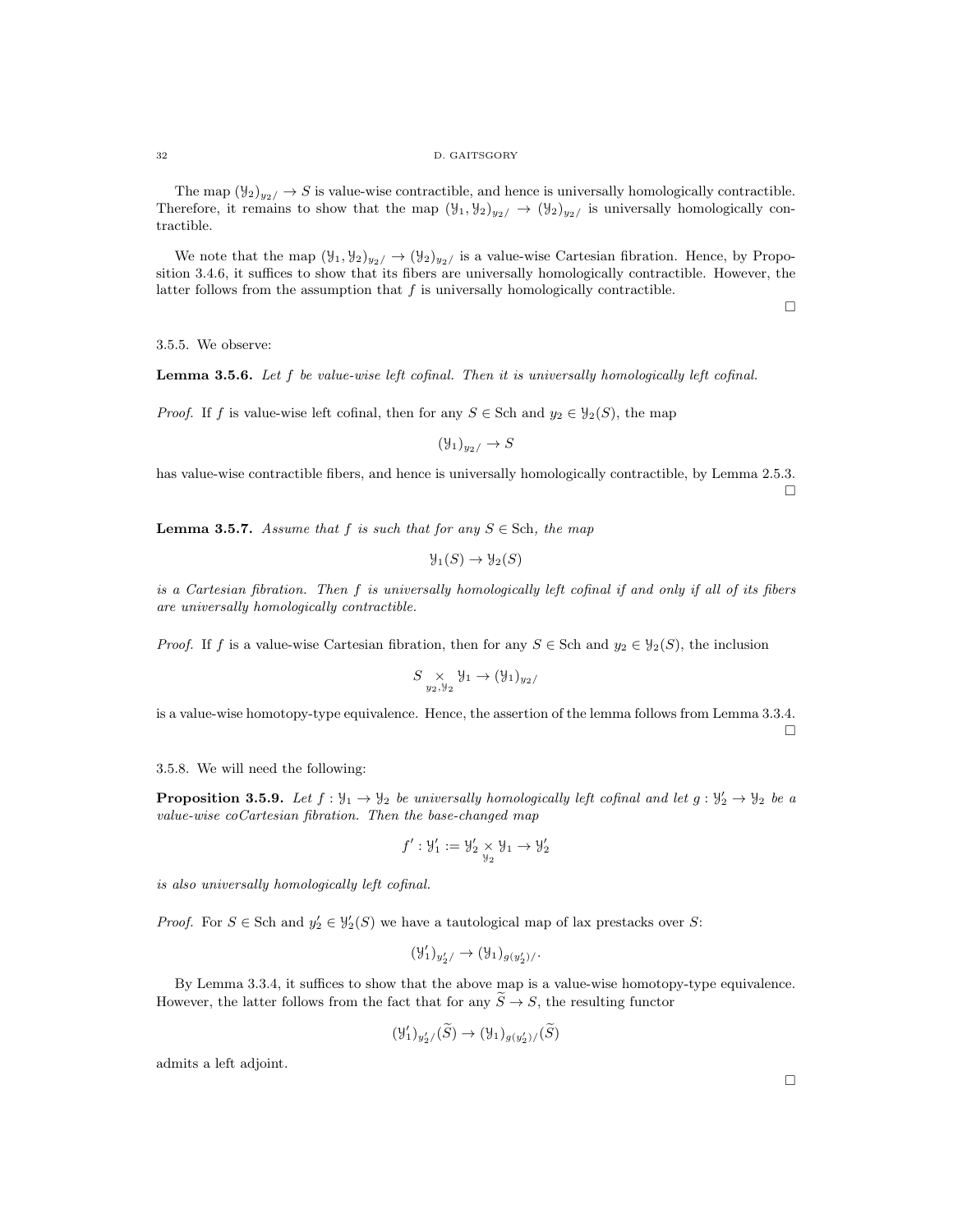The map $(\mathcal{Y}_2)_{y_2/} \to S$ is value-wise contractible, and hence is universally homologically contractible. Therefore, it remains to show that the map $(\mathcal{Y}_1, \mathcal{Y}_2)_{y_2/} \to (\mathcal{Y}_2)_{y_2/}$ is universally homologically contractible.

We note that the map $(\mathcal{Y}_1, \mathcal{Y}_2)_{y_2/} \to (\mathcal{Y}_2)_{y_2/}$ is a value-wise Cartesian fibration. Hence, by Proposition 3.4.6, it suffices to show that its fibers are universally homologically contractible. However, the latter follows from the assumption that $f$ is universally homologically contractible.

□

3.5.5. We observe:

**Lemma 3.5.6.** *Let $f$ be value-wise left cofinal. Then it is universally homologically left cofinal.*

*Proof.* If $f$ is value-wise left cofinal, then for any $S \in \mathrm{Sch}$ and $y_2 \in \mathcal{Y}_2(S)$, the map

$$(\mathcal{Y}_1)_{y_2/} \to S$$

has value-wise contractible fibers, and hence is universally homologically contractible, by Lemma 2.5.3.
□

**Lemma 3.5.7.** *Assume that $f$ is such that for any $S \in \mathrm{Sch}$, the map*

$$\mathcal{Y}_1(S) \to \mathcal{Y}_2(S)$$

*is a Cartesian fibration. Then $f$ is universally homologically left cofinal if and only if all of its fibers are universally homologically contractible.*

*Proof.* If $f$ is a value-wise Cartesian fibration, then for any $S \in \mathrm{Sch}$ and $y_2 \in \mathcal{Y}_2(S)$, the inclusion

$$S \underset{y_2, \mathcal{Y}_2}{\times} \mathcal{Y}_1 \to (\mathcal{Y}_1)_{y_2/}$$

is a value-wise homotopy-type equivalence. Hence, the assertion of the lemma follows from Lemma 3.3.4.
□

3.5.8. We will need the following:

**Proposition 3.5.9.** *Let $f : \mathcal{Y}_1 \to \mathcal{Y}_2$ be universally homologically left cofinal and let $g : \mathcal{Y}'_2 \to \mathcal{Y}_2$ be a value-wise coCartesian fibration. Then the base-changed map*

$$f' : \mathcal{Y}'_1 := \mathcal{Y}'_2 \underset{\mathcal{Y}_2}{\times} \mathcal{Y}_1 \to \mathcal{Y}'_2$$

*is also universally homologically left cofinal.*

*Proof.* For $S \in \mathrm{Sch}$ and $y'_2 \in \mathcal{Y}'_2(S)$ we have a tautological map of lax prestacks over $S$:

$$(\mathcal{Y}'_1)_{y'_2/} \to (\mathcal{Y}_1)_{g(y'_2)/}.$$

By Lemma 3.3.4, it suffices to show that the above map is a value-wise homotopy-type equivalence. However, the latter follows from the fact that for any $\widetilde{S} \to S$, the resulting functor

$$(\mathcal{Y}'_1)_{y'_2/}(\widetilde{S}) \to (\mathcal{Y}_1)_{g(y'_2)/}(\widetilde{S})$$

admits a left adjoint.

□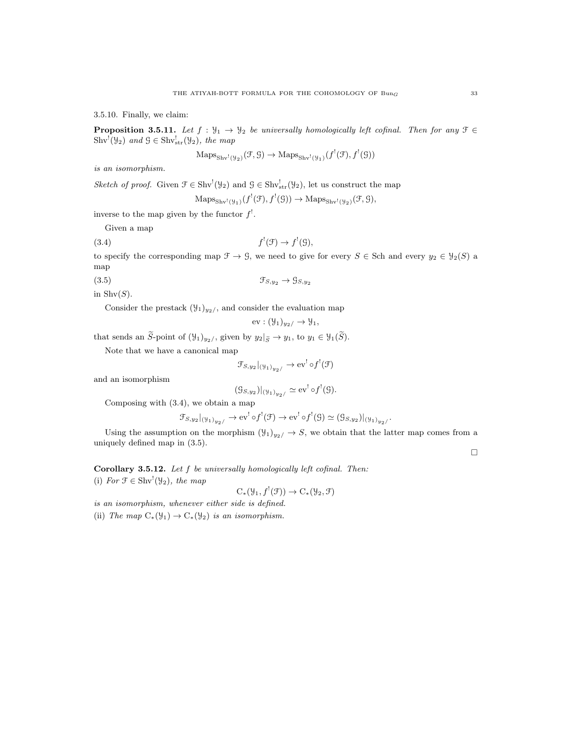3.5.10. Finally, we claim:

**Proposition 3.5.11.** *Let $f : \mathcal{Y}_1 \to \mathcal{Y}_2$ be universally homologically left cofinal. Then for any $\mathcal{F} \in \operatorname{Shv}^!(\mathcal{Y}_2)$ and $\mathcal{G} \in \operatorname{Shv}^!_{\mathrm{str}}(\mathcal{Y}_2)$, the map*

$$\operatorname{Maps}_{\operatorname{Shv}^!(\mathcal{Y}_2)}(\mathcal{F}, \mathcal{G}) \to \operatorname{Maps}_{\operatorname{Shv}^!(\mathcal{Y}_1)}(f^!(\mathcal{F}), f^!(\mathcal{G}))$$

*is an isomorphism.*

*Sketch of proof.* Given $\mathcal{F} \in \operatorname{Shv}^!(\mathcal{Y}_2)$ and $\mathcal{G} \in \operatorname{Shv}^!_{\mathrm{str}}(\mathcal{Y}_2)$, let us construct the map

$$\operatorname{Maps}_{\operatorname{Shv}^!(\mathcal{Y}_1)}(f^!(\mathcal{F}), f^!(\mathcal{G})) \to \operatorname{Maps}_{\operatorname{Shv}^!(\mathcal{Y}_2)}(\mathcal{F}, \mathcal{G}),$$

inverse to the map given by the functor $f^!$.

Given a map

$$f^!(\mathcal{F}) \to f^!(\mathcal{G}), \tag{3.4}$$

to specify the corresponding map $\mathcal{F} \to \mathcal{G}$, we need to give for every $S \in \operatorname{Sch}$ and every $y_2 \in \mathcal{Y}_2(S)$ a map

$$\mathcal{F}_{S,y_2} \to \mathcal{G}_{S,y_2} \tag{3.5}$$

in $\operatorname{Shv}(S)$.

Consider the prestack $(\mathcal{Y}_1)_{y_2/}$, and consider the evaluation map

$$\mathrm{ev} : (\mathcal{Y}_1)_{y_2/} \to \mathcal{Y}_1,$$

that sends an $\widetilde{S}$-point of $(\mathcal{Y}_1)_{y_2/}$, given by $y_2|_{\widetilde{S}} \to y_1$, to $y_1 \in \mathcal{Y}_1(\widetilde{S})$.

Note that we have a canonical map

$$\mathcal{F}_{S,y_2}|_{(\mathcal{Y}_1)_{y_2/}} \to \mathrm{ev}^! \circ f^!(\mathcal{F})$$

and an isomorphism

$$(\mathcal{G}_{S,y_2})|_{(\mathcal{Y}_1)_{y_2/}} \simeq \mathrm{ev}^! \circ f^!(\mathcal{G}).$$

Composing with (3.4), we obtain a map

$$\mathcal{F}_{S,y_2}|_{(\mathcal{Y}_1)_{y_2/}} \to \mathrm{ev}^! \circ f^!(\mathcal{F}) \to \mathrm{ev}^! \circ f^!(\mathcal{G}) \simeq (\mathcal{G}_{S,y_2})|_{(\mathcal{Y}_1)_{y_2/}}.$$

Using the assumption on the morphism $(\mathcal{Y}_1)_{y_2/} \to S$, we obtain that the latter map comes from a uniquely defined map in (3.5).

$\square$

**Corollary 3.5.12.** *Let $f$ be universally homologically left cofinal. Then:*

(i) *For $\mathcal{F} \in \operatorname{Shv}^!(\mathcal{Y}_2)$, the map*

$$\mathrm{C}_*(\mathcal{Y}_1, f^!(\mathcal{F})) \to \mathrm{C}_*(\mathcal{Y}_2, \mathcal{F})$$

*is an isomorphism, whenever either side is defined.*

(ii) *The map $\mathrm{C}_*(\mathcal{Y}_1) \to \mathrm{C}_*(\mathcal{Y}_2)$ is an isomorphism.*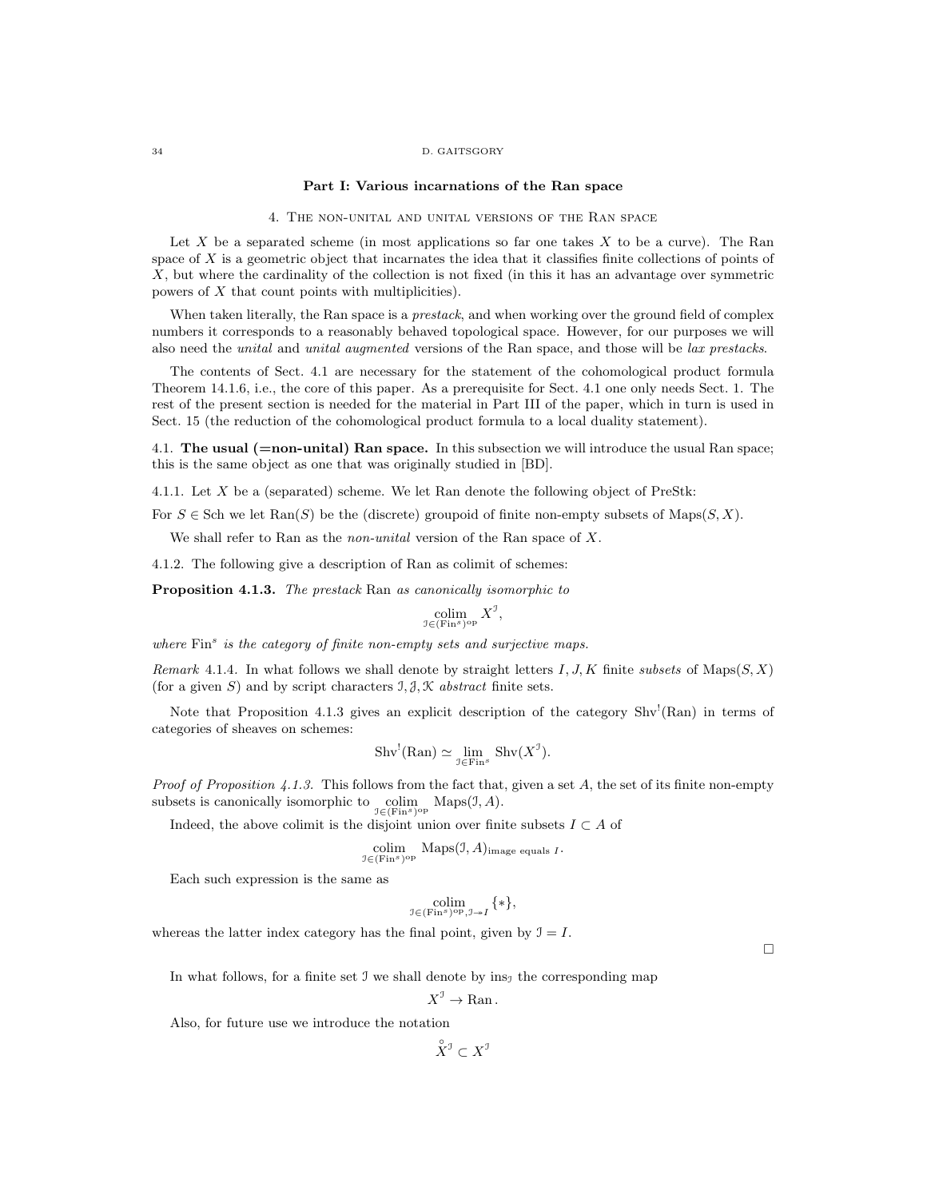## Part I: Various incarnations of the Ran space

### 4. The non-unital and unital versions of the Ran space

Let $X$ be a separated scheme (in most applications so far one takes $X$ to be a curve). The Ran space of $X$ is a geometric object that incarnates the idea that it classifies finite collections of points of $X$, but where the cardinality of the collection is not fixed (in this it has an advantage over symmetric powers of $X$ that count points with multiplicities).

When taken literally, the Ran space is a *prestack*, and when working over the ground field of complex numbers it corresponds to a reasonably behaved topological space. However, for our purposes we will also need the *unital* and *unital augmented* versions of the Ran space, and those will be *lax prestacks*.

The contents of Sect. 4.1 are necessary for the statement of the cohomological product formula Theorem 14.1.6, i.e., the core of this paper. As a prerequisite for Sect. 4.1 one only needs Sect. 1. The rest of the present section is needed for the material in Part III of the paper, which in turn is used in Sect. 15 (the reduction of the cohomological product formula to a local duality statement).

4.1. **The usual (=non-unital) Ran space.** In this subsection we will introduce the usual Ran space; this is the same object as one that was originally studied in [BD].

4.1.1. Let $X$ be a (separated) scheme. We let Ran denote the following object of PreStk:

For $S \in \text{Sch}$ we let $\text{Ran}(S)$ be the (discrete) groupoid of finite non-empty subsets of $\text{Maps}(S, X)$.

We shall refer to Ran as the *non-unital* version of the Ran space of $X$.

4.1.2. The following give a description of Ran as colimit of schemes:

**Proposition 4.1.3.** *The prestack* Ran *as canonically isomorphic to*

$$\underset{\mathcal{I} \in (\text{Fin}^s)^{\text{op}}}{\text{colim}} X^{\mathcal{I}},$$

*where* $\text{Fin}^s$ *is the category of finite non-empty sets and surjective maps.*

*Remark* 4.1.4. In what follows we shall denote by straight letters $I, J, K$ finite *subsets* of $\text{Maps}(S, X)$ (for a given $S$) and by script characters $\mathcal{I}, \mathcal{J}, \mathcal{K}$ *abstract* finite sets.

Note that Proposition 4.1.3 gives an explicit description of the category $\text{Shv}^!(\text{Ran})$ in terms of categories of sheaves on schemes:

$$\text{Shv}^!(\text{Ran}) \simeq \underset{\mathcal{I} \in \text{Fin}^s}{\lim} \text{Shv}(X^{\mathcal{I}}).$$

*Proof of Proposition 4.1.3.* This follows from the fact that, given a set $A$, the set of its finite non-empty subsets is canonically isomorphic to $\underset{\mathcal{I} \in (\text{Fin}^s)^{\text{op}}}{\text{colim}} \text{Maps}(\mathcal{I}, A)$.

Indeed, the above colimit is the disjoint union over finite subsets $I \subset A$ of

$$\underset{\mathcal{I} \in (\text{Fin}^s)^{\text{op}}}{\text{colim}} \text{Maps}(\mathcal{I}, A)_{\text{image equals } I}.$$

Each such expression is the same as

$$\underset{\mathcal{I} \in (\text{Fin}^s)^{\text{op}}, \mathcal{I} \twoheadrightarrow I}{\text{colim}} \{*\},$$

whereas the latter index category has the final point, given by $\mathcal{I} = I$.

□

In what follows, for a finite set $\mathcal{I}$ we shall denote by $\text{ins}_{\mathcal{I}}$ the corresponding map

$$X^{\mathcal{I}} \to \text{Ran}.$$

Also, for future use we introduce the notation

$$\overset{\circ}{X}{}^{\mathcal{I}} \subset X^{\mathcal{I}}$$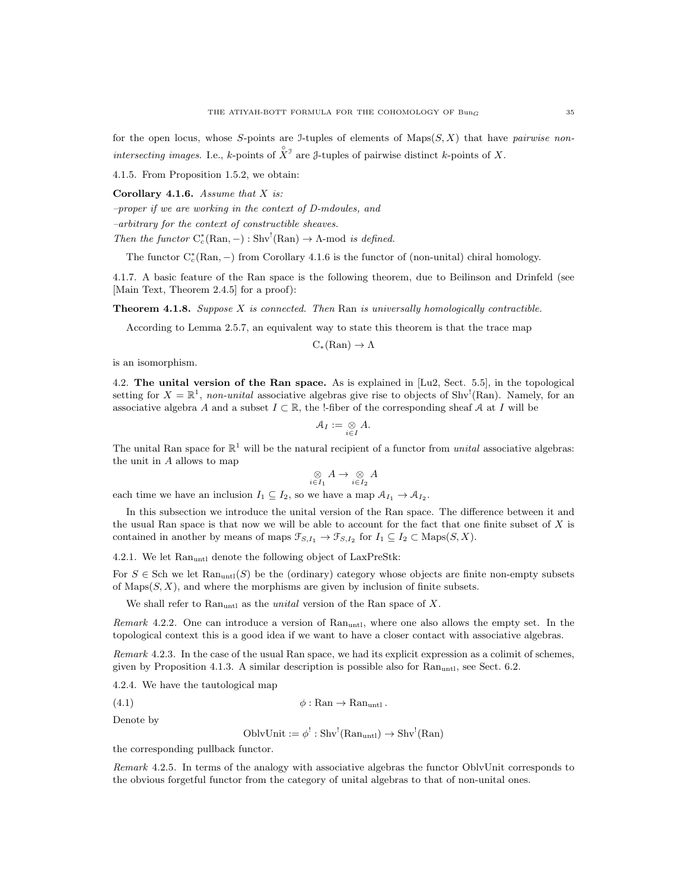for the open locus, whose $S$-points are $\mathcal{I}$-tuples of elements of $\operatorname{Maps}(S, X)$ that have *pairwise non-intersecting images*. I.e., $k$-points of $\overset{\circ}{X}{}^{\mathcal{J}}$ are $\mathcal{J}$-tuples of pairwise distinct $k$-points of $X$.

4.1.5. From Proposition 1.5.2, we obtain:

**Corollary 4.1.6.** *Assume that $X$ is:*
*–proper if we are working in the context of D-mdoules, and*
*–arbitrary for the context of constructible sheaves.*
*Then the functor $\mathrm{C}^*_c(\mathrm{Ran}, -) : \mathrm{Shv}^!(\mathrm{Ran}) \to \Lambda\text{-mod}$ is defined.*

The functor $\mathrm{C}^*_c(\mathrm{Ran}, -)$ from Corollary 4.1.6 is the functor of (non-unital) chiral homology.

4.1.7. A basic feature of the Ran space is the following theorem, due to Beilinson and Drinfeld (see [Main Text, Theorem 2.4.5] for a proof):

**Theorem 4.1.8.** *Suppose $X$ is connected. Then* Ran *is universally homologically contractible.*

According to Lemma 2.5.7, an equivalent way to state this theorem is that the trace map

$$\mathrm{C}_*(\mathrm{Ran}) \to \Lambda$$

is an isomorphism.

## 4.2. The unital version of the Ran space.

As is explained in [Lu2, Sect. 5.5], in the topological setting for $X = \mathbb{R}^1$, *non-unital* associative algebras give rise to objects of $\mathrm{Shv}^!(\mathrm{Ran})$. Namely, for an associative algebra $A$ and a subset $I \subset \mathbb{R}$, the !-fiber of the corresponding sheaf $\mathcal{A}$ at $I$ will be

$$\mathcal{A}_I := \underset{i \in I}{\otimes} A.$$

The unital Ran space for $\mathbb{R}^1$ will be the natural recipient of a functor from *unital* associative algebras: the unit in $A$ allows to map

$$\underset{i \in I_1}{\otimes} A \to \underset{i \in I_2}{\otimes} A$$

each time we have an inclusion $I_1 \subseteq I_2$, so we have a map $\mathcal{A}_{I_1} \to \mathcal{A}_{I_2}$.

In this subsection we introduce the unital version of the Ran space. The difference between it and the usual Ran space is that now we will be able to account for the fact that one finite subset of $X$ is contained in another by means of maps $\mathcal{F}_{S,I_1} \to \mathcal{F}_{S,I_2}$ for $I_1 \subseteq I_2 \subset \operatorname{Maps}(S, X)$.

4.2.1. We let $\mathrm{Ran}_{\mathrm{untl}}$ denote the following object of LaxPreStk:

For $S \in \mathrm{Sch}$ we let $\mathrm{Ran}_{\mathrm{untl}}(S)$ be the (ordinary) category whose objects are finite non-empty subsets of $\operatorname{Maps}(S, X)$, and where the morphisms are given by inclusion of finite subsets.

We shall refer to $\mathrm{Ran}_{\mathrm{untl}}$ as the *unital* version of the Ran space of $X$.

*Remark* 4.2.2. One can introduce a version of $\mathrm{Ran}_{\mathrm{untl}}$, where one also allows the empty set. In the topological context this is a good idea if we want to have a closer contact with associative algebras.

*Remark* 4.2.3. In the case of the usual Ran space, we had its explicit expression as a colimit of schemes, given by Proposition 4.1.3. A similar description is possible also for $\mathrm{Ran}_{\mathrm{untl}}$, see Sect. 6.2.

4.2.4. We have the tautological map

$$\phi : \mathrm{Ran} \to \mathrm{Ran}_{\mathrm{untl}}. \tag{4.1}$$

Denote by

$$\mathrm{OblvUnit} := \phi^! : \mathrm{Shv}^!(\mathrm{Ran}_{\mathrm{untl}}) \to \mathrm{Shv}^!(\mathrm{Ran})$$

the corresponding pullback functor.

*Remark* 4.2.5. In terms of the analogy with associative algebras the functor OblvUnit corresponds to the obvious forgetful functor from the category of unital algebras to that of non-unital ones.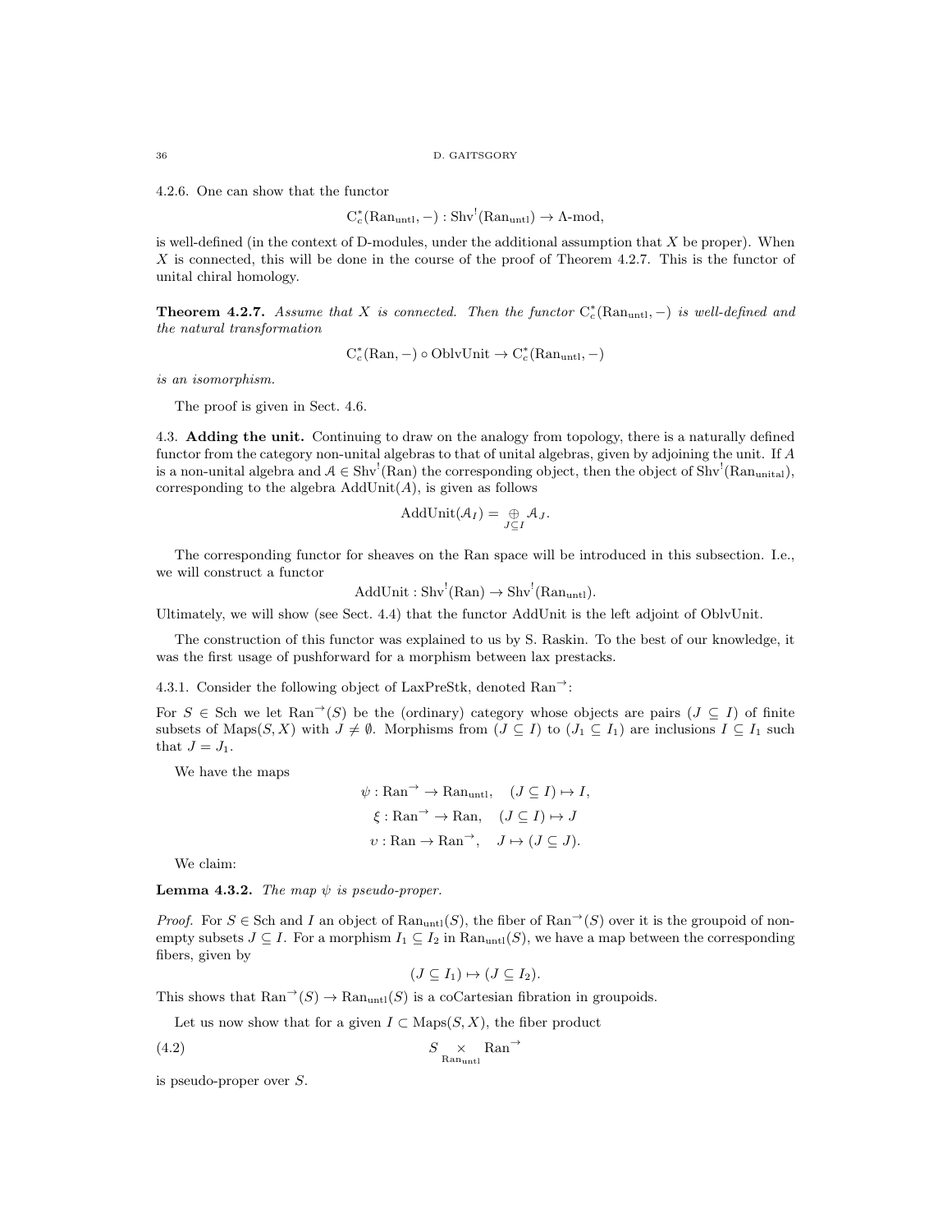4.2.6. One can show that the functor

$$\mathrm{C}^*_c(\mathrm{Ran}_{\mathrm{untl}}, -) : \mathrm{Shv}^!(\mathrm{Ran}_{\mathrm{untl}}) \to \Lambda\text{-mod},$$

is well-defined (in the context of D-modules, under the additional assumption that $X$ be proper). When $X$ is connected, this will be done in the course of the proof of Theorem 4.2.7. This is the functor of unital chiral homology.

**Theorem 4.2.7.** *Assume that $X$ is connected. Then the functor $\mathrm{C}^*_c(\mathrm{Ran}_{\mathrm{untl}}, -)$ is well-defined and the natural transformation*

$$\mathrm{C}^*_c(\mathrm{Ran}, -) \circ \mathrm{OblvUnit} \to \mathrm{C}^*_c(\mathrm{Ran}_{\mathrm{untl}}, -)$$

*is an isomorphism.*

The proof is given in Sect. 4.6.

4.3. **Adding the unit.** Continuing to draw on the analogy from topology, there is a naturally defined functor from the category non-unital algebras to that of unital algebras, given by adjoining the unit. If $A$ is a non-unital algebra and $\mathcal{A} \in \mathrm{Shv}^!(\mathrm{Ran})$ the corresponding object, then the object of $\mathrm{Shv}^!(\mathrm{Ran}_{\mathrm{unital}})$, corresponding to the algebra $\mathrm{AddUnit}(A)$, is given as follows

$$\mathrm{AddUnit}(\mathcal{A}_I) = \underset{J \subseteq I}{\oplus} \mathcal{A}_J.$$

The corresponding functor for sheaves on the Ran space will be introduced in this subsection. I.e., we will construct a functor

$$\mathrm{AddUnit} : \mathrm{Shv}^!(\mathrm{Ran}) \to \mathrm{Shv}^!(\mathrm{Ran}_{\mathrm{untl}}).$$

Ultimately, we will show (see Sect. 4.4) that the functor AddUnit is the left adjoint of OblvUnit.

The construction of this functor was explained to us by S. Raskin. To the best of our knowledge, it was the first usage of pushforward for a morphism between lax prestacks.

4.3.1. Consider the following object of LaxPreStk, denoted $\mathrm{Ran}^{\to}$:

For $S \in \mathrm{Sch}$ we let $\mathrm{Ran}^{\to}(S)$ be the (ordinary) category whose objects are pairs $(J \subseteq I)$ of finite subsets of $\mathrm{Maps}(S, X)$ with $J \neq \emptyset$. Morphisms from $(J \subseteq I)$ to $(J_1 \subseteq I_1)$ are inclusions $I \subseteq I_1$ such that $J = J_1$.

We have the maps

$$\psi : \mathrm{Ran}^{\to} \to \mathrm{Ran}_{\mathrm{untl}}, \quad (J \subseteq I) \mapsto I,$$
$$\xi : \mathrm{Ran}^{\to} \to \mathrm{Ran}, \quad (J \subseteq I) \mapsto J$$
$$\upsilon : \mathrm{Ran} \to \mathrm{Ran}^{\to}, \quad J \mapsto (J \subseteq J).$$

We claim:

**Lemma 4.3.2.** *The map $\psi$ is pseudo-proper.*

*Proof.* For $S \in \mathrm{Sch}$ and $I$ an object of $\mathrm{Ran}_{\mathrm{untl}}(S)$, the fiber of $\mathrm{Ran}^{\to}(S)$ over it is the groupoid of non-empty subsets $J \subseteq I$. For a morphism $I_1 \subseteq I_2$ in $\mathrm{Ran}_{\mathrm{untl}}(S)$, we have a map between the corresponding fibers, given by

$$(J \subseteq I_1) \mapsto (J \subseteq I_2).$$

This shows that $\mathrm{Ran}^{\to}(S) \to \mathrm{Ran}_{\mathrm{untl}}(S)$ is a coCartesian fibration in groupoids.

Let us now show that for a given $I \subset \mathrm{Maps}(S, X)$, the fiber product

$$S \underset{\mathrm{Ran}_{\mathrm{untl}}}{\times} \mathrm{Ran}^{\to} \tag{4.2}$$

is pseudo-proper over $S$.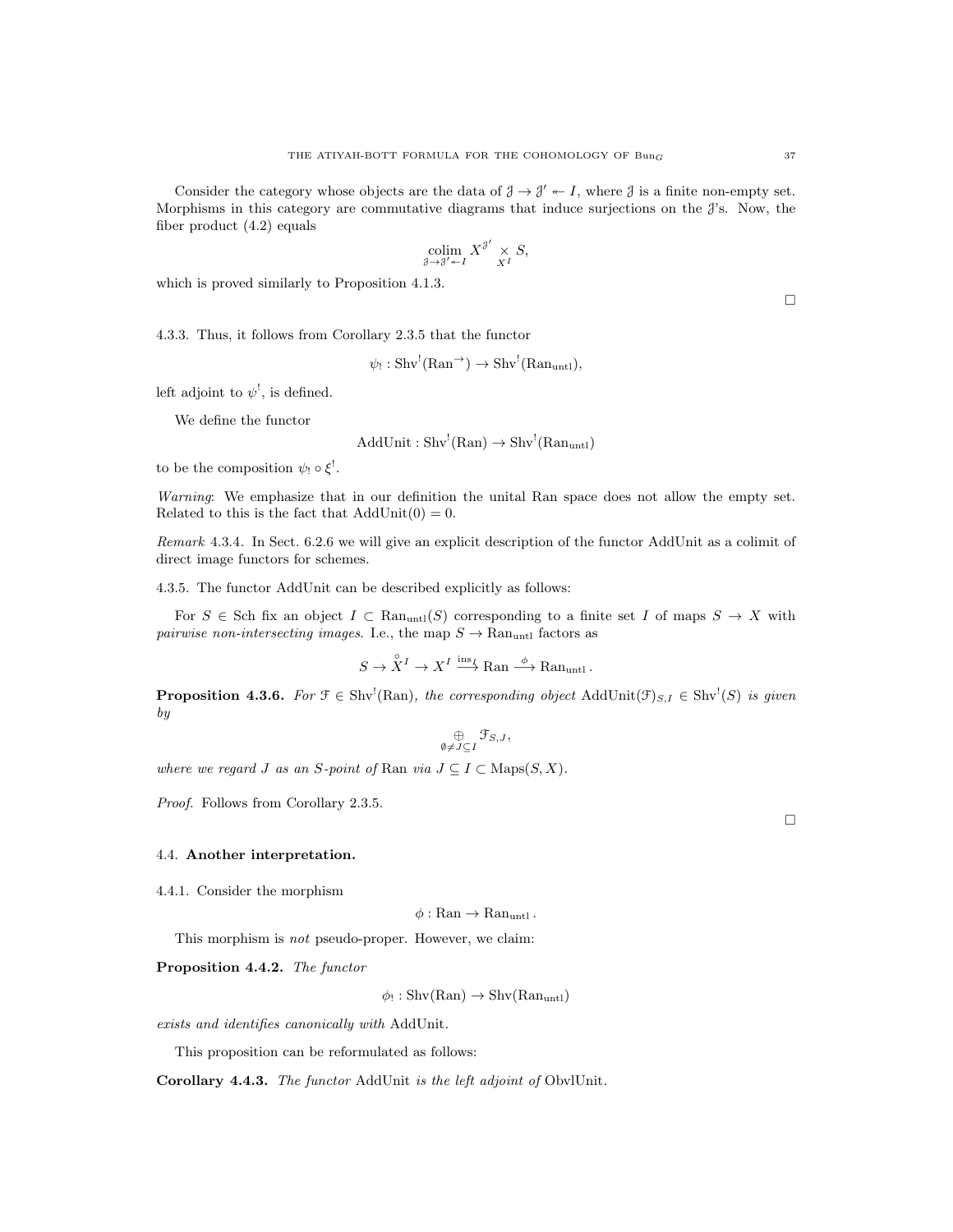Consider the category whose objects are the data of $\mathcal{J} \to \mathcal{J}' \twoheadleftarrow I$, where $\mathcal{J}$ is a finite non-empty set. Morphisms in this category are commutative diagrams that induce surjections on the $\mathcal{J}$'s. Now, the fiber product (4.2) equals

$$\underset{\mathcal{J} \to \mathcal{J}' \twoheadleftarrow I}{\operatorname{colim}} X^{\mathcal{J}'} \underset{X^I}{\times} S,$$

which is proved similarly to Proposition 4.1.3.

□

4.3.3. Thus, it follows from Corollary 2.3.5 that the functor

$$\psi_! : \operatorname{Shv}^!(\operatorname{Ran}^{\to}) \to \operatorname{Shv}^!(\operatorname{Ran}_{\mathrm{untl}}),$$

left adjoint to $\psi^!$, is defined.

We define the functor

$$\operatorname{AddUnit} : \operatorname{Shv}^!(\operatorname{Ran}) \to \operatorname{Shv}^!(\operatorname{Ran}_{\mathrm{untl}})$$

to be the composition $\psi_! \circ \xi^!$.

*Warning*: We emphasize that in our definition the unital Ran space does not allow the empty set. Related to this is the fact that $\operatorname{AddUnit}(0) = 0$.

*Remark* 4.3.4. In Sect. 6.2.6 we will give an explicit description of the functor AddUnit as a colimit of direct image functors for schemes.

4.3.5. The functor AddUnit can be described explicitly as follows:

For $S \in \mathrm{Sch}$ fix an object $I \subset \operatorname{Ran}_{\mathrm{untl}}(S)$ corresponding to a finite set $I$ of maps $S \to X$ with *pairwise non-intersecting images*. I.e., the map $S \to \operatorname{Ran}_{\mathrm{untl}}$ factors as

$$S \to \overset{\circ}{X}{}^I \to X^I \xrightarrow{\mathrm{ins}_I} \operatorname{Ran} \xrightarrow{\phi} \operatorname{Ran}_{\mathrm{untl}}.$$

**Proposition 4.3.6.** *For $\mathcal{F} \in \operatorname{Shv}^!(\operatorname{Ran})$, the corresponding object $\operatorname{AddUnit}(\mathcal{F})_{S,I} \in \operatorname{Shv}^!(S)$ is given by*

$$\underset{\emptyset \neq J \subseteq I}{\oplus} \mathcal{F}_{S,J},$$

*where we regard $J$ as an $S$-point of* Ran *via $J \subseteq I \subset \operatorname{Maps}(S, X)$.*

*Proof.* Follows from Corollary 2.3.5.

□

## 4.4. Another interpretation.

4.4.1. Consider the morphism

$$\phi : \operatorname{Ran} \to \operatorname{Ran}_{\mathrm{untl}}.$$

This morphism is *not* pseudo-proper. However, we claim:

**Proposition 4.4.2.** *The functor*

$$\phi_! : \operatorname{Shv}(\operatorname{Ran}) \to \operatorname{Shv}(\operatorname{Ran}_{\mathrm{untl}})$$

*exists and identifies canonically with* AddUnit.

This proposition can be reformulated as follows:

**Corollary 4.4.3.** *The functor* AddUnit *is the left adjoint of* ObvlUnit.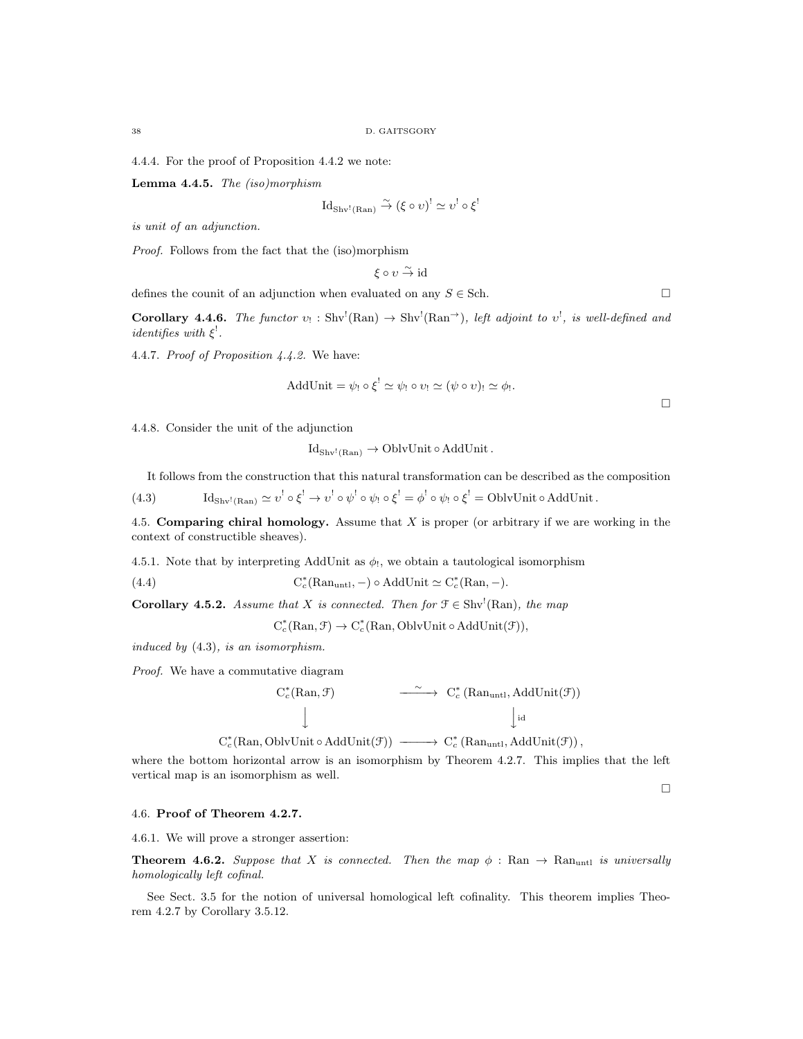4.4.4. For the proof of Proposition 4.4.2 we note:

**Lemma 4.4.5.** *The (iso)morphism*

$$\mathrm{Id}_{\mathrm{Shv}^!(\mathrm{Ran})} \overset{\sim}{\to} (\xi \circ \upsilon)^! \simeq \upsilon^! \circ \xi^!$$

*is unit of an adjunction.*

*Proof.* Follows from the fact that the (iso)morphism

$$\xi \circ \upsilon \overset{\sim}{\to} \mathrm{id}$$

defines the counit of an adjunction when evaluated on any $S \in \mathrm{Sch}$. □

**Corollary 4.4.6.** *The functor $\upsilon_! : \mathrm{Shv}^!(\mathrm{Ran}) \to \mathrm{Shv}^!(\mathrm{Ran}^{\to})$, left adjoint to $\upsilon^!$, is well-defined and identifies with $\xi^!$.*

4.4.7. *Proof of Proposition 4.4.2.* We have:

$$\mathrm{AddUnit} = \psi_! \circ \xi^! \simeq \psi_! \circ \upsilon_! \simeq (\psi \circ \upsilon)_! \simeq \phi_!.$$

□

4.4.8. Consider the unit of the adjunction

$$\mathrm{Id}_{\mathrm{Shv}^!(\mathrm{Ran})} \to \mathrm{OblvUnit} \circ \mathrm{AddUnit}.$$

It follows from the construction that this natural transformation can be described as the composition

$$\mathrm{Id}_{\mathrm{Shv}^!(\mathrm{Ran})} \simeq \upsilon^! \circ \xi^! \to \upsilon^! \circ \psi^! \circ \psi_! \circ \xi^! = \phi^! \circ \psi_! \circ \xi^! = \mathrm{OblvUnit} \circ \mathrm{AddUnit}. \tag{4.3}$$

## 4.5. Comparing chiral homology.

Assume that $X$ is proper (or arbitrary if we are working in the context of constructible sheaves).

4.5.1. Note that by interpreting AddUnit as $\phi_!$, we obtain a tautological isomorphism

$$\mathrm{C}^*_c(\mathrm{Ran}_{\mathrm{untl}}, -) \circ \mathrm{AddUnit} \simeq \mathrm{C}^*_c(\mathrm{Ran}, -). \tag{4.4}$$

**Corollary 4.5.2.** *Assume that $X$ is connected. Then for $\mathcal{F} \in \mathrm{Shv}^!(\mathrm{Ran})$, the map*

$$\mathrm{C}^*_c(\mathrm{Ran}, \mathcal{F}) \to \mathrm{C}^*_c(\mathrm{Ran}, \mathrm{OblvUnit} \circ \mathrm{AddUnit}(\mathcal{F})),$$

*induced by* (4.3)*, is an isomorphism.*

*Proof.* We have a commutative diagram

$$\begin{array}{ccc}
\mathrm{C}^*_c(\mathrm{Ran}, \mathcal{F}) & \xrightarrow{\sim} & \mathrm{C}^*_c\left(\mathrm{Ran}_{\mathrm{untl}}, \mathrm{AddUnit}(\mathcal{F})\right) \\
\downarrow & & \downarrow \mathrm{id} \\
\mathrm{C}^*_c(\mathrm{Ran}, \mathrm{OblvUnit} \circ \mathrm{AddUnit}(\mathcal{F})) & \longrightarrow & \mathrm{C}^*_c\left(\mathrm{Ran}_{\mathrm{untl}}, \mathrm{AddUnit}(\mathcal{F})\right),
\end{array}$$

where the bottom horizontal arrow is an isomorphism by Theorem 4.2.7. This implies that the left vertical map is an isomorphism as well. □

## 4.6. Proof of Theorem 4.2.7.

4.6.1. We will prove a stronger assertion:

**Theorem 4.6.2.** *Suppose that $X$ is connected. Then the map $\phi : \mathrm{Ran} \to \mathrm{Ran}_{\mathrm{untl}}$ is universally homologically left cofinal.*

See Sect. 3.5 for the notion of universal homological left cofinality. This theorem implies Theorem 4.2.7 by Corollary 3.5.12.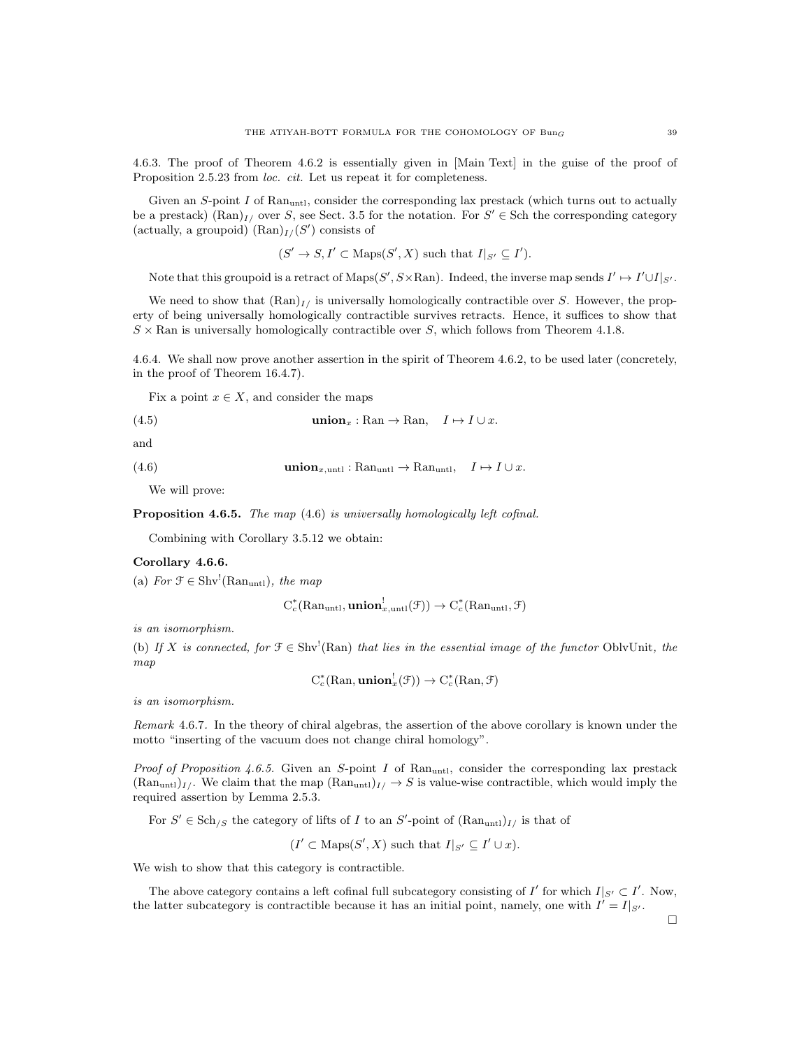4.6.3. The proof of Theorem 4.6.2 is essentially given in [Main Text] in the guise of the proof of Proposition 2.5.23 from *loc. cit.* Let us repeat it for completeness.

Given an $S$-point $I$ of $\mathrm{Ran}_{\mathrm{untl}}$, consider the corresponding lax prestack (which turns out to actually be a prestack) $(\mathrm{Ran})_{I/}$ over $S$, see Sect. 3.5 for the notation. For $S' \in \mathrm{Sch}$ the corresponding category (actually, a groupoid) $(\mathrm{Ran})_{I/}(S')$ consists of

$$(S' \to S, I' \subset \mathrm{Maps}(S', X) \text{ such that } I|_{S'} \subseteq I').$$

Note that this groupoid is a retract of $\mathrm{Maps}(S', S\times\mathrm{Ran})$. Indeed, the inverse map sends $I' \mapsto I' \cup I|_{S'}$.

We need to show that $(\mathrm{Ran})_{I/}$ is universally homologically contractible over $S$. However, the property of being universally homologically contractible survives retracts. Hence, it suffices to show that $S \times \mathrm{Ran}$ is universally homologically contractible over $S$, which follows from Theorem 4.1.8.

4.6.4. We shall now prove another assertion in the spirit of Theorem 4.6.2, to be used later (concretely, in the proof of Theorem 16.4.7).

Fix a point $x \in X$, and consider the maps

$$\mathbf{union}_x : \mathrm{Ran} \to \mathrm{Ran}, \quad I \mapsto I \cup x. \tag{4.5}$$

and

$$\mathbf{union}_{x,\mathrm{untl}} : \mathrm{Ran}_{\mathrm{untl}} \to \mathrm{Ran}_{\mathrm{untl}}, \quad I \mapsto I \cup x. \tag{4.6}$$

We will prove:

**Proposition 4.6.5.** *The map* (4.6) *is universally homologically left cofinal.*

Combining with Corollary 3.5.12 we obtain:

**Corollary 4.6.6.**
(a) *For* $\mathcal{F} \in \mathrm{Shv}^!(\mathrm{Ran}_{\mathrm{untl}})$, *the map*

$$\mathrm{C}^*_c(\mathrm{Ran}_{\mathrm{untl}}, \mathbf{union}^!_{x,\mathrm{untl}}(\mathcal{F})) \to \mathrm{C}^*_c(\mathrm{Ran}_{\mathrm{untl}}, \mathcal{F})$$

*is an isomorphism.*
(b) *If* $X$ *is connected, for* $\mathcal{F} \in \mathrm{Shv}^!(\mathrm{Ran})$ *that lies in the essential image of the functor* $\mathrm{OblvUnit}$*, the map*

$$\mathrm{C}^*_c(\mathrm{Ran}, \mathbf{union}^!_x(\mathcal{F})) \to \mathrm{C}^*_c(\mathrm{Ran}, \mathcal{F})$$

*is an isomorphism.*

*Remark* 4.6.7. In the theory of chiral algebras, the assertion of the above corollary is known under the motto "inserting of the vacuum does not change chiral homology".

*Proof of Proposition 4.6.5.* Given an $S$-point $I$ of $\mathrm{Ran}_{\mathrm{untl}}$, consider the corresponding lax prestack $(\mathrm{Ran}_{\mathrm{untl}})_{I/}$. We claim that the map $(\mathrm{Ran}_{\mathrm{untl}})_{I/} \to S$ is value-wise contractible, which would imply the required assertion by Lemma 2.5.3.

For $S' \in \mathrm{Sch}_{/S}$ the category of lifts of $I$ to an $S'$-point of $(\mathrm{Ran}_{\mathrm{untl}})_{I/}$ is that of

$$(I' \subset \mathrm{Maps}(S', X) \text{ such that } I|_{S'} \subseteq I' \cup x).$$

We wish to show that this category is contractible.

The above category contains a left cofinal full subcategory consisting of $I'$ for which $I|_{S'} \subset I'$. Now, the latter subcategory is contractible because it has an initial point, namely, one with $I' = I|_{S'}$.

□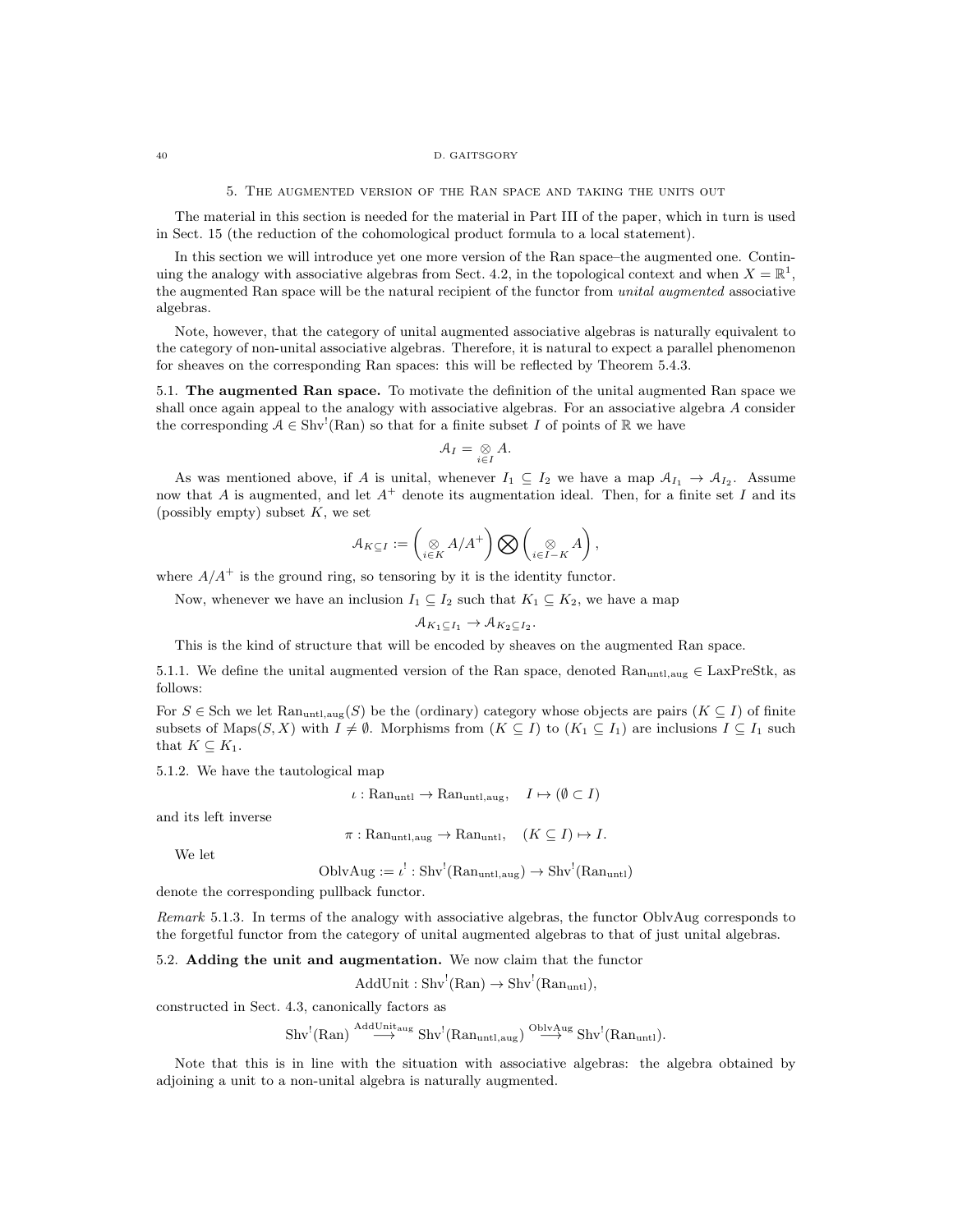## 5. The augmented version of the Ran space and taking the units out

The material in this section is needed for the material in Part III of the paper, which in turn is used in Sect. 15 (the reduction of the cohomological product formula to a local statement).

In this section we will introduce yet one more version of the Ran space–the augmented one. Continuing the analogy with associative algebras from Sect. 4.2, in the topological context and when $X = \mathbb{R}^1$, the augmented Ran space will be the natural recipient of the functor from *unital augmented* associative algebras.

Note, however, that the category of unital augmented associative algebras is naturally equivalent to the category of non-unital associative algebras. Therefore, it is natural to expect a parallel phenomenon for sheaves on the corresponding Ran spaces: this will be reflected by Theorem 5.4.3.

### 5.1. The augmented Ran space.

To motivate the definition of the unital augmented Ran space we shall once again appeal to the analogy with associative algebras. For an associative algebra $A$ consider the corresponding $\mathcal{A} \in \mathrm{Shv}^!(\mathrm{Ran})$ so that for a finite subset $I$ of points of $\mathbb{R}$ we have

$$\mathcal{A}_I = \underset{i \in I}{\otimes} A.$$

As was mentioned above, if $A$ is unital, whenever $I_1 \subseteq I_2$ we have a map $\mathcal{A}_{I_1} \to \mathcal{A}_{I_2}$. Assume now that $A$ is augmented, and let $A^+$ denote its augmentation ideal. Then, for a finite set $I$ and its (possibly empty) subset $K$, we set

$$\mathcal{A}_{K \subseteq I} := \left( \underset{i \in K}{\otimes} A/A^+ \right) \bigotimes \left( \underset{i \in I-K}{\otimes} A \right),$$

where $A/A^+$ is the ground ring, so tensoring by it is the identity functor.

Now, whenever we have an inclusion $I_1 \subseteq I_2$ such that $K_1 \subseteq K_2$, we have a map

$$\mathcal{A}_{K_1 \subseteq I_1} \to \mathcal{A}_{K_2 \subseteq I_2}.$$

This is the kind of structure that will be encoded by sheaves on the augmented Ran space.

5.1.1. We define the unital augmented version of the Ran space, denoted $\mathrm{Ran}_{\mathrm{untl,aug}} \in \mathrm{LaxPreStk}$, as follows:

For $S \in \mathrm{Sch}$ we let $\mathrm{Ran}_{\mathrm{untl,aug}}(S)$ be the (ordinary) category whose objects are pairs $(K \subseteq I)$ of finite subsets of $\mathrm{Maps}(S, X)$ with $I \neq \emptyset$. Morphisms from $(K \subseteq I)$ to $(K_1 \subseteq I_1)$ are inclusions $I \subseteq I_1$ such that $K \subseteq K_1$.

5.1.2. We have the tautological map

$$\iota : \mathrm{Ran}_{\mathrm{untl}} \to \mathrm{Ran}_{\mathrm{untl,aug}}, \quad I \mapsto (\emptyset \subset I)$$

and its left inverse

$$\pi : \mathrm{Ran}_{\mathrm{untl,aug}} \to \mathrm{Ran}_{\mathrm{untl}}, \quad (K \subseteq I) \mapsto I.$$

We let

$$\mathrm{OblvAug} := \iota^! : \mathrm{Shv}^!(\mathrm{Ran}_{\mathrm{untl,aug}}) \to \mathrm{Shv}^!(\mathrm{Ran}_{\mathrm{untl}})$$

denote the corresponding pullback functor.

*Remark* 5.1.3. In terms of the analogy with associative algebras, the functor OblvAug corresponds to the forgetful functor from the category of unital augmented algebras to that of just unital algebras.

### 5.2. Adding the unit and augmentation.

We now claim that the functor

$$\mathrm{AddUnit} : \mathrm{Shv}^!(\mathrm{Ran}) \to \mathrm{Shv}^!(\mathrm{Ran}_{\mathrm{untl}}),$$

constructed in Sect. 4.3, canonically factors as

$$\mathrm{Shv}^!(\mathrm{Ran}) \overset{\mathrm{AddUnit}_{\mathrm{aug}}}{\longrightarrow} \mathrm{Shv}^!(\mathrm{Ran}_{\mathrm{untl,aug}}) \overset{\mathrm{OblvAug}}{\longrightarrow} \mathrm{Shv}^!(\mathrm{Ran}_{\mathrm{untl}}).$$

Note that this is in line with the situation with associative algebras: the algebra obtained by adjoining a unit to a non-unital algebra is naturally augmented.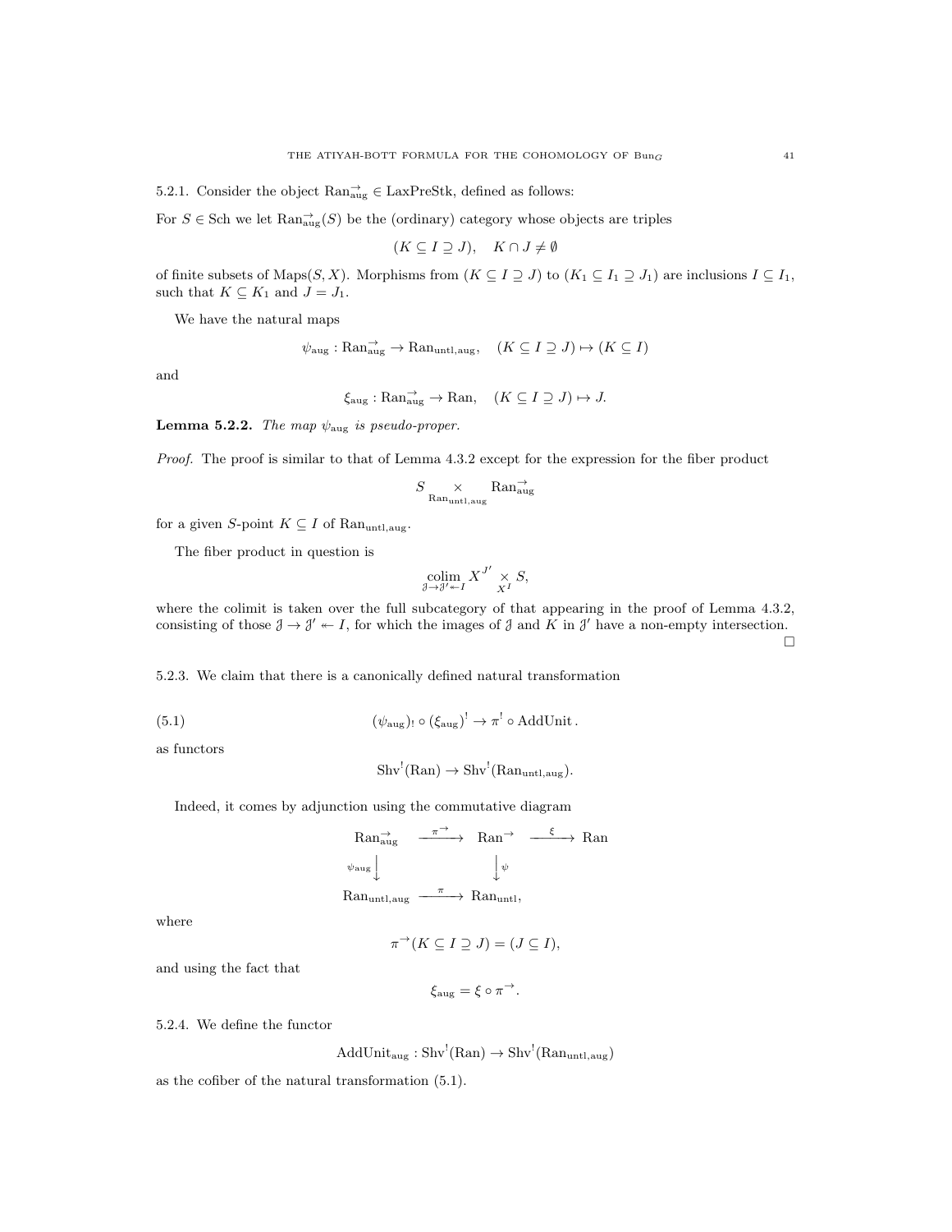5.2.1. Consider the object $\mathrm{Ran}^{\to}_{\mathrm{aug}} \in \mathrm{LaxPreStk}$, defined as follows:

For $S \in \mathrm{Sch}$ we let $\mathrm{Ran}^{\to}_{\mathrm{aug}}(S)$ be the (ordinary) category whose objects are triples

$$(K \subseteq I \supseteq J), \quad K \cap J \neq \emptyset$$

of finite subsets of $\mathrm{Maps}(S, X)$. Morphisms from $(K \subseteq I \supseteq J)$ to $(K_1 \subseteq I_1 \supseteq J_1)$ are inclusions $I \subseteq I_1$, such that $K \subseteq K_1$ and $J = J_1$.

We have the natural maps

$$\psi_{\mathrm{aug}} : \mathrm{Ran}^{\to}_{\mathrm{aug}} \to \mathrm{Ran}_{\mathrm{untl,aug}}, \quad (K \subseteq I \supseteq J) \mapsto (K \subseteq I)$$

and

$$\xi_{\mathrm{aug}} : \mathrm{Ran}^{\to}_{\mathrm{aug}} \to \mathrm{Ran}, \quad (K \subseteq I \supseteq J) \mapsto J.$$

**Lemma 5.2.2.** *The map $\psi_{\mathrm{aug}}$ is pseudo-proper.*

*Proof.* The proof is similar to that of Lemma 4.3.2 except for the expression for the fiber product

$$S \underset{\mathrm{Ran}_{\mathrm{untl,aug}}}{\times} \mathrm{Ran}^{\to}_{\mathrm{aug}}$$

for a given $S$-point $K \subseteq I$ of $\mathrm{Ran}_{\mathrm{untl,aug}}$.

The fiber product in question is

$$\underset{\mathcal{J} \to \mathcal{J}' \twoheadleftarrow I}{\mathrm{colim}}\, X^{\mathcal{J}'} \underset{X^I}{\times} S,$$

where the colimit is taken over the full subcategory of that appearing in the proof of Lemma 4.3.2, consisting of those $\mathcal{J} \to \mathcal{J}' \twoheadleftarrow I$, for which the images of $\mathcal{J}$ and $K$ in $\mathcal{J}'$ have a non-empty intersection. $\square$

5.2.3. We claim that there is a canonically defined natural transformation

$$(\psi_{\mathrm{aug}})_! \circ (\xi_{\mathrm{aug}})^! \to \pi^! \circ \mathrm{AddUnit}. \tag{5.1}$$

as functors

$$\mathrm{Shv}^!(\mathrm{Ran}) \to \mathrm{Shv}^!(\mathrm{Ran}_{\mathrm{untl,aug}}).$$

Indeed, it comes by adjunction using the commutative diagram

$$\begin{array}{ccccc}
\mathrm{Ran}^{\to}_{\mathrm{aug}} & \xrightarrow{\pi^{\to}} & \mathrm{Ran}^{\to} & \xrightarrow{\xi} & \mathrm{Ran} \\
{\scriptstyle \psi_{\mathrm{aug}}}\big\downarrow & & \big\downarrow{\scriptstyle \psi} & & \\
\mathrm{Ran}_{\mathrm{untl,aug}} & \xrightarrow{\pi} & \mathrm{Ran}_{\mathrm{untl}}, & &
\end{array}$$

where

$$\pi^{\to}(K \subseteq I \supseteq J) = (J \subseteq I),$$

and using the fact that

$$\xi_{\mathrm{aug}} = \xi \circ \pi^{\to}.$$

5.2.4. We define the functor

$$\mathrm{AddUnit}_{\mathrm{aug}} : \mathrm{Shv}^!(\mathrm{Ran}) \to \mathrm{Shv}^!(\mathrm{Ran}_{\mathrm{untl,aug}})$$

as the cofiber of the natural transformation (5.1).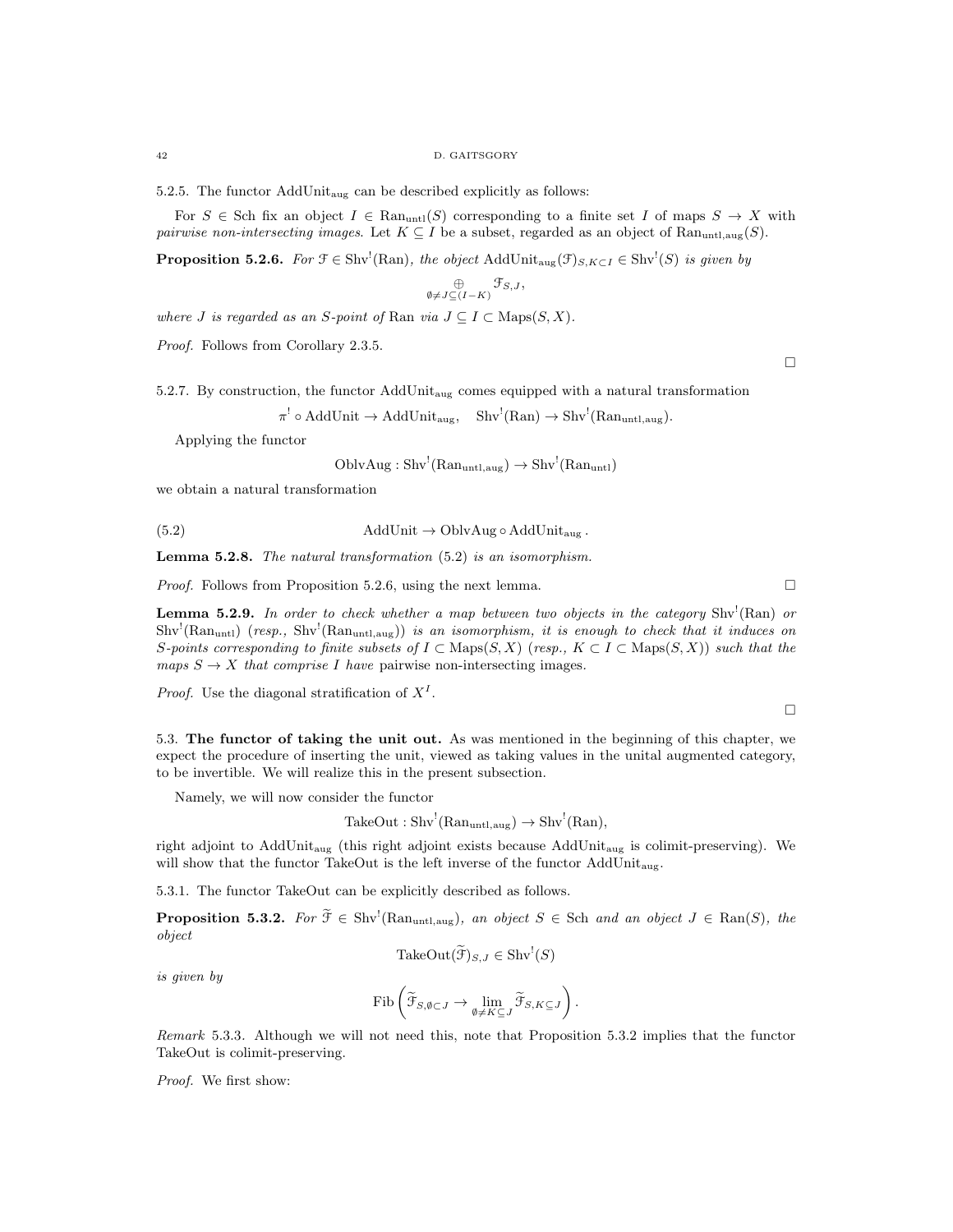5.2.5. The functor $\text{AddUnit}_{\text{aug}}$ can be described explicitly as follows:

For $S \in \text{Sch}$ fix an object $I \in \text{Ran}_{\text{untl}}(S)$ corresponding to a finite set $I$ of maps $S \to X$ with *pairwise non-intersecting images*. Let $K \subseteq I$ be a subset, regarded as an object of $\text{Ran}_{\text{untl,aug}}(S)$.

**Proposition 5.2.6.** *For $\mathcal{F} \in \text{Shv}^!(\text{Ran})$, the object $\text{AddUnit}_{\text{aug}}(\mathcal{F})_{S,K\subset I} \in \text{Shv}^!(S)$ is given by*

$$\underset{\emptyset \neq J \subseteq (I-K)}{\oplus} \mathcal{F}_{S,J},$$

*where $J$ is regarded as an $S$-point of* Ran *via $J \subseteq I \subset \text{Maps}(S, X)$.*

*Proof.* Follows from Corollary 2.3.5. $\square$

5.2.7. By construction, the functor $\text{AddUnit}_{\text{aug}}$ comes equipped with a natural transformation

$$\pi^! \circ \text{AddUnit} \to \text{AddUnit}_{\text{aug}}, \quad \text{Shv}^!(\text{Ran}) \to \text{Shv}^!(\text{Ran}_{\text{untl,aug}}).$$

Applying the functor

$$\text{OblvAug} : \text{Shv}^!(\text{Ran}_{\text{untl,aug}}) \to \text{Shv}^!(\text{Ran}_{\text{untl}})$$

we obtain a natural transformation

$$\text{AddUnit} \to \text{OblvAug} \circ \text{AddUnit}_{\text{aug}}. \tag{5.2}$$

**Lemma 5.2.8.** *The natural transformation* (5.2) *is an isomorphism.*

*Proof.* Follows from Proposition 5.2.6, using the next lemma. $\square$

**Lemma 5.2.9.** *In order to check whether a map between two objects in the category $\text{Shv}^!(\text{Ran})$ or $\text{Shv}^!(\text{Ran}_{\text{untl}})$ (resp., $\text{Shv}^!(\text{Ran}_{\text{untl,aug}})$) is an isomorphism, it is enough to check that it induces on $S$-points corresponding to finite subsets of $I \subset \text{Maps}(S, X)$ (resp., $K \subset I \subset \text{Maps}(S, X)$) such that the maps $S \to X$ that comprise $I$ have* pairwise non-intersecting images.

*Proof.* Use the diagonal stratification of $X^I$. $\square$

5.3. **The functor of taking the unit out.** As was mentioned in the beginning of this chapter, we expect the procedure of inserting the unit, viewed as taking values in the unital augmented category, to be invertible. We will realize this in the present subsection.

Namely, we will now consider the functor

$$\text{TakeOut} : \text{Shv}^!(\text{Ran}_{\text{untl,aug}}) \to \text{Shv}^!(\text{Ran}),$$

right adjoint to $\text{AddUnit}_{\text{aug}}$ (this right adjoint exists because $\text{AddUnit}_{\text{aug}}$ is colimit-preserving). We will show that the functor TakeOut is the left inverse of the functor $\text{AddUnit}_{\text{aug}}$.

5.3.1. The functor TakeOut can be explicitly described as follows.

**Proposition 5.3.2.** *For $\widetilde{\mathcal{F}} \in \text{Shv}^!(\text{Ran}_{\text{untl,aug}})$, an object $S \in \text{Sch}$ and an object $J \in \text{Ran}(S)$, the object*

$$\text{TakeOut}(\widetilde{\mathcal{F}})_{S,J} \in \text{Shv}^!(S)$$

*is given by*

$$\text{Fib}\left(\widetilde{\mathcal{F}}_{S,\emptyset\subset J} \to \lim_{\emptyset \neq K \subseteq J} \widetilde{\mathcal{F}}_{S,K\subseteq J}\right).$$

*Remark* 5.3.3. Although we will not need this, note that Proposition 5.3.2 implies that the functor TakeOut is colimit-preserving.

*Proof.* We first show: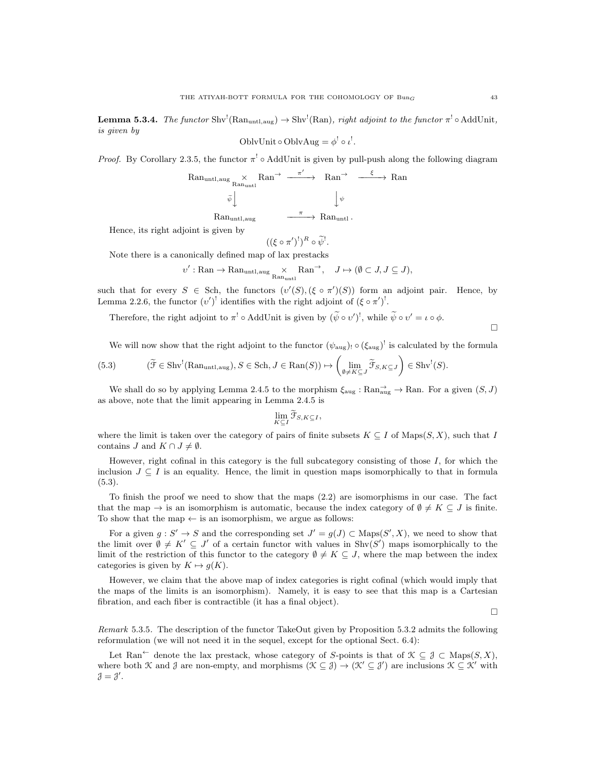**Lemma 5.3.4.** *The functor* $\mathrm{Shv}^!(\mathrm{Ran}_{\mathrm{untl,aug}}) \to \mathrm{Shv}^!(\mathrm{Ran})$*, right adjoint to the functor* $\pi^! \circ \mathrm{AddUnit}$*, is given by*

$$\mathrm{OblvUnit} \circ \mathrm{OblvAug} = \phi^! \circ \iota^!.$$

*Proof.* By Corollary 2.3.5, the functor $\pi^! \circ \mathrm{AddUnit}$ is given by pull-push along the following diagram

$$\begin{array}{ccccc}
\mathrm{Ran}_{\mathrm{untl,aug}} \underset{\mathrm{Ran}_{\mathrm{untl}}}{\times} \mathrm{Ran}^{\to} & \xrightarrow{\pi'} & \mathrm{Ran}^{\to} & \xrightarrow{\xi} & \mathrm{Ran} \\
\Big\downarrow \widetilde{\psi} & & \Big\downarrow \psi & & \\
\mathrm{Ran}_{\mathrm{untl,aug}} & \xrightarrow{\pi} & \mathrm{Ran}_{\mathrm{untl}}. & &
\end{array}$$

Hence, its right adjoint is given by

$$((\xi \circ \pi')^!)^R \circ \widetilde{\psi}^!.$$

Note there is a canonically defined map of lax prestacks

$$\upsilon' : \mathrm{Ran} \to \mathrm{Ran}_{\mathrm{untl,aug}} \underset{\mathrm{Ran}_{\mathrm{untl}}}{\times} \mathrm{Ran}^{\to}, \quad J \mapsto (\emptyset \subset J, J \subseteq J),$$

such that for every $S \in \mathrm{Sch}$, the functors $(\upsilon'(S), (\xi \circ \pi')(S))$ form an adjoint pair. Hence, by Lemma 2.2.6, the functor $(\upsilon')^!$ identifies with the right adjoint of $(\xi \circ \pi')^!$.

Therefore, the right adjoint to $\pi^! \circ \mathrm{AddUnit}$ is given by $(\widetilde{\psi} \circ \upsilon')^!$, while $\widetilde{\psi} \circ \upsilon' = \iota \circ \phi$.

□

We will now show that the right adjoint to the functor $(\psi_{\mathrm{aug}})_! \circ (\xi_{\mathrm{aug}})^!$ is calculated by the formula

$$(\widetilde{\mathcal{F}} \in \mathrm{Shv}^!(\mathrm{Ran}_{\mathrm{untl,aug}}), S \in \mathrm{Sch}, J \in \mathrm{Ran}(S)) \mapsto \left( \lim_{\emptyset \neq K \subseteq J} \widetilde{\mathcal{F}}_{S, K \subseteq J} \right) \in \mathrm{Shv}^!(S). \tag{5.3}$$

We shall do so by applying Lemma 2.4.5 to the morphism $\xi_{\mathrm{aug}} : \mathrm{Ran}^{\to}_{\mathrm{aug}} \to \mathrm{Ran}$. For a given $(S, J)$ as above, note that the limit appearing in Lemma 2.4.5 is

$$\lim_{K \subseteq I} \widetilde{\mathcal{F}}_{S, K \subseteq I},$$

where the limit is taken over the category of pairs of finite subsets $K \subseteq I$ of $\mathrm{Maps}(S, X)$, such that $I$ contains $J$ and $K \cap J \neq \emptyset$.

However, right cofinal in this category is the full subcategory consisting of those $I$, for which the inclusion $J \subseteq I$ is an equality. Hence, the limit in question maps isomorphically to that in formula (5.3).

To finish the proof we need to show that the maps (2.2) are isomorphisms in our case. The fact that the map $\to$ is an isomorphism is automatic, because the index category of $\emptyset \neq K \subseteq J$ is finite. To show that the map $\leftarrow$ is an isomorphism, we argue as follows:

For a given $g : S' \to S$ and the corresponding set $J' = g(J) \subset \mathrm{Maps}(S', X)$, we need to show that the limit over $\emptyset \neq K' \subseteq J'$ of a certain functor with values in $\mathrm{Shv}(S')$ maps isomorphically to the limit of the restriction of this functor to the category $\emptyset \neq K \subseteq J$, where the map between the index categories is given by $K \mapsto g(K)$.

However, we claim that the above map of index categories is right cofinal (which would imply that the maps of the limits is an isomorphism). Namely, it is easy to see that this map is a Cartesian fibration, and each fiber is contractible (it has a final object).

□

*Remark* 5.3.5. The description of the functor TakeOut given by Proposition 5.3.2 admits the following reformulation (we will not need it in the sequel, except for the optional Sect. 6.4):

Let $\mathrm{Ran}^{\leftarrow}$ denote the lax prestack, whose category of $S$-points is that of $\mathcal{K} \subseteq \mathcal{J} \subset \mathrm{Maps}(S, X)$, where both $\mathcal{K}$ and $\mathcal{J}$ are non-empty, and morphisms $(\mathcal{K} \subseteq \mathcal{J}) \to (\mathcal{K}' \subseteq \mathcal{J}')$ are inclusions $\mathcal{K} \subseteq \mathcal{K}'$ with $\mathcal{J} = \mathcal{J}'$.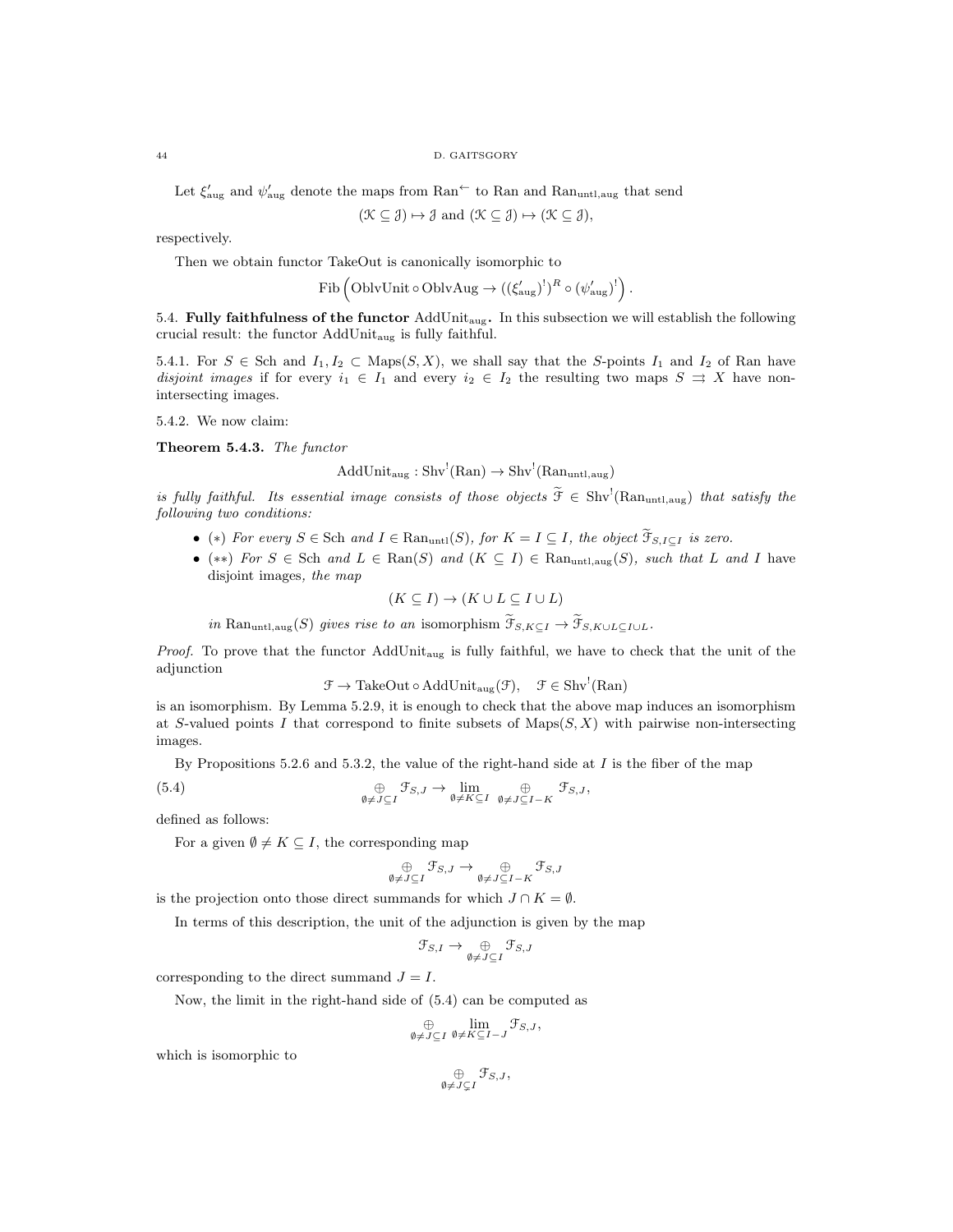Let $\xi'_{\text{aug}}$ and $\psi'_{\text{aug}}$ denote the maps from $\text{Ran}^{\leftarrow}$ to Ran and $\text{Ran}_{\text{untl,aug}}$ that send

$$(\mathcal{K} \subseteq \mathcal{J}) \mapsto \mathcal{J} \text{ and } (\mathcal{K} \subseteq \mathcal{J}) \mapsto (\mathcal{K} \subseteq \mathcal{J}),$$

respectively.

Then we obtain functor TakeOut is canonically isomorphic to

$$\text{Fib}\left(\text{OblvUnit} \circ \text{OblvAug} \to ((\xi'_{\text{aug}})^!)^R \circ (\psi'_{\text{aug}})^!\right).$$

5.4. **Fully faithfulness of the functor** $\text{AddUnit}_{\text{aug}}$**.** In this subsection we will establish the following crucial result: the functor $\text{AddUnit}_{\text{aug}}$ is fully faithful.

5.4.1. For $S \in \text{Sch}$ and $I_1, I_2 \subset \text{Maps}(S, X)$, we shall say that the $S$-points $I_1$ and $I_2$ of Ran have *disjoint images* if for every $i_1 \in I_1$ and every $i_2 \in I_2$ the resulting two maps $S \rightrightarrows X$ have non-intersecting images.

5.4.2. We now claim:

**Theorem 5.4.3.** *The functor*

$$\text{AddUnit}_{\text{aug}} : \text{Shv}^!(\text{Ran}) \to \text{Shv}^!(\text{Ran}_{\text{untl,aug}})$$

*is fully faithful. Its essential image consists of those objects* $\widetilde{\mathcal{F}} \in \text{Shv}^!(\text{Ran}_{\text{untl,aug}})$ *that satisfy the following two conditions:*

- $(*)$ *For every* $S \in \text{Sch}$ *and* $I \in \text{Ran}_{\text{untl}}(S)$*, for* $K = I \subseteq I$*, the object* $\widetilde{\mathcal{F}}_{S,I \subseteq I}$ *is zero.*
- $(**)$ *For* $S \in \text{Sch}$ *and* $L \in \text{Ran}(S)$ *and* $(K \subseteq I) \in \text{Ran}_{\text{untl,aug}}(S)$*, such that* $L$ *and* $I$ *have* disjoint images*, the map*

$$(K \subseteq I) \to (K \cup L \subseteq I \cup L)$$

*in* $\text{Ran}_{\text{untl,aug}}(S)$ *gives rise to an* isomorphism $\widetilde{\mathcal{F}}_{S,K \subseteq I} \to \widetilde{\mathcal{F}}_{S,K \cup L \subseteq I \cup L}$.

*Proof.* To prove that the functor $\text{AddUnit}_{\text{aug}}$ is fully faithful, we have to check that the unit of the adjunction

$$\mathcal{F} \to \text{TakeOut} \circ \text{AddUnit}_{\text{aug}}(\mathcal{F}), \quad \mathcal{F} \in \text{Shv}^!(\text{Ran})$$

is an isomorphism. By Lemma 5.2.9, it is enough to check that the above map induces an isomorphism at $S$-valued points $I$ that correspond to finite subsets of $\text{Maps}(S, X)$ with pairwise non-intersecting images.

By Propositions 5.2.6 and 5.3.2, the value of the right-hand side at $I$ is the fiber of the map

$$\underset{\emptyset \neq J \subseteq I}{\oplus} \mathcal{F}_{S,J} \to \underset{\emptyset \neq K \subseteq I}{\lim} \underset{\emptyset \neq J \subseteq I - K}{\oplus} \mathcal{F}_{S,J}, \tag{5.4}$$

defined as follows:

For a given $\emptyset \neq K \subseteq I$, the corresponding map

$$\underset{\emptyset \neq J \subseteq I}{\oplus} \mathcal{F}_{S,J} \to \underset{\emptyset \neq J \subseteq I - K}{\oplus} \mathcal{F}_{S,J}$$

is the projection onto those direct summands for which $J \cap K = \emptyset$.

In terms of this description, the unit of the adjunction is given by the map

$$\mathcal{F}_{S,I} \to \underset{\emptyset \neq J \subseteq I}{\oplus} \mathcal{F}_{S,J}$$

corresponding to the direct summand $J = I$.

Now, the limit in the right-hand side of (5.4) can be computed as

$$\underset{\emptyset \neq J \subseteq I}{\oplus} \underset{\emptyset \neq K \subseteq I - J}{\lim} \mathcal{F}_{S,J},$$

which is isomorphic to

$$\underset{\emptyset \neq J \subsetneq I}{\oplus} \mathcal{F}_{S,J},$$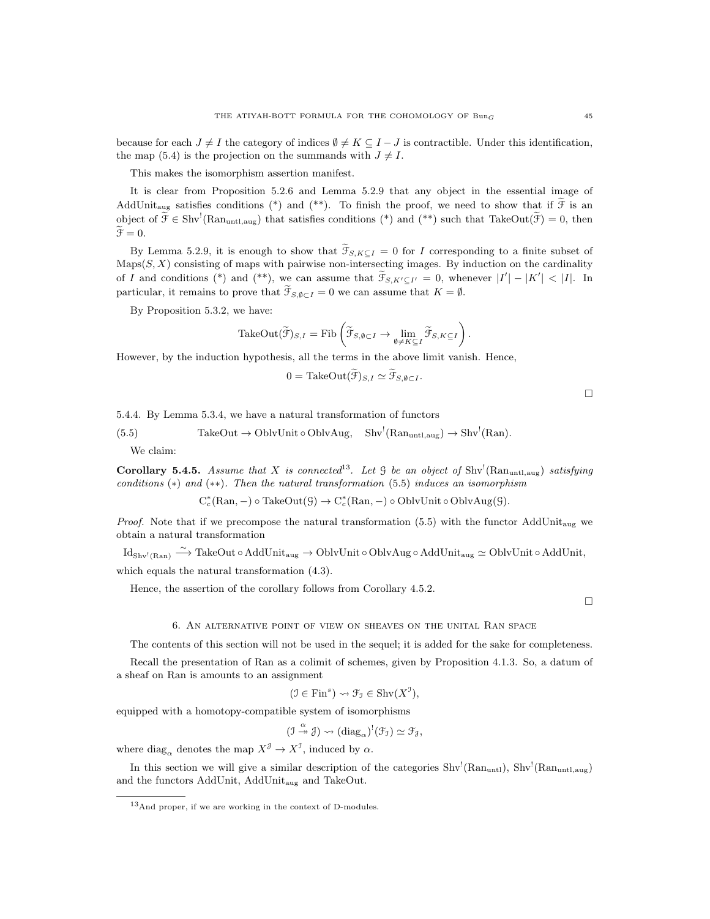because for each $J \neq I$ the category of indices $\emptyset \neq K \subseteq I - J$ is contractible. Under this identification, the map (5.4) is the projection on the summands with $J \neq I$.

This makes the isomorphism assertion manifest.

It is clear from Proposition 5.2.6 and Lemma 5.2.9 that any object in the essential image of $\mathrm{AddUnit}_{\mathrm{aug}}$ satisfies conditions (*) and (**). To finish the proof, we need to show that if $\widetilde{\mathcal{F}}$ is an object of $\widetilde{\mathcal{F}} \in \mathrm{Shv}^!(\mathrm{Ran}_{\mathrm{untl,aug}})$ that satisfies conditions (*) and (**) such that $\mathrm{TakeOut}(\widetilde{\mathcal{F}}) = 0$, then $\widetilde{\mathcal{F}} = 0$.

By Lemma 5.2.9, it is enough to show that $\widetilde{\mathcal{F}}_{S,K\subseteq I} = 0$ for $I$ corresponding to a finite subset of $\mathrm{Maps}(S, X)$ consisting of maps with pairwise non-intersecting images. By induction on the cardinality of $I$ and conditions (*) and (**), we can assume that $\widetilde{\mathcal{F}}_{S,K'\subseteq I'} = 0$, whenever $|I'| - |K'| < |I|$. In particular, it remains to prove that $\widetilde{\mathcal{F}}_{S,\emptyset\subset I} = 0$ we can assume that $K = \emptyset$.

By Proposition 5.3.2, we have:

$$\mathrm{TakeOut}(\widetilde{\mathcal{F}})_{S,I} = \mathrm{Fib}\left(\widetilde{\mathcal{F}}_{S,\emptyset\subset I} \to \lim_{\emptyset\neq K\subseteq I} \widetilde{\mathcal{F}}_{S,K\subseteq I}\right).$$

However, by the induction hypothesis, all the terms in the above limit vanish. Hence,

$$0 = \mathrm{TakeOut}(\widetilde{\mathcal{F}})_{S,I} \simeq \widetilde{\mathcal{F}}_{S,\emptyset\subset I}.$$

□

5.4.4. By Lemma 5.3.4, we have a natural transformation of functors

$$\mathrm{TakeOut} \to \mathrm{OblvUnit} \circ \mathrm{OblvAug}, \quad \mathrm{Shv}^!(\mathrm{Ran}_{\mathrm{untl,aug}}) \to \mathrm{Shv}^!(\mathrm{Ran}). \tag{5.5}$$

We claim:

**Corollary 5.4.5.** *Assume that $X$ is connected*[13]. *Let $\mathcal{G}$ be an object of $\mathrm{Shv}^!(\mathrm{Ran}_{\mathrm{untl,aug}})$ satisfying conditions (*) and (**). Then the natural transformation* (5.5) *induces an isomorphism*

$$\mathrm{C}^*_c(\mathrm{Ran}, -) \circ \mathrm{TakeOut}(\mathcal{G}) \to \mathrm{C}^*_c(\mathrm{Ran}, -) \circ \mathrm{OblvUnit} \circ \mathrm{OblvAug}(\mathcal{G}).$$

*Proof.* Note that if we precompose the natural transformation (5.5) with the functor $\mathrm{AddUnit}_{\mathrm{aug}}$ we obtain a natural transformation

$$\mathrm{Id}_{\mathrm{Shv}^!(\mathrm{Ran})} \xrightarrow{\sim} \mathrm{TakeOut} \circ \mathrm{AddUnit}_{\mathrm{aug}} \to \mathrm{OblvUnit} \circ \mathrm{OblvAug} \circ \mathrm{AddUnit}_{\mathrm{aug}} \simeq \mathrm{OblvUnit} \circ \mathrm{AddUnit},$$

which equals the natural transformation (4.3).

Hence, the assertion of the corollary follows from Corollary 4.5.2.

□

## 6. An alternative point of view on sheaves on the unital Ran space

The contents of this section will not be used in the sequel; it is added for the sake for completeness.

Recall the presentation of Ran as a colimit of schemes, given by Proposition 4.1.3. So, a datum of a sheaf on Ran is amounts to an assignment

$$(\mathcal{I} \in \mathrm{Fin}^s) \rightsquigarrow \mathcal{F}_{\mathcal{I}} \in \mathrm{Shv}(X^{\mathcal{I}}),$$

equipped with a homotopy-compatible system of isomorphisms

$$(\mathcal{I} \overset{\alpha}{\twoheadrightarrow} \mathcal{J}) \rightsquigarrow (\mathrm{diag}_\alpha)^!(\mathcal{F}_{\mathcal{I}}) \simeq \mathcal{F}_{\mathcal{J}},$$

where $\mathrm{diag}_\alpha$ denotes the map $X^{\mathcal{J}} \to X^{\mathcal{I}}$, induced by $\alpha$.

In this section we will give a similar description of the categories $\mathrm{Shv}^!(\mathrm{Ran}_{\mathrm{untl}})$, $\mathrm{Shv}^!(\mathrm{Ran}_{\mathrm{untl,aug}})$ and the functors AddUnit, $\mathrm{AddUnit}_{\mathrm{aug}}$ and TakeOut.

[13] And proper, if we are working in the context of D-modules.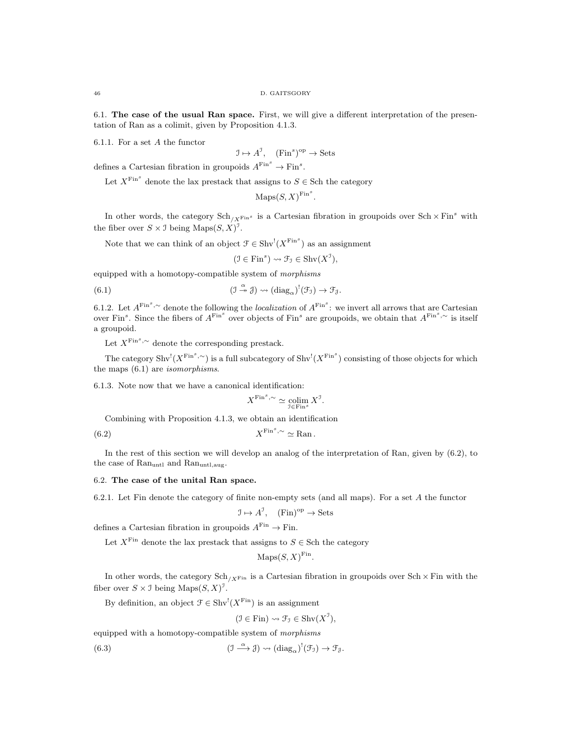6.1. **The case of the usual Ran space.** First, we will give a different interpretation of the presentation of Ran as a colimit, given by Proposition 4.1.3.

6.1.1. For a set $A$ the functor

$$\mathcal{I} \mapsto A^{\mathcal{I}}, \quad (\mathrm{Fin}^s)^{\mathrm{op}} \to \mathrm{Sets}$$

defines a Cartesian fibration in groupoids $A^{\mathrm{Fin}^s} \to \mathrm{Fin}^s$.

Let $X^{\mathrm{Fin}^s}$ denote the lax prestack that assigns to $S \in \mathrm{Sch}$ the category

$$\mathrm{Maps}(S, X)^{\mathrm{Fin}^s}.$$

In other words, the category $\mathrm{Sch}_{/X^{\mathrm{Fin}^s}}$ is a Cartesian fibration in groupoids over $\mathrm{Sch} \times \mathrm{Fin}^s$ with the fiber over $S \times \mathcal{I}$ being $\mathrm{Maps}(S, X)^{\mathcal{I}}$.

Note that we can think of an object $\mathcal{F} \in \mathrm{Shv}^!(X^{\mathrm{Fin}^s})$ as an assignment

$$(\mathcal{I} \in \mathrm{Fin}^s) \rightsquigarrow \mathcal{F}_{\mathcal{I}} \in \mathrm{Shv}(X^{\mathcal{I}}),$$

equipped with a homotopy-compatible system of *morphisms*

$$(\mathcal{I} \overset{\alpha}{\twoheadrightarrow} \mathcal{J}) \rightsquigarrow (\mathrm{diag}_\alpha)^!(\mathcal{F}_{\mathcal{I}}) \to \mathcal{F}_{\mathcal{J}}. \tag{6.1}$$

6.1.2. Let $A^{\mathrm{Fin}^s,\sim}$ denote the following the *localization* of $A^{\mathrm{Fin}^s}$: we invert all arrows that are Cartesian over $\mathrm{Fin}^s$. Since the fibers of $A^{\mathrm{Fin}^s}$ over objects of $\mathrm{Fin}^s$ are groupoids, we obtain that $A^{\mathrm{Fin}^s,\sim}$ is itself a groupoid.

Let $X^{\mathrm{Fin}^s,\sim}$ denote the corresponding prestack.

The category $\mathrm{Shv}^!(X^{\mathrm{Fin}^s,\sim})$ is a full subcategory of $\mathrm{Shv}^!(X^{\mathrm{Fin}^s})$ consisting of those objects for which the maps (6.1) are *isomorphisms*.

6.1.3. Note now that we have a canonical identification:

$$X^{\mathrm{Fin}^s,\sim} \simeq \underset{\mathcal{I} \in \mathrm{Fin}^s}{\mathrm{colim}}\, X^{\mathcal{I}}.$$

Combining with Proposition 4.1.3, we obtain an identification

$$X^{\mathrm{Fin}^s,\sim} \simeq \mathrm{Ran}\,. \tag{6.2}$$

In the rest of this section we will develop an analog of the interpretation of Ran, given by (6.2), to the case of $\mathrm{Ran}_{\mathrm{untl}}$ and $\mathrm{Ran}_{\mathrm{untl,aug}}$.

## 6.2. The case of the unital Ran space.

6.2.1. Let Fin denote the category of finite non-empty sets (and all maps). For a set $A$ the functor

$$\mathcal{I} \mapsto A^{\mathcal{I}}, \quad (\mathrm{Fin})^{\mathrm{op}} \to \mathrm{Sets}$$

defines a Cartesian fibration in groupoids $A^{\mathrm{Fin}} \to \mathrm{Fin}$.

Let $X^{\mathrm{Fin}}$ denote the lax prestack that assigns to $S \in \mathrm{Sch}$ the category

$$\mathrm{Maps}(S, X)^{\mathrm{Fin}}.$$

In other words, the category $\mathrm{Sch}_{/X^{\mathrm{Fin}}}$ is a Cartesian fibration in groupoids over $\mathrm{Sch} \times \mathrm{Fin}$ with the fiber over $S \times \mathcal{I}$ being $\mathrm{Maps}(S, X)^{\mathcal{I}}$.

By definition, an object $\mathcal{F} \in \mathrm{Shv}^!(X^{\mathrm{Fin}})$ is an assignment

$$(\mathcal{I} \in \mathrm{Fin}) \rightsquigarrow \mathcal{F}_{\mathcal{I}} \in \mathrm{Shv}(X^{\mathcal{I}}),$$

equipped with a homotopy-compatible system of *morphisms*

$$(\mathcal{I} \overset{\alpha}{\longrightarrow} \mathcal{J}) \rightsquigarrow (\mathrm{diag}_\alpha)^!(\mathcal{F}_{\mathcal{I}}) \to \mathcal{F}_{\mathcal{J}}. \tag{6.3}$$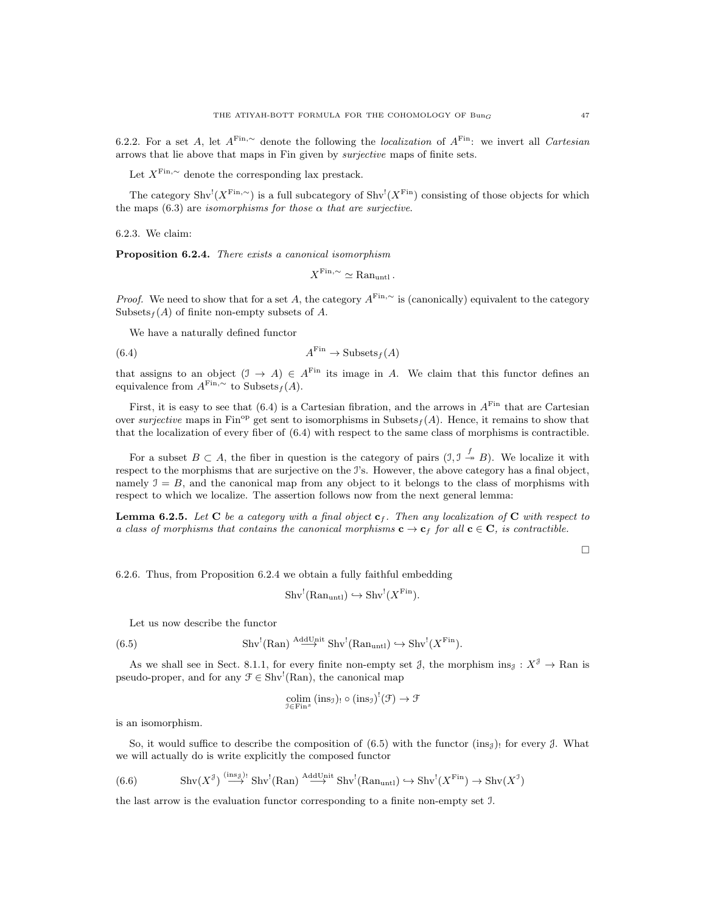6.2.2. For a set $A$, let $A^{\mathrm{Fin},\sim}$ denote the following the *localization* of $A^{\mathrm{Fin}}$: we invert all *Cartesian* arrows that lie above that maps in Fin given by *surjective* maps of finite sets.

Let $X^{\mathrm{Fin},\sim}$ denote the corresponding lax prestack.

The category $\mathrm{Shv}^!(X^{\mathrm{Fin},\sim})$ is a full subcategory of $\mathrm{Shv}^!(X^{\mathrm{Fin}})$ consisting of those objects for which the maps (6.3) are *isomorphisms for those $\alpha$ that are surjective*.

6.2.3. We claim:

**Proposition 6.2.4.** *There exists a canonical isomorphism*

$$X^{\mathrm{Fin},\sim} \simeq \mathrm{Ran}_{\mathrm{untl}}.$$

*Proof.* We need to show that for a set $A$, the category $A^{\mathrm{Fin},\sim}$ is (canonically) equivalent to the category $\mathrm{Subsets}_f(A)$ of finite non-empty subsets of $A$.

We have a naturally defined functor

$$A^{\mathrm{Fin}} \to \mathrm{Subsets}_f(A) \tag{6.4}$$

that assigns to an object $(\mathcal{I} \to A) \in A^{\mathrm{Fin}}$ its image in $A$. We claim that this functor defines an equivalence from $A^{\mathrm{Fin},\sim}$ to $\mathrm{Subsets}_f(A)$.

First, it is easy to see that (6.4) is a Cartesian fibration, and the arrows in $A^{\mathrm{Fin}}$ that are Cartesian over *surjective* maps in $\mathrm{Fin}^{\mathrm{op}}$ get sent to isomorphisms in $\mathrm{Subsets}_f(A)$. Hence, it remains to show that that the localization of every fiber of (6.4) with respect to the same class of morphisms is contractible.

For a subset $B \subset A$, the fiber in question is the category of pairs $(\mathcal{I}, \mathcal{I} \overset{f}{\twoheadrightarrow} B)$. We localize it with respect to the morphisms that are surjective on the $\mathcal{I}$'s. However, the above category has a final object, namely $\mathcal{I} = B$, and the canonical map from any object to it belongs to the class of morphisms with respect to which we localize. The assertion follows now from the next general lemma:

**Lemma 6.2.5.** *Let $\mathbf{C}$ be a category with a final object $\mathbf{c}_f$. Then any localization of $\mathbf{C}$ with respect to a class of morphisms that contains the canonical morphisms $\mathbf{c} \to \mathbf{c}_f$ for all $\mathbf{c} \in \mathbf{C}$, is contractible.*

□

6.2.6. Thus, from Proposition 6.2.4 we obtain a fully faithful embedding

$$\mathrm{Shv}^!(\mathrm{Ran}_{\mathrm{untl}}) \hookrightarrow \mathrm{Shv}^!(X^{\mathrm{Fin}}).$$

Let us now describe the functor

$$\mathrm{Shv}^!(\mathrm{Ran}) \overset{\mathrm{AddUnit}}{\longrightarrow} \mathrm{Shv}^!(\mathrm{Ran}_{\mathrm{untl}}) \hookrightarrow \mathrm{Shv}^!(X^{\mathrm{Fin}}). \tag{6.5}$$

As we shall see in Sect. 8.1.1, for every finite non-empty set $\mathcal{J}$, the morphism $\mathrm{ins}_{\mathcal{J}} : X^{\mathcal{J}} \to \mathrm{Ran}$ is pseudo-proper, and for any $\mathcal{F} \in \mathrm{Shv}^!(\mathrm{Ran})$, the canonical map

$$\underset{\mathcal{I} \in \mathrm{Fin}^s}{\mathrm{colim}}\, (\mathrm{ins}_{\mathcal{I}})_! \circ (\mathrm{ins}_{\mathcal{I}})^!(\mathcal{F}) \to \mathcal{F}$$

is an isomorphism.

So, it would suffice to describe the composition of (6.5) with the functor $(\mathrm{ins}_{\mathcal{J}})_!$ for every $\mathcal{J}$. What we will actually do is write explicitly the composed functor

$$\mathrm{Shv}(X^{\mathcal{J}}) \overset{(\mathrm{ins}_{\mathcal{J}})_!}{\longrightarrow} \mathrm{Shv}^!(\mathrm{Ran}) \overset{\mathrm{AddUnit}}{\longrightarrow} \mathrm{Shv}^!(\mathrm{Ran}_{\mathrm{untl}}) \hookrightarrow \mathrm{Shv}^!(X^{\mathrm{Fin}}) \to \mathrm{Shv}(X^{\mathcal{I}}) \tag{6.6}$$

the last arrow is the evaluation functor corresponding to a finite non-empty set $\mathcal{I}$.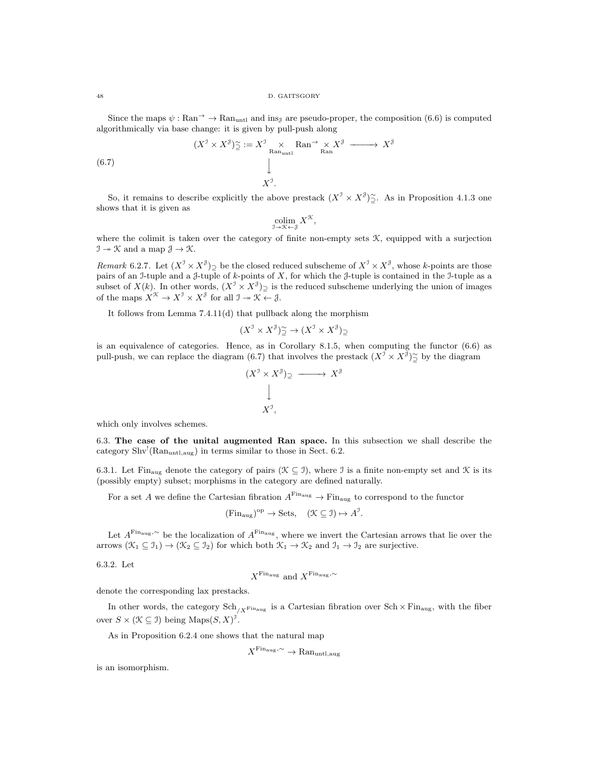Since the maps $\psi : \mathrm{Ran}^{\to} \to \mathrm{Ran}_{\mathrm{untl}}$ and $\mathrm{ins}_{\mathcal{J}}$ are pseudo-proper, the composition (6.6) is computed algorithmically via base change: it is given by pull-push along

$$
(6.7) \qquad \begin{array}{ccc}
(X^{\mathcal{I}} \times X^{\mathcal{J}})^{\sim}_{\supseteq} := X^{\mathcal{I}} \underset{\mathrm{Ran}_{\mathrm{untl}}}{\times} \mathrm{Ran}^{\to} \underset{\mathrm{Ran}}{\times} X^{\mathcal{J}} & \longrightarrow & X^{\mathcal{J}} \\
\big\downarrow & & \\
X^{\mathcal{I}}. & &
\end{array}
$$

So, it remains to describe explicitly the above prestack $(X^{\mathcal{I}} \times X^{\mathcal{J}})^{\sim}_{\supseteq}$. As in Proposition 4.1.3 one shows that it is given as

$$
\underset{\mathcal{I} \twoheadrightarrow \mathcal{K} \leftarrow \mathcal{J}}{\mathrm{colim}}\, X^{\mathcal{K}},
$$

where the colimit is taken over the category of finite non-empty sets $\mathcal{K}$, equipped with a surjection $\mathcal{I} \twoheadrightarrow \mathcal{K}$ and a map $\mathcal{J} \to \mathcal{K}$.

*Remark* 6.2.7. Let $(X^{\mathcal{I}} \times X^{\mathcal{J}})_{\supseteq}$ be the closed reduced subscheme of $X^{\mathcal{I}} \times X^{\mathcal{J}}$, whose $k$-points are those pairs of an $\mathcal{I}$-tuple and a $\mathcal{J}$-tuple of $k$-points of $X$, for which the $\mathcal{J}$-tuple is contained in the $\mathcal{I}$-tuple as a subset of $X(k)$. In other words, $(X^{\mathcal{I}} \times X^{\mathcal{J}})_{\supseteq}$ is the reduced subscheme underlying the union of images of the maps $X^{\mathcal{K}} \to X^{\mathcal{I}} \times X^{\mathcal{J}}$ for all $\mathcal{I} \twoheadrightarrow \mathcal{K} \leftarrow \mathcal{J}$.

It follows from Lemma 7.4.11(d) that pullback along the morphism

$$
(X^{\mathcal{I}} \times X^{\mathcal{J}})^{\sim}_{\supseteq} \to (X^{\mathcal{I}} \times X^{\mathcal{J}})_{\supseteq}
$$

is an equivalence of categories. Hence, as in Corollary 8.1.5, when computing the functor (6.6) as pull-push, we can replace the diagram (6.7) that involves the prestack $(X^{\mathcal{I}} \times X^{\mathcal{J}})^{\sim}_{\supseteq}$ by the diagram

$$
\begin{array}{ccc}
(X^{\mathcal{I}} \times X^{\mathcal{J}})_{\supseteq} & \longrightarrow & X^{\mathcal{J}} \\
\big\downarrow & & \\
X^{\mathcal{I}}, & &
\end{array}
$$

which only involves schemes.

## 6.3. The case of the unital augmented Ran space.

In this subsection we shall describe the category $\mathrm{Shv}^!(\mathrm{Ran}_{\mathrm{untl,aug}})$ in terms similar to those in Sect. 6.2.

6.3.1. Let $\mathrm{Fin}_{\mathrm{aug}}$ denote the category of pairs $(\mathcal{K} \subseteq \mathcal{I})$, where $\mathcal{I}$ is a finite non-empty set and $\mathcal{K}$ is its (possibly empty) subset; morphisms in the category are defined naturally.

For a set $A$ we define the Cartesian fibration $A^{\mathrm{Fin}_{\mathrm{aug}}} \to \mathrm{Fin}_{\mathrm{aug}}$ to correspond to the functor

$$
(\mathrm{Fin}_{\mathrm{aug}})^{\mathrm{op}} \to \mathrm{Sets}, \quad (\mathcal{K} \subseteq \mathcal{I}) \mapsto A^{\mathcal{I}}.
$$

Let $A^{\mathrm{Fin}_{\mathrm{aug}},\sim}$ be the localization of $A^{\mathrm{Fin}_{\mathrm{aug}}}$, where we invert the Cartesian arrows that lie over the arrows $(\mathcal{K}_1 \subseteq \mathcal{I}_1) \to (\mathcal{K}_2 \subseteq \mathcal{I}_2)$ for which both $\mathcal{K}_1 \to \mathcal{K}_2$ and $\mathcal{I}_1 \to \mathcal{I}_2$ are surjective.

6.3.2. Let

$$
X^{\mathrm{Fin}_{\mathrm{aug}}} \text{ and } X^{\mathrm{Fin}_{\mathrm{aug}},\sim}
$$

denote the corresponding lax prestacks.

In other words, the category $\mathrm{Sch}_{/X^{\mathrm{Fin}_{\mathrm{aug}}}}$ is a Cartesian fibration over $\mathrm{Sch} \times \mathrm{Fin}_{\mathrm{aug}}$, with the fiber over $S \times (\mathcal{K} \subseteq \mathcal{I})$ being $\mathrm{Maps}(S, X)^{\mathcal{I}}$.

As in Proposition 6.2.4 one shows that the natural map

$$
X^{\mathrm{Fin}_{\mathrm{aug}},\sim} \to \mathrm{Ran}_{\mathrm{untl,aug}}
$$

is an isomorphism.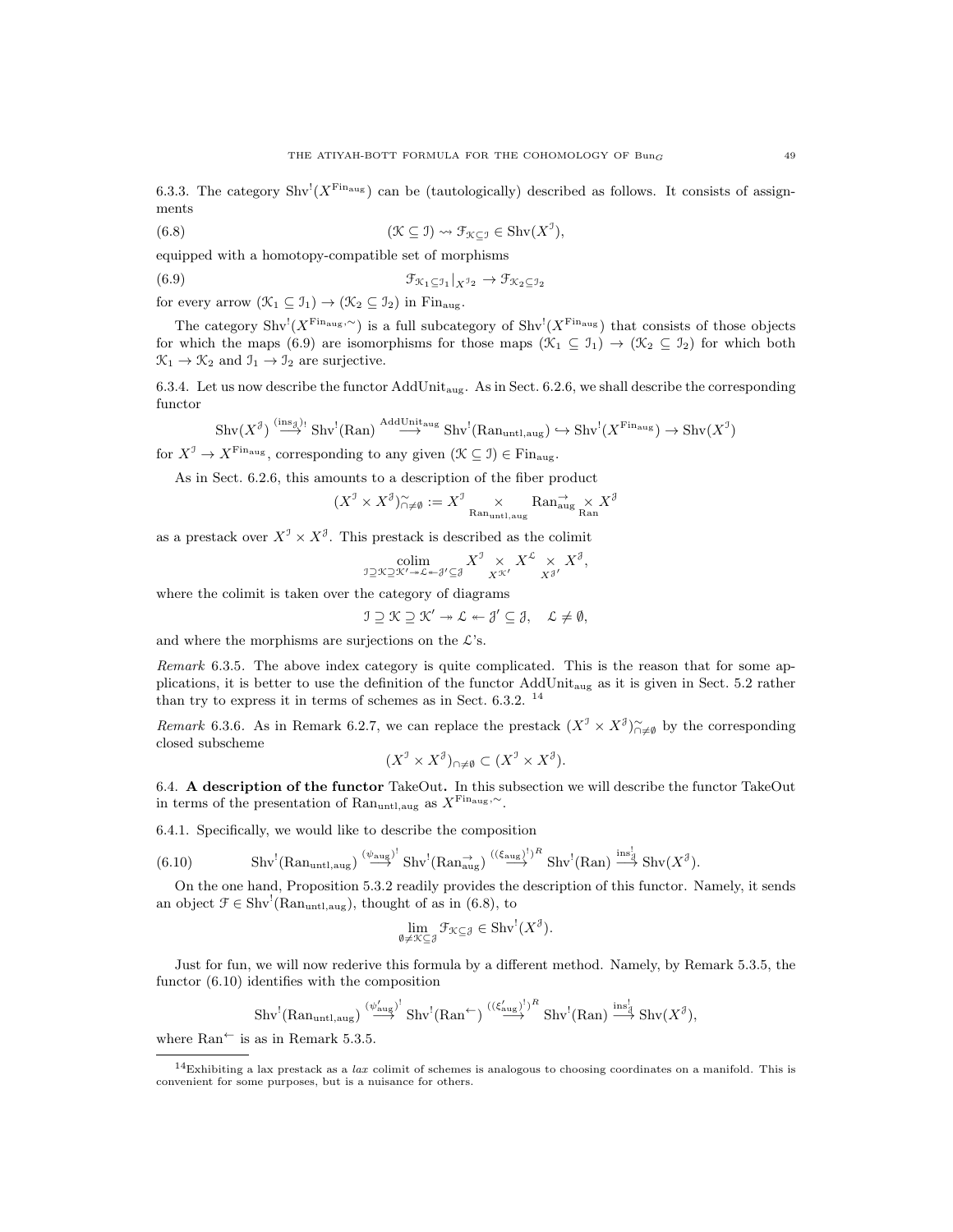6.3.3. The category $\mathrm{Shv}^!(X^{\mathrm{Fin}_{\mathrm{aug}}})$ can be (tautologically) described as follows. It consists of assignments

$$(\mathcal{K} \subseteq \mathcal{I}) \rightsquigarrow \mathcal{F}_{\mathcal{K}\subseteq\mathcal{I}} \in \mathrm{Shv}(X^{\mathcal{I}}), \tag{6.8}$$

equipped with a homotopy-compatible set of morphisms

$$\mathcal{F}_{\mathcal{K}_1\subseteq\mathcal{I}_1}|_{X^{\mathcal{I}_2}} \to \mathcal{F}_{\mathcal{K}_2\subseteq\mathcal{I}_2} \tag{6.9}$$

for every arrow $(\mathcal{K}_1 \subseteq \mathcal{I}_1) \to (\mathcal{K}_2 \subseteq \mathcal{I}_2)$ in $\mathrm{Fin}_{\mathrm{aug}}$.

The category $\mathrm{Shv}^!(X^{\mathrm{Fin}_{\mathrm{aug}},\sim})$ is a full subcategory of $\mathrm{Shv}^!(X^{\mathrm{Fin}_{\mathrm{aug}}})$ that consists of those objects for which the maps (6.9) are isomorphisms for those maps $(\mathcal{K}_1 \subseteq \mathcal{I}_1) \to (\mathcal{K}_2 \subseteq \mathcal{I}_2)$ for which both $\mathcal{K}_1 \to \mathcal{K}_2$ and $\mathcal{I}_1 \to \mathcal{I}_2$ are surjective.

6.3.4. Let us now describe the functor $\mathrm{AddUnit}_{\mathrm{aug}}$. As in Sect. 6.2.6, we shall describe the corresponding functor

$$\mathrm{Shv}(X^{\mathcal{J}}) \overset{(\mathrm{ins}_{\mathcal{J}})_!}{\longrightarrow} \mathrm{Shv}^!(\mathrm{Ran}) \overset{\mathrm{AddUnit}_{\mathrm{aug}}}{\longrightarrow} \mathrm{Shv}^!(\mathrm{Ran}_{\mathrm{untl,aug}}) \hookrightarrow \mathrm{Shv}^!(X^{\mathrm{Fin}_{\mathrm{aug}}}) \to \mathrm{Shv}(X^{\mathcal{I}})$$

for $X^{\mathcal{I}} \to X^{\mathrm{Fin}_{\mathrm{aug}}}$, corresponding to any given $(\mathcal{K} \subseteq \mathcal{I}) \in \mathrm{Fin}_{\mathrm{aug}}$.

As in Sect. 6.2.6, this amounts to a description of the fiber product

$$(X^{\mathcal{I}} \times X^{\mathcal{J}})^{\sim}_{\cap\neq\emptyset} := X^{\mathcal{I}} \underset{\mathrm{Ran}_{\mathrm{untl,aug}}}{\times} \mathrm{Ran}^{\to}_{\mathrm{aug}} \underset{\mathrm{Ran}}{\times} X^{\mathcal{J}}$$

as a prestack over $X^{\mathcal{I}} \times X^{\mathcal{J}}$. This prestack is described as the colimit

$$\underset{\mathcal{I}\supseteq\mathcal{K}\supseteq\mathcal{K}'\twoheadrightarrow\mathcal{L}\twoheadleftarrow\mathcal{J}'\subseteq\mathcal{J}}{\mathrm{colim}} X^{\mathcal{I}} \underset{X^{\mathcal{K}'}}{\times} X^{\mathcal{L}} \underset{X^{\mathcal{J}'}}{\times} X^{\mathcal{J}},$$

where the colimit is taken over the category of diagrams

$$\mathcal{I} \supseteq \mathcal{K} \supseteq \mathcal{K}' \twoheadrightarrow \mathcal{L} \twoheadleftarrow \mathcal{J}' \subseteq \mathcal{J}, \quad \mathcal{L} \neq \emptyset,$$

and where the morphisms are surjections on the $\mathcal{L}$'s.

*Remark* 6.3.5. The above index category is quite complicated. This is the reason that for some applications, it is better to use the definition of the functor $\mathrm{AddUnit}_{\mathrm{aug}}$ as it is given in Sect. 5.2 rather than try to express it in terms of schemes as in Sect. 6.3.2. [14]

*Remark* 6.3.6. As in Remark 6.2.7, we can replace the prestack $(X^{\mathcal{I}} \times X^{\mathcal{J}})^{\sim}_{\cap\neq\emptyset}$ by the corresponding closed subscheme

$$(X^{\mathcal{I}} \times X^{\mathcal{J}})_{\cap\neq\emptyset} \subset (X^{\mathcal{I}} \times X^{\mathcal{J}}).$$

## 6.4. A description of the functor TakeOut.

In this subsection we will describe the functor TakeOut in terms of the presentation of $\mathrm{Ran}_{\mathrm{untl,aug}}$ as $X^{\mathrm{Fin}_{\mathrm{aug}},\sim}$.

6.4.1. Specifically, we would like to describe the composition

$$\mathrm{Shv}^!(\mathrm{Ran}_{\mathrm{untl,aug}}) \overset{(\psi_{\mathrm{aug}})^!}{\longrightarrow} \mathrm{Shv}^!(\mathrm{Ran}^{\to}_{\mathrm{aug}}) \overset{((\xi_{\mathrm{aug}})^!)^R}{\longrightarrow} \mathrm{Shv}^!(\mathrm{Ran}) \overset{\mathrm{ins}^!_{\mathcal{J}}}{\longrightarrow} \mathrm{Shv}(X^{\mathcal{J}}). \tag{6.10}$$

On the one hand, Proposition 5.3.2 readily provides the description of this functor. Namely, it sends an object $\mathcal{F} \in \mathrm{Shv}^!(\mathrm{Ran}_{\mathrm{untl,aug}})$, thought of as in (6.8), to

$$\lim_{\emptyset\neq\mathcal{K}\subseteq\mathcal{J}} \mathcal{F}_{\mathcal{K}\subseteq\mathcal{J}} \in \mathrm{Shv}^!(X^{\mathcal{J}}).$$

Just for fun, we will now rederive this formula by a different method. Namely, by Remark 5.3.5, the functor (6.10) identifies with the composition

$$\mathrm{Shv}^!(\mathrm{Ran}_{\mathrm{untl,aug}}) \overset{(\psi'_{\mathrm{aug}})^!}{\longrightarrow} \mathrm{Shv}^!(\mathrm{Ran}^{\leftarrow}) \overset{((\xi'_{\mathrm{aug}})^!)^R}{\longrightarrow} \mathrm{Shv}^!(\mathrm{Ran}) \overset{\mathrm{ins}^!_{\mathcal{J}}}{\longrightarrow} \mathrm{Shv}(X^{\mathcal{J}}),$$

where $\mathrm{Ran}^{\leftarrow}$ is as in Remark 5.3.5.

---

[14] Exhibiting a lax prestack as a *lax* colimit of schemes is analogous to choosing coordinates on a manifold. This is convenient for some purposes, but is a nuisance for others.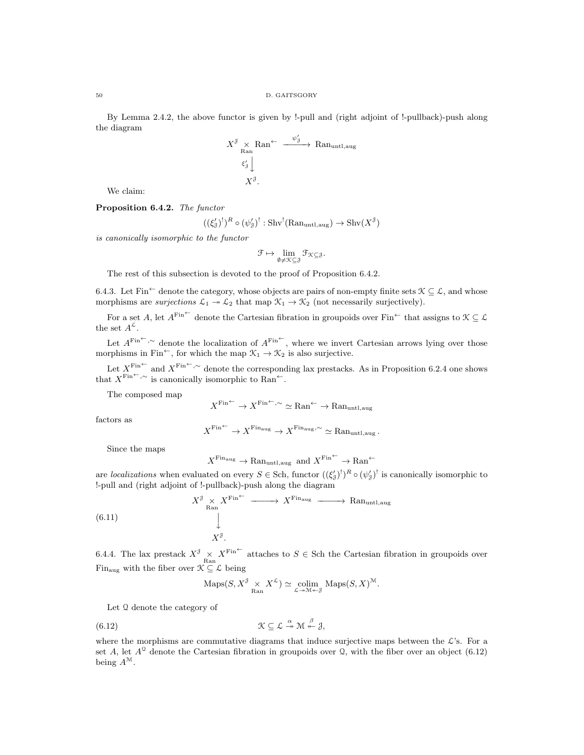By Lemma 2.4.2, the above functor is given by !-pull and (right adjoint of !-pullback)-push along the diagram

$$\begin{array}{ccc} X^{\mathcal{J}} \underset{\operatorname{Ran}}{\times} \operatorname{Ran}^{\leftarrow} & \xrightarrow{\psi'_{\mathcal{J}}} & \operatorname{Ran}_{\operatorname{untl},\operatorname{aug}} \\ \xi'_{\mathcal{J}} \Big\downarrow & & \\ X^{\mathcal{J}}. & & \end{array}$$

We claim:

**Proposition 6.4.2.** *The functor*

$$((\xi'_{\mathcal{J}})^!)^R \circ (\psi'_{\mathcal{J}})^! : \operatorname{Shv}^!(\operatorname{Ran}_{\operatorname{untl},\operatorname{aug}}) \to \operatorname{Shv}(X^{\mathcal{J}})$$

*is canonically isomorphic to the functor*

$$\mathcal{F} \mapsto \lim_{\emptyset \neq \mathcal{K} \subseteq \mathcal{J}} \mathcal{F}_{\mathcal{K} \subseteq \mathcal{J}}.$$

The rest of this subsection is devoted to the proof of Proposition 6.4.2.

6.4.3. Let $\operatorname{Fin}^{\leftarrow}$ denote the category, whose objects are pairs of non-empty finite sets $\mathcal{K} \subseteq \mathcal{L}$, and whose morphisms are *surjections* $\mathcal{L}_1 \twoheadrightarrow \mathcal{L}_2$ that map $\mathcal{K}_1 \to \mathcal{K}_2$ (not necessarily surjectively).

For a set $A$, let $A^{\operatorname{Fin}^{\leftarrow}}$ denote the Cartesian fibration in groupoids over $\operatorname{Fin}^{\leftarrow}$ that assigns to $\mathcal{K} \subseteq \mathcal{L}$ the set $A^{\mathcal{L}}$.

Let $A^{\operatorname{Fin}^{\leftarrow},\sim}$ denote the localization of $A^{\operatorname{Fin}^{\leftarrow}}$, where we invert Cartesian arrows lying over those morphisms in $\operatorname{Fin}^{\leftarrow}$, for which the map $\mathcal{K}_1 \to \mathcal{K}_2$ is also surjective.

Let $X^{\operatorname{Fin}^{\leftarrow}}$ and $X^{\operatorname{Fin}^{\leftarrow},\sim}$ denote the corresponding lax prestacks. As in Proposition 6.2.4 one shows that $X^{\operatorname{Fin}^{\leftarrow},\sim}$ is canonically isomorphic to $\operatorname{Ran}^{\leftarrow}$.

The composed map

$$X^{\operatorname{Fin}^{\leftarrow}} \to X^{\operatorname{Fin}^{\leftarrow},\sim} \simeq \operatorname{Ran}^{\leftarrow} \to \operatorname{Ran}_{\operatorname{untl},\operatorname{aug}}$$

factors as

$$X^{\operatorname{Fin}^{\leftarrow}} \to X^{\operatorname{Fin}_{\operatorname{aug}}} \to X^{\operatorname{Fin}_{\operatorname{aug}},\sim} \simeq \operatorname{Ran}_{\operatorname{untl},\operatorname{aug}}.$$

Since the maps

$$X^{\operatorname{Fin}_{\operatorname{aug}}} \to \operatorname{Ran}_{\operatorname{untl},\operatorname{aug}} \text{ and } X^{\operatorname{Fin}^{\leftarrow}} \to \operatorname{Ran}^{\leftarrow}$$

are *localizations* when evaluated on every $S \in \operatorname{Sch}$, functor $((\xi'_{\mathcal{J}})^!)^R \circ (\psi'_{\mathcal{J}})^!$ is canonically isomorphic to !-pull and (right adjoint of !-pullback)-push along the diagram

$$\begin{array}{ccccc} X^{\mathcal{J}} \underset{\operatorname{Ran}}{\times} X^{\operatorname{Fin}^{\leftarrow}} & \longrightarrow & X^{\operatorname{Fin}_{\operatorname{aug}}} & \longrightarrow & \operatorname{Ran}_{\operatorname{untl},\operatorname{aug}} \\ \Big\downarrow & & & & \\ X^{\mathcal{J}}. & & & & \end{array} \tag{6.11}$$

6.4.4. The lax prestack $X^{\mathcal{J}} \underset{\operatorname{Ran}}{\times} X^{\operatorname{Fin}^{\leftarrow}}$ attaches to $S \in \operatorname{Sch}$ the Cartesian fibration in groupoids over $\operatorname{Fin}_{\operatorname{aug}}$ with the fiber over $\mathcal{K} \subseteq \mathcal{L}$ being

$$\operatorname{Maps}(S, X^{\mathcal{J}} \underset{\operatorname{Ran}}{\times} X^{\mathcal{L}}) \simeq \underset{\mathcal{L} \twoheadrightarrow \mathcal{M} \twoheadleftarrow \mathcal{J}}{\operatorname{colim}} \operatorname{Maps}(S, X)^{\mathcal{M}}.$$

Let $\mathcal{Q}$ denote the category of

$$\mathcal{K} \subseteq \mathcal{L} \overset{\alpha}{\twoheadrightarrow} \mathcal{M} \overset{\beta}{\twoheadleftarrow} \mathcal{J}, \tag{6.12}$$

where the morphisms are commutative diagrams that induce surjective maps between the $\mathcal{L}$'s. For a set $A$, let $A^{\mathcal{Q}}$ denote the Cartesian fibration in groupoids over $\mathcal{Q}$, with the fiber over an object (6.12) being $A^{\mathcal{M}}$.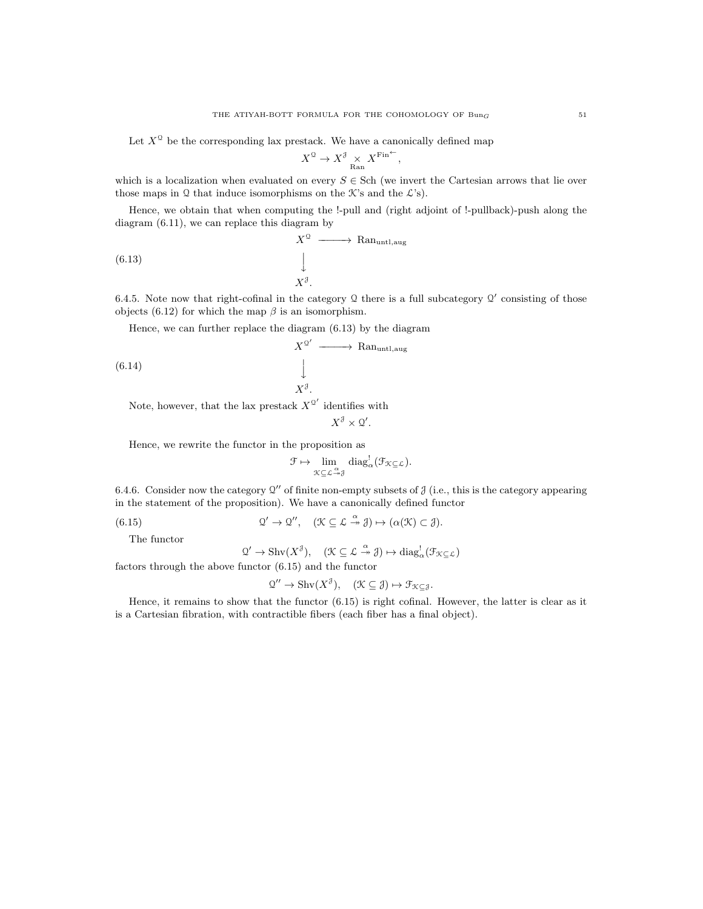Let $X^{\mathcal{Q}}$ be the corresponding lax prestack. We have a canonically defined map

$$X^{\mathcal{Q}} \to X^{\mathcal{J}} \underset{\mathrm{Ran}}{\times} X^{\mathrm{Fin}^{\leftarrow}},$$

which is a localization when evaluated on every $S \in \mathrm{Sch}$ (we invert the Cartesian arrows that lie over those maps in $\mathcal{Q}$ that induce isomorphisms on the $\mathcal{K}$'s and the $\mathcal{L}$'s).

Hence, we obtain that when computing the !-pull and (right adjoint of !-pullback)-push along the diagram (6.11), we can replace this diagram by

$$\begin{array}{ccc} X^{\mathcal{Q}} & \longrightarrow & \mathrm{Ran}_{\mathrm{untl,aug}} \\ \downarrow & & \\ X^{\mathcal{J}}. & & \end{array} \tag{6.13}$$

6.4.5. Note now that right-cofinal in the category $\mathcal{Q}$ there is a full subcategory $\mathcal{Q}'$ consisting of those objects (6.12) for which the map $\beta$ is an isomorphism.

Hence, we can further replace the diagram (6.13) by the diagram

$$\begin{array}{ccc} X^{\mathcal{Q}'} & \longrightarrow & \mathrm{Ran}_{\mathrm{untl,aug}} \\ \downarrow & & \\ X^{\mathcal{J}}. & & \end{array} \tag{6.14}$$

Note, however, that the lax prestack $X^{\mathcal{Q}'}$ identifies with

$$X^{\mathcal{J}} \times \mathcal{Q}'.$$

Hence, we rewrite the functor in the proposition as

$$\mathcal{F} \mapsto \lim_{\mathcal{K} \subseteq \mathcal{L} \overset{\alpha}{\twoheadrightarrow} \mathcal{J}} \mathrm{diag}^!_\alpha(\mathcal{F}_{\mathcal{K}\subseteq\mathcal{L}}).$$

6.4.6. Consider now the category $\mathcal{Q}''$ of finite non-empty subsets of $\mathcal{J}$ (i.e., this is the category appearing in the statement of the proposition). We have a canonically defined functor

$$\mathcal{Q}' \to \mathcal{Q}'', \quad (\mathcal{K} \subseteq \mathcal{L} \overset{\alpha}{\twoheadrightarrow} \mathcal{J}) \mapsto (\alpha(\mathcal{K}) \subset \mathcal{J}). \tag{6.15}$$

The functor

$$\mathcal{Q}' \to \mathrm{Shv}(X^{\mathcal{J}}), \quad (\mathcal{K} \subseteq \mathcal{L} \overset{\alpha}{\twoheadrightarrow} \mathcal{J}) \mapsto \mathrm{diag}^!_\alpha(\mathcal{F}_{\mathcal{K}\subseteq\mathcal{L}})$$

factors through the above functor (6.15) and the functor

$$\mathcal{Q}'' \to \mathrm{Shv}(X^{\mathcal{J}}), \quad (\mathcal{K} \subseteq \mathcal{J}) \mapsto \mathcal{F}_{\mathcal{K}\subseteq\mathcal{J}}.$$

Hence, it remains to show that the functor (6.15) is right cofinal. However, the latter is clear as it is a Cartesian fibration, with contractible fibers (each fiber has a final object).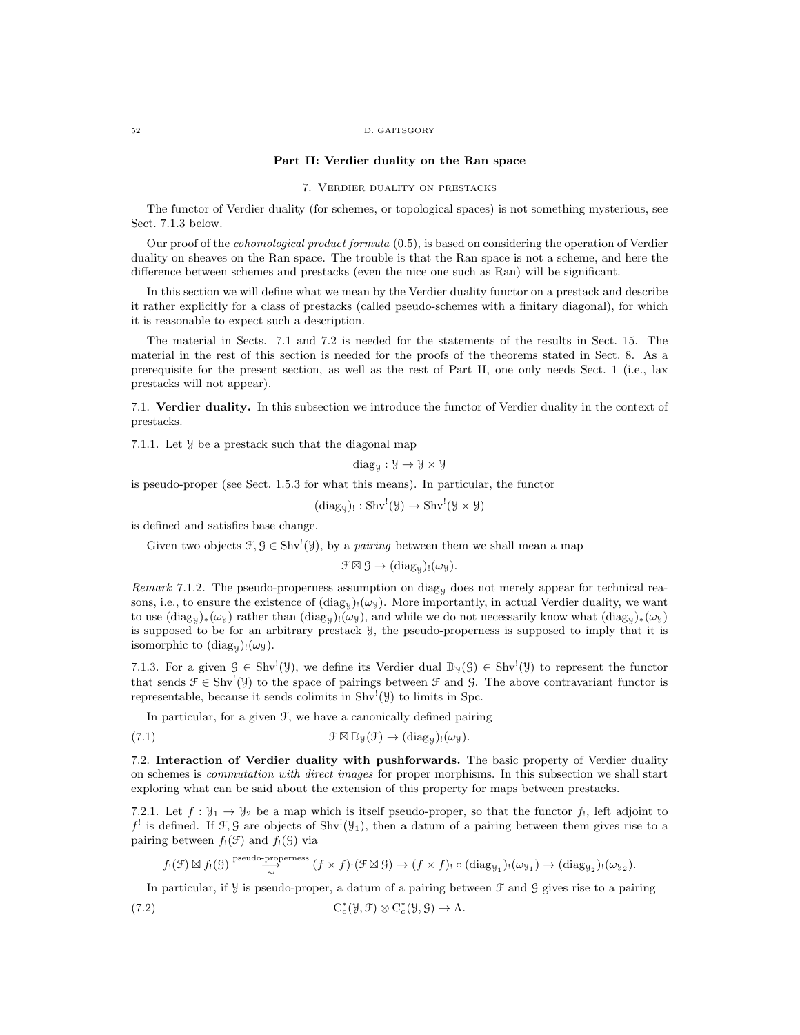## Part II: Verdier duality on the Ran space

### 7. Verdier duality on prestacks

The functor of Verdier duality (for schemes, or topological spaces) is not something mysterious, see Sect. 7.1.3 below.

Our proof of the *cohomological product formula* (0.5), is based on considering the operation of Verdier duality on sheaves on the Ran space. The trouble is that the Ran space is not a scheme, and here the difference between schemes and prestacks (even the nice one such as Ran) will be significant.

In this section we will define what we mean by the Verdier duality functor on a prestack and describe it rather explicitly for a class of prestacks (called pseudo-schemes with a finitary diagonal), for which it is reasonable to expect such a description.

The material in Sects. 7.1 and 7.2 is needed for the statements of the results in Sect. 15. The material in the rest of this section is needed for the proofs of the theorems stated in Sect. 8. As a prerequisite for the present section, as well as the rest of Part II, one only needs Sect. 1 (i.e., lax prestacks will not appear).

7.1. **Verdier duality.** In this subsection we introduce the functor of Verdier duality in the context of prestacks.

7.1.1. Let $\mathcal{Y}$ be a prestack such that the diagonal map

$$\mathrm{diag}_{\mathcal{Y}} : \mathcal{Y} \to \mathcal{Y} \times \mathcal{Y}$$

is pseudo-proper (see Sect. 1.5.3 for what this means). In particular, the functor

$$(\mathrm{diag}_{\mathcal{Y}})_! : \mathrm{Shv}^!(\mathcal{Y}) \to \mathrm{Shv}^!(\mathcal{Y} \times \mathcal{Y})$$

is defined and satisfies base change.

Given two objects $\mathcal{F}, \mathcal{G} \in \mathrm{Shv}^!(\mathcal{Y})$, by a *pairing* between them we shall mean a map

$$\mathcal{F} \boxtimes \mathcal{G} \to (\mathrm{diag}_{\mathcal{Y}})_!(\omega_{\mathcal{Y}}).$$

*Remark* 7.1.2. The pseudo-properness assumption on $\mathrm{diag}_{\mathcal{Y}}$ does not merely appear for technical reasons, i.e., to ensure the existence of $(\mathrm{diag}_{\mathcal{Y}})_!(\omega_{\mathcal{Y}})$. More importantly, in actual Verdier duality, we want to use $(\mathrm{diag}_{\mathcal{Y}})_*(\omega_{\mathcal{Y}})$ rather than $(\mathrm{diag}_{\mathcal{Y}})_!(\omega_{\mathcal{Y}})$, and while we do not necessarily know what $(\mathrm{diag}_{\mathcal{Y}})_*(\omega_{\mathcal{Y}})$ is supposed to be for an arbitrary prestack $\mathcal{Y}$, the pseudo-properness is supposed to imply that it is isomorphic to $(\mathrm{diag}_{\mathcal{Y}})_!(\omega_{\mathcal{Y}})$.

7.1.3. For a given $\mathcal{G} \in \mathrm{Shv}^!(\mathcal{Y})$, we define its Verdier dual $\mathbb{D}_{\mathcal{Y}}(\mathcal{G}) \in \mathrm{Shv}^!(\mathcal{Y})$ to represent the functor that sends $\mathcal{F} \in \mathrm{Shv}^!(\mathcal{Y})$ to the space of pairings between $\mathcal{F}$ and $\mathcal{G}$. The above contravariant functor is representable, because it sends colimits in $\mathrm{Shv}^!(\mathcal{Y})$ to limits in Spc.

In particular, for a given $\mathcal{F}$, we have a canonically defined pairing

$$\mathcal{F} \boxtimes \mathbb{D}_{\mathcal{Y}}(\mathcal{F}) \to (\mathrm{diag}_{\mathcal{Y}})_!(\omega_{\mathcal{Y}}). \tag{7.1}$$

7.2. **Interaction of Verdier duality with pushforwards.** The basic property of Verdier duality on schemes is *commutation with direct images* for proper morphisms. In this subsection we shall start exploring what can be said about the extension of this property for maps between prestacks.

7.2.1. Let $f : \mathcal{Y}_1 \to \mathcal{Y}_2$ be a map which is itself pseudo-proper, so that the functor $f_!$, left adjoint to $f^!$ is defined. If $\mathcal{F}, \mathcal{G}$ are objects of $\mathrm{Shv}^!(\mathcal{Y}_1)$, then a datum of a pairing between them gives rise to a pairing between $f_!(\mathcal{F})$ and $f_!(\mathcal{G})$ via

$$f_!(\mathcal{F}) \boxtimes f_!(\mathcal{G}) \overset{\text{pseudo-properness}}{\underset{\sim}{\longrightarrow}} (f \times f)_!(\mathcal{F} \boxtimes \mathcal{G}) \to (f \times f)_! \circ (\mathrm{diag}_{\mathcal{Y}_1})_!(\omega_{\mathcal{Y}_1}) \to (\mathrm{diag}_{\mathcal{Y}_2})_!(\omega_{\mathcal{Y}_2}).$$

In particular, if $\mathcal{Y}$ is pseudo-proper, a datum of a pairing between $\mathcal{F}$ and $\mathcal{G}$ gives rise to a pairing

$$\mathrm{C}^*_c(\mathcal{Y}, \mathcal{F}) \otimes \mathrm{C}^*_c(\mathcal{Y}, \mathcal{G}) \to \Lambda. \tag{7.2}$$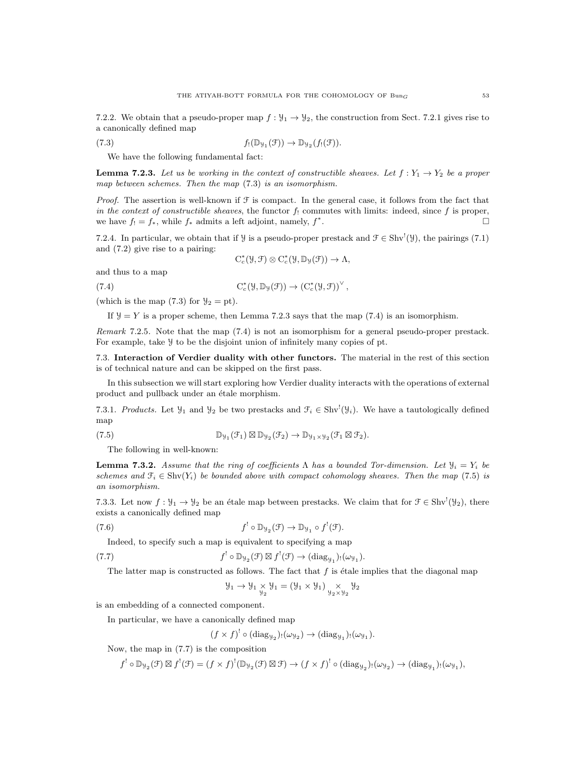7.2.2. We obtain that a pseudo-proper map $f : \mathcal{Y}_1 \to \mathcal{Y}_2$, the construction from Sect. 7.2.1 gives rise to a canonically defined map

$$f_!(\mathbb{D}_{\mathcal{Y}_1}(\mathcal{F})) \to \mathbb{D}_{\mathcal{Y}_2}(f_!(\mathcal{F})). \tag{7.3}$$

We have the following fundamental fact:

**Lemma 7.2.3.** *Let us be working in the context of constructible sheaves. Let $f : Y_1 \to Y_2$ be a proper map between schemes. Then the map (7.3) is an isomorphism.*

*Proof.* The assertion is well-known if $\mathcal{F}$ is compact. In the general case, it follows from the fact that *in the context of constructible sheaves*, the functor $f_!$ commutes with limits: indeed, since $f$ is proper, we have $f_! = f_*$, while $f_*$ admits a left adjoint, namely, $f^*$. □

7.2.4. In particular, we obtain that if $\mathcal{Y}$ is a pseudo-proper prestack and $\mathcal{F} \in \text{Shv}^!(\mathcal{Y})$, the pairings (7.1) and (7.2) give rise to a pairing:

$$\text{C}^*_c(\mathcal{Y}, \mathcal{F}) \otimes \text{C}^*_c(\mathcal{Y}, \mathbb{D}_{\mathcal{Y}}(\mathcal{F})) \to \Lambda,$$

and thus to a map

$$\text{C}^*_c(\mathcal{Y}, \mathbb{D}_{\mathcal{Y}}(\mathcal{F})) \to \left(\text{C}^*_c(\mathcal{Y}, \mathcal{F})\right)^\vee, \tag{7.4}$$

(which is the map (7.3) for $\mathcal{Y}_2 = \text{pt}$).

If $\mathcal{Y} = Y$ is a proper scheme, then Lemma 7.2.3 says that the map (7.4) is an isomorphism.

*Remark* 7.2.5. Note that the map (7.4) is not an isomorphism for a general pseudo-proper prestack. For example, take $\mathcal{Y}$ to be the disjoint union of infinitely many copies of pt.

## 7.3. Interaction of Verdier duality with other functors.

The material in the rest of this section is of technical nature and can be skipped on the first pass.

In this subsection we will start exploring how Verdier duality interacts with the operations of external product and pullback under an étale morphism.

7.3.1. *Products.* Let $\mathcal{Y}_1$ and $\mathcal{Y}_2$ be two prestacks and $\mathcal{F}_i \in \text{Shv}^!(\mathcal{Y}_i)$. We have a tautologically defined map

$$\mathbb{D}_{\mathcal{Y}_1}(\mathcal{F}_1) \boxtimes \mathbb{D}_{\mathcal{Y}_2}(\mathcal{F}_2) \to \mathbb{D}_{\mathcal{Y}_1 \times \mathcal{Y}_2}(\mathcal{F}_1 \boxtimes \mathcal{F}_2). \tag{7.5}$$

The following in well-known:

**Lemma 7.3.2.** *Assume that the ring of coefficients $\Lambda$ has a bounded Tor-dimension. Let $\mathcal{Y}_i = Y_i$ be schemes and $\mathcal{F}_i \in \text{Shv}(Y_i)$ be bounded above with compact cohomology sheaves. Then the map (7.5) is an isomorphism.*

7.3.3. Let now $f : \mathcal{Y}_1 \to \mathcal{Y}_2$ be an étale map between prestacks. We claim that for $\mathcal{F} \in \text{Shv}^!(\mathcal{Y}_2)$, there exists a canonically defined map

$$f^! \circ \mathbb{D}_{\mathcal{Y}_2}(\mathcal{F}) \to \mathbb{D}_{\mathcal{Y}_1} \circ f^!(\mathcal{F}). \tag{7.6}$$

Indeed, to specify such a map is equivalent to specifying a map

$$f^! \circ \mathbb{D}_{\mathcal{Y}_2}(\mathcal{F}) \boxtimes f^!(\mathcal{F}) \to (\text{diag}_{\mathcal{Y}_1})_!(\omega_{\mathcal{Y}_1}). \tag{7.7}$$

The latter map is constructed as follows. The fact that $f$ is étale implies that the diagonal map

$$\mathcal{Y}_1 \to \mathcal{Y}_1 \underset{\mathcal{Y}_2}{\times} \mathcal{Y}_1 = (\mathcal{Y}_1 \times \mathcal{Y}_1) \underset{\mathcal{Y}_2 \times \mathcal{Y}_2}{\times} \mathcal{Y}_2$$

is an embedding of a connected component.

In particular, we have a canonically defined map

$$(f \times f)^! \circ (\text{diag}_{\mathcal{Y}_2})_!(\omega_{\mathcal{Y}_2}) \to (\text{diag}_{\mathcal{Y}_1})_!(\omega_{\mathcal{Y}_1}).$$

Now, the map in (7.7) is the composition

$$f^! \circ \mathbb{D}_{\mathcal{Y}_2}(\mathcal{F}) \boxtimes f^!(\mathcal{F}) = (f \times f)^!(\mathbb{D}_{\mathcal{Y}_2}(\mathcal{F}) \boxtimes \mathcal{F}) \to (f \times f)^! \circ (\text{diag}_{\mathcal{Y}_2})_!(\omega_{\mathcal{Y}_2}) \to (\text{diag}_{\mathcal{Y}_1})_!(\omega_{\mathcal{Y}_1}),$$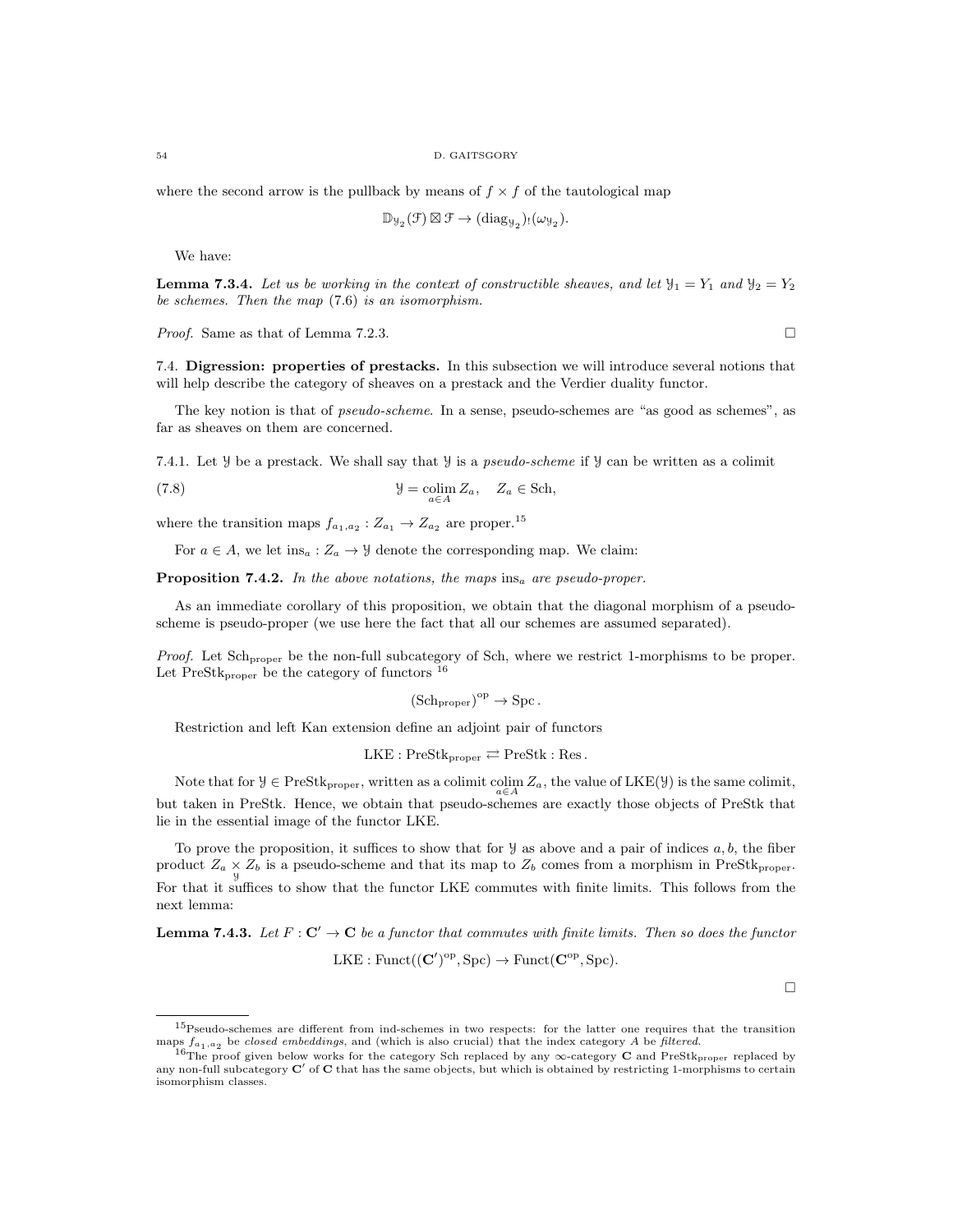where the second arrow is the pullback by means of $f \times f$ of the tautological map

$$\mathbb{D}_{\mathcal{Y}_2}(\mathcal{F}) \boxtimes \mathcal{F} \to (\mathrm{diag}_{\mathcal{Y}_2})_!(\omega_{\mathcal{Y}_2}).$$

We have:

**Lemma 7.3.4.** *Let us be working in the context of constructible sheaves, and let $\mathcal{Y}_1 = Y_1$ and $\mathcal{Y}_2 = Y_2$ be schemes. Then the map* (7.6) *is an isomorphism.*

*Proof.* Same as that of Lemma 7.2.3. □

7.4. **Digression: properties of prestacks.** In this subsection we will introduce several notions that will help describe the category of sheaves on a prestack and the Verdier duality functor.

The key notion is that of *pseudo-scheme*. In a sense, pseudo-schemes are "as good as schemes", as far as sheaves on them are concerned.

7.4.1. Let $\mathcal{Y}$ be a prestack. We shall say that $\mathcal{Y}$ is a *pseudo-scheme* if $\mathcal{Y}$ can be written as a colimit

$$\mathcal{Y} = \underset{a \in A}{\mathrm{colim}}\, Z_a, \quad Z_a \in \mathrm{Sch}, \tag{7.8}$$

where the transition maps $f_{a_1,a_2} : Z_{a_1} \to Z_{a_2}$ are proper.[15]

For $a \in A$, we let $\mathrm{ins}_a : Z_a \to \mathcal{Y}$ denote the corresponding map. We claim:

**Proposition 7.4.2.** *In the above notations, the maps $\mathrm{ins}_a$ are pseudo-proper.*

As an immediate corollary of this proposition, we obtain that the diagonal morphism of a pseudo-scheme is pseudo-proper (we use here the fact that all our schemes are assumed separated).

*Proof.* Let $\mathrm{Sch}_{\mathrm{proper}}$ be the non-full subcategory of Sch, where we restrict 1-morphisms to be proper. Let $\mathrm{PreStk}_{\mathrm{proper}}$ be the category of functors [16]

$$(\mathrm{Sch}_{\mathrm{proper}})^{\mathrm{op}} \to \mathrm{Spc}\,.$$

Restriction and left Kan extension define an adjoint pair of functors

$$\mathrm{LKE} : \mathrm{PreStk}_{\mathrm{proper}} \rightleftarrows \mathrm{PreStk} : \mathrm{Res}\,.$$

Note that for $\mathcal{Y} \in \mathrm{PreStk}_{\mathrm{proper}}$, written as a colimit $\underset{a \in A}{\mathrm{colim}}\, Z_a$, the value of $\mathrm{LKE}(\mathcal{Y})$ is the same colimit, but taken in PreStk. Hence, we obtain that pseudo-schemes are exactly those objects of PreStk that lie in the essential image of the functor LKE.

To prove the proposition, it suffices to show that for $\mathcal{Y}$ as above and a pair of indices $a, b$, the fiber product $Z_a \underset{\mathcal{Y}}{\times} Z_b$ is a pseudo-scheme and that its map to $Z_b$ comes from a morphism in $\mathrm{PreStk}_{\mathrm{proper}}$. For that it suffices to show that the functor LKE commutes with finite limits. This follows from the next lemma:

**Lemma 7.4.3.** *Let $F : \mathbf{C}' \to \mathbf{C}$ be a functor that commutes with finite limits. Then so does the functor*

$$\mathrm{LKE} : \mathrm{Funct}((\mathbf{C}')^{\mathrm{op}}, \mathrm{Spc}) \to \mathrm{Funct}(\mathbf{C}^{\mathrm{op}}, \mathrm{Spc}).$$

□

[15] Pseudo-schemes are different from ind-schemes in two respects: for the latter one requires that the transition maps $f_{a_1,a_2}$ be *closed embeddings*, and (which is also crucial) that the index category $A$ be *filtered*.

[16] The proof given below works for the category Sch replaced by any $\infty$-category $\mathbf{C}$ and $\mathrm{PreStk}_{\mathrm{proper}}$ replaced by any non-full subcategory $\mathbf{C}'$ of $\mathbf{C}$ that has the same objects, but which is obtained by restricting 1-morphisms to certain isomorphism classes.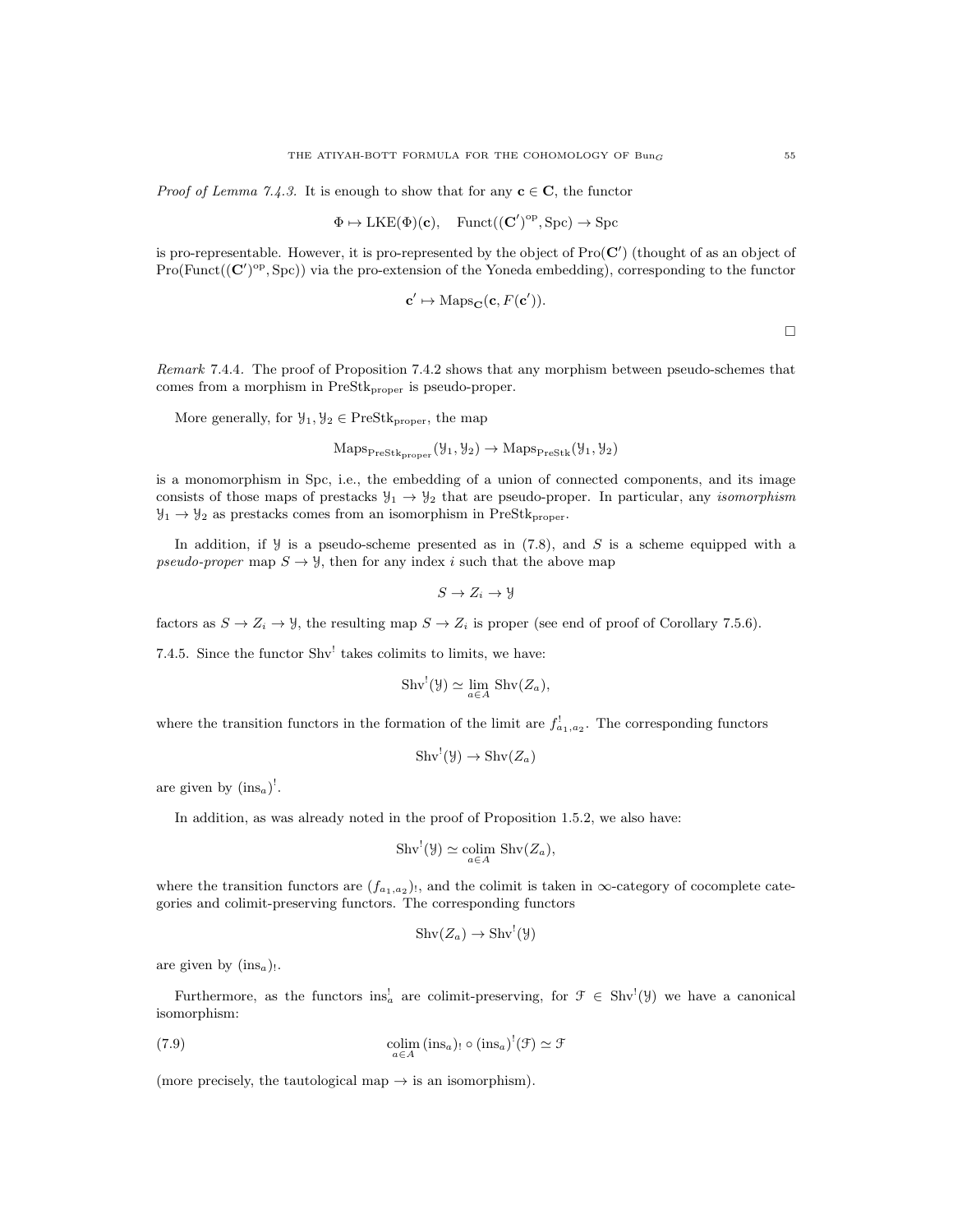*Proof of Lemma 7.4.3.* It is enough to show that for any $\mathbf{c} \in \mathbf{C}$, the functor

$$\Phi \mapsto \mathrm{LKE}(\Phi)(\mathbf{c}), \quad \mathrm{Funct}((\mathbf{C}')^{\mathrm{op}}, \mathrm{Spc}) \to \mathrm{Spc}$$

is pro-representable. However, it is pro-represented by the object of $\mathrm{Pro}(\mathbf{C}')$ (thought of as an object of $\mathrm{Pro}(\mathrm{Funct}((\mathbf{C}')^{\mathrm{op}}, \mathrm{Spc}))$ via the pro-extension of the Yoneda embedding), corresponding to the functor

$$\mathbf{c}' \mapsto \mathrm{Maps}_{\mathbf{C}}(\mathbf{c}, F(\mathbf{c}')).$$

$\square$

*Remark* 7.4.4. The proof of Proposition 7.4.2 shows that any morphism between pseudo-schemes that comes from a morphism in $\mathrm{PreStk}_{\mathrm{proper}}$ is pseudo-proper.

More generally, for $\mathcal{Y}_1, \mathcal{Y}_2 \in \mathrm{PreStk}_{\mathrm{proper}}$, the map

$$\mathrm{Maps}_{\mathrm{PreStk}_{\mathrm{proper}}}(\mathcal{Y}_1, \mathcal{Y}_2) \to \mathrm{Maps}_{\mathrm{PreStk}}(\mathcal{Y}_1, \mathcal{Y}_2)$$

is a monomorphism in Spc, i.e., the embedding of a union of connected components, and its image consists of those maps of prestacks $\mathcal{Y}_1 \to \mathcal{Y}_2$ that are pseudo-proper. In particular, any *isomorphism* $\mathcal{Y}_1 \to \mathcal{Y}_2$ as prestacks comes from an isomorphism in $\mathrm{PreStk}_{\mathrm{proper}}$.

In addition, if $\mathcal{Y}$ is a pseudo-scheme presented as in (7.8), and $S$ is a scheme equipped with a *pseudo-proper* map $S \to \mathcal{Y}$, then for any index $i$ such that the above map

$$S \to Z_i \to \mathcal{Y}$$

factors as $S \to Z_i \to \mathcal{Y}$, the resulting map $S \to Z_i$ is proper (see end of proof of Corollary 7.5.6).

7.4.5. Since the functor $\mathrm{Shv}^!$ takes colimits to limits, we have:

$$\mathrm{Shv}^!(\mathcal{Y}) \simeq \lim_{a \in A} \mathrm{Shv}(Z_a),$$

where the transition functors in the formation of the limit are $f^!_{a_1,a_2}$. The corresponding functors

$$\mathrm{Shv}^!(\mathcal{Y}) \to \mathrm{Shv}(Z_a)$$

are given by $(\mathrm{ins}_a)^!$.

In addition, as was already noted in the proof of Proposition 1.5.2, we also have:

$$\mathrm{Shv}^!(\mathcal{Y}) \simeq \underset{a \in A}{\mathrm{colim}}\, \mathrm{Shv}(Z_a),$$

where the transition functors are $(f_{a_1,a_2})_!$, and the colimit is taken in $\infty$-category of cocomplete categories and colimit-preserving functors. The corresponding functors

$$\mathrm{Shv}(Z_a) \to \mathrm{Shv}^!(\mathcal{Y})$$

are given by $(\mathrm{ins}_a)_!$.

Furthermore, as the functors $\mathrm{ins}^!_a$ are colimit-preserving, for $\mathcal{F} \in \mathrm{Shv}^!(\mathcal{Y})$ we have a canonical isomorphism:

$$\underset{a \in A}{\mathrm{colim}}\, (\mathrm{ins}_a)_! \circ (\mathrm{ins}_a)^!(\mathcal{F}) \simeq \mathcal{F} \tag{7.9}$$

(more precisely, the tautological map $\to$ is an isomorphism).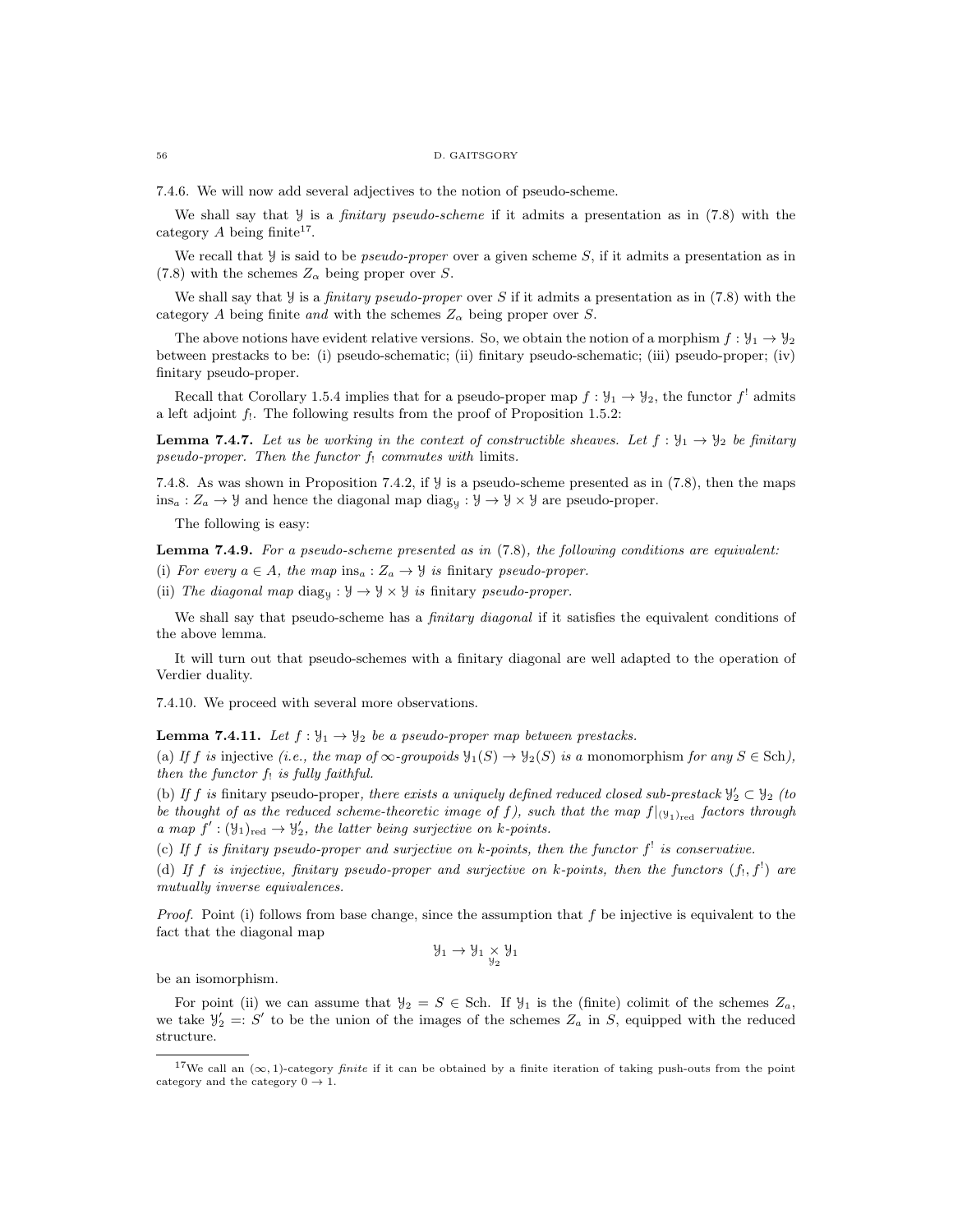7.4.6. We will now add several adjectives to the notion of pseudo-scheme.

We shall say that $\mathcal{Y}$ is a *finitary pseudo-scheme* if it admits a presentation as in (7.8) with the category $A$ being finite[17].

We recall that $\mathcal{Y}$ is said to be *pseudo-proper* over a given scheme $S$, if it admits a presentation as in (7.8) with the schemes $Z_\alpha$ being proper over $S$.

We shall say that $\mathcal{Y}$ is a *finitary pseudo-proper* over $S$ if it admits a presentation as in (7.8) with the category $A$ being finite *and* with the schemes $Z_\alpha$ being proper over $S$.

The above notions have evident relative versions. So, we obtain the notion of a morphism $f : \mathcal{Y}_1 \to \mathcal{Y}_2$ between prestacks to be: (i) pseudo-schematic; (ii) finitary pseudo-schematic; (iii) pseudo-proper; (iv) finitary pseudo-proper.

Recall that Corollary 1.5.4 implies that for a pseudo-proper map $f : \mathcal{Y}_1 \to \mathcal{Y}_2$, the functor $f^!$ admits a left adjoint $f_!$. The following results from the proof of Proposition 1.5.2:

**Lemma 7.4.7.** *Let us be working in the context of constructible sheaves. Let $f : \mathcal{Y}_1 \to \mathcal{Y}_2$ be finitary pseudo-proper. Then the functor $f_!$ commutes with* limits.

7.4.8. As was shown in Proposition 7.4.2, if $\mathcal{Y}$ is a pseudo-scheme presented as in (7.8), then the maps $\text{ins}_a : Z_a \to \mathcal{Y}$ and hence the diagonal map $\text{diag}_\mathcal{Y} : \mathcal{Y} \to \mathcal{Y} \times \mathcal{Y}$ are pseudo-proper.

The following is easy:

**Lemma 7.4.9.** *For a pseudo-scheme presented as in (7.8), the following conditions are equivalent:*

(i) *For every $a \in A$, the map $\text{ins}_a : Z_a \to \mathcal{Y}$ is* finitary *pseudo-proper.*

(ii) *The diagonal map $\text{diag}_\mathcal{Y} : \mathcal{Y} \to \mathcal{Y} \times \mathcal{Y}$ is* finitary *pseudo-proper.*

We shall say that pseudo-scheme has a *finitary diagonal* if it satisfies the equivalent conditions of the above lemma.

It will turn out that pseudo-schemes with a finitary diagonal are well adapted to the operation of Verdier duality.

7.4.10. We proceed with several more observations.

**Lemma 7.4.11.** *Let $f : \mathcal{Y}_1 \to \mathcal{Y}_2$ be a pseudo-proper map between prestacks.*

(a) *If $f$ is* injective *(i.e., the map of $\infty$-groupoids $\mathcal{Y}_1(S) \to \mathcal{Y}_2(S)$ is a* monomorphism *for any $S \in \text{Sch}$), then the functor $f_!$ is fully faithful.*

(b) *If $f$ is* finitary pseudo-proper*, there exists a uniquely defined reduced closed sub-prestack $\mathcal{Y}'_2 \subset \mathcal{Y}_2$ (to be thought of as the reduced scheme-theoretic image of $f$), such that the map $f|_{(\mathcal{Y}_1)_{\text{red}}}$ factors through a map $f' : (\mathcal{Y}_1)_{\text{red}} \to \mathcal{Y}'_2$, the latter being surjective on $k$-points.*

(c) *If $f$ is finitary pseudo-proper and surjective on $k$-points, then the functor $f^!$ is conservative.*

(d) *If $f$ is injective, finitary pseudo-proper and surjective on $k$-points, then the functors $(f_!, f^!)$ are mutually inverse equivalences.*

*Proof.* Point (i) follows from base change, since the assumption that $f$ be injective is equivalent to the fact that the diagonal map

$$\mathcal{Y}_1 \to \mathcal{Y}_1 \underset{\mathcal{Y}_2}{\times} \mathcal{Y}_1$$

be an isomorphism.

For point (ii) we can assume that $\mathcal{Y}_2 = S \in \text{Sch}$. If $\mathcal{Y}_1$ is the (finite) colimit of the schemes $Z_a$, we take $\mathcal{Y}'_2 =: S'$ to be the union of the images of the schemes $Z_a$ in $S$, equipped with the reduced structure.

[17] We call an $(\infty, 1)$-category *finite* if it can be obtained by a finite iteration of taking push-outs from the point category and the category $0 \to 1$.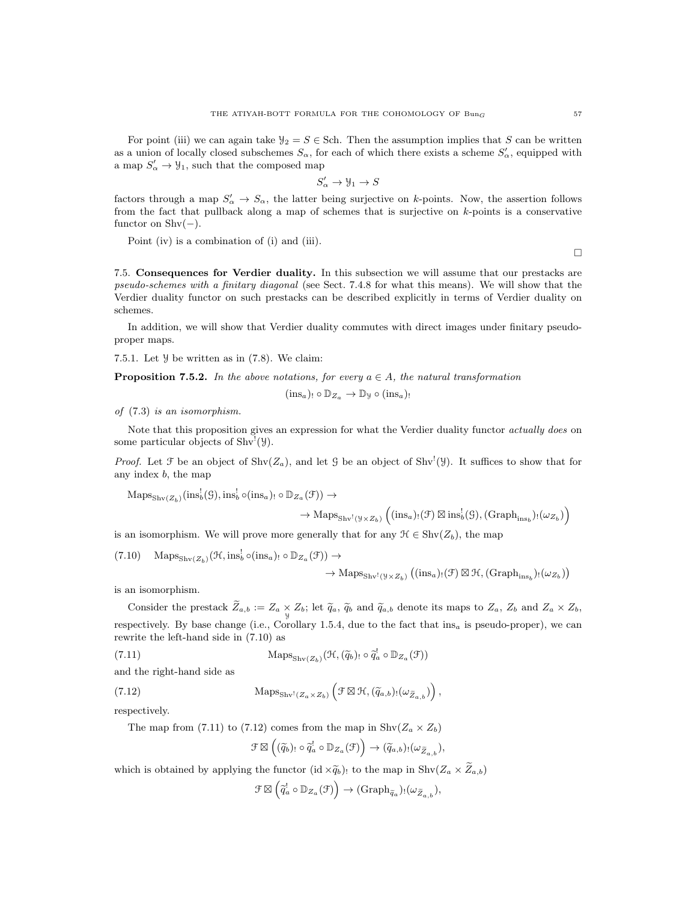For point (iii) we can again take $\mathcal{Y}_2 = S \in \mathrm{Sch}$. Then the assumption implies that $S$ can be written as a union of locally closed subschemes $S_\alpha$, for each of which there exists a scheme $S'_\alpha$, equipped with a map $S'_\alpha \to \mathcal{Y}_1$, such that the composed map

$$S'_\alpha \to \mathcal{Y}_1 \to S$$

factors through a map $S'_\alpha \to S_\alpha$, the latter being surjective on $k$-points. Now, the assertion follows from the fact that pullback along a map of schemes that is surjective on $k$-points is a conservative functor on $\mathrm{Shv}(-)$.

Point (iv) is a combination of (i) and (iii).

$\square$

**7.5. Consequences for Verdier duality.** In this subsection we will assume that our prestacks are *pseudo-schemes with a finitary diagonal* (see Sect. 7.4.8 for what this means). We will show that the Verdier duality functor on such prestacks can be described explicitly in terms of Verdier duality on schemes.

In addition, we will show that Verdier duality commutes with direct images under finitary pseudo-proper maps.

7.5.1. Let $\mathcal{Y}$ be written as in (7.8). We claim:

**Proposition 7.5.2.** *In the above notations, for every $a \in A$, the natural transformation*

$$(\mathrm{ins}_a)_! \circ \mathbb{D}_{Z_a} \to \mathbb{D}_{\mathcal{Y}} \circ (\mathrm{ins}_a)_!$$

*of* (7.3) *is an isomorphism.*

Note that this proposition gives an expression for what the Verdier duality functor *actually does* on some particular objects of $\mathrm{Shv}^!(\mathcal{Y})$.

*Proof.* Let $\mathcal{F}$ be an object of $\mathrm{Shv}(Z_a)$, and let $\mathcal{G}$ be an object of $\mathrm{Shv}^!(\mathcal{Y})$. It suffices to show that for any index $b$, the map

$$\mathrm{Maps}_{\mathrm{Shv}(Z_b)}(\mathrm{ins}_b^!(\mathcal{G}), \mathrm{ins}_b^! \circ (\mathrm{ins}_a)_! \circ \mathbb{D}_{Z_a}(\mathcal{F})) \to$$
$$\to \mathrm{Maps}_{\mathrm{Shv}^!(\mathcal{Y}\times Z_b)}\Big((\mathrm{ins}_a)_!(\mathcal{F}) \boxtimes \mathrm{ins}_b^!(\mathcal{G}), (\mathrm{Graph}_{\mathrm{ins}_b})_!(\omega_{Z_b})\Big)$$

is an isomorphism. We will prove more generally that for any $\mathcal{H} \in \mathrm{Shv}(Z_b)$, the map

$$\mathrm{Maps}_{\mathrm{Shv}(Z_b)}(\mathcal{H}, \mathrm{ins}_b^! \circ (\mathrm{ins}_a)_! \circ \mathbb{D}_{Z_a}(\mathcal{F})) \to \tag{7.10}$$
$$\to \mathrm{Maps}_{\mathrm{Shv}^!(\mathcal{Y}\times Z_b)}\big((\mathrm{ins}_a)_!(\mathcal{F}) \boxtimes \mathcal{H}, (\mathrm{Graph}_{\mathrm{ins}_b})_!(\omega_{Z_b})\big)$$

is an isomorphism.

Consider the prestack $\widetilde{Z}_{a,b} := Z_a \underset{\mathcal{Y}}{\times} Z_b$; let $\widetilde{q}_a$, $\widetilde{q}_b$ and $\widetilde{q}_{a,b}$ denote its maps to $Z_a$, $Z_b$ and $Z_a \times Z_b$, respectively. By base change (i.e., Corollary 1.5.4, due to the fact that $\mathrm{ins}_a$ is pseudo-proper), we can rewrite the left-hand side in (7.10) as

$$\mathrm{Maps}_{\mathrm{Shv}(Z_b)}(\mathcal{H}, (\widetilde{q}_b)_! \circ \widetilde{q}_a^! \circ \mathbb{D}_{Z_a}(\mathcal{F})) \tag{7.11}$$

and the right-hand side as

$$\mathrm{Maps}_{\mathrm{Shv}^!(Z_a\times Z_b)}\Big(\mathcal{F} \boxtimes \mathcal{H}, (\widetilde{q}_{a,b})_!(\omega_{\widetilde{Z}_{a,b}})\Big), \tag{7.12}$$

respectively.

The map from (7.11) to (7.12) comes from the map in $\mathrm{Shv}(Z_a \times Z_b)$

$$\mathcal{F} \boxtimes \Big((\widetilde{q}_b)_! \circ \widetilde{q}_a^! \circ \mathbb{D}_{Z_a}(\mathcal{F})\Big) \to (\widetilde{q}_{a,b})_!(\omega_{\widetilde{Z}_{a,b}}),$$

which is obtained by applying the functor $(\mathrm{id} \times \widetilde{q}_b)_!$ to the map in $\mathrm{Shv}(Z_a \times \widetilde{Z}_{a,b})$

$$\mathcal{F} \boxtimes \Big(\widetilde{q}_a^! \circ \mathbb{D}_{Z_a}(\mathcal{F})\Big) \to (\mathrm{Graph}_{\widetilde{q}_a})_!(\omega_{\widetilde{Z}_{a,b}}),$$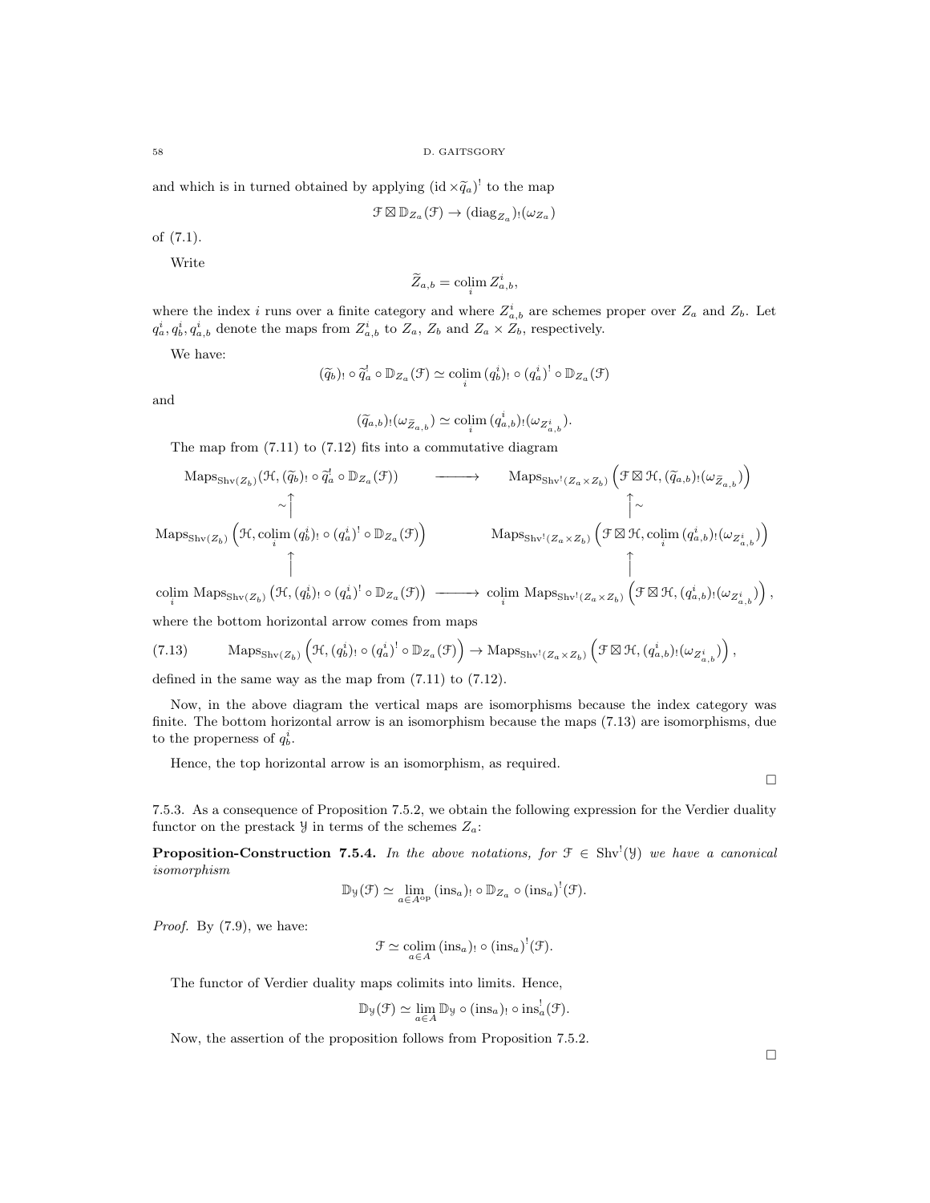and which is in turned obtained by applying $(\mathrm{id} \times \widetilde{q}_a)^!$ to the map

$$\mathcal{F} \boxtimes \mathbb{D}_{Z_a}(\mathcal{F}) \to (\mathrm{diag}_{Z_a})_!(\omega_{Z_a})$$

of (7.1).

Write

$$\widetilde{Z}_{a,b} = \underset{i}{\mathrm{colim}}\, Z^i_{a,b},$$

where the index $i$ runs over a finite category and where $Z^i_{a,b}$ are schemes proper over $Z_a$ and $Z_b$. Let $q^i_a, q^i_b, q^i_{a,b}$ denote the maps from $Z^i_{a,b}$ to $Z_a$, $Z_b$ and $Z_a \times Z_b$, respectively.

We have:

$$(\widetilde{q}_b)_! \circ \widetilde{q}_a^! \circ \mathbb{D}_{Z_a}(\mathcal{F}) \simeq \underset{i}{\mathrm{colim}}\, (q^i_b)_! \circ (q^i_a)^! \circ \mathbb{D}_{Z_a}(\mathcal{F})$$

and

$$(\widetilde{q}_{a,b})_!(\omega_{\widetilde{Z}_{a,b}}) \simeq \underset{i}{\mathrm{colim}}\, (q^i_{a,b})_!(\omega_{Z^i_{a,b}}).$$

The map from (7.11) to (7.12) fits into a commutative diagram

$$\begin{array}{ccc}
\mathrm{Maps}_{\mathrm{Shv}(Z_b)}(\mathcal{H}, (\widetilde{q}_b)_! \circ \widetilde{q}_a^! \circ \mathbb{D}_{Z_a}(\mathcal{F})) & \longrightarrow & \mathrm{Maps}_{\mathrm{Shv}^!(Z_a \times Z_b)}\left(\mathcal{F} \boxtimes \mathcal{H}, (\widetilde{q}_{a,b})_!(\omega_{\widetilde{Z}_{a,b}})\right) \\
\sim\uparrow & & \uparrow\sim \\
\mathrm{Maps}_{\mathrm{Shv}(Z_b)}\left(\mathcal{H}, \underset{i}{\mathrm{colim}}\, (q^i_b)_! \circ (q^i_a)^! \circ \mathbb{D}_{Z_a}(\mathcal{F})\right) & & \mathrm{Maps}_{\mathrm{Shv}^!(Z_a \times Z_b)}\left(\mathcal{F} \boxtimes \mathcal{H}, \underset{i}{\mathrm{colim}}\, (q^i_{a,b})_!(\omega_{Z^i_{a,b}})\right) \\
\uparrow & & \uparrow \\
\underset{i}{\mathrm{colim}}\, \mathrm{Maps}_{\mathrm{Shv}(Z_b)}\left(\mathcal{H}, (q^i_b)_! \circ (q^i_a)^! \circ \mathbb{D}_{Z_a}(\mathcal{F})\right) & \longrightarrow & \underset{i}{\mathrm{colim}}\, \mathrm{Maps}_{\mathrm{Shv}^!(Z_a \times Z_b)}\left(\mathcal{F} \boxtimes \mathcal{H}, (q^i_{a,b})_!(\omega_{Z^i_{a,b}})\right),
\end{array}$$

where the bottom horizontal arrow comes from maps

$$\mathrm{Maps}_{\mathrm{Shv}(Z_b)}\left(\mathcal{H}, (q^i_b)_! \circ (q^i_a)^! \circ \mathbb{D}_{Z_a}(\mathcal{F})\right) \to \mathrm{Maps}_{\mathrm{Shv}^!(Z_a \times Z_b)}\left(\mathcal{F} \boxtimes \mathcal{H}, (q^i_{a,b})_!(\omega_{Z^i_{a,b}})\right), \tag{7.13}$$

defined in the same way as the map from (7.11) to (7.12).

Now, in the above diagram the vertical maps are isomorphisms because the index category was finite. The bottom horizontal arrow is an isomorphism because the maps (7.13) are isomorphisms, due to the properness of $q^i_b$.

Hence, the top horizontal arrow is an isomorphism, as required.

□

7.5.3. As a consequence of Proposition 7.5.2, we obtain the following expression for the Verdier duality functor on the prestack $\mathcal{Y}$ in terms of the schemes $Z_a$:

**Proposition-Construction 7.5.4.** *In the above notations, for $\mathcal{F} \in \mathrm{Shv}^!(\mathcal{Y})$ we have a canonical isomorphism*

$$\mathbb{D}_{\mathcal{Y}}(\mathcal{F}) \simeq \underset{a \in A^{\mathrm{op}}}{\lim}\, (\mathrm{ins}_a)_! \circ \mathbb{D}_{Z_a} \circ (\mathrm{ins}_a)^!(\mathcal{F}).$$

*Proof.* By (7.9), we have:

$$\mathcal{F} \simeq \underset{a \in A}{\mathrm{colim}}\, (\mathrm{ins}_a)_! \circ (\mathrm{ins}_a)^!(\mathcal{F}).$$

The functor of Verdier duality maps colimits into limits. Hence,

$$\mathbb{D}_{\mathcal{Y}}(\mathcal{F}) \simeq \underset{a \in A}{\lim}\, \mathbb{D}_{\mathcal{Y}} \circ (\mathrm{ins}_a)_! \circ \mathrm{ins}_a^!(\mathcal{F}).$$

Now, the assertion of the proposition follows from Proposition 7.5.2.

□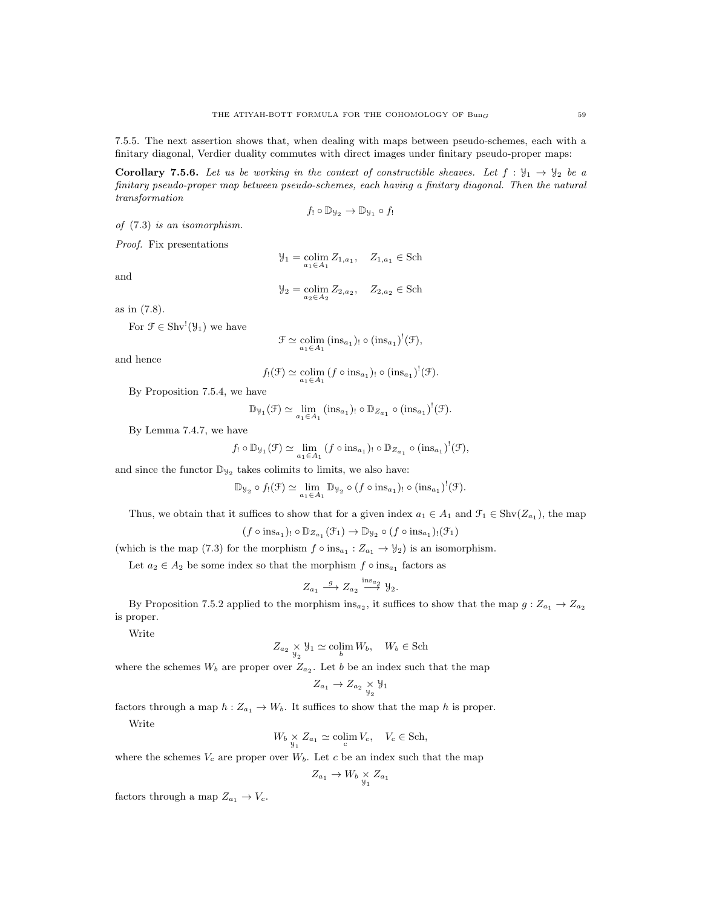7.5.5. The next assertion shows that, when dealing with maps between pseudo-schemes, each with a finitary diagonal, Verdier duality commutes with direct images under finitary pseudo-proper maps:

**Corollary 7.5.6.** *Let us be working in the context of constructible sheaves. Let $f : \mathcal{Y}_1 \to \mathcal{Y}_2$ be a finitary pseudo-proper map between pseudo-schemes, each having a finitary diagonal. Then the natural transformation*

$$f_! \circ \mathbb{D}_{\mathcal{Y}_2} \to \mathbb{D}_{\mathcal{Y}_1} \circ f_!$$

*of* (7.3) *is an isomorphism.*

*Proof.* Fix presentations

$$\mathcal{Y}_1 = \operatorname*{colim}_{a_1 \in A_1} Z_{1,a_1}, \quad Z_{1,a_1} \in \mathrm{Sch}$$

and

$$\mathcal{Y}_2 = \operatorname*{colim}_{a_2 \in A_2} Z_{2,a_2}, \quad Z_{2,a_2} \in \mathrm{Sch}$$

as in (7.8).

For $\mathcal{F} \in \mathrm{Shv}^!(\mathcal{Y}_1)$ we have

$$\mathcal{F} \simeq \operatorname*{colim}_{a_1 \in A_1} (\mathrm{ins}_{a_1})_! \circ (\mathrm{ins}_{a_1})^!(\mathcal{F}),$$

and hence

$$f_!(\mathcal{F}) \simeq \operatorname*{colim}_{a_1 \in A_1} (f \circ \mathrm{ins}_{a_1})_! \circ (\mathrm{ins}_{a_1})^!(\mathcal{F}).$$

By Proposition 7.5.4, we have

$$\mathbb{D}_{\mathcal{Y}_1}(\mathcal{F}) \simeq \lim_{a_1 \in A_1} (\mathrm{ins}_{a_1})_! \circ \mathbb{D}_{Z_{a_1}} \circ (\mathrm{ins}_{a_1})^!(\mathcal{F}).$$

By Lemma 7.4.7, we have

$$f_! \circ \mathbb{D}_{\mathcal{Y}_1}(\mathcal{F}) \simeq \lim_{a_1 \in A_1} (f \circ \mathrm{ins}_{a_1})_! \circ \mathbb{D}_{Z_{a_1}} \circ (\mathrm{ins}_{a_1})^!(\mathcal{F}),$$

and since the functor $\mathbb{D}_{\mathcal{Y}_2}$ takes colimits to limits, we also have:

$$\mathbb{D}_{\mathcal{Y}_2} \circ f_!(\mathcal{F}) \simeq \lim_{a_1 \in A_1} \mathbb{D}_{\mathcal{Y}_2} \circ (f \circ \mathrm{ins}_{a_1})_! \circ (\mathrm{ins}_{a_1})^!(\mathcal{F}).$$

Thus, we obtain that it suffices to show that for a given index $a_1 \in A_1$ and $\mathcal{F}_1 \in \mathrm{Shv}(Z_{a_1})$, the map

$$(f \circ \mathrm{ins}_{a_1})_! \circ \mathbb{D}_{Z_{a_1}}(\mathcal{F}_1) \to \mathbb{D}_{\mathcal{Y}_2} \circ (f \circ \mathrm{ins}_{a_1})_!(\mathcal{F}_1)$$

(which is the map (7.3) for the morphism $f \circ \mathrm{ins}_{a_1} : Z_{a_1} \to \mathcal{Y}_2$) is an isomorphism.

Let $a_2 \in A_2$ be some index so that the morphism $f \circ \mathrm{ins}_{a_1}$ factors as

$$Z_{a_1} \xrightarrow{g} Z_{a_2} \xrightarrow{\mathrm{ins}_{a_2}} \mathcal{Y}_2.$$

By Proposition 7.5.2 applied to the morphism $\mathrm{ins}_{a_2}$, it suffices to show that the map $g : Z_{a_1} \to Z_{a_2}$ is proper.

Write

$$Z_{a_2} \underset{\mathcal{Y}_2}{\times} \mathcal{Y}_1 \simeq \operatorname*{colim}_{b} W_b, \quad W_b \in \mathrm{Sch}$$

where the schemes $W_b$ are proper over $Z_{a_2}$. Let $b$ be an index such that the map

$$Z_{a_1} \to Z_{a_2} \underset{\mathcal{Y}_2}{\times} \mathcal{Y}_1$$

factors through a map $h : Z_{a_1} \to W_b$. It suffices to show that the map $h$ is proper.

Write

$$W_b \underset{\mathcal{Y}_1}{\times} Z_{a_1} \simeq \operatorname*{colim}_{c} V_c, \quad V_c \in \mathrm{Sch},$$

where the schemes $V_c$ are proper over $W_b$. Let $c$ be an index such that the map

$$Z_{a_1} \to W_b \underset{\mathcal{Y}_1}{\times} Z_{a_1}$$

factors through a map $Z_{a_1} \to V_c$.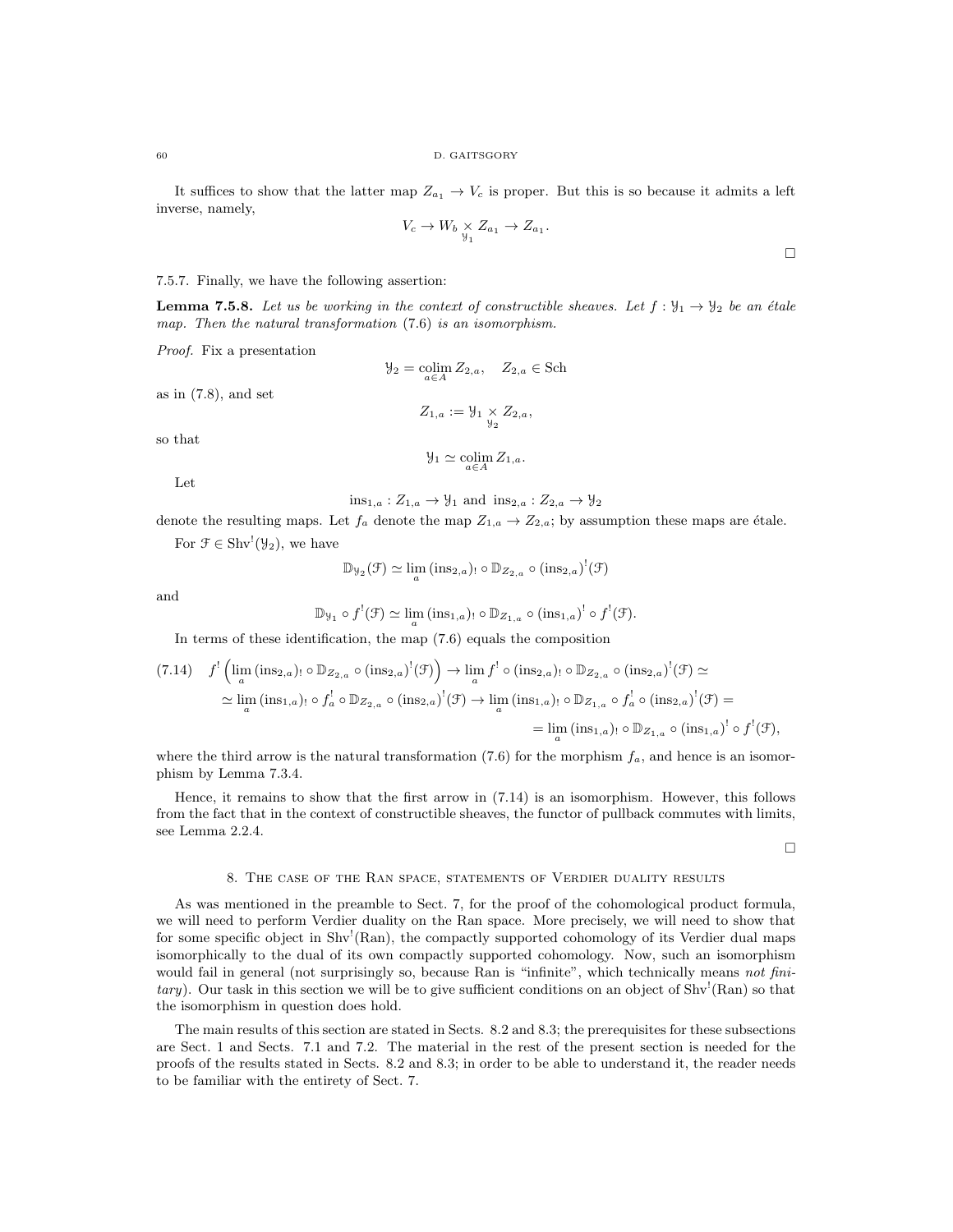It suffices to show that the latter map $Z_{a_1} \to V_c$ is proper. But this is so because it admits a left inverse, namely,

$$V_c \to W_b \underset{\mathcal{Y}_1}{\times} Z_{a_1} \to Z_{a_1}.$$

□

7.5.7. Finally, we have the following assertion:

**Lemma 7.5.8.** *Let us be working in the context of constructible sheaves. Let $f : \mathcal{Y}_1 \to \mathcal{Y}_2$ be an étale map. Then the natural transformation (7.6) is an isomorphism.*

*Proof.* Fix a presentation

$$\mathcal{Y}_2 = \underset{a \in A}{\operatorname{colim}}\, Z_{2,a}, \quad Z_{2,a} \in \operatorname{Sch}$$

as in (7.8), and set

$$Z_{1,a} := \mathcal{Y}_1 \underset{\mathcal{Y}_2}{\times} Z_{2,a},$$

so that

$$\mathcal{Y}_1 \simeq \underset{a \in A}{\operatorname{colim}}\, Z_{1,a}.$$

Let

$$\operatorname{ins}_{1,a} : Z_{1,a} \to \mathcal{Y}_1 \text{ and } \operatorname{ins}_{2,a} : Z_{2,a} \to \mathcal{Y}_2$$

denote the resulting maps. Let $f_a$ denote the map $Z_{1,a} \to Z_{2,a}$; by assumption these maps are étale.

For $\mathcal{F} \in \operatorname{Shv}^!(\mathcal{Y}_2)$, we have

$$\mathbb{D}_{\mathcal{Y}_2}(\mathcal{F}) \simeq \lim_a\, (\operatorname{ins}_{2,a})_! \circ \mathbb{D}_{Z_{2,a}} \circ (\operatorname{ins}_{2,a})^!(\mathcal{F})$$

and

$$\mathbb{D}_{\mathcal{Y}_1} \circ f^!(\mathcal{F}) \simeq \lim_a\, (\operatorname{ins}_{1,a})_! \circ \mathbb{D}_{Z_{1,a}} \circ (\operatorname{ins}_{1,a})^! \circ f^!(\mathcal{F}).$$

In terms of these identification, the map (7.6) equals the composition

$$
\begin{aligned}
(7.14) \quad f^!\left(\lim_a\, (\operatorname{ins}_{2,a})_! \circ \mathbb{D}_{Z_{2,a}} \circ (\operatorname{ins}_{2,a})^!(\mathcal{F})\right) &\to \lim_a\, f^! \circ (\operatorname{ins}_{2,a})_! \circ \mathbb{D}_{Z_{2,a}} \circ (\operatorname{ins}_{2,a})^!(\mathcal{F}) \simeq \\
\simeq \lim_a\, (\operatorname{ins}_{1,a})_! \circ f_a^! \circ \mathbb{D}_{Z_{2,a}} \circ (\operatorname{ins}_{2,a})^!(\mathcal{F}) &\to \lim_a\, (\operatorname{ins}_{1,a})_! \circ \mathbb{D}_{Z_{1,a}} \circ f_a^! \circ (\operatorname{ins}_{2,a})^!(\mathcal{F}) = \\
&= \lim_a\, (\operatorname{ins}_{1,a})_! \circ \mathbb{D}_{Z_{1,a}} \circ (\operatorname{ins}_{1,a})^! \circ f^!(\mathcal{F}),
\end{aligned}
$$

where the third arrow is the natural transformation (7.6) for the morphism $f_a$, and hence is an isomorphism by Lemma 7.3.4.

Hence, it remains to show that the first arrow in (7.14) is an isomorphism. However, this follows from the fact that in the context of constructible sheaves, the functor of pullback commutes with limits, see Lemma 2.2.4.

□

## 8. The case of the Ran space, statements of Verdier duality results

As was mentioned in the preamble to Sect. 7, for the proof of the cohomological product formula, we will need to perform Verdier duality on the Ran space. More precisely, we will need to show that for some specific object in $\operatorname{Shv}^!(\operatorname{Ran})$, the compactly supported cohomology of its Verdier dual maps isomorphically to the dual of its own compactly supported cohomology. Now, such an isomorphism would fail in general (not surprisingly so, because Ran is "infinite", which technically means *not finitary*). Our task in this section we will be to give sufficient conditions on an object of $\operatorname{Shv}^!(\operatorname{Ran})$ so that the isomorphism in question does hold.

The main results of this section are stated in Sects. 8.2 and 8.3; the prerequisites for these subsections are Sect. 1 and Sects. 7.1 and 7.2. The material in the rest of the present section is needed for the proofs of the results stated in Sects. 8.2 and 8.3; in order to be able to understand it, the reader needs to be familiar with the entirety of Sect. 7.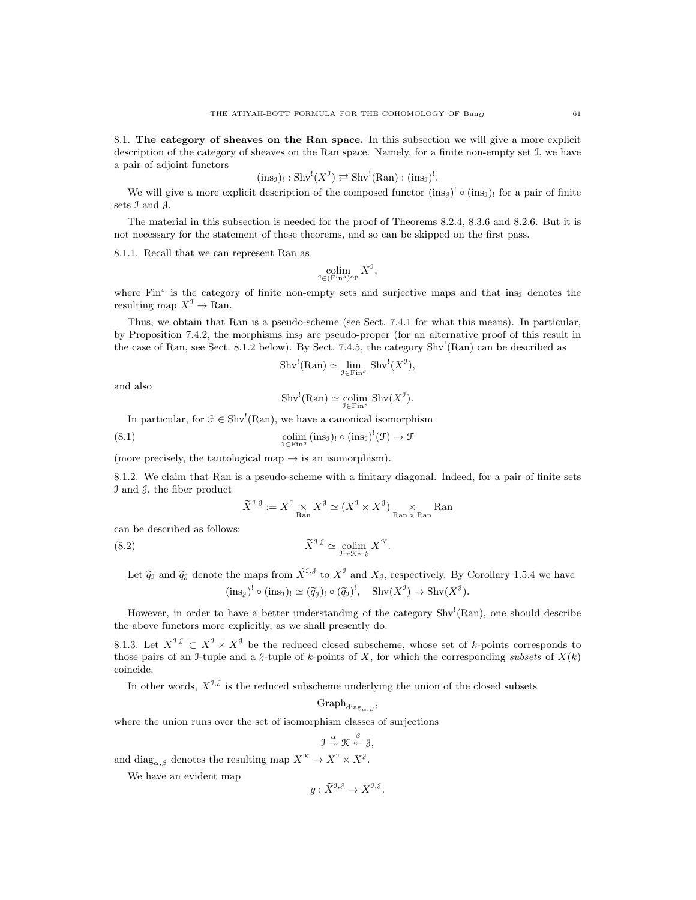## 8.1. The category of sheaves on the Ran space.

In this subsection we will give a more explicit description of the category of sheaves on the Ran space. Namely, for a finite non-empty set $\mathcal{I}$, we have a pair of adjoint functors

$$(\mathrm{ins}_{\mathcal{I}})_! : \mathrm{Shv}^!(X^{\mathcal{I}}) \rightleftarrows \mathrm{Shv}^!(\mathrm{Ran}) : (\mathrm{ins}_{\mathcal{I}})^!.$$

We will give a more explicit description of the composed functor $(\mathrm{ins}_{\mathcal{J}})^! \circ (\mathrm{ins}_{\mathcal{I}})_!$ for a pair of finite sets $\mathcal{I}$ and $\mathcal{J}$.

The material in this subsection is needed for the proof of Theorems 8.2.4, 8.3.6 and 8.2.6. But it is not necessary for the statement of these theorems, and so can be skipped on the first pass.

8.1.1. Recall that we can represent Ran as

$$\underset{\mathcal{I}\in(\mathrm{Fin}^s)^{\mathrm{op}}}{\mathrm{colim}}\, X^{\mathcal{I}},$$

where $\mathrm{Fin}^s$ is the category of finite non-empty sets and surjective maps and that $\mathrm{ins}_{\mathcal{I}}$ denotes the resulting map $X^{\mathcal{I}} \to \mathrm{Ran}$.

Thus, we obtain that Ran is a pseudo-scheme (see Sect. 7.4.1 for what this means). In particular, by Proposition 7.4.2, the morphisms $\mathrm{ins}_{\mathcal{I}}$ are pseudo-proper (for an alternative proof of this result in the case of Ran, see Sect. 8.1.2 below). By Sect. 7.4.5, the category $\mathrm{Shv}^!(\mathrm{Ran})$ can be described as

$$\mathrm{Shv}^!(\mathrm{Ran}) \simeq \underset{\mathcal{I}\in\mathrm{Fin}^s}{\lim}\, \mathrm{Shv}^!(X^{\mathcal{I}}),$$

and also

$$\mathrm{Shv}^!(\mathrm{Ran}) \simeq \underset{\mathcal{I}\in\mathrm{Fin}^s}{\mathrm{colim}}\, \mathrm{Shv}(X^{\mathcal{I}}).$$

In particular, for $\mathcal{F} \in \mathrm{Shv}^!(\mathrm{Ran})$, we have a canonical isomorphism

$$\underset{\mathcal{I}\in\mathrm{Fin}^s}{\mathrm{colim}}\, (\mathrm{ins}_{\mathcal{I}})_! \circ (\mathrm{ins}_{\mathcal{I}})^!(\mathcal{F}) \to \mathcal{F} \tag{8.1}$$

(more precisely, the tautological map $\to$ is an isomorphism).

8.1.2. We claim that Ran is a pseudo-scheme with a finitary diagonal. Indeed, for a pair of finite sets $\mathcal{I}$ and $\mathcal{J}$, the fiber product

$$\widetilde{X}^{\mathcal{I},\mathcal{J}} := X^{\mathcal{I}} \underset{\mathrm{Ran}}{\times} X^{\mathcal{J}} \simeq (X^{\mathcal{I}} \times X^{\mathcal{J}}) \underset{\mathrm{Ran}\times\mathrm{Ran}}{\times} \mathrm{Ran}$$

can be described as follows:

$$\widetilde{X}^{\mathcal{I},\mathcal{J}} \simeq \underset{\mathcal{I}\twoheadrightarrow\mathcal{K}\twoheadleftarrow\mathcal{J}}{\mathrm{colim}}\, X^{\mathcal{K}}. \tag{8.2}$$

Let $\widetilde{q}_{\mathcal{I}}$ and $\widetilde{q}_{\mathcal{J}}$ denote the maps from $\widetilde{X}^{\mathcal{I},\mathcal{J}}$ to $X^{\mathcal{I}}$ and $X_{\mathcal{J}}$, respectively. By Corollary 1.5.4 we have

$$(\mathrm{ins}_{\mathcal{J}})^! \circ (\mathrm{ins}_{\mathcal{I}})_! \simeq (\widetilde{q}_{\mathcal{J}})_! \circ (\widetilde{q}_{\mathcal{I}})^!, \quad \mathrm{Shv}(X^{\mathcal{I}}) \to \mathrm{Shv}(X^{\mathcal{J}}).$$

However, in order to have a better understanding of the category $\mathrm{Shv}^!(\mathrm{Ran})$, one should describe the above functors more explicitly, as we shall presently do.

8.1.3. Let $X^{\mathcal{I},\mathcal{J}} \subset X^{\mathcal{I}} \times X^{\mathcal{J}}$ be the reduced closed subscheme, whose set of $k$-points corresponds to those pairs of an $\mathcal{I}$-tuple and a $\mathcal{J}$-tuple of $k$-points of $X$, for which the corresponding *subsets* of $X(k)$ coincide.

In other words, $X^{\mathcal{I},\mathcal{J}}$ is the reduced subscheme underlying the union of the closed subsets

$$\mathrm{Graph}_{\mathrm{diag}_{\alpha,\beta}},$$

where the union runs over the set of isomorphism classes of surjections

$$\mathcal{I} \overset{\alpha}{\twoheadrightarrow} \mathcal{K} \overset{\beta}{\twoheadleftarrow} \mathcal{J},$$

and $\mathrm{diag}_{\alpha,\beta}$ denotes the resulting map $X^{\mathcal{K}} \to X^{\mathcal{I}} \times X^{\mathcal{J}}$.

We have an evident map

$$g : \widetilde{X}^{\mathcal{I},\mathcal{J}} \to X^{\mathcal{I},\mathcal{J}}.$$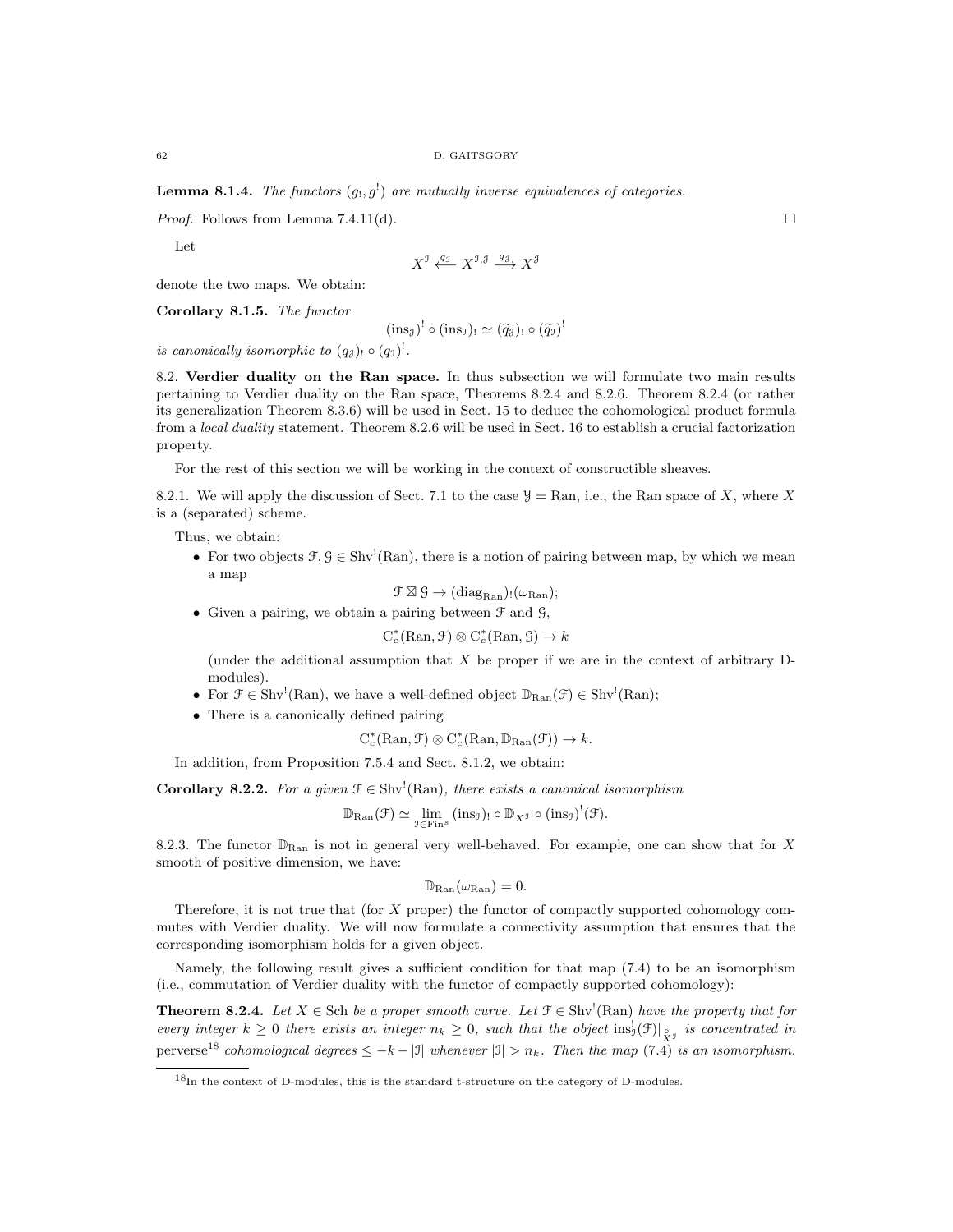**Lemma 8.1.4.** *The functors $(g_!, g^!)$ are mutually inverse equivalences of categories.*

*Proof.* Follows from Lemma 7.4.11(d). $\square$

Let

$$X^{\mathcal{I}} \overset{q_{\mathcal{I}}}{\longleftarrow} X^{\mathcal{I},\mathcal{J}} \overset{q_{\mathcal{J}}}{\longrightarrow} X^{\mathcal{J}}$$

denote the two maps. We obtain:

**Corollary 8.1.5.** *The functor*

$$(\text{ins}_{\mathcal{J}})^! \circ (\text{ins}_{\mathcal{I}})_! \simeq (\widetilde{q}_{\mathcal{J}})_! \circ (\widetilde{q}_{\mathcal{I}})^!$$

*is canonically isomorphic to $(q_{\mathcal{J}})_! \circ (q_{\mathcal{I}})^!$.*

8.2. **Verdier duality on the Ran space.** In thus subsection we will formulate two main results pertaining to Verdier duality on the Ran space, Theorems 8.2.4 and 8.2.6. Theorem 8.2.4 (or rather its generalization Theorem 8.3.6) will be used in Sect. 15 to deduce the cohomological product formula from a *local duality* statement. Theorem 8.2.6 will be used in Sect. 16 to establish a crucial factorization property.

For the rest of this section we will be working in the context of constructible sheaves.

8.2.1. We will apply the discussion of Sect. 7.1 to the case $\mathcal{Y} = \text{Ran}$, i.e., the Ran space of $X$, where $X$ is a (separated) scheme.

Thus, we obtain:

- For two objects $\mathcal{F}, \mathcal{G} \in \text{Shv}^!(\text{Ran})$, there is a notion of pairing between map, by which we mean a map
$$\mathcal{F} \boxtimes \mathcal{G} \to (\text{diag}_{\text{Ran}})_!(\omega_{\text{Ran}});$$
- Given a pairing, we obtain a pairing between $\mathcal{F}$ and $\mathcal{G}$,
$$\text{C}^*_c(\text{Ran}, \mathcal{F}) \otimes \text{C}^*_c(\text{Ran}, \mathcal{G}) \to k$$
(under the additional assumption that $X$ be proper if we are in the context of arbitrary D-modules).
- For $\mathcal{F} \in \text{Shv}^!(\text{Ran})$, we have a well-defined object $\mathbb{D}_{\text{Ran}}(\mathcal{F}) \in \text{Shv}^!(\text{Ran})$;
- There is a canonically defined pairing
$$\text{C}^*_c(\text{Ran}, \mathcal{F}) \otimes \text{C}^*_c(\text{Ran}, \mathbb{D}_{\text{Ran}}(\mathcal{F})) \to k.$$

In addition, from Proposition 7.5.4 and Sect. 8.1.2, we obtain:

**Corollary 8.2.2.** *For a given $\mathcal{F} \in \text{Shv}^!(\text{Ran})$, there exists a canonical isomorphism*

$$\mathbb{D}_{\text{Ran}}(\mathcal{F}) \simeq \lim_{\mathcal{I} \in \text{Fin}^s} (\text{ins}_{\mathcal{I}})_! \circ \mathbb{D}_{X^{\mathcal{I}}} \circ (\text{ins}_{\mathcal{I}})^!(\mathcal{F}).$$

8.2.3. The functor $\mathbb{D}_{\text{Ran}}$ is not in general very well-behaved. For example, one can show that for $X$ smooth of positive dimension, we have:

$$\mathbb{D}_{\text{Ran}}(\omega_{\text{Ran}}) = 0.$$

Therefore, it is not true that (for $X$ proper) the functor of compactly supported cohomology commutes with Verdier duality. We will now formulate a connectivity assumption that ensures that the corresponding isomorphism holds for a given object.

Namely, the following result gives a sufficient condition for that map (7.4) to be an isomorphism (i.e., commutation of Verdier duality with the functor of compactly supported cohomology):

**Theorem 8.2.4.** *Let $X \in \text{Sch}$ be a proper smooth curve. Let $\mathcal{F} \in \text{Shv}^!(\text{Ran})$ have the property that for every integer $k \geq 0$ there exists an integer $n_k \geq 0$, such that the object $\text{ins}^!_{\mathcal{I}}(\mathcal{F})|_{\overset{\circ}{X}{}^{\mathcal{I}}}$ is concentrated in* perverse[18] *cohomological degrees $\leq -k - |\mathcal{I}|$ whenever $|\mathcal{I}| > n_k$. Then the map (7.4) is an isomorphism.*

[18]In the context of D-modules, this is the standard t-structure on the category of D-modules.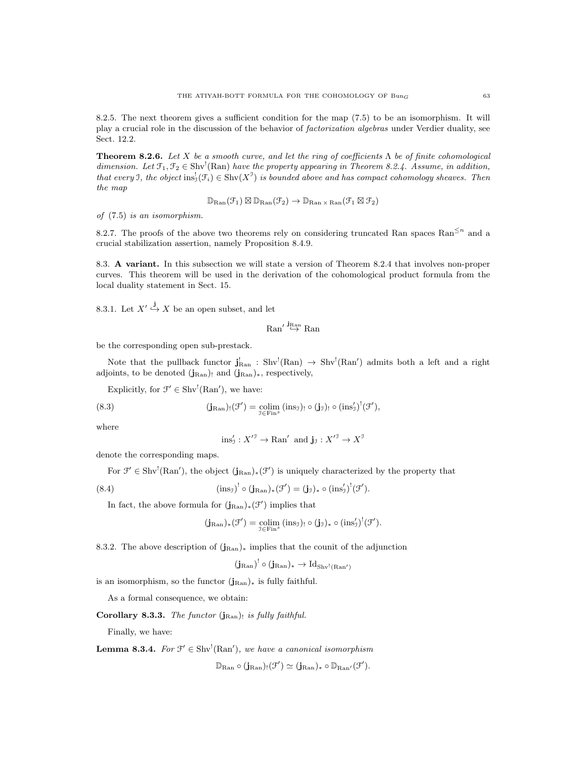8.2.5. The next theorem gives a sufficient condition for the map (7.5) to be an isomorphism. It will play a crucial role in the discussion of the behavior of *factorization algebras* under Verdier duality, see Sect. 12.2.

**Theorem 8.2.6.** *Let $X$ be a smooth curve, and let the ring of coefficients $\Lambda$ be of finite cohomological dimension. Let $\mathcal{F}_1, \mathcal{F}_2 \in \mathrm{Shv}^!(\mathrm{Ran})$ have the property appearing in Theorem 8.2.4. Assume, in addition, that every $\mathcal{I}$, the object $\mathrm{ins}^!_{\mathcal{I}}(\mathcal{F}_i) \in \mathrm{Shv}(X^{\mathcal{I}})$ is bounded above and has compact cohomology sheaves. Then the map*

$$\mathbb{D}_{\mathrm{Ran}}(\mathcal{F}_1) \boxtimes \mathbb{D}_{\mathrm{Ran}}(\mathcal{F}_2) \to \mathbb{D}_{\mathrm{Ran}\times\mathrm{Ran}}(\mathcal{F}_1 \boxtimes \mathcal{F}_2)$$

*of* (7.5) *is an isomorphism.*

8.2.7. The proofs of the above two theorems rely on considering truncated Ran spaces $\mathrm{Ran}^{\leq n}$ and a crucial stabilization assertion, namely Proposition 8.4.9.

## 8.3. A variant.

In this subsection we will state a version of Theorem 8.2.4 that involves non-proper curves. This theorem will be used in the derivation of the cohomological product formula from the local duality statement in Sect. 15.

8.3.1. Let $X' \overset{\mathbf{j}}{\hookrightarrow} X$ be an open subset, and let

$$\mathrm{Ran}' \overset{\mathbf{j}_{\mathrm{Ran}}}{\hookrightarrow} \mathrm{Ran}$$

be the corresponding open sub-prestack.

Note that the pullback functor $\mathbf{j}^!_{\mathrm{Ran}} : \mathrm{Shv}^!(\mathrm{Ran}) \to \mathrm{Shv}^!(\mathrm{Ran}')$ admits both a left and a right adjoints, to be denoted $(\mathbf{j}_{\mathrm{Ran}})_!$ and $(\mathbf{j}_{\mathrm{Ran}})_*$, respectively,

Explicitly, for $\mathcal{F}' \in \mathrm{Shv}^!(\mathrm{Ran}')$, we have:

$$(\mathbf{j}_{\mathrm{Ran}})_!(\mathcal{F}') = \underset{\mathcal{I}\in\mathrm{Fin}^s}{\mathrm{colim}}\, (\mathrm{ins}_{\mathcal{I}})_! \circ (\mathbf{j}_{\mathcal{I}})_! \circ (\mathrm{ins}'_{\mathcal{I}})^!(\mathcal{F}'), \tag{8.3}$$

where

$$\mathrm{ins}'_{\mathcal{I}} : X'^{\mathcal{I}} \to \mathrm{Ran}' \text{ and } \mathbf{j}_{\mathcal{I}} : X'^{\mathcal{I}} \to X^{\mathcal{I}}$$

denote the corresponding maps.

For $\mathcal{F}' \in \mathrm{Shv}^!(\mathrm{Ran}')$, the object $(\mathbf{j}_{\mathrm{Ran}})_*(\mathcal{F}')$ is uniquely characterized by the property that

$$(\mathrm{ins}_{\mathcal{I}})^! \circ (\mathbf{j}_{\mathrm{Ran}})_*(\mathcal{F}') = (\mathbf{j}_{\mathcal{I}})_* \circ (\mathrm{ins}'_{\mathcal{I}})^!(\mathcal{F}'). \tag{8.4}$$

In fact, the above formula for $(\mathbf{j}_{\mathrm{Ran}})_*(\mathcal{F}')$ implies that

$$(\mathbf{j}_{\mathrm{Ran}})_*(\mathcal{F}') = \underset{\mathcal{I}\in\mathrm{Fin}^s}{\mathrm{colim}}\, (\mathrm{ins}_{\mathcal{I}})_! \circ (\mathbf{j}_{\mathcal{I}})_* \circ (\mathrm{ins}'_{\mathcal{I}})^!(\mathcal{F}').$$

8.3.2. The above description of $(\mathbf{j}_{\mathrm{Ran}})_*$ implies that the counit of the adjunction

$$(\mathbf{j}_{\mathrm{Ran}})^! \circ (\mathbf{j}_{\mathrm{Ran}})_* \to \mathrm{Id}_{\mathrm{Shv}^!(\mathrm{Ran}')}$$

is an isomorphism, so the functor $(\mathbf{j}_{\mathrm{Ran}})_*$ is fully faithful.

As a formal consequence, we obtain:

**Corollary 8.3.3.** *The functor $(\mathbf{j}_{\mathrm{Ran}})_!$ is fully faithful.*

Finally, we have:

**Lemma 8.3.4.** *For $\mathcal{F}' \in \mathrm{Shv}^!(\mathrm{Ran}')$, we have a canonical isomorphism*

$$\mathbb{D}_{\mathrm{Ran}} \circ (\mathbf{j}_{\mathrm{Ran}})_!(\mathcal{F}') \simeq (\mathbf{j}_{\mathrm{Ran}})_* \circ \mathbb{D}_{\mathrm{Ran}'}(\mathcal{F}').$$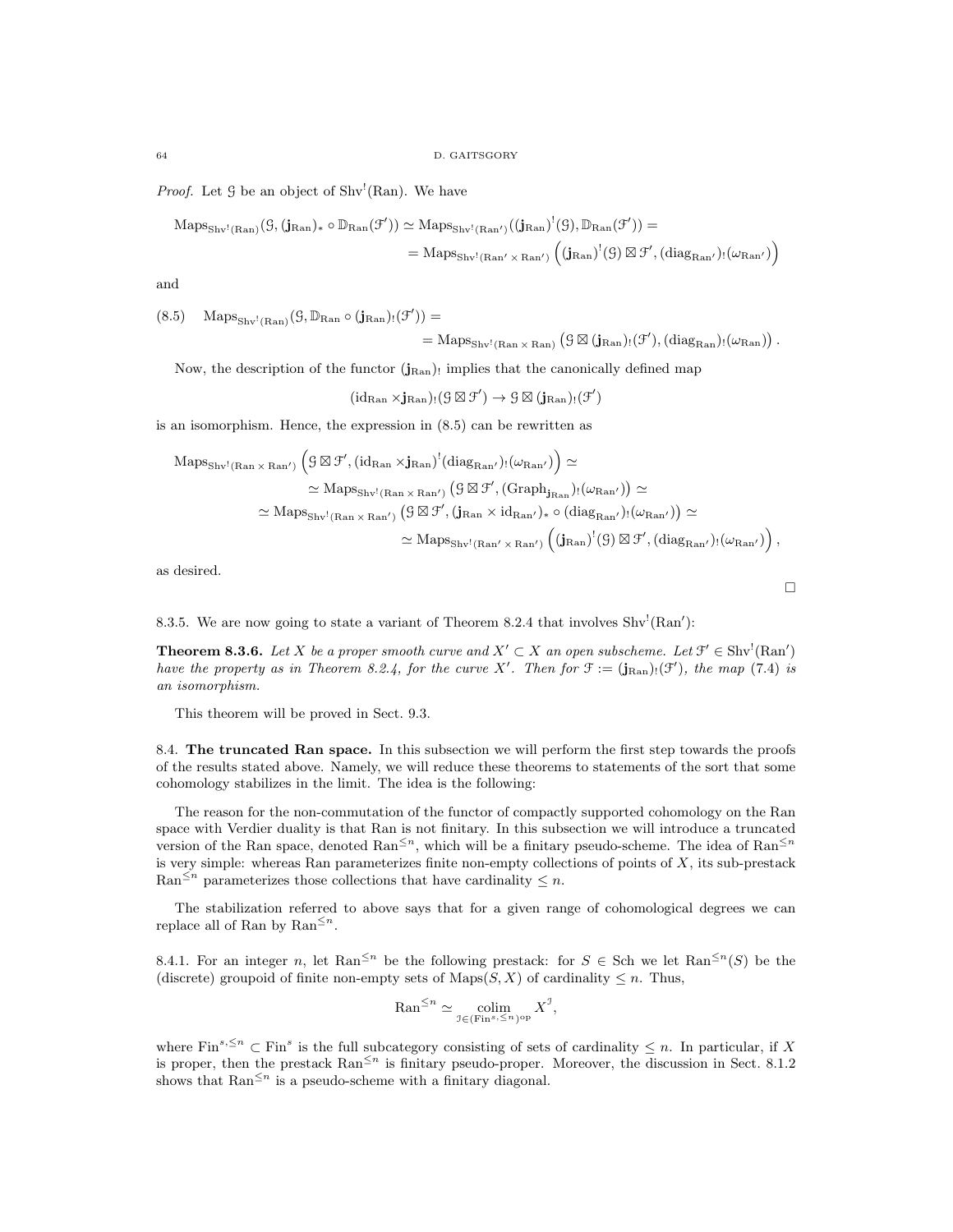*Proof.* Let $\mathcal{G}$ be an object of $\mathrm{Shv}^!(\mathrm{Ran})$. We have

$$\mathrm{Maps}_{\mathrm{Shv}^!(\mathrm{Ran})}(\mathcal{G}, (\mathbf{j}_{\mathrm{Ran}})_* \circ \mathbb{D}_{\mathrm{Ran}}(\mathcal{F}')) \simeq \mathrm{Maps}_{\mathrm{Shv}^!(\mathrm{Ran}')}((\mathbf{j}_{\mathrm{Ran}})^!(\mathcal{G}), \mathbb{D}_{\mathrm{Ran}}(\mathcal{F}')) =$$
$$= \mathrm{Maps}_{\mathrm{Shv}^!(\mathrm{Ran}' \times \mathrm{Ran}')}\left((\mathbf{j}_{\mathrm{Ran}})^!(\mathcal{G}) \boxtimes \mathcal{F}', (\mathrm{diag}_{\mathrm{Ran}'})_!(\omega_{\mathrm{Ran}'})\right)$$

and

$$(8.5) \quad \mathrm{Maps}_{\mathrm{Shv}^!(\mathrm{Ran})}(\mathcal{G}, \mathbb{D}_{\mathrm{Ran}} \circ (\mathbf{j}_{\mathrm{Ran}})_!(\mathcal{F}')) =$$
$$= \mathrm{Maps}_{\mathrm{Shv}^!(\mathrm{Ran} \times \mathrm{Ran})}\left(\mathcal{G} \boxtimes (\mathbf{j}_{\mathrm{Ran}})_!(\mathcal{F}'), (\mathrm{diag}_{\mathrm{Ran}})_!(\omega_{\mathrm{Ran}})\right).$$

Now, the description of the functor $(\mathbf{j}_{\mathrm{Ran}})_!$ implies that the canonically defined map

$$(\mathrm{id}_{\mathrm{Ran}} \times \mathbf{j}_{\mathrm{Ran}})_!(\mathcal{G} \boxtimes \mathcal{F}') \to \mathcal{G} \boxtimes (\mathbf{j}_{\mathrm{Ran}})_!(\mathcal{F}')$$

is an isomorphism. Hence, the expression in (8.5) can be rewritten as

$$\mathrm{Maps}_{\mathrm{Shv}^!(\mathrm{Ran} \times \mathrm{Ran}')}\left(\mathcal{G} \boxtimes \mathcal{F}', (\mathrm{id}_{\mathrm{Ran}} \times \mathbf{j}_{\mathrm{Ran}})^!(\mathrm{diag}_{\mathrm{Ran}'})_!(\omega_{\mathrm{Ran}'})\right) \simeq$$
$$\simeq \mathrm{Maps}_{\mathrm{Shv}^!(\mathrm{Ran} \times \mathrm{Ran}')}\left(\mathcal{G} \boxtimes \mathcal{F}', (\mathrm{Graph}_{\mathbf{j}_{\mathrm{Ran}}})_!(\omega_{\mathrm{Ran}'})\right) \simeq$$
$$\simeq \mathrm{Maps}_{\mathrm{Shv}^!(\mathrm{Ran} \times \mathrm{Ran}')}\left(\mathcal{G} \boxtimes \mathcal{F}', (\mathbf{j}_{\mathrm{Ran}} \times \mathrm{id}_{\mathrm{Ran}'})_* \circ (\mathrm{diag}_{\mathrm{Ran}'})_!(\omega_{\mathrm{Ran}'})\right) \simeq$$
$$\simeq \mathrm{Maps}_{\mathrm{Shv}^!(\mathrm{Ran}' \times \mathrm{Ran}')}\left((\mathbf{j}_{\mathrm{Ran}})^!(\mathcal{G}) \boxtimes \mathcal{F}', (\mathrm{diag}_{\mathrm{Ran}'})_!(\omega_{\mathrm{Ran}'})\right),$$

as desired.

□

8.3.5. We are now going to state a variant of Theorem 8.2.4 that involves $\mathrm{Shv}^!(\mathrm{Ran}')$:

**Theorem 8.3.6.** *Let $X$ be a proper smooth curve and $X' \subset X$ an open subscheme. Let $\mathcal{F}' \in \mathrm{Shv}^!(\mathrm{Ran}')$ have the property as in Theorem 8.2.4, for the curve $X'$. Then for $\mathcal{F} := (\mathbf{j}_{\mathrm{Ran}})_!(\mathcal{F}')$, the map (7.4) is an isomorphism.*

This theorem will be proved in Sect. 9.3.

## 8.4. The truncated Ran space.

In this subsection we will perform the first step towards the proofs of the results stated above. Namely, we will reduce these theorems to statements of the sort that some cohomology stabilizes in the limit. The idea is the following:

The reason for the non-commutation of the functor of compactly supported cohomology on the Ran space with Verdier duality is that Ran is not finitary. In this subsection we will introduce a truncated version of the Ran space, denoted $\mathrm{Ran}^{\leq n}$, which will be a finitary pseudo-scheme. The idea of $\mathrm{Ran}^{\leq n}$ is very simple: whereas Ran parameterizes finite non-empty collections of points of $X$, its sub-prestack $\mathrm{Ran}^{\leq n}$ parameterizes those collections that have cardinality $\leq n$.

The stabilization referred to above says that for a given range of cohomological degrees we can replace all of Ran by $\mathrm{Ran}^{\leq n}$.

8.4.1. For an integer $n$, let $\mathrm{Ran}^{\leq n}$ be the following prestack: for $S \in \mathrm{Sch}$ we let $\mathrm{Ran}^{\leq n}(S)$ be the (discrete) groupoid of finite non-empty sets of $\mathrm{Maps}(S, X)$ of cardinality $\leq n$. Thus,

$$\mathrm{Ran}^{\leq n} \simeq \underset{\mathcal{I} \in (\mathrm{Fin}^{s, \leq n})^{\mathrm{op}}}{\mathrm{colim}} X^{\mathcal{I}},$$

where $\mathrm{Fin}^{s, \leq n} \subset \mathrm{Fin}^s$ is the full subcategory consisting of sets of cardinality $\leq n$. In particular, if $X$ is proper, then the prestack $\mathrm{Ran}^{\leq n}$ is finitary pseudo-proper. Moreover, the discussion in Sect. 8.1.2 shows that $\mathrm{Ran}^{\leq n}$ is a pseudo-scheme with a finitary diagonal.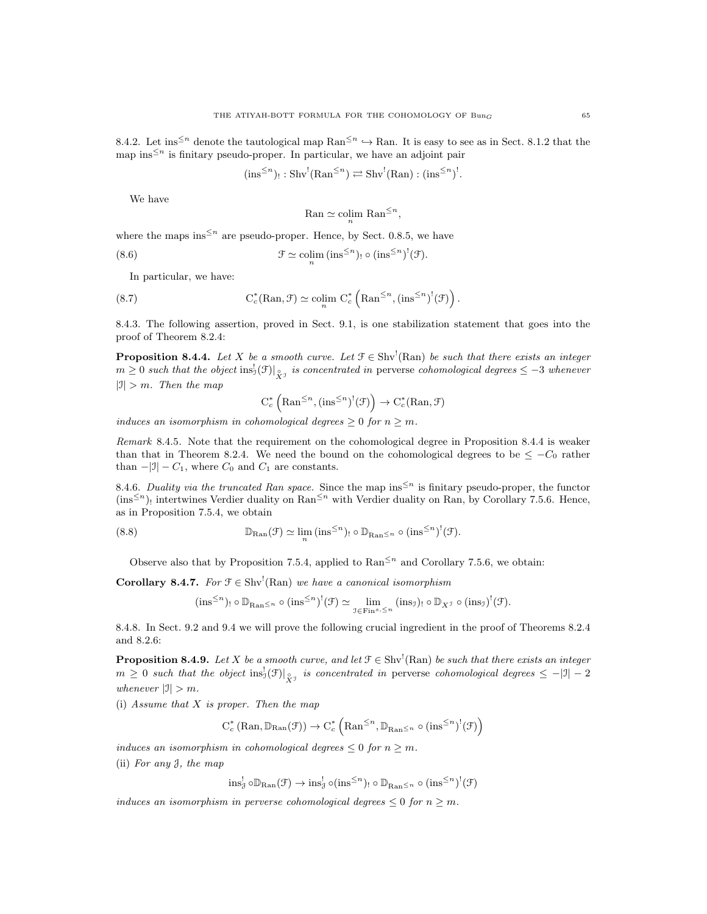8.4.2. Let $\text{ins}^{\leq n}$ denote the tautological map $\text{Ran}^{\leq n} \hookrightarrow \text{Ran}$. It is easy to see as in Sect. 8.1.2 that the map $\text{ins}^{\leq n}$ is finitary pseudo-proper. In particular, we have an adjoint pair

$$(\text{ins}^{\leq n})_! : \text{Shv}^!(\text{Ran}^{\leq n}) \rightleftarrows \text{Shv}^!(\text{Ran}) : (\text{ins}^{\leq n})^!.$$

We have

$$\text{Ran} \simeq \underset{n}{\text{colim}}\, \text{Ran}^{\leq n},$$

where the maps $\text{ins}^{\leq n}$ are pseudo-proper. Hence, by Sect. 0.8.5, we have

$$\mathcal{F} \simeq \underset{n}{\text{colim}}\, (\text{ins}^{\leq n})_! \circ (\text{ins}^{\leq n})^!(\mathcal{F}). \tag{8.6}$$

In particular, we have:

$$\text{C}^*_c(\text{Ran}, \mathcal{F}) \simeq \underset{n}{\text{colim}}\, \text{C}^*_c\left(\text{Ran}^{\leq n}, (\text{ins}^{\leq n})^!(\mathcal{F})\right). \tag{8.7}$$

8.4.3. The following assertion, proved in Sect. 9.1, is one stabilization statement that goes into the proof of Theorem 8.2.4:

**Proposition 8.4.4.** *Let $X$ be a smooth curve. Let $\mathcal{F} \in \text{Shv}^!(\text{Ran})$ be such that there exists an integer $m \geq 0$ such that the object $\text{ins}^!_{\mathcal{J}}(\mathcal{F})|_{\overset{\circ}{X}{}^{\mathcal{J}}}$ is concentrated in* perverse *cohomological degrees $\leq -3$ whenever $|\mathcal{J}| > m$. Then the map*

$$\text{C}^*_c\left(\text{Ran}^{\leq n}, (\text{ins}^{\leq n})^!(\mathcal{F})\right) \to \text{C}^*_c(\text{Ran}, \mathcal{F})$$

*induces an isomorphism in cohomological degrees $\geq 0$ for $n \geq m$.*

*Remark* 8.4.5. Note that the requirement on the cohomological degree in Proposition 8.4.4 is weaker than that in Theorem 8.2.4. We need the bound on the cohomological degrees to be $\leq -C_0$ rather than $-|\mathcal{J}| - C_1$, where $C_0$ and $C_1$ are constants.

8.4.6. *Duality via the truncated Ran space.* Since the map $\text{ins}^{\leq n}$ is finitary pseudo-proper, the functor $(\text{ins}^{\leq n})_!$ intertwines Verdier duality on $\text{Ran}^{\leq n}$ with Verdier duality on Ran, by Corollary 7.5.6. Hence, as in Proposition 7.5.4, we obtain

$$\mathbb{D}_{\text{Ran}}(\mathcal{F}) \simeq \underset{n}{\lim}\, (\text{ins}^{\leq n})_! \circ \mathbb{D}_{\text{Ran}^{\leq n}} \circ (\text{ins}^{\leq n})^!(\mathcal{F}). \tag{8.8}$$

Observe also that by Proposition 7.5.4, applied to $\text{Ran}^{\leq n}$ and Corollary 7.5.6, we obtain:

**Corollary 8.4.7.** *For $\mathcal{F} \in \text{Shv}^!(\text{Ran})$ we have a canonical isomorphism*

$$(\text{ins}^{\leq n})_! \circ \mathbb{D}_{\text{Ran}^{\leq n}} \circ (\text{ins}^{\leq n})^!(\mathcal{F}) \simeq \underset{\mathcal{J} \in \text{Fin}^{s,\leq n}}{\lim}\, (\text{ins}_{\mathcal{J}})_! \circ \mathbb{D}_{X^{\mathcal{J}}} \circ (\text{ins}_{\mathcal{J}})^!(\mathcal{F}).$$

8.4.8. In Sect. 9.2 and 9.4 we will prove the following crucial ingredient in the proof of Theorems 8.2.4 and 8.2.6:

**Proposition 8.4.9.** *Let $X$ be a smooth curve, and let $\mathcal{F} \in \text{Shv}^!(\text{Ran})$ be such that there exists an integer $m \geq 0$ such that the object $\text{ins}^!_{\mathcal{J}}(\mathcal{F})|_{\overset{\circ}{X}{}^{\mathcal{J}}}$ is concentrated in* perverse *cohomological degrees $\leq -|\mathcal{J}| - 2$ whenever $|\mathcal{J}| > m$.*

(i) *Assume that $X$ is proper. Then the map*

$$\text{C}^*_c\left(\text{Ran}, \mathbb{D}_{\text{Ran}}(\mathcal{F})\right) \to \text{C}^*_c\left(\text{Ran}^{\leq n}, \mathbb{D}_{\text{Ran}^{\leq n}} \circ (\text{ins}^{\leq n})^!(\mathcal{F})\right)$$

*induces an isomorphism in cohomological degrees $\leq 0$ for $n \geq m$.*

(ii) *For any $\mathcal{J}$, the map*

$$\text{ins}^!_{\mathcal{J}} \circ \mathbb{D}_{\text{Ran}}(\mathcal{F}) \to \text{ins}^!_{\mathcal{J}} \circ (\text{ins}^{\leq n})_! \circ \mathbb{D}_{\text{Ran}^{\leq n}} \circ (\text{ins}^{\leq n})^!(\mathcal{F})$$

*induces an isomorphism in perverse cohomological degrees $\leq 0$ for $n \geq m$.*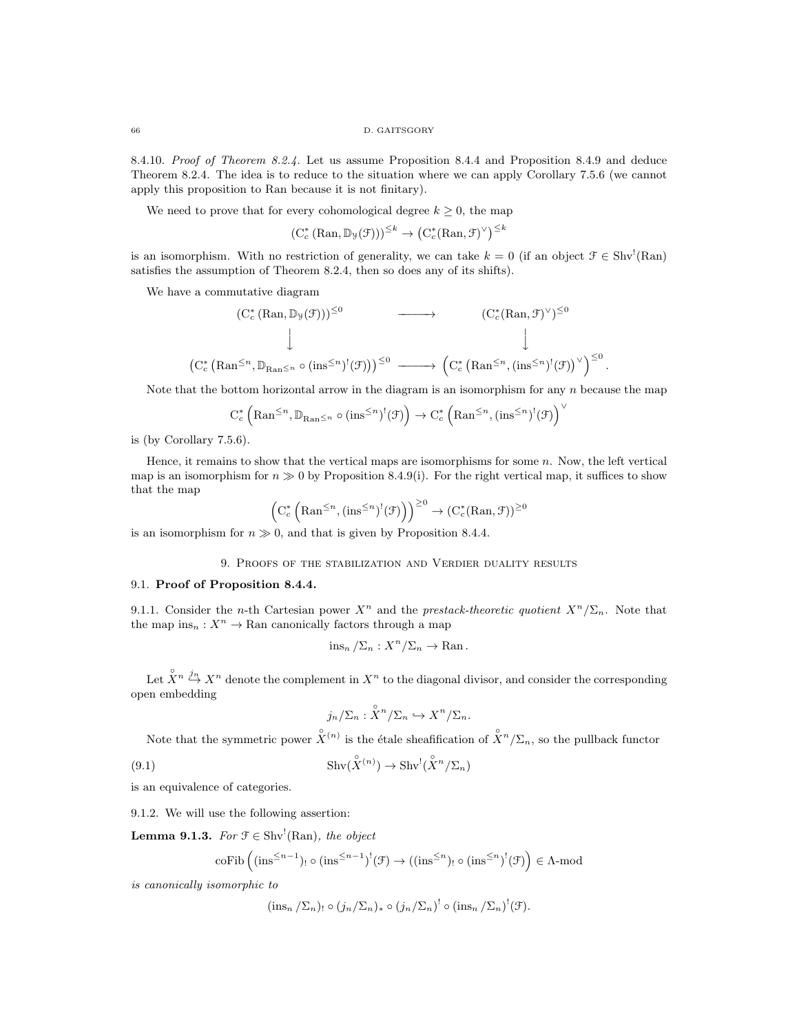8.4.10. *Proof of Theorem 8.2.4.* Let us assume Proposition 8.4.4 and Proposition 8.4.9 and deduce Theorem 8.2.4. The idea is to reduce to the situation where we can apply Corollary 7.5.6 (we cannot apply this proposition to Ran because it is not finitary).

We need to prove that for every cohomological degree $k \geq 0$, the map

$$(\mathrm{C}^*_c(\mathrm{Ran}, \mathbb{D}_{\mathcal{Y}}(\mathcal{F})))^{\leq k} \to (\mathrm{C}^*_c(\mathrm{Ran}, \mathcal{F})^\vee)^{\leq k}$$

is an isomorphism. With no restriction of generality, we can take $k = 0$ (if an object $\mathcal{F} \in \mathrm{Shv}^!(\mathrm{Ran})$ satisfies the assumption of Theorem 8.2.4, then so does any of its shifts).

We have a commutative diagram

$$\begin{array}{ccc}
(\mathrm{C}^*_c(\mathrm{Ran}, \mathbb{D}_{\mathcal{Y}}(\mathcal{F})))^{\leq 0} & \longrightarrow & (\mathrm{C}^*_c(\mathrm{Ran}, \mathcal{F})^\vee)^{\leq 0} \\
\downarrow & & \downarrow \\
(\mathrm{C}^*_c(\mathrm{Ran}^{\leq n}, \mathbb{D}_{\mathrm{Ran}^{\leq n}} \circ (\mathrm{ins}^{\leq n})^!(\mathcal{F})))^{\leq 0} & \longrightarrow & \left(\mathrm{C}^*_c(\mathrm{Ran}^{\leq n}, (\mathrm{ins}^{\leq n})^!(\mathcal{F}))^\vee\right)^{\leq 0}.
\end{array}$$

Note that the bottom horizontal arrow in the diagram is an isomorphism for any $n$ because the map

$$\mathrm{C}^*_c\left(\mathrm{Ran}^{\leq n}, \mathbb{D}_{\mathrm{Ran}^{\leq n}} \circ (\mathrm{ins}^{\leq n})^!(\mathcal{F})\right) \to \mathrm{C}^*_c\left(\mathrm{Ran}^{\leq n}, (\mathrm{ins}^{\leq n})^!(\mathcal{F})\right)^\vee$$

is (by Corollary 7.5.6).

Hence, it remains to show that the vertical maps are isomorphisms for some $n$. Now, the left vertical map is an isomorphism for $n \gg 0$ by Proposition 8.4.9(i). For the right vertical map, it suffices to show that the map

$$\left(\mathrm{C}^*_c\left(\mathrm{Ran}^{\leq n}, (\mathrm{ins}^{\leq n})^!(\mathcal{F})\right)\right)^{\geq 0} \to (\mathrm{C}^*_c(\mathrm{Ran}, \mathcal{F}))^{\geq 0}$$

is an isomorphism for $n \gg 0$, and that is given by Proposition 8.4.4.

## 9. Proofs of the stabilization and Verdier duality results

### 9.1. Proof of Proposition 8.4.4.

9.1.1. Consider the $n$-th Cartesian power $X^n$ and the *prestack-theoretic quotient* $X^n/\Sigma_n$. Note that the map $\mathrm{ins}_n : X^n \to \mathrm{Ran}$ canonically factors through a map

$$\mathrm{ins}_n/\Sigma_n : X^n/\Sigma_n \to \mathrm{Ran}.$$

Let $\overset{\circ}{X}{}^n \overset{j_n}{\hookrightarrow} X^n$ denote the complement in $X^n$ to the diagonal divisor, and consider the corresponding open embedding

$$j_n/\Sigma_n : \overset{\circ}{X}{}^n/\Sigma_n \hookrightarrow X^n/\Sigma_n.$$

Note that the symmetric power $\overset{\circ}{X}{}^{(n)}$ is the étale sheafification of $\overset{\circ}{X}{}^n/\Sigma_n$, so the pullback functor

$$\mathrm{Shv}(\overset{\circ}{X}{}^{(n)}) \to \mathrm{Shv}^!(\overset{\circ}{X}{}^n/\Sigma_n) \tag{9.1}$$

is an equivalence of categories.

9.1.2. We will use the following assertion:

**Lemma 9.1.3.** *For $\mathcal{F} \in \mathrm{Shv}^!(\mathrm{Ran})$, the object*

$$\mathrm{coFib}\left((\mathrm{ins}^{\leq n-1})_! \circ (\mathrm{ins}^{\leq n-1})^!(\mathcal{F}) \to ((\mathrm{ins}^{\leq n})_! \circ (\mathrm{ins}^{\leq n})^!(\mathcal{F})\right) \in \Lambda\text{-mod}$$

*is canonically isomorphic to*

$$(\mathrm{ins}_n/\Sigma_n)_! \circ (j_n/\Sigma_n)_* \circ (j_n/\Sigma_n)^! \circ (\mathrm{ins}_n/\Sigma_n)^!(\mathcal{F}).$$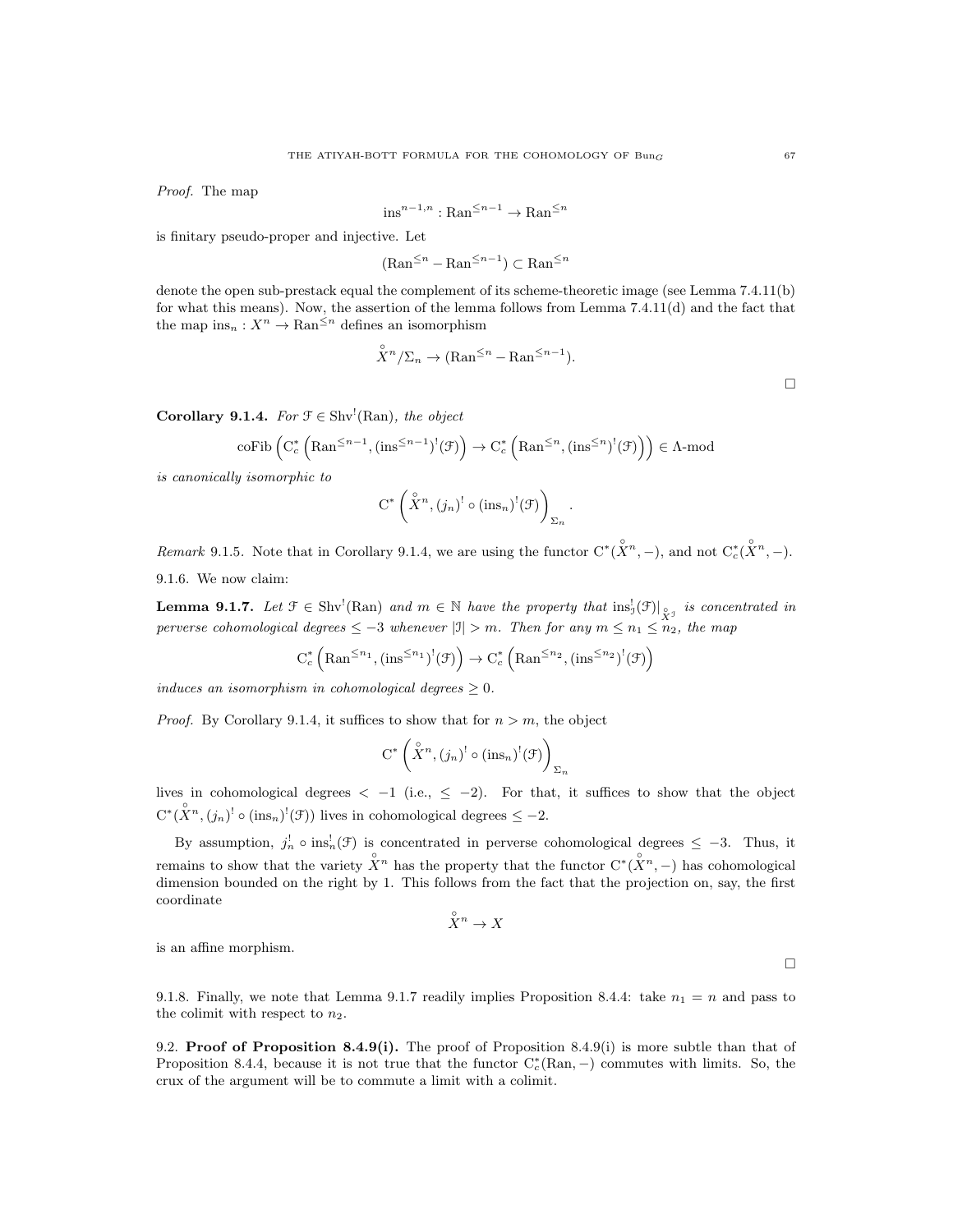*Proof.* The map

$$\text{ins}^{n-1,n} : \text{Ran}^{\leq n-1} \to \text{Ran}^{\leq n}$$

is finitary pseudo-proper and injective. Let

$$(\text{Ran}^{\leq n} - \text{Ran}^{\leq n-1}) \subset \text{Ran}^{\leq n}$$

denote the open sub-prestack equal the complement of its scheme-theoretic image (see Lemma 7.4.11(b) for what this means). Now, the assertion of the lemma follows from Lemma 7.4.11(d) and the fact that the map $\text{ins}_n : X^n \to \text{Ran}^{\leq n}$ defines an isomorphism

$$\overset{\circ}{X}{}^n/\Sigma_n \to (\text{Ran}^{\leq n} - \text{Ran}^{\leq n-1}).$$

□

**Corollary 9.1.4.** *For $\mathcal{F} \in \text{Shv}^!(\text{Ran})$, the object*

$$\text{coFib}\left(\text{C}^*_c\left(\text{Ran}^{\leq n-1}, (\text{ins}^{\leq n-1})^!(\mathcal{F})\right) \to \text{C}^*_c\left(\text{Ran}^{\leq n}, (\text{ins}^{\leq n})^!(\mathcal{F})\right)\right) \in \Lambda\text{-mod}$$

*is canonically isomorphic to*

$$\text{C}^*\left(\overset{\circ}{X}{}^n, (j_n)^! \circ (\text{ins}_n)^!(\mathcal{F})\right)_{\Sigma_n}.$$

*Remark* 9.1.5. Note that in Corollary 9.1.4, we are using the functor $\text{C}^*(\overset{\circ}{X}{}^n, -)$, and not $\text{C}^*_c(\overset{\circ}{X}{}^n, -)$.

9.1.6. We now claim:

**Lemma 9.1.7.** *Let $\mathcal{F} \in \text{Shv}^!(\text{Ran})$ and $m \in \mathbb{N}$ have the property that $\text{ins}^!_{\mathcal{I}}(\mathcal{F})|_{\overset{\circ}{X}{}^{\mathcal{I}}}$ is concentrated in perverse cohomological degrees $\leq -3$ whenever $|\mathcal{I}| > m$. Then for any $m \leq n_1 \leq n_2$, the map*

$$\text{C}^*_c\left(\text{Ran}^{\leq n_1}, (\text{ins}^{\leq n_1})^!(\mathcal{F})\right) \to \text{C}^*_c\left(\text{Ran}^{\leq n_2}, (\text{ins}^{\leq n_2})^!(\mathcal{F})\right)$$

*induces an isomorphism in cohomological degrees $\geq 0$.*

*Proof.* By Corollary 9.1.4, it suffices to show that for $n > m$, the object

$$\text{C}^*\left(\overset{\circ}{X}{}^n, (j_n)^! \circ (\text{ins}_n)^!(\mathcal{F})\right)_{\Sigma_n}$$

lives in cohomological degrees $< -1$ (i.e., $\leq -2$). For that, it suffices to show that the object $\text{C}^*(\overset{\circ}{X}{}^n, (j_n)^! \circ (\text{ins}_n)^!(\mathcal{F}))$ lives in cohomological degrees $\leq -2$.

By assumption, $j^!_n \circ \text{ins}^!_n(\mathcal{F})$ is concentrated in perverse cohomological degrees $\leq -3$. Thus, it remains to show that the variety $\overset{\circ}{X}{}^n$ has the property that the functor $\text{C}^*(\overset{\circ}{X}{}^n, -)$ has cohomological dimension bounded on the right by 1. This follows from the fact that the projection on, say, the first coordinate

$$\overset{\circ}{X}{}^n \to X$$

is an affine morphism.

□

9.1.8. Finally, we note that Lemma 9.1.7 readily implies Proposition 8.4.4: take $n_1 = n$ and pass to the colimit with respect to $n_2$.

9.2. **Proof of Proposition 8.4.9(i).** The proof of Proposition 8.4.9(i) is more subtle than that of Proposition 8.4.4, because it is not true that the functor $\text{C}^*_c(\text{Ran}, -)$ commutes with limits. So, the crux of the argument will be to commute a limit with a colimit.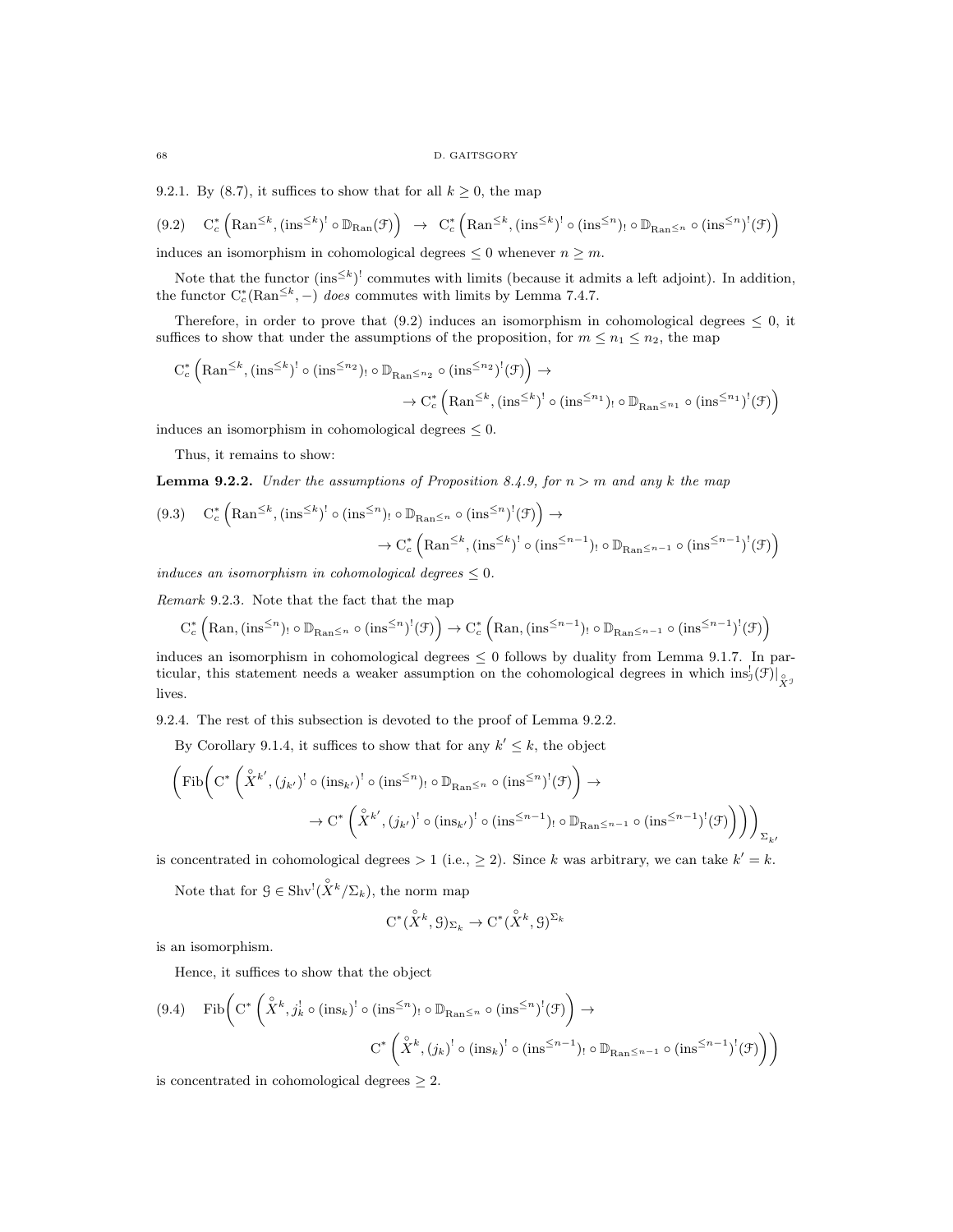9.2.1. By (8.7), it suffices to show that for all $k \geq 0$, the map

$$\mathrm{C}^*_c\left(\mathrm{Ran}^{\leq k}, (\mathrm{ins}^{\leq k})^! \circ \mathbb{D}_{\mathrm{Ran}}(\mathcal{F})\right) \to \mathrm{C}^*_c\left(\mathrm{Ran}^{\leq k}, (\mathrm{ins}^{\leq k})^! \circ (\mathrm{ins}^{\leq n})_! \circ \mathbb{D}_{\mathrm{Ran}^{\leq n}} \circ (\mathrm{ins}^{\leq n})^!(\mathcal{F})\right) \tag{9.2}$$

induces an isomorphism in cohomological degrees $\leq 0$ whenever $n \geq m$.

Note that the functor $(\mathrm{ins}^{\leq k})^!$ commutes with limits (because it admits a left adjoint). In addition, the functor $\mathrm{C}^*_c(\mathrm{Ran}^{\leq k}, -)$ *does* commutes with limits by Lemma 7.4.7.

Therefore, in order to prove that (9.2) induces an isomorphism in cohomological degrees $\leq 0$, it suffices to show that under the assumptions of the proposition, for $m \leq n_1 \leq n_2$, the map

$$\mathrm{C}^*_c\left(\mathrm{Ran}^{\leq k}, (\mathrm{ins}^{\leq k})^! \circ (\mathrm{ins}^{\leq n_2})_! \circ \mathbb{D}_{\mathrm{Ran}^{\leq n_2}} \circ (\mathrm{ins}^{\leq n_2})^!(\mathcal{F})\right) \to$$
$$\to \mathrm{C}^*_c\left(\mathrm{Ran}^{\leq k}, (\mathrm{ins}^{\leq k})^! \circ (\mathrm{ins}^{\leq n_1})_! \circ \mathbb{D}_{\mathrm{Ran}^{\leq n_1}} \circ (\mathrm{ins}^{\leq n_1})^!(\mathcal{F})\right)$$

induces an isomorphism in cohomological degrees $\leq 0$.

Thus, it remains to show:

**Lemma 9.2.2.** *Under the assumptions of Proposition 8.4.9, for $n > m$ and any $k$ the map*

$$\mathrm{C}^*_c\left(\mathrm{Ran}^{\leq k}, (\mathrm{ins}^{\leq k})^! \circ (\mathrm{ins}^{\leq n})_! \circ \mathbb{D}_{\mathrm{Ran}^{\leq n}} \circ (\mathrm{ins}^{\leq n})^!(\mathcal{F})\right) \to \tag{9.3}$$
$$\to \mathrm{C}^*_c\left(\mathrm{Ran}^{\leq k}, (\mathrm{ins}^{\leq k})^! \circ (\mathrm{ins}^{\leq n-1})_! \circ \mathbb{D}_{\mathrm{Ran}^{\leq n-1}} \circ (\mathrm{ins}^{\leq n-1})^!(\mathcal{F})\right)$$

*induces an isomorphism in cohomological degrees $\leq 0$.*

*Remark* 9.2.3. Note that the fact that the map

$$\mathrm{C}^*_c\left(\mathrm{Ran}, (\mathrm{ins}^{\leq n})_! \circ \mathbb{D}_{\mathrm{Ran}^{\leq n}} \circ (\mathrm{ins}^{\leq n})^!(\mathcal{F})\right) \to \mathrm{C}^*_c\left(\mathrm{Ran}, (\mathrm{ins}^{\leq n-1})_! \circ \mathbb{D}_{\mathrm{Ran}^{\leq n-1}} \circ (\mathrm{ins}^{\leq n-1})^!(\mathcal{F})\right)$$

induces an isomorphism in cohomological degrees $\leq 0$ follows by duality from Lemma 9.1.7. In particular, this statement needs a weaker assumption on the cohomological degrees in which $\mathrm{ins}^!_{\mathcal{J}}(\mathcal{F})|_{\overset{\circ}{X}{}^{\mathcal{J}}}$ lives.

9.2.4. The rest of this subsection is devoted to the proof of Lemma 9.2.2.

By Corollary 9.1.4, it suffices to show that for any $k' \leq k$, the object

$$\Bigg(\mathrm{Fib}\bigg(\mathrm{C}^*\left(\overset{\circ}{X}{}^{k'}, (j_{k'})^! \circ (\mathrm{ins}_{k'})^! \circ (\mathrm{ins}^{\leq n})_! \circ \mathbb{D}_{\mathrm{Ran}^{\leq n}} \circ (\mathrm{ins}^{\leq n})^!(\mathcal{F})\right) \to$$
$$\to \mathrm{C}^*\left(\overset{\circ}{X}{}^{k'}, (j_{k'})^! \circ (\mathrm{ins}_{k'})^! \circ (\mathrm{ins}^{\leq n-1})_! \circ \mathbb{D}_{\mathrm{Ran}^{\leq n-1}} \circ (\mathrm{ins}^{\leq n-1})^!(\mathcal{F})\right)\bigg)\Bigg)_{\Sigma_{k'}}$$

is concentrated in cohomological degrees $> 1$ (i.e., $\geq 2$). Since $k$ was arbitrary, we can take $k' = k$.

Note that for $\mathcal{G} \in \mathrm{Shv}^!(\overset{\circ}{X}{}^k/\Sigma_k)$, the norm map

$$\mathrm{C}^*(\overset{\circ}{X}{}^k, \mathcal{G})_{\Sigma_k} \to \mathrm{C}^*(\overset{\circ}{X}{}^k, \mathcal{G})^{\Sigma_k}$$

is an isomorphism.

Hence, it suffices to show that the object

$$\mathrm{Fib}\bigg(\mathrm{C}^*\left(\overset{\circ}{X}{}^k, j_k^! \circ (\mathrm{ins}_k)^! \circ (\mathrm{ins}^{\leq n})_! \circ \mathbb{D}_{\mathrm{Ran}^{\leq n}} \circ (\mathrm{ins}^{\leq n})^!(\mathcal{F})\right) \to \tag{9.4}$$
$$\mathrm{C}^*\left(\overset{\circ}{X}{}^k, (j_k)^! \circ (\mathrm{ins}_k)^! \circ (\mathrm{ins}^{\leq n-1})_! \circ \mathbb{D}_{\mathrm{Ran}^{\leq n-1}} \circ (\mathrm{ins}^{\leq n-1})^!(\mathcal{F})\right)\bigg)$$

is concentrated in cohomological degrees $\geq 2$.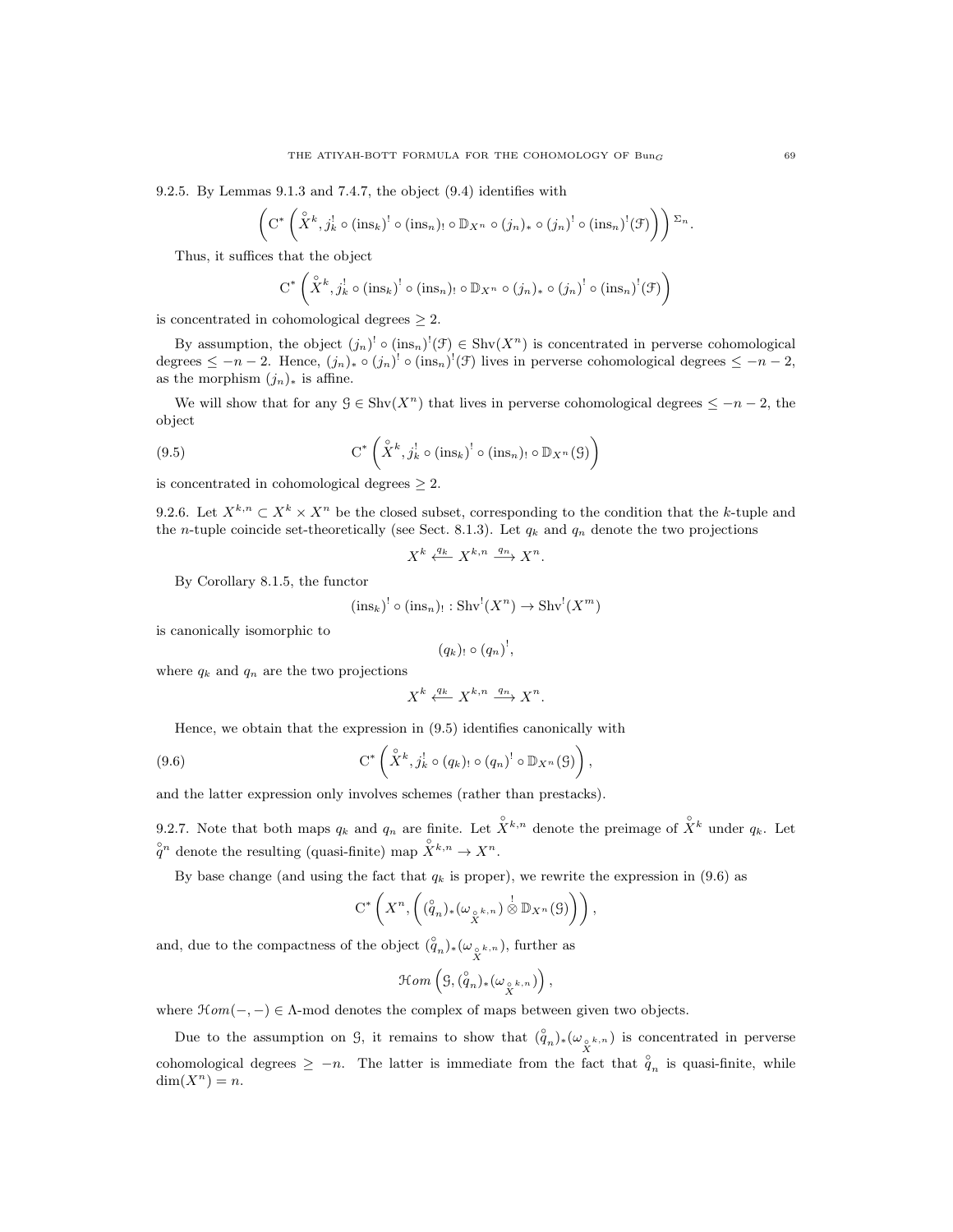9.2.5. By Lemmas 9.1.3 and 7.4.7, the object (9.4) identifies with

$$\left(\mathrm{C}^*\left(\overset{\circ}{X}{}^k, j_k^! \circ (\mathrm{ins}_k)^! \circ (\mathrm{ins}_n)_! \circ \mathbb{D}_{X^n} \circ (j_n)_* \circ (j_n)^! \circ (\mathrm{ins}_n)^!(\mathcal{F})\right)\right)^{\Sigma_n}.$$

Thus, it suffices that the object

$$\mathrm{C}^*\left(\overset{\circ}{X}{}^k, j_k^! \circ (\mathrm{ins}_k)^! \circ (\mathrm{ins}_n)_! \circ \mathbb{D}_{X^n} \circ (j_n)_* \circ (j_n)^! \circ (\mathrm{ins}_n)^!(\mathcal{F})\right)$$

is concentrated in cohomological degrees $\geq 2$.

By assumption, the object $(j_n)^! \circ (\mathrm{ins}_n)^!(\mathcal{F}) \in \mathrm{Shv}(X^n)$ is concentrated in perverse cohomological degrees $\leq -n-2$. Hence, $(j_n)_* \circ (j_n)^! \circ (\mathrm{ins}_n)^!(\mathcal{F})$ lives in perverse cohomological degrees $\leq -n-2$, as the morphism $(j_n)_*$ is affine.

We will show that for any $\mathcal{G} \in \mathrm{Shv}(X^n)$ that lives in perverse cohomological degrees $\leq -n-2$, the object

$$\mathrm{C}^*\left(\overset{\circ}{X}{}^k, j_k^! \circ (\mathrm{ins}_k)^! \circ (\mathrm{ins}_n)_! \circ \mathbb{D}_{X^n}(\mathcal{G})\right) \tag{9.5}$$

is concentrated in cohomological degrees $\geq 2$.

9.2.6. Let $X^{k,n} \subset X^k \times X^n$ be the closed subset, corresponding to the condition that the $k$-tuple and the $n$-tuple coincide set-theoretically (see Sect. 8.1.3). Let $q_k$ and $q_n$ denote the two projections

$$X^k \overset{q_k}{\longleftarrow} X^{k,n} \overset{q_n}{\longrightarrow} X^n.$$

By Corollary 8.1.5, the functor

$$(\mathrm{ins}_k)^! \circ (\mathrm{ins}_n)_! : \mathrm{Shv}^!(X^n) \to \mathrm{Shv}^!(X^m)$$

is canonically isomorphic to

$$(q_k)_! \circ (q_n)^!,$$

where $q_k$ and $q_n$ are the two projections

$$X^k \overset{q_k}{\longleftarrow} X^{k,n} \overset{q_n}{\longrightarrow} X^n.$$

Hence, we obtain that the expression in (9.5) identifies canonically with

$$\mathrm{C}^*\left(\overset{\circ}{X}{}^k, j_k^! \circ (q_k)_! \circ (q_n)^! \circ \mathbb{D}_{X^n}(\mathcal{G})\right), \tag{9.6}$$

and the latter expression only involves schemes (rather than prestacks).

9.2.7. Note that both maps $q_k$ and $q_n$ are finite. Let $\overset{\circ}{X}{}^{k,n}$ denote the preimage of $\overset{\circ}{X}{}^k$ under $q_k$. Let $\overset{\circ}{q}{}^n$ denote the resulting (quasi-finite) map $\overset{\circ}{X}{}^{k,n} \to X^n$.

By base change (and using the fact that $q_k$ is proper), we rewrite the expression in (9.6) as

$$\mathrm{C}^*\left(X^n, \left((\overset{\circ}{q}_n)_*(\omega_{\overset{\circ}{X}{}^{k,n}}) \overset{!}{\otimes} \mathbb{D}_{X^n}(\mathcal{G})\right)\right),$$

and, due to the compactness of the object $(\overset{\circ}{q}_n)_*(\omega_{\overset{\circ}{X}{}^{k,n}})$, further as

$$\mathcal{H}om\left(\mathcal{G}, (\overset{\circ}{q}_n)_*(\omega_{\overset{\circ}{X}{}^{k,n}})\right),$$

where $\mathcal{H}om(-,-) \in \Lambda\text{-mod}$ denotes the complex of maps between given two objects.

Due to the assumption on $\mathcal{G}$, it remains to show that $(\overset{\circ}{q}_n)_*(\omega_{\overset{\circ}{X}{}^{k,n}})$ is concentrated in perverse cohomological degrees $\geq -n$. The latter is immediate from the fact that $\overset{\circ}{q}_n$ is quasi-finite, while $\dim(X^n) = n$.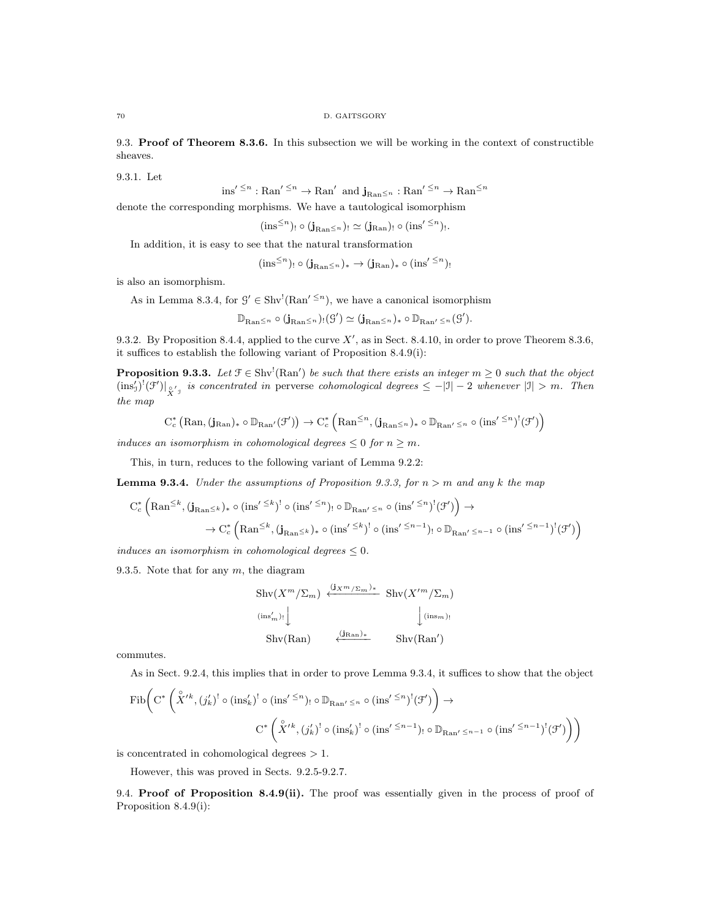**9.3. Proof of Theorem 8.3.6.** In this subsection we will be working in the context of constructible sheaves.

9.3.1. Let

$$\mathrm{ins}'^{\leq n} : \mathrm{Ran}'^{\leq n} \to \mathrm{Ran}' \text{ and } \mathbf{j}_{\mathrm{Ran}^{\leq n}} : \mathrm{Ran}'^{\leq n} \to \mathrm{Ran}^{\leq n}$$

denote the corresponding morphisms. We have a tautological isomorphism

$$(\mathrm{ins}^{\leq n})_! \circ (\mathbf{j}_{\mathrm{Ran}^{\leq n}})_! \simeq (\mathbf{j}_{\mathrm{Ran}})_! \circ (\mathrm{ins}'^{\leq n})_!.$$

In addition, it is easy to see that the natural transformation

$$(\mathrm{ins}^{\leq n})_! \circ (\mathbf{j}_{\mathrm{Ran}^{\leq n}})_* \to (\mathbf{j}_{\mathrm{Ran}})_* \circ (\mathrm{ins}'^{\leq n})_!$$

is also an isomorphism.

As in Lemma 8.3.4, for $\mathcal{G}' \in \mathrm{Shv}^!(\mathrm{Ran}'^{\leq n})$, we have a canonical isomorphism

$$\mathbb{D}_{\mathrm{Ran}^{\leq n}} \circ (\mathbf{j}_{\mathrm{Ran}^{\leq n}})_!(\mathcal{G}') \simeq (\mathbf{j}_{\mathrm{Ran}^{\leq n}})_* \circ \mathbb{D}_{\mathrm{Ran}'^{\leq n}}(\mathcal{G}').$$

9.3.2. By Proposition 8.4.4, applied to the curve $X'$, as in Sect. 8.4.10, in order to prove Theorem 8.3.6, it suffices to establish the following variant of Proposition 8.4.9(i):

**Proposition 9.3.3.** *Let $\mathcal{F} \in \mathrm{Shv}^!(\mathrm{Ran}')$ be such that there exists an integer $m \geq 0$ such that the object $(\mathrm{ins}'_{\mathcal{I}})^!(\mathcal{F}')|_{\overset{\circ}{X}'^{\mathcal{I}}}$ is concentrated in* perverse *cohomological degrees $\leq -|\mathcal{I}| - 2$ whenever $|\mathcal{I}| > m$. Then the map*

$$\mathrm{C}^*_c\left(\mathrm{Ran}, (\mathbf{j}_{\mathrm{Ran}})_* \circ \mathbb{D}_{\mathrm{Ran}'}(\mathcal{F}')\right) \to \mathrm{C}^*_c\left(\mathrm{Ran}^{\leq n}, (\mathbf{j}_{\mathrm{Ran}^{\leq n}})_* \circ \mathbb{D}_{\mathrm{Ran}'^{\leq n}} \circ (\mathrm{ins}'^{\leq n})^!(\mathcal{F}')\right)$$

*induces an isomorphism in cohomological degrees $\leq 0$ for $n \geq m$.*

This, in turn, reduces to the following variant of Lemma 9.2.2:

**Lemma 9.3.4.** *Under the assumptions of Proposition 9.3.3, for $n > m$ and any $k$ the map*

$$\mathrm{C}^*_c\left(\mathrm{Ran}^{\leq k}, (\mathbf{j}_{\mathrm{Ran}^{\leq k}})_* \circ (\mathrm{ins}'^{\leq k})^! \circ (\mathrm{ins}'^{\leq n})_! \circ \mathbb{D}_{\mathrm{Ran}'^{\leq n}} \circ (\mathrm{ins}'^{\leq n})^!(\mathcal{F}')\right) \to$$
$$\to \mathrm{C}^*_c\left(\mathrm{Ran}^{\leq k}, (\mathbf{j}_{\mathrm{Ran}^{\leq k}})_* \circ (\mathrm{ins}'^{\leq k})^! \circ (\mathrm{ins}'^{\leq n-1})_! \circ \mathbb{D}_{\mathrm{Ran}'^{\leq n-1}} \circ (\mathrm{ins}'^{\leq n-1})^!(\mathcal{F}')\right)$$

*induces an isomorphism in cohomological degrees $\leq 0$.*

9.3.5. Note that for any $m$, the diagram

$$\begin{array}{ccc}
\mathrm{Shv}(X^m/\Sigma_m) & \xleftarrow{(\mathbf{j}_{X^m/\Sigma_m})_*} & \mathrm{Shv}(X'^m/\Sigma_m) \\
{\scriptstyle (\mathrm{ins}'_m)_!}\downarrow & & \downarrow{\scriptstyle (\mathrm{ins}_m)_!} \\
\mathrm{Shv}(\mathrm{Ran}) & \xleftarrow{(\mathbf{j}_{\mathrm{Ran}})_*} & \mathrm{Shv}(\mathrm{Ran}')
\end{array}$$

commutes.

As in Sect. 9.2.4, this implies that in order to prove Lemma 9.3.4, it suffices to show that the object

$$\mathrm{Fib}\Bigg(\mathrm{C}^*\left(\overset{\circ}{X}'^k, (j'_k)^! \circ (\mathrm{ins}'_k)^! \circ (\mathrm{ins}'^{\leq n})_! \circ \mathbb{D}_{\mathrm{Ran}'^{\leq n}} \circ (\mathrm{ins}'^{\leq n})^!(\mathcal{F}')\right) \to$$
$$\mathrm{C}^*\left(\overset{\circ}{X}'^k, (j'_k)^! \circ (\mathrm{ins}'_k)^! \circ (\mathrm{ins}'^{\leq n-1})_! \circ \mathbb{D}_{\mathrm{Ran}'^{\leq n-1}} \circ (\mathrm{ins}'^{\leq n-1})^!(\mathcal{F}')\right)\Bigg)$$

is concentrated in cohomological degrees $> 1$.

However, this was proved in Sects. 9.2.5-9.2.7.

**9.4. Proof of Proposition 8.4.9(ii).** The proof was essentially given in the process of proof of Proposition 8.4.9(i):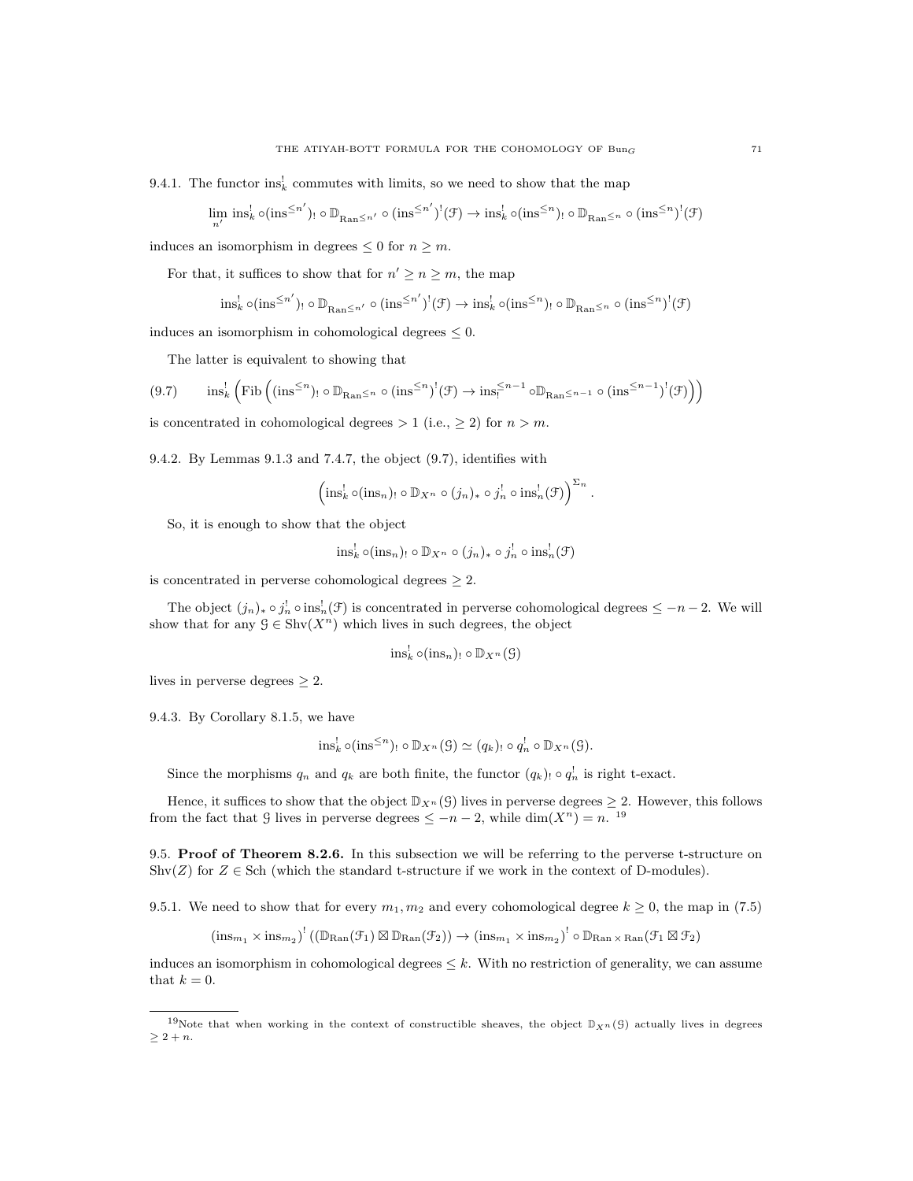9.4.1. The functor $\mathrm{ins}_k^!$ commutes with limits, so we need to show that the map

$$\lim_{n'} \mathrm{ins}_k^! \circ (\mathrm{ins}^{\leq n'})_! \circ \mathbb{D}_{\mathrm{Ran}^{\leq n'}} \circ (\mathrm{ins}^{\leq n'})^!(\mathcal{F}) \to \mathrm{ins}_k^! \circ (\mathrm{ins}^{\leq n})_! \circ \mathbb{D}_{\mathrm{Ran}^{\leq n}} \circ (\mathrm{ins}^{\leq n})^!(\mathcal{F})$$

induces an isomorphism in degrees $\leq 0$ for $n \geq m$.

For that, it suffices to show that for $n' \geq n \geq m$, the map

$$\mathrm{ins}_k^! \circ (\mathrm{ins}^{\leq n'})_! \circ \mathbb{D}_{\mathrm{Ran}^{\leq n'}} \circ (\mathrm{ins}^{\leq n'})^!(\mathcal{F}) \to \mathrm{ins}_k^! \circ (\mathrm{ins}^{\leq n})_! \circ \mathbb{D}_{\mathrm{Ran}^{\leq n}} \circ (\mathrm{ins}^{\leq n})^!(\mathcal{F})$$

induces an isomorphism in cohomological degrees $\leq 0$.

The latter is equivalent to showing that

$$\mathrm{ins}_k^! \left( \mathrm{Fib} \left( (\mathrm{ins}^{\leq n})_! \circ \mathbb{D}_{\mathrm{Ran}^{\leq n}} \circ (\mathrm{ins}^{\leq n})^!(\mathcal{F}) \to \mathrm{ins}_!^{\leq n-1} \circ \mathbb{D}_{\mathrm{Ran}^{\leq n-1}} \circ (\mathrm{ins}^{\leq n-1})^!(\mathcal{F}) \right) \right) \tag{9.7}$$

is concentrated in cohomological degrees $> 1$ (i.e., $\geq 2$) for $n > m$.

9.4.2. By Lemmas 9.1.3 and 7.4.7, the object (9.7), identifies with

$$\left( \mathrm{ins}_k^! \circ (\mathrm{ins}_n)_! \circ \mathbb{D}_{X^n} \circ (j_n)_* \circ j_n^! \circ \mathrm{ins}_n^!(\mathcal{F}) \right)^{\Sigma_n}.$$

So, it is enough to show that the object

$$\mathrm{ins}_k^! \circ (\mathrm{ins}_n)_! \circ \mathbb{D}_{X^n} \circ (j_n)_* \circ j_n^! \circ \mathrm{ins}_n^!(\mathcal{F})$$

is concentrated in perverse cohomological degrees $\geq 2$.

The object $(j_n)_* \circ j_n^! \circ \mathrm{ins}_n^!(\mathcal{F})$ is concentrated in perverse cohomological degrees $\leq -n-2$. We will show that for any $\mathcal{G} \in \mathrm{Shv}(X^n)$ which lives in such degrees, the object

$$\mathrm{ins}_k^! \circ (\mathrm{ins}_n)_! \circ \mathbb{D}_{X^n}(\mathcal{G})$$

lives in perverse degrees $\geq 2$.

9.4.3. By Corollary 8.1.5, we have

$$\mathrm{ins}_k^! \circ (\mathrm{ins}^{\leq n})_! \circ \mathbb{D}_{X^n}(\mathcal{G}) \simeq (q_k)_! \circ q_n^! \circ \mathbb{D}_{X^n}(\mathcal{G}).$$

Since the morphisms $q_n$ and $q_k$ are both finite, the functor $(q_k)_! \circ q_n^!$ is right t-exact.

Hence, it suffices to show that the object $\mathbb{D}_{X^n}(\mathcal{G})$ lives in perverse degrees $\geq 2$. However, this follows from the fact that $\mathcal{G}$ lives in perverse degrees $\leq -n-2$, while $\dim(X^n) = n$. [19]

9.5. **Proof of Theorem 8.2.6.** In this subsection we will be referring to the perverse t-structure on $\mathrm{Shv}(Z)$ for $Z \in \mathrm{Sch}$ (which the standard t-structure if we work in the context of D-modules).

9.5.1. We need to show that for every $m_1, m_2$ and every cohomological degree $k \geq 0$, the map in (7.5)

$$(\mathrm{ins}_{m_1} \times \mathrm{ins}_{m_2})^! \left( (\mathbb{D}_{\mathrm{Ran}}(\mathcal{F}_1) \boxtimes \mathbb{D}_{\mathrm{Ran}}(\mathcal{F}_2) \right) \to (\mathrm{ins}_{m_1} \times \mathrm{ins}_{m_2})^! \circ \mathbb{D}_{\mathrm{Ran} \times \mathrm{Ran}}(\mathcal{F}_1 \boxtimes \mathcal{F}_2)$$

induces an isomorphism in cohomological degrees $\leq k$. With no restriction of generality, we can assume that $k = 0$.

---

[19] Note that when working in the context of constructible sheaves, the object $\mathbb{D}_{X^n}(\mathcal{G})$ actually lives in degrees $\geq 2 + n$.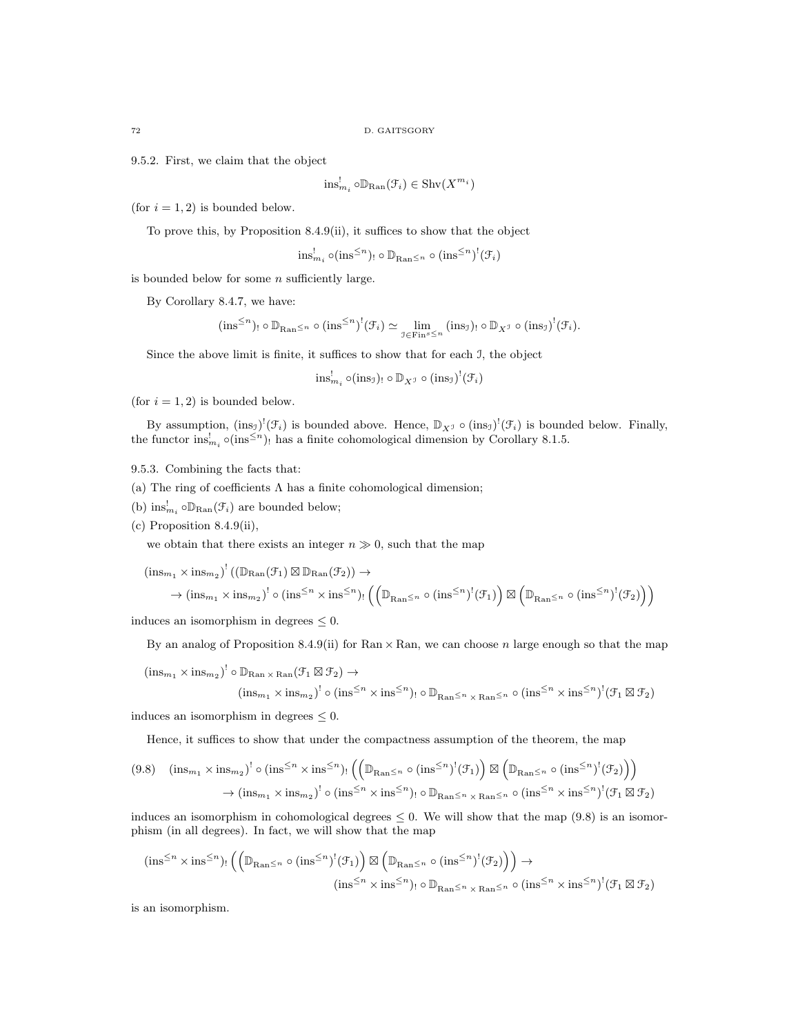9.5.2. First, we claim that the object

$$\mathrm{ins}^!_{m_i} \circ \mathbb{D}_{\mathrm{Ran}}(\mathcal{F}_i) \in \mathrm{Shv}(X^{m_i})$$

(for $i = 1, 2$) is bounded below.

To prove this, by Proposition 8.4.9(ii), it suffices to show that the object

$$\mathrm{ins}^!_{m_i} \circ (\mathrm{ins}^{\leq n})_! \circ \mathbb{D}_{\mathrm{Ran}^{\leq n}} \circ (\mathrm{ins}^{\leq n})^!(\mathcal{F}_i)$$

is bounded below for some $n$ sufficiently large.

By Corollary 8.4.7, we have:

$$(\mathrm{ins}^{\leq n})_! \circ \mathbb{D}_{\mathrm{Ran}^{\leq n}} \circ (\mathrm{ins}^{\leq n})^!(\mathcal{F}_i) \simeq \lim_{\mathcal{I} \in \mathrm{Fin}^{s \leq n}} (\mathrm{ins}_{\mathcal{I}})_! \circ \mathbb{D}_{X^{\mathcal{I}}} \circ (\mathrm{ins}_{\mathcal{I}})^!(\mathcal{F}_i).$$

Since the above limit is finite, it suffices to show that for each $\mathcal{I}$, the object

$$\mathrm{ins}^!_{m_i} \circ (\mathrm{ins}_{\mathcal{I}})_! \circ \mathbb{D}_{X^{\mathcal{I}}} \circ (\mathrm{ins}_{\mathcal{I}})^!(\mathcal{F}_i)$$

(for $i = 1, 2$) is bounded below.

By assumption, $(\mathrm{ins}_{\mathcal{I}})^!(\mathcal{F}_i)$ is bounded above. Hence, $\mathbb{D}_{X^{\mathcal{I}}} \circ (\mathrm{ins}_{\mathcal{I}})^!(\mathcal{F}_i)$ is bounded below. Finally, the functor $\mathrm{ins}^!_{m_i} \circ (\mathrm{ins}^{\leq n})_!$ has a finite cohomological dimension by Corollary 8.1.5.

9.5.3. Combining the facts that:

(a) The ring of coefficients $\Lambda$ has a finite cohomological dimension;

(b) $\mathrm{ins}^!_{m_i} \circ \mathbb{D}_{\mathrm{Ran}}(\mathcal{F}_i)$ are bounded below;

(c) Proposition 8.4.9(ii),

we obtain that there exists an integer $n \gg 0$, such that the map

$$(\mathrm{ins}_{m_1} \times \mathrm{ins}_{m_2})^! \left( (\mathbb{D}_{\mathrm{Ran}}(\mathcal{F}_1) \boxtimes \mathbb{D}_{\mathrm{Ran}}(\mathcal{F}_2) \right) \to$$
$$\to (\mathrm{ins}_{m_1} \times \mathrm{ins}_{m_2})^! \circ (\mathrm{ins}^{\leq n} \times \mathrm{ins}^{\leq n})_! \left( \left( \mathbb{D}_{\mathrm{Ran}^{\leq n}} \circ (\mathrm{ins}^{\leq n})^!(\mathcal{F}_1) \right) \boxtimes \left( \mathbb{D}_{\mathrm{Ran}^{\leq n}} \circ (\mathrm{ins}^{\leq n})^!(\mathcal{F}_2) \right) \right)$$

induces an isomorphism in degrees $\leq 0$.

By an analog of Proposition 8.4.9(ii) for $\mathrm{Ran} \times \mathrm{Ran}$, we can choose $n$ large enough so that the map

$$(\mathrm{ins}_{m_1} \times \mathrm{ins}_{m_2})^! \circ \mathbb{D}_{\mathrm{Ran} \times \mathrm{Ran}}(\mathcal{F}_1 \boxtimes \mathcal{F}_2) \to$$
$$(\mathrm{ins}_{m_1} \times \mathrm{ins}_{m_2})^! \circ (\mathrm{ins}^{\leq n} \times \mathrm{ins}^{\leq n})_! \circ \mathbb{D}_{\mathrm{Ran}^{\leq n} \times \mathrm{Ran}^{\leq n}} \circ (\mathrm{ins}^{\leq n} \times \mathrm{ins}^{\leq n})^!(\mathcal{F}_1 \boxtimes \mathcal{F}_2)$$

induces an isomorphism in degrees $\leq 0$.

Hence, it suffices to show that under the compactness assumption of the theorem, the map

$$(9.8) \quad (\mathrm{ins}_{m_1} \times \mathrm{ins}_{m_2})^! \circ (\mathrm{ins}^{\leq n} \times \mathrm{ins}^{\leq n})_! \left( \left( \mathbb{D}_{\mathrm{Ran}^{\leq n}} \circ (\mathrm{ins}^{\leq n})^!(\mathcal{F}_1) \right) \boxtimes \left( \mathbb{D}_{\mathrm{Ran}^{\leq n}} \circ (\mathrm{ins}^{\leq n})^!(\mathcal{F}_2) \right) \right)$$
$$\to (\mathrm{ins}_{m_1} \times \mathrm{ins}_{m_2})^! \circ (\mathrm{ins}^{\leq n} \times \mathrm{ins}^{\leq n})_! \circ \mathbb{D}_{\mathrm{Ran}^{\leq n} \times \mathrm{Ran}^{\leq n}} \circ (\mathrm{ins}^{\leq n} \times \mathrm{ins}^{\leq n})^!(\mathcal{F}_1 \boxtimes \mathcal{F}_2)$$

induces an isomorphism in cohomological degrees $\leq 0$. We will show that the map (9.8) is an isomorphism (in all degrees). In fact, we will show that the map

$$(\mathrm{ins}^{\leq n} \times \mathrm{ins}^{\leq n})_! \left( \left( \mathbb{D}_{\mathrm{Ran}^{\leq n}} \circ (\mathrm{ins}^{\leq n})^!(\mathcal{F}_1) \right) \boxtimes \left( \mathbb{D}_{\mathrm{Ran}^{\leq n}} \circ (\mathrm{ins}^{\leq n})^!(\mathcal{F}_2) \right) \right) \to$$
$$(\mathrm{ins}^{\leq n} \times \mathrm{ins}^{\leq n})_! \circ \mathbb{D}_{\mathrm{Ran}^{\leq n} \times \mathrm{Ran}^{\leq n}} \circ (\mathrm{ins}^{\leq n} \times \mathrm{ins}^{\leq n})^!(\mathcal{F}_1 \boxtimes \mathcal{F}_2)$$

is an isomorphism.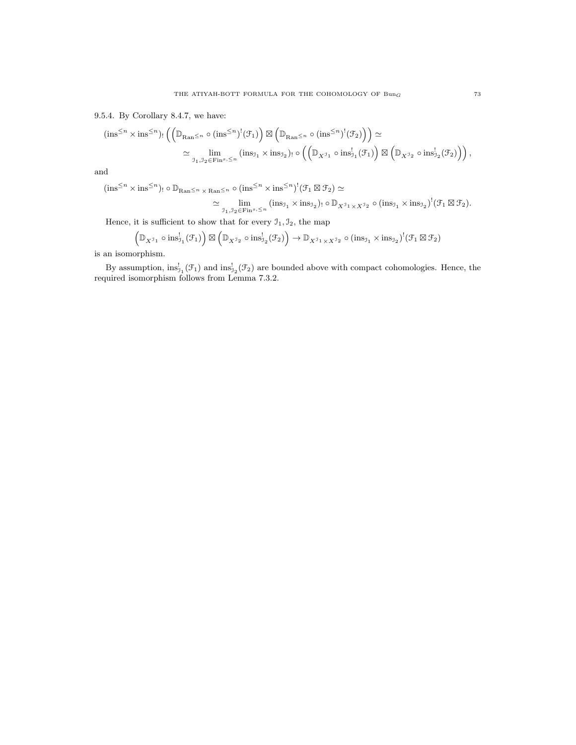9.5.4. By Corollary 8.4.7, we have:

$$(\mathrm{ins}^{\leq n} \times \mathrm{ins}^{\leq n})_! \left( \left( \mathbb{D}_{\mathrm{Ran}^{\leq n}} \circ (\mathrm{ins}^{\leq n})^! (\mathcal{F}_1) \right) \boxtimes \left( \mathbb{D}_{\mathrm{Ran}^{\leq n}} \circ (\mathrm{ins}^{\leq n})^! (\mathcal{F}_2) \right) \right) \simeq$$

$$\simeq \lim_{\mathcal{J}_1, \mathcal{J}_2 \in \mathrm{Fin}^{s, \leq n}} (\mathrm{ins}_{\mathcal{J}_1} \times \mathrm{ins}_{\mathcal{J}_2})_! \circ \left( \left( \mathbb{D}_{X^{\mathcal{J}_1}} \circ \mathrm{ins}^!_{\mathcal{J}_1}(\mathcal{F}_1) \right) \boxtimes \left( \mathbb{D}_{X^{\mathcal{J}_2}} \circ \mathrm{ins}^!_{\mathcal{J}_2}(\mathcal{F}_2) \right) \right),$$

and

$$(\mathrm{ins}^{\leq n} \times \mathrm{ins}^{\leq n})_! \circ \mathbb{D}_{\mathrm{Ran}^{\leq n} \times \mathrm{Ran}^{\leq n}} \circ (\mathrm{ins}^{\leq n} \times \mathrm{ins}^{\leq n})^! (\mathcal{F}_1 \boxtimes \mathcal{F}_2) \simeq$$

$$\simeq \lim_{\mathcal{J}_1, \mathcal{J}_2 \in \mathrm{Fin}^{s, \leq n}} (\mathrm{ins}_{\mathcal{J}_1} \times \mathrm{ins}_{\mathcal{J}_2})_! \circ \mathbb{D}_{X^{\mathcal{J}_1} \times X^{\mathcal{J}_2}} \circ (\mathrm{ins}_{\mathcal{J}_1} \times \mathrm{ins}_{\mathcal{J}_2})^! (\mathcal{F}_1 \boxtimes \mathcal{F}_2).$$

Hence, it is sufficient to show that for every $\mathcal{J}_1, \mathcal{J}_2$, the map

$$\left( \mathbb{D}_{X^{\mathcal{J}_1}} \circ \mathrm{ins}^!_{\mathcal{J}_1}(\mathcal{F}_1) \right) \boxtimes \left( \mathbb{D}_{X^{\mathcal{J}_2}} \circ \mathrm{ins}^!_{\mathcal{J}_2}(\mathcal{F}_2) \right) \to \mathbb{D}_{X^{\mathcal{J}_1} \times X^{\mathcal{J}_2}} \circ (\mathrm{ins}_{\mathcal{J}_1} \times \mathrm{ins}_{\mathcal{J}_2})^! (\mathcal{F}_1 \boxtimes \mathcal{F}_2)$$

is an isomorphism.

By assumption, $\mathrm{ins}^!_{\mathcal{J}_1}(\mathcal{F}_1)$ and $\mathrm{ins}^!_{\mathcal{J}_2}(\mathcal{F}_2)$ are bounded above with compact cohomologies. Hence, the required isomorphism follows from Lemma 7.3.2.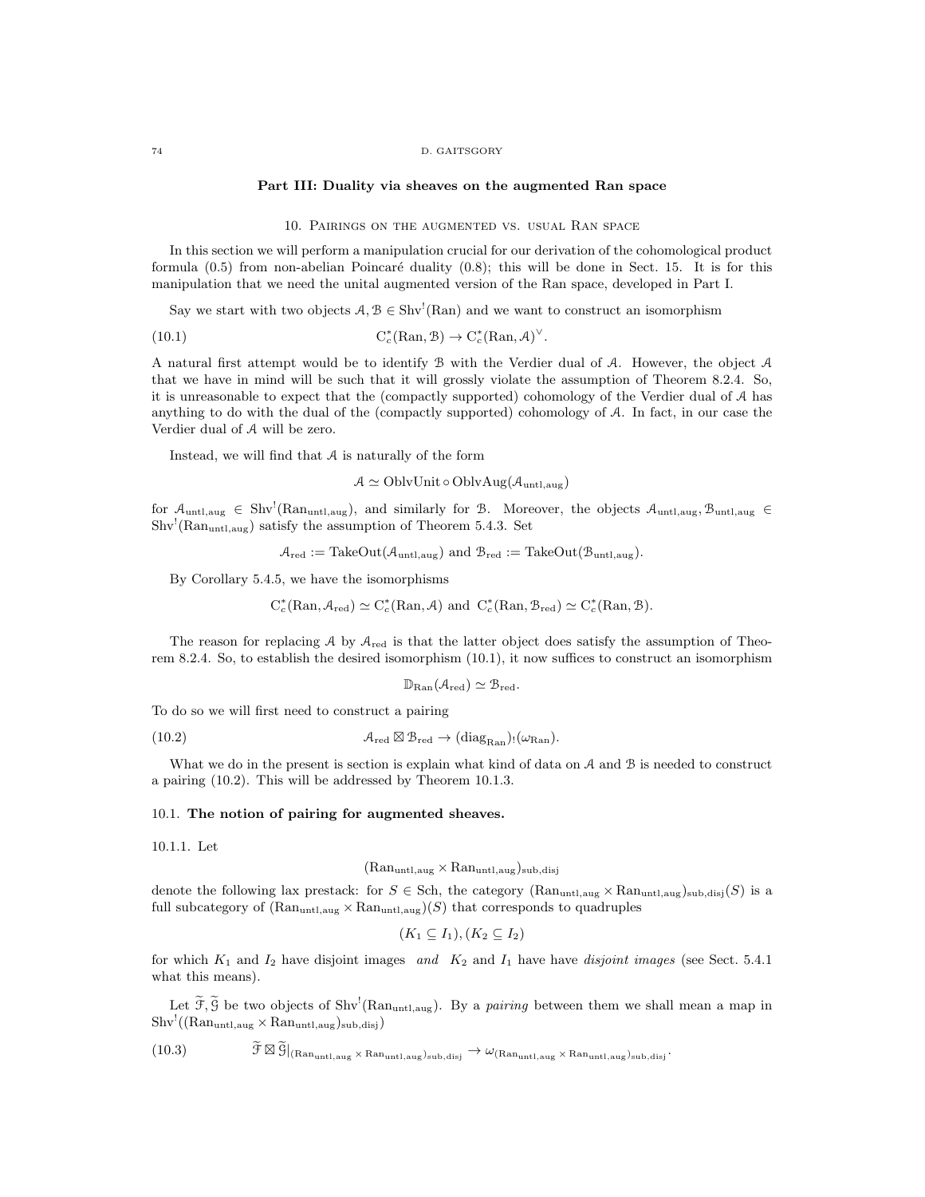## Part III: Duality via sheaves on the augmented Ran space

### 10. Pairings on the augmented vs. usual Ran space

In this section we will perform a manipulation crucial for our derivation of the cohomological product formula (0.5) from non-abelian Poincaré duality (0.8); this will be done in Sect. 15. It is for this manipulation that we need the unital augmented version of the Ran space, developed in Part I.

Say we start with two objects $\mathcal{A}, \mathcal{B} \in \mathrm{Shv}^!(\mathrm{Ran})$ and we want to construct an isomorphism

$$\mathrm{C}^*_c(\mathrm{Ran}, \mathcal{B}) \to \mathrm{C}^*_c(\mathrm{Ran}, \mathcal{A})^\vee. \tag{10.1}$$

A natural first attempt would be to identify $\mathcal{B}$ with the Verdier dual of $\mathcal{A}$. However, the object $\mathcal{A}$ that we have in mind will be such that it will grossly violate the assumption of Theorem 8.2.4. So, it is unreasonable to expect that the (compactly supported) cohomology of the Verdier dual of $\mathcal{A}$ has anything to do with the dual of the (compactly supported) cohomology of $\mathcal{A}$. In fact, in our case the Verdier dual of $\mathcal{A}$ will be zero.

Instead, we will find that $\mathcal{A}$ is naturally of the form

$$\mathcal{A} \simeq \mathrm{OblvUnit} \circ \mathrm{OblvAug}(\mathcal{A}_{\mathrm{untl,aug}})$$

for $\mathcal{A}_{\mathrm{untl,aug}} \in \mathrm{Shv}^!(\mathrm{Ran}_{\mathrm{untl,aug}})$, and similarly for $\mathcal{B}$. Moreover, the objects $\mathcal{A}_{\mathrm{untl,aug}}, \mathcal{B}_{\mathrm{untl,aug}} \in \mathrm{Shv}^!(\mathrm{Ran}_{\mathrm{untl,aug}})$ satisfy the assumption of Theorem 5.4.3. Set

$$\mathcal{A}_{\mathrm{red}} := \mathrm{TakeOut}(\mathcal{A}_{\mathrm{untl,aug}}) \text{ and } \mathcal{B}_{\mathrm{red}} := \mathrm{TakeOut}(\mathcal{B}_{\mathrm{untl,aug}}).$$

By Corollary 5.4.5, we have the isomorphisms

$$\mathrm{C}^*_c(\mathrm{Ran}, \mathcal{A}_{\mathrm{red}}) \simeq \mathrm{C}^*_c(\mathrm{Ran}, \mathcal{A}) \text{ and } \mathrm{C}^*_c(\mathrm{Ran}, \mathcal{B}_{\mathrm{red}}) \simeq \mathrm{C}^*_c(\mathrm{Ran}, \mathcal{B}).$$

The reason for replacing $\mathcal{A}$ by $\mathcal{A}_{\mathrm{red}}$ is that the latter object does satisfy the assumption of Theorem 8.2.4. So, to establish the desired isomorphism (10.1), it now suffices to construct an isomorphism

$$\mathbb{D}_{\mathrm{Ran}}(\mathcal{A}_{\mathrm{red}}) \simeq \mathcal{B}_{\mathrm{red}}.$$

To do so we will first need to construct a pairing

$$\mathcal{A}_{\mathrm{red}} \boxtimes \mathcal{B}_{\mathrm{red}} \to (\mathrm{diag}_{\mathrm{Ran}})_!(\omega_{\mathrm{Ran}}). \tag{10.2}$$

What we do in the present is section is explain what kind of data on $\mathcal{A}$ and $\mathcal{B}$ is needed to construct a pairing (10.2). This will be addressed by Theorem 10.1.3.

#### 10.1. The notion of pairing for augmented sheaves.

10.1.1. Let

$$(\mathrm{Ran}_{\mathrm{untl,aug}} \times \mathrm{Ran}_{\mathrm{untl,aug}})_{\mathrm{sub,disj}}$$

denote the following lax prestack: for $S \in \mathrm{Sch}$, the category $(\mathrm{Ran}_{\mathrm{untl,aug}} \times \mathrm{Ran}_{\mathrm{untl,aug}})_{\mathrm{sub,disj}}(S)$ is a full subcategory of $(\mathrm{Ran}_{\mathrm{untl,aug}} \times \mathrm{Ran}_{\mathrm{untl,aug}})(S)$ that corresponds to quadruples

$$(K_1 \subseteq I_1), (K_2 \subseteq I_2)$$

for which $K_1$ and $I_2$ have disjoint images *and* $K_2$ and $I_1$ have have *disjoint images* (see Sect. 5.4.1 what this means).

Let $\widetilde{\mathcal{F}}, \widetilde{\mathcal{G}}$ be two objects of $\mathrm{Shv}^!(\mathrm{Ran}_{\mathrm{untl,aug}})$. By a *pairing* between them we shall mean a map in $\mathrm{Shv}^!((\mathrm{Ran}_{\mathrm{untl,aug}} \times \mathrm{Ran}_{\mathrm{untl,aug}})_{\mathrm{sub,disj}})$

$$\widetilde{\mathcal{F}} \boxtimes \widetilde{\mathcal{G}}|_{(\mathrm{Ran}_{\mathrm{untl,aug}} \times \mathrm{Ran}_{\mathrm{untl,aug}})_{\mathrm{sub,disj}}} \to \omega_{(\mathrm{Ran}_{\mathrm{untl,aug}} \times \mathrm{Ran}_{\mathrm{untl,aug}})_{\mathrm{sub,disj}}}. \tag{10.3}$$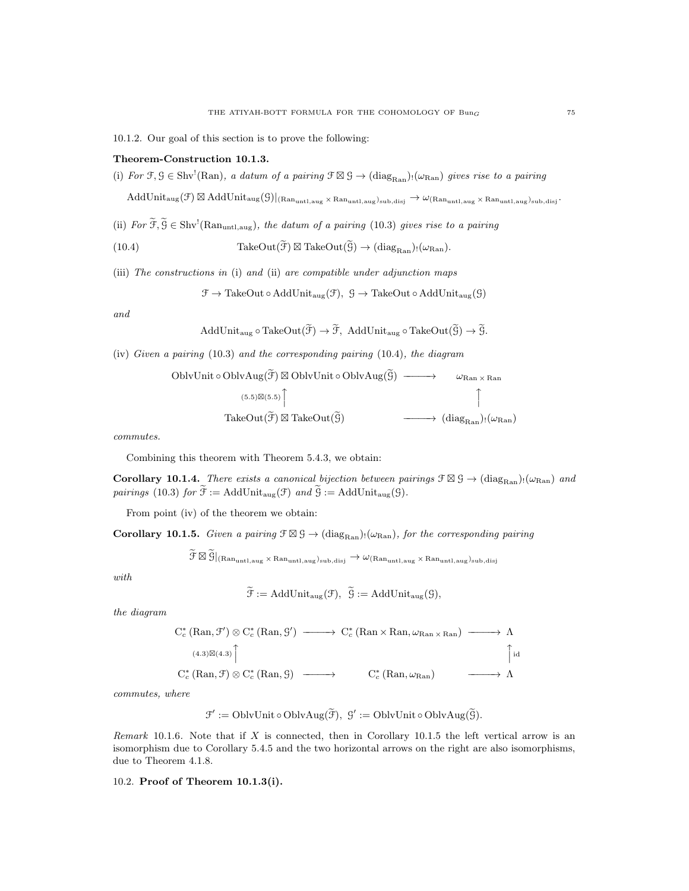10.1.2. Our goal of this section is to prove the following:

**Theorem-Construction 10.1.3.**

(i) *For $\mathcal{F}, \mathcal{G} \in \mathrm{Shv}^!(\mathrm{Ran})$, a datum of a pairing $\mathcal{F} \boxtimes \mathcal{G} \to (\mathrm{diag}_{\mathrm{Ran}})_!(\omega_{\mathrm{Ran}})$ gives rise to a pairing*

$$\mathrm{AddUnit}_{\mathrm{aug}}(\mathcal{F}) \boxtimes \mathrm{AddUnit}_{\mathrm{aug}}(\mathcal{G})|_{(\mathrm{Ran}_{\mathrm{untl,aug}} \times \mathrm{Ran}_{\mathrm{untl,aug}})_{\mathrm{sub,disj}}} \to \omega_{(\mathrm{Ran}_{\mathrm{untl,aug}} \times \mathrm{Ran}_{\mathrm{untl,aug}})_{\mathrm{sub,disj}}}.$$

(ii) *For $\widetilde{\mathcal{F}}, \widetilde{\mathcal{G}} \in \mathrm{Shv}^!(\mathrm{Ran}_{\mathrm{untl,aug}})$, the datum of a pairing (10.3) gives rise to a pairing*

$$\mathrm{TakeOut}(\widetilde{\mathcal{F}}) \boxtimes \mathrm{TakeOut}(\widetilde{\mathcal{G}}) \to (\mathrm{diag}_{\mathrm{Ran}})_!(\omega_{\mathrm{Ran}}). \tag{10.4}$$

(iii) *The constructions in* (i) *and* (ii) *are compatible under adjunction maps*

$$\mathcal{F} \to \mathrm{TakeOut} \circ \mathrm{AddUnit}_{\mathrm{aug}}(\mathcal{F}),\ \mathcal{G} \to \mathrm{TakeOut} \circ \mathrm{AddUnit}_{\mathrm{aug}}(\mathcal{G})$$

*and*

$$\mathrm{AddUnit}_{\mathrm{aug}} \circ \mathrm{TakeOut}(\widetilde{\mathcal{F}}) \to \widetilde{\mathcal{F}},\ \mathrm{AddUnit}_{\mathrm{aug}} \circ \mathrm{TakeOut}(\widetilde{\mathcal{G}}) \to \widetilde{\mathcal{G}}.$$

(iv) *Given a pairing* (10.3) *and the corresponding pairing* (10.4), *the diagram*

$$\begin{array}{ccc}
\mathrm{OblvUnit} \circ \mathrm{OblvAug}(\widetilde{\mathcal{F}}) \boxtimes \mathrm{OblvUnit} \circ \mathrm{OblvAug}(\widetilde{\mathcal{G}}) & \longrightarrow & \omega_{\mathrm{Ran} \times \mathrm{Ran}} \\
{\scriptstyle (5.5)\boxtimes(5.5)} \uparrow & & \uparrow \\
\mathrm{TakeOut}(\widetilde{\mathcal{F}}) \boxtimes \mathrm{TakeOut}(\widetilde{\mathcal{G}}) & \longrightarrow & (\mathrm{diag}_{\mathrm{Ran}})_!(\omega_{\mathrm{Ran}})
\end{array}$$

*commutes.*

Combining this theorem with Theorem 5.4.3, we obtain:

**Corollary 10.1.4.** *There exists a canonical bijection between pairings $\mathcal{F} \boxtimes \mathcal{G} \to (\mathrm{diag}_{\mathrm{Ran}})_!(\omega_{\mathrm{Ran}})$ and pairings* (10.3) *for $\widetilde{\mathcal{F}} := \mathrm{AddUnit}_{\mathrm{aug}}(\mathcal{F})$ and $\widetilde{\mathcal{G}} := \mathrm{AddUnit}_{\mathrm{aug}}(\mathcal{G})$.*

From point (iv) of the theorem we obtain:

**Corollary 10.1.5.** *Given a pairing $\mathcal{F} \boxtimes \mathcal{G} \to (\mathrm{diag}_{\mathrm{Ran}})_!(\omega_{\mathrm{Ran}})$, for the corresponding pairing*

$$\widetilde{\mathcal{F}} \boxtimes \widetilde{\mathcal{G}}|_{(\mathrm{Ran}_{\mathrm{untl,aug}} \times \mathrm{Ran}_{\mathrm{untl,aug}})_{\mathrm{sub,disj}}} \to \omega_{(\mathrm{Ran}_{\mathrm{untl,aug}} \times \mathrm{Ran}_{\mathrm{untl,aug}})_{\mathrm{sub,disj}}}$$

*with*

$$\widetilde{\mathcal{F}} := \mathrm{AddUnit}_{\mathrm{aug}}(\mathcal{F}),\ \widetilde{\mathcal{G}} := \mathrm{AddUnit}_{\mathrm{aug}}(\mathcal{G}),$$

*the diagram*

$$\begin{array}{ccccc}
\mathrm{C}^*_c(\mathrm{Ran}, \mathcal{F}') \otimes \mathrm{C}^*_c(\mathrm{Ran}, \mathcal{G}') & \longrightarrow & \mathrm{C}^*_c(\mathrm{Ran} \times \mathrm{Ran}, \omega_{\mathrm{Ran} \times \mathrm{Ran}}) & \longrightarrow & \Lambda \\
{\scriptstyle (4.3)\boxtimes(4.3)} \uparrow & & & & \uparrow {\scriptstyle \mathrm{id}} \\
\mathrm{C}^*_c(\mathrm{Ran}, \mathcal{F}) \otimes \mathrm{C}^*_c(\mathrm{Ran}, \mathcal{G}) & \longrightarrow & \mathrm{C}^*_c(\mathrm{Ran}, \omega_{\mathrm{Ran}}) & \longrightarrow & \Lambda
\end{array}$$

*commutes, where*

$$\mathcal{F}' := \mathrm{OblvUnit} \circ \mathrm{OblvAug}(\widetilde{\mathcal{F}}),\ \mathcal{G}' := \mathrm{OblvUnit} \circ \mathrm{OblvAug}(\widetilde{\mathcal{G}}).$$

*Remark* 10.1.6. Note that if $X$ is connected, then in Corollary 10.1.5 the left vertical arrow is an isomorphism due to Corollary 5.4.5 and the two horizontal arrows on the right are also isomorphisms, due to Theorem 4.1.8.

## 10.2. **Proof of Theorem 10.1.3(i).**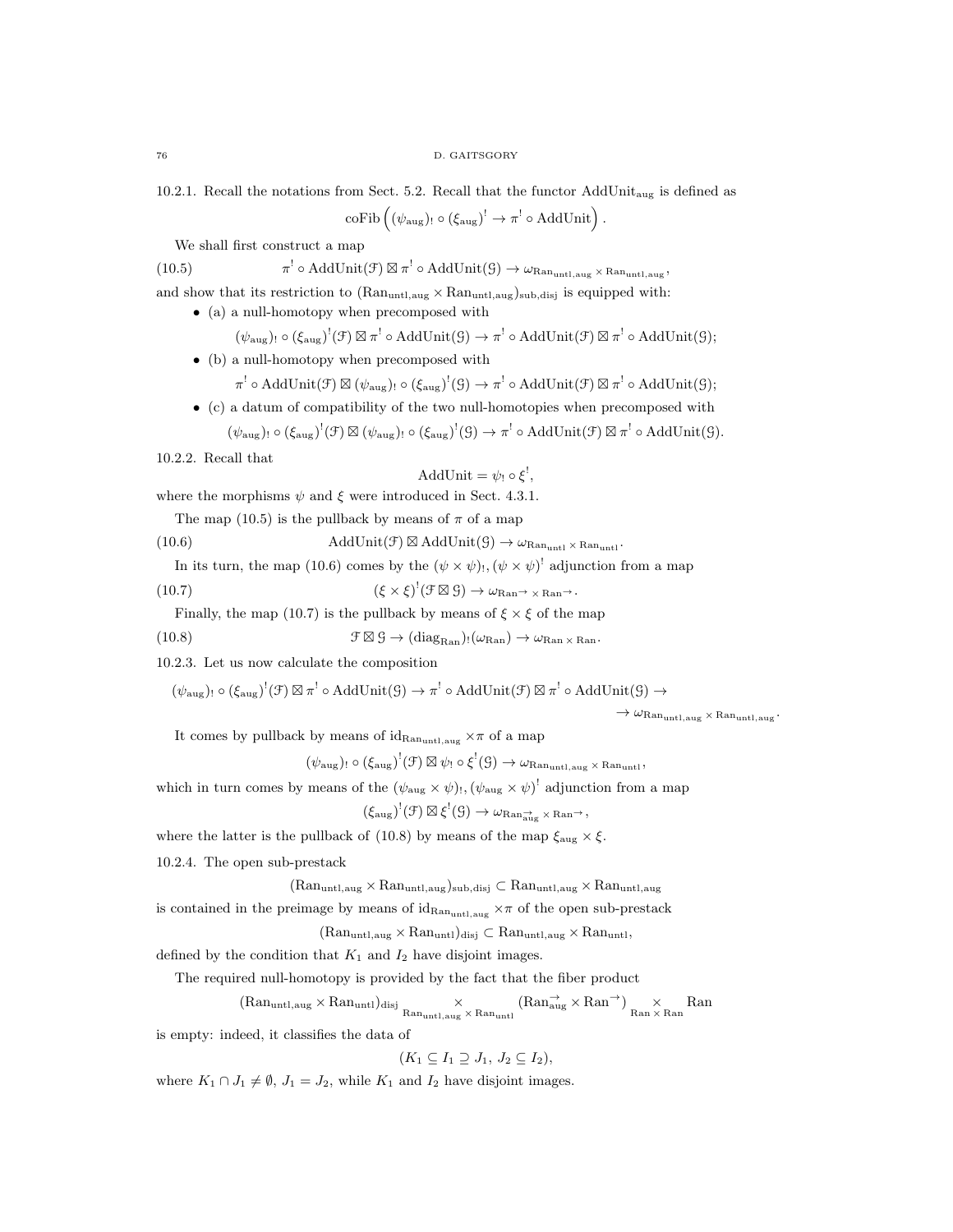10.2.1. Recall the notations from Sect. 5.2. Recall that the functor $\mathrm{AddUnit}_{\mathrm{aug}}$ is defined as

$$\mathrm{coFib}\left((\psi_{\mathrm{aug}})_! \circ (\xi_{\mathrm{aug}})^! \to \pi^! \circ \mathrm{AddUnit}\right).$$

We shall first construct a map

$$\pi^! \circ \mathrm{AddUnit}(\mathcal{F}) \boxtimes \pi^! \circ \mathrm{AddUnit}(\mathcal{G}) \to \omega_{\mathrm{Ran}_{\mathrm{untl,aug}} \times \mathrm{Ran}_{\mathrm{untl,aug}}}, \tag{10.5}$$

and show that its restriction to $(\mathrm{Ran}_{\mathrm{untl,aug}} \times \mathrm{Ran}_{\mathrm{untl,aug}})_{\mathrm{sub,disj}}$ is equipped with:

- (a) a null-homotopy when precomposed with
$$(\psi_{\mathrm{aug}})_! \circ (\xi_{\mathrm{aug}})^!(\mathcal{F}) \boxtimes \pi^! \circ \mathrm{AddUnit}(\mathcal{G}) \to \pi^! \circ \mathrm{AddUnit}(\mathcal{F}) \boxtimes \pi^! \circ \mathrm{AddUnit}(\mathcal{G});$$
- (b) a null-homotopy when precomposed with
$$\pi^! \circ \mathrm{AddUnit}(\mathcal{F}) \boxtimes (\psi_{\mathrm{aug}})_! \circ (\xi_{\mathrm{aug}})^!(\mathcal{G}) \to \pi^! \circ \mathrm{AddUnit}(\mathcal{F}) \boxtimes \pi^! \circ \mathrm{AddUnit}(\mathcal{G});$$
- (c) a datum of compatibility of the two null-homotopies when precomposed with
$$(\psi_{\mathrm{aug}})_! \circ (\xi_{\mathrm{aug}})^!(\mathcal{F}) \boxtimes (\psi_{\mathrm{aug}})_! \circ (\xi_{\mathrm{aug}})^!(\mathcal{G}) \to \pi^! \circ \mathrm{AddUnit}(\mathcal{F}) \boxtimes \pi^! \circ \mathrm{AddUnit}(\mathcal{G}).$$

10.2.2. Recall that

$$\mathrm{AddUnit} = \psi_! \circ \xi^!,$$

where the morphisms $\psi$ and $\xi$ were introduced in Sect. 4.3.1.

The map (10.5) is the pullback by means of $\pi$ of a map

$$\mathrm{AddUnit}(\mathcal{F}) \boxtimes \mathrm{AddUnit}(\mathcal{G}) \to \omega_{\mathrm{Ran}_{\mathrm{untl}} \times \mathrm{Ran}_{\mathrm{untl}}}. \tag{10.6}$$

In its turn, the map (10.6) comes by the $(\psi \times \psi)_!, (\psi \times \psi)^!$ adjunction from a map

$$(\xi \times \xi)^!(\mathcal{F} \boxtimes \mathcal{G}) \to \omega_{\mathrm{Ran}^{\to} \times \mathrm{Ran}^{\to}}. \tag{10.7}$$

Finally, the map (10.7) is the pullback by means of $\xi \times \xi$ of the map

$$\mathcal{F} \boxtimes \mathcal{G} \to (\mathrm{diag}_{\mathrm{Ran}})_!(\omega_{\mathrm{Ran}}) \to \omega_{\mathrm{Ran} \times \mathrm{Ran}}. \tag{10.8}$$

10.2.3. Let us now calculate the composition

$$(\psi_{\mathrm{aug}})_! \circ (\xi_{\mathrm{aug}})^!(\mathcal{F}) \boxtimes \pi^! \circ \mathrm{AddUnit}(\mathcal{G}) \to \pi^! \circ \mathrm{AddUnit}(\mathcal{F}) \boxtimes \pi^! \circ \mathrm{AddUnit}(\mathcal{G}) \to \\ \to \omega_{\mathrm{Ran}_{\mathrm{untl,aug}} \times \mathrm{Ran}_{\mathrm{untl,aug}}}.$$

It comes by pullback by means of $\mathrm{id}_{\mathrm{Ran}_{\mathrm{untl,aug}}} \times \pi$ of a map

$$(\psi_{\mathrm{aug}})_! \circ (\xi_{\mathrm{aug}})^!(\mathcal{F}) \boxtimes \psi_! \circ \xi^!(\mathcal{G}) \to \omega_{\mathrm{Ran}_{\mathrm{untl,aug}} \times \mathrm{Ran}_{\mathrm{untl}}},$$

which in turn comes by means of the $(\psi_{\mathrm{aug}} \times \psi)_!, (\psi_{\mathrm{aug}} \times \psi)^!$ adjunction from a map

$$(\xi_{\mathrm{aug}})^!(\mathcal{F}) \boxtimes \xi^!(\mathcal{G}) \to \omega_{\mathrm{Ran}^{\to}_{\mathrm{aug}} \times \mathrm{Ran}^{\to}},$$

where the latter is the pullback of (10.8) by means of the map $\xi_{\mathrm{aug}} \times \xi$.

10.2.4. The open sub-prestack

$$(\mathrm{Ran}_{\mathrm{untl,aug}} \times \mathrm{Ran}_{\mathrm{untl,aug}})_{\mathrm{sub,disj}} \subset \mathrm{Ran}_{\mathrm{untl,aug}} \times \mathrm{Ran}_{\mathrm{untl,aug}}$$

is contained in the preimage by means of $\mathrm{id}_{\mathrm{Ran}_{\mathrm{untl,aug}}} \times \pi$ of the open sub-prestack

$$(\mathrm{Ran}_{\mathrm{untl,aug}} \times \mathrm{Ran}_{\mathrm{untl}})_{\mathrm{disj}} \subset \mathrm{Ran}_{\mathrm{untl,aug}} \times \mathrm{Ran}_{\mathrm{untl}},$$

defined by the condition that $K_1$ and $I_2$ have disjoint images.

The required null-homotopy is provided by the fact that the fiber product

$$(\mathrm{Ran}_{\mathrm{untl,aug}} \times \mathrm{Ran}_{\mathrm{untl}})_{\mathrm{disj}} \underset{\mathrm{Ran}_{\mathrm{untl,aug}} \times \mathrm{Ran}_{\mathrm{untl}}}{\times} (\mathrm{Ran}^{\to}_{\mathrm{aug}} \times \mathrm{Ran}^{\to}) \underset{\mathrm{Ran} \times \mathrm{Ran}}{\times} \mathrm{Ran}$$

is empty: indeed, it classifies the data of

$$(K_1 \subseteq I_1 \supseteq J_1,\ J_2 \subseteq I_2),$$

where $K_1 \cap J_1 \neq \emptyset$, $J_1 = J_2$, while $K_1$ and $I_2$ have disjoint images.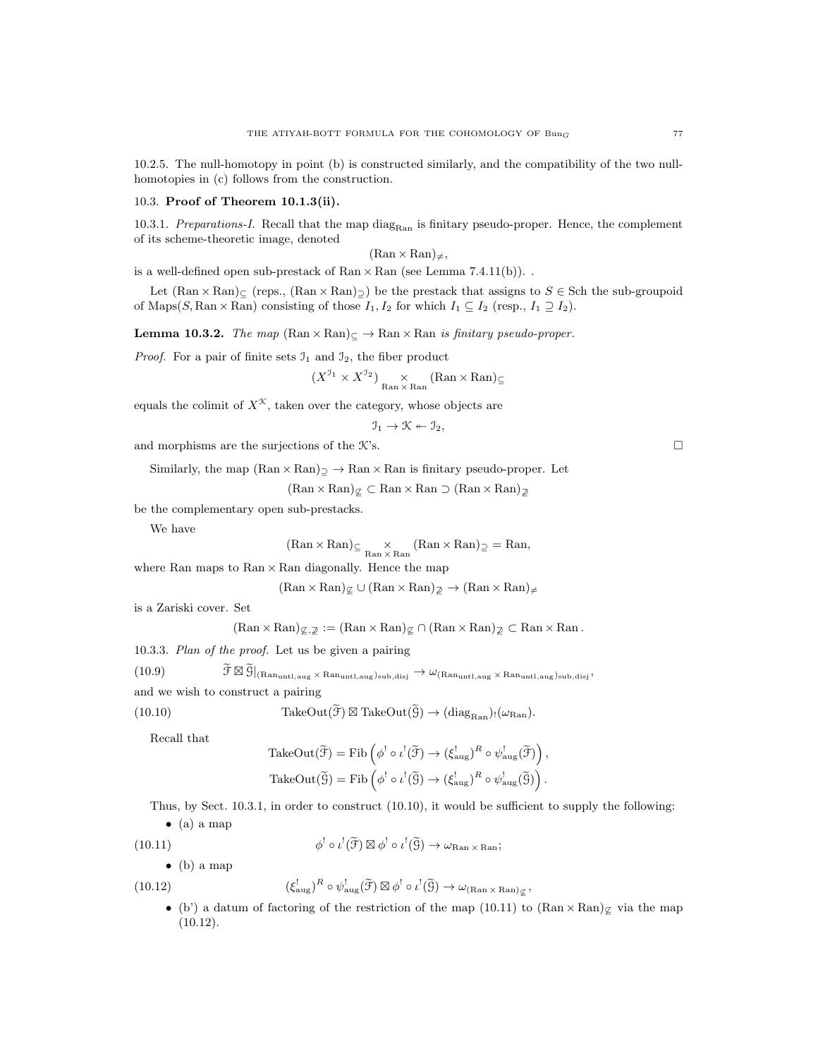10.2.5. The null-homotopy in point (b) is constructed similarly, and the compatibility of the two null-homotopies in (c) follows from the construction.

## 10.3. Proof of Theorem 10.1.3(ii).

10.3.1. *Preparations-I.* Recall that the map $\mathrm{diag}_{\mathrm{Ran}}$ is finitary pseudo-proper. Hence, the complement of its scheme-theoretic image, denoted

$$(\mathrm{Ran} \times \mathrm{Ran})_{\neq},$$

is a well-defined open sub-prestack of $\mathrm{Ran} \times \mathrm{Ran}$ (see Lemma 7.4.11(b)). .

Let $(\mathrm{Ran} \times \mathrm{Ran})_{\subseteq}$ (reps., $(\mathrm{Ran} \times \mathrm{Ran})_{\supseteq}$) be the prestack that assigns to $S \in \mathrm{Sch}$ the sub-groupoid of $\mathrm{Maps}(S, \mathrm{Ran} \times \mathrm{Ran})$ consisting of those $I_1, I_2$ for which $I_1 \subseteq I_2$ (resp., $I_1 \supseteq I_2$).

**Lemma 10.3.2.** *The map $(\mathrm{Ran} \times \mathrm{Ran})_{\subseteq} \to \mathrm{Ran} \times \mathrm{Ran}$ is finitary pseudo-proper.*

*Proof.* For a pair of finite sets $\mathcal{I}_1$ and $\mathcal{I}_2$, the fiber product

$$(X^{\mathcal{I}_1} \times X^{\mathcal{I}_2}) \underset{\mathrm{Ran} \times \mathrm{Ran}}{\times} (\mathrm{Ran} \times \mathrm{Ran})_{\subseteq}$$

equals the colimit of $X^{\mathcal{K}}$, taken over the category, whose objects are

$$\mathcal{I}_1 \to \mathcal{K} \twoheadleftarrow \mathcal{I}_2,$$

and morphisms are the surjections of the $\mathcal{K}$'s. $\square$

Similarly, the map $(\mathrm{Ran} \times \mathrm{Ran})_{\supseteq} \to \mathrm{Ran} \times \mathrm{Ran}$ is finitary pseudo-proper. Let

$$(\mathrm{Ran} \times \mathrm{Ran})_{\not\subseteq} \subset \mathrm{Ran} \times \mathrm{Ran} \supset (\mathrm{Ran} \times \mathrm{Ran})_{\not\supseteq}$$

be the complementary open sub-prestacks.

We have

$$(\mathrm{Ran} \times \mathrm{Ran})_{\subseteq} \underset{\mathrm{Ran} \times \mathrm{Ran}}{\times} (\mathrm{Ran} \times \mathrm{Ran})_{\supseteq} = \mathrm{Ran},$$

where $\mathrm{Ran}$ maps to $\mathrm{Ran} \times \mathrm{Ran}$ diagonally. Hence the map

$$(\mathrm{Ran} \times \mathrm{Ran})_{\not\subseteq} \cup (\mathrm{Ran} \times \mathrm{Ran})_{\not\supseteq} \to (\mathrm{Ran} \times \mathrm{Ran})_{\neq}$$

is a Zariski cover. Set

$$(\mathrm{Ran} \times \mathrm{Ran})_{\not\subseteq, \not\supseteq} := (\mathrm{Ran} \times \mathrm{Ran})_{\not\subseteq} \cap (\mathrm{Ran} \times \mathrm{Ran})_{\not\supseteq} \subset \mathrm{Ran} \times \mathrm{Ran}\,.$$

10.3.3. *Plan of the proof.* Let us be given a pairing

$$\widetilde{\mathcal{F}} \boxtimes \widetilde{\mathcal{G}}|_{(\mathrm{Ran}_{\mathrm{untl,aug}} \times \mathrm{Ran}_{\mathrm{untl,aug}})_{\mathrm{sub,disj}}} \to \omega_{(\mathrm{Ran}_{\mathrm{untl,aug}} \times \mathrm{Ran}_{\mathrm{untl,aug}})_{\mathrm{sub,disj}}}, \tag{10.9}$$

and we wish to construct a pairing

$$\mathrm{TakeOut}(\widetilde{\mathcal{F}}) \boxtimes \mathrm{TakeOut}(\widetilde{\mathcal{G}}) \to (\mathrm{diag}_{\mathrm{Ran}})_!(\omega_{\mathrm{Ran}}). \tag{10.10}$$

Recall that

$$\mathrm{TakeOut}(\widetilde{\mathcal{F}}) = \mathrm{Fib}\left(\phi^! \circ \iota^!(\widetilde{\mathcal{F}}) \to (\xi^!_{\mathrm{aug}})^R \circ \psi^!_{\mathrm{aug}}(\widetilde{\mathcal{F}})\right),$$
$$\mathrm{TakeOut}(\widetilde{\mathcal{G}}) = \mathrm{Fib}\left(\phi^! \circ \iota^!(\widetilde{\mathcal{G}}) \to (\xi^!_{\mathrm{aug}})^R \circ \psi^!_{\mathrm{aug}}(\widetilde{\mathcal{G}})\right).$$

Thus, by Sect. 10.3.1, in order to construct (10.10), it would be sufficient to supply the following:

- (a) a map
$$\phi^! \circ \iota^!(\widetilde{\mathcal{F}}) \boxtimes \phi^! \circ \iota^!(\widetilde{\mathcal{G}}) \to \omega_{\mathrm{Ran} \times \mathrm{Ran}}; \tag{10.11}$$
- (b) a map
$$(\xi^!_{\mathrm{aug}})^R \circ \psi^!_{\mathrm{aug}}(\widetilde{\mathcal{F}}) \boxtimes \phi^! \circ \iota^!(\widetilde{\mathcal{G}}) \to \omega_{(\mathrm{Ran} \times \mathrm{Ran})_{\not\subseteq}}, \tag{10.12}$$
- (b') a datum of factoring of the restriction of the map (10.11) to $(\mathrm{Ran} \times \mathrm{Ran})_{\not\subseteq}$ via the map (10.12).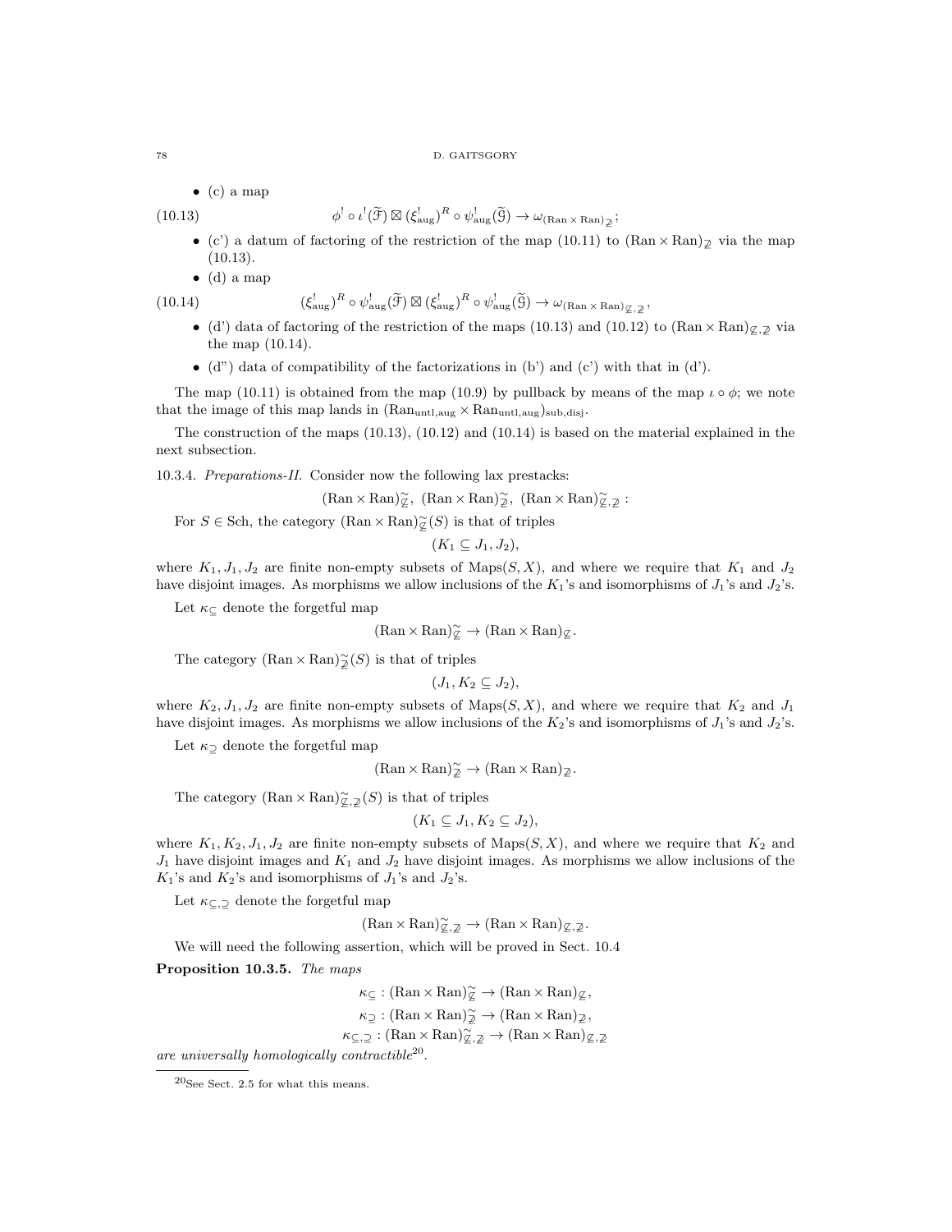- (c) a map

$$\phi^! \circ \iota^!(\widetilde{\mathcal{F}}) \boxtimes (\xi^!_{\mathrm{aug}})^R \circ \psi^!_{\mathrm{aug}}(\widetilde{\mathcal{G}}) \to \omega_{(\mathrm{Ran}\times\mathrm{Ran})_{\not\supseteq}}; \tag{10.13}$$

- (c') a datum of factoring of the restriction of the map (10.11) to $(\mathrm{Ran}\times\mathrm{Ran})_{\not\supseteq}$ via the map (10.13).
- (d) a map

$$(\xi^!_{\mathrm{aug}})^R \circ \psi^!_{\mathrm{aug}}(\widetilde{\mathcal{F}}) \boxtimes (\xi^!_{\mathrm{aug}})^R \circ \psi^!_{\mathrm{aug}}(\widetilde{\mathcal{G}}) \to \omega_{(\mathrm{Ran}\times\mathrm{Ran})_{\not\subseteq,\not\supseteq}}, \tag{10.14}$$

- (d') data of factoring of the restriction of the maps (10.13) and (10.12) to $(\mathrm{Ran}\times\mathrm{Ran})_{\not\subseteq,\not\supseteq}$ via the map (10.14).
- (d") data of compatibility of the factorizations in (b') and (c') with that in (d').

The map (10.11) is obtained from the map (10.9) by pullback by means of the map $\iota\circ\phi$; we note that the image of this map lands in $(\mathrm{Ran}_{\mathrm{untl,aug}}\times\mathrm{Ran}_{\mathrm{untl,aug}})_{\mathrm{sub,disj}}$.

The construction of the maps (10.13), (10.12) and (10.14) is based on the material explained in the next subsection.

10.3.4. *Preparations-II.* Consider now the following lax prestacks:

$$(\mathrm{Ran}\times\mathrm{Ran})^{\sim}_{\not\subseteq},\ (\mathrm{Ran}\times\mathrm{Ran})^{\sim}_{\not\supseteq},\ (\mathrm{Ran}\times\mathrm{Ran})^{\sim}_{\not\subseteq,\not\supseteq}:$$

For $S\in\mathrm{Sch}$, the category $(\mathrm{Ran}\times\mathrm{Ran})^{\sim}_{\not\subseteq}(S)$ is that of triples

$$(K_1\subseteq J_1, J_2),$$

where $K_1, J_1, J_2$ are finite non-empty subsets of $\mathrm{Maps}(S,X)$, and where we require that $K_1$ and $J_2$ have disjoint images. As morphisms we allow inclusions of the $K_1$'s and isomorphisms of $J_1$'s and $J_2$'s.

Let $\kappa_{\subseteq}$ denote the forgetful map

$$(\mathrm{Ran}\times\mathrm{Ran})^{\sim}_{\not\subseteq}\to(\mathrm{Ran}\times\mathrm{Ran})_{\not\subseteq}.$$

The category $(\mathrm{Ran}\times\mathrm{Ran})^{\sim}_{\not\supseteq}(S)$ is that of triples

$$(J_1, K_2\subseteq J_2),$$

where $K_2, J_1, J_2$ are finite non-empty subsets of $\mathrm{Maps}(S,X)$, and where we require that $K_2$ and $J_1$ have disjoint images. As morphisms we allow inclusions of the $K_2$'s and isomorphisms of $J_1$'s and $J_2$'s.

Let $\kappa_{\supseteq}$ denote the forgetful map

$$(\mathrm{Ran}\times\mathrm{Ran})^{\sim}_{\not\supseteq}\to(\mathrm{Ran}\times\mathrm{Ran})_{\not\supseteq}.$$

The category $(\mathrm{Ran}\times\mathrm{Ran})^{\sim}_{\not\subseteq,\not\supseteq}(S)$ is that of triples

$$(K_1\subseteq J_1, K_2\subseteq J_2),$$

where $K_1, K_2, J_1, J_2$ are finite non-empty subsets of $\mathrm{Maps}(S,X)$, and where we require that $K_2$ and $J_1$ have disjoint images and $K_1$ and $J_2$ have disjoint images. As morphisms we allow inclusions of the $K_1$'s and $K_2$'s and isomorphisms of $J_1$'s and $J_2$'s.

Let $\kappa_{\subseteq,\supseteq}$ denote the forgetful map

$$(\mathrm{Ran}\times\mathrm{Ran})^{\sim}_{\not\subseteq,\not\supseteq}\to(\mathrm{Ran}\times\mathrm{Ran})_{\not\subseteq,\not\supseteq}.$$

We will need the following assertion, which will be proved in Sect. 10.4

**Proposition 10.3.5.** *The maps*

$$\kappa_{\subseteq}:(\mathrm{Ran}\times\mathrm{Ran})^{\sim}_{\not\subseteq}\to(\mathrm{Ran}\times\mathrm{Ran})_{\not\subseteq},$$
$$\kappa_{\supseteq}:(\mathrm{Ran}\times\mathrm{Ran})^{\sim}_{\not\supseteq}\to(\mathrm{Ran}\times\mathrm{Ran})_{\not\supseteq},$$
$$\kappa_{\subseteq,\supseteq}:(\mathrm{Ran}\times\mathrm{Ran})^{\sim}_{\not\subseteq,\not\supseteq}\to(\mathrm{Ran}\times\mathrm{Ran})_{\not\subseteq,\not\supseteq}$$

*are universally homologically contractible*[20]*.*

[20] See Sect. 2.5 for what this means.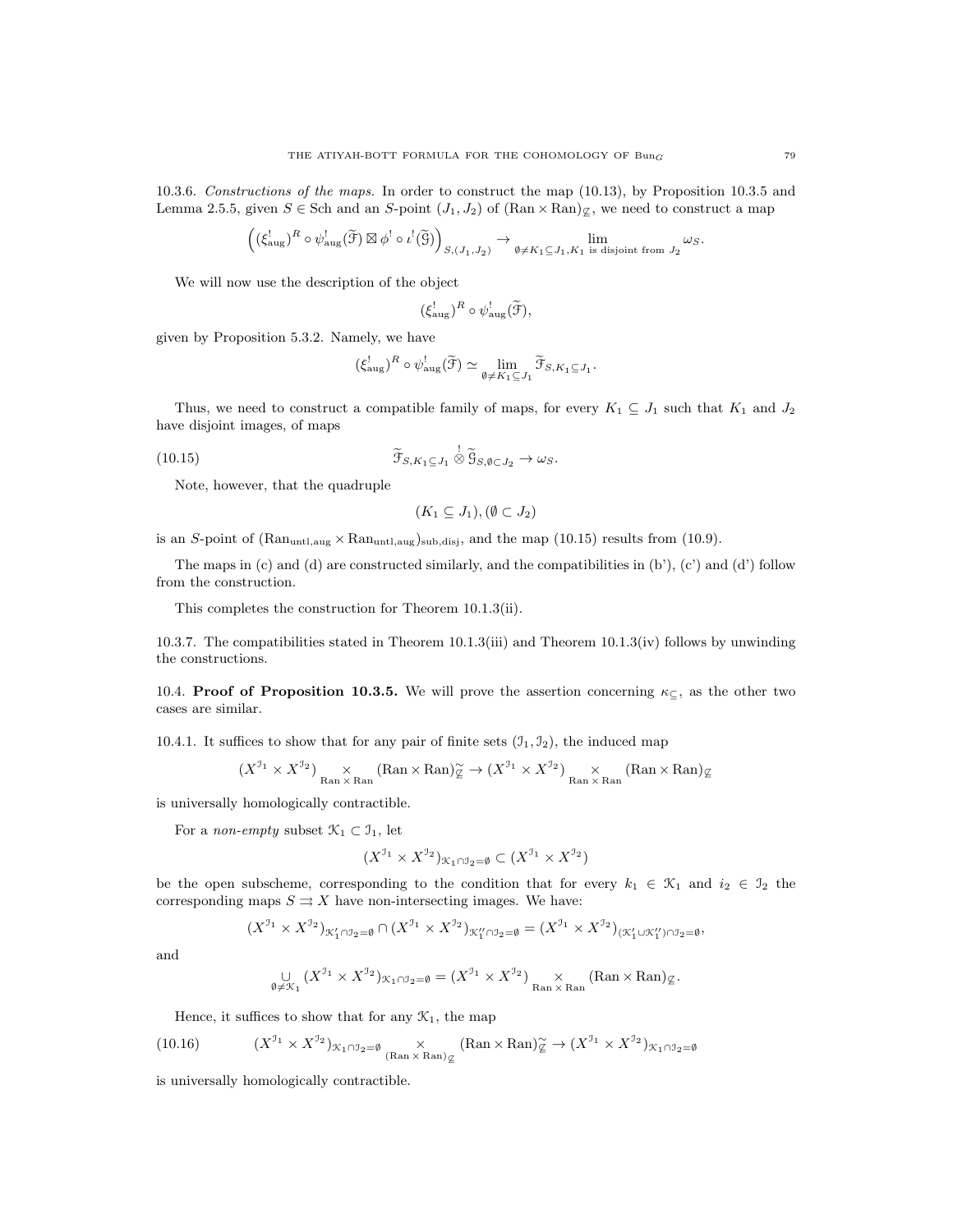10.3.6. *Constructions of the maps.* In order to construct the map (10.13), by Proposition 10.3.5 and Lemma 2.5.5, given $S \in \text{Sch}$ and an $S$-point $(J_1, J_2)$ of $(\text{Ran} \times \text{Ran})_{\not\subseteq}$, we need to construct a map

$$\left((\xi^!_{\text{aug}})^R \circ \psi^!_{\text{aug}}(\widetilde{\mathcal{F}}) \boxtimes \phi^! \circ \iota^!(\widetilde{\mathcal{G}})\right)_{S,(J_1,J_2)} \to \lim_{\emptyset \neq K_1 \subseteq J_1, K_1 \text{ is disjoint from } J_2} \omega_S.$$

We will now use the description of the object

$$(\xi^!_{\text{aug}})^R \circ \psi^!_{\text{aug}}(\widetilde{\mathcal{F}}),$$

given by Proposition 5.3.2. Namely, we have

$$(\xi^!_{\text{aug}})^R \circ \psi^!_{\text{aug}}(\widetilde{\mathcal{F}}) \simeq \lim_{\emptyset \neq K_1 \subseteq J_1} \widetilde{\mathcal{F}}_{S, K_1 \subseteq J_1}.$$

Thus, we need to construct a compatible family of maps, for every $K_1 \subseteq J_1$ such that $K_1$ and $J_2$ have disjoint images, of maps

$$\widetilde{\mathcal{F}}_{S, K_1 \subseteq J_1} \overset{!}{\otimes} \widetilde{\mathcal{G}}_{S, \emptyset \subset J_2} \to \omega_S. \tag{10.15}$$

Note, however, that the quadruple

$$(K_1 \subseteq J_1), (\emptyset \subset J_2)$$

is an $S$-point of $(\text{Ran}_{\text{untl,aug}} \times \text{Ran}_{\text{untl,aug}})_{\text{sub,disj}}$, and the map (10.15) results from (10.9).

The maps in (c) and (d) are constructed similarly, and the compatibilities in (b'), (c') and (d') follow from the construction.

This completes the construction for Theorem 10.1.3(ii).

10.3.7. The compatibilities stated in Theorem 10.1.3(iii) and Theorem 10.1.3(iv) follows by unwinding the constructions.

## 10.4. Proof of Proposition 10.3.5.

We will prove the assertion concerning $\kappa_{\subseteq}$, as the other two cases are similar.

10.4.1. It suffices to show that for any pair of finite sets $(\mathcal{I}_1, \mathcal{I}_2)$, the induced map

$$(X^{\mathcal{I}_1} \times X^{\mathcal{I}_2}) \underset{\text{Ran} \times \text{Ran}}{\times} (\text{Ran} \times \text{Ran})^{\sim}_{\not\subseteq} \to (X^{\mathcal{I}_1} \times X^{\mathcal{I}_2}) \underset{\text{Ran} \times \text{Ran}}{\times} (\text{Ran} \times \text{Ran})_{\not\subseteq}$$

is universally homologically contractible.

For a *non-empty* subset $\mathcal{K}_1 \subset \mathcal{I}_1$, let

$$(X^{\mathcal{I}_1} \times X^{\mathcal{I}_2})_{\mathcal{K}_1 \cap \mathcal{I}_2 = \emptyset} \subset (X^{\mathcal{I}_1} \times X^{\mathcal{I}_2})$$

be the open subscheme, corresponding to the condition that for every $k_1 \in \mathcal{K}_1$ and $i_2 \in \mathcal{I}_2$ the corresponding maps $S \rightrightarrows X$ have non-intersecting images. We have:

$$(X^{\mathcal{I}_1} \times X^{\mathcal{I}_2})_{\mathcal{K}'_1 \cap \mathcal{I}_2 = \emptyset} \cap (X^{\mathcal{I}_1} \times X^{\mathcal{I}_2})_{\mathcal{K}''_1 \cap \mathcal{I}_2 = \emptyset} = (X^{\mathcal{I}_1} \times X^{\mathcal{I}_2})_{(\mathcal{K}'_1 \cup \mathcal{K}''_1) \cap \mathcal{I}_2 = \emptyset},$$

and

$$\underset{\emptyset \neq \mathcal{K}_1}{\cup} (X^{\mathcal{I}_1} \times X^{\mathcal{I}_2})_{\mathcal{K}_1 \cap \mathcal{I}_2 = \emptyset} = (X^{\mathcal{I}_1} \times X^{\mathcal{I}_2}) \underset{\text{Ran} \times \text{Ran}}{\times} (\text{Ran} \times \text{Ran})_{\not\subseteq}.$$

Hence, it suffices to show that for any $\mathcal{K}_1$, the map

$$(X^{\mathcal{I}_1} \times X^{\mathcal{I}_2})_{\mathcal{K}_1 \cap \mathcal{I}_2 = \emptyset} \underset{(\text{Ran} \times \text{Ran})_{\not\subseteq}}{\times} (\text{Ran} \times \text{Ran})^{\sim}_{\not\subseteq} \to (X^{\mathcal{I}_1} \times X^{\mathcal{I}_2})_{\mathcal{K}_1 \cap \mathcal{I}_2 = \emptyset} \tag{10.16}$$

is universally homologically contractible.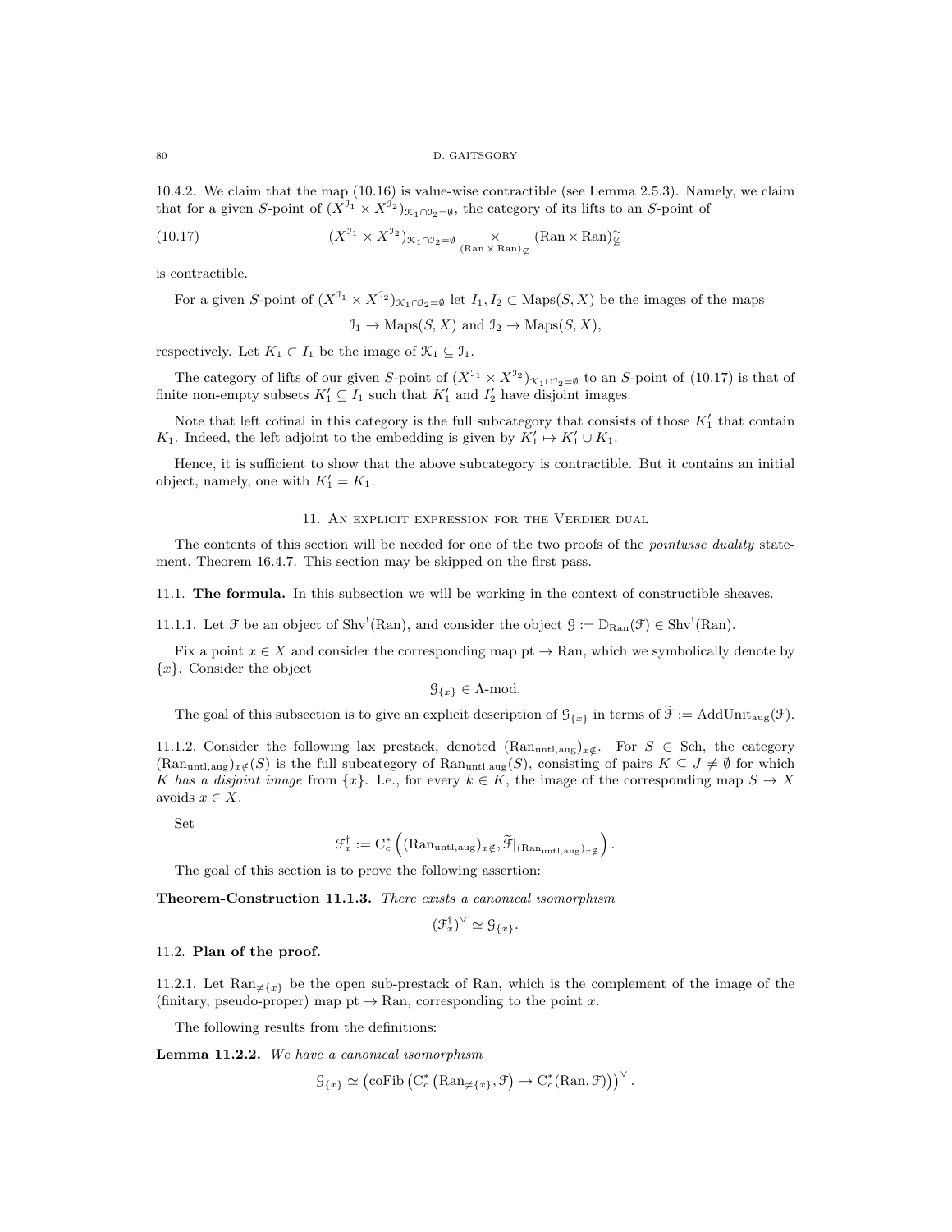10.4.2. We claim that the map (10.16) is value-wise contractible (see Lemma 2.5.3). Namely, we claim that for a given $S$-point of $(X^{\mathcal{I}_1} \times X^{\mathcal{I}_2})_{\mathcal{K}_1 \cap \mathcal{I}_2 = \emptyset}$, the category of its lifts to an $S$-point of

$$(X^{\mathcal{I}_1} \times X^{\mathcal{I}_2})_{\mathcal{K}_1 \cap \mathcal{I}_2 = \emptyset} \underset{(\mathrm{Ran} \times \mathrm{Ran})_{\not\subseteq}}{\times} (\mathrm{Ran} \times \mathrm{Ran})^{\sim}_{\not\subseteq} \tag{10.17}$$

is contractible.

For a given $S$-point of $(X^{\mathcal{I}_1} \times X^{\mathcal{I}_2})_{\mathcal{K}_1 \cap \mathcal{I}_2 = \emptyset}$ let $I_1, I_2 \subset \mathrm{Maps}(S, X)$ be the images of the maps

$$\mathcal{I}_1 \to \mathrm{Maps}(S, X) \text{ and } \mathcal{I}_2 \to \mathrm{Maps}(S, X),$$

respectively. Let $K_1 \subset I_1$ be the image of $\mathcal{K}_1 \subseteq \mathcal{I}_1$.

The category of lifts of our given $S$-point of $(X^{\mathcal{I}_1} \times X^{\mathcal{I}_2})_{\mathcal{K}_1 \cap \mathcal{I}_2 = \emptyset}$ to an $S$-point of (10.17) is that of finite non-empty subsets $K_1' \subseteq I_1$ such that $K_1'$ and $I_2'$ have disjoint images.

Note that left cofinal in this category is the full subcategory that consists of those $K_1'$ that contain $K_1$. Indeed, the left adjoint to the embedding is given by $K_1' \mapsto K_1' \cup K_1$.

Hence, it is sufficient to show that the above subcategory is contractible. But it contains an initial object, namely, one with $K_1' = K_1$.

## 11. An explicit expression for the Verdier dual

The contents of this section will be needed for one of the two proofs of the *pointwise duality* statement, Theorem 16.4.7. This section may be skipped on the first pass.

### 11.1. The formula.

In this subsection we will be working in the context of constructible sheaves.

11.1.1. Let $\mathcal{F}$ be an object of $\mathrm{Shv}^!(\mathrm{Ran})$, and consider the object $\mathcal{G} := \mathbb{D}_{\mathrm{Ran}}(\mathcal{F}) \in \mathrm{Shv}^!(\mathrm{Ran})$.

Fix a point $x \in X$ and consider the corresponding map $\mathrm{pt} \to \mathrm{Ran}$, which we symbolically denote by $\{x\}$. Consider the object

$$\mathcal{G}_{\{x\}} \in \Lambda\text{-mod}.$$

The goal of this subsection is to give an explicit description of $\mathcal{G}_{\{x\}}$ in terms of $\widetilde{\mathcal{F}} := \mathrm{AddUnit}_{\mathrm{aug}}(\mathcal{F})$.

11.1.2. Consider the following lax prestack, denoted $(\mathrm{Ran}_{\mathrm{untl,aug}})_{x\notin}$. For $S \in \mathrm{Sch}$, the category $(\mathrm{Ran}_{\mathrm{untl,aug}})_{x\notin}(S)$ is the full subcategory of $\mathrm{Ran}_{\mathrm{untl,aug}}(S)$, consisting of pairs $K \subseteq J \neq \emptyset$ for which $K$ *has a disjoint image* from $\{x\}$. I.e., for every $k \in K$, the image of the corresponding map $S \to X$ avoids $x \in X$.

Set

$$\mathcal{F}^\dagger_x := \mathrm{C}^*_c\left((\mathrm{Ran}_{\mathrm{untl,aug}})_{x\notin}, \widetilde{\mathcal{F}}|_{(\mathrm{Ran}_{\mathrm{untl,aug}})_{x\notin}}\right).$$

The goal of this section is to prove the following assertion:

**Theorem-Construction 11.1.3.** *There exists a canonical isomorphism*

$$(\mathcal{F}^\dagger_x)^\vee \simeq \mathcal{G}_{\{x\}}.$$

### 11.2. Plan of the proof.

11.2.1. Let $\mathrm{Ran}_{\neq\{x\}}$ be the open sub-prestack of Ran, which is the complement of the image of the (finitary, pseudo-proper) map $\mathrm{pt} \to \mathrm{Ran}$, corresponding to the point $x$.

The following results from the definitions:

**Lemma 11.2.2.** *We have a canonical isomorphism*

$$\mathcal{G}_{\{x\}} \simeq \left(\mathrm{coFib}\left(\mathrm{C}^*_c\left(\mathrm{Ran}_{\neq\{x\}}, \mathcal{F}\right) \to \mathrm{C}^*_c(\mathrm{Ran}, \mathcal{F})\right)\right)^\vee.$$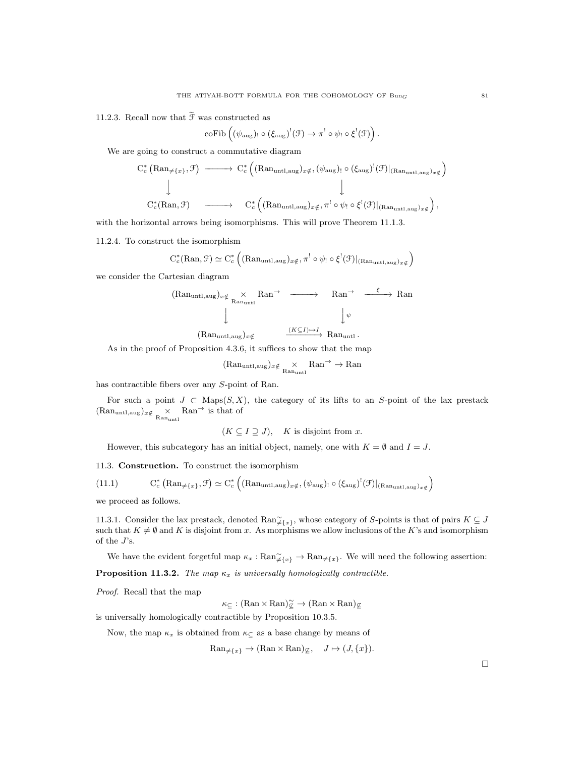11.2.3. Recall now that $\widetilde{\mathcal{F}}$ was constructed as

$$\operatorname{coFib}\left((\psi_{\mathrm{aug}})_! \circ (\xi_{\mathrm{aug}})^!(\mathcal{F}) \to \pi^! \circ \psi_! \circ \xi^!(\mathcal{F})\right).$$

We are going to construct a commutative diagram

$$\begin{array}{ccc}
\mathrm{C}^*_c\left(\mathrm{Ran}_{\neq\{x\}}, \mathcal{F}\right) & \longrightarrow & \mathrm{C}^*_c\left((\mathrm{Ran}_{\mathrm{untl,aug}})_{x\notin}, (\psi_{\mathrm{aug}})_! \circ (\xi_{\mathrm{aug}})^!(\mathcal{F})|_{(\mathrm{Ran}_{\mathrm{untl,aug}})_{x\notin}}\right) \\
\downarrow & & \downarrow \\
\mathrm{C}^*_c(\mathrm{Ran}, \mathcal{F}) & \longrightarrow & \mathrm{C}^*_c\left((\mathrm{Ran}_{\mathrm{untl,aug}})_{x\notin}, \pi^! \circ \psi_! \circ \xi^!(\mathcal{F})|_{(\mathrm{Ran}_{\mathrm{untl,aug}})_{x\notin}}\right),
\end{array}$$

with the horizontal arrows being isomorphisms. This will prove Theorem 11.1.3.

11.2.4. To construct the isomorphism

$$\mathrm{C}^*_c(\mathrm{Ran}, \mathcal{F}) \simeq \mathrm{C}^*_c\left((\mathrm{Ran}_{\mathrm{untl,aug}})_{x\notin}, \pi^! \circ \psi_! \circ \xi^!(\mathcal{F})|_{(\mathrm{Ran}_{\mathrm{untl,aug}})_{x\notin}}\right)$$

we consider the Cartesian diagram

$$\begin{array}{ccccc}
(\mathrm{Ran}_{\mathrm{untl,aug}})_{x\notin} \underset{\mathrm{Ran}_{\mathrm{untl}}}{\times} \mathrm{Ran}^{\to} & \longrightarrow & \mathrm{Ran}^{\to} & \xrightarrow{\xi} & \mathrm{Ran} \\
\downarrow & & \downarrow \psi & & \\
(\mathrm{Ran}_{\mathrm{untl,aug}})_{x\notin} & \xrightarrow{(K\subseteq I)\mapsto I} & \mathrm{Ran}_{\mathrm{untl}}. & &
\end{array}$$

As in the proof of Proposition 4.3.6, it suffices to show that the map

$$(\mathrm{Ran}_{\mathrm{untl,aug}})_{x\notin} \underset{\mathrm{Ran}_{\mathrm{untl}}}{\times} \mathrm{Ran}^{\to} \to \mathrm{Ran}$$

has contractible fibers over any $S$-point of Ran.

For such a point $J \subset \mathrm{Maps}(S, X)$, the category of its lifts to an $S$-point of the lax prestack $(\mathrm{Ran}_{\mathrm{untl,aug}})_{x\notin} \underset{\mathrm{Ran}_{\mathrm{untl}}}{\times} \mathrm{Ran}^{\to}$ is that of

$$(K \subseteq I \supseteq J), \quad K \text{ is disjoint from } x.$$

However, this subcategory has an initial object, namely, one with $K = \emptyset$ and $I = J$.

## 11.3. Construction.

To construct the isomorphism

$$\mathrm{C}^*_c\left(\mathrm{Ran}_{\neq\{x\}}, \mathcal{F}\right) \simeq \mathrm{C}^*_c\left((\mathrm{Ran}_{\mathrm{untl,aug}})_{x\notin}, (\psi_{\mathrm{aug}})_! \circ (\xi_{\mathrm{aug}})^!(\mathcal{F})|_{(\mathrm{Ran}_{\mathrm{untl,aug}})_{x\notin}}\right) \tag{11.1}$$

we proceed as follows.

11.3.1. Consider the lax prestack, denoted $\mathrm{Ran}^{\sim}_{\neq\{x\}}$, whose category of $S$-points is that of pairs $K \subseteq J$ such that $K \neq \emptyset$ and $K$ is disjoint from $x$. As morphisms we allow inclusions of the $K$'s and isomorphism of the $J$'s.

We have the evident forgetful map $\kappa_x : \mathrm{Ran}^{\sim}_{\neq\{x\}} \to \mathrm{Ran}_{\neq\{x\}}$. We will need the following assertion:

**Proposition 11.3.2.** *The map $\kappa_x$ is universally homologically contractible.*

*Proof.* Recall that the map

$$\kappa_{\subseteq} : (\mathrm{Ran} \times \mathrm{Ran})^{\sim}_{\not\subseteq} \to (\mathrm{Ran} \times \mathrm{Ran})_{\not\subseteq}$$

is universally homologically contractible by Proposition 10.3.5.

Now, the map $\kappa_x$ is obtained from $\kappa_{\subseteq}$ as a base change by means of

$$\mathrm{Ran}_{\neq\{x\}} \to (\mathrm{Ran} \times \mathrm{Ran})_{\not\subseteq}, \quad J \mapsto (J, \{x\}).$$

$\square$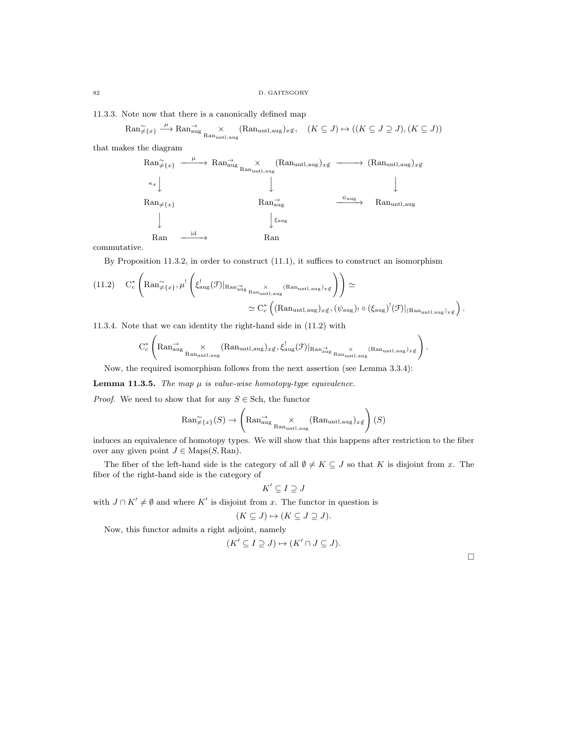11.3.3. Note now that there is a canonically defined map

$$\mathrm{Ran}^{\sim}_{\neq\{x\}} \overset{\mu}{\longrightarrow} \mathrm{Ran}^{\rightarrow}_{\mathrm{aug}} \underset{\mathrm{Ran}_{\mathrm{untl,aug}}}{\times} (\mathrm{Ran}_{\mathrm{untl,aug}})_{x\notin}, \quad (K\subseteq J)\mapsto ((K\subseteq J\supseteq J),(K\subseteq J))$$

that makes the diagram

$$\begin{array}{ccccc}
\mathrm{Ran}^{\sim}_{\neq\{x\}} & \xrightarrow{\mu} & \mathrm{Ran}^{\rightarrow}_{\mathrm{aug}} \underset{\mathrm{Ran}_{\mathrm{untl,aug}}}{\times} (\mathrm{Ran}_{\mathrm{untl,aug}})_{x\notin} & \longrightarrow & (\mathrm{Ran}_{\mathrm{untl,aug}})_{x\notin} \\
{\scriptstyle \kappa_x}\downarrow & & \downarrow & & \downarrow \\
\mathrm{Ran}_{\neq\{x\}} & & \mathrm{Ran}^{\rightarrow}_{\mathrm{aug}} & \xrightarrow{\psi_{\mathrm{aug}}} & \mathrm{Ran}_{\mathrm{untl,aug}} \\
\downarrow & & \downarrow{\scriptstyle \xi_{\mathrm{aug}}} & & \\
\mathrm{Ran} & \xrightarrow{\mathrm{id}} & \mathrm{Ran} & &
\end{array}$$

commutative.

By Proposition 11.3.2, in order to construct (11.1), it suffices to construct an isomorphism

$$\mathrm{C}^*_c\left(\mathrm{Ran}^{\sim}_{\neq\{x\}}, \mu^!\left(\xi^!_{\mathrm{aug}}(\mathcal{F})|_{\mathrm{Ran}^{\rightarrow}_{\mathrm{aug}} \underset{\mathrm{Ran}_{\mathrm{untl,aug}}}{\times} (\mathrm{Ran}_{\mathrm{untl,aug}})_{x\notin}}\right)\right) \simeq \tag{11.2}$$
$$\simeq \mathrm{C}^*_c\left((\mathrm{Ran}_{\mathrm{untl,aug}})_{x\notin}, (\psi_{\mathrm{aug}})_! \circ (\xi_{\mathrm{aug}})^!(\mathcal{F})|_{(\mathrm{Ran}_{\mathrm{untl,aug}})_{x\notin}}\right).$$

11.3.4. Note that we can identity the right-hand side in (11.2) with

$$\mathrm{C}^*_c\left(\mathrm{Ran}^{\rightarrow}_{\mathrm{aug}} \underset{\mathrm{Ran}_{\mathrm{untl,aug}}}{\times} (\mathrm{Ran}_{\mathrm{untl,aug}})_{x\notin}, \xi^!_{\mathrm{aug}}(\mathcal{F})|_{\mathrm{Ran}^{\rightarrow}_{\mathrm{aug}} \underset{\mathrm{Ran}_{\mathrm{untl,aug}}}{\times} (\mathrm{Ran}_{\mathrm{untl,aug}})_{x\notin}}\right).$$

Now, the required isomorphism follows from the next assertion (see Lemma 3.3.4):

**Lemma 11.3.5.** *The map $\mu$ is value-wise homotopy-type equivalence.*

*Proof.* We need to show that for any $S\in \mathrm{Sch}$, the functor

$$\mathrm{Ran}^{\sim}_{\neq\{x\}}(S) \to \left(\mathrm{Ran}^{\rightarrow}_{\mathrm{aug}} \underset{\mathrm{Ran}_{\mathrm{untl,aug}}}{\times} (\mathrm{Ran}_{\mathrm{untl,aug}})_{x\notin}\right)(S)$$

induces an equivalence of homotopy types. We will show that this happens after restriction to the fiber over any given point $J\in \mathrm{Maps}(S,\mathrm{Ran})$.

The fiber of the left-hand side is the category of all $\emptyset\neq K\subseteq J$ so that $K$ is disjoint from $x$. The fiber of the right-hand side is the category of

$$K'\subseteq I\supseteq J$$

with $J\cap K'\neq\emptyset$ and where $K'$ is disjoint from $x$. The functor in question is

$$(K\subseteq J)\mapsto (K\subseteq J\supseteq J).$$

Now, this functor admits a right adjoint, namely

$$(K'\subseteq I\supseteq J)\mapsto (K'\cap J\subseteq J).$$

□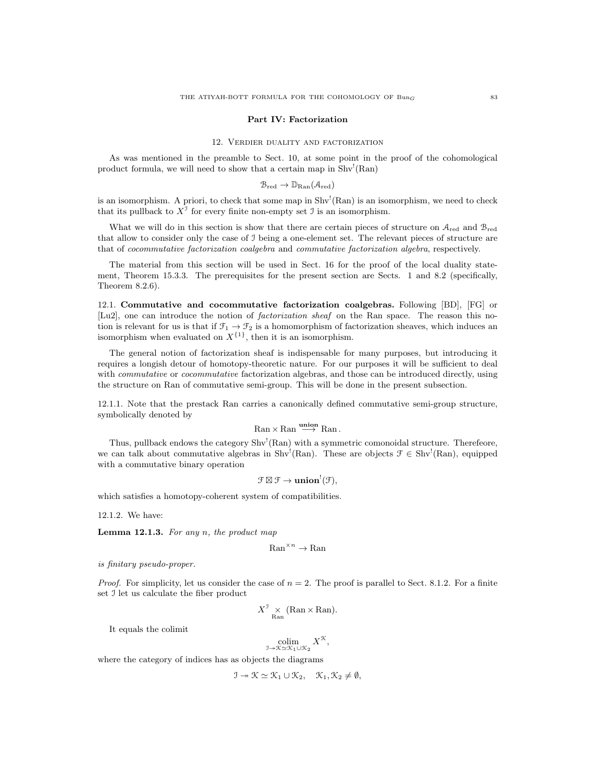## Part IV: Factorization

### 12. Verdier duality and factorization

As was mentioned in the preamble to Sect. 10, at some point in the proof of the cohomological product formula, we will need to show that a certain map in $\mathrm{Shv}^!(\mathrm{Ran})$

$$\mathcal{B}_{\mathrm{red}} \to \mathbb{D}_{\mathrm{Ran}}(\mathcal{A}_{\mathrm{red}})$$

is an isomorphism. A priori, to check that some map in $\mathrm{Shv}^!(\mathrm{Ran})$ is an isomorphism, we need to check that its pullback to $X^{\mathcal{I}}$ for every finite non-empty set $\mathcal{I}$ is an isomorphism.

What we will do in this section is show that there are certain pieces of structure on $\mathcal{A}_{\mathrm{red}}$ and $\mathcal{B}_{\mathrm{red}}$ that allow to consider only the case of $\mathcal{I}$ being a one-element set. The relevant pieces of structure are that of *cocommutative factorization coalgebra* and *commutative factorization algebra*, respectively.

The material from this section will be used in Sect. 16 for the proof of the local duality statement, Theorem 15.3.3. The prerequisites for the present section are Sects. 1 and 8.2 (specifically, Theorem 8.2.6).

12.1. **Commutative and cocommutative factorization coalgebras.** Following [BD], [FG] or [Lu2], one can introduce the notion of *factorization sheaf* on the Ran space. The reason this notion is relevant for us is that if $\mathcal{F}_1 \to \mathcal{F}_2$ is a homomorphism of factorization sheaves, which induces an isomorphism when evaluated on $X^{\{1\}}$, then it is an isomorphism.

The general notion of factorization sheaf is indispensable for many purposes, but introducing it requires a longish detour of homotopy-theoretic nature. For our purposes it will be sufficient to deal with *commutative* or *cocommutative* factorization algebras, and those can be introduced directly, using the structure on Ran of commutative semi-group. This will be done in the present subsection.

12.1.1. Note that the prestack Ran carries a canonically defined commutative semi-group structure, symbolically denoted by

$$\mathrm{Ran} \times \mathrm{Ran} \overset{\mathbf{union}}{\longrightarrow} \mathrm{Ran}\,.$$

Thus, pullback endows the category $\mathrm{Shv}^!(\mathrm{Ran})$ with a symmetric comonoidal structure. Therefeore, we can talk about commutative algebras in $\mathrm{Shv}^!(\mathrm{Ran})$. These are objects $\mathcal{F} \in \mathrm{Shv}^!(\mathrm{Ran})$, equipped with a commutative binary operation

$$\mathcal{F} \boxtimes \mathcal{F} \to \mathbf{union}^!(\mathcal{F}),$$

which satisfies a homotopy-coherent system of compatibilities.

12.1.2. We have:

**Lemma 12.1.3.** *For any $n$, the product map*

$$\mathrm{Ran}^{\times n} \to \mathrm{Ran}$$

*is finitary pseudo-proper.*

*Proof.* For simplicity, let us consider the case of $n = 2$. The proof is parallel to Sect. 8.1.2. For a finite set $\mathcal{I}$ let us calculate the fiber product

$$X^{\mathcal{I}} \underset{\mathrm{Ran}}{\times} (\mathrm{Ran} \times \mathrm{Ran}).$$

It equals the colimit

$$\underset{\mathcal{I} \twoheadrightarrow \mathcal{K} \simeq \mathcal{K}_1 \cup \mathcal{K}_2}{\mathrm{colim}} X^{\mathcal{K}},$$

where the category of indices has as objects the diagrams

$$\mathcal{I} \twoheadrightarrow \mathcal{K} \simeq \mathcal{K}_1 \cup \mathcal{K}_2, \quad \mathcal{K}_1, \mathcal{K}_2 \neq \emptyset,$$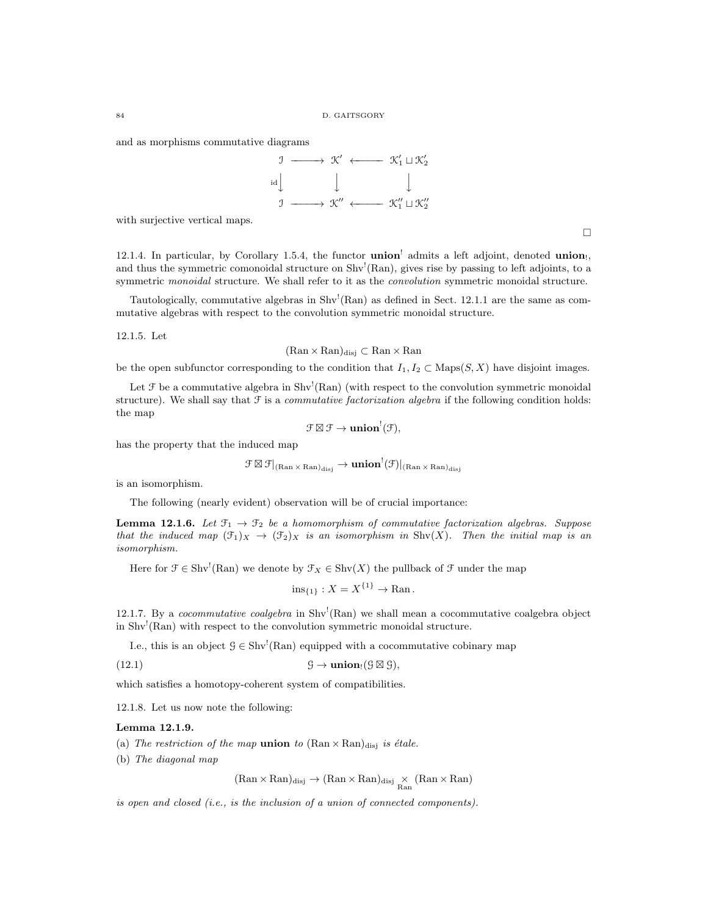and as morphisms commutative diagrams

$$\begin{array}{ccccc}
\mathcal{I} & \longrightarrow & \mathcal{K}' & \longleftarrow & \mathcal{K}'_1 \sqcup \mathcal{K}'_2 \\
{\scriptstyle \mathrm{id}}\downarrow & & \downarrow & & \downarrow \\
\mathcal{I} & \longrightarrow & \mathcal{K}'' & \longleftarrow & \mathcal{K}''_1 \sqcup \mathcal{K}''_2
\end{array}$$

with surjective vertical maps.

□

12.1.4. In particular, by Corollary 1.5.4, the functor $\mathbf{union}^!$ admits a left adjoint, denoted $\mathbf{union}_!$, and thus the symmetric comonoidal structure on $\mathrm{Shv}^!(\mathrm{Ran})$, gives rise by passing to left adjoints, to a symmetric *monoidal* structure. We shall refer to it as the *convolution* symmetric monoidal structure.

Tautologically, commutative algebras in $\mathrm{Shv}^!(\mathrm{Ran})$ as defined in Sect. 12.1.1 are the same as commutative algebras with respect to the convolution symmetric monoidal structure.

12.1.5. Let

$$(\mathrm{Ran} \times \mathrm{Ran})_{\mathrm{disj}} \subset \mathrm{Ran} \times \mathrm{Ran}$$

be the open subfunctor corresponding to the condition that $I_1, I_2 \subset \mathrm{Maps}(S, X)$ have disjoint images.

Let $\mathcal{F}$ be a commutative algebra in $\mathrm{Shv}^!(\mathrm{Ran})$ (with respect to the convolution symmetric monoidal structure). We shall say that $\mathcal{F}$ is a *commutative factorization algebra* if the following condition holds: the map

$$\mathcal{F} \boxtimes \mathcal{F} \to \mathbf{union}^!(\mathcal{F}),$$

has the property that the induced map

$$\mathcal{F} \boxtimes \mathcal{F}|_{(\mathrm{Ran} \times \mathrm{Ran})_{\mathrm{disj}}} \to \mathbf{union}^!(\mathcal{F})|_{(\mathrm{Ran} \times \mathrm{Ran})_{\mathrm{disj}}}$$

is an isomorphism.

The following (nearly evident) observation will be of crucial importance:

**Lemma 12.1.6.** *Let $\mathcal{F}_1 \to \mathcal{F}_2$ be a homomorphism of commutative factorization algebras. Suppose that the induced map $(\mathcal{F}_1)_X \to (\mathcal{F}_2)_X$ is an isomorphism in $\mathrm{Shv}(X)$. Then the initial map is an isomorphism.*

Here for $\mathcal{F} \in \mathrm{Shv}^!(\mathrm{Ran})$ we denote by $\mathcal{F}_X \in \mathrm{Shv}(X)$ the pullback of $\mathcal{F}$ under the map

$$\mathrm{ins}_{\{1\}} : X = X^{\{1\}} \to \mathrm{Ran}\,.$$

12.1.7. By a *cocommutative coalgebra* in $\mathrm{Shv}^!(\mathrm{Ran})$ we shall mean a cocommutative coalgebra object in $\mathrm{Shv}^!(\mathrm{Ran})$ with respect to the convolution symmetric monoidal structure.

I.e., this is an object $\mathcal{G} \in \mathrm{Shv}^!(\mathrm{Ran})$ equipped with a cocommutative cobinary map

$$\mathcal{G} \to \mathbf{union}_!(\mathcal{G} \boxtimes \mathcal{G}), \tag{12.1}$$

which satisfies a homotopy-coherent system of compatibilities.

12.1.8. Let us now note the following:

**Lemma 12.1.9.**

(a) *The restriction of the map* **union** *to $(\mathrm{Ran} \times \mathrm{Ran})_{\mathrm{disj}}$ is étale.*

(b) *The diagonal map*

$$(\mathrm{Ran} \times \mathrm{Ran})_{\mathrm{disj}} \to (\mathrm{Ran} \times \mathrm{Ran})_{\mathrm{disj}} \underset{\mathrm{Ran}}{\times} (\mathrm{Ran} \times \mathrm{Ran})$$

*is open and closed (i.e., is the inclusion of a union of connected components).*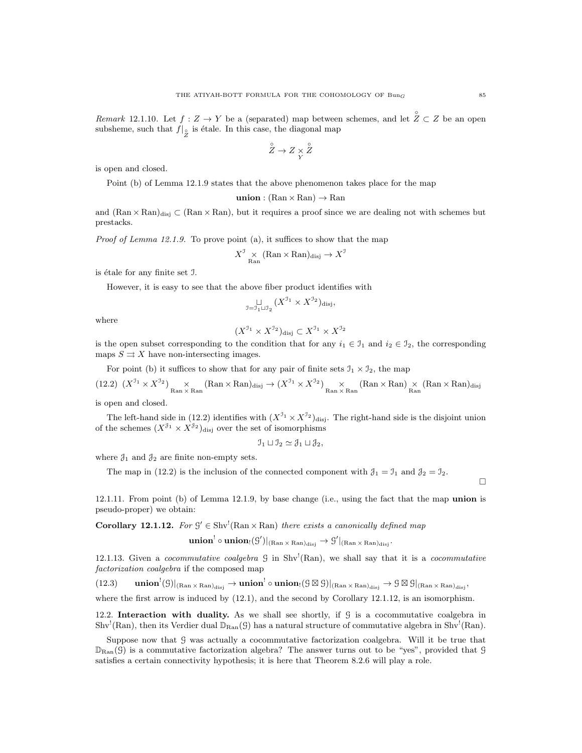*Remark* 12.1.10. Let $f : Z \to Y$ be a (separated) map between schemes, and let $\overset{\circ}{Z} \subset Z$ be an open subsheme, such that $f|_{\overset{\circ}{Z}}$ is étale. In this case, the diagonal map

$$\overset{\circ}{Z} \to Z \underset{Y}{\times} \overset{\circ}{Z}$$

is open and closed.

Point (b) of Lemma 12.1.9 states that the above phenomenon takes place for the map

$$\mathbf{union} : (\mathrm{Ran} \times \mathrm{Ran}) \to \mathrm{Ran}$$

and $(\mathrm{Ran} \times \mathrm{Ran})_{\mathrm{disj}} \subset (\mathrm{Ran} \times \mathrm{Ran})$, but it requires a proof since we are dealing not with schemes but prestacks.

*Proof of Lemma 12.1.9.* To prove point (a), it suffices to show that the map

$$X^{\mathcal{I}} \underset{\mathrm{Ran}}{\times} (\mathrm{Ran} \times \mathrm{Ran})_{\mathrm{disj}} \to X^{\mathcal{I}}$$

is étale for any finite set $\mathcal{I}$.

However, it is easy to see that the above fiber product identifies with

$$\underset{\mathcal{I}=\mathcal{I}_1 \sqcup \mathcal{I}_2}{\sqcup} (X^{\mathcal{I}_1} \times X^{\mathcal{I}_2})_{\mathrm{disj}},$$

where

$$(X^{\mathcal{I}_1} \times X^{\mathcal{I}_2})_{\mathrm{disj}} \subset X^{\mathcal{I}_1} \times X^{\mathcal{I}_2}$$

is the open subset corresponding to the condition that for any $i_1 \in \mathcal{I}_1$ and $i_2 \in \mathcal{I}_2$, the corresponding maps $S \rightrightarrows X$ have non-intersecting images.

For point (b) it suffices to show that for any pair of finite sets $\mathcal{I}_1 \times \mathcal{I}_2$, the map

$$(X^{\mathcal{I}_1} \times X^{\mathcal{I}_2}) \underset{\mathrm{Ran} \times \mathrm{Ran}}{\times} (\mathrm{Ran} \times \mathrm{Ran})_{\mathrm{disj}} \to (X^{\mathcal{I}_1} \times X^{\mathcal{I}_2}) \underset{\mathrm{Ran} \times \mathrm{Ran}}{\times} (\mathrm{Ran} \times \mathrm{Ran}) \underset{\mathrm{Ran}}{\times} (\mathrm{Ran} \times \mathrm{Ran})_{\mathrm{disj}} \tag{12.2}$$

is open and closed.

The left-hand side in (12.2) identifies with $(X^{\mathcal{I}_1} \times X^{\mathcal{I}_2})_{\mathrm{disj}}$. The right-hand side is the disjoint union of the schemes $(X^{\mathcal{J}_1} \times X^{\mathcal{J}_2})_{\mathrm{disj}}$ over the set of isomorphisms

$$\mathcal{I}_1 \sqcup \mathcal{I}_2 \simeq \mathcal{J}_1 \sqcup \mathcal{J}_2,$$

where $\mathcal{J}_1$ and $\mathcal{J}_2$ are finite non-empty sets.

The map in (12.2) is the inclusion of the connected component with $\mathcal{J}_1 = \mathcal{I}_1$ and $\mathcal{J}_2 = \mathcal{I}_2$. □

12.1.11. From point (b) of Lemma 12.1.9, by base change (i.e., using the fact that the map **union** is pseudo-proper) we obtain:

**Corollary 12.1.12.** *For $\mathcal{G}' \in \mathrm{Shv}^!(\mathrm{Ran} \times \mathrm{Ran})$ there exists a canonically defined map*

$$\mathbf{union}^! \circ \mathbf{union}_!(\mathcal{G}')|_{(\mathrm{Ran} \times \mathrm{Ran})_{\mathrm{disj}}} \to \mathcal{G}'|_{(\mathrm{Ran} \times \mathrm{Ran})_{\mathrm{disj}}}.$$

12.1.13. Given a *cocommutative coalgebra* $\mathcal{G}$ in $\mathrm{Shv}^!(\mathrm{Ran})$, we shall say that it is a *cocommutative factorization coalgebra* if the composed map

$$\mathbf{union}^!(\mathcal{G})|_{(\mathrm{Ran} \times \mathrm{Ran})_{\mathrm{disj}}} \to \mathbf{union}^! \circ \mathbf{union}_!(\mathcal{G} \boxtimes \mathcal{G})|_{(\mathrm{Ran} \times \mathrm{Ran})_{\mathrm{disj}}} \to \mathcal{G} \boxtimes \mathcal{G}|_{(\mathrm{Ran} \times \mathrm{Ran})_{\mathrm{disj}}}, \tag{12.3}$$

where the first arrow is induced by (12.1), and the second by Corollary 12.1.12, is an isomorphism.

## 12.2. Interaction with duality.

As we shall see shortly, if $\mathcal{G}$ is a cocommutative coalgebra in $\mathrm{Shv}^!(\mathrm{Ran})$, then its Verdier dual $\mathbb{D}_{\mathrm{Ran}}(\mathcal{G})$ has a natural structure of commutative algebra in $\mathrm{Shv}^!(\mathrm{Ran})$.

Suppose now that $\mathcal{G}$ was actually a cocommutative factorization coalgebra. Will it be true that $\mathbb{D}_{\mathrm{Ran}}(\mathcal{G})$ is a commutative factorization algebra? The answer turns out to be "yes", provided that $\mathcal{G}$ satisfies a certain connectivity hypothesis; it is here that Theorem 8.2.6 will play a role.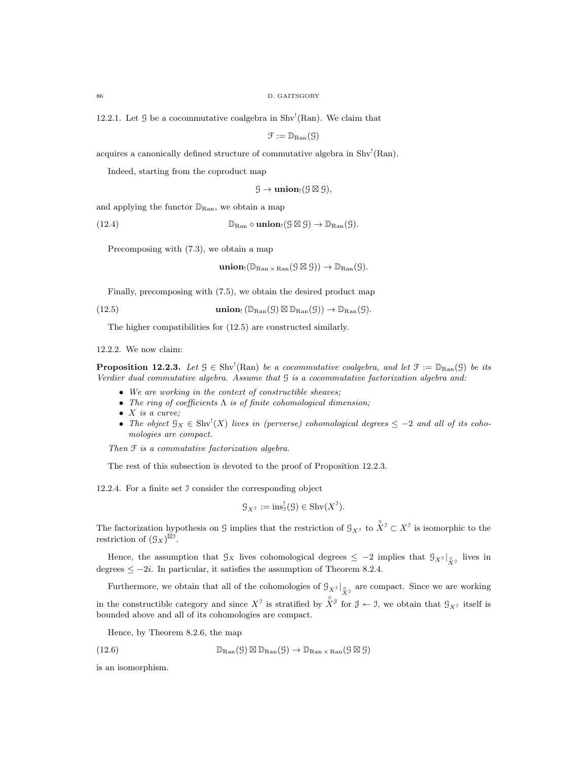12.2.1. Let $\mathcal{G}$ be a cocommutative coalgebra in $\mathrm{Shv}^!(\mathrm{Ran})$. We claim that

$$\mathcal{F} := \mathbb{D}_{\mathrm{Ran}}(\mathcal{G})$$

acquires a canonically defined structure of commutative algebra in $\mathrm{Shv}^!(\mathrm{Ran})$.

Indeed, starting from the coproduct map

$$\mathcal{G} \to \mathbf{union}_!(\mathcal{G} \boxtimes \mathcal{G}),$$

and applying the functor $\mathbb{D}_{\mathrm{Ran}}$, we obtain a map

$$\mathbb{D}_{\mathrm{Ran}} \circ \mathbf{union}_!(\mathcal{G} \boxtimes \mathcal{G}) \to \mathbb{D}_{\mathrm{Ran}}(\mathcal{G}). \tag{12.4}$$

Precomposing with (7.3), we obtain a map

$$\mathbf{union}_!(\mathbb{D}_{\mathrm{Ran}\times\mathrm{Ran}}(\mathcal{G} \boxtimes \mathcal{G})) \to \mathbb{D}_{\mathrm{Ran}}(\mathcal{G}).$$

Finally, precomposing with (7.5), we obtain the desired product map

$$\mathbf{union}_!\left(\mathbb{D}_{\mathrm{Ran}}(\mathcal{G}) \boxtimes \mathbb{D}_{\mathrm{Ran}}(\mathcal{G})\right) \to \mathbb{D}_{\mathrm{Ran}}(\mathcal{G}). \tag{12.5}$$

The higher compatibilities for (12.5) are constructed similarly.

12.2.2. We now claim:

**Proposition 12.2.3.** *Let $\mathcal{G} \in \mathrm{Shv}^!(\mathrm{Ran})$ be a cocommutative coalgebra, and let $\mathcal{F} := \mathbb{D}_{\mathrm{Ran}}(\mathcal{G})$ be its Verdier dual commutative algebra. Assume that $\mathcal{G}$ is a cocommutative factorization algebra and:*

- *We are working in the context of constructible sheaves;*
- *The ring of coefficients $\Lambda$ is of finite cohomological dimension;*
- *$X$ is a curve;*
- *The object $\mathcal{G}_X \in \mathrm{Shv}^!(X)$ lives in (perverse) cohomological degrees $\leq -2$ and all of its cohomologies are compact.*

*Then $\mathcal{F}$ is a commutative factorization algebra.*

The rest of this subsection is devoted to the proof of Proposition 12.2.3.

12.2.4. For a finite set $\mathcal{I}$ consider the corresponding object

$$\mathcal{G}_{X^{\mathcal{I}}} := \mathrm{ins}^!_{\mathcal{I}}(\mathcal{G}) \in \mathrm{Shv}(X^{\mathcal{I}}).$$

The factorization hypothesis on $\mathcal{G}$ implies that the restriction of $\mathcal{G}_{X^{\mathcal{I}}}$ to $\overset{\circ}{X}{}^{\mathcal{I}} \subset X^{\mathcal{I}}$ is isomorphic to the restriction of $(\mathcal{G}_X)^{\boxtimes \mathcal{I}}$.

Hence, the assumption that $\mathcal{G}_X$ lives cohomological degrees $\leq -2$ implies that $\mathcal{G}_{X^{\mathcal{I}}}|_{\overset{\circ}{X}{}^{\mathcal{I}}}$ lives in degrees $\leq -2i$. In particular, it satisfies the assumption of Theorem 8.2.4.

Furthermore, we obtain that all of the cohomologies of $\mathcal{G}_{X^{\mathcal{I}}}|_{\overset{\circ}{X}{}^{\mathcal{I}}}$ are compact. Since we are working in the constructible category and since $X^{\mathcal{I}}$ is stratified by $\overset{\circ}{X}{}^{\mathcal{J}}$ for $\mathcal{J} \twoheadleftarrow \mathcal{I}$, we obtain that $\mathcal{G}_{X^{\mathcal{I}}}$ itself is bounded above and all of its cohomologies are compact.

Hence, by Theorem 8.2.6, the map

$$\mathbb{D}_{\mathrm{Ran}}(\mathcal{G}) \boxtimes \mathbb{D}_{\mathrm{Ran}}(\mathcal{G}) \to \mathbb{D}_{\mathrm{Ran}\times\mathrm{Ran}}(\mathcal{G} \boxtimes \mathcal{G}) \tag{12.6}$$

is an isomorphism.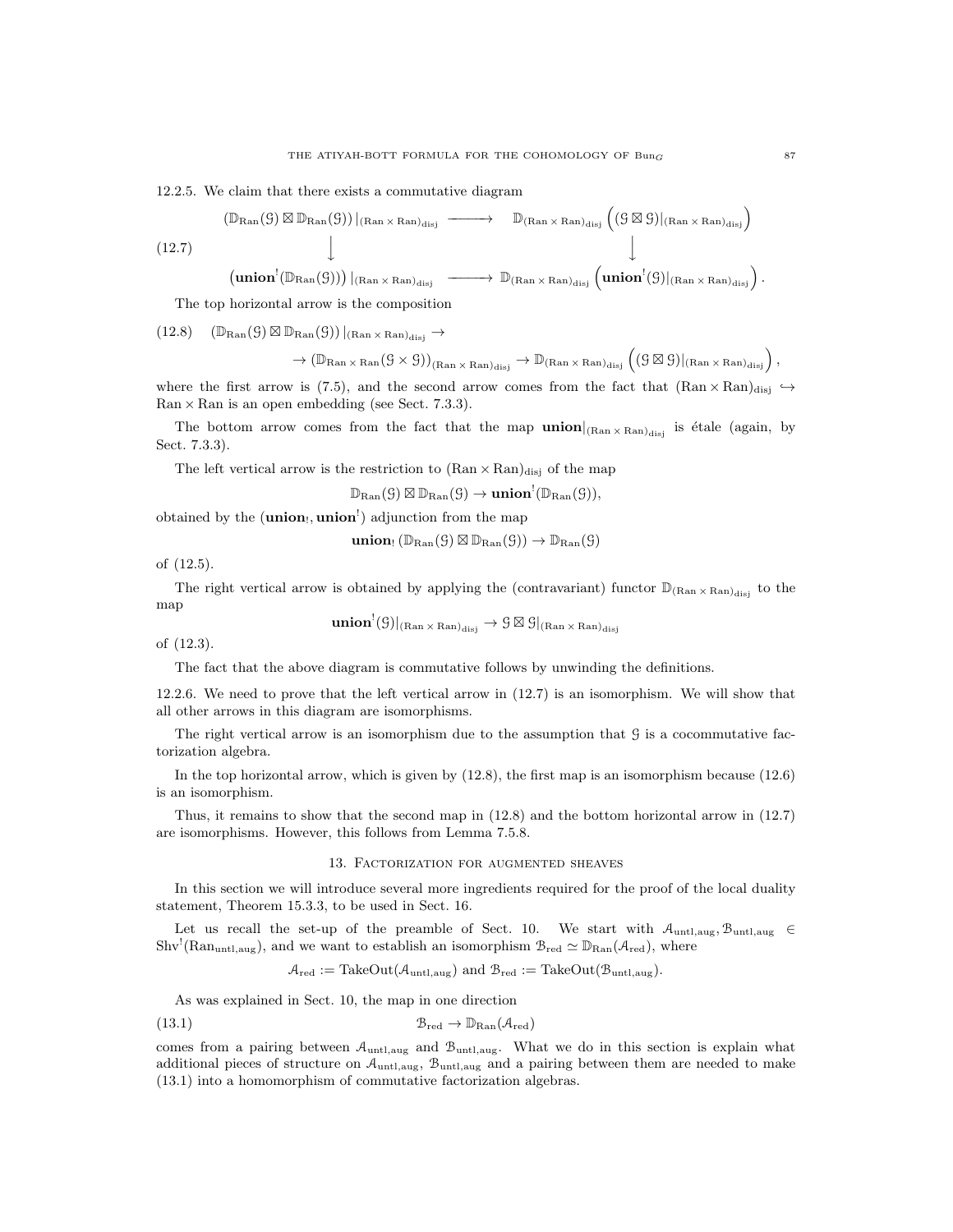12.2.5. We claim that there exists a commutative diagram

$$
\begin{array}{ccc}
(\mathbb{D}_{\mathrm{Ran}}(\mathcal{G}) \boxtimes \mathbb{D}_{\mathrm{Ran}}(\mathcal{G}))\,|_{(\mathrm{Ran}\times\mathrm{Ran})_{\mathrm{disj}}} & \longrightarrow & \mathbb{D}_{(\mathrm{Ran}\times\mathrm{Ran})_{\mathrm{disj}}}\left((\mathcal{G}\boxtimes\mathcal{G})|_{(\mathrm{Ran}\times\mathrm{Ran})_{\mathrm{disj}}}\right) \\
\downarrow & & \downarrow \\
\left(\mathbf{union}^!(\mathbb{D}_{\mathrm{Ran}}(\mathcal{G}))\right)|_{(\mathrm{Ran}\times\mathrm{Ran})_{\mathrm{disj}}} & \longrightarrow & \mathbb{D}_{(\mathrm{Ran}\times\mathrm{Ran})_{\mathrm{disj}}}\left(\mathbf{union}^!(\mathcal{G})|_{(\mathrm{Ran}\times\mathrm{Ran})_{\mathrm{disj}}}\right).
\end{array}
\tag{12.7}
$$

The top horizontal arrow is the composition

$$
(\mathbb{D}_{\mathrm{Ran}}(\mathcal{G}) \boxtimes \mathbb{D}_{\mathrm{Ran}}(\mathcal{G}))\,|_{(\mathrm{Ran}\times\mathrm{Ran})_{\mathrm{disj}}} \to
\tag{12.8}
$$

$$
\to (\mathbb{D}_{\mathrm{Ran}\times\mathrm{Ran}}(\mathcal{G}\times\mathcal{G}))_{(\mathrm{Ran}\times\mathrm{Ran})_{\mathrm{disj}}} \to \mathbb{D}_{(\mathrm{Ran}\times\mathrm{Ran})_{\mathrm{disj}}}\left((\mathcal{G}\boxtimes\mathcal{G})|_{(\mathrm{Ran}\times\mathrm{Ran})_{\mathrm{disj}}}\right),
$$

where the first arrow is (7.5), and the second arrow comes from the fact that $(\mathrm{Ran}\times\mathrm{Ran})_{\mathrm{disj}} \hookrightarrow \mathrm{Ran}\times\mathrm{Ran}$ is an open embedding (see Sect. 7.3.3).

The bottom arrow comes from the fact that the map $\mathbf{union}|_{(\mathrm{Ran}\times\mathrm{Ran})_{\mathrm{disj}}}$ is étale (again, by Sect. 7.3.3).

The left vertical arrow is the restriction to $(\mathrm{Ran}\times\mathrm{Ran})_{\mathrm{disj}}$ of the map

$$
\mathbb{D}_{\mathrm{Ran}}(\mathcal{G}) \boxtimes \mathbb{D}_{\mathrm{Ran}}(\mathcal{G}) \to \mathbf{union}^!(\mathbb{D}_{\mathrm{Ran}}(\mathcal{G})),
$$

obtained by the $(\mathbf{union}_!, \mathbf{union}^!)$ adjunction from the map

$$
\mathbf{union}_!\,(\mathbb{D}_{\mathrm{Ran}}(\mathcal{G}) \boxtimes \mathbb{D}_{\mathrm{Ran}}(\mathcal{G})) \to \mathbb{D}_{\mathrm{Ran}}(\mathcal{G})
$$

of (12.5).

The right vertical arrow is obtained by applying the (contravariant) functor $\mathbb{D}_{(\mathrm{Ran}\times\mathrm{Ran})_{\mathrm{disj}}}$ to the map

$$
\mathbf{union}^!(\mathcal{G})|_{(\mathrm{Ran}\times\mathrm{Ran})_{\mathrm{disj}}} \to \mathcal{G}\boxtimes\mathcal{G}|_{(\mathrm{Ran}\times\mathrm{Ran})_{\mathrm{disj}}}
$$

of (12.3).

The fact that the above diagram is commutative follows by unwinding the definitions.

12.2.6. We need to prove that the left vertical arrow in (12.7) is an isomorphism. We will show that all other arrows in this diagram are isomorphisms.

The right vertical arrow is an isomorphism due to the assumption that $\mathcal{G}$ is a cocommutative factorization algebra.

In the top horizontal arrow, which is given by (12.8), the first map is an isomorphism because (12.6) is an isomorphism.

Thus, it remains to show that the second map in (12.8) and the bottom horizontal arrow in (12.7) are isomorphisms. However, this follows from Lemma 7.5.8.

## 13. Factorization for augmented sheaves

In this section we will introduce several more ingredients required for the proof of the local duality statement, Theorem 15.3.3, to be used in Sect. 16.

Let us recall the set-up of the preamble of Sect. 10. We start with $\mathcal{A}_{\mathrm{untl,aug}}, \mathcal{B}_{\mathrm{untl,aug}} \in \mathrm{Shv}^!(\mathrm{Ran}_{\mathrm{untl,aug}})$, and we want to establish an isomorphism $\mathcal{B}_{\mathrm{red}} \simeq \mathbb{D}_{\mathrm{Ran}}(\mathcal{A}_{\mathrm{red}})$, where

$$
\mathcal{A}_{\mathrm{red}} := \mathrm{TakeOut}(\mathcal{A}_{\mathrm{untl,aug}}) \text{ and } \mathcal{B}_{\mathrm{red}} := \mathrm{TakeOut}(\mathcal{B}_{\mathrm{untl,aug}}).
$$

As was explained in Sect. 10, the map in one direction

$$
\mathcal{B}_{\mathrm{red}} \to \mathbb{D}_{\mathrm{Ran}}(\mathcal{A}_{\mathrm{red}})
\tag{13.1}
$$

comes from a pairing between $\mathcal{A}_{\mathrm{untl,aug}}$ and $\mathcal{B}_{\mathrm{untl,aug}}$. What we do in this section is explain what additional pieces of structure on $\mathcal{A}_{\mathrm{untl,aug}}$, $\mathcal{B}_{\mathrm{untl,aug}}$ and a pairing between them are needed to make (13.1) into a homomorphism of commutative factorization algebras.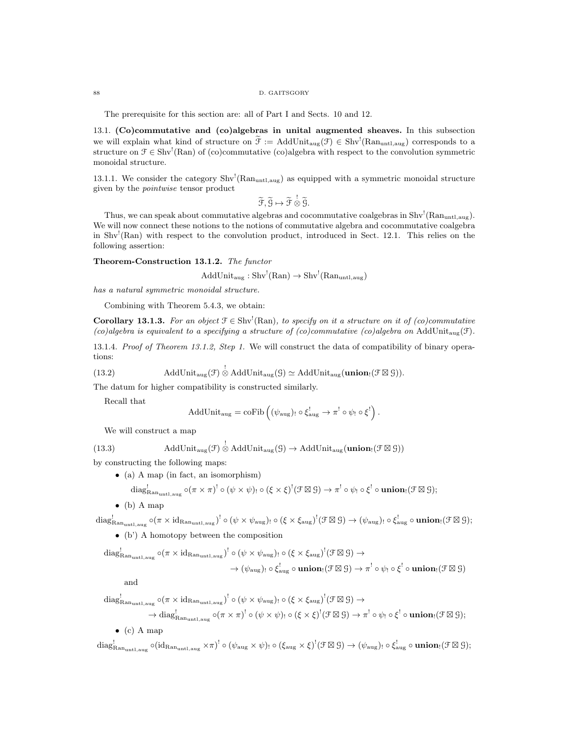The prerequisite for this section are: all of Part I and Sects. 10 and 12.

**13.1. (Co)commutative and (co)algebras in unital augmented sheaves.** In this subsection we will explain what kind of structure on $\widetilde{\mathcal{F}} := \text{AddUnit}_{\text{aug}}(\mathcal{F}) \in \text{Shv}^!(\text{Ran}_{\text{untl,aug}})$ corresponds to a structure on $\mathcal{F} \in \text{Shv}^!(\text{Ran})$ of (co)commutative (co)algebra with respect to the convolution symmetric monoidal structure.

13.1.1. We consider the category $\text{Shv}^!(\text{Ran}_{\text{untl,aug}})$ as equipped with a symmetric monoidal structure given by the *pointwise* tensor product

$$\widetilde{\mathcal{F}}, \widetilde{\mathcal{G}} \mapsto \widetilde{\mathcal{F}} \overset{!}{\otimes} \widetilde{\mathcal{G}}.$$

Thus, we can speak about commutative algebras and cocommutative coalgebras in $\text{Shv}^!(\text{Ran}_{\text{untl,aug}})$. We will now connect these notions to the notions of commutative algebra and cocommutative coalgebra in $\text{Shv}^!(\text{Ran})$ with respect to the convolution product, introduced in Sect. 12.1. This relies on the following assertion:

**Theorem-Construction 13.1.2.** *The functor*

$$\text{AddUnit}_{\text{aug}} : \text{Shv}^!(\text{Ran}) \to \text{Shv}^!(\text{Ran}_{\text{untl,aug}})$$

*has a natural symmetric monoidal structure.*

Combining with Theorem 5.4.3, we obtain:

**Corollary 13.1.3.** *For an object $\mathcal{F} \in \text{Shv}^!(\text{Ran})$, to specify on it a structure on it of (co)commutative (co)algebra is equivalent to a specifying a structure of (co)commutative (co)algebra on $\text{AddUnit}_{\text{aug}}(\mathcal{F})$.*

13.1.4. *Proof of Theorem 13.1.2, Step 1.* We will construct the data of compatibility of binary operations:

$$\text{AddUnit}_{\text{aug}}(\mathcal{F}) \overset{!}{\otimes} \text{AddUnit}_{\text{aug}}(\mathcal{G}) \simeq \text{AddUnit}_{\text{aug}}(\mathbf{union}_!(\mathcal{F} \boxtimes \mathcal{G})). \tag{13.2}$$

The datum for higher compatibility is constructed similarly.

Recall that

$$\text{AddUnit}_{\text{aug}} = \text{coFib}\left( (\psi_{\text{aug}})_! \circ \xi^!_{\text{aug}} \to \pi^! \circ \psi_! \circ \xi^! \right).$$

We will construct a map

$$\text{AddUnit}_{\text{aug}}(\mathcal{F}) \overset{!}{\otimes} \text{AddUnit}_{\text{aug}}(\mathcal{G}) \to \text{AddUnit}_{\text{aug}}(\mathbf{union}_!(\mathcal{F} \boxtimes \mathcal{G})) \tag{13.3}$$

by constructing the following maps:

- (a) A map (in fact, an isomorphism)

$$\text{diag}^!_{\text{Ran}_{\text{untl,aug}}} \circ (\pi \times \pi)^! \circ (\psi \times \psi)_! \circ (\xi \times \xi)^! (\mathcal{F} \boxtimes \mathcal{G}) \to \pi^! \circ \psi_! \circ \xi^! \circ \mathbf{union}_!(\mathcal{F} \boxtimes \mathcal{G});$$

- (b) A map

$$\text{diag}^!_{\text{Ran}_{\text{untl,aug}}} \circ (\pi \times \text{id}_{\text{Ran}_{\text{untl,aug}}})^! \circ (\psi \times \psi_{\text{aug}})_! \circ (\xi \times \xi_{\text{aug}})^! (\mathcal{F} \boxtimes \mathcal{G}) \to (\psi_{\text{aug}})_! \circ \xi^!_{\text{aug}} \circ \mathbf{union}_!(\mathcal{F} \boxtimes \mathcal{G});$$

- (b') A homotopy between the composition

$$\text{diag}^!_{\text{Ran}_{\text{untl,aug}}} \circ (\pi \times \text{id}_{\text{Ran}_{\text{untl,aug}}})^! \circ (\psi \times \psi_{\text{aug}})_! \circ (\xi \times \xi_{\text{aug}})^! (\mathcal{F} \boxtimes \mathcal{G}) \to$$
$$\to (\psi_{\text{aug}})_! \circ \xi^!_{\text{aug}} \circ \mathbf{union}_!(\mathcal{F} \boxtimes \mathcal{G}) \to \pi^! \circ \psi_! \circ \xi^! \circ \mathbf{union}_!(\mathcal{F} \boxtimes \mathcal{G})$$

  and

$$\text{diag}^!_{\text{Ran}_{\text{untl,aug}}} \circ (\pi \times \text{id}_{\text{Ran}_{\text{untl,aug}}})^! \circ (\psi \times \psi_{\text{aug}})_! \circ (\xi \times \xi_{\text{aug}})^! (\mathcal{F} \boxtimes \mathcal{G}) \to$$
$$\to \text{diag}^!_{\text{Ran}_{\text{untl,aug}}} \circ (\pi \times \pi)^! \circ (\psi \times \psi)_! \circ (\xi \times \xi)^! (\mathcal{F} \boxtimes \mathcal{G}) \to \pi^! \circ \psi_! \circ \xi^! \circ \mathbf{union}_!(\mathcal{F} \boxtimes \mathcal{G});$$

- (c) A map

$$\text{diag}^!_{\text{Ran}_{\text{untl,aug}}} \circ (\text{id}_{\text{Ran}_{\text{untl,aug}}} \times \pi)^! \circ (\psi_{\text{aug}} \times \psi)_! \circ (\xi_{\text{aug}} \times \xi)^! (\mathcal{F} \boxtimes \mathcal{G}) \to (\psi_{\text{aug}})_! \circ \xi^!_{\text{aug}} \circ \mathbf{union}_!(\mathcal{F} \boxtimes \mathcal{G});$$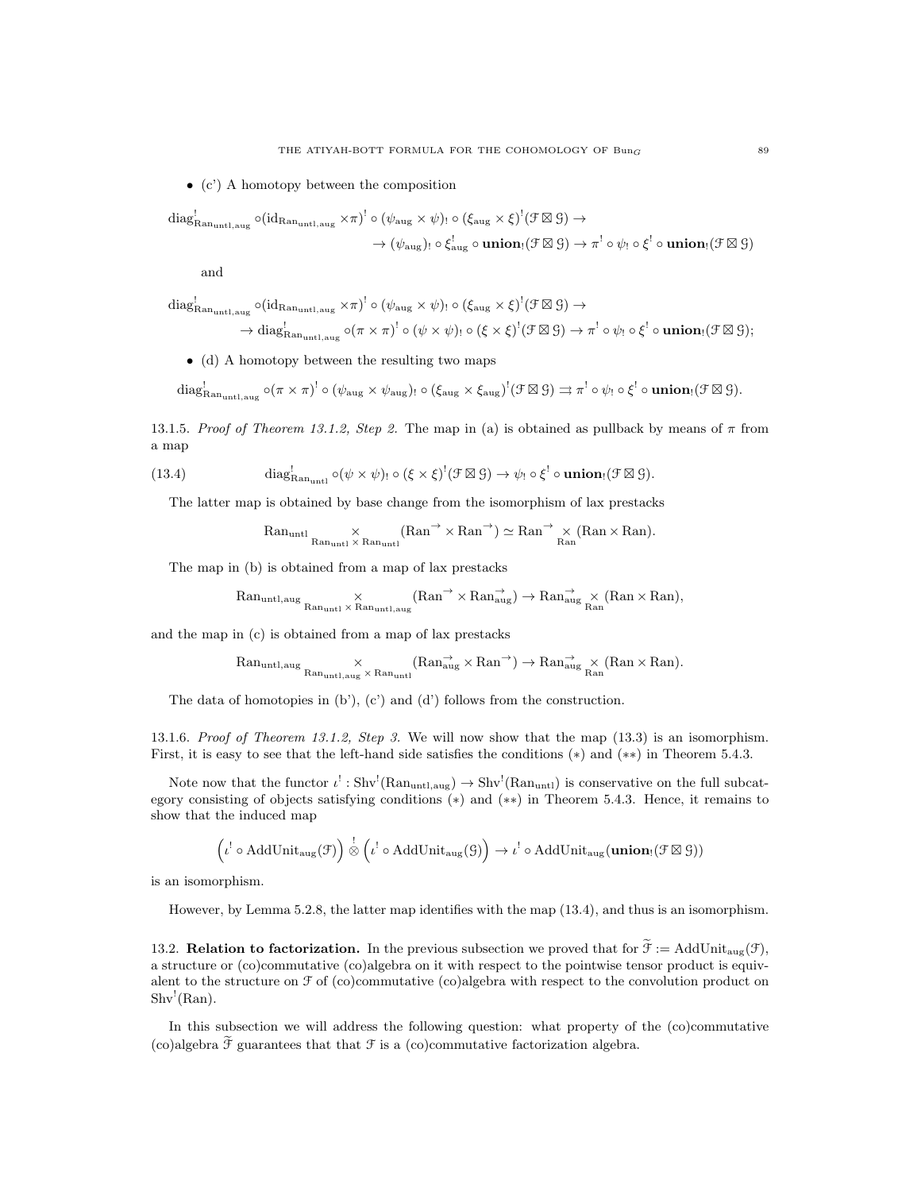- (c') A homotopy between the composition

$$\mathrm{diag}^!_{\mathrm{Ran}_{\mathrm{untl,aug}}} \circ (\mathrm{id}_{\mathrm{Ran}_{\mathrm{untl,aug}}} \times \pi)^! \circ (\psi_{\mathrm{aug}} \times \psi)_! \circ (\xi_{\mathrm{aug}} \times \xi)^! (\mathcal{F} \boxtimes \mathcal{G}) \to$$
$$\to (\psi_{\mathrm{aug}})_! \circ \xi^!_{\mathrm{aug}} \circ \mathbf{union}_! (\mathcal{F} \boxtimes \mathcal{G}) \to \pi^! \circ \psi_! \circ \xi^! \circ \mathbf{union}_! (\mathcal{F} \boxtimes \mathcal{G})$$

  and

$$\mathrm{diag}^!_{\mathrm{Ran}_{\mathrm{untl,aug}}} \circ (\mathrm{id}_{\mathrm{Ran}_{\mathrm{untl,aug}}} \times \pi)^! \circ (\psi_{\mathrm{aug}} \times \psi)_! \circ (\xi_{\mathrm{aug}} \times \xi)^! (\mathcal{F} \boxtimes \mathcal{G}) \to$$
$$\to \mathrm{diag}^!_{\mathrm{Ran}_{\mathrm{untl,aug}}} \circ (\pi \times \pi)^! \circ (\psi \times \psi)_! \circ (\xi \times \xi)^! (\mathcal{F} \boxtimes \mathcal{G}) \to \pi^! \circ \psi_! \circ \xi^! \circ \mathbf{union}_! (\mathcal{F} \boxtimes \mathcal{G});$$

- (d) A homotopy between the resulting two maps

$$\mathrm{diag}^!_{\mathrm{Ran}_{\mathrm{untl,aug}}} \circ (\pi \times \pi)^! \circ (\psi_{\mathrm{aug}} \times \psi_{\mathrm{aug}})_! \circ (\xi_{\mathrm{aug}} \times \xi_{\mathrm{aug}})^! (\mathcal{F} \boxtimes \mathcal{G}) \rightrightarrows \pi^! \circ \psi_! \circ \xi^! \circ \mathbf{union}_! (\mathcal{F} \boxtimes \mathcal{G}).$$

13.1.5. *Proof of Theorem 13.1.2, Step 2.* The map in (a) is obtained as pullback by means of $\pi$ from a map

$$\mathrm{diag}^!_{\mathrm{Ran}_{\mathrm{untl}}} \circ (\psi \times \psi)_! \circ (\xi \times \xi)^! (\mathcal{F} \boxtimes \mathcal{G}) \to \psi_! \circ \xi^! \circ \mathbf{union}_! (\mathcal{F} \boxtimes \mathcal{G}). \tag{13.4}$$

The latter map is obtained by base change from the isomorphism of lax prestacks

$$\mathrm{Ran}_{\mathrm{untl}} \underset{\mathrm{Ran}_{\mathrm{untl}} \times \mathrm{Ran}_{\mathrm{untl}}}{\times} (\mathrm{Ran}^{\to} \times \mathrm{Ran}^{\to}) \simeq \mathrm{Ran}^{\to} \underset{\mathrm{Ran}}{\times} (\mathrm{Ran} \times \mathrm{Ran}).$$

The map in (b) is obtained from a map of lax prestacks

$$\mathrm{Ran}_{\mathrm{untl,aug}} \underset{\mathrm{Ran}_{\mathrm{untl}} \times \mathrm{Ran}_{\mathrm{untl,aug}}}{\times} (\mathrm{Ran}^{\to} \times \mathrm{Ran}^{\to}_{\mathrm{aug}}) \to \mathrm{Ran}^{\to}_{\mathrm{aug}} \underset{\mathrm{Ran}}{\times} (\mathrm{Ran} \times \mathrm{Ran}),$$

and the map in (c) is obtained from a map of lax prestacks

$$\mathrm{Ran}_{\mathrm{untl,aug}} \underset{\mathrm{Ran}_{\mathrm{untl,aug}} \times \mathrm{Ran}_{\mathrm{untl}}}{\times} (\mathrm{Ran}^{\to}_{\mathrm{aug}} \times \mathrm{Ran}^{\to}) \to \mathrm{Ran}^{\to}_{\mathrm{aug}} \underset{\mathrm{Ran}}{\times} (\mathrm{Ran} \times \mathrm{Ran}).$$

The data of homotopies in (b'), (c') and (d') follows from the construction.

13.1.6. *Proof of Theorem 13.1.2, Step 3.* We will now show that the map (13.3) is an isomorphism. First, it is easy to see that the left-hand side satisfies the conditions (*) and (**) in Theorem 5.4.3.

Note now that the functor $\iota^! : \mathrm{Shv}^!(\mathrm{Ran}_{\mathrm{untl,aug}}) \to \mathrm{Shv}^!(\mathrm{Ran}_{\mathrm{untl}})$ is conservative on the full subcategory consisting of objects satisfying conditions (*) and (**) in Theorem 5.4.3. Hence, it remains to show that the induced map

$$\left(\iota^! \circ \mathrm{AddUnit}_{\mathrm{aug}}(\mathcal{F})\right) \overset{!}{\otimes} \left(\iota^! \circ \mathrm{AddUnit}_{\mathrm{aug}}(\mathcal{G})\right) \to \iota^! \circ \mathrm{AddUnit}_{\mathrm{aug}}(\mathbf{union}_!(\mathcal{F} \boxtimes \mathcal{G}))$$

is an isomorphism.

However, by Lemma 5.2.8, the latter map identifies with the map (13.4), and thus is an isomorphism.

13.2. **Relation to factorization.** In the previous subsection we proved that for $\widetilde{\mathcal{F}} := \mathrm{AddUnit}_{\mathrm{aug}}(\mathcal{F})$, a structure or (co)commutative (co)algebra on it with respect to the pointwise tensor product is equivalent to the structure on $\mathcal{F}$ of (co)commutative (co)algebra with respect to the convolution product on $\mathrm{Shv}^!(\mathrm{Ran})$.

In this subsection we will address the following question: what property of the (co)commutative (co)algebra $\widetilde{\mathcal{F}}$ guarantees that that $\mathcal{F}$ is a (co)commutative factorization algebra.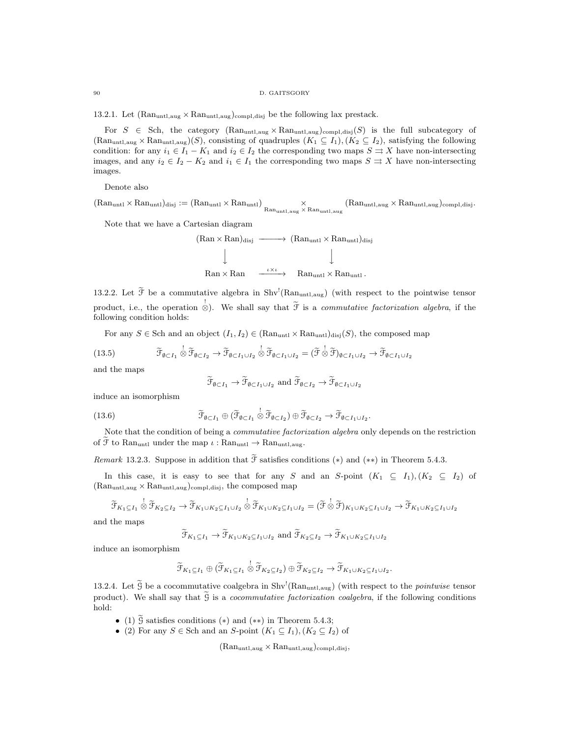13.2.1. Let $(\mathrm{Ran}_{\mathrm{untl,aug}} \times \mathrm{Ran}_{\mathrm{untl,aug}})_{\mathrm{compl,disj}}$ be the following lax prestack.

For $S \in \mathrm{Sch}$, the category $(\mathrm{Ran}_{\mathrm{untl,aug}} \times \mathrm{Ran}_{\mathrm{untl,aug}})_{\mathrm{compl,disj}}(S)$ is the full subcategory of $(\mathrm{Ran}_{\mathrm{untl,aug}} \times \mathrm{Ran}_{\mathrm{untl,aug}})(S)$, consisting of quadruples $(K_1 \subseteq I_1), (K_2 \subseteq I_2)$, satisfying the following condition: for any $i_1 \in I_1 - K_1$ and $i_2 \in I_2$ the corresponding two maps $S \rightrightarrows X$ have non-intersecting images, and any $i_2 \in I_2 - K_2$ and $i_1 \in I_1$ the corresponding two maps $S \rightrightarrows X$ have non-intersecting images.

Denote also

$$(\mathrm{Ran}_{\mathrm{untl}} \times \mathrm{Ran}_{\mathrm{untl}})_{\mathrm{disj}} := (\mathrm{Ran}_{\mathrm{untl}} \times \mathrm{Ran}_{\mathrm{untl}}) \underset{\mathrm{Ran}_{\mathrm{untl,aug}} \times \mathrm{Ran}_{\mathrm{untl,aug}}}{\times} (\mathrm{Ran}_{\mathrm{untl,aug}} \times \mathrm{Ran}_{\mathrm{untl,aug}})_{\mathrm{compl,disj}}.$$

Note that we have a Cartesian diagram

$$\begin{array}{ccc}
(\mathrm{Ran} \times \mathrm{Ran})_{\mathrm{disj}} & \longrightarrow & (\mathrm{Ran}_{\mathrm{untl}} \times \mathrm{Ran}_{\mathrm{untl}})_{\mathrm{disj}} \\
\downarrow & & \downarrow \\
\mathrm{Ran} \times \mathrm{Ran} & \xrightarrow{\iota \times \iota} & \mathrm{Ran}_{\mathrm{untl}} \times \mathrm{Ran}_{\mathrm{untl}}.
\end{array}$$

13.2.2. Let $\widetilde{\mathcal{F}}$ be a commutative algebra in $\mathrm{Shv}^!(\mathrm{Ran}_{\mathrm{untl,aug}})$ (with respect to the pointwise tensor product, i.e., the operation $\overset{!}{\otimes}$). We shall say that $\widetilde{\mathcal{F}}$ is a *commutative factorization algebra*, if the following condition holds:

For any $S \in \mathrm{Sch}$ and an object $(I_1, I_2) \in (\mathrm{Ran}_{\mathrm{untl}} \times \mathrm{Ran}_{\mathrm{untl}})_{\mathrm{disj}}(S)$, the composed map

$$\widetilde{\mathcal{F}}_{\emptyset \subset I_1} \overset{!}{\otimes} \widetilde{\mathcal{F}}_{\emptyset \subset I_2} \to \widetilde{\mathcal{F}}_{\emptyset \subset I_1 \cup I_2} \overset{!}{\otimes} \widetilde{\mathcal{F}}_{\emptyset \subset I_1 \cup I_2} = (\widetilde{\mathcal{F}} \overset{!}{\otimes} \widetilde{\mathcal{F}})_{\emptyset \subset I_1 \cup I_2} \to \widetilde{\mathcal{F}}_{\emptyset \subset I_1 \cup I_2} \tag{13.5}$$

and the maps

$$\widetilde{\mathcal{F}}_{\emptyset \subset I_1} \to \widetilde{\mathcal{F}}_{\emptyset \subset I_1 \cup I_2} \text{ and } \widetilde{\mathcal{F}}_{\emptyset \subset I_2} \to \widetilde{\mathcal{F}}_{\emptyset \subset I_1 \cup I_2}$$

induce an isomorphism

$$\widetilde{\mathcal{F}}_{\emptyset \subset I_1} \oplus (\widetilde{\mathcal{F}}_{\emptyset \subset I_1} \overset{!}{\otimes} \widetilde{\mathcal{F}}_{\emptyset \subset I_2}) \oplus \widetilde{\mathcal{F}}_{\emptyset \subset I_2} \to \widetilde{\mathcal{F}}_{\emptyset \subset I_1 \cup I_2}. \tag{13.6}$$

Note that the condition of being a *commutative factorization algebra* only depends on the restriction of $\widetilde{\mathcal{F}}$ to $\mathrm{Ran}_{\mathrm{untl}}$ under the map $\iota : \mathrm{Ran}_{\mathrm{untl}} \to \mathrm{Ran}_{\mathrm{untl,aug}}$.

*Remark* 13.2.3. Suppose in addition that $\widetilde{\mathcal{F}}$ satisfies conditions $(*)$ and $(**)$ in Theorem 5.4.3.

In this case, it is easy to see that for any $S$ and an $S$-point $(K_1 \subseteq I_1), (K_2 \subseteq I_2)$ of $(\mathrm{Ran}_{\mathrm{untl,aug}} \times \mathrm{Ran}_{\mathrm{untl,aug}})_{\mathrm{compl,disj}}$, the composed map

$$\widetilde{\mathcal{F}}_{K_1 \subseteq I_1} \overset{!}{\otimes} \widetilde{\mathcal{F}}_{K_2 \subseteq I_2} \to \widetilde{\mathcal{F}}_{K_1 \cup K_2 \subseteq I_1 \cup I_2} \overset{!}{\otimes} \widetilde{\mathcal{F}}_{K_1 \cup K_2 \subseteq I_1 \cup I_2} = (\widetilde{\mathcal{F}} \overset{!}{\otimes} \widetilde{\mathcal{F}})_{K_1 \cup K_2 \subseteq I_1 \cup I_2} \to \widetilde{\mathcal{F}}_{K_1 \cup K_2 \subseteq I_1 \cup I_2}$$

and the maps

$$\widetilde{\mathcal{F}}_{K_1 \subseteq I_1} \to \widetilde{\mathcal{F}}_{K_1 \cup K_2 \subseteq I_1 \cup I_2} \text{ and } \widetilde{\mathcal{F}}_{K_2 \subseteq I_2} \to \widetilde{\mathcal{F}}_{K_1 \cup K_2 \subseteq I_1 \cup I_2}$$

induce an isomorphism

$$\widetilde{\mathcal{F}}_{K_1 \subseteq I_1} \oplus (\widetilde{\mathcal{F}}_{K_1 \subseteq I_1} \overset{!}{\otimes} \widetilde{\mathcal{F}}_{K_2 \subseteq I_2}) \oplus \widetilde{\mathcal{F}}_{K_2 \subseteq I_2} \to \widetilde{\mathcal{F}}_{K_1 \cup K_2 \subseteq I_1 \cup I_2}.$$

13.2.4. Let $\widetilde{\mathcal{G}}$ be a cocommutative coalgebra in $\mathrm{Shv}^!(\mathrm{Ran}_{\mathrm{untl,aug}})$ (with respect to the *pointwise* tensor product). We shall say that $\widetilde{\mathcal{G}}$ is a *cocommutative factorization coalgebra*, if the following conditions hold:

- (1) $\widetilde{\mathcal{G}}$ satisfies conditions $(*)$ and $(**)$ in Theorem 5.4.3;
- (2) For any $S \in \mathrm{Sch}$ and an $S$-point $(K_1 \subseteq I_1), (K_2 \subseteq I_2)$ of

$$(\mathrm{Ran}_{\mathrm{untl,aug}} \times \mathrm{Ran}_{\mathrm{untl,aug}})_{\mathrm{compl,disj}},$$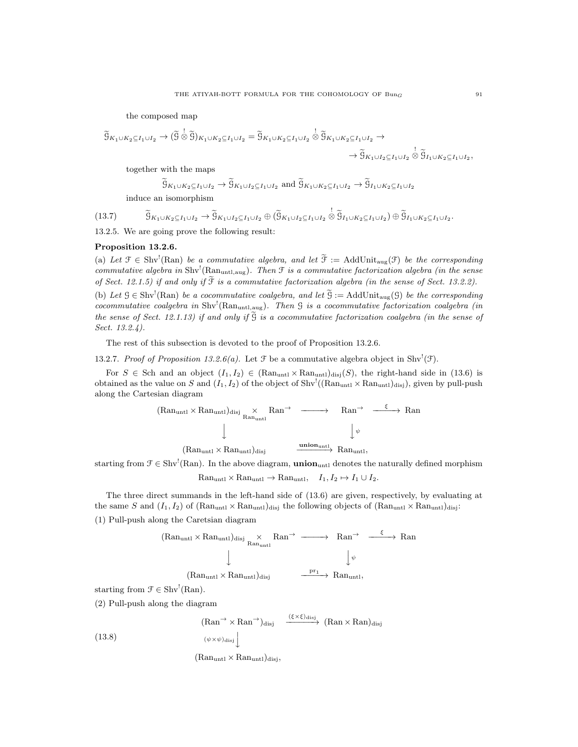the composed map

$$\widetilde{\mathcal{G}}_{K_1\cup K_2\subseteq I_1\cup I_2} \to (\widetilde{\mathcal{G}} \overset{!}{\otimes} \widetilde{\mathcal{G}})_{K_1\cup K_2\subseteq I_1\cup I_2} = \widetilde{\mathcal{G}}_{K_1\cup K_2\subseteq I_1\cup I_2} \overset{!}{\otimes} \widetilde{\mathcal{G}}_{K_1\cup K_2\subseteq I_1\cup I_2} \to$$
$$\to \widetilde{\mathcal{G}}_{K_1\cup I_2\subseteq I_1\cup I_2} \overset{!}{\otimes} \widetilde{\mathcal{G}}_{I_1\cup K_2\subseteq I_1\cup I_2},$$

together with the maps

$$\widetilde{\mathcal{G}}_{K_1\cup K_2\subseteq I_1\cup I_2} \to \widetilde{\mathcal{G}}_{K_1\cup I_2\subseteq I_1\cup I_2} \text{ and } \widetilde{\mathcal{G}}_{K_1\cup K_2\subseteq I_1\cup I_2} \to \widetilde{\mathcal{G}}_{I_1\cup K_2\subseteq I_1\cup I_2}$$

induce an isomorphism

$$\widetilde{\mathcal{G}}_{K_1\cup K_2\subseteq I_1\cup I_2} \to \widetilde{\mathcal{G}}_{K_1\cup I_2\subseteq I_1\cup I_2} \oplus (\widetilde{\mathcal{G}}_{K_1\cup I_2\subseteq I_1\cup I_2} \overset{!}{\otimes} \widetilde{\mathcal{G}}_{I_1\cup K_2\subseteq I_1\cup I_2}) \oplus \widetilde{\mathcal{G}}_{I_1\cup K_2\subseteq I_1\cup I_2}. \tag{13.7}$$

13.2.5. We are going prove the following result:

**Proposition 13.2.6.**

(a) *Let $\mathcal{F} \in \mathrm{Shv}^!(\mathrm{Ran})$ be a commutative algebra, and let $\widetilde{\mathcal{F}} := \mathrm{AddUnit}_{\mathrm{aug}}(\mathcal{F})$ be the corresponding commutative algebra in $\mathrm{Shv}^!(\mathrm{Ran}_{\mathrm{untl,aug}})$. Then $\mathcal{F}$ is a commutative factorization algebra (in the sense of Sect. 12.1.5) if and only if $\widetilde{\mathcal{F}}$ is a commutative factorization algebra (in the sense of Sect. 13.2.2).*

(b) *Let $\mathcal{G} \in \mathrm{Shv}^!(\mathrm{Ran})$ be a cocommutative coalgebra, and let $\widetilde{\mathcal{G}} := \mathrm{AddUnit}_{\mathrm{aug}}(\mathcal{G})$ be the corresponding cocommutative coalgebra in $\mathrm{Shv}^!(\mathrm{Ran}_{\mathrm{untl,aug}})$. Then $\mathcal{G}$ is a cocommutative factorization coalgebra (in the sense of Sect. 12.1.13) if and only if $\widetilde{\mathcal{G}}$ is a cocommutative factorization coalgebra (in the sense of Sect. 13.2.4).*

The rest of this subsection is devoted to the proof of Proposition 13.2.6.

13.2.7. *Proof of Proposition 13.2.6(a).* Let $\mathcal{F}$ be a commutative algebra object in $\mathrm{Shv}^!(\mathcal{F})$.

For $S \in \mathrm{Sch}$ and an object $(I_1, I_2) \in (\mathrm{Ran}_{\mathrm{untl}} \times \mathrm{Ran}_{\mathrm{untl}})_{\mathrm{disj}}(S)$, the right-hand side in (13.6) is obtained as the value on $S$ and $(I_1, I_2)$ of the object of $\mathrm{Shv}^!((\mathrm{Ran}_{\mathrm{untl}} \times \mathrm{Ran}_{\mathrm{untl}})_{\mathrm{disj}})$, given by pull-push along the Cartesian diagram

$$\begin{array}{ccccc}
(\mathrm{Ran}_{\mathrm{untl}} \times \mathrm{Ran}_{\mathrm{untl}})_{\mathrm{disj}} \underset{\mathrm{Ran}_{\mathrm{untl}}}{\times} \mathrm{Ran}^{\to} & \longrightarrow & \mathrm{Ran}^{\to} & \xrightarrow{\xi} & \mathrm{Ran} \\
\Big\downarrow & & \Big\downarrow \psi & & \\
(\mathrm{Ran}_{\mathrm{untl}} \times \mathrm{Ran}_{\mathrm{untl}})_{\mathrm{disj}} & \xrightarrow{\mathbf{union}_{\mathrm{untl}}} & \mathrm{Ran}_{\mathrm{untl}}, & &
\end{array}$$

starting from $\mathcal{F} \in \mathrm{Shv}^!(\mathrm{Ran})$. In the above diagram, $\mathbf{union}_{\mathrm{untl}}$ denotes the naturally defined morphism

$$\mathrm{Ran}_{\mathrm{untl}} \times \mathrm{Ran}_{\mathrm{untl}} \to \mathrm{Ran}_{\mathrm{untl}}, \quad I_1, I_2 \mapsto I_1 \cup I_2.$$

The three direct summands in the left-hand side of (13.6) are given, respectively, by evaluating at the same $S$ and $(I_1, I_2)$ of $(\mathrm{Ran}_{\mathrm{untl}} \times \mathrm{Ran}_{\mathrm{untl}})_{\mathrm{disj}}$ the following objects of $(\mathrm{Ran}_{\mathrm{untl}} \times \mathrm{Ran}_{\mathrm{untl}})_{\mathrm{disj}}$:

(1) Pull-push along the Caretsian diagram

$$\begin{array}{ccccc}
(\mathrm{Ran}_{\mathrm{untl}} \times \mathrm{Ran}_{\mathrm{untl}})_{\mathrm{disj}} \underset{\mathrm{Ran}_{\mathrm{untl}}}{\times} \mathrm{Ran}^{\to} & \longrightarrow & \mathrm{Ran}^{\to} & \xrightarrow{\xi} & \mathrm{Ran} \\
\Big\downarrow & & \Big\downarrow \psi & & \\
(\mathrm{Ran}_{\mathrm{untl}} \times \mathrm{Ran}_{\mathrm{untl}})_{\mathrm{disj}} & \xrightarrow{\mathrm{pr}_1} & \mathrm{Ran}_{\mathrm{untl}}, & &
\end{array}$$

starting from $\mathcal{F} \in \mathrm{Shv}^!(\mathrm{Ran})$.

(2) Pull-push along the diagram

$$\begin{array}{ccc}
(\mathrm{Ran}^{\to} \times \mathrm{Ran}^{\to})_{\mathrm{disj}} & \xrightarrow{(\xi\times\xi)_{\mathrm{disj}}} & (\mathrm{Ran} \times \mathrm{Ran})_{\mathrm{disj}} \\
{\scriptstyle (\psi\times\psi)_{\mathrm{disj}}}\Big\downarrow & & \\
(\mathrm{Ran}_{\mathrm{untl}} \times \mathrm{Ran}_{\mathrm{untl}})_{\mathrm{disj}}, & &
\end{array} \tag{13.8}$$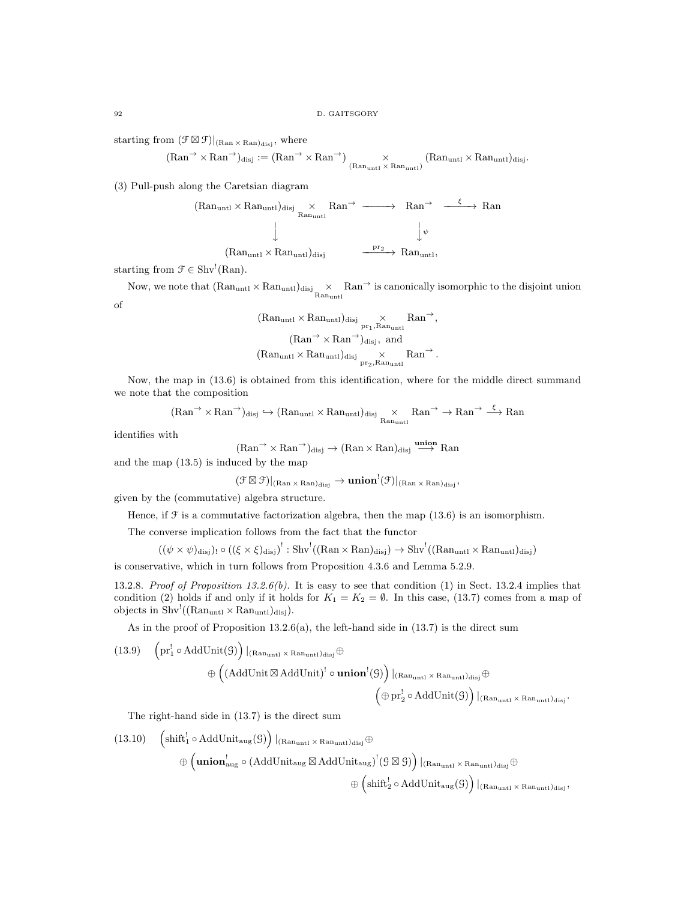starting from $(\mathcal{F}\boxtimes\mathcal{F})|_{(\mathrm{Ran}\times\mathrm{Ran})_{\mathrm{disj}}}$, where

$$(\mathrm{Ran}^{\to}\times\mathrm{Ran}^{\to})_{\mathrm{disj}}:=(\mathrm{Ran}^{\to}\times\mathrm{Ran}^{\to})\underset{(\mathrm{Ran}_{\mathrm{untl}}\times\mathrm{Ran}_{\mathrm{untl}})}{\times}(\mathrm{Ran}_{\mathrm{untl}}\times\mathrm{Ran}_{\mathrm{untl}})_{\mathrm{disj}}.$$

(3) Pull-push along the Caretsian diagram

$$\begin{array}{ccccc}
(\mathrm{Ran}_{\mathrm{untl}}\times\mathrm{Ran}_{\mathrm{untl}})_{\mathrm{disj}}\underset{\mathrm{Ran}_{\mathrm{untl}}}{\times}\mathrm{Ran}^{\to} & \longrightarrow & \mathrm{Ran}^{\to} & \xrightarrow{\xi} & \mathrm{Ran}\\
\downarrow & & \downarrow{\scriptstyle\psi} & & \\
(\mathrm{Ran}_{\mathrm{untl}}\times\mathrm{Ran}_{\mathrm{untl}})_{\mathrm{disj}} & \xrightarrow{\mathrm{pr}_2} & \mathrm{Ran}_{\mathrm{untl}}, & &
\end{array}$$

starting from $\mathcal{F}\in\mathrm{Shv}^!(\mathrm{Ran})$.

Now, we note that $(\mathrm{Ran}_{\mathrm{untl}}\times\mathrm{Ran}_{\mathrm{untl}})_{\mathrm{disj}}\underset{\mathrm{Ran}_{\mathrm{untl}}}{\times}\mathrm{Ran}^{\to}$ is canonically isomorphic to the disjoint union of

$$(\mathrm{Ran}_{\mathrm{untl}}\times\mathrm{Ran}_{\mathrm{untl}})_{\mathrm{disj}}\underset{\mathrm{pr}_1,\mathrm{Ran}_{\mathrm{untl}}}{\times}\mathrm{Ran}^{\to},$$
$$(\mathrm{Ran}^{\to}\times\mathrm{Ran}^{\to})_{\mathrm{disj}},\ \text{and}$$
$$(\mathrm{Ran}_{\mathrm{untl}}\times\mathrm{Ran}_{\mathrm{untl}})_{\mathrm{disj}}\underset{\mathrm{pr}_2,\mathrm{Ran}_{\mathrm{untl}}}{\times}\mathrm{Ran}^{\to}.$$

Now, the map in (13.6) is obtained from this identification, where for the middle direct summand we note that the composition

$$(\mathrm{Ran}^{\to}\times\mathrm{Ran}^{\to})_{\mathrm{disj}}\hookrightarrow(\mathrm{Ran}_{\mathrm{untl}}\times\mathrm{Ran}_{\mathrm{untl}})_{\mathrm{disj}}\underset{\mathrm{Ran}_{\mathrm{untl}}}{\times}\mathrm{Ran}^{\to}\to\mathrm{Ran}^{\to}\xrightarrow{\xi}\mathrm{Ran}$$

identifies with

$$(\mathrm{Ran}^{\to}\times\mathrm{Ran}^{\to})_{\mathrm{disj}}\to(\mathrm{Ran}\times\mathrm{Ran})_{\mathrm{disj}}\xrightarrow{\mathbf{union}}\mathrm{Ran}$$

and the map (13.5) is induced by the map

$$(\mathcal{F}\boxtimes\mathcal{F})|_{(\mathrm{Ran}\times\mathrm{Ran})_{\mathrm{disj}}}\to\mathbf{union}^!(\mathcal{F})|_{(\mathrm{Ran}\times\mathrm{Ran})_{\mathrm{disj}}},$$

given by the (commutative) algebra structure.

Hence, if $\mathcal{F}$ is a commutative factorization algebra, then the map (13.6) is an isomorphism.

The converse implication follows from the fact that the functor

$$((\psi\times\psi)_{\mathrm{disj}})_!\circ((\xi\times\xi)_{\mathrm{disj}})^!:\mathrm{Shv}^!((\mathrm{Ran}\times\mathrm{Ran})_{\mathrm{disj}})\to\mathrm{Shv}^!((\mathrm{Ran}_{\mathrm{untl}}\times\mathrm{Ran}_{\mathrm{untl}})_{\mathrm{disj}})$$

is conservative, which in turn follows from Proposition 4.3.6 and Lemma 5.2.9.

13.2.8. *Proof of Proposition 13.2.6(b).* It is easy to see that condition (1) in Sect. 13.2.4 implies that condition (2) holds if and only if it holds for $K_1=K_2=\emptyset$. In this case, (13.7) comes from a map of objects in $\mathrm{Shv}^!((\mathrm{Ran}_{\mathrm{untl}}\times\mathrm{Ran}_{\mathrm{untl}})_{\mathrm{disj}})$.

As in the proof of Proposition 13.2.6(a), the left-hand side in (13.7) is the direct sum

$$\begin{aligned}(13.9)\quad&\Big(\mathrm{pr}_1^!\circ\mathrm{AddUnit}(\mathcal{G})\Big)|_{(\mathrm{Ran}_{\mathrm{untl}}\times\mathrm{Ran}_{\mathrm{untl}})_{\mathrm{disj}}}\oplus\\
&\oplus\Big((\mathrm{AddUnit}\boxtimes\mathrm{AddUnit})^!\circ\mathbf{union}^!(\mathcal{G})\Big)|_{(\mathrm{Ran}_{\mathrm{untl}}\times\mathrm{Ran}_{\mathrm{untl}})_{\mathrm{disj}}}\oplus\\
&\Big(\oplus\,\mathrm{pr}_2^!\circ\mathrm{AddUnit}(\mathcal{G})\Big)|_{(\mathrm{Ran}_{\mathrm{untl}}\times\mathrm{Ran}_{\mathrm{untl}})_{\mathrm{disj}}}.\end{aligned}$$

The right-hand side in (13.7) is the direct sum

$$\begin{aligned}(13.10)\quad&\Big(\mathrm{shift}_1^!\circ\mathrm{AddUnit}_{\mathrm{aug}}(\mathcal{G})\Big)|_{(\mathrm{Ran}_{\mathrm{untl}}\times\mathrm{Ran}_{\mathrm{untl}})_{\mathrm{disj}}}\oplus\\
&\oplus\Big(\mathbf{union}^!_{\mathrm{aug}}\circ(\mathrm{AddUnit}_{\mathrm{aug}}\boxtimes\mathrm{AddUnit}_{\mathrm{aug}})^!(\mathcal{G}\boxtimes\mathcal{G})\Big)|_{(\mathrm{Ran}_{\mathrm{untl}}\times\mathrm{Ran}_{\mathrm{untl}})_{\mathrm{disj}}}\oplus\\
&\oplus\Big(\mathrm{shift}_2^!\circ\mathrm{AddUnit}_{\mathrm{aug}}(\mathcal{G})\Big)|_{(\mathrm{Ran}_{\mathrm{untl}}\times\mathrm{Ran}_{\mathrm{untl}})_{\mathrm{disj}}},\end{aligned}$$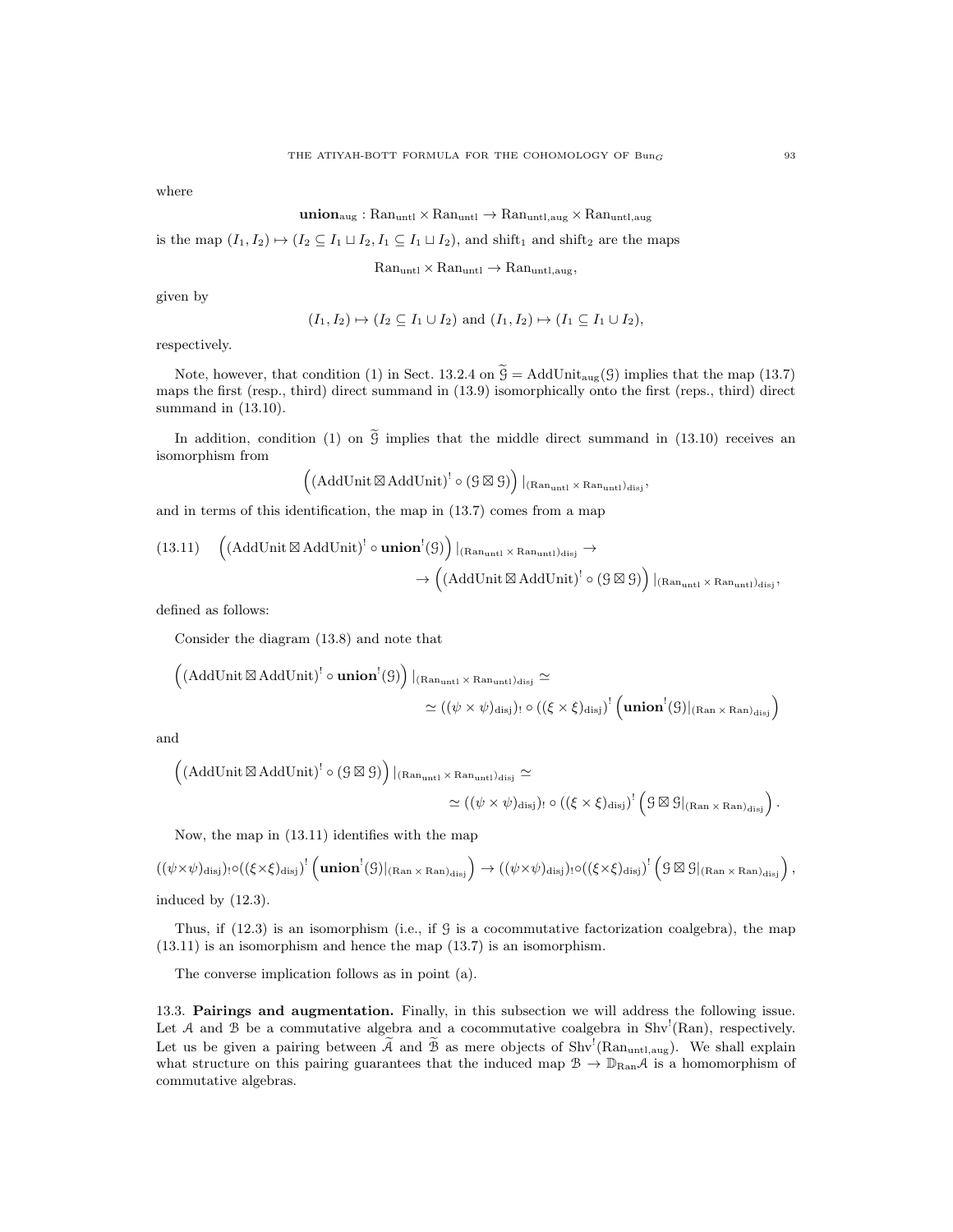where

$$\mathbf{union}_{\mathrm{aug}} : \mathrm{Ran}_{\mathrm{untl}} \times \mathrm{Ran}_{\mathrm{untl}} \to \mathrm{Ran}_{\mathrm{untl,aug}} \times \mathrm{Ran}_{\mathrm{untl,aug}}$$

is the map $(I_1, I_2) \mapsto (I_2 \subseteq I_1 \sqcup I_2, I_1 \subseteq I_1 \sqcup I_2)$, and $\mathrm{shift}_1$ and $\mathrm{shift}_2$ are the maps

$$\mathrm{Ran}_{\mathrm{untl}} \times \mathrm{Ran}_{\mathrm{untl}} \to \mathrm{Ran}_{\mathrm{untl,aug}},$$

given by

$$(I_1, I_2) \mapsto (I_2 \subseteq I_1 \cup I_2) \text{ and } (I_1, I_2) \mapsto (I_1 \subseteq I_1 \cup I_2),$$

respectively.

Note, however, that condition (1) in Sect. 13.2.4 on $\widetilde{\mathcal{G}} = \mathrm{AddUnit}_{\mathrm{aug}}(\mathcal{G})$ implies that the map (13.7) maps the first (resp., third) direct summand in (13.9) isomorphically onto the first (reps., third) direct summand in (13.10).

In addition, condition (1) on $\widetilde{\mathcal{G}}$ implies that the middle direct summand in (13.10) receives an isomorphism from

$$\Big( (\mathrm{AddUnit} \boxtimes \mathrm{AddUnit})^! \circ (\mathcal{G} \boxtimes \mathcal{G}) \Big) |_{(\mathrm{Ran}_{\mathrm{untl}} \times \mathrm{Ran}_{\mathrm{untl}})_{\mathrm{disj}}},$$

and in terms of this identification, the map in (13.7) comes from a map

$$(13.11) \quad \Big( (\mathrm{AddUnit} \boxtimes \mathrm{AddUnit})^! \circ \mathbf{union}^!(\mathcal{G}) \Big) |_{(\mathrm{Ran}_{\mathrm{untl}} \times \mathrm{Ran}_{\mathrm{untl}})_{\mathrm{disj}}} \to \\ \to \Big( (\mathrm{AddUnit} \boxtimes \mathrm{AddUnit})^! \circ (\mathcal{G} \boxtimes \mathcal{G}) \Big) |_{(\mathrm{Ran}_{\mathrm{untl}} \times \mathrm{Ran}_{\mathrm{untl}})_{\mathrm{disj}}},$$

defined as follows:

Consider the diagram (13.8) and note that

$$\Big( (\mathrm{AddUnit} \boxtimes \mathrm{AddUnit})^! \circ \mathbf{union}^!(\mathcal{G}) \Big) |_{(\mathrm{Ran}_{\mathrm{untl}} \times \mathrm{Ran}_{\mathrm{untl}})_{\mathrm{disj}}} \simeq \\ \simeq ((\psi \times \psi)_{\mathrm{disj}})_! \circ ((\xi \times \xi)_{\mathrm{disj}})^! \Big( \mathbf{union}^!(\mathcal{G})|_{(\mathrm{Ran} \times \mathrm{Ran})_{\mathrm{disj}}} \Big)$$

and

$$\Big( (\mathrm{AddUnit} \boxtimes \mathrm{AddUnit})^! \circ (\mathcal{G} \boxtimes \mathcal{G}) \Big) |_{(\mathrm{Ran}_{\mathrm{untl}} \times \mathrm{Ran}_{\mathrm{untl}})_{\mathrm{disj}}} \simeq \\ \simeq ((\psi \times \psi)_{\mathrm{disj}})_! \circ ((\xi \times \xi)_{\mathrm{disj}})^! \Big( \mathcal{G} \boxtimes \mathcal{G}|_{(\mathrm{Ran} \times \mathrm{Ran})_{\mathrm{disj}}} \Big).$$

Now, the map in (13.11) identifies with the map

$$((\psi{\times}\psi)_{\mathrm{disj}})_! {\circ} ((\xi{\times}\xi)_{\mathrm{disj}})^! \Big( \mathbf{union}^!(\mathcal{G})|_{(\mathrm{Ran} \times \mathrm{Ran})_{\mathrm{disj}}} \Big) \to ((\psi{\times}\psi)_{\mathrm{disj}})_! {\circ} ((\xi{\times}\xi)_{\mathrm{disj}})^! \Big( \mathcal{G} \boxtimes \mathcal{G}|_{(\mathrm{Ran} \times \mathrm{Ran})_{\mathrm{disj}}} \Big),$$

induced by (12.3).

Thus, if (12.3) is an isomorphism (i.e., if $\mathcal{G}$ is a cocommutative factorization coalgebra), the map (13.11) is an isomorphism and hence the map (13.7) is an isomorphism.

The converse implication follows as in point (a).

**13.3. Pairings and augmentation.** Finally, in this subsection we will address the following issue. Let $\mathcal{A}$ and $\mathcal{B}$ be a commutative algebra and a cocommutative coalgebra in $\mathrm{Shv}^!(\mathrm{Ran})$, respectively. Let us be given a pairing between $\widetilde{\mathcal{A}}$ and $\widetilde{\mathcal{B}}$ as mere objects of $\mathrm{Shv}^!(\mathrm{Ran}_{\mathrm{untl,aug}})$. We shall explain what structure on this pairing guarantees that the induced map $\mathcal{B} \to \mathbb{D}_{\mathrm{Ran}}\mathcal{A}$ is a homomorphism of commutative algebras.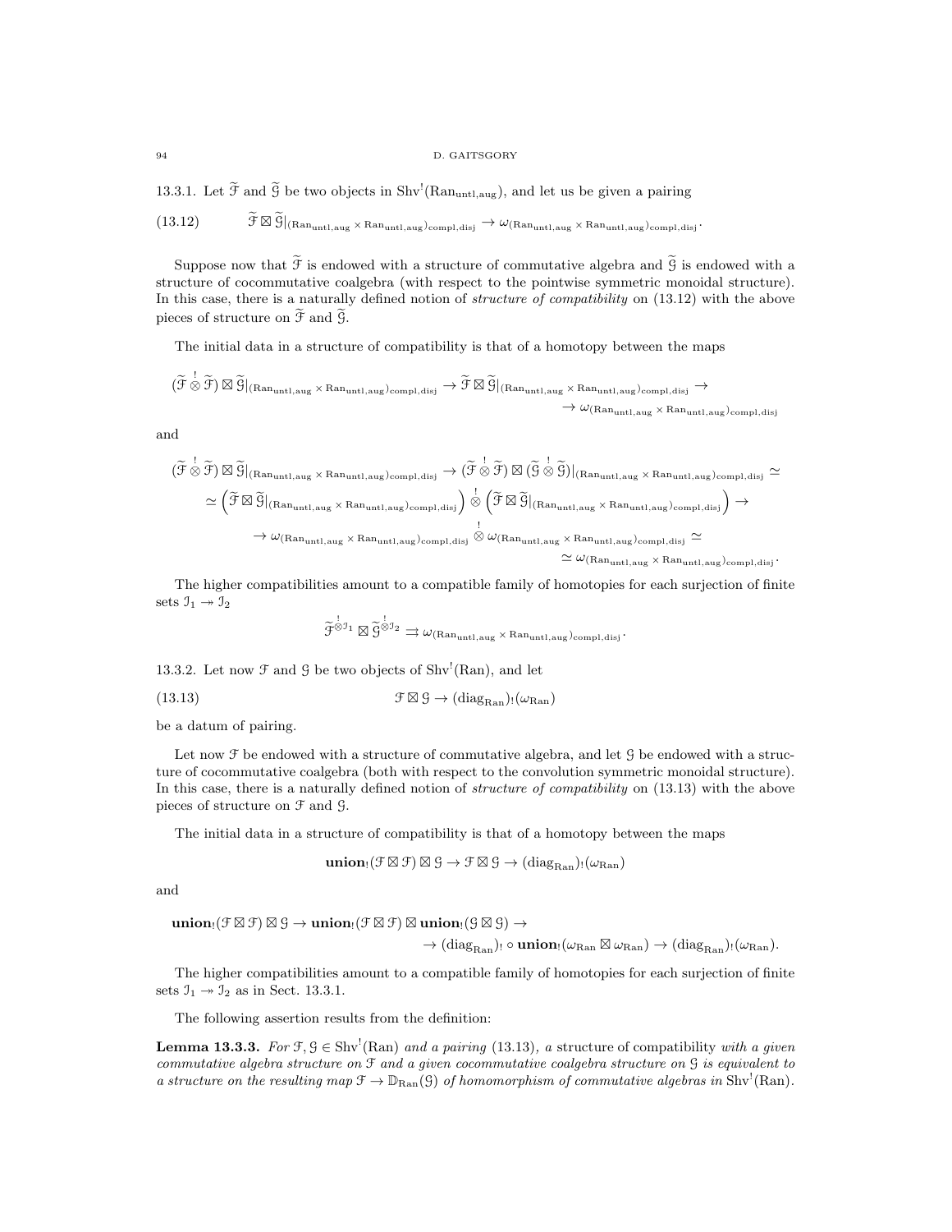13.3.1. Let $\widetilde{\mathcal{F}}$ and $\widetilde{\mathcal{G}}$ be two objects in $\mathrm{Shv}^!(\mathrm{Ran}_{\mathrm{untl,aug}})$, and let us be given a pairing

$$\widetilde{\mathcal{F}} \boxtimes \widetilde{\mathcal{G}}|_{(\mathrm{Ran}_{\mathrm{untl,aug}} \times \mathrm{Ran}_{\mathrm{untl,aug}})_{\mathrm{compl,disj}}} \to \omega_{(\mathrm{Ran}_{\mathrm{untl,aug}} \times \mathrm{Ran}_{\mathrm{untl,aug}})_{\mathrm{compl,disj}}}. \tag{13.12}$$

Suppose now that $\widetilde{\mathcal{F}}$ is endowed with a structure of commutative algebra and $\widetilde{\mathcal{G}}$ is endowed with a structure of cocommutative coalgebra (with respect to the pointwise symmetric monoidal structure). In this case, there is a naturally defined notion of *structure of compatibility* on (13.12) with the above pieces of structure on $\widetilde{\mathcal{F}}$ and $\widetilde{\mathcal{G}}$.

The initial data in a structure of compatibility is that of a homotopy between the maps

$$(\widetilde{\mathcal{F}} \overset{!}{\otimes} \widetilde{\mathcal{F}}) \boxtimes \widetilde{\mathcal{G}}|_{(\mathrm{Ran}_{\mathrm{untl,aug}} \times \mathrm{Ran}_{\mathrm{untl,aug}})_{\mathrm{compl,disj}}} \to \widetilde{\mathcal{F}} \boxtimes \widetilde{\mathcal{G}}|_{(\mathrm{Ran}_{\mathrm{untl,aug}} \times \mathrm{Ran}_{\mathrm{untl,aug}})_{\mathrm{compl,disj}}} \to \\ \to \omega_{(\mathrm{Ran}_{\mathrm{untl,aug}} \times \mathrm{Ran}_{\mathrm{untl,aug}})_{\mathrm{compl,disj}}}$$

and

$$(\widetilde{\mathcal{F}} \overset{!}{\otimes} \widetilde{\mathcal{F}}) \boxtimes \widetilde{\mathcal{G}}|_{(\mathrm{Ran}_{\mathrm{untl,aug}} \times \mathrm{Ran}_{\mathrm{untl,aug}})_{\mathrm{compl,disj}}} \to (\widetilde{\mathcal{F}} \overset{!}{\otimes} \widetilde{\mathcal{F}}) \boxtimes (\widetilde{\mathcal{G}} \overset{!}{\otimes} \widetilde{\mathcal{G}})|_{(\mathrm{Ran}_{\mathrm{untl,aug}} \times \mathrm{Ran}_{\mathrm{untl,aug}})_{\mathrm{compl,disj}}} \simeq \\ \simeq \left(\widetilde{\mathcal{F}} \boxtimes \widetilde{\mathcal{G}}|_{(\mathrm{Ran}_{\mathrm{untl,aug}} \times \mathrm{Ran}_{\mathrm{untl,aug}})_{\mathrm{compl,disj}}}\right) \overset{!}{\otimes} \left(\widetilde{\mathcal{F}} \boxtimes \widetilde{\mathcal{G}}|_{(\mathrm{Ran}_{\mathrm{untl,aug}} \times \mathrm{Ran}_{\mathrm{untl,aug}})_{\mathrm{compl,disj}}}\right) \to \\ \to \omega_{(\mathrm{Ran}_{\mathrm{untl,aug}} \times \mathrm{Ran}_{\mathrm{untl,aug}})_{\mathrm{compl,disj}}} \overset{!}{\otimes} \omega_{(\mathrm{Ran}_{\mathrm{untl,aug}} \times \mathrm{Ran}_{\mathrm{untl,aug}})_{\mathrm{compl,disj}}} \simeq \\ \simeq \omega_{(\mathrm{Ran}_{\mathrm{untl,aug}} \times \mathrm{Ran}_{\mathrm{untl,aug}})_{\mathrm{compl,disj}}}.$$

The higher compatibilities amount to a compatible family of homotopies for each surjection of finite sets $\mathcal{I}_1 \twoheadrightarrow \mathcal{I}_2$

$$\widetilde{\mathcal{F}}^{\overset{!}{\otimes} \mathcal{I}_1} \boxtimes \widetilde{\mathcal{G}}^{\overset{!}{\otimes} \mathcal{I}_2} \rightrightarrows \omega_{(\mathrm{Ran}_{\mathrm{untl,aug}} \times \mathrm{Ran}_{\mathrm{untl,aug}})_{\mathrm{compl,disj}}}.$$

13.3.2. Let now $\mathcal{F}$ and $\mathcal{G}$ be two objects of $\mathrm{Shv}^!(\mathrm{Ran})$, and let

$$\mathcal{F} \boxtimes \mathcal{G} \to (\mathrm{diag}_{\mathrm{Ran}})_!(\omega_{\mathrm{Ran}}) \tag{13.13}$$

be a datum of pairing.

Let now $\mathcal{F}$ be endowed with a structure of commutative algebra, and let $\mathcal{G}$ be endowed with a structure of cocommutative coalgebra (both with respect to the convolution symmetric monoidal structure). In this case, there is a naturally defined notion of *structure of compatibility* on (13.13) with the above pieces of structure on $\mathcal{F}$ and $\mathcal{G}$.

The initial data in a structure of compatibility is that of a homotopy between the maps

$$\mathbf{union}_!(\mathcal{F} \boxtimes \mathcal{F}) \boxtimes \mathcal{G} \to \mathcal{F} \boxtimes \mathcal{G} \to (\mathrm{diag}_{\mathrm{Ran}})_!(\omega_{\mathrm{Ran}})$$

and

$$\mathbf{union}_!(\mathcal{F} \boxtimes \mathcal{F}) \boxtimes \mathcal{G} \to \mathbf{union}_!(\mathcal{F} \boxtimes \mathcal{F}) \boxtimes \mathbf{union}_!(\mathcal{G} \boxtimes \mathcal{G}) \to \\ \to (\mathrm{diag}_{\mathrm{Ran}})_! \circ \mathbf{union}_!(\omega_{\mathrm{Ran}} \boxtimes \omega_{\mathrm{Ran}}) \to (\mathrm{diag}_{\mathrm{Ran}})_!(\omega_{\mathrm{Ran}}).$$

The higher compatibilities amount to a compatible family of homotopies for each surjection of finite sets $\mathcal{I}_1 \twoheadrightarrow \mathcal{I}_2$ as in Sect. 13.3.1.

The following assertion results from the definition:

**Lemma 13.3.3.** *For $\mathcal{F}, \mathcal{G} \in \mathrm{Shv}^!(\mathrm{Ran})$ and a pairing (13.13), a* structure of compatibility *with a given commutative algebra structure on $\mathcal{F}$ and a given cocommutative coalgebra structure on $\mathcal{G}$ is equivalent to a structure on the resulting map $\mathcal{F} \to \mathbb{D}_{\mathrm{Ran}}(\mathcal{G})$ of homomorphism of commutative algebras in $\mathrm{Shv}^!(\mathrm{Ran})$.*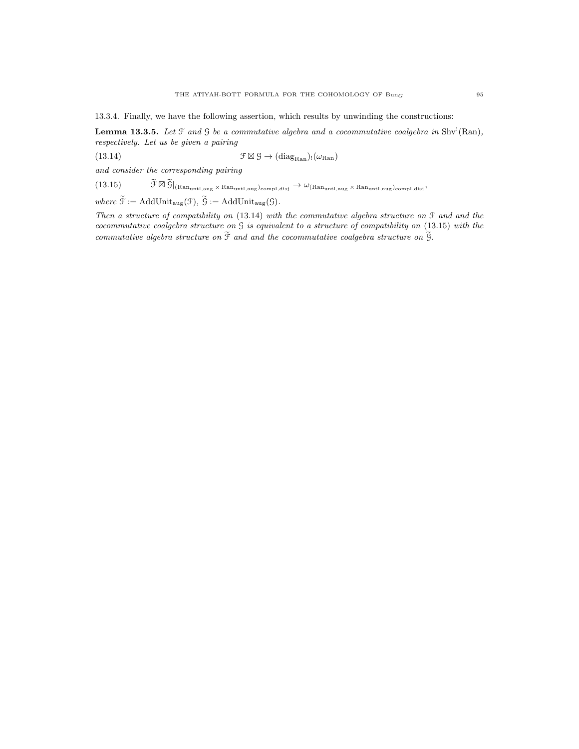13.3.4. Finally, we have the following assertion, which results by unwinding the constructions:

**Lemma 13.3.5.** *Let $\mathcal{F}$ and $\mathcal{G}$ be a commutative algebra and a cocommutative coalgebra in $\mathrm{Shv}^!(\mathrm{Ran})$, respectively. Let us be given a pairing*

$$\mathcal{F} \boxtimes \mathcal{G} \to (\mathrm{diag}_{\mathrm{Ran}})_!(\omega_{\mathrm{Ran}}) \tag{13.14}$$

*and consider the corresponding pairing*

$$\widetilde{\mathcal{F}} \boxtimes \widetilde{\mathcal{G}}|_{(\mathrm{Ran}_{\mathrm{untl,aug}} \times \mathrm{Ran}_{\mathrm{untl,aug}})_{\mathrm{compl,disj}}} \to \omega_{(\mathrm{Ran}_{\mathrm{untl,aug}} \times \mathrm{Ran}_{\mathrm{untl,aug}})_{\mathrm{compl,disj}}}, \tag{13.15}$$

*where $\widetilde{\mathcal{F}} := \mathrm{AddUnit}_{\mathrm{aug}}(\mathcal{F})$, $\widetilde{\mathcal{G}} := \mathrm{AddUnit}_{\mathrm{aug}}(\mathcal{G})$.*

*Then a structure of compatibility on (13.14) with the commutative algebra structure on $\mathcal{F}$ and and the cocommutative coalgebra structure on $\mathcal{G}$ is equivalent to a structure of compatibility on (13.15) with the commutative algebra structure on $\widetilde{\mathcal{F}}$ and and the cocommutative coalgebra structure on $\widetilde{\mathcal{G}}$.*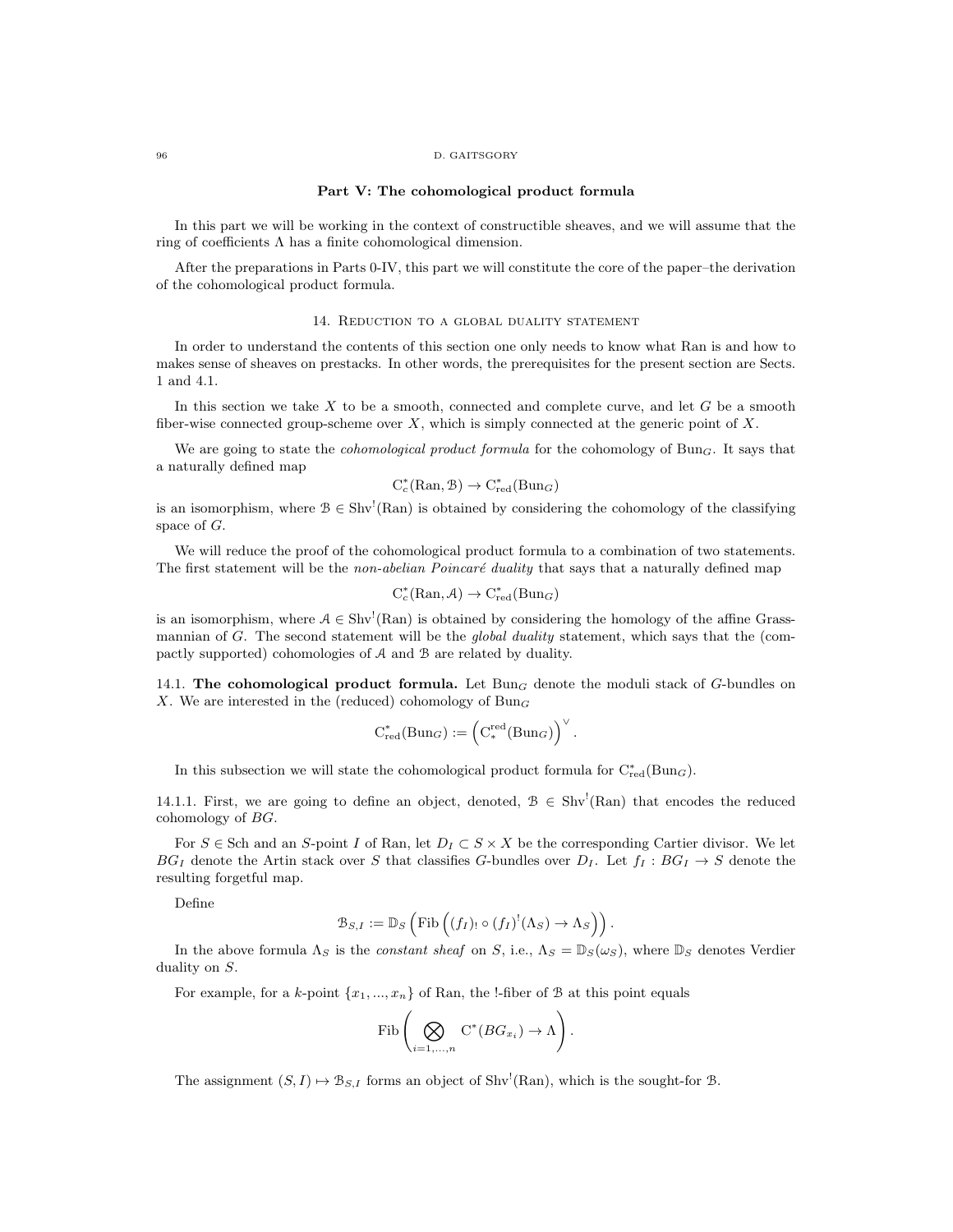## Part V: The cohomological product formula

In this part we will be working in the context of constructible sheaves, and we will assume that the ring of coefficients $\Lambda$ has a finite cohomological dimension.

After the preparations in Parts 0-IV, this part we will constitute the core of the paper–the derivation of the cohomological product formula.

### 14. Reduction to a global duality statement

In order to understand the contents of this section one only needs to know what Ran is and how to makes sense of sheaves on prestacks. In other words, the prerequisites for the present section are Sects. 1 and 4.1.

In this section we take $X$ to be a smooth, connected and complete curve, and let $G$ be a smooth fiber-wise connected group-scheme over $X$, which is simply connected at the generic point of $X$.

We are going to state the *cohomological product formula* for the cohomology of $\mathrm{Bun}_G$. It says that a naturally defined map

$$\mathrm{C}^*_c(\mathrm{Ran}, \mathcal{B}) \to \mathrm{C}^*_{\mathrm{red}}(\mathrm{Bun}_G)$$

is an isomorphism, where $\mathcal{B} \in \mathrm{Shv}^!(\mathrm{Ran})$ is obtained by considering the cohomology of the classifying space of $G$.

We will reduce the proof of the cohomological product formula to a combination of two statements. The first statement will be the *non-abelian Poincaré duality* that says that a naturally defined map

$$\mathrm{C}^*_c(\mathrm{Ran}, \mathcal{A}) \to \mathrm{C}^*_{\mathrm{red}}(\mathrm{Bun}_G)$$

is an isomorphism, where $\mathcal{A} \in \mathrm{Shv}^!(\mathrm{Ran})$ is obtained by considering the homology of the affine Grassmannian of $G$. The second statement will be the *global duality* statement, which says that the (compactly supported) cohomologies of $\mathcal{A}$ and $\mathcal{B}$ are related by duality.

**14.1. The cohomological product formula.** Let $\mathrm{Bun}_G$ denote the moduli stack of $G$-bundles on $X$. We are interested in the (reduced) cohomology of $\mathrm{Bun}_G$

$$\mathrm{C}^*_{\mathrm{red}}(\mathrm{Bun}_G) := \left(\mathrm{C}^{\mathrm{red}}_*(\mathrm{Bun}_G)\right)^\vee.$$

In this subsection we will state the cohomological product formula for $\mathrm{C}^*_{\mathrm{red}}(\mathrm{Bun}_G)$.

14.1.1. First, we are going to define an object, denoted, $\mathcal{B} \in \mathrm{Shv}^!(\mathrm{Ran})$ that encodes the reduced cohomology of $BG$.

For $S \in \mathrm{Sch}$ and an $S$-point $I$ of Ran, let $D_I \subset S \times X$ be the corresponding Cartier divisor. We let $BG_I$ denote the Artin stack over $S$ that classifies $G$-bundles over $D_I$. Let $f_I : BG_I \to S$ denote the resulting forgetful map.

Define

$$\mathcal{B}_{S,I} := \mathbb{D}_S\left(\mathrm{Fib}\left((f_I)_! \circ (f_I)^!(\Lambda_S) \to \Lambda_S\right)\right).$$

In the above formula $\Lambda_S$ is the *constant sheaf* on $S$, i.e., $\Lambda_S = \mathbb{D}_S(\omega_S)$, where $\mathbb{D}_S$ denotes Verdier duality on $S$.

For example, for a $k$-point $\{x_1, ..., x_n\}$ of Ran, the !-fiber of $\mathcal{B}$ at this point equals

$$\mathrm{Fib}\left(\bigotimes_{i=1,...,n} \mathrm{C}^*(BG_{x_i}) \to \Lambda\right).$$

The assignment $(S, I) \mapsto \mathcal{B}_{S,I}$ forms an object of $\mathrm{Shv}^!(\mathrm{Ran})$, which is the sought-for $\mathcal{B}$.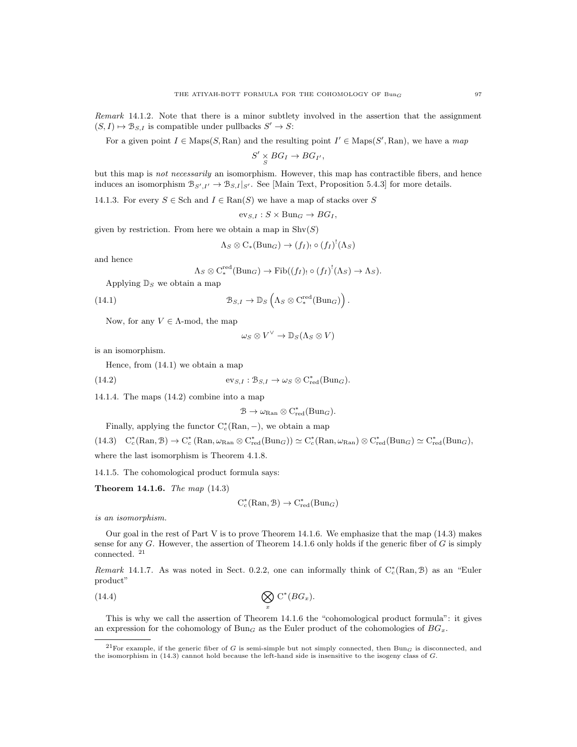*Remark* 14.1.2. Note that there is a minor subtlety involved in the assertion that the assignment $(S, I) \mapsto \mathcal{B}_{S,I}$ is compatible under pullbacks $S' \to S$:

For a given point $I \in \mathrm{Maps}(S, \mathrm{Ran})$ and the resulting point $I' \in \mathrm{Maps}(S', \mathrm{Ran})$, we have a *map*

$$S' \underset{S}{\times} BG_I \to BG_{I'},$$

but this map is *not necessarily* an isomorphism. However, this map has contractible fibers, and hence induces an isomorphism $\mathcal{B}_{S',I'} \to \mathcal{B}_{S,I}|_{S'}$. See [Main Text, Proposition 5.4.3] for more details.

14.1.3. For every $S \in \mathrm{Sch}$ and $I \in \mathrm{Ran}(S)$ we have a map of stacks over $S$

$$\mathrm{ev}_{S,I} : S \times \mathrm{Bun}_G \to BG_I,$$

given by restriction. From here we obtain a map in $\mathrm{Shv}(S)$

$$\Lambda_S \otimes \mathrm{C}_*(\mathrm{Bun}_G) \to (f_I)_! \circ (f_I)^!(\Lambda_S)$$

and hence

$$\Lambda_S \otimes \mathrm{C}^{\mathrm{red}}_*(\mathrm{Bun}_G) \to \mathrm{Fib}((f_I)_! \circ (f_I)^!(\Lambda_S) \to \Lambda_S).$$

Applying $\mathbb{D}_S$ we obtain a map

$$\mathcal{B}_{S,I} \to \mathbb{D}_S \left( \Lambda_S \otimes \mathrm{C}^{\mathrm{red}}_*(\mathrm{Bun}_G) \right). \tag{14.1}$$

Now, for any $V \in \Lambda\text{-mod}$, the map

$$\omega_S \otimes V^\vee \to \mathbb{D}_S(\Lambda_S \otimes V)$$

is an isomorphism.

Hence, from (14.1) we obtain a map

$$\mathrm{ev}_{S,I} : \mathcal{B}_{S,I} \to \omega_S \otimes \mathrm{C}^*_{\mathrm{red}}(\mathrm{Bun}_G). \tag{14.2}$$

14.1.4. The maps (14.2) combine into a map

$$\mathcal{B} \to \omega_{\mathrm{Ran}} \otimes \mathrm{C}^*_{\mathrm{red}}(\mathrm{Bun}_G).$$

Finally, applying the functor $\mathrm{C}^*_c(\mathrm{Ran}, -)$, we obtain a map

$$\mathrm{C}^*_c(\mathrm{Ran}, \mathcal{B}) \to \mathrm{C}^*_c\left(\mathrm{Ran}, \omega_{\mathrm{Ran}} \otimes \mathrm{C}^*_{\mathrm{red}}(\mathrm{Bun}_G)\right) \simeq \mathrm{C}^*_c(\mathrm{Ran}, \omega_{\mathrm{Ran}}) \otimes \mathrm{C}^*_{\mathrm{red}}(\mathrm{Bun}_G) \simeq \mathrm{C}^*_{\mathrm{red}}(\mathrm{Bun}_G), \tag{14.3}$$

where the last isomorphism is Theorem 4.1.8.

14.1.5. The cohomological product formula says:

**Theorem 14.1.6.** *The map* (14.3)

$$\mathrm{C}^*_c(\mathrm{Ran}, \mathcal{B}) \to \mathrm{C}^*_{\mathrm{red}}(\mathrm{Bun}_G)$$

*is an isomorphism.*

Our goal in the rest of Part V is to prove Theorem 14.1.6. We emphasize that the map (14.3) makes sense for any $G$. However, the assertion of Theorem 14.1.6 only holds if the generic fiber of $G$ is simply connected. [21]

*Remark* 14.1.7. As was noted in Sect. 0.2.2, one can informally think of $\mathrm{C}^*_c(\mathrm{Ran}, \mathcal{B})$ as an "Euler product"

$$\bigotimes_x \mathrm{C}^*(BG_x). \tag{14.4}$$

This is why we call the assertion of Theorem 14.1.6 the "cohomological product formula": it gives an expression for the cohomology of $\mathrm{Bun}_G$ as the Euler product of the cohomologies of $BG_x$.

[21] For example, if the generic fiber of $G$ is semi-simple but not simply connected, then $\mathrm{Bun}_G$ is disconnected, and the isomorphism in (14.3) cannot hold because the left-hand side is insensitive to the isogeny class of $G$.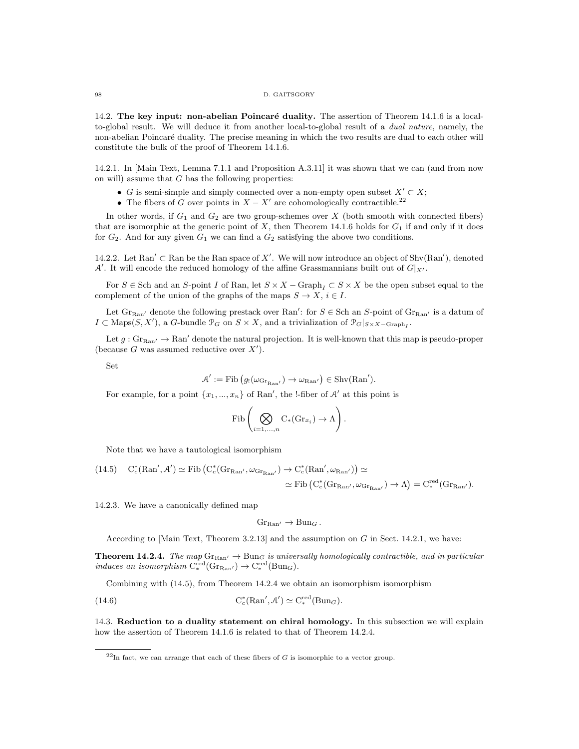## 14.2. The key input: non-abelian Poincaré duality.

The assertion of Theorem 14.1.6 is a local-to-global result. We will deduce it from another local-to-global result of a *dual nature*, namely, the non-abelian Poincaré duality. The precise meaning in which the two results are dual to each other will constitute the bulk of the proof of Theorem 14.1.6.

14.2.1. In [Main Text, Lemma 7.1.1 and Proposition A.3.11] it was shown that we can (and from now on will) assume that $G$ has the following properties:

- $G$ is semi-simple and simply connected over a non-empty open subset $X' \subset X$;
- The fibers of $G$ over points in $X - X'$ are cohomologically contractible.[22]

In other words, if $G_1$ and $G_2$ are two group-schemes over $X$ (both smooth with connected fibers) that are isomorphic at the generic point of $X$, then Theorem 14.1.6 holds for $G_1$ if and only if it does for $G_2$. And for any given $G_1$ we can find a $G_2$ satisfying the above two conditions.

14.2.2. Let $\mathrm{Ran}' \subset \mathrm{Ran}$ be the Ran space of $X'$. We will now introduce an object of $\mathrm{Shv}(\mathrm{Ran}')$, denoted $\mathcal{A}'$. It will encode the reduced homology of the affine Grassmannians built out of $G|_{X'}$.

For $S \in \mathrm{Sch}$ and an $S$-point $I$ of $\mathrm{Ran}$, let $S \times X - \mathrm{Graph}_I \subset S \times X$ be the open subset equal to the complement of the union of the graphs of the maps $S \to X$, $i \in I$.

Let $\mathrm{Gr}_{\mathrm{Ran}'}$ denote the following prestack over $\mathrm{Ran}'$: for $S \in \mathrm{Sch}$ an $S$-point of $\mathrm{Gr}_{\mathrm{Ran}'}$ is a datum of $I \subset \mathrm{Maps}(S, X')$, a $G$-bundle $\mathcal{P}_G$ on $S \times X$, and a trivialization of $\mathcal{P}_G|_{S \times X - \mathrm{Graph}_I}$.

Let $g : \mathrm{Gr}_{\mathrm{Ran}'} \to \mathrm{Ran}'$ denote the natural projection. It is well-known that this map is pseudo-proper (because $G$ was assumed reductive over $X'$).

Set

$$\mathcal{A}' := \mathrm{Fib}\left(g_!(\omega_{\mathrm{Gr}_{\mathrm{Ran}'}}) \to \omega_{\mathrm{Ran}'}\right) \in \mathrm{Shv}(\mathrm{Ran}').$$

For example, for a point $\{x_1, ..., x_n\}$ of $\mathrm{Ran}'$, the !-fiber of $\mathcal{A}'$ at this point is

$$\mathrm{Fib}\left(\bigotimes_{i=1,...,n} \mathrm{C}_*(\mathrm{Gr}_{x_i}) \to \Lambda\right).$$

Note that we have a tautological isomorphism

$$\mathrm{C}^*_c(\mathrm{Ran}', \mathcal{A}') \simeq \mathrm{Fib}\left(\mathrm{C}^*_c(\mathrm{Gr}_{\mathrm{Ran}'}, \omega_{\mathrm{Gr}_{\mathrm{Ran}'}}) \to \mathrm{C}^*_c(\mathrm{Ran}', \omega_{\mathrm{Ran}'})\right) \simeq \simeq \mathrm{Fib}\left(\mathrm{C}^*_c(\mathrm{Gr}_{\mathrm{Ran}'}, \omega_{\mathrm{Gr}_{\mathrm{Ran}'}}) \to \Lambda\right) = \mathrm{C}^{\mathrm{red}}_*(\mathrm{Gr}_{\mathrm{Ran}'}). \tag{14.5}$$

14.2.3. We have a canonically defined map

$$\mathrm{Gr}_{\mathrm{Ran}'} \to \mathrm{Bun}_G.$$

According to [Main Text, Theorem 3.2.13] and the assumption on $G$ in Sect. 14.2.1, we have:

**Theorem 14.2.4.** *The map $\mathrm{Gr}_{\mathrm{Ran}'} \to \mathrm{Bun}_G$ is universally homologically contractible, and in particular induces an isomorphism $\mathrm{C}^{\mathrm{red}}_*(\mathrm{Gr}_{\mathrm{Ran}'}) \to \mathrm{C}^{\mathrm{red}}_*(\mathrm{Bun}_G)$.*

Combining with (14.5), from Theorem 14.2.4 we obtain an isomorphism isomorphism

$$\mathrm{C}^*_c(\mathrm{Ran}', \mathcal{A}') \simeq \mathrm{C}^{\mathrm{red}}_*(\mathrm{Bun}_G). \tag{14.6}$$

## 14.3. Reduction to a duality statement on chiral homology.

In this subsection we will explain how the assertion of Theorem 14.1.6 is related to that of Theorem 14.2.4.

[22] In fact, we can arrange that each of these fibers of $G$ is isomorphic to a vector group.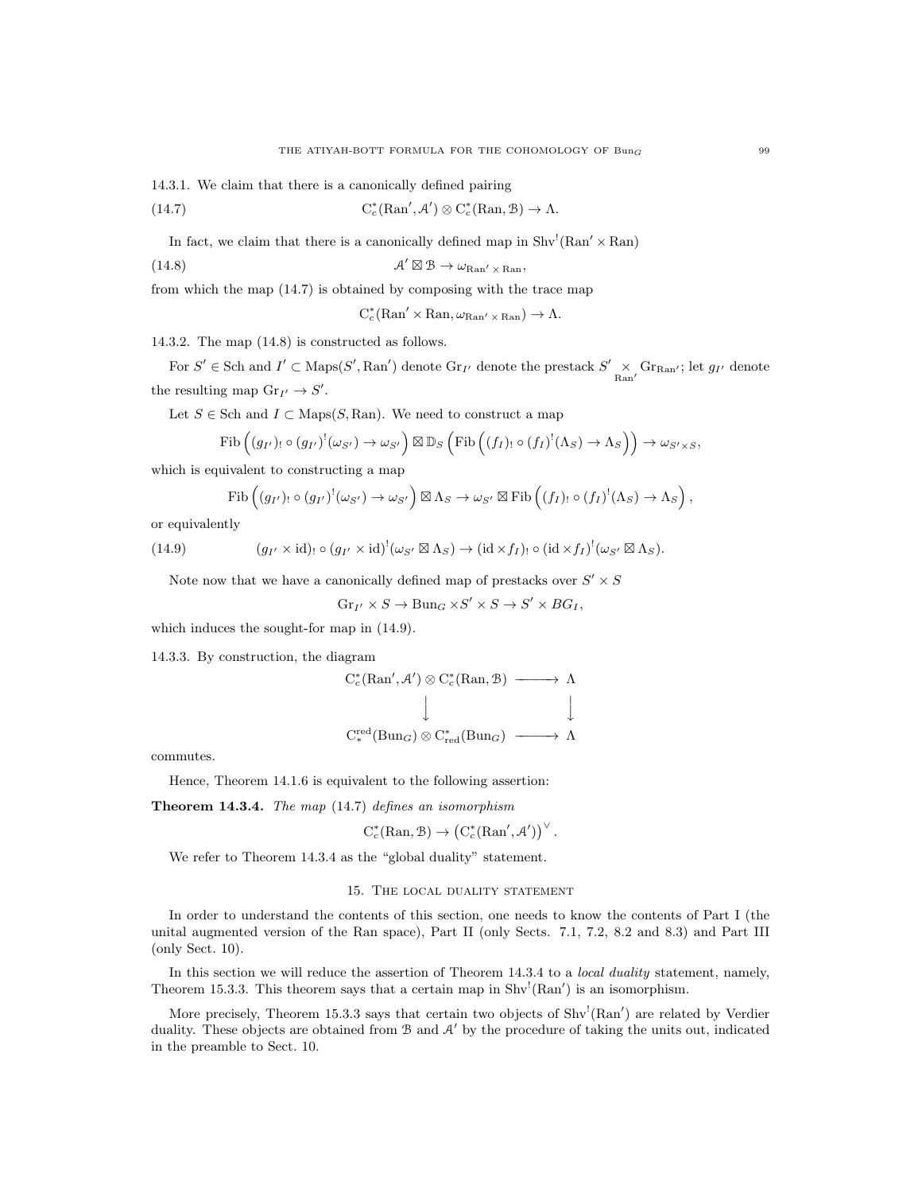14.3.1. We claim that there is a canonically defined pairing

$$\mathrm{C}^*_c(\mathrm{Ran}', \mathcal{A}') \otimes \mathrm{C}^*_c(\mathrm{Ran}, \mathcal{B}) \to \Lambda. \tag{14.7}$$

In fact, we claim that there is a canonically defined map in $\mathrm{Shv}^!(\mathrm{Ran}' \times \mathrm{Ran})$

$$\mathcal{A}' \boxtimes \mathcal{B} \to \omega_{\mathrm{Ran}' \times \mathrm{Ran}}, \tag{14.8}$$

from which the map (14.7) is obtained by composing with the trace map

$$\mathrm{C}^*_c(\mathrm{Ran}' \times \mathrm{Ran}, \omega_{\mathrm{Ran}' \times \mathrm{Ran}}) \to \Lambda.$$

14.3.2. The map (14.8) is constructed as follows.

For $S' \in \mathrm{Sch}$ and $I' \subset \mathrm{Maps}(S', \mathrm{Ran}')$ denote $\mathrm{Gr}_{I'}$ denote the prestack $S' \underset{\mathrm{Ran}'}{\times} \mathrm{Gr}_{\mathrm{Ran}'}$; let $g_{I'}$ denote the resulting map $\mathrm{Gr}_{I'} \to S'$.

Let $S \in \mathrm{Sch}$ and $I \subset \mathrm{Maps}(S, \mathrm{Ran})$. We need to construct a map

$$\mathrm{Fib}\left( (g_{I'})_! \circ (g_{I'})^!(\omega_{S'}) \to \omega_{S'} \right) \boxtimes \mathbb{D}_S \left( \mathrm{Fib}\left( (f_I)_! \circ (f_I)^!(\Lambda_S) \to \Lambda_S \right) \right) \to \omega_{S' \times S},$$

which is equivalent to constructing a map

$$\mathrm{Fib}\left( (g_{I'})_! \circ (g_{I'})^!(\omega_{S'}) \to \omega_{S'} \right) \boxtimes \Lambda_S \to \omega_{S'} \boxtimes \mathrm{Fib}\left( (f_I)_! \circ (f_I)^!(\Lambda_S) \to \Lambda_S \right),$$

or equivalently

$$(g_{I'} \times \mathrm{id})_! \circ (g_{I'} \times \mathrm{id})^!(\omega_{S'} \boxtimes \Lambda_S) \to (\mathrm{id} \times f_I)_! \circ (\mathrm{id} \times f_I)^!(\omega_{S'} \boxtimes \Lambda_S). \tag{14.9}$$

Note now that we have a canonically defined map of prestacks over $S' \times S$

$$\mathrm{Gr}_{I'} \times S \to \mathrm{Bun}_G \times S' \times S \to S' \times BG_I,$$

which induces the sought-for map in (14.9).

14.3.3. By construction, the diagram

$$\begin{array}{ccc} \mathrm{C}^*_c(\mathrm{Ran}', \mathcal{A}') \otimes \mathrm{C}^*_c(\mathrm{Ran}, \mathcal{B}) & \longrightarrow & \Lambda \\ \downarrow & & \downarrow \\ \mathrm{C}^{\mathrm{red}}_*(\mathrm{Bun}_G) \otimes \mathrm{C}^*_{\mathrm{red}}(\mathrm{Bun}_G) & \longrightarrow & \Lambda \end{array}$$

commutes.

Hence, Theorem 14.1.6 is equivalent to the following assertion:

**Theorem 14.3.4.** *The map* (14.7) *defines an isomorphism*

$$\mathrm{C}^*_c(\mathrm{Ran}, \mathcal{B}) \to \left( \mathrm{C}^*_c(\mathrm{Ran}', \mathcal{A}') \right)^\vee.$$

We refer to Theorem 14.3.4 as the "global duality" statement.

## 15. The local duality statement

In order to understand the contents of this section, one needs to know the contents of Part I (the unital augmented version of the Ran space), Part II (only Sects. 7.1, 7.2, 8.2 and 8.3) and Part III (only Sect. 10).

In this section we will reduce the assertion of Theorem 14.3.4 to a *local duality* statement, namely, Theorem 15.3.3. This theorem says that a certain map in $\mathrm{Shv}^!(\mathrm{Ran}')$ is an isomorphism.

More precisely, Theorem 15.3.3 says that certain two objects of $\mathrm{Shv}^!(\mathrm{Ran}')$ are related by Verdier duality. These objects are obtained from $\mathcal{B}$ and $\mathcal{A}'$ by the procedure of taking the units out, indicated in the preamble to Sect. 10.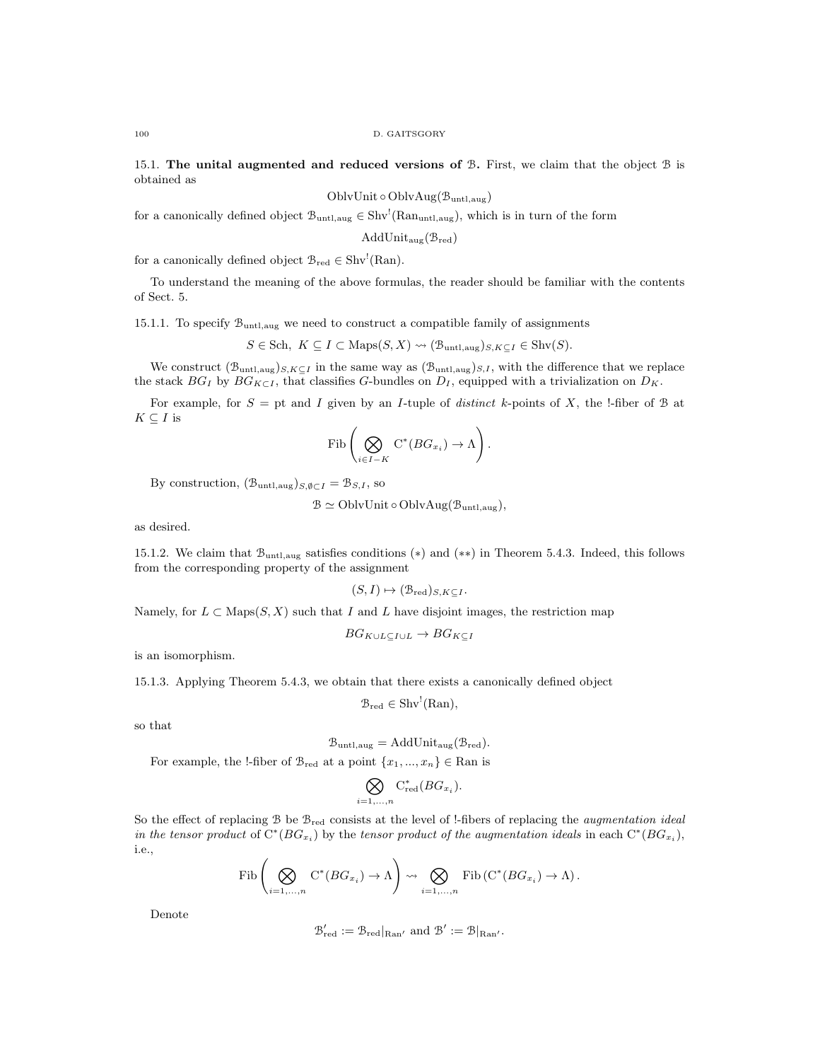15.1. **The unital augmented and reduced versions of $\mathcal{B}$.** First, we claim that the object $\mathcal{B}$ is obtained as

$$\mathrm{OblvUnit} \circ \mathrm{OblvAug}(\mathcal{B}_{\mathrm{untl,aug}})$$

for a canonically defined object $\mathcal{B}_{\mathrm{untl,aug}} \in \mathrm{Shv}^!(\mathrm{Ran}_{\mathrm{untl,aug}})$, which is in turn of the form

$$\mathrm{AddUnit}_{\mathrm{aug}}(\mathcal{B}_{\mathrm{red}})$$

for a canonically defined object $\mathcal{B}_{\mathrm{red}} \in \mathrm{Shv}^!(\mathrm{Ran})$.

To understand the meaning of the above formulas, the reader should be familiar with the contents of Sect. 5.

15.1.1. To specify $\mathcal{B}_{\mathrm{untl,aug}}$ we need to construct a compatible family of assignments

$$S \in \mathrm{Sch},\ K \subseteq I \subset \mathrm{Maps}(S, X) \rightsquigarrow (\mathcal{B}_{\mathrm{untl,aug}})_{S,K\subseteq I} \in \mathrm{Shv}(S).$$

We construct $(\mathcal{B}_{\mathrm{untl,aug}})_{S,K\subseteq I}$ in the same way as $(\mathcal{B}_{\mathrm{untl,aug}})_{S,I}$, with the difference that we replace the stack $BG_I$ by $BG_{K\subset I}$, that classifies $G$-bundles on $D_I$, equipped with a trivialization on $D_K$.

For example, for $S = \mathrm{pt}$ and $I$ given by an $I$-tuple of *distinct* $k$-points of $X$, the !-fiber of $\mathcal{B}$ at $K \subseteq I$ is

$$\mathrm{Fib}\left(\bigotimes_{i\in I-K} \mathrm{C}^*(BG_{x_i}) \to \Lambda\right).$$

By construction, $(\mathcal{B}_{\mathrm{untl,aug}})_{S,\emptyset\subset I} = \mathcal{B}_{S,I}$, so

$$\mathcal{B} \simeq \mathrm{OblvUnit} \circ \mathrm{OblvAug}(\mathcal{B}_{\mathrm{untl,aug}}),$$

as desired.

15.1.2. We claim that $\mathcal{B}_{\mathrm{untl,aug}}$ satisfies conditions $(*)$ and $(**)$ in Theorem 5.4.3. Indeed, this follows from the corresponding property of the assignment

$$(S, I) \mapsto (\mathcal{B}_{\mathrm{red}})_{S,K\subseteq I}.$$

Namely, for $L \subset \mathrm{Maps}(S, X)$ such that $I$ and $L$ have disjoint images, the restriction map

$$BG_{K\cup L\subseteq I\cup L} \to BG_{K\subseteq I}$$

is an isomorphism.

15.1.3. Applying Theorem 5.4.3, we obtain that there exists a canonically defined object

$$\mathcal{B}_{\mathrm{red}} \in \mathrm{Shv}^!(\mathrm{Ran}),$$

so that

$$\mathcal{B}_{\mathrm{untl,aug}} = \mathrm{AddUnit}_{\mathrm{aug}}(\mathcal{B}_{\mathrm{red}}).$$

For example, the !-fiber of $\mathcal{B}_{\mathrm{red}}$ at a point $\{x_1, ..., x_n\} \in \mathrm{Ran}$ is

$$\bigotimes_{i=1,...,n} \mathrm{C}^*_{\mathrm{red}}(BG_{x_i}).$$

So the effect of replacing $\mathcal{B}$ be $\mathcal{B}_{\mathrm{red}}$ consists at the level of !-fibers of replacing the *augmentation ideal in the tensor product* of $\mathrm{C}^*(BG_{x_i})$ by the *tensor product of the augmentation ideals* in each $\mathrm{C}^*(BG_{x_i})$, i.e.,

$$\mathrm{Fib}\left(\bigotimes_{i=1,...,n} \mathrm{C}^*(BG_{x_i}) \to \Lambda\right) \rightsquigarrow \bigotimes_{i=1,...,n} \mathrm{Fib}\left(\mathrm{C}^*(BG_{x_i}) \to \Lambda\right).$$

Denote

$$\mathcal{B}'_{\mathrm{red}} := \mathcal{B}_{\mathrm{red}}|_{\mathrm{Ran}'} \text{ and } \mathcal{B}' := \mathcal{B}|_{\mathrm{Ran}'}.$$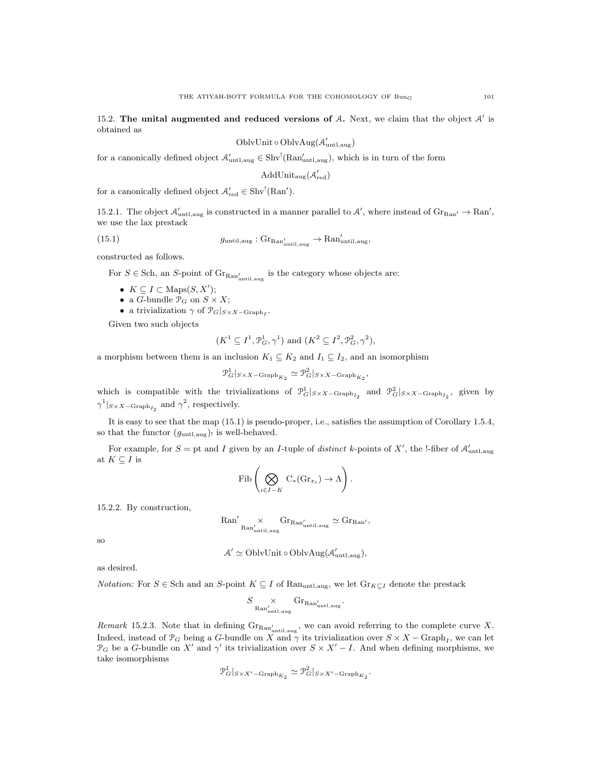15.2. **The unital augmented and reduced versions of $\mathcal{A}$.** Next, we claim that the object $\mathcal{A}'$ is obtained as

$$\mathrm{OblvUnit} \circ \mathrm{OblvAug}(\mathcal{A}'_{\mathrm{untl,aug}})$$

for a canonically defined object $\mathcal{A}'_{\mathrm{untl,aug}} \in \mathrm{Shv}^!(\mathrm{Ran}'_{\mathrm{untl,aug}})$, which is in turn of the form

$$\mathrm{AddUnit}_{\mathrm{aug}}(\mathcal{A}'_{\mathrm{red}})$$

for a canonically defined object $\mathcal{A}'_{\mathrm{red}} \in \mathrm{Shv}^!(\mathrm{Ran}')$.

15.2.1. The object $\mathcal{A}'_{\mathrm{untl,aug}}$ is constructed in a manner parallel to $\mathcal{A}'$, where instead of $\mathrm{Gr}_{\mathrm{Ran}'} \to \mathrm{Ran}'$, we use the lax prestack

$$g_{\mathrm{until,aug}} : \mathrm{Gr}_{\mathrm{Ran}'_{\mathrm{until,aug}}} \to \mathrm{Ran}'_{\mathrm{until,aug}}, \tag{15.1}$$

constructed as follows.

For $S \in \mathrm{Sch}$, an $S$-point of $\mathrm{Gr}_{\mathrm{Ran}'_{\mathrm{until,aug}}}$ is the category whose objects are:

- $K \subseteq I \subset \mathrm{Maps}(S, X')$;
- a $G$-bundle $\mathcal{P}_G$ on $S \times X$;
- a trivialization $\gamma$ of $\mathcal{P}_G|_{S \times X - \mathrm{Graph}_I}$.

Given two such objects

$$(K^1 \subseteq I^1, \mathcal{P}^1_G, \gamma^1) \text{ and } (K^2 \subseteq I^2, \mathcal{P}^2_G, \gamma^2),$$

a morphism between them is an inclusion $K_1 \subseteq K_2$ and $I_1 \subseteq I_2$, and an isomorphism

$$\mathcal{P}^1_G|_{S \times X - \mathrm{Graph}_{K_2}} \simeq \mathcal{P}^2_G|_{S \times X - \mathrm{Graph}_{K_2}},$$

which is compatible with the trivializations of $\mathcal{P}^1_G|_{S \times X - \mathrm{Graph}_{I_2}}$ and $\mathcal{P}^2_G|_{S \times X - \mathrm{Graph}_{I_2}}$, given by $\gamma^1|_{S \times X - \mathrm{Graph}_{I_2}}$ and $\gamma^2$, respectively.

It is easy to see that the map (15.1) is pseudo-proper, i.e., satisfies the assumption of Corollary 1.5.4, so that the functor $(g_{\mathrm{untl,aug}})_!$ is well-behaved.

For example, for $S = \mathrm{pt}$ and $I$ given by an $I$-tuple of *distinct* $k$-points of $X'$, the !-fiber of $\mathcal{A}'_{\mathrm{untl,aug}}$ at $K \subseteq I$ is

$$\mathrm{Fib}\left( \bigotimes_{i \in I - K} \mathrm{C}_*(\mathrm{Gr}_{x_i}) \to \Lambda \right).$$

15.2.2. By construction,

$$\mathrm{Ran}' \underset{\mathrm{Ran}'_{\mathrm{until,aug}}}{\times} \mathrm{Gr}_{\mathrm{Ran}'_{\mathrm{until,aug}}} \simeq \mathrm{Gr}_{\mathrm{Ran}'},$$

so

$$\mathcal{A}' \simeq \mathrm{OblvUnit} \circ \mathrm{OblvAug}(\mathcal{A}'_{\mathrm{untl,aug}}),$$

as desired.

*Notation:* For $S \in \mathrm{Sch}$ and an $S$-point $K \subseteq I$ of $\mathrm{Ran}_{\mathrm{untl,aug}}$, we let $\mathrm{Gr}_{K \subseteq I}$ denote the prestack

$$S \underset{\mathrm{Ran}'_{\mathrm{untl,aug}}}{\times} \mathrm{Gr}_{\mathrm{Ran}'_{\mathrm{untl,aug}}}.$$

*Remark* 15.2.3. Note that in defining $\mathrm{Gr}_{\mathrm{Ran}'_{\mathrm{untl,aug}}}$, we can avoid referring to the complete curve $X$. Indeed, instead of $\mathcal{P}_G$ being a $G$-bundle on $X$ and $\gamma$ its trivialization over $S \times X - \mathrm{Graph}_I$, we can let $\mathcal{P}_G$ be a $G$-bundle on $X'$ and $\gamma'$ its trivialization over $S \times X' - I$. And when defining morphisms, we take isomorphisms

$$\mathcal{P}^1_G|_{S \times X' - \mathrm{Graph}_{K_2}} \simeq \mathcal{P}^2_G|_{S \times X' - \mathrm{Graph}_{K_2}}.$$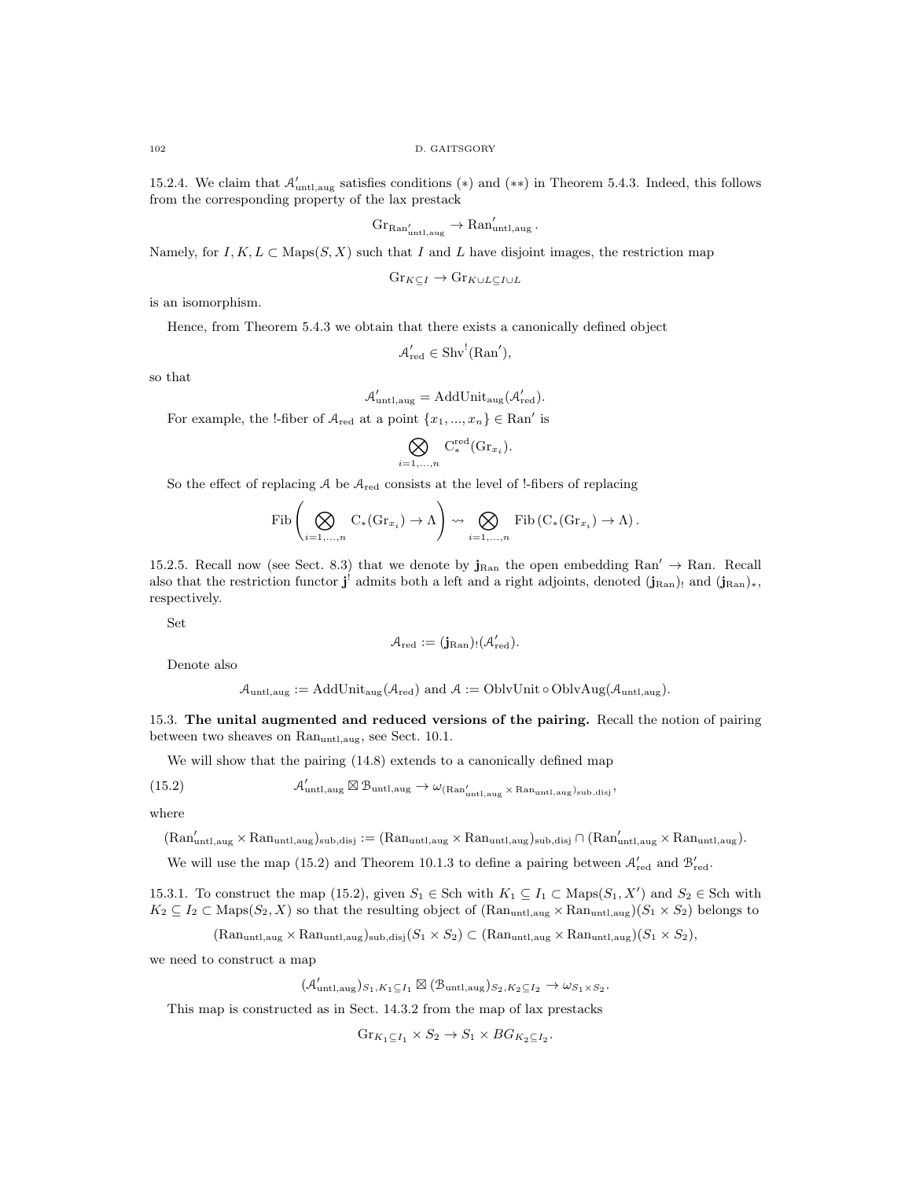15.2.4. We claim that $\mathcal{A}'_{\mathrm{untl,aug}}$ satisfies conditions (*) and (**) in Theorem 5.4.3. Indeed, this follows from the corresponding property of the lax prestack

$$\mathrm{Gr}_{\mathrm{Ran}'_{\mathrm{untl,aug}}} \to \mathrm{Ran}'_{\mathrm{untl,aug}}.$$

Namely, for $I, K, L \subset \mathrm{Maps}(S, X)$ such that $I$ and $L$ have disjoint images, the restriction map

$$\mathrm{Gr}_{K \subseteq I} \to \mathrm{Gr}_{K \cup L \subseteq I \cup L}$$

is an isomorphism.

Hence, from Theorem 5.4.3 we obtain that there exists a canonically defined object

$$\mathcal{A}'_{\mathrm{red}} \in \mathrm{Shv}^!(\mathrm{Ran}'),$$

so that

$$\mathcal{A}'_{\mathrm{untl,aug}} = \mathrm{AddUnit}_{\mathrm{aug}}(\mathcal{A}'_{\mathrm{red}}).$$

For example, the !-fiber of $\mathcal{A}_{\mathrm{red}}$ at a point $\{x_1, ..., x_n\} \in \mathrm{Ran}'$ is

$$\bigotimes_{i=1,...,n} \mathrm{C}^{\mathrm{red}}_*(\mathrm{Gr}_{x_i}).$$

So the effect of replacing $\mathcal{A}$ be $\mathcal{A}_{\mathrm{red}}$ consists at the level of !-fibers of replacing

$$\mathrm{Fib}\left(\bigotimes_{i=1,...,n} \mathrm{C}_*(\mathrm{Gr}_{x_i}) \to \Lambda\right) \rightsquigarrow \bigotimes_{i=1,...,n} \mathrm{Fib}\left(\mathrm{C}_*(\mathrm{Gr}_{x_i}) \to \Lambda\right).$$

15.2.5. Recall now (see Sect. 8.3) that we denote by $\mathbf{j}_{\mathrm{Ran}}$ the open embedding $\mathrm{Ran}' \to \mathrm{Ran}$. Recall also that the restriction functor $\mathbf{j}^!$ admits both a left and a right adjoints, denoted $(\mathbf{j}_{\mathrm{Ran}})_!$ and $(\mathbf{j}_{\mathrm{Ran}})_*$, respectively.

Set

$$\mathcal{A}_{\mathrm{red}} := (\mathbf{j}_{\mathrm{Ran}})_!(\mathcal{A}'_{\mathrm{red}}).$$

Denote also

$$\mathcal{A}_{\mathrm{untl,aug}} := \mathrm{AddUnit}_{\mathrm{aug}}(\mathcal{A}_{\mathrm{red}}) \text{ and } \mathcal{A} := \mathrm{OblvUnit} \circ \mathrm{OblvAug}(\mathcal{A}_{\mathrm{untl,aug}}).$$

## 15.3. The unital augmented and reduced versions of the pairing.

Recall the notion of pairing between two sheaves on $\mathrm{Ran}_{\mathrm{untl,aug}}$, see Sect. 10.1.

We will show that the pairing (14.8) extends to a canonically defined map

$$\mathcal{A}'_{\mathrm{untl,aug}} \boxtimes \mathcal{B}_{\mathrm{untl,aug}} \to \omega_{(\mathrm{Ran}'_{\mathrm{untl,aug}} \times \mathrm{Ran}_{\mathrm{untl,aug}})_{\mathrm{sub,disj}}}, \tag{15.2}$$

where

$$(\mathrm{Ran}'_{\mathrm{untl,aug}} \times \mathrm{Ran}_{\mathrm{untl,aug}})_{\mathrm{sub,disj}} := (\mathrm{Ran}_{\mathrm{untl,aug}} \times \mathrm{Ran}_{\mathrm{untl,aug}})_{\mathrm{sub,disj}} \cap (\mathrm{Ran}'_{\mathrm{untl,aug}} \times \mathrm{Ran}_{\mathrm{untl,aug}}).$$

We will use the map (15.2) and Theorem 10.1.3 to define a pairing between $\mathcal{A}'_{\mathrm{red}}$ and $\mathcal{B}'_{\mathrm{red}}$.

15.3.1. To construct the map (15.2), given $S_1 \in \mathrm{Sch}$ with $K_1 \subseteq I_1 \subset \mathrm{Maps}(S_1, X')$ and $S_2 \in \mathrm{Sch}$ with $K_2 \subseteq I_2 \subset \mathrm{Maps}(S_2, X)$ so that the resulting object of $(\mathrm{Ran}_{\mathrm{untl,aug}} \times \mathrm{Ran}_{\mathrm{untl,aug}})(S_1 \times S_2)$ belongs to

$$(\mathrm{Ran}_{\mathrm{untl,aug}} \times \mathrm{Ran}_{\mathrm{untl,aug}})_{\mathrm{sub,disj}}(S_1 \times S_2) \subset (\mathrm{Ran}_{\mathrm{untl,aug}} \times \mathrm{Ran}_{\mathrm{untl,aug}})(S_1 \times S_2),$$

we need to construct a map

$$(\mathcal{A}'_{\mathrm{untl,aug}})_{S_1, K_1 \subseteq I_1} \boxtimes (\mathcal{B}_{\mathrm{untl,aug}})_{S_2, K_2 \subseteq I_2} \to \omega_{S_1 \times S_2}.$$

This map is constructed as in Sect. 14.3.2 from the map of lax prestacks

$$\mathrm{Gr}_{K_1 \subseteq I_1} \times S_2 \to S_1 \times BG_{K_2 \subseteq I_2}.$$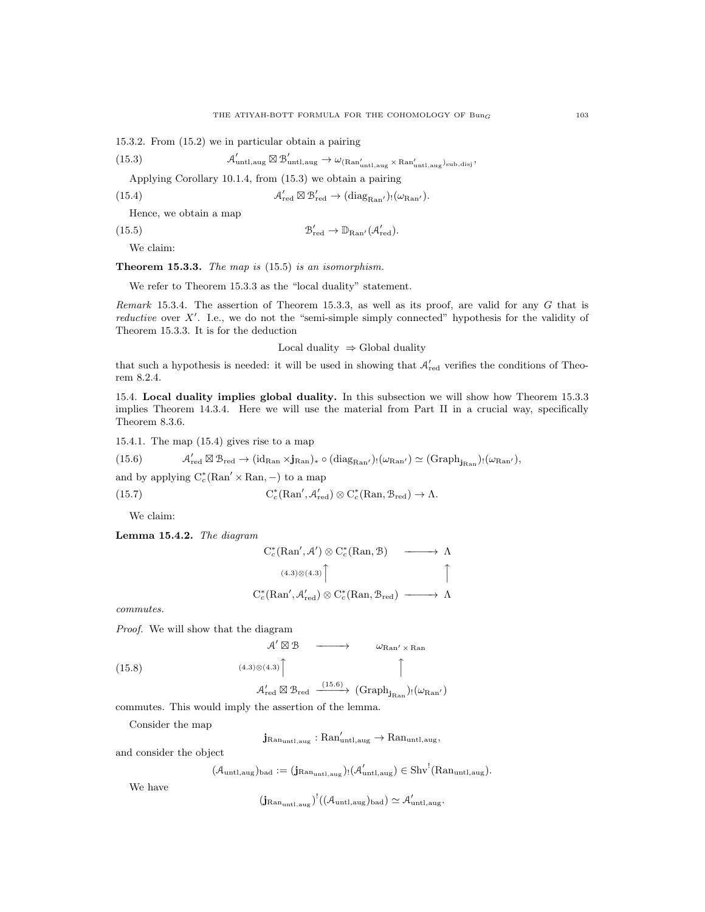15.3.2. From (15.2) we in particular obtain a pairing

$$\mathcal{A}'_{\mathrm{untl,aug}} \boxtimes \mathcal{B}'_{\mathrm{untl,aug}} \to \omega_{(\mathrm{Ran}'_{\mathrm{untl,aug}} \times \mathrm{Ran}'_{\mathrm{untl,aug}})_{\mathrm{sub,disj}}}, \tag{15.3}$$

Applying Corollary 10.1.4, from (15.3) we obtain a pairing

$$\mathcal{A}'_{\mathrm{red}} \boxtimes \mathcal{B}'_{\mathrm{red}} \to (\mathrm{diag}_{\mathrm{Ran}'})_!(\omega_{\mathrm{Ran}'}). \tag{15.4}$$

Hence, we obtain a map

$$\mathcal{B}'_{\mathrm{red}} \to \mathbb{D}_{\mathrm{Ran}'}(\mathcal{A}'_{\mathrm{red}}). \tag{15.5}$$

We claim:

**Theorem 15.3.3.** *The map is* (15.5) *is an isomorphism.*

We refer to Theorem 15.3.3 as the "local duality" statement.

*Remark* 15.3.4. The assertion of Theorem 15.3.3, as well as its proof, are valid for any $G$ that is *reductive* over $X'$. I.e., we do not the "semi-simple simply connected" hypothesis for the validity of Theorem 15.3.3. It is for the deduction

$$\text{Local duality } \Rightarrow \text{Global duality}$$

that such a hypothesis is needed: it will be used in showing that $\mathcal{A}'_{\mathrm{red}}$ verifies the conditions of Theorem 8.2.4.

15.4. **Local duality implies global duality.** In this subsection we will show how Theorem 15.3.3 implies Theorem 14.3.4. Here we will use the material from Part II in a crucial way, specifically Theorem 8.3.6.

15.4.1. The map (15.4) gives rise to a map

$$\mathcal{A}'_{\mathrm{red}} \boxtimes \mathcal{B}_{\mathrm{red}} \to (\mathrm{id}_{\mathrm{Ran}} \times \mathbf{j}_{\mathrm{Ran}})_* \circ (\mathrm{diag}_{\mathrm{Ran}'})_!(\omega_{\mathrm{Ran}'}) \simeq (\mathrm{Graph}_{\mathbf{j}_{\mathrm{Ran}}})_!(\omega_{\mathrm{Ran}'}), \tag{15.6}$$

and by applying $\mathrm{C}^*_c(\mathrm{Ran}' \times \mathrm{Ran}, -)$ to a map

$$\mathrm{C}^*_c(\mathrm{Ran}', \mathcal{A}'_{\mathrm{red}}) \otimes \mathrm{C}^*_c(\mathrm{Ran}, \mathcal{B}_{\mathrm{red}}) \to \Lambda. \tag{15.7}$$

We claim:

**Lemma 15.4.2.** *The diagram*

$$\begin{array}{ccc} \mathrm{C}^*_c(\mathrm{Ran}', \mathcal{A}') \otimes \mathrm{C}^*_c(\mathrm{Ran}, \mathcal{B}) & \longrightarrow & \Lambda \\ {\scriptstyle (4.3)\otimes(4.3)}\uparrow & & \uparrow \\ \mathrm{C}^*_c(\mathrm{Ran}', \mathcal{A}'_{\mathrm{red}}) \otimes \mathrm{C}^*_c(\mathrm{Ran}, \mathcal{B}_{\mathrm{red}}) & \longrightarrow & \Lambda \end{array}$$

*commutes.*

*Proof.* We will show that the diagram

$$\begin{array}{ccc} \mathcal{A}' \boxtimes \mathcal{B} & \longrightarrow & \omega_{\mathrm{Ran}' \times \mathrm{Ran}} \\ {\scriptstyle (4.3)\otimes(4.3)}\uparrow & & \uparrow \\ \mathcal{A}'_{\mathrm{red}} \boxtimes \mathcal{B}_{\mathrm{red}} & \xrightarrow{(15.6)} & (\mathrm{Graph}_{\mathbf{j}_{\mathrm{Ran}}})_!(\omega_{\mathrm{Ran}'}) \end{array} \tag{15.8}$$

commutes. This would imply the assertion of the lemma.

Consider the map

$$\mathbf{j}_{\mathrm{Ran}_{\mathrm{untl,aug}}} : \mathrm{Ran}'_{\mathrm{untl,aug}} \to \mathrm{Ran}_{\mathrm{untl,aug}},$$

and consider the object

$$(\mathcal{A}_{\mathrm{untl,aug}})_{\mathrm{bad}} := (\mathbf{j}_{\mathrm{Ran}_{\mathrm{untl,aug}}})_!(\mathcal{A}'_{\mathrm{untl,aug}}) \in \mathrm{Shv}^!(\mathrm{Ran}_{\mathrm{untl,aug}}).$$

We have

$$(\mathbf{j}_{\mathrm{Ran}_{\mathrm{untl,aug}}})^!((\mathcal{A}_{\mathrm{untl,aug}})_{\mathrm{bad}}) \simeq \mathcal{A}'_{\mathrm{untl,aug}}.$$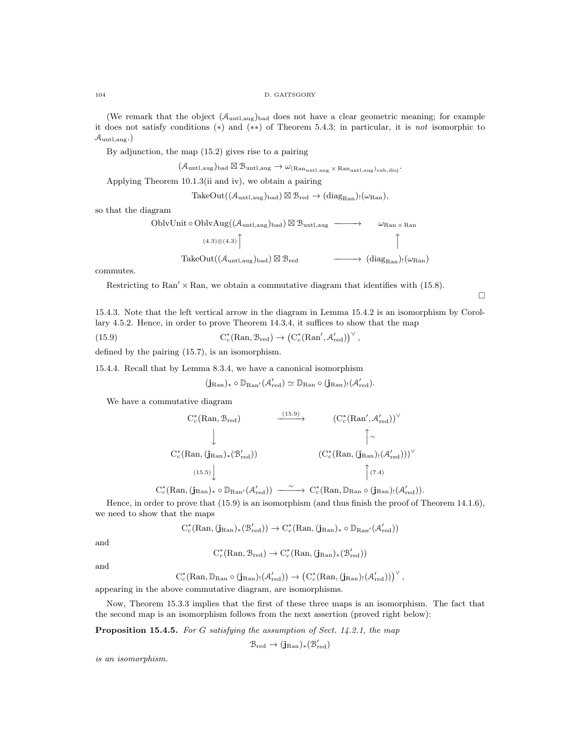(We remark that the object $(\mathcal{A}_{\text{untl,aug}})_{\text{bad}}$ does not have a clear geometric meaning; for example it does not satisfy conditions (*) and (**) of Theorem 5.4.3; in particular, it is *not* isomorphic to $\mathcal{A}_{\text{untl,aug}}$.)

By adjunction, the map (15.2) gives rise to a pairing

$$(\mathcal{A}_{\text{untl,aug}})_{\text{bad}} \boxtimes \mathcal{B}_{\text{untl,aug}} \to \omega_{(\text{Ran}_{\text{untl,aug}} \times \text{Ran}_{\text{untl,aug}})_{\text{sub,disj}}}.$$

Applying Theorem 10.1.3(ii and iv), we obtain a pairing

$$\text{TakeOut}((\mathcal{A}_{\text{untl,aug}})_{\text{bad}}) \boxtimes \mathcal{B}_{\text{red}} \to (\text{diag}_{\text{Ran}})_!(\omega_{\text{Ran}}),$$

so that the diagram

$$\begin{array}{ccc}
\text{OblvUnit} \circ \text{OblvAug}((\mathcal{A}_{\text{untl,aug}})_{\text{bad}}) \boxtimes \mathcal{B}_{\text{untl,aug}} & \longrightarrow & \omega_{\text{Ran} \times \text{Ran}} \\
{\scriptstyle (4.3)\otimes(4.3)} \uparrow & & \uparrow \\
\text{TakeOut}((\mathcal{A}_{\text{untl,aug}})_{\text{bad}}) \boxtimes \mathcal{B}_{\text{red}} & \longrightarrow & (\text{diag}_{\text{Ran}})_!(\omega_{\text{Ran}})
\end{array}$$

commutes.

Restricting to $\text{Ran}' \times \text{Ran}$, we obtain a commutative diagram that identifies with (15.8).

□

15.4.3. Note that the left vertical arrow in the diagram in Lemma 15.4.2 is an isomorphism by Corollary 4.5.2. Hence, in order to prove Theorem 14.3.4, it suffices to show that the map

$$\text{C}^*_c(\text{Ran}, \mathcal{B}_{\text{red}}) \to \left(\text{C}^*_c(\text{Ran}', \mathcal{A}'_{\text{red}})\right)^\vee, \tag{15.9}$$

defined by the pairing (15.7), is an isomorphism.

15.4.4. Recall that by Lemma 8.3.4, we have a canonical isomorphism

$$(\mathbf{j}_{\text{Ran}})_* \circ \mathbb{D}_{\text{Ran}'}(\mathcal{A}'_{\text{red}}) \simeq \mathbb{D}_{\text{Ran}} \circ (\mathbf{j}_{\text{Ran}})_!(\mathcal{A}'_{\text{red}}).$$

We have a commutative diagram

$$\begin{array}{ccc}
\text{C}^*_c(\text{Ran}, \mathcal{B}_{\text{red}}) & \xrightarrow{(15.9)} & (\text{C}^*_c(\text{Ran}', \mathcal{A}'_{\text{red}}))^\vee \\
\downarrow & & \uparrow \sim \\
\text{C}^*_c(\text{Ran}, (\mathbf{j}_{\text{Ran}})_*(\mathcal{B}'_{\text{red}})) & & (\text{C}^*_c(\text{Ran}, (\mathbf{j}_{\text{Ran}})_!(\mathcal{A}'_{\text{red}})))^\vee \\
{\scriptstyle (15.5)} \downarrow & & \uparrow {\scriptstyle (7.4)} \\
\text{C}^*_c(\text{Ran}, (\mathbf{j}_{\text{Ran}})_* \circ \mathbb{D}_{\text{Ran}'}(\mathcal{A}'_{\text{red}})) & \xrightarrow{\sim} & \text{C}^*_c(\text{Ran}, \mathbb{D}_{\text{Ran}} \circ (\mathbf{j}_{\text{Ran}})_!(\mathcal{A}'_{\text{red}})).
\end{array}$$

Hence, in order to prove that (15.9) is an isomorphism (and thus finish the proof of Theorem 14.1.6), we need to show that the maps

$$\text{C}^*_c(\text{Ran}, (\mathbf{j}_{\text{Ran}})_*(\mathcal{B}'_{\text{red}})) \to \text{C}^*_c(\text{Ran}, (\mathbf{j}_{\text{Ran}})_* \circ \mathbb{D}_{\text{Ran}'}(\mathcal{A}'_{\text{red}}))$$

and

$$\text{C}^*_c(\text{Ran}, \mathcal{B}_{\text{red}}) \to \text{C}^*_c(\text{Ran}, (\mathbf{j}_{\text{Ran}})_*(\mathcal{B}'_{\text{red}}))$$

and

$$\text{C}^*_c(\text{Ran}, \mathbb{D}_{\text{Ran}} \circ (\mathbf{j}_{\text{Ran}})_!(\mathcal{A}'_{\text{red}})) \to \left(\text{C}^*_c(\text{Ran}, (\mathbf{j}_{\text{Ran}})_!(\mathcal{A}'_{\text{red}}))\right)^\vee,$$

appearing in the above commutative diagram, are isomorphisms.

Now, Theorem 15.3.3 implies that the first of these three maps is an isomorphism. The fact that the second map is an isomorphism follows from the next assertion (proved right below):

**Proposition 15.4.5.** *For $G$ satisfying the assumption of Sect. 14.2.1, the map*

$$\mathcal{B}_{\text{red}} \to (\mathbf{j}_{\text{Ran}})_*(\mathcal{B}'_{\text{red}})$$

*is an isomorphism.*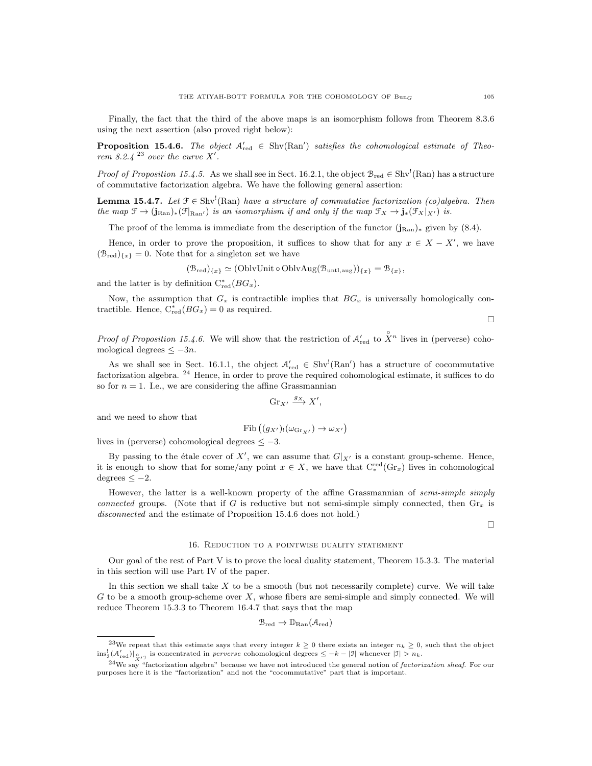Finally, the fact that the third of the above maps is an isomorphism follows from Theorem 8.3.6 using the next assertion (also proved right below):

**Proposition 15.4.6.** *The object $\mathcal{A}'_{\mathrm{red}} \in \mathrm{Shv}(\mathrm{Ran}')$ satisfies the cohomological estimate of Theorem 8.2.4* [23] *over the curve $X'$.*

*Proof of Proposition 15.4.5.* As we shall see in Sect. 16.2.1, the object $\mathcal{B}_{\mathrm{red}} \in \mathrm{Shv}^!(\mathrm{Ran})$ has a structure of commutative factorization algebra. We have the following general assertion:

**Lemma 15.4.7.** *Let $\mathcal{F} \in \mathrm{Shv}^!(\mathrm{Ran})$ have a structure of commutative factorization (co)algebra. Then the map $\mathcal{F} \to (\mathbf{j}_{\mathrm{Ran}})_*(\mathcal{F}|_{\mathrm{Ran}'})$ is an isomorphism if and only if the map $\mathcal{F}_X \to \mathbf{j}_*(\mathcal{F}_X|_{X'})$ is.*

The proof of the lemma is immediate from the description of the functor $(\mathbf{j}_{\mathrm{Ran}})_*$ given by (8.4).

Hence, in order to prove the proposition, it suffices to show that for any $x \in X - X'$, we have $(\mathcal{B}_{\mathrm{red}})_{\{x\}} = 0$. Note that for a singleton set we have

$$(\mathcal{B}_{\mathrm{red}})_{\{x\}} \simeq (\mathrm{OblvUnit} \circ \mathrm{OblvAug}(\mathcal{B}_{\mathrm{untl,aug}}))_{\{x\}} = \mathcal{B}_{\{x\}},$$

and the latter is by definition $\mathrm{C}^*_{\mathrm{red}}(BG_x)$.

Now, the assumption that $G_x$ is contractible implies that $BG_x$ is universally homologically contractible. Hence, $\mathrm{C}^*_{\mathrm{red}}(BG_x) = 0$ as required.

□

*Proof of Proposition 15.4.6.* We will show that the restriction of $\mathcal{A}'_{\mathrm{red}}$ to $\overset{\circ}{X}{}^n$ lives in (perverse) cohomological degrees $\leq -3n$.

As we shall see in Sect. 16.1.1, the object $\mathcal{A}'_{\mathrm{red}} \in \mathrm{Shv}^!(\mathrm{Ran}')$ has a structure of cocommutative factorization algebra. [24] Hence, in order to prove the required cohomological estimate, it suffices to do so for $n = 1$. I.e., we are considering the affine Grassmannian

$$\mathrm{Gr}_{X'} \xrightarrow{g_X} X',$$

and we need to show that

$$\mathrm{Fib}\left((g_{X'})_!(\omega_{\mathrm{Gr}_{X'}}) \to \omega_{X'}\right)$$

lives in (perverse) cohomological degrees $\leq -3$.

By passing to the étale cover of $X'$, we can assume that $G|_{X'}$ is a constant group-scheme. Hence, it is enough to show that for some/any point $x \in X$, we have that $\mathrm{C}^{\mathrm{red}}_*(\mathrm{Gr}_x)$ lives in cohomological degrees $\leq -2$.

However, the latter is a well-known property of the affine Grassmannian of *semi-simple simply connected* groups. (Note that if $G$ is reductive but not semi-simple simply connected, then $\mathrm{Gr}_x$ is *disconnected* and the estimate of Proposition 15.4.6 does not hold.)

□

## 16. Reduction to a pointwise duality statement

Our goal of the rest of Part V is to prove the local duality statement, Theorem 15.3.3. The material in this section will use Part IV of the paper.

In this section we shall take $X$ to be a smooth (but not necessarily complete) curve. We will take $G$ to be a smooth group-scheme over $X$, whose fibers are semi-simple and simply connected. We will reduce Theorem 15.3.3 to Theorem 16.4.7 that says that the map

$$\mathcal{B}_{\mathrm{red}} \to \mathbb{D}_{\mathrm{Ran}}(\mathcal{A}_{\mathrm{red}})$$

---

[23] We repeat that this estimate says that every integer $k \geq 0$ there exists an integer $n_k \geq 0$, such that the object $\mathrm{ins}^!_{\mathcal{J}}(\mathcal{A}'_{\mathrm{red}})|_{\overset{\circ}{X}{}'^{\mathcal{J}}}$ is concentrated in *perverse* cohomological degrees $\leq -k - |\mathcal{J}|$ whenever $|\mathcal{J}| > n_k$.

[24] We say "factorization algebra" because we have not introduced the general notion of *factorization sheaf*. For our purposes here it is the "factorization" and not the "cocommutative" part that is important.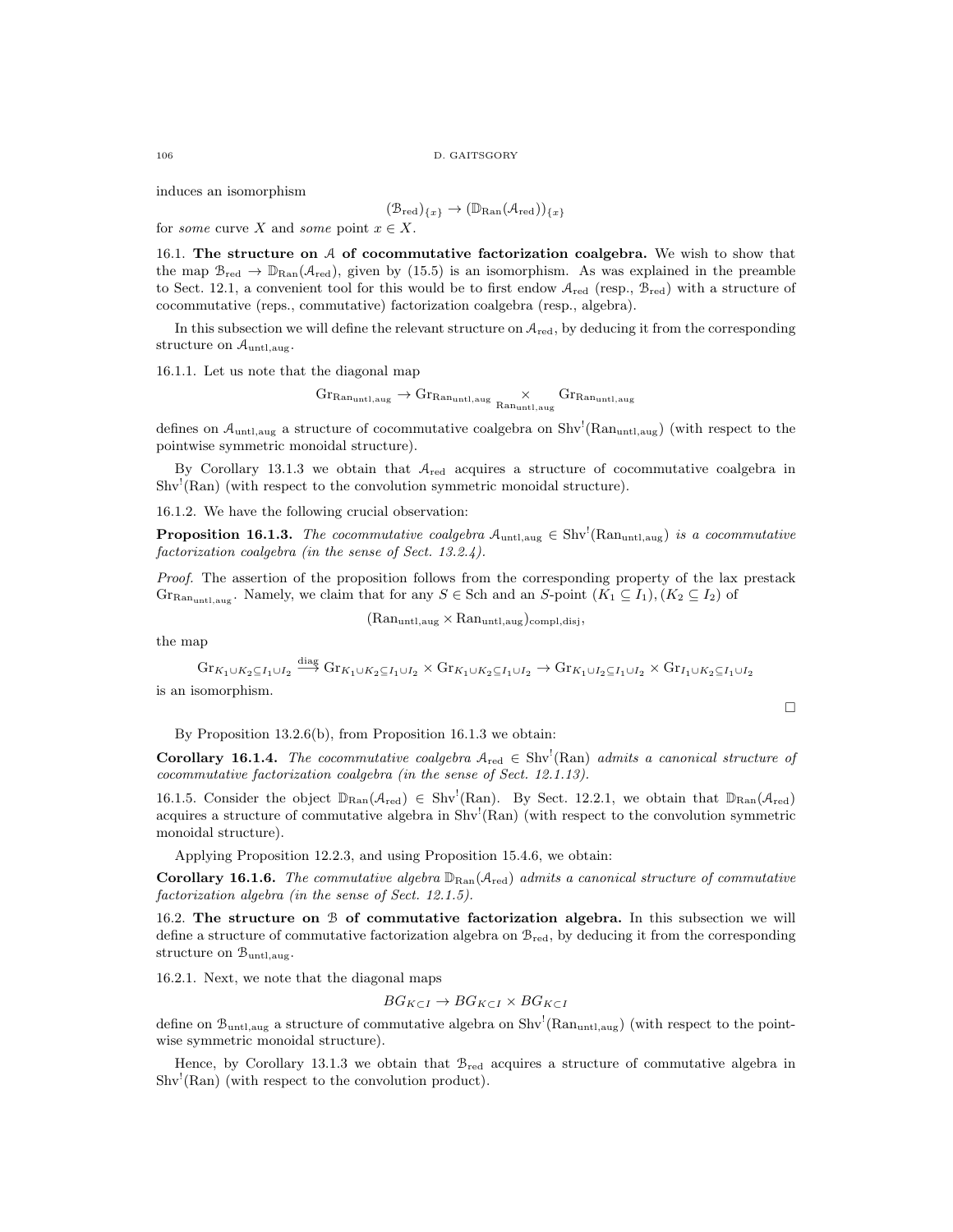induces an isomorphism

$$(\mathcal{B}_{\mathrm{red}})_{\{x\}} \to (\mathbb{D}_{\mathrm{Ran}}(\mathcal{A}_{\mathrm{red}}))_{\{x\}}$$

for *some* curve $X$ and *some* point $x \in X$.

16.1. **The structure on $\mathcal{A}$ of cocommutative factorization coalgebra.** We wish to show that the map $\mathcal{B}_{\mathrm{red}} \to \mathbb{D}_{\mathrm{Ran}}(\mathcal{A}_{\mathrm{red}})$, given by (15.5) is an isomorphism. As was explained in the preamble to Sect. 12.1, a convenient tool for this would be to first endow $\mathcal{A}_{\mathrm{red}}$ (resp., $\mathcal{B}_{\mathrm{red}}$) with a structure of cocommutative (reps., commutative) factorization coalgebra (resp., algebra).

In this subsection we will define the relevant structure on $\mathcal{A}_{\mathrm{red}}$, by deducing it from the corresponding structure on $\mathcal{A}_{\mathrm{untl,aug}}$.

16.1.1. Let us note that the diagonal map

$$\mathrm{Gr}_{\mathrm{Ran}_{\mathrm{untl,aug}}} \to \mathrm{Gr}_{\mathrm{Ran}_{\mathrm{untl,aug}}} \underset{\mathrm{Ran}_{\mathrm{untl,aug}}}{\times} \mathrm{Gr}_{\mathrm{Ran}_{\mathrm{untl,aug}}}$$

defines on $\mathcal{A}_{\mathrm{untl,aug}}$ a structure of cocommutative coalgebra on $\mathrm{Shv}^!(\mathrm{Ran}_{\mathrm{untl,aug}})$ (with respect to the pointwise symmetric monoidal structure).

By Corollary 13.1.3 we obtain that $\mathcal{A}_{\mathrm{red}}$ acquires a structure of cocommutative coalgebra in $\mathrm{Shv}^!(\mathrm{Ran})$ (with respect to the convolution symmetric monoidal structure).

16.1.2. We have the following crucial observation:

**Proposition 16.1.3.** *The cocommutative coalgebra $\mathcal{A}_{\mathrm{untl,aug}} \in \mathrm{Shv}^!(\mathrm{Ran}_{\mathrm{untl,aug}})$ is a cocommutative factorization coalgebra (in the sense of Sect. 13.2.4).*

*Proof.* The assertion of the proposition follows from the corresponding property of the lax prestack $\mathrm{Gr}_{\mathrm{Ran}_{\mathrm{untl,aug}}}$. Namely, we claim that for any $S \in \mathrm{Sch}$ and an $S$-point $(K_1 \subseteq I_1), (K_2 \subseteq I_2)$ of

$$(\mathrm{Ran}_{\mathrm{untl,aug}} \times \mathrm{Ran}_{\mathrm{untl,aug}})_{\mathrm{compl,disj}},$$

the map

$$\mathrm{Gr}_{K_1 \cup K_2 \subseteq I_1 \cup I_2} \overset{\mathrm{diag}}{\longrightarrow} \mathrm{Gr}_{K_1 \cup K_2 \subseteq I_1 \cup I_2} \times \mathrm{Gr}_{K_1 \cup K_2 \subseteq I_1 \cup I_2} \to \mathrm{Gr}_{K_1 \cup I_2 \subseteq I_1 \cup I_2} \times \mathrm{Gr}_{I_1 \cup K_2 \subseteq I_1 \cup I_2}$$

is an isomorphism.

□

By Proposition 13.2.6(b), from Proposition 16.1.3 we obtain:

**Corollary 16.1.4.** *The cocommutative coalgebra $\mathcal{A}_{\mathrm{red}} \in \mathrm{Shv}^!(\mathrm{Ran})$ admits a canonical structure of cocommutative factorization coalgebra (in the sense of Sect. 12.1.13).*

16.1.5. Consider the object $\mathbb{D}_{\mathrm{Ran}}(\mathcal{A}_{\mathrm{red}}) \in \mathrm{Shv}^!(\mathrm{Ran})$. By Sect. 12.2.1, we obtain that $\mathbb{D}_{\mathrm{Ran}}(\mathcal{A}_{\mathrm{red}})$ acquires a structure of commutative algebra in $\mathrm{Shv}^!(\mathrm{Ran})$ (with respect to the convolution symmetric monoidal structure).

Applying Proposition 12.2.3, and using Proposition 15.4.6, we obtain:

**Corollary 16.1.6.** *The commutative algebra $\mathbb{D}_{\mathrm{Ran}}(\mathcal{A}_{\mathrm{red}})$ admits a canonical structure of commutative factorization algebra (in the sense of Sect. 12.1.5).*

16.2. **The structure on $\mathcal{B}$ of commutative factorization algebra.** In this subsection we will define a structure of commutative factorization algebra on $\mathcal{B}_{\mathrm{red}}$, by deducing it from the corresponding structure on $\mathcal{B}_{\mathrm{untl,aug}}$.

16.2.1. Next, we note that the diagonal maps

$$BG_{K \subset I} \to BG_{K \subset I} \times BG_{K \subset I}$$

define on $\mathcal{B}_{\mathrm{untl,aug}}$ a structure of commutative algebra on $\mathrm{Shv}^!(\mathrm{Ran}_{\mathrm{untl,aug}})$ (with respect to the pointwise symmetric monoidal structure).

Hence, by Corollary 13.1.3 we obtain that $\mathcal{B}_{\mathrm{red}}$ acquires a structure of commutative algebra in $\mathrm{Shv}^!(\mathrm{Ran})$ (with respect to the convolution product).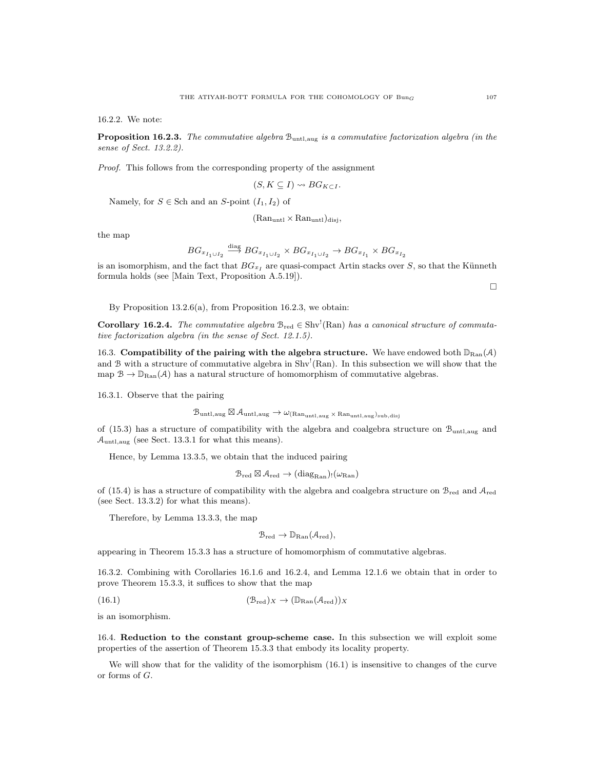16.2.2. We note:

**Proposition 16.2.3.** *The commutative algebra $\mathcal{B}_{\text{untl,aug}}$ is a commutative factorization algebra (in the sense of Sect. 13.2.2).*

*Proof.* This follows from the corresponding property of the assignment

$$(S, K \subseteq I) \rightsquigarrow BG_{K \subset I}.$$

Namely, for $S \in \text{Sch}$ and an $S$-point $(I_1, I_2)$ of

$$(\text{Ran}_{\text{untl}} \times \text{Ran}_{\text{untl}})_{\text{disj}},$$

the map

$$BG_{x_{I_1 \cup I_2}} \overset{\text{diag}}{\longrightarrow} BG_{x_{I_1 \cup I_2}} \times BG_{x_{I_1 \cup I_2}} \to BG_{x_{I_1}} \times BG_{x_{I_2}}$$

is an isomorphism, and the fact that $BG_{x_I}$ are quasi-compact Artin stacks over $S$, so that the Künneth formula holds (see [Main Text, Proposition A.5.19]).

□

By Proposition 13.2.6(a), from Proposition 16.2.3, we obtain:

**Corollary 16.2.4.** *The commutative algebra $\mathcal{B}_{\text{red}} \in \text{Shv}^!(\text{Ran})$ has a canonical structure of commutative factorization algebra (in the sense of Sect. 12.1.5).*

16.3. **Compatibility of the pairing with the algebra structure.** We have endowed both $\mathbb{D}_{\text{Ran}}(\mathcal{A})$ and $\mathcal{B}$ with a structure of commutative algebra in $\text{Shv}^!(\text{Ran})$. In this subsection we will show that the map $\mathcal{B} \to \mathbb{D}_{\text{Ran}}(\mathcal{A})$ has a natural structure of homomorphism of commutative algebras.

16.3.1. Observe that the pairing

$$\mathcal{B}_{\text{untl,aug}} \boxtimes \mathcal{A}_{\text{untl,aug}} \to \omega_{(\text{Ran}_{\text{untl,aug}} \times \text{Ran}_{\text{untl,aug}})_{\text{sub,disj}}}$$

of (15.3) has a structure of compatibility with the algebra and coalgebra structure on $\mathcal{B}_{\text{untl,aug}}$ and $\mathcal{A}_{\text{untl,aug}}$ (see Sect. 13.3.1 for what this means).

Hence, by Lemma 13.3.5, we obtain that the induced pairing

$$\mathcal{B}_{\text{red}} \boxtimes \mathcal{A}_{\text{red}} \to (\text{diag}_{\text{Ran}})_!(\omega_{\text{Ran}})$$

of (15.4) is has a structure of compatibility with the algebra and coalgebra structure on $\mathcal{B}_{\text{red}}$ and $\mathcal{A}_{\text{red}}$ (see Sect. 13.3.2) for what this means).

Therefore, by Lemma 13.3.3, the map

$$\mathcal{B}_{\text{red}} \to \mathbb{D}_{\text{Ran}}(\mathcal{A}_{\text{red}}),$$

appearing in Theorem 15.3.3 has a structure of homomorphism of commutative algebras.

16.3.2. Combining with Corollaries 16.1.6 and 16.2.4, and Lemma 12.1.6 we obtain that in order to prove Theorem 15.3.3, it suffices to show that the map

$$(\mathcal{B}_{\text{red}})_X \to (\mathbb{D}_{\text{Ran}}(\mathcal{A}_{\text{red}}))_X \tag{16.1}$$

is an isomorphism.

16.4. **Reduction to the constant group-scheme case.** In this subsection we will exploit some properties of the assertion of Theorem 15.3.3 that embody its locality property.

We will show that for the validity of the isomorphism (16.1) is insensitive to changes of the curve or forms of $G$.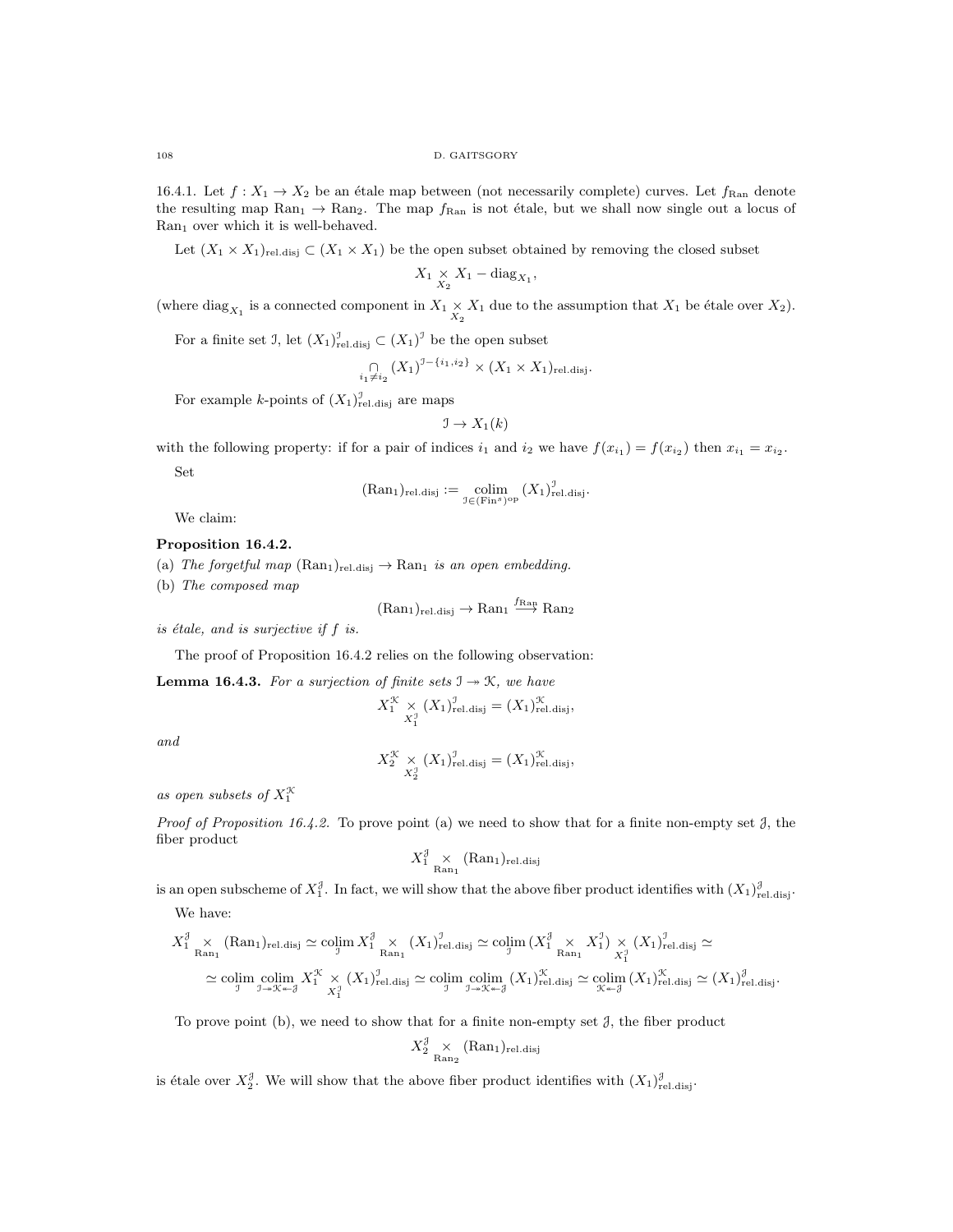16.4.1. Let $f : X_1 \to X_2$ be an étale map between (not necessarily complete) curves. Let $f_{\mathrm{Ran}}$ denote the resulting map $\mathrm{Ran}_1 \to \mathrm{Ran}_2$. The map $f_{\mathrm{Ran}}$ is not étale, but we shall now single out a locus of $\mathrm{Ran}_1$ over which it is well-behaved.

Let $(X_1 \times X_1)_{\mathrm{rel.disj}} \subset (X_1 \times X_1)$ be the open subset obtained by removing the closed subset

$$X_1 \underset{X_2}{\times} X_1 - \mathrm{diag}_{X_1},$$

(where $\mathrm{diag}_{X_1}$ is a connected component in $X_1 \underset{X_2}{\times} X_1$ due to the assumption that $X_1$ be étale over $X_2$).

For a finite set $\mathcal{I}$, let $(X_1)^{\mathcal{I}}_{\mathrm{rel.disj}} \subset (X_1)^{\mathcal{I}}$ be the open subset

$$\underset{i_1 \neq i_2}{\cap} (X_1)^{\mathcal{I} - \{i_1, i_2\}} \times (X_1 \times X_1)_{\mathrm{rel.disj}}.$$

For example $k$-points of $(X_1)^{\mathcal{I}}_{\mathrm{rel.disj}}$ are maps

$$\mathcal{I} \to X_1(k)$$

with the following property: if for a pair of indices $i_1$ and $i_2$ we have $f(x_{i_1}) = f(x_{i_2})$ then $x_{i_1} = x_{i_2}$.

Set

$$(\mathrm{Ran}_1)_{\mathrm{rel.disj}} := \underset{\mathcal{I} \in (\mathrm{Fin}^s)^{\mathrm{op}}}{\mathrm{colim}} (X_1)^{\mathcal{I}}_{\mathrm{rel.disj}}.$$

We claim:

**Proposition 16.4.2.**

(a) *The forgetful map $(\mathrm{Ran}_1)_{\mathrm{rel.disj}} \to \mathrm{Ran}_1$ is an open embedding.*

(b) *The composed map*

$$(\mathrm{Ran}_1)_{\mathrm{rel.disj}} \to \mathrm{Ran}_1 \overset{f_{\mathrm{Ran}}}{\longrightarrow} \mathrm{Ran}_2$$

*is étale, and is surjective if $f$ is.*

The proof of Proposition 16.4.2 relies on the following observation:

**Lemma 16.4.3.** *For a surjection of finite sets $\mathcal{I} \twoheadrightarrow \mathcal{K}$, we have*

$$X_1^{\mathcal{K}} \underset{X_1^{\mathcal{I}}}{\times} (X_1)^{\mathcal{I}}_{\mathrm{rel.disj}} = (X_1)^{\mathcal{K}}_{\mathrm{rel.disj}},$$

*and*

$$X_2^{\mathcal{K}} \underset{X_2^{\mathcal{I}}}{\times} (X_1)^{\mathcal{I}}_{\mathrm{rel.disj}} = (X_1)^{\mathcal{K}}_{\mathrm{rel.disj}},$$

*as open subsets of $X_1^{\mathcal{K}}$*

*Proof of Proposition 16.4.2.* To prove point (a) we need to show that for a finite non-empty set $\mathcal{J}$, the fiber product

$$X_1^{\mathcal{J}} \underset{\mathrm{Ran}_1}{\times} (\mathrm{Ran}_1)_{\mathrm{rel.disj}}$$

is an open subscheme of $X_1^{\mathcal{J}}$. In fact, we will show that the above fiber product identifies with $(X_1)^{\mathcal{J}}_{\mathrm{rel.disj}}$.

We have:

$$X_1^{\mathcal{J}} \underset{\mathrm{Ran}_1}{\times} (\mathrm{Ran}_1)_{\mathrm{rel.disj}} \simeq \underset{\mathcal{I}}{\mathrm{colim}}\, X_1^{\mathcal{J}} \underset{\mathrm{Ran}_1}{\times} (X_1)^{\mathcal{I}}_{\mathrm{rel.disj}} \simeq \underset{\mathcal{I}}{\mathrm{colim}}\, (X_1^{\mathcal{J}} \underset{\mathrm{Ran}_1}{\times} X_1^{\mathcal{I}}) \underset{X_1^{\mathcal{I}}}{\times} (X_1)^{\mathcal{I}}_{\mathrm{rel.disj}} \simeq$$

$$\simeq \underset{\mathcal{I}}{\mathrm{colim}}\, \underset{\mathcal{I} \twoheadrightarrow \mathcal{K} \twoheadleftarrow \mathcal{J}}{\mathrm{colim}}\, X_1^{\mathcal{K}} \underset{X_1^{\mathcal{I}}}{\times} (X_1)^{\mathcal{I}}_{\mathrm{rel.disj}} \simeq \underset{\mathcal{I}}{\mathrm{colim}}\, \underset{\mathcal{I} \twoheadrightarrow \mathcal{K} \twoheadleftarrow \mathcal{J}}{\mathrm{colim}}\, (X_1)^{\mathcal{K}}_{\mathrm{rel.disj}} \simeq \underset{\mathcal{K} \twoheadleftarrow \mathcal{J}}{\mathrm{colim}}\, (X_1)^{\mathcal{K}}_{\mathrm{rel.disj}} \simeq (X_1)^{\mathcal{J}}_{\mathrm{rel.disj}}.$$

To prove point (b), we need to show that for a finite non-empty set $\mathcal{J}$, the fiber product

$$X_2^{\mathcal{J}} \underset{\mathrm{Ran}_2}{\times} (\mathrm{Ran}_1)_{\mathrm{rel.disj}}$$

is étale over $X_2^{\mathcal{J}}$. We will show that the above fiber product identifies with $(X_1)^{\mathcal{J}}_{\mathrm{rel.disj}}$.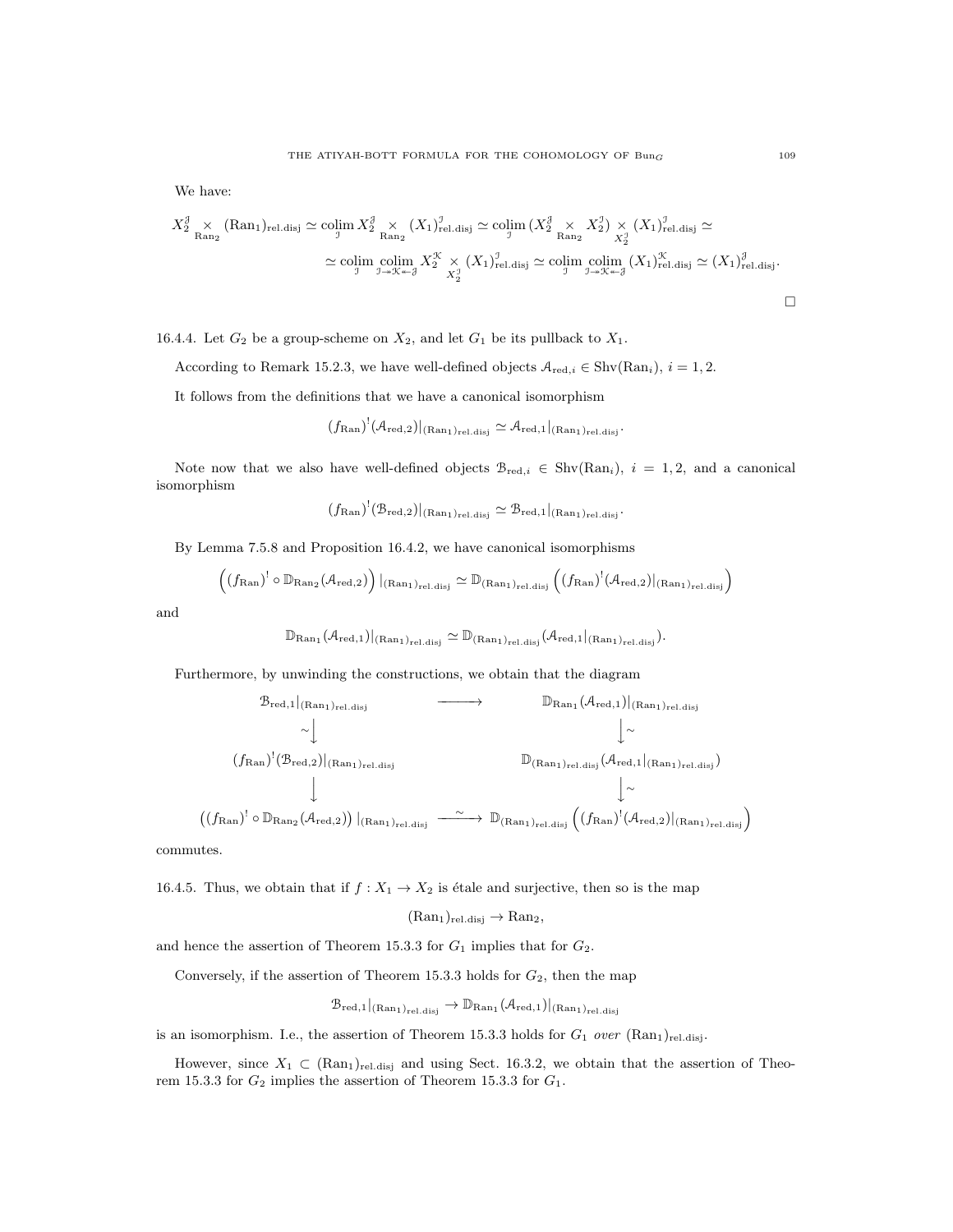We have:

$$X_2^{\mathcal{J}} \underset{\mathrm{Ran}_2}{\times} (\mathrm{Ran}_1)_{\mathrm{rel.disj}} \simeq \underset{\mathcal{I}}{\mathrm{colim}}\, X_2^{\mathcal{J}} \underset{\mathrm{Ran}_2}{\times} (X_1)^{\mathcal{I}}_{\mathrm{rel.disj}} \simeq \underset{\mathcal{I}}{\mathrm{colim}}\, (X_2^{\mathcal{J}} \underset{\mathrm{Ran}_2}{\times} X_2^{\mathcal{I}}) \underset{X_2^{\mathcal{I}}}{\times} (X_1)^{\mathcal{I}}_{\mathrm{rel.disj}} \simeq$$

$$\simeq \underset{\mathcal{I}}{\mathrm{colim}}\, \underset{\mathcal{I}\twoheadrightarrow\mathcal{K}\twoheadleftarrow\mathcal{J}}{\mathrm{colim}}\, X_2^{\mathcal{K}} \underset{X_2^{\mathcal{I}}}{\times} (X_1)^{\mathcal{I}}_{\mathrm{rel.disj}} \simeq \underset{\mathcal{I}}{\mathrm{colim}}\, \underset{\mathcal{I}\twoheadrightarrow\mathcal{K}\twoheadleftarrow\mathcal{J}}{\mathrm{colim}}\, (X_1)^{\mathcal{K}}_{\mathrm{rel.disj}} \simeq (X_1)^{\mathcal{J}}_{\mathrm{rel.disj}}.$$

□

16.4.4. Let $G_2$ be a group-scheme on $X_2$, and let $G_1$ be its pullback to $X_1$.

According to Remark 15.2.3, we have well-defined objects $\mathcal{A}_{\mathrm{red},i} \in \mathrm{Shv}(\mathrm{Ran}_i)$, $i = 1, 2$.

It follows from the definitions that we have a canonical isomorphism

$$(f_{\mathrm{Ran}})^!(\mathcal{A}_{\mathrm{red},2})|_{(\mathrm{Ran}_1)_{\mathrm{rel.disj}}} \simeq \mathcal{A}_{\mathrm{red},1}|_{(\mathrm{Ran}_1)_{\mathrm{rel.disj}}}.$$

Note now that we also have well-defined objects $\mathcal{B}_{\mathrm{red},i} \in \mathrm{Shv}(\mathrm{Ran}_i)$, $i = 1, 2$, and a canonical isomorphism

$$(f_{\mathrm{Ran}})^!(\mathcal{B}_{\mathrm{red},2})|_{(\mathrm{Ran}_1)_{\mathrm{rel.disj}}} \simeq \mathcal{B}_{\mathrm{red},1}|_{(\mathrm{Ran}_1)_{\mathrm{rel.disj}}}.$$

By Lemma 7.5.8 and Proposition 16.4.2, we have canonical isomorphisms

$$\left((f_{\mathrm{Ran}})^! \circ \mathbb{D}_{\mathrm{Ran}_2}(\mathcal{A}_{\mathrm{red},2})\right)|_{(\mathrm{Ran}_1)_{\mathrm{rel.disj}}} \simeq \mathbb{D}_{(\mathrm{Ran}_1)_{\mathrm{rel.disj}}}\left((f_{\mathrm{Ran}})^!(\mathcal{A}_{\mathrm{red},2})|_{(\mathrm{Ran}_1)_{\mathrm{rel.disj}}}\right)$$

and

$$\mathbb{D}_{\mathrm{Ran}_1}(\mathcal{A}_{\mathrm{red},1})|_{(\mathrm{Ran}_1)_{\mathrm{rel.disj}}} \simeq \mathbb{D}_{(\mathrm{Ran}_1)_{\mathrm{rel.disj}}}(\mathcal{A}_{\mathrm{red},1}|_{(\mathrm{Ran}_1)_{\mathrm{rel.disj}}}).$$

Furthermore, by unwinding the constructions, we obtain that the diagram

$$\begin{array}{ccc}
\mathcal{B}_{\mathrm{red},1}|_{(\mathrm{Ran}_1)_{\mathrm{rel.disj}}} & \longrightarrow & \mathbb{D}_{\mathrm{Ran}_1}(\mathcal{A}_{\mathrm{red},1})|_{(\mathrm{Ran}_1)_{\mathrm{rel.disj}}} \\
\sim\downarrow & & \downarrow\sim \\
(f_{\mathrm{Ran}})^!(\mathcal{B}_{\mathrm{red},2})|_{(\mathrm{Ran}_1)_{\mathrm{rel.disj}}} & & \mathbb{D}_{(\mathrm{Ran}_1)_{\mathrm{rel.disj}}}(\mathcal{A}_{\mathrm{red},1}|_{(\mathrm{Ran}_1)_{\mathrm{rel.disj}}}) \\
\downarrow & & \downarrow\sim \\
\left((f_{\mathrm{Ran}})^! \circ \mathbb{D}_{\mathrm{Ran}_2}(\mathcal{A}_{\mathrm{red},2})\right)|_{(\mathrm{Ran}_1)_{\mathrm{rel.disj}}} & \xrightarrow{\sim} & \mathbb{D}_{(\mathrm{Ran}_1)_{\mathrm{rel.disj}}}\left((f_{\mathrm{Ran}})^!(\mathcal{A}_{\mathrm{red},2})|_{(\mathrm{Ran}_1)_{\mathrm{rel.disj}}}\right)
\end{array}$$

commutes.

16.4.5. Thus, we obtain that if $f : X_1 \to X_2$ is étale and surjective, then so is the map

$$(\mathrm{Ran}_1)_{\mathrm{rel.disj}} \to \mathrm{Ran}_2,$$

and hence the assertion of Theorem 15.3.3 for $G_1$ implies that for $G_2$.

Conversely, if the assertion of Theorem 15.3.3 holds for $G_2$, then the map

$$\mathcal{B}_{\mathrm{red},1}|_{(\mathrm{Ran}_1)_{\mathrm{rel.disj}}} \to \mathbb{D}_{\mathrm{Ran}_1}(\mathcal{A}_{\mathrm{red},1})|_{(\mathrm{Ran}_1)_{\mathrm{rel.disj}}}$$

is an isomorphism. I.e., the assertion of Theorem 15.3.3 holds for $G_1$ *over* $(\mathrm{Ran}_1)_{\mathrm{rel.disj}}$.

However, since $X_1 \subset (\mathrm{Ran}_1)_{\mathrm{rel.disj}}$ and using Sect. 16.3.2, we obtain that the assertion of Theorem 15.3.3 for $G_2$ implies the assertion of Theorem 15.3.3 for $G_1$.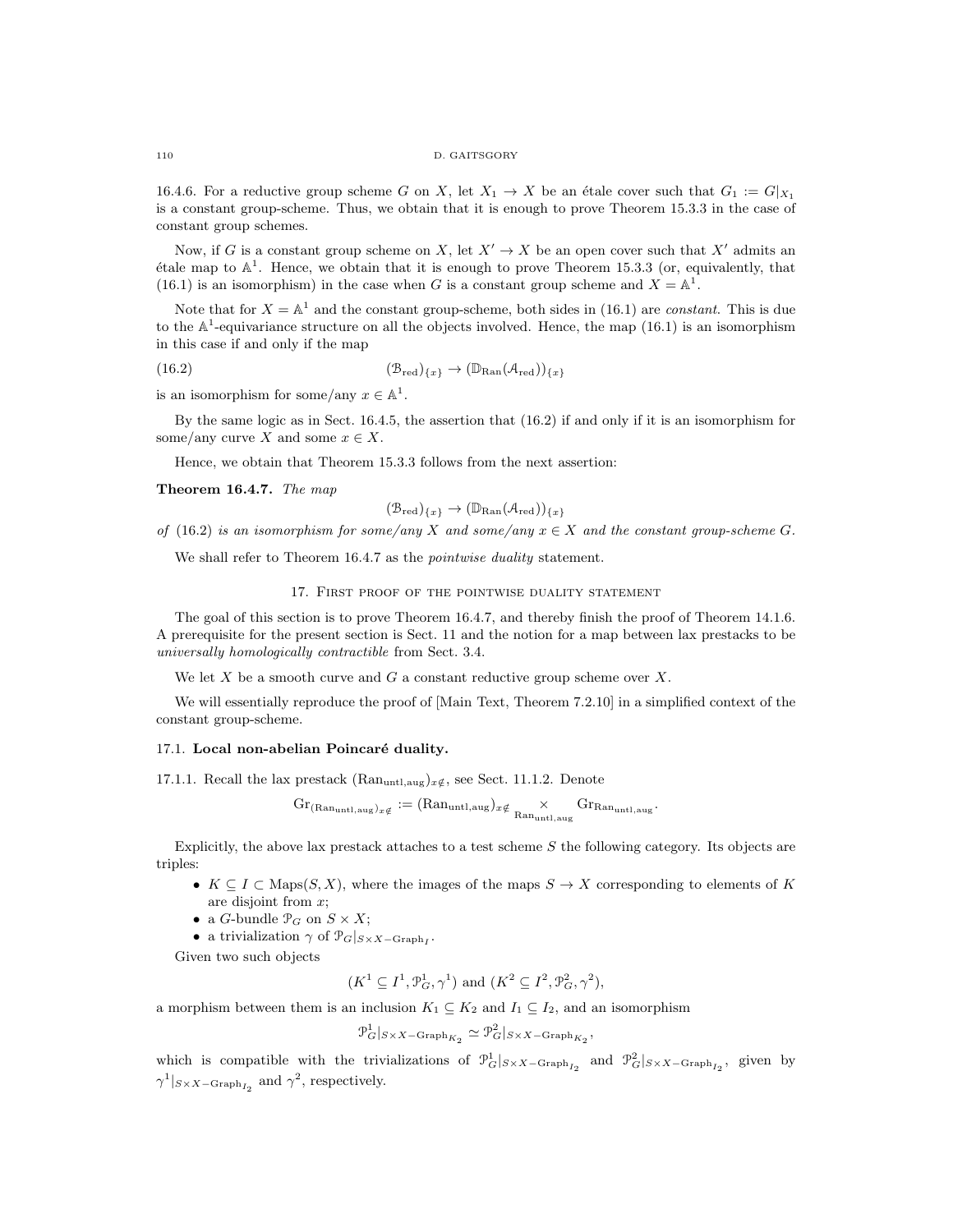16.4.6. For a reductive group scheme $G$ on $X$, let $X_1 \to X$ be an étale cover such that $G_1 := G|_{X_1}$ is a constant group-scheme. Thus, we obtain that it is enough to prove Theorem 15.3.3 in the case of constant group schemes.

Now, if $G$ is a constant group scheme on $X$, let $X' \to X$ be an open cover such that $X'$ admits an étale map to $\mathbb{A}^1$. Hence, we obtain that it is enough to prove Theorem 15.3.3 (or, equivalently, that (16.1) is an isomorphism) in the case when $G$ is a constant group scheme and $X = \mathbb{A}^1$.

Note that for $X = \mathbb{A}^1$ and the constant group-scheme, both sides in (16.1) are *constant*. This is due to the $\mathbb{A}^1$-equivariance structure on all the objects involved. Hence, the map (16.1) is an isomorphism in this case if and only if the map

$$(\mathcal{B}_{\mathrm{red}})_{\{x\}} \to (\mathbb{D}_{\mathrm{Ran}}(\mathcal{A}_{\mathrm{red}}))_{\{x\}} \tag{16.2}$$

is an isomorphism for some/any $x \in \mathbb{A}^1$.

By the same logic as in Sect. 16.4.5, the assertion that (16.2) if and only if it is an isomorphism for some/any curve $X$ and some $x \in X$.

Hence, we obtain that Theorem 15.3.3 follows from the next assertion:

**Theorem 16.4.7.** *The map*

$$(\mathcal{B}_{\mathrm{red}})_{\{x\}} \to (\mathbb{D}_{\mathrm{Ran}}(\mathcal{A}_{\mathrm{red}}))_{\{x\}}$$

*of* (16.2) *is an isomorphism for some/any $X$ and some/any $x \in X$ and the constant group-scheme $G$.*

We shall refer to Theorem 16.4.7 as the *pointwise duality* statement.

## 17. First proof of the pointwise duality statement

The goal of this section is to prove Theorem 16.4.7, and thereby finish the proof of Theorem 14.1.6. A prerequisite for the present section is Sect. 11 and the notion for a map between lax prestacks to be *universally homologically contractible* from Sect. 3.4.

We let $X$ be a smooth curve and $G$ a constant reductive group scheme over $X$.

We will essentially reproduce the proof of [Main Text, Theorem 7.2.10] in a simplified context of the constant group-scheme.

### 17.1. Local non-abelian Poincaré duality.

17.1.1. Recall the lax prestack $(\mathrm{Ran}_{\mathrm{untl,aug}})_{x\notin}$, see Sect. 11.1.2. Denote

$$\mathrm{Gr}_{(\mathrm{Ran}_{\mathrm{untl,aug}})_{x\notin}} := (\mathrm{Ran}_{\mathrm{untl,aug}})_{x\notin} \underset{\mathrm{Ran}_{\mathrm{untl,aug}}}{\times} \mathrm{Gr}_{\mathrm{Ran}_{\mathrm{untl,aug}}}.$$

Explicitly, the above lax prestack attaches to a test scheme $S$ the following category. Its objects are triples:

- $K \subseteq I \subset \mathrm{Maps}(S, X)$, where the images of the maps $S \to X$ corresponding to elements of $K$ are disjoint from $x$;
- a $G$-bundle $\mathcal{P}_G$ on $S \times X$;
- a trivialization $\gamma$ of $\mathcal{P}_G|_{S\times X - \mathrm{Graph}_I}$.

Given two such objects

$$(K^1 \subseteq I^1, \mathcal{P}^1_G, \gamma^1) \text{ and } (K^2 \subseteq I^2, \mathcal{P}^2_G, \gamma^2),$$

a morphism between them is an inclusion $K_1 \subseteq K_2$ and $I_1 \subseteq I_2$, and an isomorphism

$$\mathcal{P}^1_G|_{S\times X - \mathrm{Graph}_{K_2}} \simeq \mathcal{P}^2_G|_{S\times X - \mathrm{Graph}_{K_2}},$$

which is compatible with the trivializations of $\mathcal{P}^1_G|_{S\times X - \mathrm{Graph}_{I_2}}$ and $\mathcal{P}^2_G|_{S\times X - \mathrm{Graph}_{I_2}}$, given by $\gamma^1|_{S\times X - \mathrm{Graph}_{I_2}}$ and $\gamma^2$, respectively.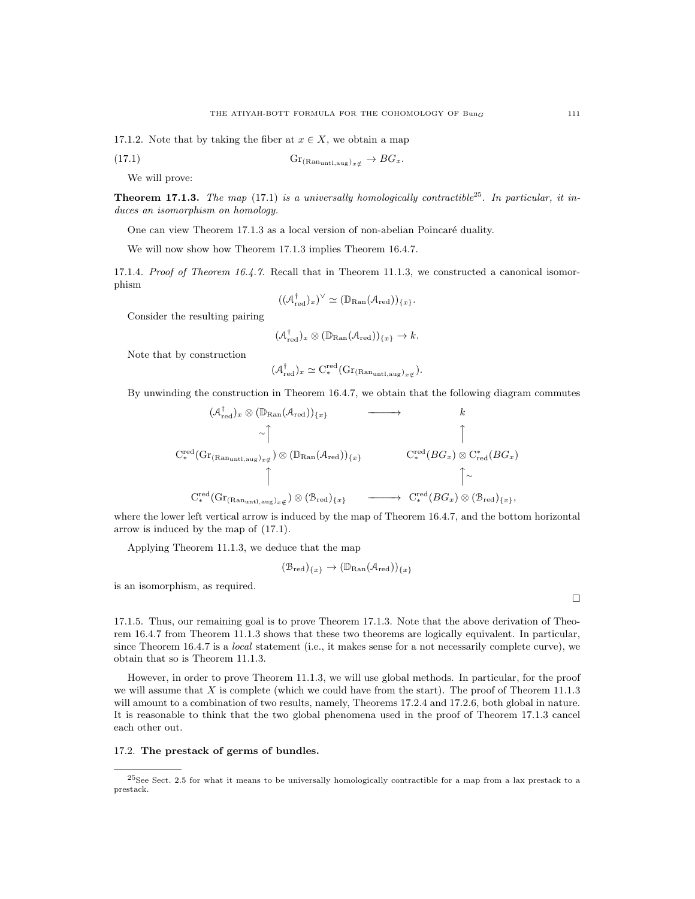17.1.2. Note that by taking the fiber at $x \in X$, we obtain a map

$$\mathrm{Gr}_{(\mathrm{Ran}_{\mathrm{untl,aug}})_{x\notin}} \to BG_x. \tag{17.1}$$

We will prove:

**Theorem 17.1.3.** *The map* (17.1) *is a universally homologically contractible*[25]. *In particular, it induces an isomorphism on homology.*

One can view Theorem 17.1.3 as a local version of non-abelian Poincaré duality.

We will now show how Theorem 17.1.3 implies Theorem 16.4.7.

17.1.4. *Proof of Theorem 16.4.7.* Recall that in Theorem 11.1.3, we constructed a canonical isomorphism

$$((\mathcal{A}^{\dagger}_{\mathrm{red}})_x)^{\vee} \simeq (\mathbb{D}_{\mathrm{Ran}}(\mathcal{A}_{\mathrm{red}}))_{\{x\}}.$$

Consider the resulting pairing

$$(\mathcal{A}^{\dagger}_{\mathrm{red}})_x \otimes (\mathbb{D}_{\mathrm{Ran}}(\mathcal{A}_{\mathrm{red}}))_{\{x\}} \to k.$$

Note that by construction

$$(\mathcal{A}^{\dagger}_{\mathrm{red}})_x \simeq \mathrm{C}^{\mathrm{red}}_*(\mathrm{Gr}_{(\mathrm{Ran}_{\mathrm{untl,aug}})_{x\notin}}).$$

By unwinding the construction in Theorem 16.4.7, we obtain that the following diagram commutes

$$\begin{array}{ccc}
(\mathcal{A}^{\dagger}_{\mathrm{red}})_x \otimes (\mathbb{D}_{\mathrm{Ran}}(\mathcal{A}_{\mathrm{red}}))_{\{x\}} & \longrightarrow & k \\
\sim\uparrow & & \uparrow \\
\mathrm{C}^{\mathrm{red}}_*(\mathrm{Gr}_{(\mathrm{Ran}_{\mathrm{untl,aug}})_{x\notin}}) \otimes (\mathbb{D}_{\mathrm{Ran}}(\mathcal{A}_{\mathrm{red}}))_{\{x\}} & & \mathrm{C}^{\mathrm{red}}_*(BG_x) \otimes \mathrm{C}^*_{\mathrm{red}}(BG_x) \\
\uparrow & & \uparrow\sim \\
\mathrm{C}^{\mathrm{red}}_*(\mathrm{Gr}_{(\mathrm{Ran}_{\mathrm{untl,aug}})_{x\notin}}) \otimes (\mathcal{B}_{\mathrm{red}})_{\{x\}} & \longrightarrow & \mathrm{C}^{\mathrm{red}}_*(BG_x) \otimes (\mathcal{B}_{\mathrm{red}})_{\{x\}},
\end{array}$$

where the lower left vertical arrow is induced by the map of Theorem 16.4.7, and the bottom horizontal arrow is induced by the map of (17.1).

Applying Theorem 11.1.3, we deduce that the map

$$(\mathcal{B}_{\mathrm{red}})_{\{x\}} \to (\mathbb{D}_{\mathrm{Ran}}(\mathcal{A}_{\mathrm{red}}))_{\{x\}}$$

is an isomorphism, as required.

□

17.1.5. Thus, our remaining goal is to prove Theorem 17.1.3. Note that the above derivation of Theorem 16.4.7 from Theorem 11.1.3 shows that these two theorems are logically equivalent. In particular, since Theorem 16.4.7 is a *local* statement (i.e., it makes sense for a not necessarily complete curve), we obtain that so is Theorem 11.1.3.

However, in order to prove Theorem 11.1.3, we will use global methods. In particular, for the proof we will assume that $X$ is complete (which we could have from the start). The proof of Theorem 11.1.3 will amount to a combination of two results, namely, Theorems 17.2.4 and 17.2.6, both global in nature. It is reasonable to think that the two global phenomena used in the proof of Theorem 17.1.3 cancel each other out.

### 17.2. **The prestack of germs of bundles.**

---

[25]See Sect. 2.5 for what it means to be universally homologically contractible for a map from a lax prestack to a prestack.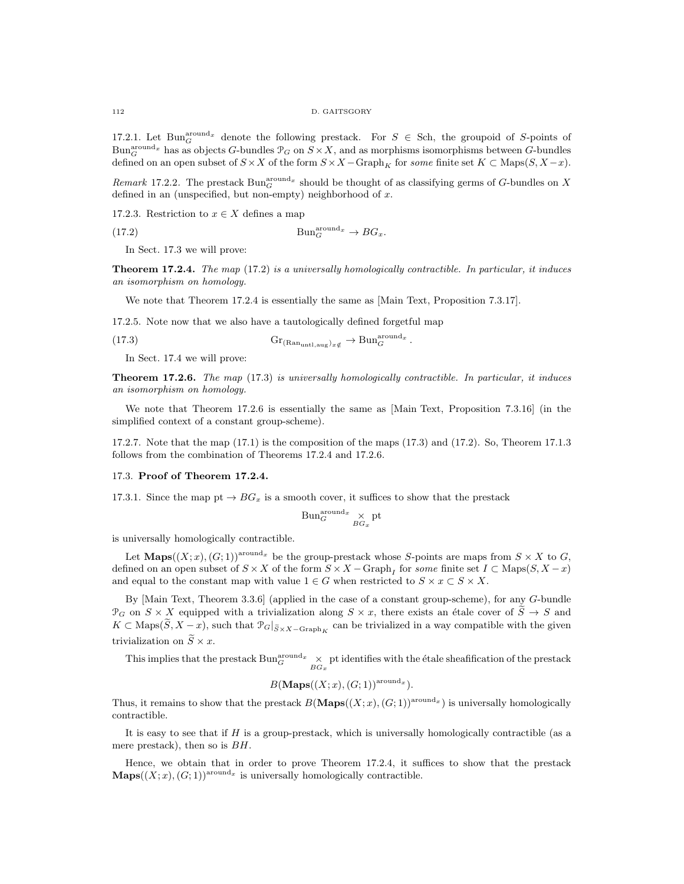17.2.1. Let $\mathrm{Bun}_G^{\mathrm{around}_x}$ denote the following prestack. For $S \in \mathrm{Sch}$, the groupoid of $S$-points of $\mathrm{Bun}_G^{\mathrm{around}_x}$ has as objects $G$-bundles $\mathcal{P}_G$ on $S \times X$, and as morphisms isomorphisms between $G$-bundles defined on an open subset of $S \times X$ of the form $S \times X - \mathrm{Graph}_K$ for *some* finite set $K \subset \mathrm{Maps}(S, X - x)$.

*Remark* 17.2.2. The prestack $\mathrm{Bun}_G^{\mathrm{around}_x}$ should be thought of as classifying germs of $G$-bundles on $X$ defined in an (unspecified, but non-empty) neighborhood of $x$.

17.2.3. Restriction to $x \in X$ defines a map

$$\mathrm{Bun}_G^{\mathrm{around}_x} \to BG_x. \tag{17.2}$$

In Sect. 17.3 we will prove:

**Theorem 17.2.4.** *The map (17.2) is a universally homologically contractible. In particular, it induces an isomorphism on homology.*

We note that Theorem 17.2.4 is essentially the same as [Main Text, Proposition 7.3.17].

17.2.5. Note now that we also have a tautologically defined forgetful map

$$\mathrm{Gr}_{(\mathrm{Ran}_{\mathrm{untl,aug}})_{x \notin}} \to \mathrm{Bun}_G^{\mathrm{around}_x}. \tag{17.3}$$

In Sect. 17.4 we will prove:

**Theorem 17.2.6.** *The map (17.3) is universally homologically contractible. In particular, it induces an isomorphism on homology.*

We note that Theorem 17.2.6 is essentially the same as [Main Text, Proposition 7.3.16] (in the simplified context of a constant group-scheme).

17.2.7. Note that the map (17.1) is the composition of the maps (17.3) and (17.2). So, Theorem 17.1.3 follows from the combination of Theorems 17.2.4 and 17.2.6.

## 17.3. Proof of Theorem 17.2.4.

17.3.1. Since the map $\mathrm{pt} \to BG_x$ is a smooth cover, it suffices to show that the prestack

$$\mathrm{Bun}_G^{\mathrm{around}_x} \underset{BG_x}{\times} \mathrm{pt}$$

is universally homologically contractible.

Let $\mathbf{Maps}((X;x),(G;1))^{\mathrm{around}_x}$ be the group-prestack whose $S$-points are maps from $S \times X$ to $G$, defined on an open subset of $S \times X$ of the form $S \times X - \mathrm{Graph}_I$ for *some* finite set $I \subset \mathrm{Maps}(S, X - x)$ and equal to the constant map with value $1 \in G$ when restricted to $S \times x \subset S \times X$.

By [Main Text, Theorem 3.3.6] (applied in the case of a constant group-scheme), for any $G$-bundle $\mathcal{P}_G$ on $S \times X$ equipped with a trivialization along $S \times x$, there exists an étale cover of $\widetilde{S} \to S$ and $K \subset \mathrm{Maps}(\widetilde{S}, X - x)$, such that $\mathcal{P}_G|_{\widetilde{S} \times X - \mathrm{Graph}_K}$ can be trivialized in a way compatible with the given trivialization on $\widetilde{S} \times x$.

This implies that the prestack $\mathrm{Bun}_G^{\mathrm{around}_x} \underset{BG_x}{\times} \mathrm{pt}$ identifies with the étale sheafification of the prestack

$$B(\mathbf{Maps}((X;x),(G;1))^{\mathrm{around}_x}).$$

Thus, it remains to show that the prestack $B(\mathbf{Maps}((X;x),(G;1))^{\mathrm{around}_x})$ is universally homologically contractible.

It is easy to see that if $H$ is a group-prestack, which is universally homologically contractible (as a mere prestack), then so is $BH$.

Hence, we obtain that in order to prove Theorem 17.2.4, it suffices to show that the prestack $\mathbf{Maps}((X;x),(G;1))^{\mathrm{around}_x}$ is universally homologically contractible.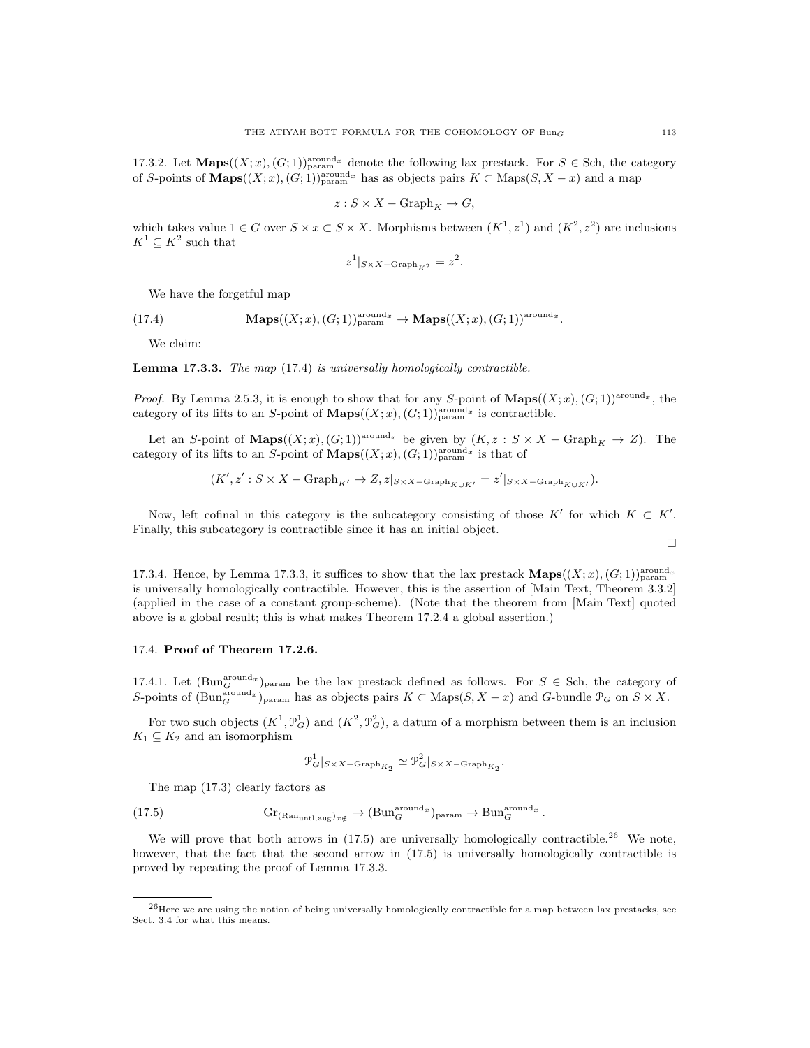17.3.2. Let $\mathbf{Maps}((X;x),(G;1))^{\text{around}_x}_{\text{param}}$ denote the following lax prestack. For $S \in \text{Sch}$, the category of $S$-points of $\mathbf{Maps}((X;x),(G;1))^{\text{around}_x}_{\text{param}}$ has as objects pairs $K \subset \text{Maps}(S, X - x)$ and a map

$$z : S \times X - \text{Graph}_K \to G,$$

which takes value $1 \in G$ over $S \times x \subset S \times X$. Morphisms between $(K^1, z^1)$ and $(K^2, z^2)$ are inclusions $K^1 \subseteq K^2$ such that

$$z^1|_{S \times X - \text{Graph}_{K^2}} = z^2.$$

We have the forgetful map

$$\mathbf{Maps}((X;x),(G;1))^{\text{around}_x}_{\text{param}} \to \mathbf{Maps}((X;x),(G;1))^{\text{around}_x}. \tag{17.4}$$

We claim:

**Lemma 17.3.3.** *The map* (17.4) *is universally homologically contractible.*

*Proof.* By Lemma 2.5.3, it is enough to show that for any $S$-point of $\mathbf{Maps}((X;x),(G;1))^{\text{around}_x}$, the category of its lifts to an $S$-point of $\mathbf{Maps}((X;x),(G;1))^{\text{around}_x}_{\text{param}}$ is contractible.

Let an $S$-point of $\mathbf{Maps}((X;x),(G;1))^{\text{around}_x}$ be given by $(K, z : S \times X - \text{Graph}_K \to Z)$. The category of its lifts to an $S$-point of $\mathbf{Maps}((X;x),(G;1))^{\text{around}_x}_{\text{param}}$ is that of

$$(K', z' : S \times X - \text{Graph}_{K'} \to Z, z|_{S \times X - \text{Graph}_{K \cup K'}} = z'|_{S \times X - \text{Graph}_{K \cup K'}}).$$

Now, left cofinal in this category is the subcategory consisting of those $K'$ for which $K \subset K'$. Finally, this subcategory is contractible since it has an initial object.

□

17.3.4. Hence, by Lemma 17.3.3, it suffices to show that the lax prestack $\mathbf{Maps}((X;x),(G;1))^{\text{around}_x}_{\text{param}}$ is universally homologically contractible. However, this is the assertion of [Main Text, Theorem 3.3.2] (applied in the case of a constant group-scheme). (Note that the theorem from [Main Text] quoted above is a global result; this is what makes Theorem 17.2.4 a global assertion.)

## 17.4. Proof of Theorem 17.2.6.

17.4.1. Let $(\text{Bun}_G^{\text{around}_x})_{\text{param}}$ be the lax prestack defined as follows. For $S \in \text{Sch}$, the category of $S$-points of $(\text{Bun}_G^{\text{around}_x})_{\text{param}}$ has as objects pairs $K \subset \text{Maps}(S, X - x)$ and $G$-bundle $\mathcal{P}_G$ on $S \times X$.

For two such objects $(K^1, \mathcal{P}^1_G)$ and $(K^2, \mathcal{P}^2_G)$, a datum of a morphism between them is an inclusion $K_1 \subseteq K_2$ and an isomorphism

$$\mathcal{P}^1_G|_{S \times X - \text{Graph}_{K_2}} \simeq \mathcal{P}^2_G|_{S \times X - \text{Graph}_{K_2}}.$$

The map (17.3) clearly factors as

$$\text{Gr}_{(\text{Ran}_{\text{untl,aug}})_{x \notin}} \to (\text{Bun}_G^{\text{around}_x})_{\text{param}} \to \text{Bun}_G^{\text{around}_x}. \tag{17.5}$$

We will prove that both arrows in (17.5) are universally homologically contractible.[26] We note, however, that the fact that the second arrow in (17.5) is universally homologically contractible is proved by repeating the proof of Lemma 17.3.3.

---

[26] Here we are using the notion of being universally homologically contractible for a map between lax prestacks, see Sect. 3.4 for what this means.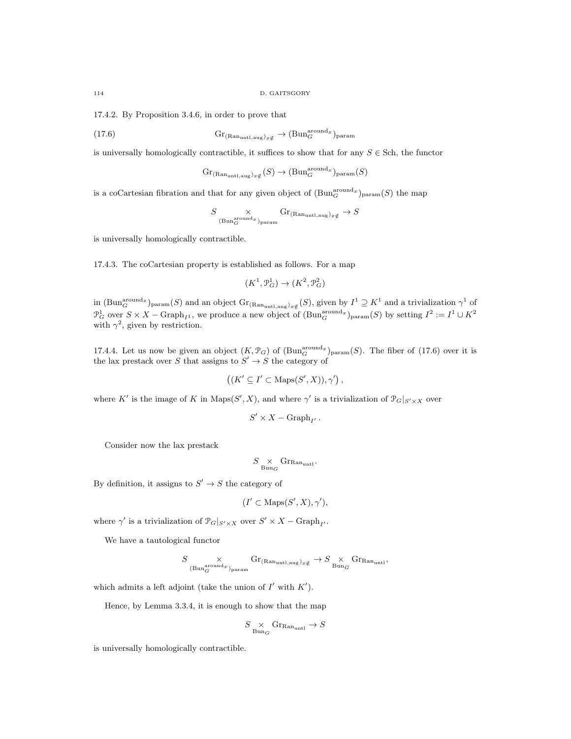17.4.2. By Proposition 3.4.6, in order to prove that

$$\mathrm{Gr}_{(\mathrm{Ran}_{\mathrm{untl,aug}})_{x\notin}} \to (\mathrm{Bun}_G^{\mathrm{around}_x})_{\mathrm{param}} \tag{17.6}$$

is universally homologically contractible, it suffices to show that for any $S \in \mathrm{Sch}$, the functor

$$\mathrm{Gr}_{(\mathrm{Ran}_{\mathrm{untl,aug}})_{x\notin}}(S) \to (\mathrm{Bun}_G^{\mathrm{around}_x})_{\mathrm{param}}(S)$$

is a coCartesian fibration and that for any given object of $(\mathrm{Bun}_G^{\mathrm{around}_x})_{\mathrm{param}}(S)$ the map

$$S \underset{(\mathrm{Bun}_G^{\mathrm{around}_x})_{\mathrm{param}}}{\times} \mathrm{Gr}_{(\mathrm{Ran}_{\mathrm{untl,aug}})_{x\notin}} \to S$$

is universally homologically contractible.

17.4.3. The coCartesian property is established as follows. For a map

$$(K^1, \mathcal{P}_G^1) \to (K^2, \mathcal{P}_G^2)$$

in $(\mathrm{Bun}_G^{\mathrm{around}_x})_{\mathrm{param}}(S)$ and an object $\mathrm{Gr}_{(\mathrm{Ran}_{\mathrm{untl,aug}})_{x\notin}}(S)$, given by $I^1 \supseteq K^1$ and a trivialization $\gamma^1$ of $\mathcal{P}_G^1$ over $S \times X - \mathrm{Graph}_{I^1}$, we produce a new object of $(\mathrm{Bun}_G^{\mathrm{around}_x})_{\mathrm{param}}(S)$ by setting $I^2 := I^1 \cup K^2$ with $\gamma^2$, given by restriction.

17.4.4. Let us now be given an object $(K, \mathcal{P}_G)$ of $(\mathrm{Bun}_G^{\mathrm{around}_x})_{\mathrm{param}}(S)$. The fiber of (17.6) over it is the lax prestack over $S$ that assigns to $S' \to S$ the category of

$$\left((K' \subseteq I' \subset \mathrm{Maps}(S', X)), \gamma'\right),$$

where $K'$ is the image of $K$ in $\mathrm{Maps}(S', X)$, and where $\gamma'$ is a trivialization of $\mathcal{P}_G|_{S' \times X}$ over

$$S' \times X - \mathrm{Graph}_{I'}.$$

Consider now the lax prestack

$$S \underset{\mathrm{Bun}_G}{\times} \mathrm{Gr}_{\mathrm{Ran}_{\mathrm{untl}}}.$$

By definition, it assigns to $S' \to S$ the category of

$$(I' \subset \mathrm{Maps}(S', X), \gamma'),$$

where $\gamma'$ is a trivialization of $\mathcal{P}_G|_{S' \times X}$ over $S' \times X - \mathrm{Graph}_{I'}$.

We have a tautological functor

$$S \underset{(\mathrm{Bun}_G^{\mathrm{around}_x})_{\mathrm{param}}}{\times} \mathrm{Gr}_{(\mathrm{Ran}_{\mathrm{untl,aug}})_{x\notin}} \to S \underset{\mathrm{Bun}_G}{\times} \mathrm{Gr}_{\mathrm{Ran}_{\mathrm{untl}}},$$

which admits a left adjoint (take the union of $I'$ with $K'$).

Hence, by Lemma 3.3.4, it is enough to show that the map

$$S \underset{\mathrm{Bun}_G}{\times} \mathrm{Gr}_{\mathrm{Ran}_{\mathrm{untl}}} \to S$$

is universally homologically contractible.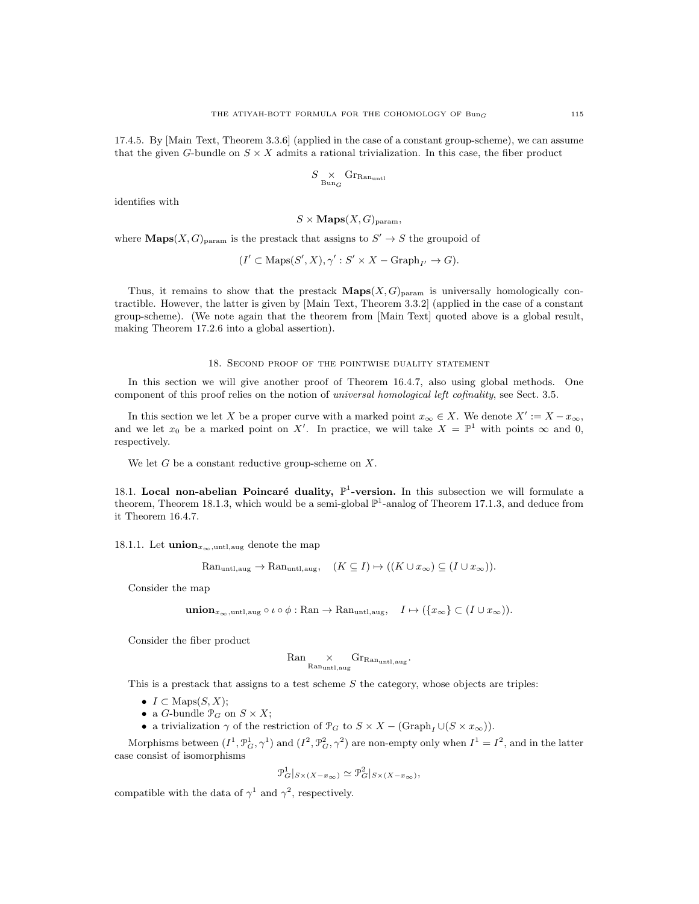17.4.5. By [Main Text, Theorem 3.3.6] (applied in the case of a constant group-scheme), we can assume that the given $G$-bundle on $S \times X$ admits a rational trivialization. In this case, the fiber product

$$S \underset{\mathrm{Bun}_G}{\times} \mathrm{Gr}_{\mathrm{Ran}_{\mathrm{untl}}}$$

identifies with

$$S \times \mathbf{Maps}(X, G)_{\mathrm{param}},$$

where $\mathbf{Maps}(X, G)_{\mathrm{param}}$ is the prestack that assigns to $S' \to S$ the groupoid of

$$(I' \subset \mathrm{Maps}(S', X), \gamma' : S' \times X - \mathrm{Graph}_{I'} \to G).$$

Thus, it remains to show that the prestack $\mathbf{Maps}(X, G)_{\mathrm{param}}$ is universally homologically contractible. However, the latter is given by [Main Text, Theorem 3.3.2] (applied in the case of a constant group-scheme). (We note again that the theorem from [Main Text] quoted above is a global result, making Theorem 17.2.6 into a global assertion).

## 18. Second proof of the pointwise duality statement

In this section we will give another proof of Theorem 16.4.7, also using global methods. One component of this proof relies on the notion of *universal homological left cofinality*, see Sect. 3.5.

In this section we let $X$ be a proper curve with a marked point $x_\infty \in X$. We denote $X' := X - x_\infty$, and we let $x_0$ be a marked point on $X'$. In practice, we will take $X = \mathbb{P}^1$ with points $\infty$ and $0$, respectively.

We let $G$ be a constant reductive group-scheme on $X$.

**18.1. Local non-abelian Poincaré duality, $\mathbb{P}^1$-version.** In this subsection we will formulate a theorem, Theorem 18.1.3, which would be a semi-global $\mathbb{P}^1$-analog of Theorem 17.1.3, and deduce from it Theorem 16.4.7.

18.1.1. Let $\mathbf{union}_{x_\infty,\mathrm{untl},\mathrm{aug}}$ denote the map

$$\mathrm{Ran}_{\mathrm{untl},\mathrm{aug}} \to \mathrm{Ran}_{\mathrm{untl},\mathrm{aug}}, \quad (K \subseteq I) \mapsto ((K \cup x_\infty) \subseteq (I \cup x_\infty)).$$

Consider the map

$$\mathbf{union}_{x_\infty,\mathrm{untl},\mathrm{aug}} \circ \iota \circ \phi : \mathrm{Ran} \to \mathrm{Ran}_{\mathrm{untl},\mathrm{aug}}, \quad I \mapsto (\{x_\infty\} \subset (I \cup x_\infty)).$$

Consider the fiber product

$$\mathrm{Ran} \underset{\mathrm{Ran}_{\mathrm{untl},\mathrm{aug}}}{\times} \mathrm{Gr}_{\mathrm{Ran}_{\mathrm{untl},\mathrm{aug}}}.$$

This is a prestack that assigns to a test scheme $S$ the category, whose objects are triples:

- $I \subset \mathrm{Maps}(S, X)$;
- a $G$-bundle $\mathcal{P}_G$ on $S \times X$;
- a trivialization $\gamma$ of the restriction of $\mathcal{P}_G$ to $S \times X - (\mathrm{Graph}_I \cup (S \times x_\infty))$.

Morphisms between $(I^1, \mathcal{P}^1_G, \gamma^1)$ and $(I^2, \mathcal{P}^2_G, \gamma^2)$ are non-empty only when $I^1 = I^2$, and in the latter case consist of isomorphisms

$$\mathcal{P}^1_G|_{S \times (X - x_\infty)} \simeq \mathcal{P}^2_G|_{S \times (X - x_\infty)},$$

compatible with the data of $\gamma^1$ and $\gamma^2$, respectively.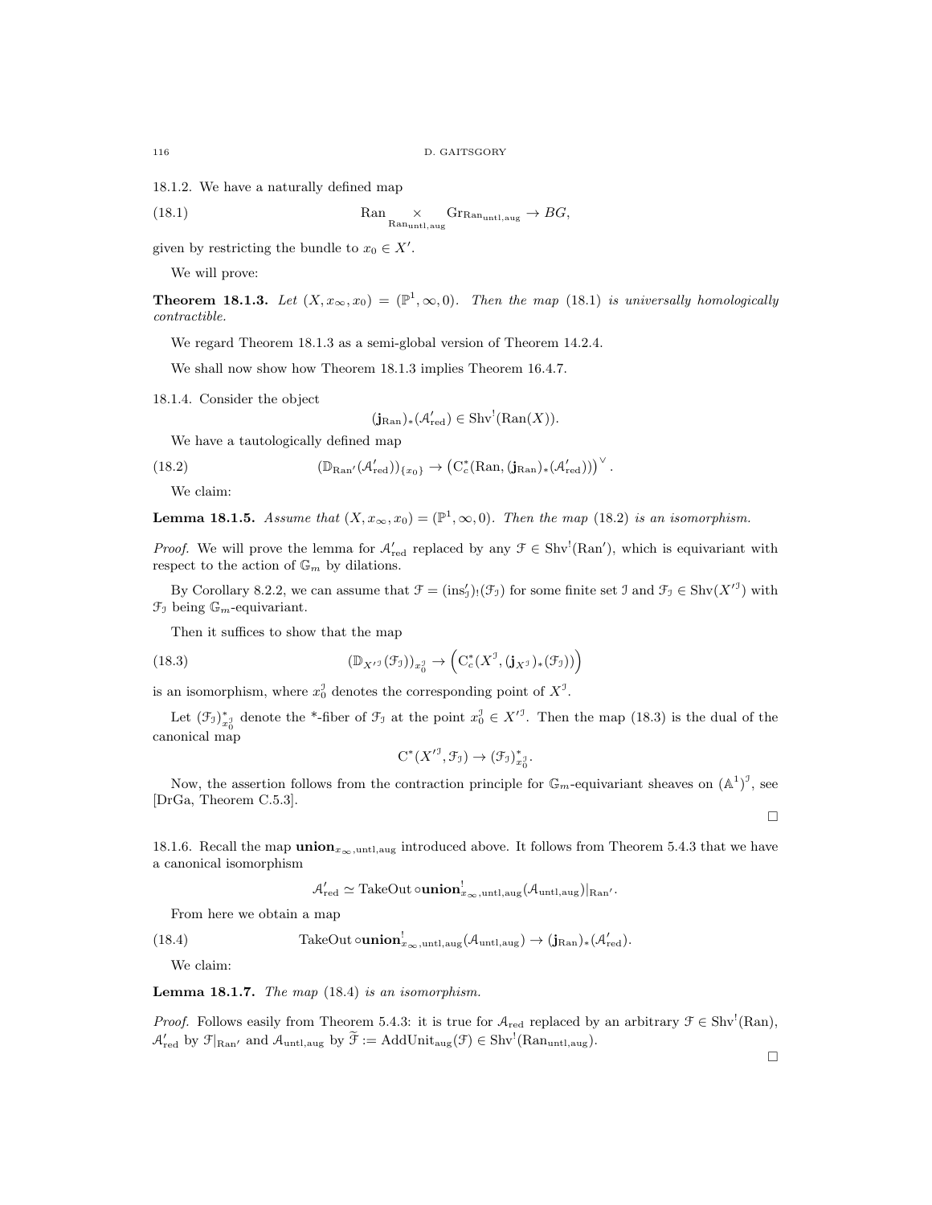18.1.2. We have a naturally defined map

$$\operatorname{Ran} \underset{\operatorname{Ran}_{\mathrm{untl,aug}}}{\times} \operatorname{Gr}_{\operatorname{Ran}_{\mathrm{untl,aug}}} \to BG, \tag{18.1}$$

given by restricting the bundle to $x_0 \in X'$.

We will prove:

**Theorem 18.1.3.** *Let $(X, x_\infty, x_0) = (\mathbb{P}^1, \infty, 0)$. Then the map (18.1) is universally homologically contractible.*

We regard Theorem 18.1.3 as a semi-global version of Theorem 14.2.4.

We shall now show how Theorem 18.1.3 implies Theorem 16.4.7.

18.1.4. Consider the object

$$(\mathbf{j}_{\operatorname{Ran}})_*(\mathcal{A}'_{\mathrm{red}}) \in \operatorname{Shv}^!(\operatorname{Ran}(X)).$$

We have a tautologically defined map

$$(\mathbb{D}_{\operatorname{Ran}'}(\mathcal{A}'_{\mathrm{red}}))_{\{x_0\}} \to \left(\mathrm{C}^*_c(\operatorname{Ran}, (\mathbf{j}_{\operatorname{Ran}})_*(\mathcal{A}'_{\mathrm{red}}))\right)^\vee. \tag{18.2}$$

We claim:

**Lemma 18.1.5.** *Assume that $(X, x_\infty, x_0) = (\mathbb{P}^1, \infty, 0)$. Then the map (18.2) is an isomorphism.*

*Proof.* We will prove the lemma for $\mathcal{A}'_{\mathrm{red}}$ replaced by any $\mathcal{F} \in \operatorname{Shv}^!(\operatorname{Ran}')$, which is equivariant with respect to the action of $\mathbb{G}_m$ by dilations.

By Corollary 8.2.2, we can assume that $\mathcal{F} = (\operatorname{ins}'_{\mathcal{I}})_!(\mathcal{F}_{\mathcal{I}})$ for some finite set $\mathcal{I}$ and $\mathcal{F}_{\mathcal{I}} \in \operatorname{Shv}(X'^{\mathcal{I}})$ with $\mathcal{F}_{\mathcal{I}}$ being $\mathbb{G}_m$-equivariant.

Then it suffices to show that the map

$$(\mathbb{D}_{X'^{\mathcal{I}}}(\mathcal{F}_{\mathcal{I}}))_{x_0^{\mathcal{I}}} \to \left(\mathrm{C}^*_c(X^{\mathcal{I}}, (\mathbf{j}_{X^{\mathcal{I}}})_*(\mathcal{F}_{\mathcal{I}}))\right) \tag{18.3}$$

is an isomorphism, where $x_0^{\mathcal{I}}$ denotes the corresponding point of $X^{\mathcal{I}}$.

Let $(\mathcal{F}_{\mathcal{I}})^*_{x_0^{\mathcal{I}}}$ denote the \*-fiber of $\mathcal{F}_{\mathcal{I}}$ at the point $x_0^{\mathcal{I}} \in X'^{\mathcal{I}}$. Then the map (18.3) is the dual of the canonical map

$$\mathrm{C}^*(X'^{\mathcal{I}}, \mathcal{F}_{\mathcal{I}}) \to (\mathcal{F}_{\mathcal{I}})^*_{x_0^{\mathcal{I}}}.$$

Now, the assertion follows from the contraction principle for $\mathbb{G}_m$-equivariant sheaves on $(\mathbb{A}^1)^{\mathcal{I}}$, see [DrGa, Theorem C.5.3].

□

18.1.6. Recall the map $\mathbf{union}_{x_\infty,\mathrm{untl,aug}}$ introduced above. It follows from Theorem 5.4.3 that we have a canonical isomorphism

$$\mathcal{A}'_{\mathrm{red}} \simeq \operatorname{TakeOut} \circ \mathbf{union}^!_{x_\infty,\mathrm{untl,aug}}(\mathcal{A}_{\mathrm{untl,aug}})|_{\operatorname{Ran}'}.$$

From here we obtain a map

$$\operatorname{TakeOut} \circ \mathbf{union}^!_{x_\infty,\mathrm{untl,aug}}(\mathcal{A}_{\mathrm{untl,aug}}) \to (\mathbf{j}_{\operatorname{Ran}})_*(\mathcal{A}'_{\mathrm{red}}). \tag{18.4}$$

We claim:

**Lemma 18.1.7.** *The map (18.4) is an isomorphism.*

*Proof.* Follows easily from Theorem 5.4.3: it is true for $\mathcal{A}_{\mathrm{red}}$ replaced by an arbitrary $\mathcal{F} \in \operatorname{Shv}^!(\operatorname{Ran})$, $\mathcal{A}'_{\mathrm{red}}$ by $\mathcal{F}|_{\operatorname{Ran}'}$ and $\mathcal{A}_{\mathrm{untl,aug}}$ by $\widetilde{\mathcal{F}} := \operatorname{AddUnit}_{\mathrm{aug}}(\mathcal{F}) \in \operatorname{Shv}^!(\operatorname{Ran}_{\mathrm{untl,aug}})$.

□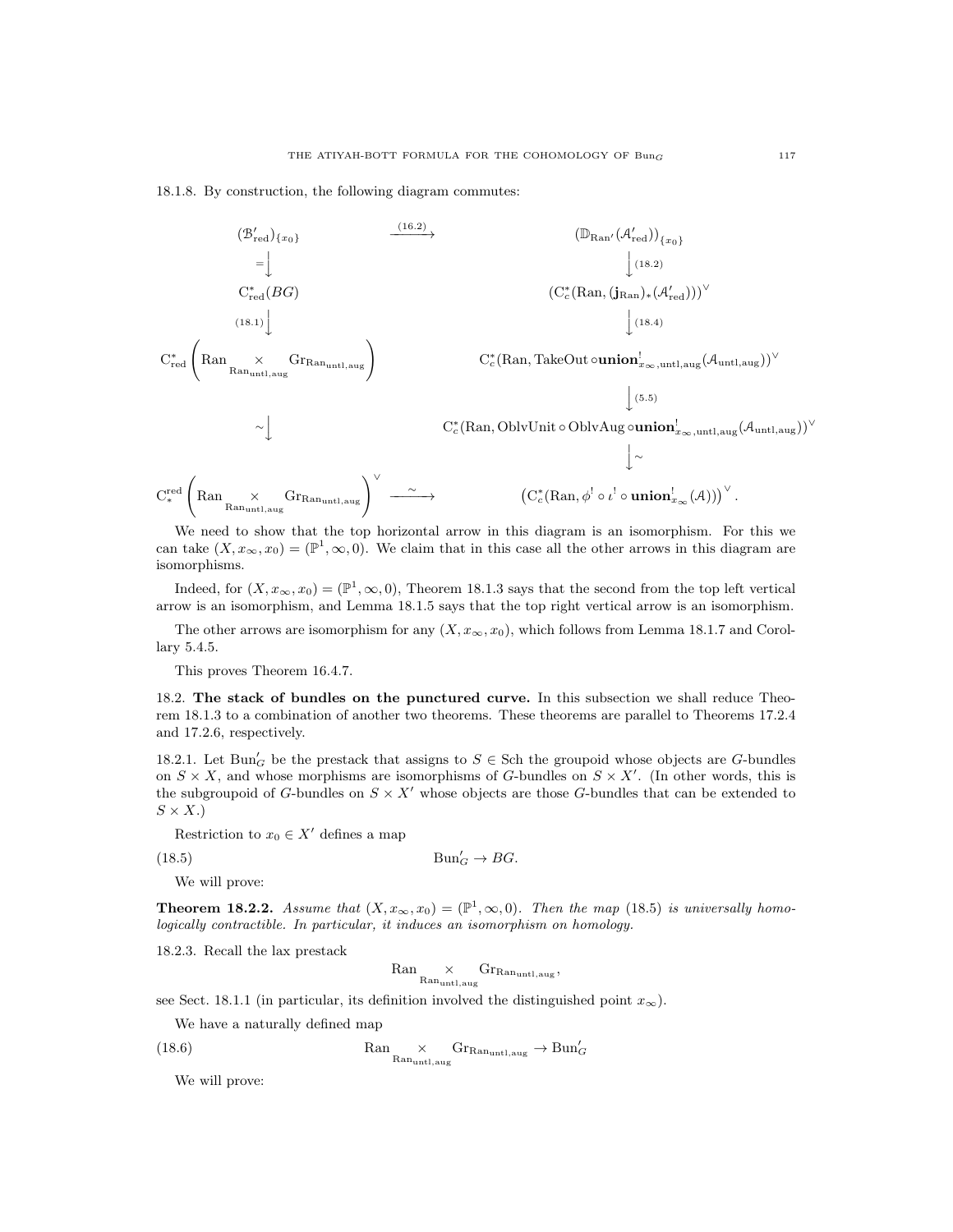18.1.8. By construction, the following diagram commutes:

$$
\begin{array}{ccc}
(\mathcal{B}'_{\mathrm{red}})_{\{x_0\}} & \xrightarrow{(16.2)} & (\mathbb{D}_{\mathrm{Ran}'}(\mathcal{A}'_{\mathrm{red}}))_{\{x_0\}} \\
{\scriptstyle =}\downarrow & & \downarrow{\scriptstyle (18.2)} \\
\mathrm{C}^*_{\mathrm{red}}(BG) & & (\mathrm{C}^*_c(\mathrm{Ran}, (\mathbf{j}_{\mathrm{Ran}})_*(\mathcal{A}'_{\mathrm{red}})))^\vee \\
{\scriptstyle (18.1)}\downarrow & & \downarrow{\scriptstyle (18.4)} \\
\mathrm{C}^*_{\mathrm{red}}\left(\mathrm{Ran} \underset{\mathrm{Ran}_{\mathrm{untl,aug}}}{\times} \mathrm{Gr}_{\mathrm{Ran}_{\mathrm{untl,aug}}}\right) & & \mathrm{C}^*_c(\mathrm{Ran}, \mathrm{TakeOut} \circ \mathbf{union}^!_{x_\infty,\mathrm{untl,aug}}(\mathcal{A}_{\mathrm{untl,aug}}))^\vee \\
 & & \downarrow{\scriptstyle (5.5)} \\
{\scriptstyle \sim}\downarrow & & \mathrm{C}^*_c(\mathrm{Ran}, \mathrm{OblvUnit} \circ \mathrm{OblvAug} \circ \mathbf{union}^!_{x_\infty,\mathrm{untl,aug}}(\mathcal{A}_{\mathrm{untl,aug}}))^\vee \\
 & & \downarrow{\scriptstyle \sim} \\
\mathrm{C}_*^{\mathrm{red}}\left(\mathrm{Ran} \underset{\mathrm{Ran}_{\mathrm{untl,aug}}}{\times} \mathrm{Gr}_{\mathrm{Ran}_{\mathrm{untl,aug}}}\right)^\vee & \xrightarrow{\sim} & \left(\mathrm{C}^*_c(\mathrm{Ran}, \phi^! \circ \iota^! \circ \mathbf{union}^!_{x_\infty}(\mathcal{A}))\right)^\vee.
\end{array}
$$

We need to show that the top horizontal arrow in this diagram is an isomorphism. For this we can take $(X, x_\infty, x_0) = (\mathbb{P}^1, \infty, 0)$. We claim that in this case all the other arrows in this diagram are isomorphisms.

Indeed, for $(X, x_\infty, x_0) = (\mathbb{P}^1, \infty, 0)$, Theorem 18.1.3 says that the second from the top left vertical arrow is an isomorphism, and Lemma 18.1.5 says that the top right vertical arrow is an isomorphism.

The other arrows are isomorphism for any $(X, x_\infty, x_0)$, which follows from Lemma 18.1.7 and Corollary 5.4.5.

This proves Theorem 16.4.7.

## 18.2. The stack of bundles on the punctured curve.

In this subsection we shall reduce Theorem 18.1.3 to a combination of another two theorems. These theorems are parallel to Theorems 17.2.4 and 17.2.6, respectively.

18.2.1. Let $\mathrm{Bun}'_G$ be the prestack that assigns to $S \in \mathrm{Sch}$ the groupoid whose objects are $G$-bundles on $S \times X$, and whose morphisms are isomorphisms of $G$-bundles on $S \times X'$. (In other words, this is the subgroupoid of $G$-bundles on $S \times X'$ whose objects are those $G$-bundles that can be extended to $S \times X$.)

Restriction to $x_0 \in X'$ defines a map

$$\mathrm{Bun}'_G \to BG. \tag{18.5}$$

We will prove:

**Theorem 18.2.2.** *Assume that $(X, x_\infty, x_0) = (\mathbb{P}^1, \infty, 0)$. Then the map (18.5) is universally homologically contractible. In particular, it induces an isomorphism on homology.*

18.2.3. Recall the lax prestack

$$\mathrm{Ran} \underset{\mathrm{Ran}_{\mathrm{untl,aug}}}{\times} \mathrm{Gr}_{\mathrm{Ran}_{\mathrm{untl,aug}}},$$

see Sect. 18.1.1 (in particular, its definition involved the distinguished point $x_\infty$).

We have a naturally defined map

$$\mathrm{Ran} \underset{\mathrm{Ran}_{\mathrm{untl,aug}}}{\times} \mathrm{Gr}_{\mathrm{Ran}_{\mathrm{untl,aug}}} \to \mathrm{Bun}'_G \tag{18.6}$$

We will prove: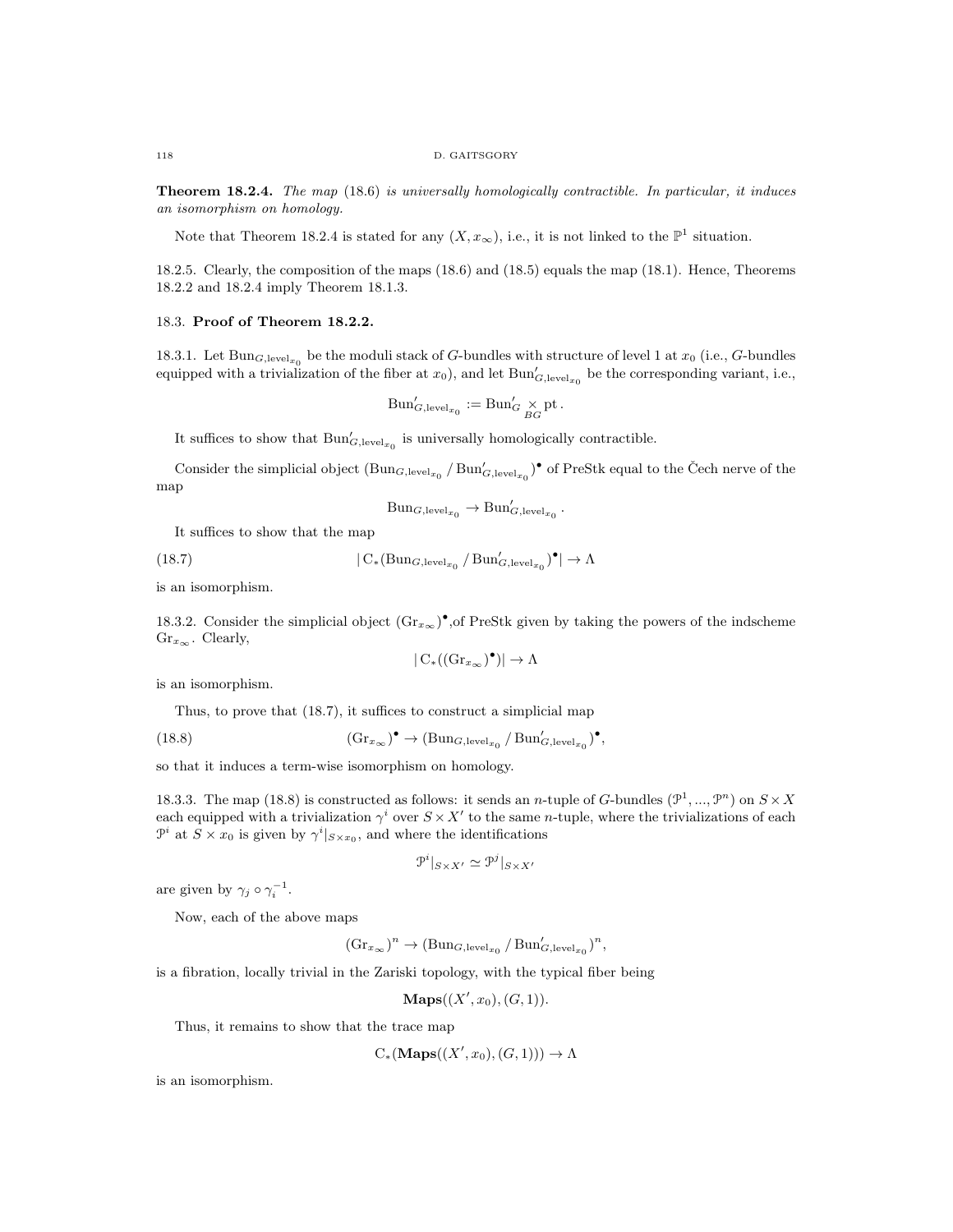**Theorem 18.2.4.** *The map (18.6) is universally homologically contractible. In particular, it induces an isomorphism on homology.*

Note that Theorem 18.2.4 is stated for any $(X, x_\infty)$, i.e., it is not linked to the $\mathbb{P}^1$ situation.

18.2.5. Clearly, the composition of the maps (18.6) and (18.5) equals the map (18.1). Hence, Theorems 18.2.2 and 18.2.4 imply Theorem 18.1.3.

## 18.3. Proof of Theorem 18.2.2.

18.3.1. Let $\mathrm{Bun}_{G,\mathrm{level}_{x_0}}$ be the moduli stack of $G$-bundles with structure of level 1 at $x_0$ (i.e., $G$-bundles equipped with a trivialization of the fiber at $x_0$), and let $\mathrm{Bun}'_{G,\mathrm{level}_{x_0}}$ be the corresponding variant, i.e.,

$$\mathrm{Bun}'_{G,\mathrm{level}_{x_0}} := \mathrm{Bun}'_G \underset{BG}{\times} \mathrm{pt}\,.$$

It suffices to show that $\mathrm{Bun}'_{G,\mathrm{level}_{x_0}}$ is universally homologically contractible.

Consider the simplicial object $(\mathrm{Bun}_{G,\mathrm{level}_{x_0}} / \mathrm{Bun}'_{G,\mathrm{level}_{x_0}})^\bullet$ of PreStk equal to the Čech nerve of the map

$$\mathrm{Bun}_{G,\mathrm{level}_{x_0}} \to \mathrm{Bun}'_{G,\mathrm{level}_{x_0}}\,.$$

It suffices to show that the map

$$|\,\mathrm{C}_*(\mathrm{Bun}_{G,\mathrm{level}_{x_0}} / \mathrm{Bun}'_{G,\mathrm{level}_{x_0}})^\bullet| \to \Lambda \tag{18.7}$$

is an isomorphism.

18.3.2. Consider the simplicial object $(\mathrm{Gr}_{x_\infty})^\bullet$,of PreStk given by taking the powers of the indscheme $\mathrm{Gr}_{x_\infty}$. Clearly,

$$|\,\mathrm{C}_*((\mathrm{Gr}_{x_\infty})^\bullet)| \to \Lambda$$

is an isomorphism.

Thus, to prove that (18.7), it suffices to construct a simplicial map

$$(\mathrm{Gr}_{x_\infty})^\bullet \to (\mathrm{Bun}_{G,\mathrm{level}_{x_0}} / \mathrm{Bun}'_{G,\mathrm{level}_{x_0}})^\bullet, \tag{18.8}$$

so that it induces a term-wise isomorphism on homology.

18.3.3. The map (18.8) is constructed as follows: it sends an $n$-tuple of $G$-bundles $(\mathcal{P}^1, ..., \mathcal{P}^n)$ on $S \times X$ each equipped with a trivialization $\gamma^i$ over $S \times X'$ to the same $n$-tuple, where the trivializations of each $\mathcal{P}^i$ at $S \times x_0$ is given by $\gamma^i|_{S \times x_0}$, and where the identifications

$$\mathcal{P}^i|_{S \times X'} \simeq \mathcal{P}^j|_{S \times X'}$$

are given by $\gamma_j \circ \gamma_i^{-1}$.

Now, each of the above maps

$$(\mathrm{Gr}_{x_\infty})^n \to (\mathrm{Bun}_{G,\mathrm{level}_{x_0}} / \mathrm{Bun}'_{G,\mathrm{level}_{x_0}})^n,$$

is a fibration, locally trivial in the Zariski topology, with the typical fiber being

$$\mathbf{Maps}((X', x_0), (G, 1)).$$

Thus, it remains to show that the trace map

$$\mathrm{C}_*(\mathbf{Maps}((X', x_0), (G, 1))) \to \Lambda$$

is an isomorphism.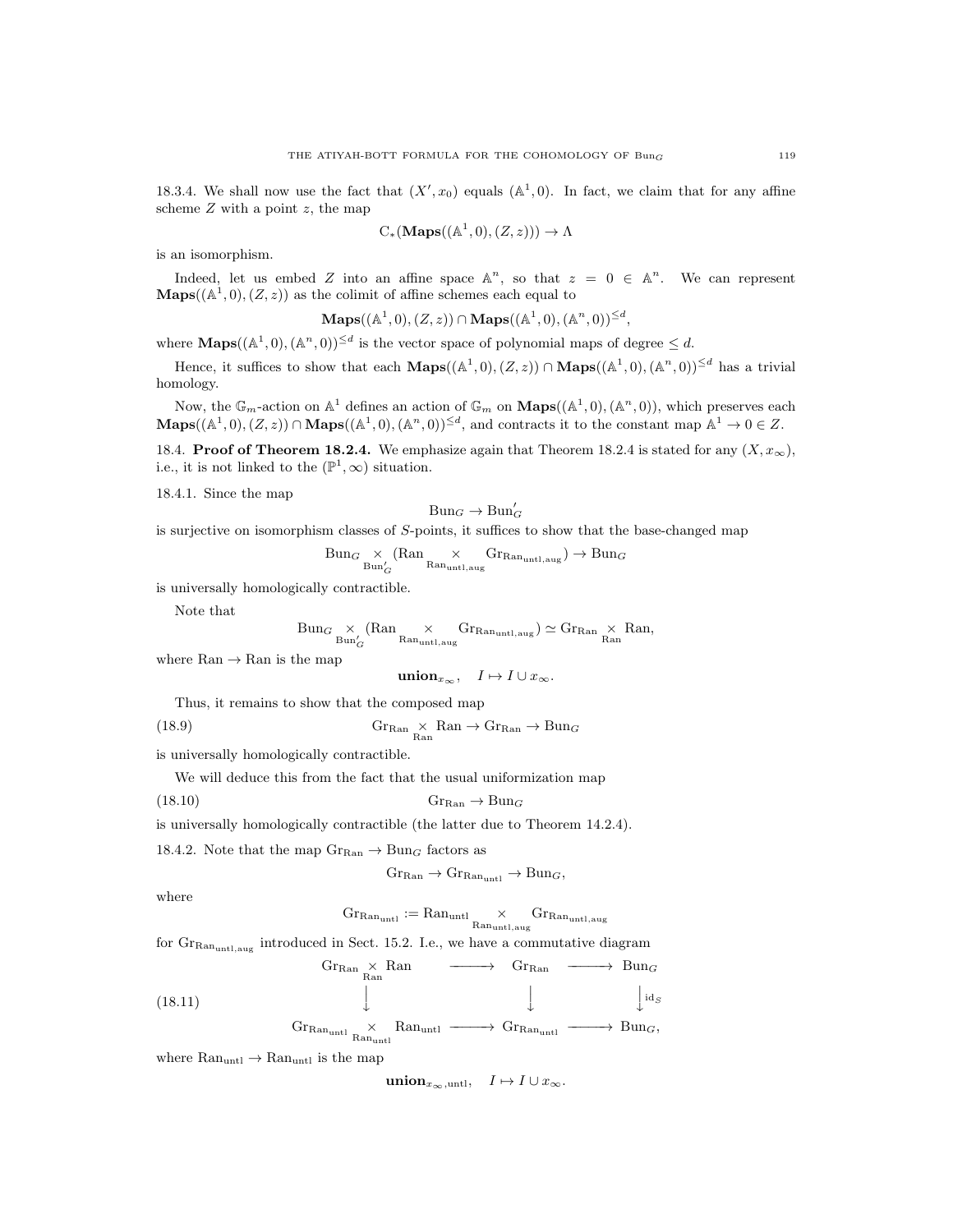18.3.4. We shall now use the fact that $(X', x_0)$ equals $(\mathbb{A}^1, 0)$. In fact, we claim that for any affine scheme $Z$ with a point $z$, the map

$$\mathrm{C}_*(\mathbf{Maps}((\mathbb{A}^1, 0), (Z, z))) \to \Lambda$$

is an isomorphism.

Indeed, let us embed $Z$ into an affine space $\mathbb{A}^n$, so that $z = 0 \in \mathbb{A}^n$. We can represent $\mathbf{Maps}((\mathbb{A}^1, 0), (Z, z))$ as the colimit of affine schemes each equal to

$$\mathbf{Maps}((\mathbb{A}^1, 0), (Z, z)) \cap \mathbf{Maps}((\mathbb{A}^1, 0), (\mathbb{A}^n, 0))^{\leq d},$$

where $\mathbf{Maps}((\mathbb{A}^1, 0), (\mathbb{A}^n, 0))^{\leq d}$ is the vector space of polynomial maps of degree $\leq d$.

Hence, it suffices to show that each $\mathbf{Maps}((\mathbb{A}^1, 0), (Z, z)) \cap \mathbf{Maps}((\mathbb{A}^1, 0), (\mathbb{A}^n, 0))^{\leq d}$ has a trivial homology.

Now, the $\mathbb{G}_m$-action on $\mathbb{A}^1$ defines an action of $\mathbb{G}_m$ on $\mathbf{Maps}((\mathbb{A}^1, 0), (\mathbb{A}^n, 0))$, which preserves each $\mathbf{Maps}((\mathbb{A}^1, 0), (Z, z)) \cap \mathbf{Maps}((\mathbb{A}^1, 0), (\mathbb{A}^n, 0))^{\leq d}$, and contracts it to the constant map $\mathbb{A}^1 \to 0 \in Z$.

## 18.4. **Proof of Theorem 18.2.4.**

We emphasize again that Theorem 18.2.4 is stated for any $(X, x_\infty)$, i.e., it is not linked to the $(\mathbb{P}^1, \infty)$ situation.

18.4.1. Since the map

$$\mathrm{Bun}_G \to \mathrm{Bun}'_G$$

is surjective on isomorphism classes of $S$-points, it suffices to show that the base-changed map

$$\mathrm{Bun}_G \underset{\mathrm{Bun}'_G}{\times} (\mathrm{Ran} \underset{\mathrm{Ran}_{\mathrm{untl,aug}}}{\times} \mathrm{Gr}_{\mathrm{Ran}_{\mathrm{untl,aug}}}) \to \mathrm{Bun}_G$$

is universally homologically contractible.

Note that

$$\mathrm{Bun}_G \underset{\mathrm{Bun}'_G}{\times} (\mathrm{Ran} \underset{\mathrm{Ran}_{\mathrm{untl,aug}}}{\times} \mathrm{Gr}_{\mathrm{Ran}_{\mathrm{untl,aug}}}) \simeq \mathrm{Gr}_{\mathrm{Ran}} \underset{\mathrm{Ran}}{\times} \mathrm{Ran},$$

where $\mathrm{Ran} \to \mathrm{Ran}$ is the map

$$\mathbf{union}_{x_\infty}, \quad I \mapsto I \cup x_\infty.$$

Thus, it remains to show that the composed map

$$\mathrm{Gr}_{\mathrm{Ran}} \underset{\mathrm{Ran}}{\times} \mathrm{Ran} \to \mathrm{Gr}_{\mathrm{Ran}} \to \mathrm{Bun}_G \tag{18.9}$$

is universally homologically contractible.

We will deduce this from the fact that the usual uniformization map

$$\mathrm{Gr}_{\mathrm{Ran}} \to \mathrm{Bun}_G \tag{18.10}$$

is universally homologically contractible (the latter due to Theorem 14.2.4).

18.4.2. Note that the map $\mathrm{Gr}_{\mathrm{Ran}} \to \mathrm{Bun}_G$ factors as

$$\mathrm{Gr}_{\mathrm{Ran}} \to \mathrm{Gr}_{\mathrm{Ran}_{\mathrm{untl}}} \to \mathrm{Bun}_G,$$

where

$$\mathrm{Gr}_{\mathrm{Ran}_{\mathrm{untl}}} := \mathrm{Ran}_{\mathrm{untl}} \underset{\mathrm{Ran}_{\mathrm{untl,aug}}}{\times} \mathrm{Gr}_{\mathrm{Ran}_{\mathrm{untl,aug}}}$$

for $\mathrm{Gr}_{\mathrm{Ran}_{\mathrm{untl,aug}}}$ introduced in Sect. 15.2. I.e., we have a commutative diagram

$$\begin{array}{ccccc}
\mathrm{Gr}_{\mathrm{Ran}} \underset{\mathrm{Ran}}{\times} \mathrm{Ran} & \longrightarrow & \mathrm{Gr}_{\mathrm{Ran}} & \longrightarrow & \mathrm{Bun}_G \\
\downarrow & & \downarrow & & \downarrow \mathrm{id}_S \\
\mathrm{Gr}_{\mathrm{Ran}_{\mathrm{untl}}} \underset{\mathrm{Ran}_{\mathrm{untl}}}{\times} \mathrm{Ran}_{\mathrm{untl}} & \longrightarrow & \mathrm{Gr}_{\mathrm{Ran}_{\mathrm{untl}}} & \longrightarrow & \mathrm{Bun}_G,
\end{array} \tag{18.11}$$

where $\mathrm{Ran}_{\mathrm{untl}} \to \mathrm{Ran}_{\mathrm{untl}}$ is the map

$$\mathbf{union}_{x_\infty,\mathrm{untl}}, \quad I \mapsto I \cup x_\infty.$$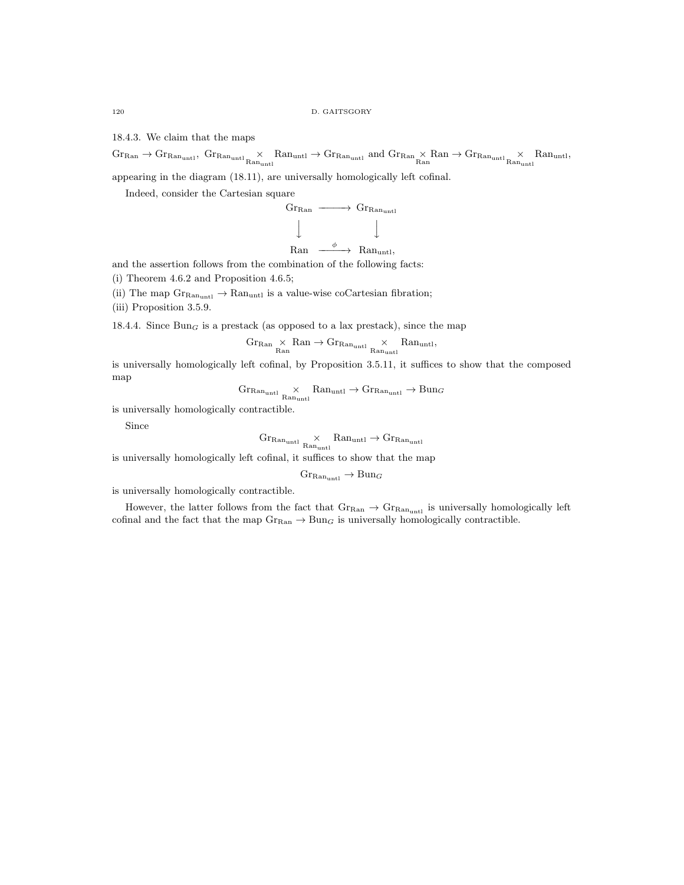18.4.3. We claim that the maps

$$\mathrm{Gr}_{\mathrm{Ran}} \to \mathrm{Gr}_{\mathrm{Ran}_{\mathrm{untl}}},\ \mathrm{Gr}_{\mathrm{Ran}_{\mathrm{untl}}} \underset{\mathrm{Ran}_{\mathrm{untl}}}{\times} \mathrm{Ran}_{\mathrm{untl}} \to \mathrm{Gr}_{\mathrm{Ran}_{\mathrm{untl}}} \text{ and } \mathrm{Gr}_{\mathrm{Ran}} \underset{\mathrm{Ran}}{\times} \mathrm{Ran} \to \mathrm{Gr}_{\mathrm{Ran}_{\mathrm{untl}}} \underset{\mathrm{Ran}_{\mathrm{untl}}}{\times} \mathrm{Ran}_{\mathrm{untl}},$$

appearing in the diagram (18.11), are universally homologically left cofinal.

Indeed, consider the Cartesian square

$$\begin{array}{ccc} \mathrm{Gr}_{\mathrm{Ran}} & \longrightarrow & \mathrm{Gr}_{\mathrm{Ran}_{\mathrm{untl}}} \\ \downarrow & & \downarrow \\ \mathrm{Ran} & \xrightarrow{\phi} & \mathrm{Ran}_{\mathrm{untl}}, \end{array}$$

and the assertion follows from the combination of the following facts:

(i) Theorem 4.6.2 and Proposition 4.6.5;

(ii) The map $\mathrm{Gr}_{\mathrm{Ran}_{\mathrm{untl}}} \to \mathrm{Ran}_{\mathrm{untl}}$ is a value-wise coCartesian fibration;

(iii) Proposition 3.5.9.

18.4.4. Since $\mathrm{Bun}_G$ is a prestack (as opposed to a lax prestack), since the map

$$\mathrm{Gr}_{\mathrm{Ran}} \underset{\mathrm{Ran}}{\times} \mathrm{Ran} \to \mathrm{Gr}_{\mathrm{Ran}_{\mathrm{untl}}} \underset{\mathrm{Ran}_{\mathrm{untl}}}{\times} \mathrm{Ran}_{\mathrm{untl}},$$

is universally homologically left cofinal, by Proposition 3.5.11, it suffices to show that the composed map

$$\mathrm{Gr}_{\mathrm{Ran}_{\mathrm{untl}}} \underset{\mathrm{Ran}_{\mathrm{untl}}}{\times} \mathrm{Ran}_{\mathrm{untl}} \to \mathrm{Gr}_{\mathrm{Ran}_{\mathrm{untl}}} \to \mathrm{Bun}_G$$

is universally homologically contractible.

Since

$$\mathrm{Gr}_{\mathrm{Ran}_{\mathrm{untl}}} \underset{\mathrm{Ran}_{\mathrm{untl}}}{\times} \mathrm{Ran}_{\mathrm{untl}} \to \mathrm{Gr}_{\mathrm{Ran}_{\mathrm{untl}}}$$

is universally homologically left cofinal, it suffices to show that the map

$$\mathrm{Gr}_{\mathrm{Ran}_{\mathrm{untl}}} \to \mathrm{Bun}_G$$

is universally homologically contractible.

However, the latter follows from the fact that $\mathrm{Gr}_{\mathrm{Ran}} \to \mathrm{Gr}_{\mathrm{Ran}_{\mathrm{untl}}}$ is universally homologically left cofinal and the fact that the map $\mathrm{Gr}_{\mathrm{Ran}} \to \mathrm{Bun}_G$ is universally homologically contractible.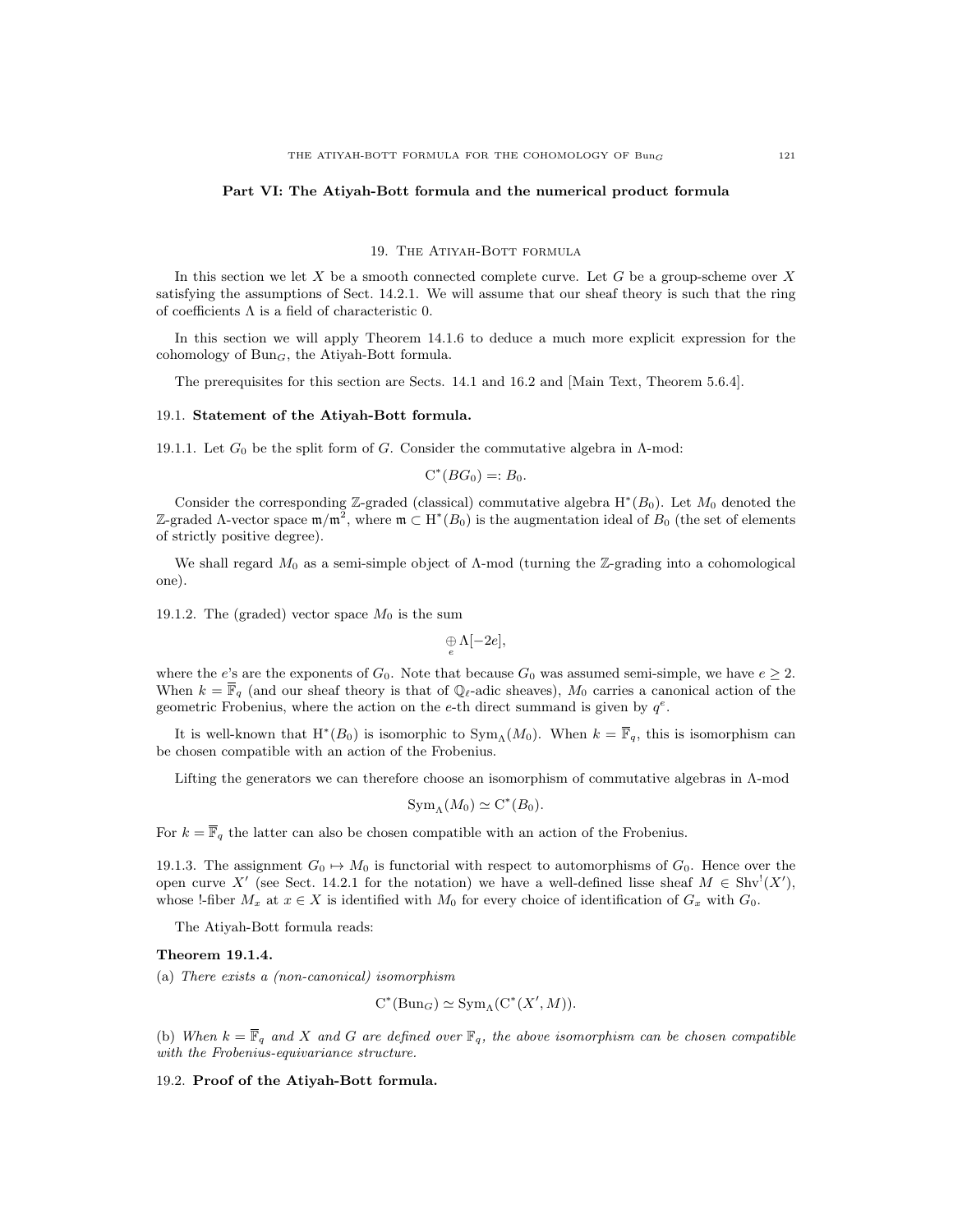## Part VI: The Atiyah-Bott formula and the numerical product formula

### 19. The Atiyah-Bott formula

In this section we let $X$ be a smooth connected complete curve. Let $G$ be a group-scheme over $X$ satisfying the assumptions of Sect. 14.2.1. We will assume that our sheaf theory is such that the ring of coefficients $\Lambda$ is a field of characteristic 0.

In this section we will apply Theorem 14.1.6 to deduce a much more explicit expression for the cohomology of $\mathrm{Bun}_G$, the Atiyah-Bott formula.

The prerequisites for this section are Sects. 14.1 and 16.2 and [Main Text, Theorem 5.6.4].

#### 19.1. Statement of the Atiyah-Bott formula.

19.1.1. Let $G_0$ be the split form of $G$. Consider the commutative algebra in $\Lambda$-mod:

$$\mathrm{C}^*(BG_0) =: B_0.$$

Consider the corresponding $\mathbb{Z}$-graded (classical) commutative algebra $\mathrm{H}^*(B_0)$. Let $M_0$ denoted the $\mathbb{Z}$-graded $\Lambda$-vector space $\mathfrak{m}/\mathfrak{m}^2$, where $\mathfrak{m} \subset \mathrm{H}^*(B_0)$ is the augmentation ideal of $B_0$ (the set of elements of strictly positive degree).

We shall regard $M_0$ as a semi-simple object of $\Lambda$-mod (turning the $\mathbb{Z}$-grading into a cohomological one).

19.1.2. The (graded) vector space $M_0$ is the sum

$$\underset{e}{\oplus}\, \Lambda[-2e],$$

where the $e$'s are the exponents of $G_0$. Note that because $G_0$ was assumed semi-simple, we have $e \geq 2$. When $k = \overline{\mathbb{F}}_q$ (and our sheaf theory is that of $\mathbb{Q}_\ell$-adic sheaves), $M_0$ carries a canonical action of the geometric Frobenius, where the action on the $e$-th direct summand is given by $q^e$.

It is well-known that $\mathrm{H}^*(B_0)$ is isomorphic to $\mathrm{Sym}_\Lambda(M_0)$. When $k = \overline{\mathbb{F}}_q$, this is isomorphism can be chosen compatible with an action of the Frobenius.

Lifting the generators we can therefore choose an isomorphism of commutative algebras in $\Lambda$-mod

$$\mathrm{Sym}_\Lambda(M_0) \simeq \mathrm{C}^*(B_0).$$

For $k = \overline{\mathbb{F}}_q$ the latter can also be chosen compatible with an action of the Frobenius.

19.1.3. The assignment $G_0 \mapsto M_0$ is functorial with respect to automorphisms of $G_0$. Hence over the open curve $X'$ (see Sect. 14.2.1 for the notation) we have a well-defined lisse sheaf $M \in \mathrm{Shv}^!(X')$, whose !-fiber $M_x$ at $x \in X$ is identified with $M_0$ for every choice of identification of $G_x$ with $G_0$.

The Atiyah-Bott formula reads:

**Theorem 19.1.4.**

(a) *There exists a (non-canonical) isomorphism*

$$\mathrm{C}^*(\mathrm{Bun}_G) \simeq \mathrm{Sym}_\Lambda(\mathrm{C}^*(X', M)).$$

(b) *When $k = \overline{\mathbb{F}}_q$ and $X$ and $G$ are defined over $\mathbb{F}_q$, the above isomorphism can be chosen compatible with the Frobenius-equivariance structure.*

#### 19.2. Proof of the Atiyah-Bott formula.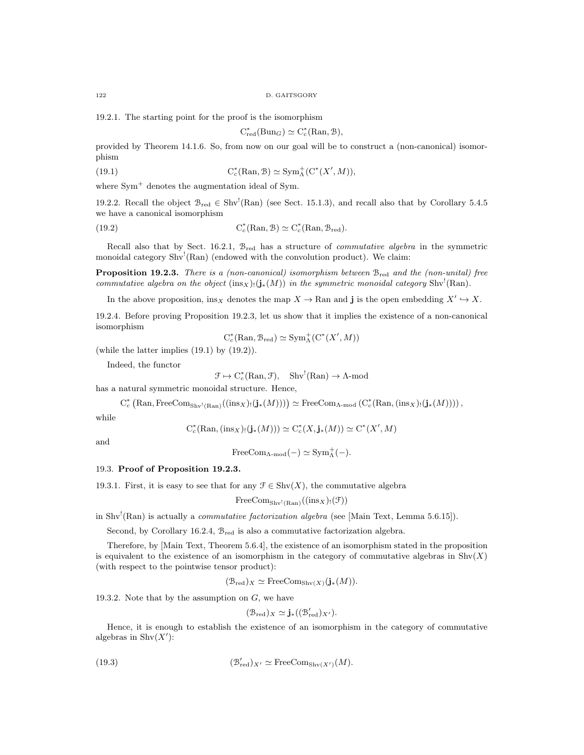19.2.1. The starting point for the proof is the isomorphism

$$\mathrm{C}^*_{\mathrm{red}}(\mathrm{Bun}_G) \simeq \mathrm{C}^*_c(\mathrm{Ran}, \mathcal{B}),$$

provided by Theorem 14.1.6. So, from now on our goal will be to construct a (non-canonical) isomorphism

$$\mathrm{C}^*_c(\mathrm{Ran}, \mathcal{B}) \simeq \mathrm{Sym}^+_\Lambda(\mathrm{C}^*(X', M)), \tag{19.1}$$

where $\mathrm{Sym}^+$ denotes the augmentation ideal of Sym.

19.2.2. Recall the object $\mathcal{B}_{\mathrm{red}} \in \mathrm{Shv}^!(\mathrm{Ran})$ (see Sect. 15.1.3), and recall also that by Corollary 5.4.5 we have a canonical isomorphism

$$\mathrm{C}^*_c(\mathrm{Ran}, \mathcal{B}) \simeq \mathrm{C}^*_c(\mathrm{Ran}, \mathcal{B}_{\mathrm{red}}). \tag{19.2}$$

Recall also that by Sect. 16.2.1, $\mathcal{B}_{\mathrm{red}}$ has a structure of *commutative algebra* in the symmetric monoidal category $\mathrm{Shv}^!(\mathrm{Ran})$ (endowed with the convolution product). We claim:

**Proposition 19.2.3.** *There is a (non-canonical) isomorphism between $\mathcal{B}_{\mathrm{red}}$ and the (non-unital) free commutative algebra on the object $(\mathrm{ins}_X)_!(\mathbf{j}_*(M))$ in the symmetric monoidal category $\mathrm{Shv}^!(\mathrm{Ran})$.*

In the above proposition, $\mathrm{ins}_X$ denotes the map $X \to \mathrm{Ran}$ and $\mathbf{j}$ is the open embedding $X' \hookrightarrow X$.

19.2.4. Before proving Proposition 19.2.3, let us show that it implies the existence of a non-canonical isomorphism

$$\mathrm{C}^*_c(\mathrm{Ran}, \mathcal{B}_{\mathrm{red}}) \simeq \mathrm{Sym}^+_\Lambda(\mathrm{C}^*(X', M))$$

(while the latter implies (19.1) by (19.2)).

Indeed, the functor

$$\mathcal{F} \mapsto \mathrm{C}^*_c(\mathrm{Ran}, \mathcal{F}), \quad \mathrm{Shv}^!(\mathrm{Ran}) \to \Lambda\text{-mod}$$

has a natural symmetric monoidal structure. Hence,

$$\mathrm{C}^*_c\left(\mathrm{Ran}, \mathrm{FreeCom}_{\mathrm{Shv}^!(\mathrm{Ran})}((\mathrm{ins}_X)_!(\mathbf{j}_*(M)))\right) \simeq \mathrm{FreeCom}_{\Lambda\text{-mod}}\left(\mathrm{C}^*_c(\mathrm{Ran}, (\mathrm{ins}_X)_!(\mathbf{j}_*(M)))\right),$$

while

$$\mathrm{C}^*_c(\mathrm{Ran}, (\mathrm{ins}_X)_!(\mathbf{j}_*(M))) \simeq \mathrm{C}^*_c(X, \mathbf{j}_*(M)) \simeq \mathrm{C}^*(X', M)$$

and

$$\mathrm{FreeCom}_{\Lambda\text{-mod}}(-) \simeq \mathrm{Sym}^+_\Lambda(-).$$

## 19.3. Proof of Proposition 19.2.3.

19.3.1. First, it is easy to see that for any $\mathcal{F} \in \mathrm{Shv}(X)$, the commutative algebra

$$\mathrm{FreeCom}_{\mathrm{Shv}^!(\mathrm{Ran})}((\mathrm{ins}_X)_!(\mathcal{F}))$$

in $\mathrm{Shv}^!(\mathrm{Ran})$ is actually a *commutative factorization algebra* (see [Main Text, Lemma 5.6.15]).

Second, by Corollary 16.2.4, $\mathcal{B}_{\mathrm{red}}$ is also a commutative factorization algebra.

Therefore, by [Main Text, Theorem 5.6.4], the existence of an isomorphism stated in the proposition is equivalent to the existence of an isomorphism in the category of commutative algebras in $\mathrm{Shv}(X)$ (with respect to the pointwise tensor product):

$$(\mathcal{B}_{\mathrm{red}})_X \simeq \mathrm{FreeCom}_{\mathrm{Shv}(X)}(\mathbf{j}_*(M)).$$

19.3.2. Note that by the assumption on $G$, we have

$$(\mathcal{B}_{\mathrm{red}})_X \simeq \mathbf{j}_*((\mathcal{B}'_{\mathrm{red}})_{X'}).$$

Hence, it is enough to establish the existence of an isomorphism in the category of commutative algebras in $\mathrm{Shv}(X')$:

$$(\mathcal{B}'_{\mathrm{red}})_{X'} \simeq \mathrm{FreeCom}_{\mathrm{Shv}(X')}(M). \tag{19.3}$$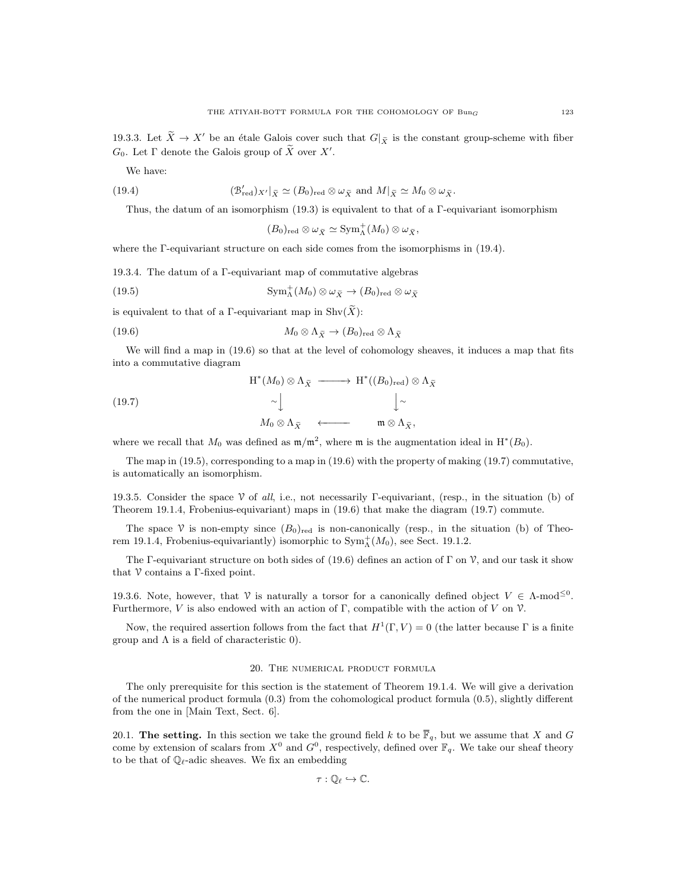19.3.3. Let $\widetilde{X} \to X'$ be an étale Galois cover such that $G|_{\widetilde{X}}$ is the constant group-scheme with fiber $G_0$. Let $\Gamma$ denote the Galois group of $\widetilde{X}$ over $X'$.

We have:

$$(\mathcal{B}'_{\mathrm{red}})_{X'}|_{\widetilde{X}} \simeq (B_0)_{\mathrm{red}} \otimes \omega_{\widetilde{X}} \text{ and } M|_{\widetilde{X}} \simeq M_0 \otimes \omega_{\widetilde{X}}. \tag{19.4}$$

Thus, the datum of an isomorphism (19.3) is equivalent to that of a $\Gamma$-equivariant isomorphism

$$(B_0)_{\mathrm{red}} \otimes \omega_{\widetilde{X}} \simeq \mathrm{Sym}^+_\Lambda(M_0) \otimes \omega_{\widetilde{X}},$$

where the $\Gamma$-equivariant structure on each side comes from the isomorphisms in (19.4).

19.3.4. The datum of a $\Gamma$-equivariant map of commutative algebras

$$\mathrm{Sym}^+_\Lambda(M_0) \otimes \omega_{\widetilde{X}} \to (B_0)_{\mathrm{red}} \otimes \omega_{\widetilde{X}} \tag{19.5}$$

is equivalent to that of a $\Gamma$-equivariant map in $\mathrm{Shv}(\widetilde{X})$:

$$M_0 \otimes \Lambda_{\widetilde{X}} \to (B_0)_{\mathrm{red}} \otimes \Lambda_{\widetilde{X}} \tag{19.6}$$

We will find a map in (19.6) so that at the level of cohomology sheaves, it induces a map that fits into a commutative diagram

$$\begin{array}{ccc} \mathrm{H}^*(M_0) \otimes \Lambda_{\widetilde{X}} & \longrightarrow & \mathrm{H}^*((B_0)_{\mathrm{red}}) \otimes \Lambda_{\widetilde{X}} \\ \sim\downarrow & & \downarrow\sim \\ M_0 \otimes \Lambda_{\widetilde{X}} & \longleftarrow & \mathfrak{m} \otimes \Lambda_{\widetilde{X}}, \end{array} \tag{19.7}$$

where we recall that $M_0$ was defined as $\mathfrak{m}/\mathfrak{m}^2$, where $\mathfrak{m}$ is the augmentation ideal in $\mathrm{H}^*(B_0)$.

The map in (19.5), corresponding to a map in (19.6) with the property of making (19.7) commutative, is automatically an isomorphism.

19.3.5. Consider the space $\mathcal{V}$ of *all*, i.e., not necessarily $\Gamma$-equivariant, (resp., in the situation (b) of Theorem 19.1.4, Frobenius-equivariant) maps in (19.6) that make the diagram (19.7) commute.

The space $\mathcal{V}$ is non-empty since $(B_0)_{\mathrm{red}}$ is non-canonically (resp., in the situation (b) of Theorem 19.1.4, Frobenius-equivariantly) isomorphic to $\mathrm{Sym}^+_\Lambda(M_0)$, see Sect. 19.1.2.

The $\Gamma$-equivariant structure on both sides of (19.6) defines an action of $\Gamma$ on $\mathcal{V}$, and our task it show that $\mathcal{V}$ contains a $\Gamma$-fixed point.

19.3.6. Note, however, that $\mathcal{V}$ is naturally a torsor for a canonically defined object $V \in \Lambda\text{-mod}^{\leq 0}$. Furthermore, $V$ is also endowed with an action of $\Gamma$, compatible with the action of $V$ on $\mathcal{V}$.

Now, the required assertion follows from the fact that $H^1(\Gamma, V) = 0$ (the latter because $\Gamma$ is a finite group and $\Lambda$ is a field of characteristic 0).

## 20. The numerical product formula

The only prerequisite for this section is the statement of Theorem 19.1.4. We will give a derivation of the numerical product formula (0.3) from the cohomological product formula (0.5), slightly different from the one in [Main Text, Sect. 6].

**20.1. The setting.** In this section we take the ground field $k$ to be $\overline{\mathbb{F}}_q$, but we assume that $X$ and $G$ come by extension of scalars from $X^0$ and $G^0$, respectively, defined over $\mathbb{F}_q$. We take our sheaf theory to be that of $\mathbb{Q}_\ell$-adic sheaves. We fix an embedding

$$\tau : \mathbb{Q}_\ell \hookrightarrow \mathbb{C}.$$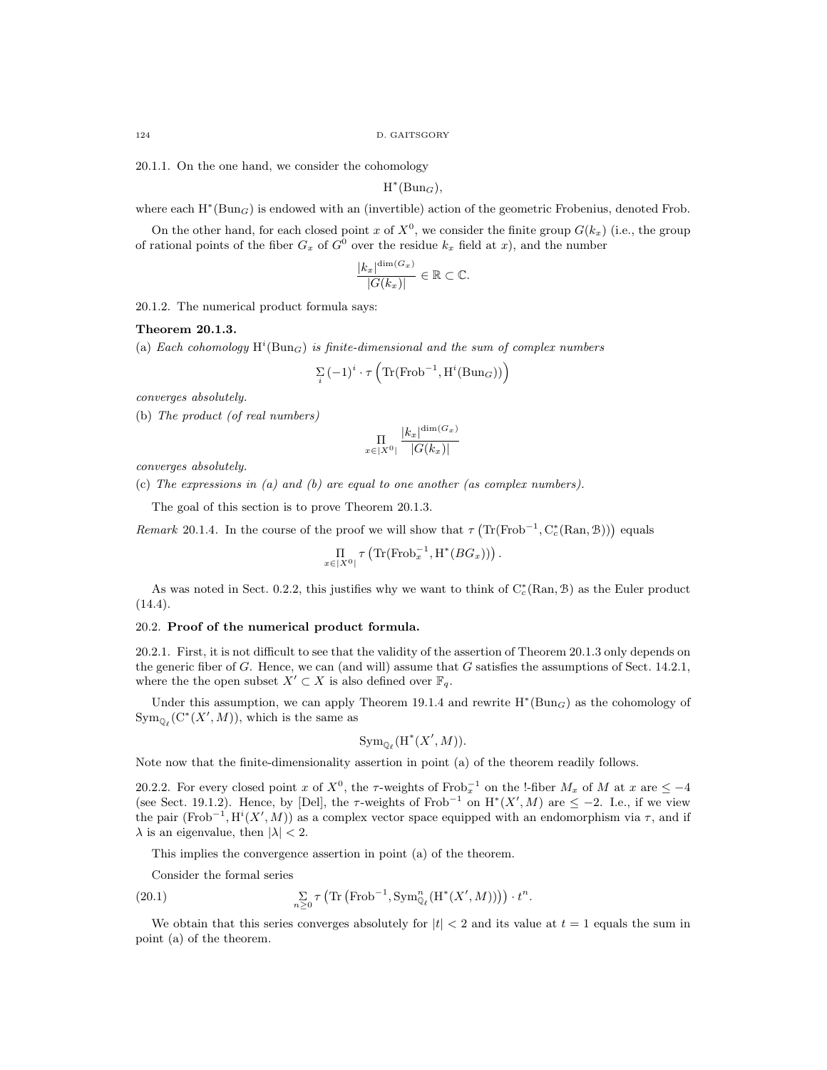20.1.1. On the one hand, we consider the cohomology

$$\mathrm{H}^*(\mathrm{Bun}_G),$$

where each $\mathrm{H}^*(\mathrm{Bun}_G)$ is endowed with an (invertible) action of the geometric Frobenius, denoted Frob.

On the other hand, for each closed point $x$ of $X^0$, we consider the finite group $G(k_x)$ (i.e., the group of rational points of the fiber $G_x$ of $G^0$ over the residue $k_x$ field at $x$), and the number

$$\frac{|k_x|^{\dim(G_x)}}{|G(k_x)|} \in \mathbb{R} \subset \mathbb{C}.$$

20.1.2. The numerical product formula says:

**Theorem 20.1.3.**

(a) *Each cohomology* $\mathrm{H}^i(\mathrm{Bun}_G)$ *is finite-dimensional and the sum of complex numbers*

$$\sum_i (-1)^i \cdot \tau\left(\mathrm{Tr}(\mathrm{Frob}^{-1}, \mathrm{H}^i(\mathrm{Bun}_G))\right)$$

*converges absolutely.*

(b) *The product (of real numbers)*

$$\prod_{x \in |X^0|} \frac{|k_x|^{\dim(G_x)}}{|G(k_x)|}$$

*converges absolutely.*

(c) *The expressions in (a) and (b) are equal to one another (as complex numbers).*

The goal of this section is to prove Theorem 20.1.3.

*Remark* 20.1.4. In the course of the proof we will show that $\tau\left(\mathrm{Tr}(\mathrm{Frob}^{-1}, \mathrm{C}^*_c(\mathrm{Ran}, \mathcal{B}))\right)$ equals

$$\prod_{x \in |X^0|} \tau\left(\mathrm{Tr}(\mathrm{Frob}_x^{-1}, \mathrm{H}^*(BG_x))\right).$$

As was noted in Sect. 0.2.2, this justifies why we want to think of $\mathrm{C}^*_c(\mathrm{Ran}, \mathcal{B})$ as the Euler product (14.4).

## 20.2. Proof of the numerical product formula.

20.2.1. First, it is not difficult to see that the validity of the assertion of Theorem 20.1.3 only depends on the generic fiber of $G$. Hence, we can (and will) assume that $G$ satisfies the assumptions of Sect. 14.2.1, where the the open subset $X' \subset X$ is also defined over $\mathbb{F}_q$.

Under this assumption, we can apply Theorem 19.1.4 and rewrite $\mathrm{H}^*(\mathrm{Bun}_G)$ as the cohomology of $\mathrm{Sym}_{\mathbb{Q}_\ell}(\mathrm{C}^*(X', M))$, which is the same as

$$\mathrm{Sym}_{\mathbb{Q}_\ell}(\mathrm{H}^*(X', M)).$$

Note now that the finite-dimensionality assertion in point (a) of the theorem readily follows.

20.2.2. For every closed point $x$ of $X^0$, the $\tau$-weights of $\mathrm{Frob}_x^{-1}$ on the !-fiber $M_x$ of $M$ at $x$ are $\leq -4$ (see Sect. 19.1.2). Hence, by [Del], the $\tau$-weights of $\mathrm{Frob}^{-1}$ on $\mathrm{H}^*(X', M)$ are $\leq -2$. I.e., if we view the pair $(\mathrm{Frob}^{-1}, \mathrm{H}^i(X', M))$ as a complex vector space equipped with an endomorphism via $\tau$, and if $\lambda$ is an eigenvalue, then $|\lambda| < 2$.

This implies the convergence assertion in point (a) of the theorem.

Consider the formal series

$$\sum_{n \geq 0} \tau\left(\mathrm{Tr}\left(\mathrm{Frob}^{-1}, \mathrm{Sym}^n_{\mathbb{Q}_\ell}(\mathrm{H}^*(X', M))\right)\right) \cdot t^n. \tag{20.1}$$

We obtain that this series converges absolutely for $|t| < 2$ and its value at $t = 1$ equals the sum in point (a) of the theorem.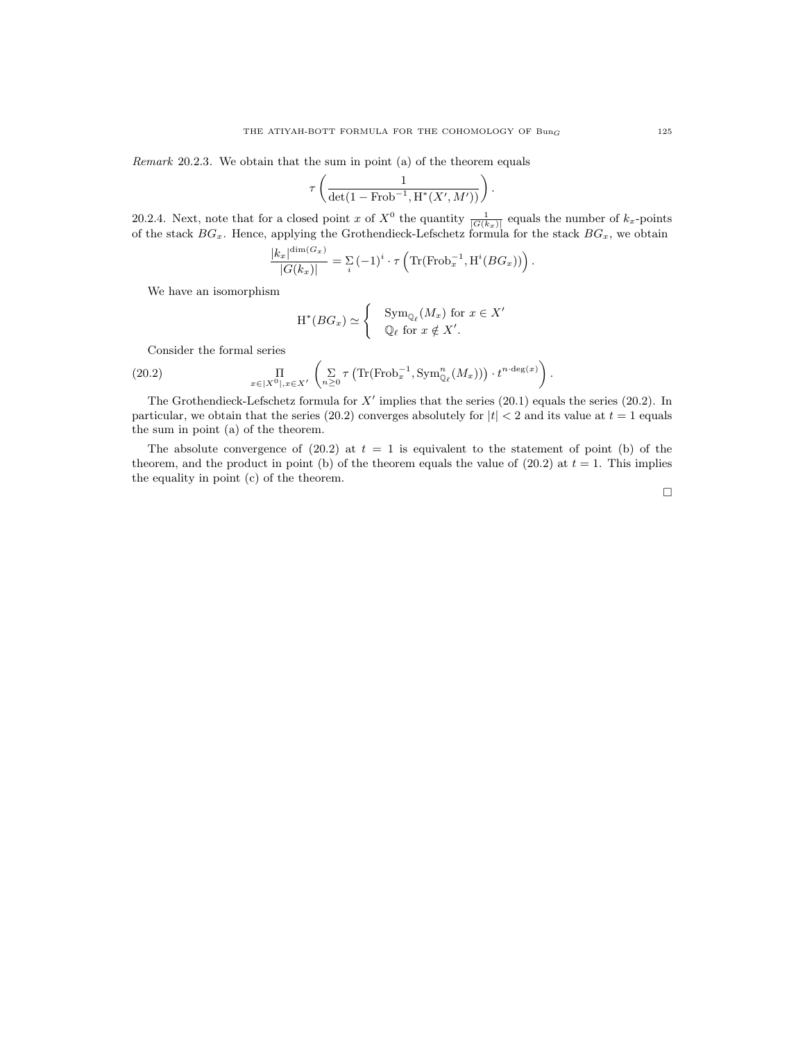*Remark* 20.2.3. We obtain that the sum in point (a) of the theorem equals

$$\tau\left(\frac{1}{\det(1-\mathrm{Frob}^{-1}, \mathrm{H}^*(X', M'))}\right).$$

20.2.4. Next, note that for a closed point $x$ of $X^0$ the quantity $\frac{1}{|G(k_x)|}$ equals the number of $k_x$-points of the stack $BG_x$. Hence, applying the Grothendieck-Lefschetz formula for the stack $BG_x$, we obtain

$$\frac{|k_x|^{\dim(G_x)}}{|G(k_x)|} = \sum_i (-1)^i \cdot \tau\left(\mathrm{Tr}(\mathrm{Frob}_x^{-1}, \mathrm{H}^i(BG_x))\right).$$

We have an isomorphism

$$\mathrm{H}^*(BG_x) \simeq \begin{cases} \mathrm{Sym}_{\mathbb{Q}_\ell}(M_x) \text{ for } x \in X' \\ \mathbb{Q}_\ell \text{ for } x \notin X'. \end{cases}$$

Consider the formal series

$$\prod_{x\in|X^0|, x\in X'} \left(\sum_{n\geq 0} \tau\left(\mathrm{Tr}(\mathrm{Frob}_x^{-1}, \mathrm{Sym}^n_{\mathbb{Q}_\ell}(M_x))\right) \cdot t^{n\cdot\deg(x)}\right). \tag{20.2}$$

The Grothendieck-Lefschetz formula for $X'$ implies that the series (20.1) equals the series (20.2). In particular, we obtain that the series (20.2) converges absolutely for $|t| < 2$ and its value at $t = 1$ equals the sum in point (a) of the theorem.

The absolute convergence of (20.2) at $t = 1$ is equivalent to the statement of point (b) of the theorem, and the product in point (b) of the theorem equals the value of (20.2) at $t = 1$. This implies the equality in point (c) of the theorem.

□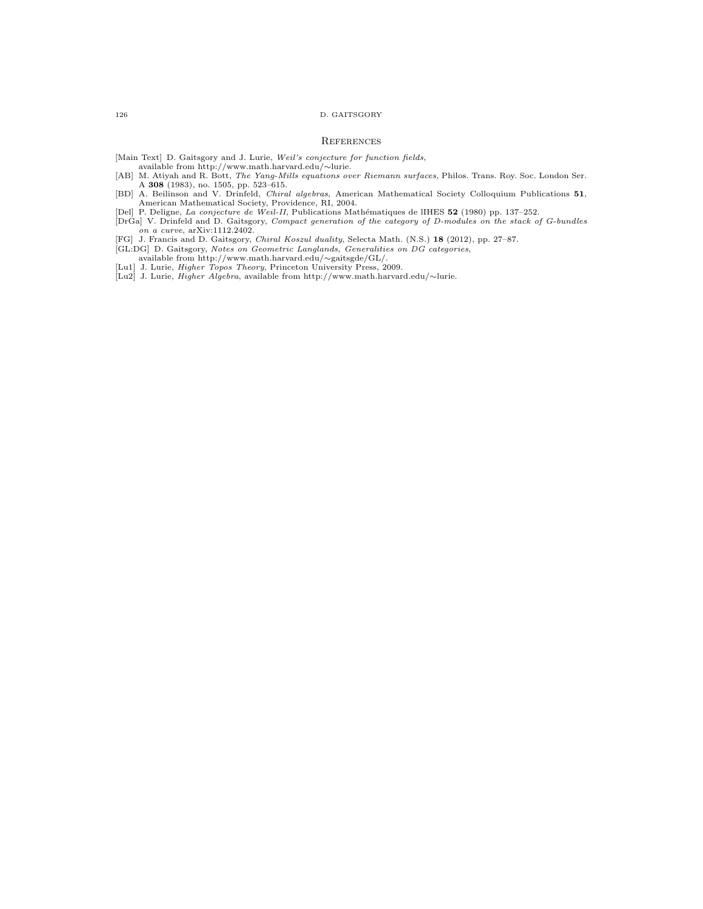## References

[Main Text] D. Gaitsgory and J. Lurie, *Weil's conjecture for function fields*, available from http://www.math.harvard.edu/∼lurie.

[AB] M. Atiyah and R. Bott, *The Yang-Mills equations over Riemann surfaces*, Philos. Trans. Roy. Soc. London Ser. A **308** (1983), no. 1505, pp. 523–615.

[BD] A. Beilinson and V. Drinfeld, *Chiral algebras*, American Mathematical Society Colloquium Publications **51**, American Mathematical Society, Providence, RI, 2004.

[Del] P. Deligne, *La conjecture de Weil-II*, Publications Mathématiques de lIHES **52** (1980) pp. 137–252.

[DrGa] V. Drinfeld and D. Gaitsgory, *Compact generation of the category of D-modules on the stack of G-bundles on a curve*, arXiv:1112.2402.

[FG] J. Francis and D. Gaitsgory, *Chiral Koszul duality*, Selecta Math. (N.S.) **18** (2012), pp. 27–87.

[GL:DG] D. Gaitsgory, *Notes on Geometric Langlands, Generalities on DG categories*, available from http://www.math.harvard.edu/∼gaitsgde/GL/.

[Lu1] J. Lurie, *Higher Topos Theory*, Princeton University Press, 2009.

[Lu2] J. Lurie, *Higher Algebra*, available from http://www.math.harvard.edu/∼lurie.